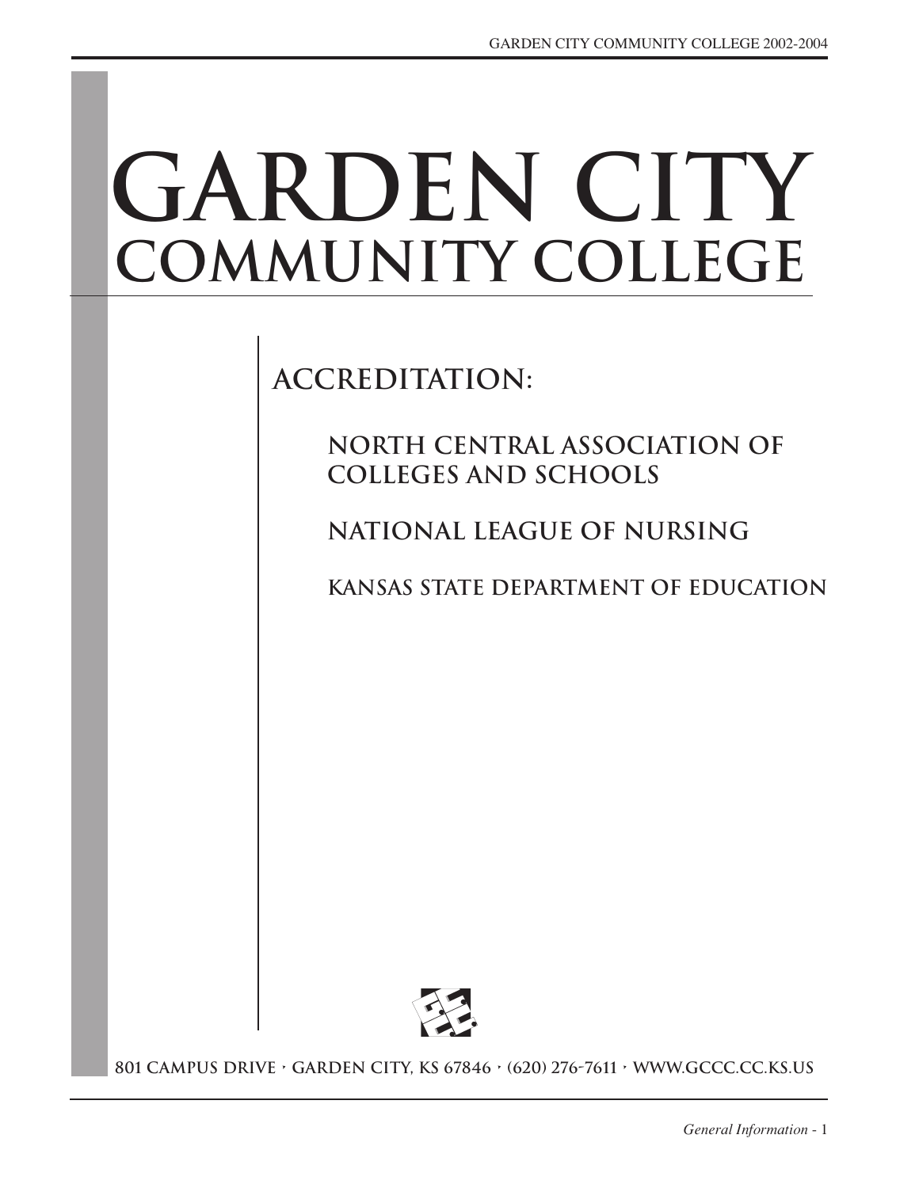# GARDEN CITY COMMUNITY COLLEGE

## ACCREDITATION:

### NORTH CENTRAL ASSOCIATION OF COLLEGES AND SCHOOLS

### NATIONAL LEAGUE OF NURSING

### KANSAS STATE DEPARTMENT OF EDUCATION

801 CAMPUS DRIVE • GARDEN CITY, KS 67846 • (620) 276-7611 • WWW.GCCC.CC.KS.US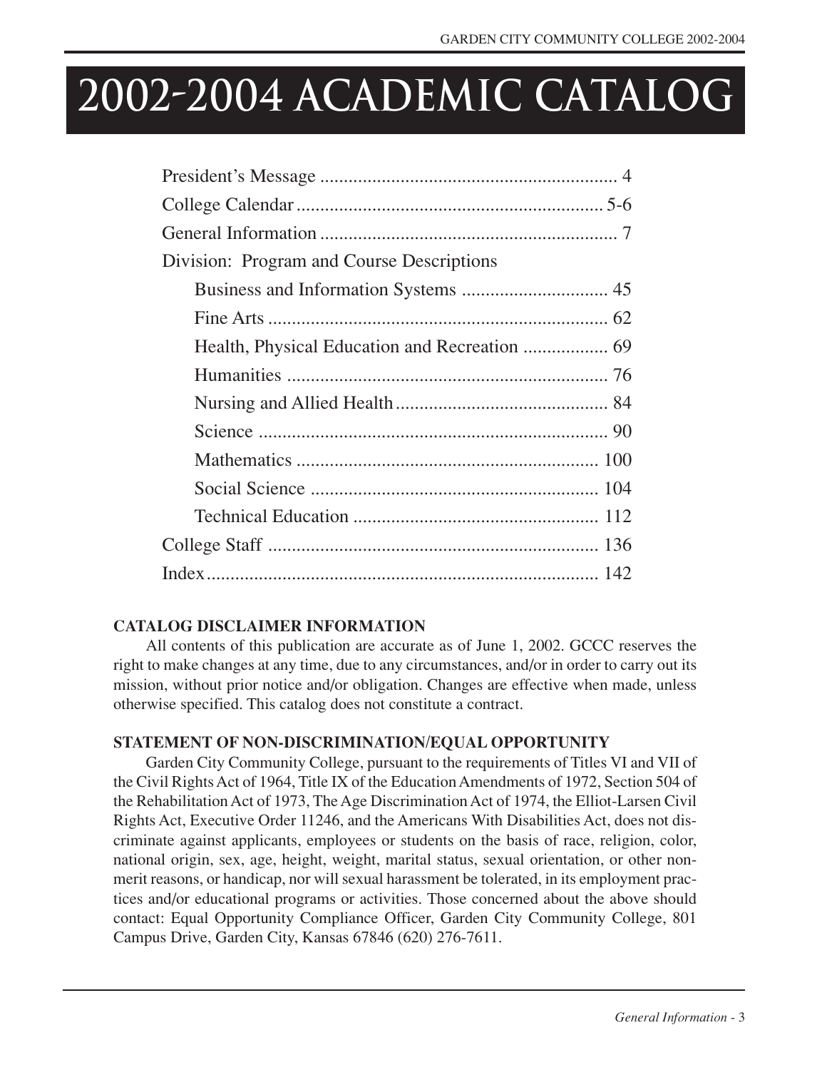# 2002-2004 ACADEMIC CATALOG

President's Message .............................................................. 4
College Calendar ................................................................. 5-6
General Information .............................................................. 7
Division: Program and Course Descriptions
- Business and Information Systems ............................... 45
- Fine Arts ....................................................................... 62
- Health, Physical Education and Recreation .................. 69
- Humanities .................................................................... 76
- Nursing and Allied Health ............................................. 84
- Science ......................................................................... 90
- Mathematics ................................................................ 100
- Social Science ............................................................. 104
- Technical Education .................................................... 112

College Staff ...................................................................... 136
Index .................................................................................. 142

**CATALOG DISCLAIMER INFORMATION**

All contents of this publication are accurate as of June 1, 2002. GCCC reserves the right to make changes at any time, due to any circumstances, and/or in order to carry out its mission, without prior notice and/or obligation. Changes are effective when made, unless otherwise specified. This catalog does not constitute a contract.

**STATEMENT OF NON-DISCRIMINATION/EQUAL OPPORTUNITY**

Garden City Community College, pursuant to the requirements of Titles VI and VII of the Civil Rights Act of 1964, Title IX of the Education Amendments of 1972, Section 504 of the Rehabilitation Act of 1973, The Age Discrimination Act of 1974, the Elliot-Larsen Civil Rights Act, Executive Order 11246, and the Americans With Disabilities Act, does not discriminate against applicants, employees or students on the basis of race, religion, color, national origin, sex, age, height, weight, marital status, sexual orientation, or other non-merit reasons, or handicap, nor will sexual harassment be tolerated, in its employment practices and/or educational programs or activities. Those concerned about the above should contact: Equal Opportunity Compliance Officer, Garden City Community College, 801 Campus Drive, Garden City, Kansas 67846 (620) 276-7611.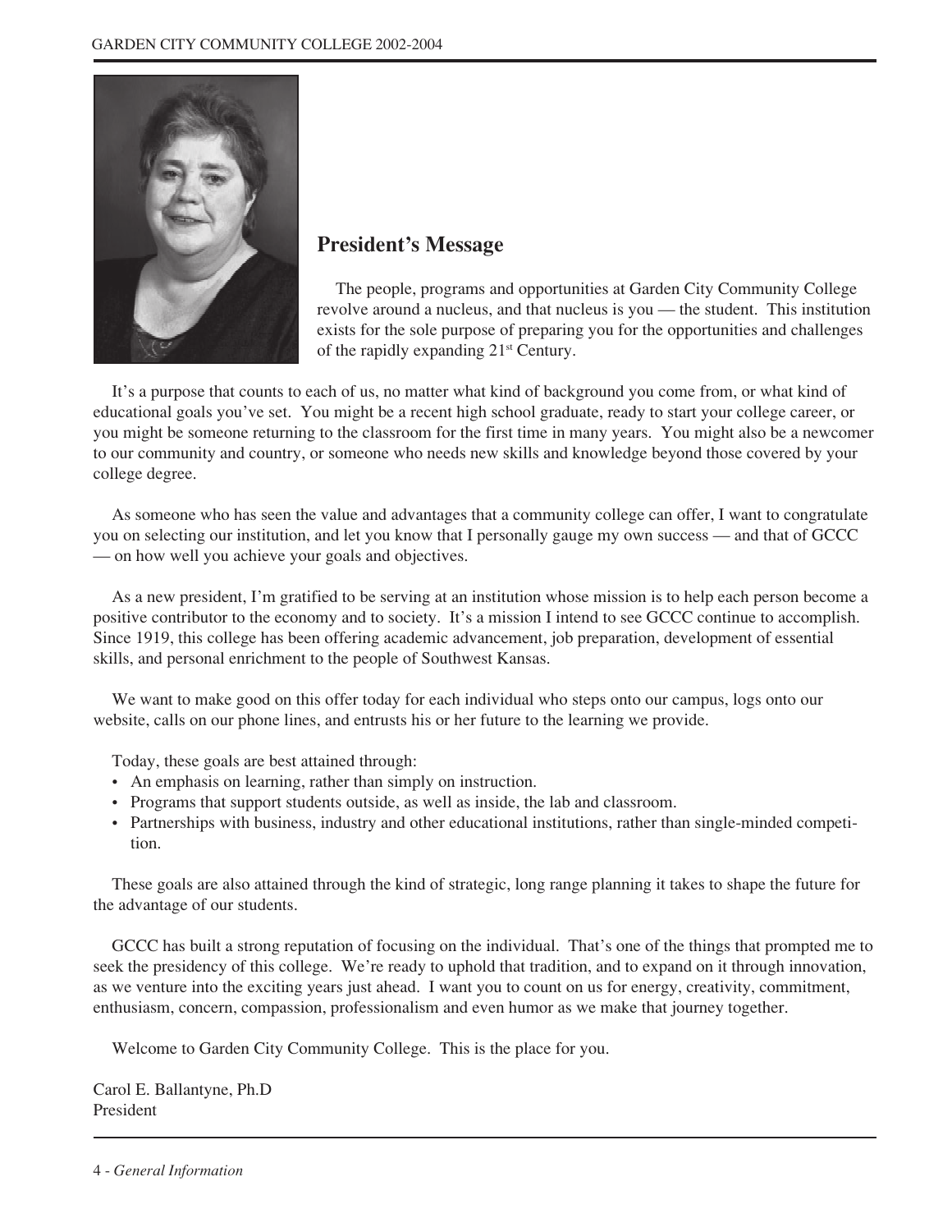## President's Message

The people, programs and opportunities at Garden City Community College revolve around a nucleus, and that nucleus is you — the student. This institution exists for the sole purpose of preparing you for the opportunities and challenges of the rapidly expanding 21st Century.

It's a purpose that counts to each of us, no matter what kind of background you come from, or what kind of educational goals you've set. You might be a recent high school graduate, ready to start your college career, or you might be someone returning to the classroom for the first time in many years. You might also be a newcomer to our community and country, or someone who needs new skills and knowledge beyond those covered by your college degree.

As someone who has seen the value and advantages that a community college can offer, I want to congratulate you on selecting our institution, and let you know that I personally gauge my own success — and that of GCCC — on how well you achieve your goals and objectives.

As a new president, I'm gratified to be serving at an institution whose mission is to help each person become a positive contributor to the economy and to society. It's a mission I intend to see GCCC continue to accomplish. Since 1919, this college has been offering academic advancement, job preparation, development of essential skills, and personal enrichment to the people of Southwest Kansas.

We want to make good on this offer today for each individual who steps onto our campus, logs onto our website, calls on our phone lines, and entrusts his or her future to the learning we provide.

Today, these goals are best attained through:

- An emphasis on learning, rather than simply on instruction.
- Programs that support students outside, as well as inside, the lab and classroom.
- Partnerships with business, industry and other educational institutions, rather than single-minded competition.

These goals are also attained through the kind of strategic, long range planning it takes to shape the future for the advantage of our students.

GCCC has built a strong reputation of focusing on the individual. That's one of the things that prompted me to seek the presidency of this college. We're ready to uphold that tradition, and to expand on it through innovation, as we venture into the exciting years just ahead. I want you to count on us for energy, creativity, commitment, enthusiasm, concern, compassion, professionalism and even humor as we make that journey together.

Welcome to Garden City Community College. This is the place for you.

Carol E. Ballantyne, Ph.D
President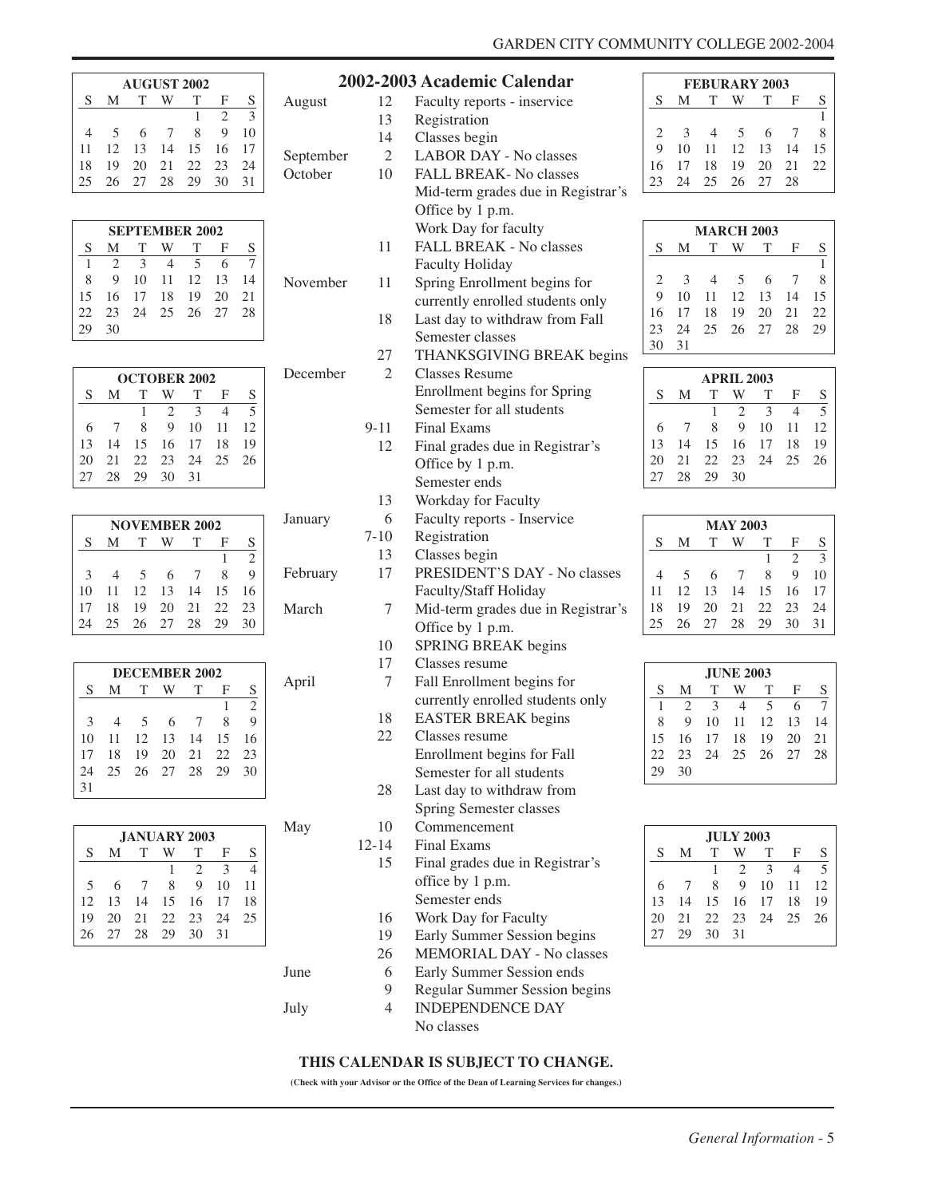# 2002-2003 Academic Calendar

| Month | Date | Event |
|---|---|---|
| August | 12 | Faculty reports - inservice |
| | 13 | Registration |
| | 14 | Classes begin |
| September | 2 | LABOR DAY - No classes |
| October | 10 | FALL BREAK- No classes<br>Mid-term grades due in Registrar's Office by 1 p.m.<br>Work Day for faculty |
| | 11 | FALL BREAK - No classes<br>Faculty Holiday |
| November | 11 | Spring Enrollment begins for currently enrolled students only |
| | 18 | Last day to withdraw from Fall Semester classes |
| | 27 | THANKSGIVING BREAK begins |
| December | 2 | Classes Resume<br>Enrollment begins for Spring Semester for all students |
| | 9-11 | Final Exams |
| | 12 | Final grades due in Registrar's Office by 1 p.m.<br>Semester ends |
| | 13 | Workday for Faculty |
| January | 6 | Faculty reports - Inservice |
| | 7-10 | Registration |
| | 13 | Classes begin |
| February | 17 | PRESIDENT'S DAY - No classes<br>Faculty/Staff Holiday |
| March | 7 | Mid-term grades due in Registrar's Office by 1 p.m. |
| | 10 | SPRING BREAK begins |
| | 17 | Classes resume |
| April | 7 | Fall Enrollment begins for currently enrolled students only |
| | 18 | EASTER BREAK begins |
| | 22 | Classes resume<br>Enrollment begins for Fall Semester for all students |
| | 28 | Last day to withdraw from Spring Semester classes |
| May | 10 | Commencement |
| | 12-14 | Final Exams |
| | 15 | Final grades due in Registrar's office by 1 p.m.<br>Semester ends |
| | 16 | Work Day for Faculty |
| | 19 | Early Summer Session begins |
| | 26 | MEMORIAL DAY - No classes |
| June | 6 | Early Summer Session ends |
| | 9 | Regular Summer Session begins |
| July | 4 | INDEPENDENCE DAY<br>No classes |

**THIS CALENDAR IS SUBJECT TO CHANGE.**

**(Check with your Advisor or the Office of the Dean of Learning Services for changes.)**

**AUGUST 2002**

| S | M | T | W | T | F | S |
|---|---|---|---|---|---|---|
| | | | | 1 | 2 | 3 |
| 4 | 5 | 6 | 7 | 8 | 9 | 10 |
| 11 | 12 | 13 | 14 | 15 | 16 | 17 |
| 18 | 19 | 20 | 21 | 22 | 23 | 24 |
| 25 | 26 | 27 | 28 | 29 | 30 | 31 |

**SEPTEMBER 2002**

| S | M | T | W | T | F | S |
|---|---|---|---|---|---|---|
| 1 | 2 | 3 | 4 | 5 | 6 | 7 |
| 8 | 9 | 10 | 11 | 12 | 13 | 14 |
| 15 | 16 | 17 | 18 | 19 | 20 | 21 |
| 22 | 23 | 24 | 25 | 26 | 27 | 28 |
| 29 | 30 | | | | | |

**OCTOBER 2002**

| S | M | T | W | T | F | S |
|---|---|---|---|---|---|---|
| | | 1 | 2 | 3 | 4 | 5 |
| 6 | 7 | 8 | 9 | 10 | 11 | 12 |
| 13 | 14 | 15 | 16 | 17 | 18 | 19 |
| 20 | 21 | 22 | 23 | 24 | 25 | 26 |
| 27 | 28 | 29 | 30 | 31 | | |

**NOVEMBER 2002**

| S | M | T | W | T | F | S |
|---|---|---|---|---|---|---|
| | | | | | 1 | 2 |
| 3 | 4 | 5 | 6 | 7 | 8 | 9 |
| 10 | 11 | 12 | 13 | 14 | 15 | 16 |
| 17 | 18 | 19 | 20 | 21 | 22 | 23 |
| 24 | 25 | 26 | 27 | 28 | 29 | 30 |

**DECEMBER 2002**

| S | M | T | W | T | F | S |
|---|---|---|---|---|---|---|
| | | | | | 1 | 2 |
| 3 | 4 | 5 | 6 | 7 | 8 | 9 |
| 10 | 11 | 12 | 13 | 14 | 15 | 16 |
| 17 | 18 | 19 | 20 | 21 | 22 | 23 |
| 24 | 25 | 26 | 27 | 28 | 29 | 30 |
| 31 | | | | | | |

**JANUARY 2003**

| S | M | T | W | T | F | S |
|---|---|---|---|---|---|---|
| | | | 1 | 2 | 3 | 4 |
| 5 | 6 | 7 | 8 | 9 | 10 | 11 |
| 12 | 13 | 14 | 15 | 16 | 17 | 18 |
| 19 | 20 | 21 | 22 | 23 | 24 | 25 |
| 26 | 27 | 28 | 29 | 30 | 31 | |

**FEBURARY 2003**

| S | M | T | W | T | F | S |
|---|---|---|---|---|---|---|
| | | | | | | 1 |
| 2 | 3 | 4 | 5 | 6 | 7 | 8 |
| 9 | 10 | 11 | 12 | 13 | 14 | 15 |
| 16 | 17 | 18 | 19 | 20 | 21 | 22 |
| 23 | 24 | 25 | 26 | 27 | 28 | |

**MARCH 2003**

| S | M | T | W | T | F | S |
|---|---|---|---|---|---|---|
| | | | | | | 1 |
| 2 | 3 | 4 | 5 | 6 | 7 | 8 |
| 9 | 10 | 11 | 12 | 13 | 14 | 15 |
| 16 | 17 | 18 | 19 | 20 | 21 | 22 |
| 23 | 24 | 25 | 26 | 27 | 28 | 29 |
| 30 | 31 | | | | | |

**APRIL 2003**

| S | M | T | W | T | F | S |
|---|---|---|---|---|---|---|
| | | 1 | 2 | 3 | 4 | 5 |
| 6 | 7 | 8 | 9 | 10 | 11 | 12 |
| 13 | 14 | 15 | 16 | 17 | 18 | 19 |
| 20 | 21 | 22 | 23 | 24 | 25 | 26 |
| 27 | 28 | 29 | 30 | | | |

**MAY 2003**

| S | M | T | W | T | F | S |
|---|---|---|---|---|---|---|
| | | | | 1 | 2 | 3 |
| 4 | 5 | 6 | 7 | 8 | 9 | 10 |
| 11 | 12 | 13 | 14 | 15 | 16 | 17 |
| 18 | 19 | 20 | 21 | 22 | 23 | 24 |
| 25 | 26 | 27 | 28 | 29 | 30 | 31 |

**JUNE 2003**

| S | M | T | W | T | F | S |
|---|---|---|---|---|---|---|
| 1 | 2 | 3 | 4 | 5 | 6 | 7 |
| 8 | 9 | 10 | 11 | 12 | 13 | 14 |
| 15 | 16 | 17 | 18 | 19 | 20 | 21 |
| 22 | 23 | 24 | 25 | 26 | 27 | 28 |
| 29 | 30 | | | | | |

**JULY 2003**

| S | M | T | W | T | F | S |
|---|---|---|---|---|---|---|
| | | 1 | 2 | 3 | 4 | 5 |
| 6 | 7 | 8 | 9 | 10 | 11 | 12 |
| 13 | 14 | 15 | 16 | 17 | 18 | 19 |
| 20 | 21 | 22 | 23 | 24 | 25 | 26 |
| 27 | 29 | 30 | 31 | | | |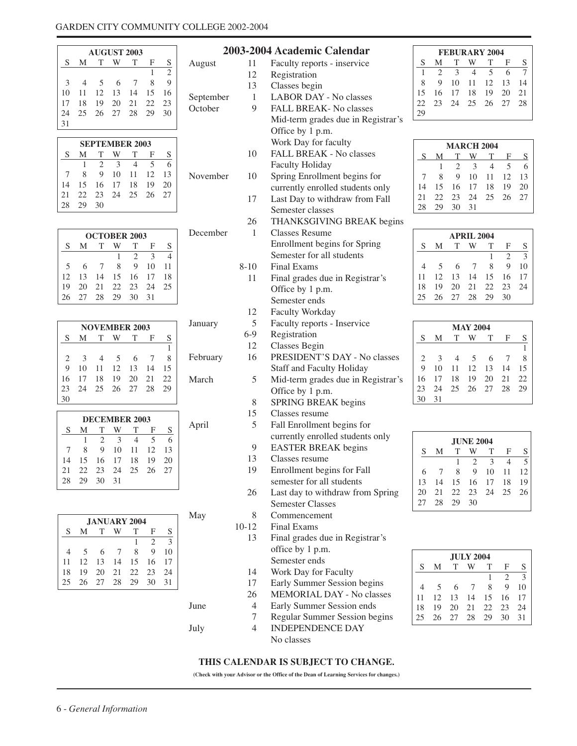## 2003-2004 Academic Calendar

| Month | Date | Event |
|---|---|---|
| August | 11 | Faculty reports - inservice |
| | 12 | Registration |
| | 13 | Classes begin |
| September | 1 | LABOR DAY - No classes |
| October | 9 | FALL BREAK- No classes<br>Mid-term grades due in Registrar's Office by 1 p.m.<br>Work Day for faculty |
| | 10 | FALL BREAK - No classes<br>Faculty Holiday |
| November | 10 | Spring Enrollment begins for currently enrolled students only |
| | 17 | Last Day to withdraw from Fall Semester classes |
| | 26 | THANKSGIVING BREAK begins |
| December | 1 | Classes Resume<br>Enrollment begins for Spring Semester for all students |
| | 8-10 | Final Exams |
| | 11 | Final grades due in Registrar's Office by 1 p.m.<br>Semester ends |
| | 12 | Faculty Workday |
| January | 5 | Faculty reports - Inservice |
| | 6-9 | Registration |
| | 12 | Classes Begin |
| February | 16 | PRESIDENT'S DAY - No classes<br>Staff and Faculty Holiday |
| March | 5 | Mid-term grades due in Registrar's Office by 1 p.m. |
| | 8 | SPRING BREAK begins |
| | 15 | Classes resume |
| April | 5 | Fall Enrollment begins for currently enrolled students only |
| | 9 | EASTER BREAK begins |
| | 13 | Classes resume |
| | 19 | Enrollment begins for Fall semester for all students |
| | 26 | Last day to withdraw from Spring Semester Classes |
| May | 8 | Commencement |
| | 10-12 | Final Exams |
| | 13 | Final grades due in Registrar's office by 1 p.m.<br>Semester ends |
| | 14 | Work Day for Faculty |
| | 17 | Early Summer Session begins |
| | 26 | MEMORIAL DAY - No classes |
| June | 4 | Early Summer Session ends |
| | 7 | Regular Summer Session begins |
| July | 4 | INDEPENDENCE DAY<br>No classes |

**AUGUST 2003**

| S | M | T | W | T | F | S |
|---|---|---|---|---|---|---|
| | | | | | 1 | 2 |
| 3 | 4 | 5 | 6 | 7 | 8 | 9 |
| 10 | 11 | 12 | 13 | 14 | 15 | 16 |
| 17 | 18 | 19 | 20 | 21 | 22 | 23 |
| 24 | 25 | 26 | 27 | 28 | 29 | 30 |
| 31 | | | | | | |

**SEPTEMBER 2003**

| S | M | T | W | T | F | S |
|---|---|---|---|---|---|---|
| | 1 | 2 | 3 | 4 | 5 | 6 |
| 7 | 8 | 9 | 10 | 11 | 12 | 13 |
| 14 | 15 | 16 | 17 | 18 | 19 | 20 |
| 21 | 22 | 23 | 24 | 25 | 26 | 27 |
| 28 | 29 | 30 | | | | |

**OCTOBER 2003**

| S | M | T | W | T | F | S |
|---|---|---|---|---|---|---|
| | | | 1 | 2 | 3 | 4 |
| 5 | 6 | 7 | 8 | 9 | 10 | 11 |
| 12 | 13 | 14 | 15 | 16 | 17 | 18 |
| 19 | 20 | 21 | 22 | 23 | 24 | 25 |
| 26 | 27 | 28 | 29 | 30 | 31 | |

**NOVEMBER 2003**

| S | M | T | W | T | F | S |
|---|---|---|---|---|---|---|
| | | | | | | 1 |
| 2 | 3 | 4 | 5 | 6 | 7 | 8 |
| 9 | 10 | 11 | 12 | 13 | 14 | 15 |
| 16 | 17 | 18 | 19 | 20 | 21 | 22 |
| 23 | 24 | 25 | 26 | 27 | 28 | 29 |
| 30 | | | | | | |

**DECEMBER 2003**

| S | M | T | W | T | F | S |
|---|---|---|---|---|---|---|
| | 1 | 2 | 3 | 4 | 5 | 6 |
| 7 | 8 | 9 | 10 | 11 | 12 | 13 |
| 14 | 15 | 16 | 17 | 18 | 19 | 20 |
| 21 | 22 | 23 | 24 | 25 | 26 | 27 |
| 28 | 29 | 30 | 31 | | | |

**JANUARY 2004**

| S | M | T | W | T | F | S |
|---|---|---|---|---|---|---|
| | | | | 1 | 2 | 3 |
| 4 | 5 | 6 | 7 | 8 | 9 | 10 |
| 11 | 12 | 13 | 14 | 15 | 16 | 17 |
| 18 | 19 | 20 | 21 | 22 | 23 | 24 |
| 25 | 26 | 27 | 28 | 29 | 30 | 31 |

**FEBURARY 2004**

| S | M | T | W | T | F | S |
|---|---|---|---|---|---|---|
| 1 | 2 | 3 | 4 | 5 | 6 | 7 |
| 8 | 9 | 10 | 11 | 12 | 13 | 14 |
| 15 | 16 | 17 | 18 | 19 | 20 | 21 |
| 22 | 23 | 24 | 25 | 26 | 27 | 28 |
| 29 | | | | | | |

**MARCH 2004**

| S | M | T | W | T | F | S |
|---|---|---|---|---|---|---|
| | 1 | 2 | 3 | 4 | 5 | 6 |
| 7 | 8 | 9 | 10 | 11 | 12 | 13 |
| 14 | 15 | 16 | 17 | 18 | 19 | 20 |
| 21 | 22 | 23 | 24 | 25 | 26 | 27 |
| 28 | 29 | 30 | 31 | | | |

**APRIL 2004**

| S | M | T | W | T | F | S |
|---|---|---|---|---|---|---|
| | | | | 1 | 2 | 3 |
| 4 | 5 | 6 | 7 | 8 | 9 | 10 |
| 11 | 12 | 13 | 14 | 15 | 16 | 17 |
| 18 | 19 | 20 | 21 | 22 | 23 | 24 |
| 25 | 26 | 27 | 28 | 29 | 30 | |

**MAY 2004**

| S | M | T | W | T | F | S |
|---|---|---|---|---|---|---|
| | | | | | | 1 |
| 2 | 3 | 4 | 5 | 6 | 7 | 8 |
| 9 | 10 | 11 | 12 | 13 | 14 | 15 |
| 16 | 17 | 18 | 19 | 20 | 21 | 22 |
| 23 | 24 | 25 | 26 | 27 | 28 | 29 |
| 30 | 31 | | | | | |

**JUNE 2004**

| S | M | T | W | T | F | S |
|---|---|---|---|---|---|---|
| | | 1 | 2 | 3 | 4 | 5 |
| 6 | 7 | 8 | 9 | 10 | 11 | 12 |
| 13 | 14 | 15 | 16 | 17 | 18 | 19 |
| 20 | 21 | 22 | 23 | 24 | 25 | 26 |
| 27 | 28 | 29 | 30 | | | |

**JULY 2004**

| S | M | T | W | T | F | S |
|---|---|---|---|---|---|---|
| | | | | 1 | 2 | 3 |
| 4 | 5 | 6 | 7 | 8 | 9 | 10 |
| 11 | 12 | 13 | 14 | 15 | 16 | 17 |
| 18 | 19 | 20 | 21 | 22 | 23 | 24 |
| 25 | 26 | 27 | 28 | 29 | 30 | 31 |

**THIS CALENDAR IS SUBJECT TO CHANGE.**

**(Check with your Advisor or the Office of the Dean of Learning Services for changes.)**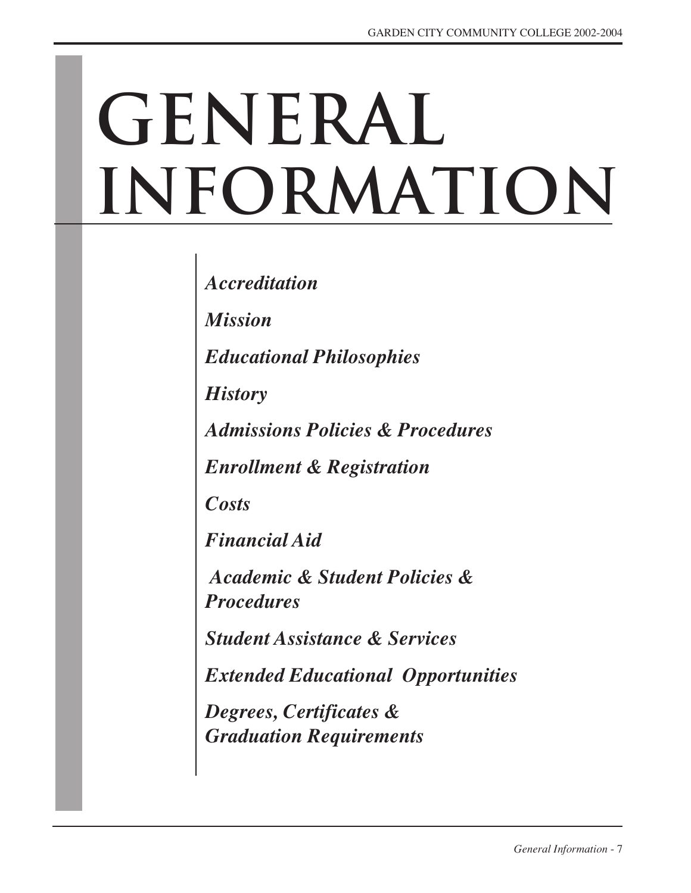# GENERAL INFORMATION

*Accreditation*

*Mission*

*Educational Philosophies*

*History*

*Admissions Policies & Procedures*

*Enrollment & Registration*

*Costs*

*Financial Aid*

*Academic & Student Policies & Procedures*

*Student Assistance & Services*

*Extended Educational Opportunities*

*Degrees, Certificates & Graduation Requirements*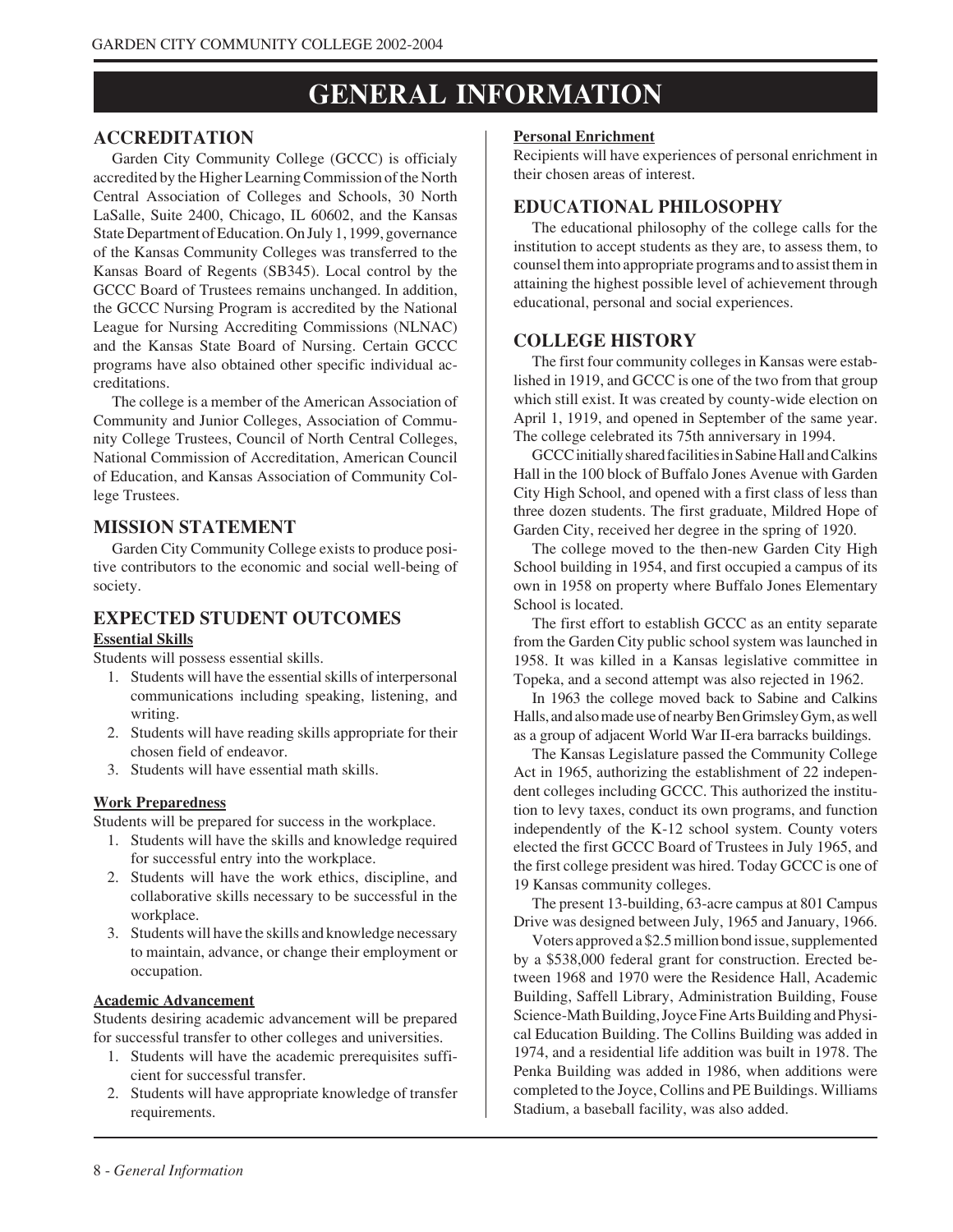# GENERAL INFORMATION

## ACCREDITATION

Garden City Community College (GCCC) is officialy accredited by the Higher Learning Commission of the North Central Association of Colleges and Schools, 30 North LaSalle, Suite 2400, Chicago, IL 60602, and the Kansas State Department of Education. On July 1, 1999, governance of the Kansas Community Colleges was transferred to the Kansas Board of Regents (SB345). Local control by the GCCC Board of Trustees remains unchanged. In addition, the GCCC Nursing Program is accredited by the National League for Nursing Accrediting Commissions (NLNAC) and the Kansas State Board of Nursing. Certain GCCC programs have also obtained other specific individual accreditations.

The college is a member of the American Association of Community and Junior Colleges, Association of Community College Trustees, Council of North Central Colleges, National Commission of Accreditation, American Council of Education, and Kansas Association of Community College Trustees.

## MISSION STATEMENT

Garden City Community College exists to produce positive contributors to the economic and social well-being of society.

## EXPECTED STUDENT OUTCOMES

**Essential Skills**

Students will possess essential skills.

1. Students will have the essential skills of interpersonal communications including speaking, listening, and writing.
2. Students will have reading skills appropriate for their chosen field of endeavor.
3. Students will have essential math skills.

**Work Preparedness**

Students will be prepared for success in the workplace.

1. Students will have the skills and knowledge required for successful entry into the workplace.
2. Students will have the work ethics, discipline, and collaborative skills necessary to be successful in the workplace.
3. Students will have the skills and knowledge necessary to maintain, advance, or change their employment or occupation.

**Academic Advancement**

Students desiring academic advancement will be prepared for successful transfer to other colleges and universities.

1. Students will have the academic prerequisites sufficient for successful transfer.
2. Students will have appropriate knowledge of transfer requirements.

**Personal Enrichment**

Recipients will have experiences of personal enrichment in their chosen areas of interest.

## EDUCATIONAL PHILOSOPHY

The educational philosophy of the college calls for the institution to accept students as they are, to assess them, to counsel them into appropriate programs and to assist them in attaining the highest possible level of achievement through educational, personal and social experiences.

## COLLEGE HISTORY

The first four community colleges in Kansas were established in 1919, and GCCC is one of the two from that group which still exist. It was created by county-wide election on April 1, 1919, and opened in September of the same year. The college celebrated its 75th anniversary in 1994.

GCCC initially shared facilities in Sabine Hall and Calkins Hall in the 100 block of Buffalo Jones Avenue with Garden City High School, and opened with a first class of less than three dozen students. The first graduate, Mildred Hope of Garden City, received her degree in the spring of 1920.

The college moved to the then-new Garden City High School building in 1954, and first occupied a campus of its own in 1958 on property where Buffalo Jones Elementary School is located.

The first effort to establish GCCC as an entity separate from the Garden City public school system was launched in 1958. It was killed in a Kansas legislative committee in Topeka, and a second attempt was also rejected in 1962.

In 1963 the college moved back to Sabine and Calkins Halls, and also made use of nearby Ben Grimsley Gym, as well as a group of adjacent World War II-era barracks buildings.

The Kansas Legislature passed the Community College Act in 1965, authorizing the establishment of 22 independent colleges including GCCC. This authorized the institution to levy taxes, conduct its own programs, and function independently of the K-12 school system. County voters elected the first GCCC Board of Trustees in July 1965, and the first college president was hired. Today GCCC is one of 19 Kansas community colleges.

The present 13-building, 63-acre campus at 801 Campus Drive was designed between July, 1965 and January, 1966.

Voters approved a $2.5 million bond issue, supplemented by a $538,000 federal grant for construction. Erected between 1968 and 1970 were the Residence Hall, Academic Building, Saffell Library, Administration Building, Fouse Science-Math Building, Joyce Fine Arts Building and Physical Education Building. The Collins Building was added in 1974, and a residential life addition was built in 1978. The Penka Building was added in 1986, when additions were completed to the Joyce, Collins and PE Buildings. Williams Stadium, a baseball facility, was also added.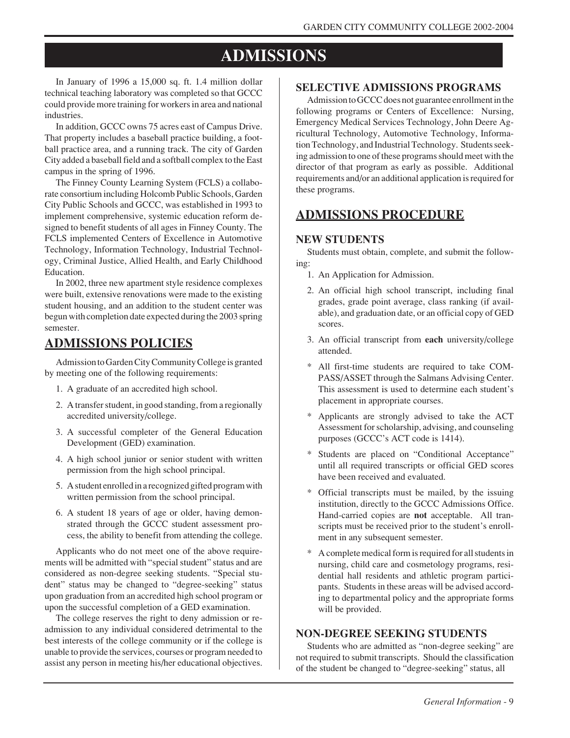# ADMISSIONS

In January of 1996 a 15,000 sq. ft. 1.4 million dollar technical teaching laboratory was completed so that GCCC could provide more training for workers in area and national industries.

In addition, GCCC owns 75 acres east of Campus Drive. That property includes a baseball practice building, a football practice area, and a running track. The city of Garden City added a baseball field and a softball complex to the East campus in the spring of 1996.

The Finney County Learning System (FCLS) a collaborate consortium including Holcomb Public Schools, Garden City Public Schools and GCCC, was established in 1993 to implement comprehensive, systemic education reform designed to benefit students of all ages in Finney County. The FCLS implemented Centers of Excellence in Automotive Technology, Information Technology, Industrial Technology, Criminal Justice, Allied Health, and Early Childhood Education.

In 2002, three new apartment style residence complexes were built, extensive renovations were made to the existing student housing, and an addition to the student center was begun with completion date expected during the 2003 spring semester.

## ADMISSIONS POLICIES

Admission to Garden City Community College is granted by meeting one of the following requirements:

1. A graduate of an accredited high school.
2. A transfer student, in good standing, from a regionally accredited university/college.
3. A successful completer of the General Education Development (GED) examination.
4. A high school junior or senior student with written permission from the high school principal.
5. A student enrolled in a recognized gifted program with written permission from the school principal.
6. A student 18 years of age or older, having demonstrated through the GCCC student assessment process, the ability to benefit from attending the college.

Applicants who do not meet one of the above requirements will be admitted with "special student" status and are considered as non-degree seeking students. "Special student" status may be changed to "degree-seeking" status upon graduation from an accredited high school program or upon the successful completion of a GED examination.

The college reserves the right to deny admission or readmission to any individual considered detrimental to the best interests of the college community or if the college is unable to provide the services, courses or program needed to assist any person in meeting his/her educational objectives.

### SELECTIVE ADMISSIONS PROGRAMS

Admission to GCCC does not guarantee enrollment in the following programs or Centers of Excellence: Nursing, Emergency Medical Services Technology, John Deere Agricultural Technology, Automotive Technology, Information Technology, and Industrial Technology. Students seeking admission to one of these programs should meet with the director of that program as early as possible. Additional requirements and/or an additional application is required for these programs.

## ADMISSIONS PROCEDURE

### NEW STUDENTS

Students must obtain, complete, and submit the following:

1. An Application for Admission.
2. An official high school transcript, including final grades, grade point average, class ranking (if available), and graduation date, or an official copy of GED scores.
3. An official transcript from **each** university/college attended.

\* All first-time students are required to take COMPASS/ASSET through the Salmans Advising Center. This assessment is used to determine each student's placement in appropriate courses.

\* Applicants are strongly advised to take the ACT Assessment for scholarship, advising, and counseling purposes (GCCC's ACT code is 1414).

\* Students are placed on "Conditional Acceptance" until all required transcripts or official GED scores have been received and evaluated.

\* Official transcripts must be mailed, by the issuing institution, directly to the GCCC Admissions Office. Hand-carried copies are **not** acceptable. All transcripts must be received prior to the student's enrollment in any subsequent semester.

\* A complete medical form is required for all students in nursing, child care and cosmetology programs, residential hall residents and athletic program participants. Students in these areas will be advised according to departmental policy and the appropriate forms will be provided.

### NON-DEGREE SEEKING STUDENTS

Students who are admitted as "non-degree seeking" are not required to submit transcripts. Should the classification of the student be changed to "degree-seeking" status, all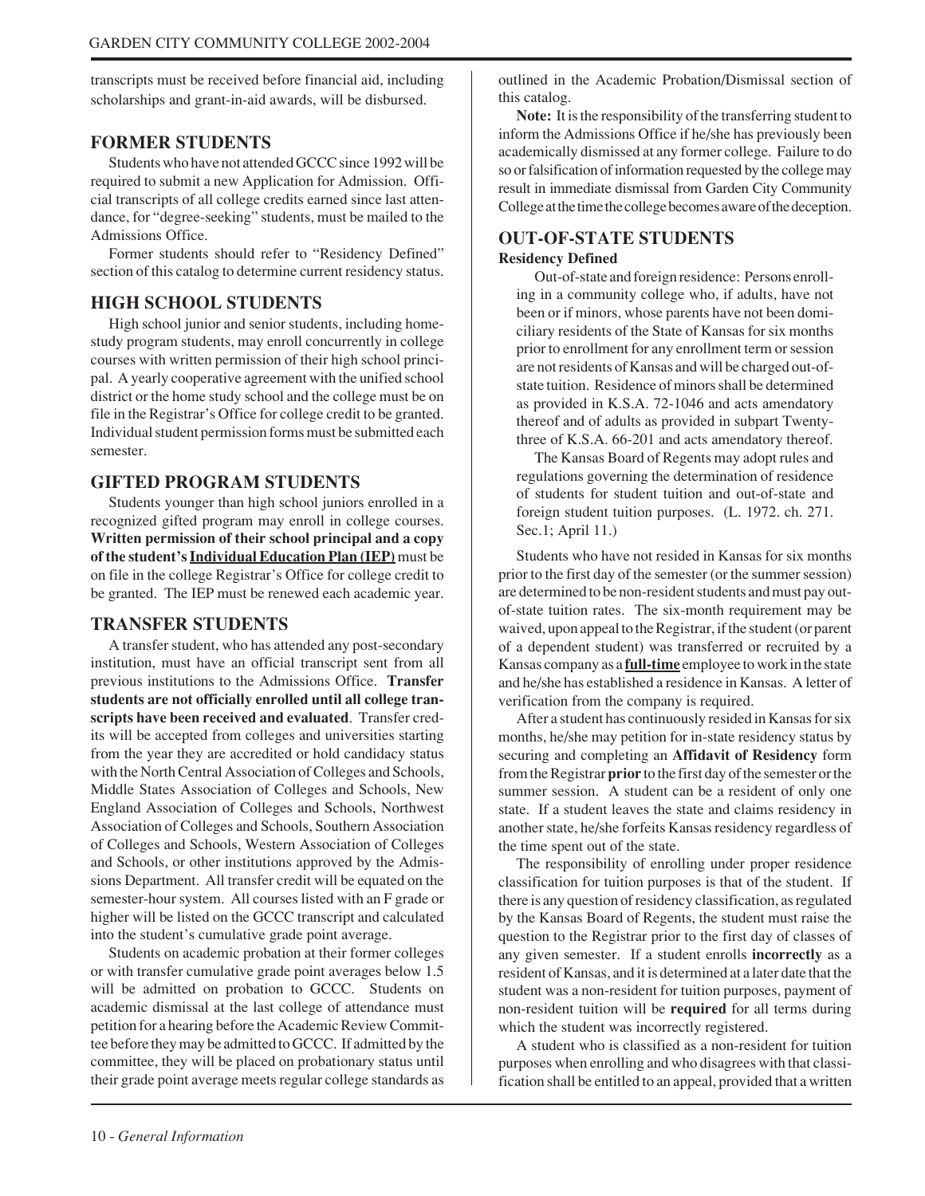transcripts must be received before financial aid, including scholarships and grant-in-aid awards, will be disbursed.

## FORMER STUDENTS

Students who have not attended GCCC since 1992 will be required to submit a new Application for Admission. Official transcripts of all college credits earned since last attendance, for "degree-seeking" students, must be mailed to the Admissions Office.

Former students should refer to "Residency Defined" section of this catalog to determine current residency status.

## HIGH SCHOOL STUDENTS

High school junior and senior students, including home-study program students, may enroll concurrently in college courses with written permission of their high school principal. A yearly cooperative agreement with the unified school district or the home study school and the college must be on file in the Registrar's Office for college credit to be granted. Individual student permission forms must be submitted each semester.

## GIFTED PROGRAM STUDENTS

Students younger than high school juniors enrolled in a recognized gifted program may enroll in college courses. **Written permission of their school principal and a copy of the student's <u>Individual Education Plan (IEP)</u>** must be on file in the college Registrar's Office for college credit to be granted. The IEP must be renewed each academic year.

## TRANSFER STUDENTS

A transfer student, who has attended any post-secondary institution, must have an official transcript sent from all previous institutions to the Admissions Office. **Transfer students are not officially enrolled until all college transcripts have been received and evaluated**. Transfer credits will be accepted from colleges and universities starting from the year they are accredited or hold candidacy status with the North Central Association of Colleges and Schools, Middle States Association of Colleges and Schools, New England Association of Colleges and Schools, Northwest Association of Colleges and Schools, Southern Association of Colleges and Schools, Western Association of Colleges and Schools, or other institutions approved by the Admissions Department. All transfer credit will be equated on the semester-hour system. All courses listed with an F grade or higher will be listed on the GCCC transcript and calculated into the student's cumulative grade point average.

Students on academic probation at their former colleges or with transfer cumulative grade point averages below 1.5 will be admitted on probation to GCCC. Students on academic dismissal at the last college of attendance must petition for a hearing before the Academic Review Committee before they may be admitted to GCCC. If admitted by the committee, they will be placed on probationary status until their grade point average meets regular college standards as outlined in the Academic Probation/Dismissal section of this catalog.

**Note:** It is the responsibility of the transferring student to inform the Admissions Office if he/she has previously been academically dismissed at any former college. Failure to do so or falsification of information requested by the college may result in immediate dismissal from Garden City Community College at the time the college becomes aware of the deception.

## OUT-OF-STATE STUDENTS

### Residency Defined

> Out-of-state and foreign residence: Persons enrolling in a community college who, if adults, have not been or if minors, whose parents have not been domiciliary residents of the State of Kansas for six months prior to enrollment for any enrollment term or session are not residents of Kansas and will be charged out-of-state tuition. Residence of minors shall be determined as provided in K.S.A. 72-1046 and acts amendatory thereof and of adults as provided in subpart Twenty-three of K.S.A. 66-201 and acts amendatory thereof.
>
> The Kansas Board of Regents may adopt rules and regulations governing the determination of residence of students for student tuition and out-of-state and foreign student tuition purposes. (L. 1972. ch. 271. Sec.1; April 11.)

Students who have not resided in Kansas for six months prior to the first day of the semester (or the summer session) are determined to be non-resident students and must pay out-of-state tuition rates. The six-month requirement may be waived, upon appeal to the Registrar, if the student (or parent of a dependent student) was transferred or recruited by a Kansas company as a **<u>full-time</u>** employee to work in the state and he/she has established a residence in Kansas. A letter of verification from the company is required.

After a student has continuously resided in Kansas for six months, he/she may petition for in-state residency status by securing and completing an **Affidavit of Residency** form from the Registrar **prior** to the first day of the semester or the summer session. A student can be a resident of only one state. If a student leaves the state and claims residency in another state, he/she forfeits Kansas residency regardless of the time spent out of the state.

The responsibility of enrolling under proper residence classification for tuition purposes is that of the student. If there is any question of residency classification, as regulated by the Kansas Board of Regents, the student must raise the question to the Registrar prior to the first day of classes of any given semester. If a student enrolls **incorrectly** as a resident of Kansas, and it is determined at a later date that the student was a non-resident for tuition purposes, payment of non-resident tuition will be **required** for all terms during which the student was incorrectly registered.

A student who is classified as a non-resident for tuition purposes when enrolling and who disagrees with that classification shall be entitled to an appeal, provided that a written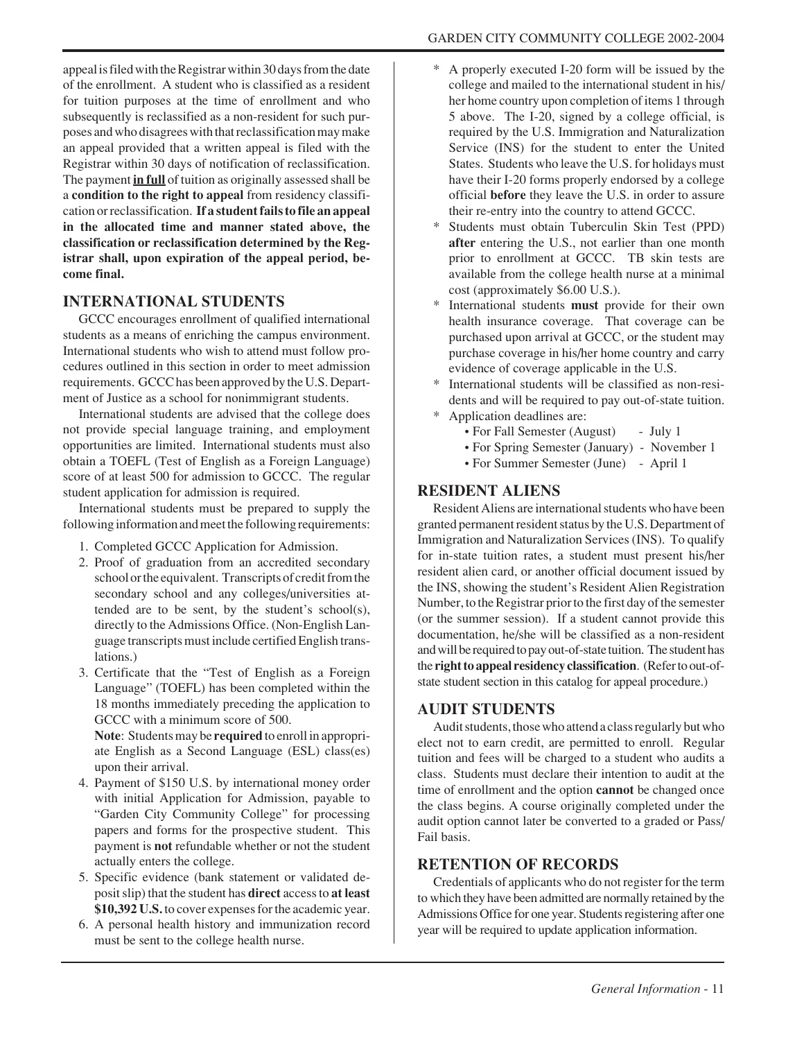appeal is filed with the Registrar within 30 days from the date of the enrollment. A student who is classified as a resident for tuition purposes at the time of enrollment and who subsequently is reclassified as a non-resident for such purposes and who disagrees with that reclassification may make an appeal provided that a written appeal is filed with the Registrar within 30 days of notification of reclassification. The payment **in full** of tuition as originally assessed shall be a **condition to the right to appeal** from residency classification or reclassification. **If a student fails to file an appeal in the allocated time and manner stated above, the classification or reclassification determined by the Registrar shall, upon expiration of the appeal period, become final.**

## INTERNATIONAL STUDENTS

GCCC encourages enrollment of qualified international students as a means of enriching the campus environment. International students who wish to attend must follow procedures outlined in this section in order to meet admission requirements. GCCC has been approved by the U.S. Department of Justice as a school for nonimmigrant students.

International students are advised that the college does not provide special language training, and employment opportunities are limited. International students must also obtain a TOEFL (Test of English as a Foreign Language) score of at least 500 for admission to GCCC. The regular student application for admission is required.

International students must be prepared to supply the following information and meet the following requirements:

1. Completed GCCC Application for Admission.
2. Proof of graduation from an accredited secondary school or the equivalent. Transcripts of credit from the secondary school and any colleges/universities attended are to be sent, by the student's school(s), directly to the Admissions Office. (Non-English Language transcripts must include certified English translations.)
3. Certificate that the "Test of English as a Foreign Language" (TOEFL) has been completed within the 18 months immediately preceding the application to GCCC with a minimum score of 500.

   **Note**: Students may be **required** to enroll in appropriate English as a Second Language (ESL) class(es) upon their arrival.
4. Payment of $150 U.S. by international money order with initial Application for Admission, payable to "Garden City Community College" for processing papers and forms for the prospective student. This payment is **not** refundable whether or not the student actually enters the college.
5. Specific evidence (bank statement or validated deposit slip) that the student has **direct** access to **at least $10,392 U.S.** to cover expenses for the academic year.
6. A personal health history and immunization record must be sent to the college health nurse.

\* A properly executed I-20 form will be issued by the college and mailed to the international student in his/her home country upon completion of items 1 through 5 above. The I-20, signed by a college official, is required by the U.S. Immigration and Naturalization Service (INS) for the student to enter the United States. Students who leave the U.S. for holidays must have their I-20 forms properly endorsed by a college official **before** they leave the U.S. in order to assure their re-entry into the country to attend GCCC.

\* Students must obtain Tuberculin Skin Test (PPD) **after** entering the U.S., not earlier than one month prior to enrollment at GCCC. TB skin tests are available from the college health nurse at a minimal cost (approximately $6.00 U.S.).

\* International students **must** provide for their own health insurance coverage. That coverage can be purchased upon arrival at GCCC, or the student may purchase coverage in his/her home country and carry evidence of coverage applicable in the U.S.

\* International students will be classified as non-residents and will be required to pay out-of-state tuition.

\* Application deadlines are:
- For Fall Semester (August) - July 1
- For Spring Semester (January) - November 1
- For Summer Semester (June) - April 1

## RESIDENT ALIENS

Resident Aliens are international students who have been granted permanent resident status by the U.S. Department of Immigration and Naturalization Services (INS). To qualify for in-state tuition rates, a student must present his/her resident alien card, or another official document issued by the INS, showing the student's Resident Alien Registration Number, to the Registrar prior to the first day of the semester (or the summer session). If a student cannot provide this documentation, he/she will be classified as a non-resident and will be required to pay out-of-state tuition. The student has the **right to appeal residency classification**. (Refer to out-of-state student section in this catalog for appeal procedure.)

## AUDIT STUDENTS

Audit students, those who attend a class regularly but who elect not to earn credit, are permitted to enroll. Regular tuition and fees will be charged to a student who audits a class. Students must declare their intention to audit at the time of enrollment and the option **cannot** be changed once the class begins. A course originally completed under the audit option cannot later be converted to a graded or Pass/Fail basis.

## RETENTION OF RECORDS

Credentials of applicants who do not register for the term to which they have been admitted are normally retained by the Admissions Office for one year. Students registering after one year will be required to update application information.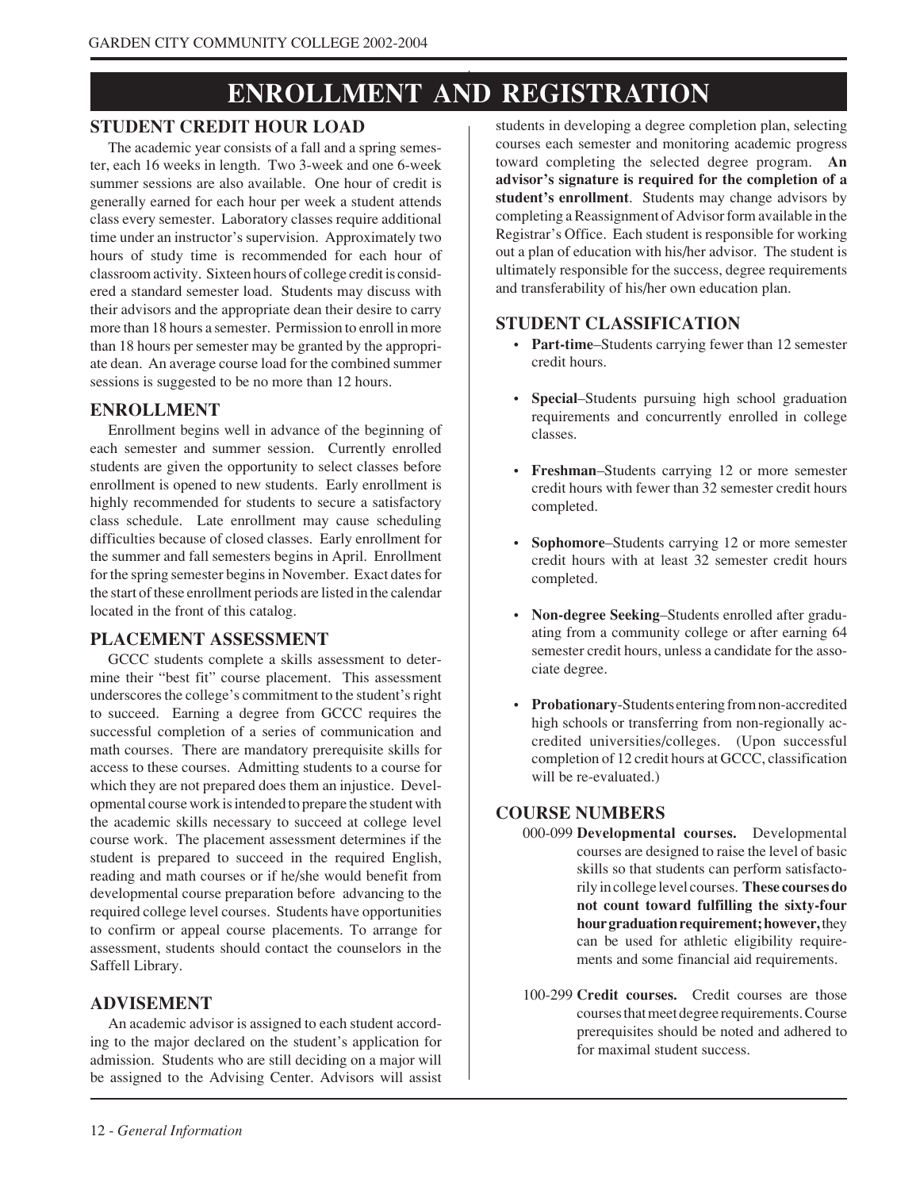# ENROLLMENT AND REGISTRATION

## STUDENT CREDIT HOUR LOAD

The academic year consists of a fall and a spring semester, each 16 weeks in length. Two 3-week and one 6-week summer sessions are also available. One hour of credit is generally earned for each hour per week a student attends class every semester. Laboratory classes require additional time under an instructor's supervision. Approximately two hours of study time is recommended for each hour of classroom activity. Sixteen hours of college credit is considered a standard semester load. Students may discuss with their advisors and the appropriate dean their desire to carry more than 18 hours a semester. Permission to enroll in more than 18 hours per semester may be granted by the appropriate dean. An average course load for the combined summer sessions is suggested to be no more than 12 hours.

## ENROLLMENT

Enrollment begins well in advance of the beginning of each semester and summer session. Currently enrolled students are given the opportunity to select classes before enrollment is opened to new students. Early enrollment is highly recommended for students to secure a satisfactory class schedule. Late enrollment may cause scheduling difficulties because of closed classes. Early enrollment for the summer and fall semesters begins in April. Enrollment for the spring semester begins in November. Exact dates for the start of these enrollment periods are listed in the calendar located in the front of this catalog.

## PLACEMENT ASSESSMENT

GCCC students complete a skills assessment to determine their "best fit" course placement. This assessment underscores the college's commitment to the student's right to succeed. Earning a degree from GCCC requires the successful completion of a series of communication and math courses. There are mandatory prerequisite skills for access to these courses. Admitting students to a course for which they are not prepared does them an injustice. Developmental course work is intended to prepare the student with the academic skills necessary to succeed at college level course work. The placement assessment determines if the student is prepared to succeed in the required English, reading and math courses or if he/she would benefit from developmental course preparation before advancing to the required college level courses. Students have opportunities to confirm or appeal course placements. To arrange for assessment, students should contact the counselors in the Saffell Library.

## ADVISEMENT

An academic advisor is assigned to each student according to the major declared on the student's application for admission. Students who are still deciding on a major will be assigned to the Advising Center. Advisors will assist students in developing a degree completion plan, selecting courses each semester and monitoring academic progress toward completing the selected degree program. **An advisor's signature is required for the completion of a student's enrollment**. Students may change advisors by completing a Reassignment of Advisor form available in the Registrar's Office. Each student is responsible for working out a plan of education with his/her advisor. The student is ultimately responsible for the success, degree requirements and transferability of his/her own education plan.

## STUDENT CLASSIFICATION

- **Part-time**–Students carrying fewer than 12 semester credit hours.
- **Special**–Students pursuing high school graduation requirements and concurrently enrolled in college classes.
- **Freshman**–Students carrying 12 or more semester credit hours with fewer than 32 semester credit hours completed.
- **Sophomore**–Students carrying 12 or more semester credit hours with at least 32 semester credit hours completed.
- **Non-degree Seeking**–Students enrolled after graduating from a community college or after earning 64 semester credit hours, unless a candidate for the associate degree.
- **Probationary**-Students entering from non-accredited high schools or transferring from non-regionally accredited universities/colleges. (Upon successful completion of 12 credit hours at GCCC, classification will be re-evaluated.)

## COURSE NUMBERS

000-099 **Developmental courses.** Developmental courses are designed to raise the level of basic skills so that students can perform satisfactorily in college level courses. **These courses do not count toward fulfilling the sixty-four hour graduation requirement; however,** they can be used for athletic eligibility requirements and some financial aid requirements.

100-299 **Credit courses.** Credit courses are those courses that meet degree requirements. Course prerequisites should be noted and adhered to for maximal student success.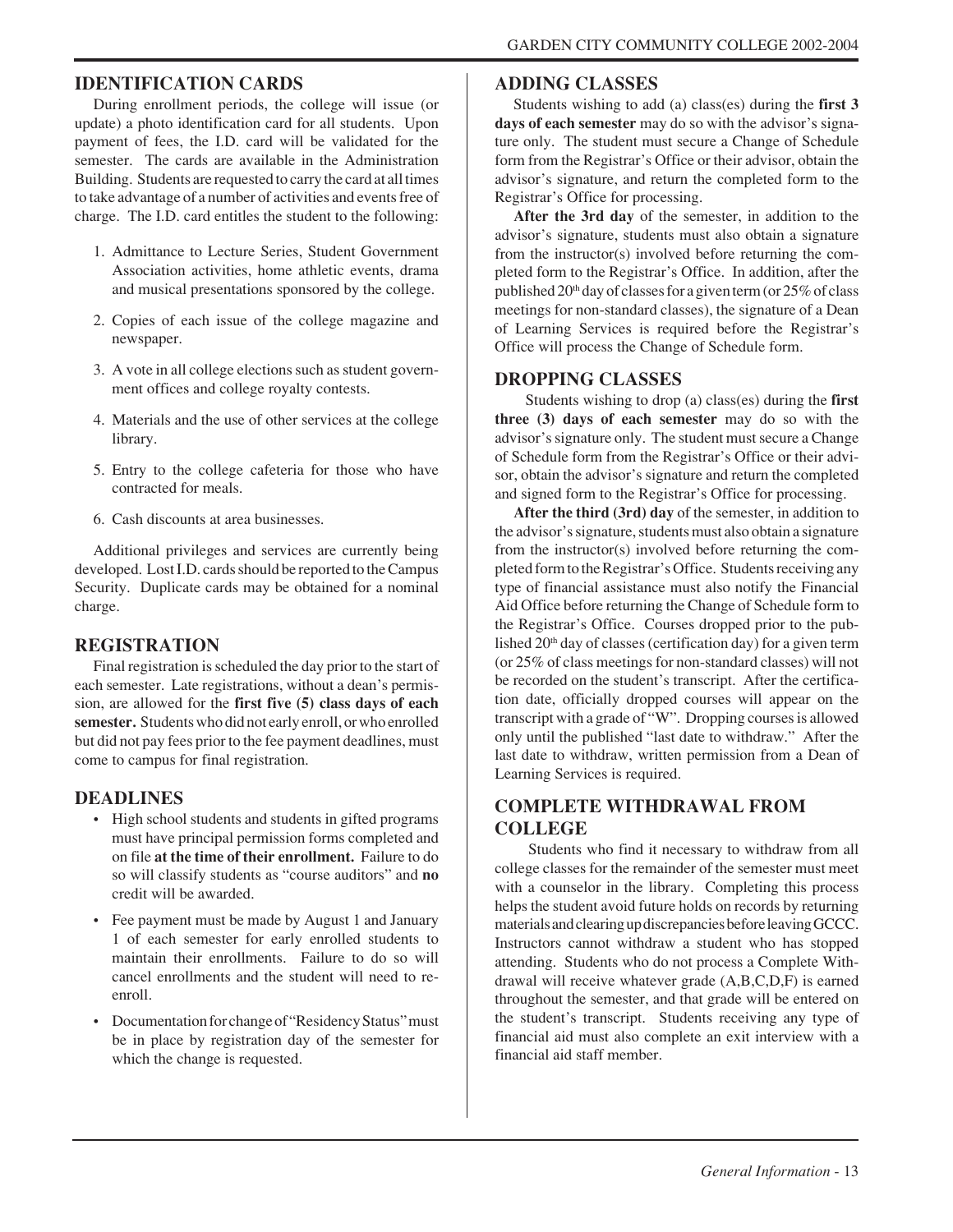## IDENTIFICATION CARDS

During enrollment periods, the college will issue (or update) a photo identification card for all students. Upon payment of fees, the I.D. card will be validated for the semester. The cards are available in the Administration Building. Students are requested to carry the card at all times to take advantage of a number of activities and events free of charge. The I.D. card entitles the student to the following:

1. Admittance to Lecture Series, Student Government Association activities, home athletic events, drama and musical presentations sponsored by the college.
2. Copies of each issue of the college magazine and newspaper.
3. A vote in all college elections such as student government offices and college royalty contests.
4. Materials and the use of other services at the college library.
5. Entry to the college cafeteria for those who have contracted for meals.
6. Cash discounts at area businesses.

Additional privileges and services are currently being developed. Lost I.D. cards should be reported to the Campus Security. Duplicate cards may be obtained for a nominal charge.

## REGISTRATION

Final registration is scheduled the day prior to the start of each semester. Late registrations, without a dean's permission, are allowed for the **first five (5) class days of each semester.** Students who did not early enroll, or who enrolled but did not pay fees prior to the fee payment deadlines, must come to campus for final registration.

## DEADLINES

- High school students and students in gifted programs must have principal permission forms completed and on file **at the time of their enrollment.** Failure to do so will classify students as "course auditors" and **no** credit will be awarded.
- Fee payment must be made by August 1 and January 1 of each semester for early enrolled students to maintain their enrollments. Failure to do so will cancel enrollments and the student will need to re-enroll.
- Documentation for change of "Residency Status" must be in place by registration day of the semester for which the change is requested.

## ADDING CLASSES

Students wishing to add (a) class(es) during the **first 3 days of each semester** may do so with the advisor's signature only. The student must secure a Change of Schedule form from the Registrar's Office or their advisor, obtain the advisor's signature, and return the completed form to the Registrar's Office for processing.

**After the 3rd day** of the semester, in addition to the advisor's signature, students must also obtain a signature from the instructor(s) involved before returning the completed form to the Registrar's Office. In addition, after the published 20th day of classes for a given term (or 25% of class meetings for non-standard classes), the signature of a Dean of Learning Services is required before the Registrar's Office will process the Change of Schedule form.

## DROPPING CLASSES

Students wishing to drop (a) class(es) during the **first three (3) days of each semester** may do so with the advisor's signature only. The student must secure a Change of Schedule form from the Registrar's Office or their advisor, obtain the advisor's signature and return the completed and signed form to the Registrar's Office for processing.

**After the third (3rd) day** of the semester, in addition to the advisor's signature, students must also obtain a signature from the instructor(s) involved before returning the completed form to the Registrar's Office. Students receiving any type of financial assistance must also notify the Financial Aid Office before returning the Change of Schedule form to the Registrar's Office. Courses dropped prior to the published 20th day of classes (certification day) for a given term (or 25% of class meetings for non-standard classes) will not be recorded on the student's transcript. After the certification date, officially dropped courses will appear on the transcript with a grade of "W". Dropping courses is allowed only until the published "last date to withdraw." After the last date to withdraw, written permission from a Dean of Learning Services is required.

## COMPLETE WITHDRAWAL FROM COLLEGE

Students who find it necessary to withdraw from all college classes for the remainder of the semester must meet with a counselor in the library. Completing this process helps the student avoid future holds on records by returning materials and clearing up discrepancies before leaving GCCC. Instructors cannot withdraw a student who has stopped attending. Students who do not process a Complete Withdrawal will receive whatever grade (A,B,C,D,F) is earned throughout the semester, and that grade will be entered on the student's transcript. Students receiving any type of financial aid must also complete an exit interview with a financial aid staff member.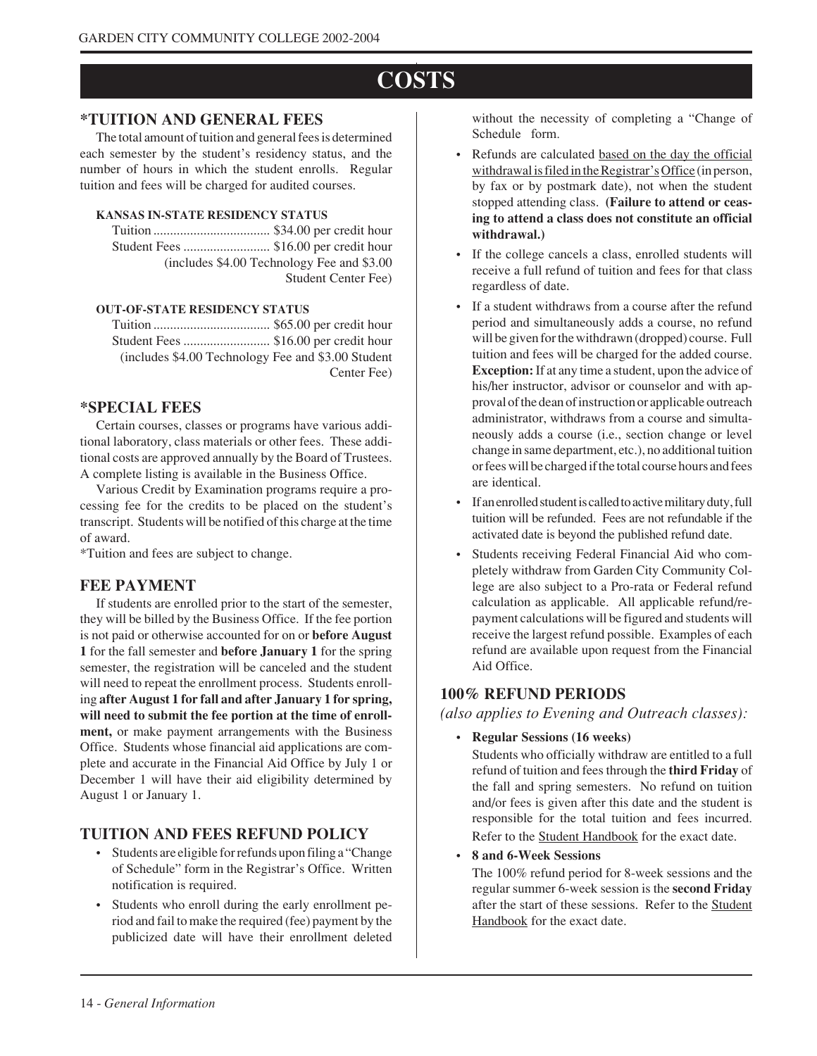# COSTS

## *TUITION AND GENERAL FEES

The total amount of tuition and general fees is determined each semester by the student's residency status, and the number of hours in which the student enrolls. Regular tuition and fees will be charged for audited courses.

**KANSAS IN-STATE RESIDENCY STATUS**

Tuition .................................. $34.00 per credit hour
Student Fees .......................... $16.00 per credit hour
(includes $4.00 Technology Fee and $3.00 Student Center Fee)

**OUT-OF-STATE RESIDENCY STATUS**

Tuition .................................. $65.00 per credit hour
Student Fees .......................... $16.00 per credit hour
(includes $4.00 Technology Fee and $3.00 Student Center Fee)

## *SPECIAL FEES

Certain courses, classes or programs have various additional laboratory, class materials or other fees. These additional costs are approved annually by the Board of Trustees. A complete listing is available in the Business Office.

Various Credit by Examination programs require a processing fee for the credits to be placed on the student's transcript. Students will be notified of this charge at the time of award.

*Tuition and fees are subject to change.

## FEE PAYMENT

If students are enrolled prior to the start of the semester, they will be billed by the Business Office. If the fee portion is not paid or otherwise accounted for on or **before August 1** for the fall semester and **before January 1** for the spring semester, the registration will be canceled and the student will need to repeat the enrollment process. Students enrolling **after August 1 for fall and after January 1 for spring, will need to submit the fee portion at the time of enrollment,** or make payment arrangements with the Business Office. Students whose financial aid applications are complete and accurate in the Financial Aid Office by July 1 or December 1 will have their aid eligibility determined by August 1 or January 1.

## TUITION AND FEES REFUND POLICY

- Students are eligible for refunds upon filing a "Change of Schedule" form in the Registrar's Office. Written notification is required.
- Students who enroll during the early enrollment period and fail to make the required (fee) payment by the publicized date will have their enrollment deleted without the necessity of completing a "Change of Schedule form.
- Refunds are calculated based on the day the official withdrawal is filed in the Registrar's Office (in person, by fax or by postmark date), not when the student stopped attending class. **(Failure to attend or ceasing to attend a class does not constitute an official withdrawal.)**
- If the college cancels a class, enrolled students will receive a full refund of tuition and fees for that class regardless of date.
- If a student withdraws from a course after the refund period and simultaneously adds a course, no refund will be given for the withdrawn (dropped) course. Full tuition and fees will be charged for the added course. **Exception:** If at any time a student, upon the advice of his/her instructor, advisor or counselor and with approval of the dean of instruction or applicable outreach administrator, withdraws from a course and simultaneously adds a course (i.e., section change or level change in same department, etc.), no additional tuition or fees will be charged if the total course hours and fees are identical.
- If an enrolled student is called to active military duty, full tuition will be refunded. Fees are not refundable if the activated date is beyond the published refund date.
- Students receiving Federal Financial Aid who completely withdraw from Garden City Community College are also subject to a Pro-rata or Federal refund calculation as applicable. All applicable refund/repayment calculations will be figured and students will receive the largest refund possible. Examples of each refund are available upon request from the Financial Aid Office.

## 100% REFUND PERIODS

*(also applies to Evening and Outreach classes):*

- **Regular Sessions (16 weeks)**

  Students who officially withdraw are entitled to a full refund of tuition and fees through the **third Friday** of the fall and spring semesters. No refund on tuition and/or fees is given after this date and the student is responsible for the total tuition and fees incurred. Refer to the Student Handbook for the exact date.

- **8 and 6-Week Sessions**

  The 100% refund period for 8-week sessions and the regular summer 6-week session is the **second Friday** after the start of these sessions. Refer to the Student Handbook for the exact date.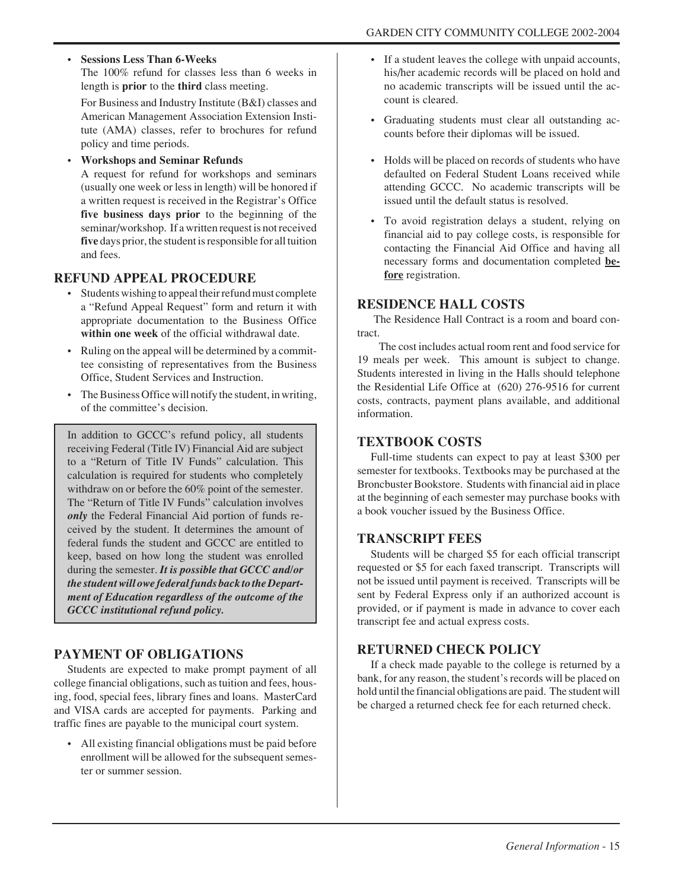- **Sessions Less Than 6-Weeks**

  The 100% refund for classes less than 6 weeks in length is **prior** to the **third** class meeting.

  For Business and Industry Institute (B&I) classes and American Management Association Extension Institute (AMA) classes, refer to brochures for refund policy and time periods.

- **Workshops and Seminar Refunds**

  A request for refund for workshops and seminars (usually one week or less in length) will be honored if a written request is received in the Registrar's Office **five business days prior** to the beginning of the seminar/workshop. If a written request is not received **five** days prior, the student is responsible for all tuition and fees.

## REFUND APPEAL PROCEDURE

- Students wishing to appeal their refund must complete a "Refund Appeal Request" form and return it with appropriate documentation to the Business Office **within one week** of the official withdrawal date.
- Ruling on the appeal will be determined by a committee consisting of representatives from the Business Office, Student Services and Instruction.
- The Business Office will notify the student, in writing, of the committee's decision.

> In addition to GCCC's refund policy, all students receiving Federal (Title IV) Financial Aid are subject to a "Return of Title IV Funds" calculation. This calculation is required for students who completely withdraw on or before the 60% point of the semester. The "Return of Title IV Funds" calculation involves ***only*** the Federal Financial Aid portion of funds received by the student. It determines the amount of federal funds the student and GCCC are entitled to keep, based on how long the student was enrolled during the semester. ***It is possible that GCCC and/or the student will owe federal funds back to the Department of Education regardless of the outcome of the GCCC institutional refund policy.***

## PAYMENT OF OBLIGATIONS

Students are expected to make prompt payment of all college financial obligations, such as tuition and fees, housing, food, special fees, library fines and loans. MasterCard and VISA cards are accepted for payments. Parking and traffic fines are payable to the municipal court system.

- All existing financial obligations must be paid before enrollment will be allowed for the subsequent semester or summer session.
- If a student leaves the college with unpaid accounts, his/her academic records will be placed on hold and no academic transcripts will be issued until the account is cleared.
- Graduating students must clear all outstanding accounts before their diplomas will be issued.
- Holds will be placed on records of students who have defaulted on Federal Student Loans received while attending GCCC. No academic transcripts will be issued until the default status is resolved.
- To avoid registration delays a student, relying on financial aid to pay college costs, is responsible for contacting the Financial Aid Office and having all necessary forms and documentation completed **before** registration.

## RESIDENCE HALL COSTS

The Residence Hall Contract is a room and board contract.

The cost includes actual room rent and food service for 19 meals per week. This amount is subject to change. Students interested in living in the Halls should telephone the Residential Life Office at (620) 276-9516 for current costs, contracts, payment plans available, and additional information.

## TEXTBOOK COSTS

Full-time students can expect to pay at least $300 per semester for textbooks. Textbooks may be purchased at the Broncbuster Bookstore. Students with financial aid in place at the beginning of each semester may purchase books with a book voucher issued by the Business Office.

## TRANSCRIPT FEES

Students will be charged $5 for each official transcript requested or $5 for each faxed transcript. Transcripts will not be issued until payment is received. Transcripts will be sent by Federal Express only if an authorized account is provided, or if payment is made in advance to cover each transcript fee and actual express costs.

## RETURNED CHECK POLICY

If a check made payable to the college is returned by a bank, for any reason, the student's records will be placed on hold until the financial obligations are paid. The student will be charged a returned check fee for each returned check.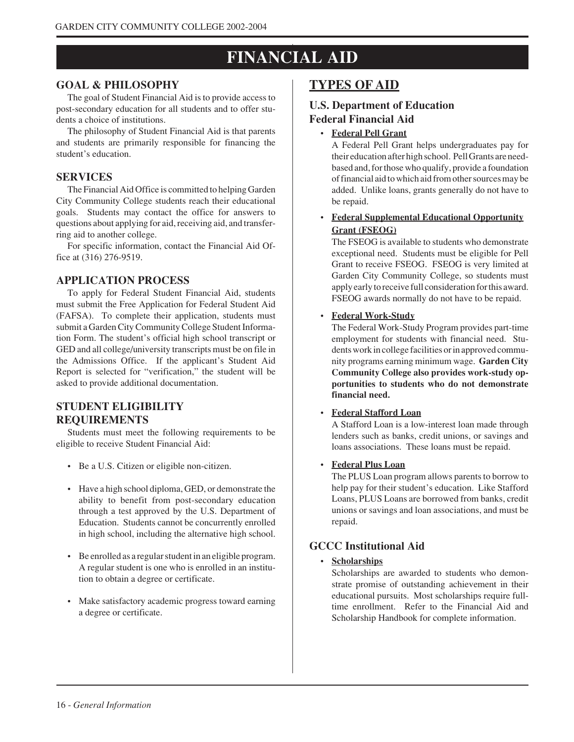# FINANCIAL AID

## GOAL & PHILOSOPHY

The goal of Student Financial Aid is to provide access to post-secondary education for all students and to offer students a choice of institutions.

The philosophy of Student Financial Aid is that parents and students are primarily responsible for financing the student's education.

## SERVICES

The Financial Aid Office is committed to helping Garden City Community College students reach their educational goals. Students may contact the office for answers to questions about applying for aid, receiving aid, and transferring aid to another college.

For specific information, contact the Financial Aid Office at (316) 276-9519.

## APPLICATION PROCESS

To apply for Federal Student Financial Aid, students must submit the Free Application for Federal Student Aid (FAFSA). To complete their application, students must submit a Garden City Community College Student Information Form. The student's official high school transcript or GED and all college/university transcripts must be on file in the Admissions Office. If the applicant's Student Aid Report is selected for "verification," the student will be asked to provide additional documentation.

## STUDENT ELIGIBILITY REQUIREMENTS

Students must meet the following requirements to be eligible to receive Student Financial Aid:

- Be a U.S. Citizen or eligible non-citizen.
- Have a high school diploma, GED, or demonstrate the ability to benefit from post-secondary education through a test approved by the U.S. Department of Education. Students cannot be concurrently enrolled in high school, including the alternative high school.
- Be enrolled as a regular student in an eligible program. A regular student is one who is enrolled in an institution to obtain a degree or certificate.
- Make satisfactory academic progress toward earning a degree or certificate.

## TYPES OF AID

### U.S. Department of Education Federal Financial Aid

- **Federal Pell Grant**

  A Federal Pell Grant helps undergraduates pay for their education after high school. Pell Grants are need-based and, for those who qualify, provide a foundation of financial aid to which aid from other sources may be added. Unlike loans, grants generally do not have to be repaid.

- **Federal Supplemental Educational Opportunity Grant (FSEOG)**

  The FSEOG is available to students who demonstrate exceptional need. Students must be eligible for Pell Grant to receive FSEOG. FSEOG is very limited at Garden City Community College, so students must apply early to receive full consideration for this award. FSEOG awards normally do not have to be repaid.

- **Federal Work-Study**

  The Federal Work-Study Program provides part-time employment for students with financial need. Students work in college facilities or in approved community programs earning minimum wage. **Garden City Community College also provides work-study opportunities to students who do not demonstrate financial need.**

- **Federal Stafford Loan**

  A Stafford Loan is a low-interest loan made through lenders such as banks, credit unions, or savings and loans associations. These loans must be repaid.

- **Federal Plus Loan**

  The PLUS Loan program allows parents to borrow to help pay for their student's education. Like Stafford Loans, PLUS Loans are borrowed from banks, credit unions or savings and loan associations, and must be repaid.

### GCCC Institutional Aid

- **Scholarships**

  Scholarships are awarded to students who demonstrate promise of outstanding achievement in their educational pursuits. Most scholarships require full-time enrollment. Refer to the Financial Aid and Scholarship Handbook for complete information.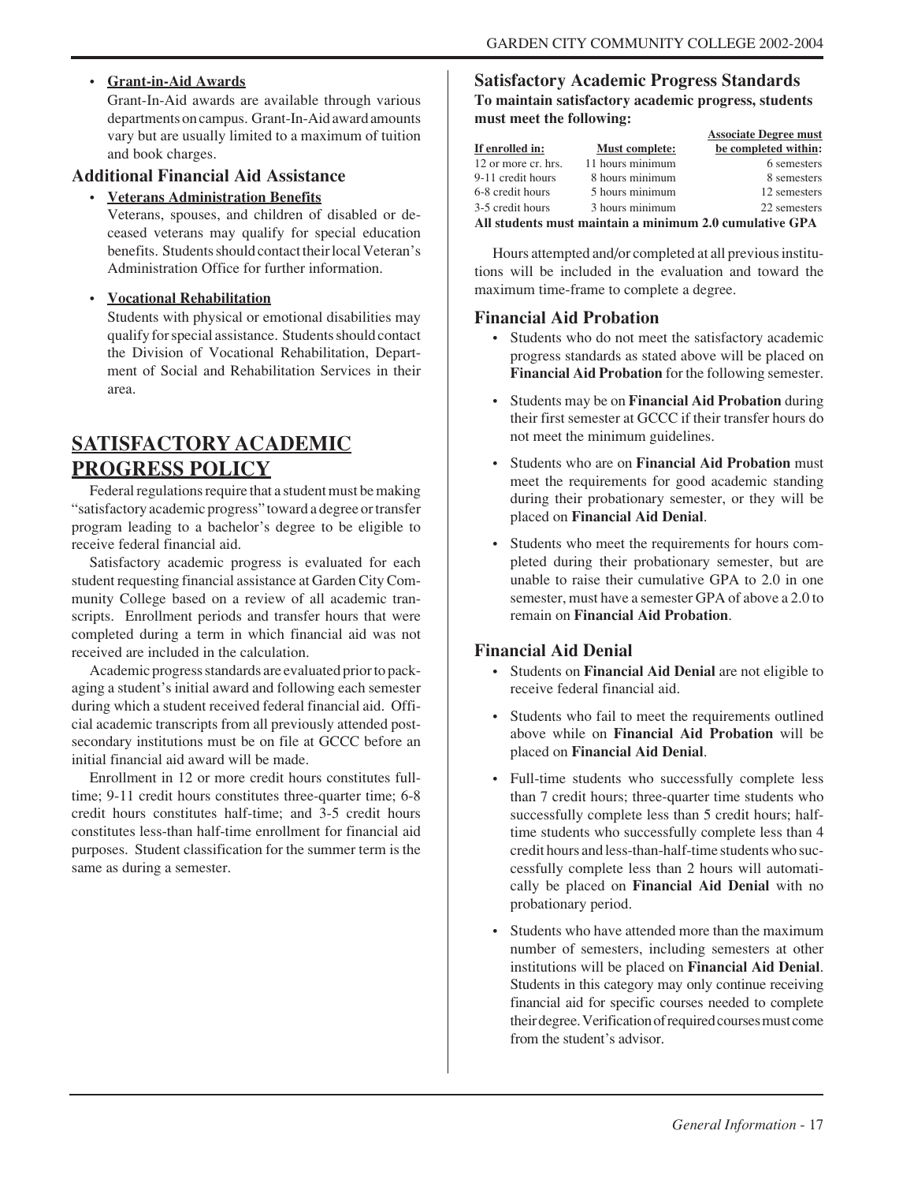- **Grant-in-Aid Awards**

  Grant-In-Aid awards are available through various departments on campus. Grant-In-Aid award amounts vary but are usually limited to a maximum of tuition and book charges.

### Additional Financial Aid Assistance

- **Veterans Administration Benefits**

  Veterans, spouses, and children of disabled or deceased veterans may qualify for special education benefits. Students should contact their local Veteran's Administration Office for further information.

- **Vocational Rehabilitation**

  Students with physical or emotional disabilities may qualify for special assistance. Students should contact the Division of Vocational Rehabilitation, Department of Social and Rehabilitation Services in their area.

## SATISFACTORY ACADEMIC PROGRESS POLICY

Federal regulations require that a student must be making "satisfactory academic progress" toward a degree or transfer program leading to a bachelor's degree to be eligible to receive federal financial aid.

Satisfactory academic progress is evaluated for each student requesting financial assistance at Garden City Community College based on a review of all academic transcripts. Enrollment periods and transfer hours that were completed during a term in which financial aid was not received are included in the calculation.

Academic progress standards are evaluated prior to packaging a student's initial award and following each semester during which a student received federal financial aid. Official academic transcripts from all previously attended post-secondary institutions must be on file at GCCC before an initial financial aid award will be made.

Enrollment in 12 or more credit hours constitutes full-time; 9-11 credit hours constitutes three-quarter time; 6-8 credit hours constitutes half-time; and 3-5 credit hours constitutes less-than half-time enrollment for financial aid purposes. Student classification for the summer term is the same as during a semester.

### Satisfactory Academic Progress Standards

**To maintain satisfactory academic progress, students must meet the following:**

| If enrolled in: | Must complete: | Associate Degree must be completed within: |
|---|---|---|
| 12 or more cr. hrs. | 11 hours minimum | 6 semesters |
| 9-11 credit hours | 8 hours minimum | 8 semesters |
| 6-8 credit hours | 5 hours minimum | 12 semesters |
| 3-5 credit hours | 3 hours minimum | 22 semesters |

**All students must maintain a minimum 2.0 cumulative GPA**

Hours attempted and/or completed at all previous institutions will be included in the evaluation and toward the maximum time-frame to complete a degree.

### Financial Aid Probation

- Students who do not meet the satisfactory academic progress standards as stated above will be placed on **Financial Aid Probation** for the following semester.
- Students may be on **Financial Aid Probation** during their first semester at GCCC if their transfer hours do not meet the minimum guidelines.
- Students who are on **Financial Aid Probation** must meet the requirements for good academic standing during their probationary semester, or they will be placed on **Financial Aid Denial**.
- Students who meet the requirements for hours completed during their probationary semester, but are unable to raise their cumulative GPA to 2.0 in one semester, must have a semester GPA of above a 2.0 to remain on **Financial Aid Probation**.

### Financial Aid Denial

- Students on **Financial Aid Denial** are not eligible to receive federal financial aid.
- Students who fail to meet the requirements outlined above while on **Financial Aid Probation** will be placed on **Financial Aid Denial**.
- Full-time students who successfully complete less than 7 credit hours; three-quarter time students who successfully complete less than 5 credit hours; half-time students who successfully complete less than 4 credit hours and less-than-half-time students who successfully complete less than 2 hours will automatically be placed on **Financial Aid Denial** with no probationary period.
- Students who have attended more than the maximum number of semesters, including semesters at other institutions will be placed on **Financial Aid Denial**. Students in this category may only continue receiving financial aid for specific courses needed to complete their degree. Verification of required courses must come from the student's advisor.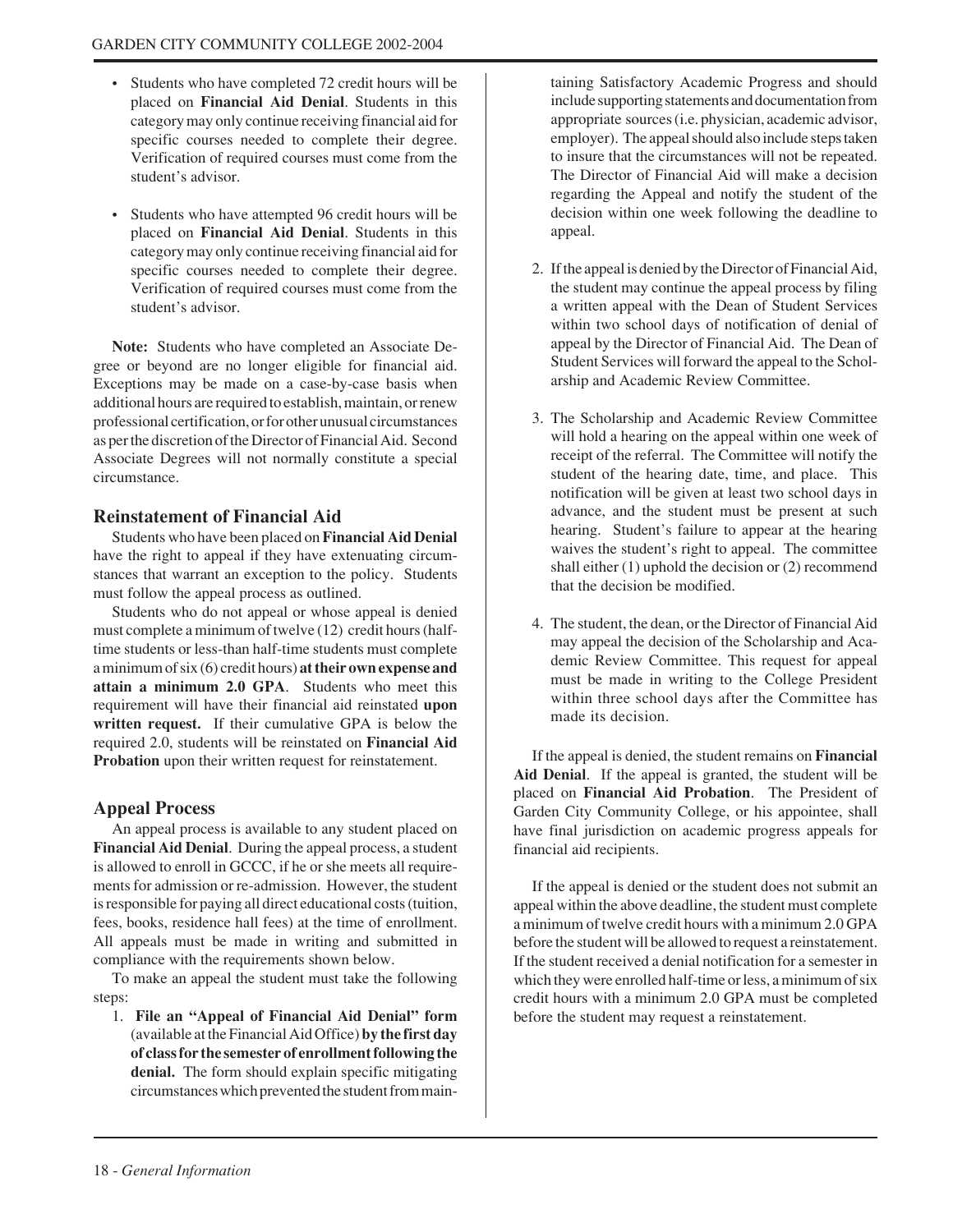- Students who have completed 72 credit hours will be placed on **Financial Aid Denial**. Students in this category may only continue receiving financial aid for specific courses needed to complete their degree. Verification of required courses must come from the student's advisor.

- Students who have attempted 96 credit hours will be placed on **Financial Aid Denial**. Students in this category may only continue receiving financial aid for specific courses needed to complete their degree. Verification of required courses must come from the student's advisor.

**Note:** Students who have completed an Associate Degree or beyond are no longer eligible for financial aid. Exceptions may be made on a case-by-case basis when additional hours are required to establish, maintain, or renew professional certification, or for other unusual circumstances as per the discretion of the Director of Financial Aid. Second Associate Degrees will not normally constitute a special circumstance.

## Reinstatement of Financial Aid

Students who have been placed on **Financial Aid Denial** have the right to appeal if they have extenuating circumstances that warrant an exception to the policy. Students must follow the appeal process as outlined.

Students who do not appeal or whose appeal is denied must complete a minimum of twelve (12) credit hours (half-time students or less-than half-time students must complete a minimum of six (6) credit hours) **at their own expense and attain a minimum 2.0 GPA**. Students who meet this requirement will have their financial aid reinstated **upon written request.** If their cumulative GPA is below the required 2.0, students will be reinstated on **Financial Aid Probation** upon their written request for reinstatement.

## Appeal Process

An appeal process is available to any student placed on **Financial Aid Denial**. During the appeal process, a student is allowed to enroll in GCCC, if he or she meets all requirements for admission or re-admission. However, the student is responsible for paying all direct educational costs (tuition, fees, books, residence hall fees) at the time of enrollment. All appeals must be made in writing and submitted in compliance with the requirements shown below.

To make an appeal the student must take the following steps:

1. **File an "Appeal of Financial Aid Denial" form** (available at the Financial Aid Office) **by the first day of class for the semester of enrollment following the denial.** The form should explain specific mitigating circumstances which prevented the student from maintaining Satisfactory Academic Progress and should include supporting statements and documentation from appropriate sources (i.e. physician, academic advisor, employer). The appeal should also include steps taken to insure that the circumstances will not be repeated. The Director of Financial Aid will make a decision regarding the Appeal and notify the student of the decision within one week following the deadline to appeal.

2. If the appeal is denied by the Director of Financial Aid, the student may continue the appeal process by filing a written appeal with the Dean of Student Services within two school days of notification of denial of appeal by the Director of Financial Aid. The Dean of Student Services will forward the appeal to the Scholarship and Academic Review Committee.

3. The Scholarship and Academic Review Committee will hold a hearing on the appeal within one week of receipt of the referral. The Committee will notify the student of the hearing date, time, and place. This notification will be given at least two school days in advance, and the student must be present at such hearing. Student's failure to appear at the hearing waives the student's right to appeal. The committee shall either (1) uphold the decision or (2) recommend that the decision be modified.

4. The student, the dean, or the Director of Financial Aid may appeal the decision of the Scholarship and Academic Review Committee. This request for appeal must be made in writing to the College President within three school days after the Committee has made its decision.

If the appeal is denied, the student remains on **Financial Aid Denial**. If the appeal is granted, the student will be placed on **Financial Aid Probation**. The President of Garden City Community College, or his appointee, shall have final jurisdiction on academic progress appeals for financial aid recipients.

If the appeal is denied or the student does not submit an appeal within the above deadline, the student must complete a minimum of twelve credit hours with a minimum 2.0 GPA before the student will be allowed to request a reinstatement. If the student received a denial notification for a semester in which they were enrolled half-time or less, a minimum of six credit hours with a minimum 2.0 GPA must be completed before the student may request a reinstatement.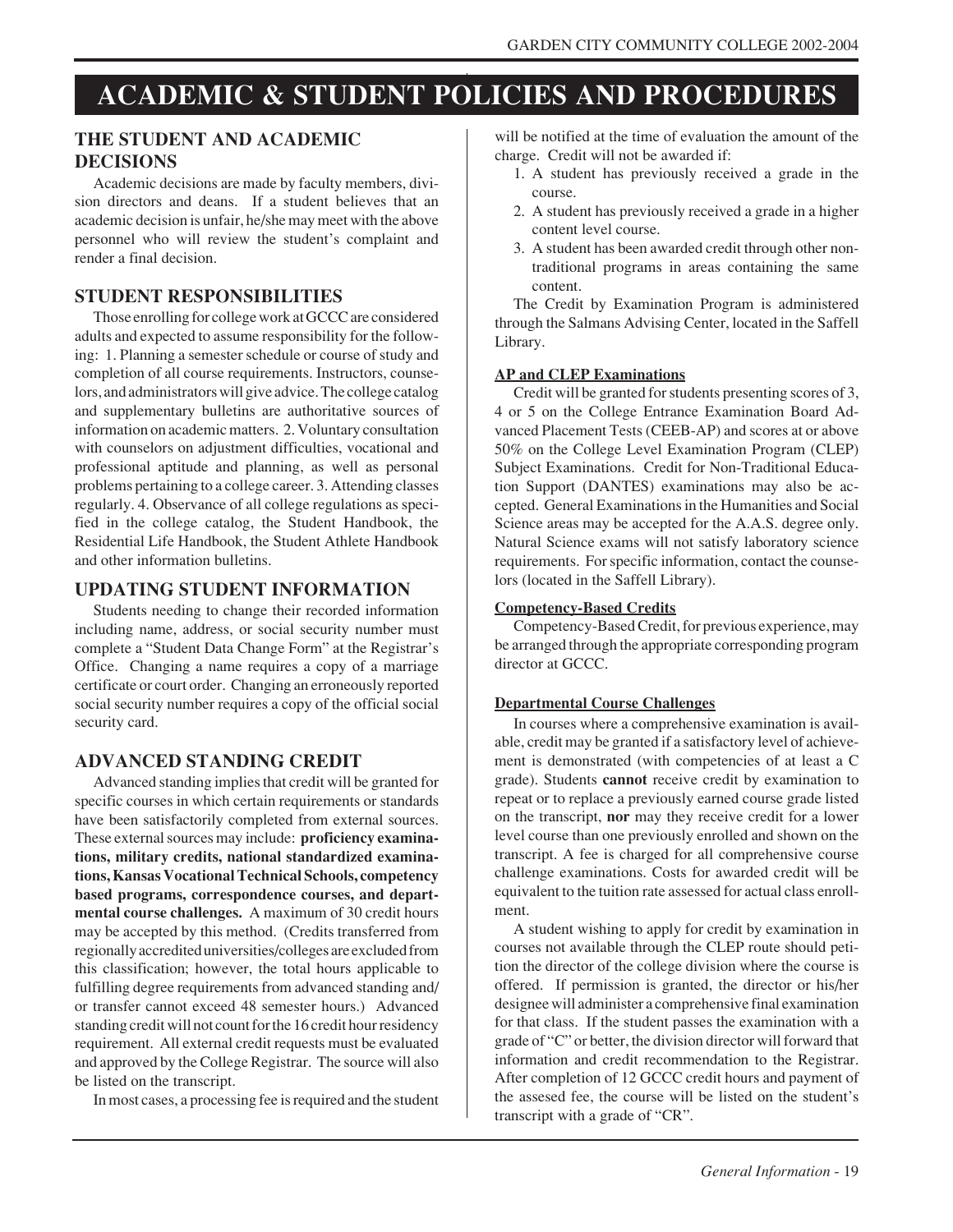# ACADEMIC & STUDENT POLICIES AND PROCEDURES

## THE STUDENT AND ACADEMIC DECISIONS

Academic decisions are made by faculty members, division directors and deans. If a student believes that an academic decision is unfair, he/she may meet with the above personnel who will review the student's complaint and render a final decision.

## STUDENT RESPONSIBILITIES

Those enrolling for college work at GCCC are considered adults and expected to assume responsibility for the following: 1. Planning a semester schedule or course of study and completion of all course requirements. Instructors, counselors, and administrators will give advice. The college catalog and supplementary bulletins are authoritative sources of information on academic matters. 2. Voluntary consultation with counselors on adjustment difficulties, vocational and professional aptitude and planning, as well as personal problems pertaining to a college career. 3. Attending classes regularly. 4. Observance of all college regulations as specified in the college catalog, the Student Handbook, the Residential Life Handbook, the Student Athlete Handbook and other information bulletins.

## UPDATING STUDENT INFORMATION

Students needing to change their recorded information including name, address, or social security number must complete a "Student Data Change Form" at the Registrar's Office. Changing a name requires a copy of a marriage certificate or court order. Changing an erroneously reported social security number requires a copy of the official social security card.

## ADVANCED STANDING CREDIT

Advanced standing implies that credit will be granted for specific courses in which certain requirements or standards have been satisfactorily completed from external sources. These external sources may include: **proficiency examinations, military credits, national standardized examinations, Kansas Vocational Technical Schools, competency based programs, correspondence courses, and departmental course challenges.** A maximum of 30 credit hours may be accepted by this method. (Credits transferred from regionally accredited universities/colleges are excluded from this classification; however, the total hours applicable to fulfilling degree requirements from advanced standing and/or transfer cannot exceed 48 semester hours.) Advanced standing credit will not count for the 16 credit hour residency requirement. All external credit requests must be evaluated and approved by the College Registrar. The source will also be listed on the transcript.

In most cases, a processing fee is required and the student will be notified at the time of evaluation the amount of the charge. Credit will not be awarded if:

1. A student has previously received a grade in the course.
2. A student has previously received a grade in a higher content level course.
3. A student has been awarded credit through other non-traditional programs in areas containing the same content.

The Credit by Examination Program is administered through the Salmans Advising Center, located in the Saffell Library.

### AP and CLEP Examinations

Credit will be granted for students presenting scores of 3, 4 or 5 on the College Entrance Examination Board Advanced Placement Tests (CEEB-AP) and scores at or above 50% on the College Level Examination Program (CLEP) Subject Examinations. Credit for Non-Traditional Education Support (DANTES) examinations may also be accepted. General Examinations in the Humanities and Social Science areas may be accepted for the A.A.S. degree only. Natural Science exams will not satisfy laboratory science requirements. For specific information, contact the counselors (located in the Saffell Library).

### Competency-Based Credits

Competency-Based Credit, for previous experience, may be arranged through the appropriate corresponding program director at GCCC.

### Departmental Course Challenges

In courses where a comprehensive examination is available, credit may be granted if a satisfactory level of achievement is demonstrated (with competencies of at least a C grade). Students **cannot** receive credit by examination to repeat or to replace a previously earned course grade listed on the transcript, **nor** may they receive credit for a lower level course than one previously enrolled and shown on the transcript. A fee is charged for all comprehensive course challenge examinations. Costs for awarded credit will be equivalent to the tuition rate assessed for actual class enrollment.

A student wishing to apply for credit by examination in courses not available through the CLEP route should petition the director of the college division where the course is offered. If permission is granted, the director or his/her designee will administer a comprehensive final examination for that class. If the student passes the examination with a grade of "C" or better, the division director will forward that information and credit recommendation to the Registrar. After completion of 12 GCCC credit hours and payment of the assesed fee, the course will be listed on the student's transcript with a grade of "CR".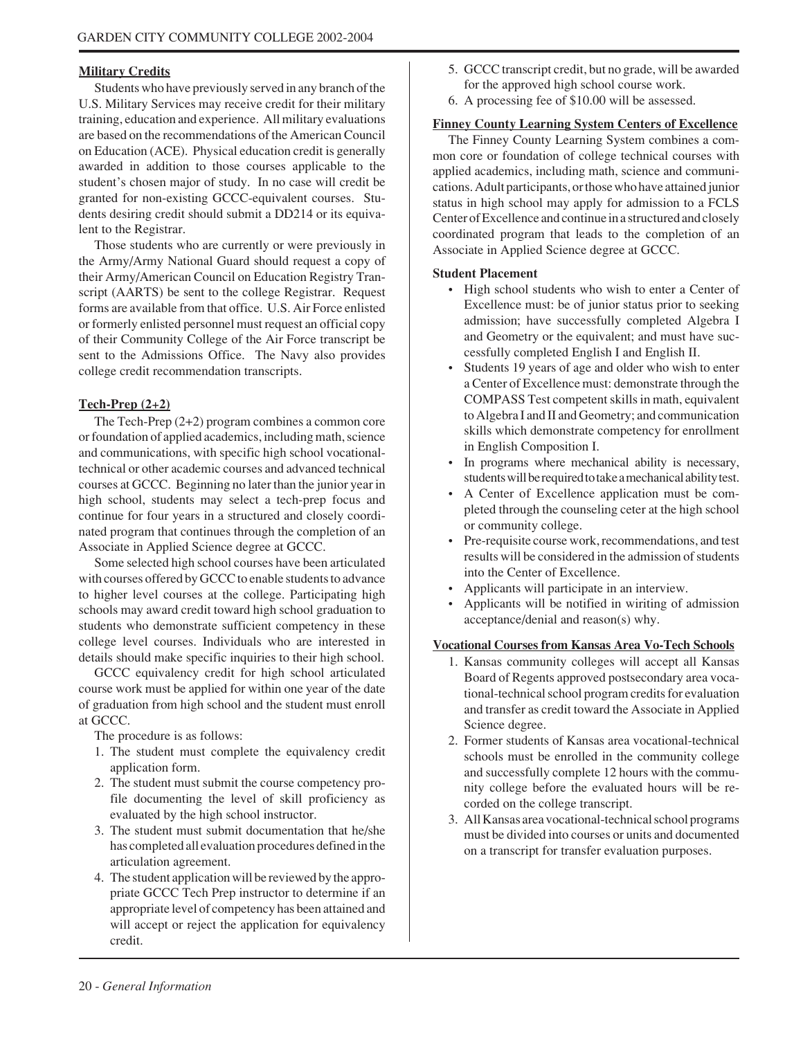## Military Credits

Students who have previously served in any branch of the U.S. Military Services may receive credit for their military training, education and experience. All military evaluations are based on the recommendations of the American Council on Education (ACE). Physical education credit is generally awarded in addition to those courses applicable to the student's chosen major of study. In no case will credit be granted for non-existing GCCC-equivalent courses. Students desiring credit should submit a DD214 or its equivalent to the Registrar.

Those students who are currently or were previously in the Army/Army National Guard should request a copy of their Army/American Council on Education Registry Transcript (AARTS) be sent to the college Registrar. Request forms are available from that office. U.S. Air Force enlisted or formerly enlisted personnel must request an official copy of their Community College of the Air Force transcript be sent to the Admissions Office. The Navy also provides college credit recommendation transcripts.

## Tech-Prep (2+2)

The Tech-Prep (2+2) program combines a common core or foundation of applied academics, including math, science and communications, with specific high school vocational-technical or other academic courses and advanced technical courses at GCCC. Beginning no later than the junior year in high school, students may select a tech-prep focus and continue for four years in a structured and closely coordinated program that continues through the completion of an Associate in Applied Science degree at GCCC.

Some selected high school courses have been articulated with courses offered by GCCC to enable students to advance to higher level courses at the college. Participating high schools may award credit toward high school graduation to students who demonstrate sufficient competency in these college level courses. Individuals who are interested in details should make specific inquiries to their high school.

GCCC equivalency credit for high school articulated course work must be applied for within one year of the date of graduation from high school and the student must enroll at GCCC.

The procedure is as follows:

1. The student must complete the equivalency credit application form.
2. The student must submit the course competency profile documenting the level of skill proficiency as evaluated by the high school instructor.
3. The student must submit documentation that he/she has completed all evaluation procedures defined in the articulation agreement.
4. The student application will be reviewed by the appropriate GCCC Tech Prep instructor to determine if an appropriate level of competency has been attained and will accept or reject the application for equivalency credit.
5. GCCC transcript credit, but no grade, will be awarded for the approved high school course work.
6. A processing fee of $10.00 will be assessed.

## Finney County Learning System Centers of Excellence

The Finney County Learning System combines a common core or foundation of college technical courses with applied academics, including math, science and communications. Adult participants, or those who have attained junior status in high school may apply for admission to a FCLS Center of Excellence and continue in a structured and closely coordinated program that leads to the completion of an Associate in Applied Science degree at GCCC.

### Student Placement

- High school students who wish to enter a Center of Excellence must: be of junior status prior to seeking admission; have successfully completed Algebra I and Geometry or the equivalent; and must have successfully completed English I and English II.
- Students 19 years of age and older who wish to enter a Center of Excellence must: demonstrate through the COMPASS Test competent skills in math, equivalent to Algebra I and II and Geometry; and communication skills which demonstrate competency for enrollment in English Composition I.
- In programs where mechanical ability is necessary, students will be required to take a mechanical ability test.
- A Center of Excellence application must be completed through the counseling ceter at the high school or community college.
- Pre-requisite course work, recommendations, and test results will be considered in the admission of students into the Center of Excellence.
- Applicants will participate in an interview.
- Applicants will be notified in wiriting of admission acceptance/denial and reason(s) why.

## Vocational Courses from Kansas Area Vo-Tech Schools

1. Kansas community colleges will accept all Kansas Board of Regents approved postsecondary area vocational-technical school program credits for evaluation and transfer as credit toward the Associate in Applied Science degree.
2. Former students of Kansas area vocational-technical schools must be enrolled in the community college and successfully complete 12 hours with the community college before the evaluated hours will be recorded on the college transcript.
3. All Kansas area vocational-technical school programs must be divided into courses or units and documented on a transcript for transfer evaluation purposes.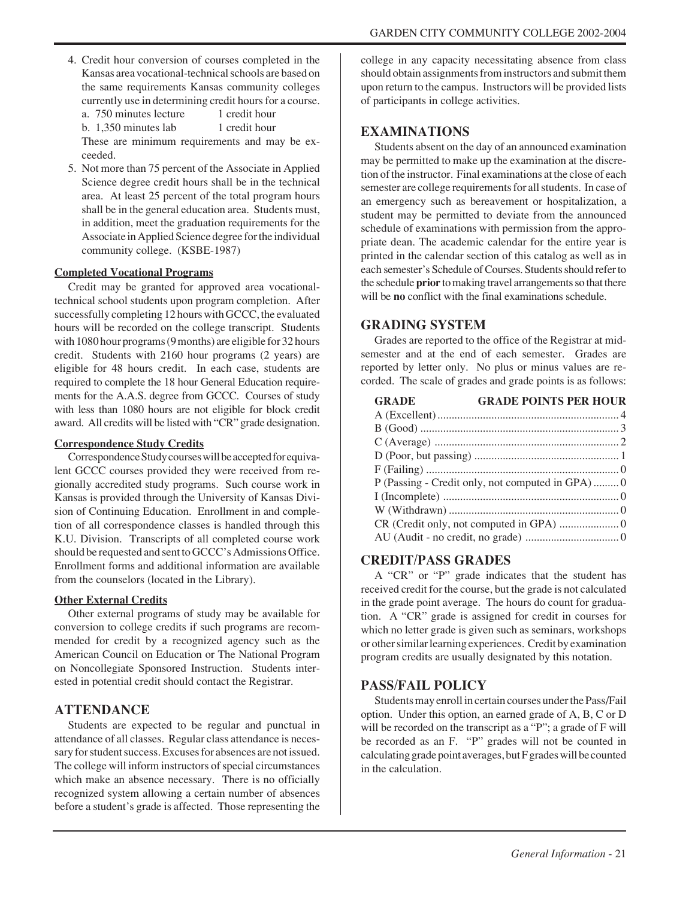4. Credit hour conversion of courses completed in the Kansas area vocational-technical schools are based on the same requirements Kansas community colleges currently use in determining credit hours for a course.
   a. 750 minutes lecture 1 credit hour
   b. 1,350 minutes lab 1 credit hour
   These are minimum requirements and may be exceeded.
5. Not more than 75 percent of the Associate in Applied Science degree credit hours shall be in the technical area. At least 25 percent of the total program hours shall be in the general education area. Students must, in addition, meet the graduation requirements for the Associate in Applied Science degree for the individual community college. (KSBE-1987)

#### Completed Vocational Programs

Credit may be granted for approved area vocational-technical school students upon program completion. After successfully completing 12 hours with GCCC, the evaluated hours will be recorded on the college transcript. Students with 1080 hour programs (9 months) are eligible for 32 hours credit. Students with 2160 hour programs (2 years) are eligible for 48 hours credit. In each case, students are required to complete the 18 hour General Education requirements for the A.A.S. degree from GCCC. Courses of study with less than 1080 hours are not eligible for block credit award. All credits will be listed with "CR" grade designation.

#### Correspondence Study Credits

Correspondence Study courses will be accepted for equivalent GCCC courses provided they were received from regionally accredited study programs. Such course work in Kansas is provided through the University of Kansas Division of Continuing Education. Enrollment in and completion of all correspondence classes is handled through this K.U. Division. Transcripts of all completed course work should be requested and sent to GCCC's Admissions Office. Enrollment forms and additional information are available from the counselors (located in the Library).

#### Other External Credits

Other external programs of study may be available for conversion to college credits if such programs are recommended for credit by a recognized agency such as the American Council on Education or The National Program on Noncollegiate Sponsored Instruction. Students interested in potential credit should contact the Registrar.

## ATTENDANCE

Students are expected to be regular and punctual in attendance of all classes. Regular class attendance is necessary for student success. Excuses for absences are not issued. The college will inform instructors of special circumstances which make an absence necessary. There is no officially recognized system allowing a certain number of absences before a student's grade is affected. Those representing the college in any capacity necessitating absence from class should obtain assignments from instructors and submit them upon return to the campus. Instructors will be provided lists of participants in college activities.

## EXAMINATIONS

Students absent on the day of an announced examination may be permitted to make up the examination at the discretion of the instructor. Final examinations at the close of each semester are college requirements for all students. In case of an emergency such as bereavement or hospitalization, a student may be permitted to deviate from the announced schedule of examinations with permission from the appropriate dean. The academic calendar for the entire year is printed in the calendar section of this catalog as well as in each semester's Schedule of Courses. Students should refer to the schedule **prior** to making travel arrangements so that there will be **no** conflict with the final examinations schedule.

## GRADING SYSTEM

Grades are reported to the office of the Registrar at mid-semester and at the end of each semester. Grades are reported by letter only. No plus or minus values are recorded. The scale of grades and grade points is as follows:

| GRADE | GRADE POINTS PER HOUR |
|---|---|
| A (Excellent) | 4 |
| B (Good) | 3 |
| C (Average) | 2 |
| D (Poor, but passing) | 1 |
| F (Failing) | 0 |
| P (Passing - Credit only, not computed in GPA) | 0 |
| I (Incomplete) | 0 |
| W (Withdrawn) | 0 |
| CR (Credit only, not computed in GPA) | 0 |
| AU (Audit - no credit, no grade) | 0 |

## CREDIT/PASS GRADES

A "CR" or "P" grade indicates that the student has received credit for the course, but the grade is not calculated in the grade point average. The hours do count for graduation. A "CR" grade is assigned for credit in courses for which no letter grade is given such as seminars, workshops or other similar learning experiences. Credit by examination program credits are usually designated by this notation.

## PASS/FAIL POLICY

Students may enroll in certain courses under the Pass/Fail option. Under this option, an earned grade of A, B, C or D will be recorded on the transcript as a "P"; a grade of F will be recorded as an F. "P" grades will not be counted in calculating grade point averages, but F grades will be counted in the calculation.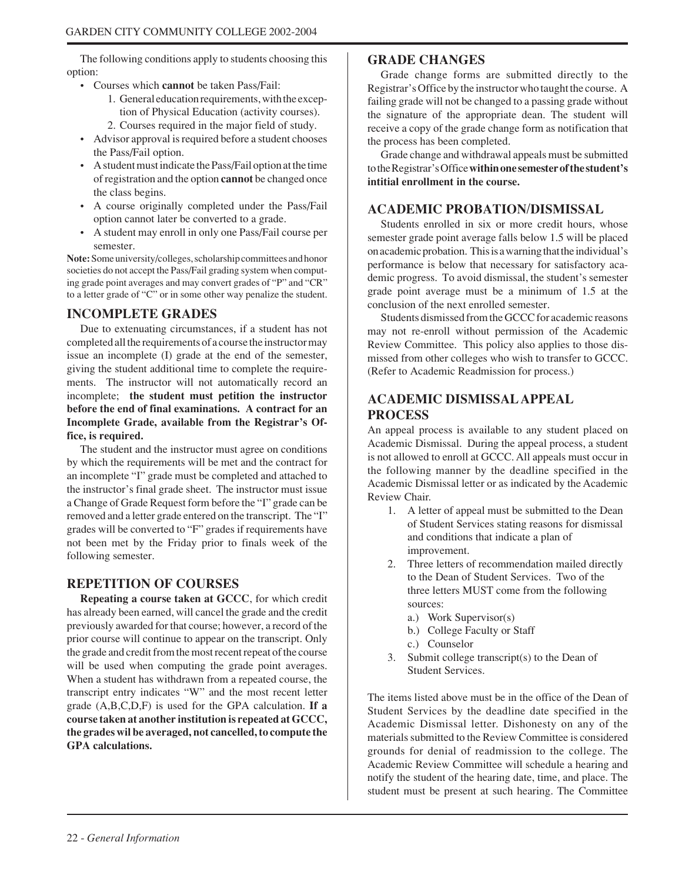The following conditions apply to students choosing this option:

- Courses which **cannot** be taken Pass/Fail:
  1. General education requirements, with the exception of Physical Education (activity courses).
  2. Courses required in the major field of study.
- Advisor approval is required before a student chooses the Pass/Fail option.
- A student must indicate the Pass/Fail option at the time of registration and the option **cannot** be changed once the class begins.
- A course originally completed under the Pass/Fail option cannot later be converted to a grade.
- A student may enroll in only one Pass/Fail course per semester.

**Note:** Some university/colleges, scholarship committees and honor societies do not accept the Pass/Fail grading system when computing grade point averages and may convert grades of "P" and "CR" to a letter grade of "C" or in some other way penalize the student.

## INCOMPLETE GRADES

Due to extenuating circumstances, if a student has not completed all the requirements of a course the instructor may issue an incomplete (I) grade at the end of the semester, giving the student additional time to complete the requirements. The instructor will not automatically record an incomplete; **the student must petition the instructor before the end of final examinations. A contract for an Incomplete Grade, available from the Registrar's Office, is required.**

The student and the instructor must agree on conditions by which the requirements will be met and the contract for an incomplete "I" grade must be completed and attached to the instructor's final grade sheet. The instructor must issue a Change of Grade Request form before the "I" grade can be removed and a letter grade entered on the transcript. The "I" grades will be converted to "F" grades if requirements have not been met by the Friday prior to finals week of the following semester.

## REPETITION OF COURSES

**Repeating a course taken at GCCC**, for which credit has already been earned, will cancel the grade and the credit previously awarded for that course; however, a record of the prior course will continue to appear on the transcript. Only the grade and credit from the most recent repeat of the course will be used when computing the grade point averages. When a student has withdrawn from a repeated course, the transcript entry indicates "W" and the most recent letter grade (A,B,C,D,F) is used for the GPA calculation. **If a course taken at another institution is repeated at GCCC, the grades wil be averaged, not cancelled, to compute the GPA calculations.**

## GRADE CHANGES

Grade change forms are submitted directly to the Registrar's Office by the instructor who taught the course. A failing grade will not be changed to a passing grade without the signature of the appropriate dean. The student will receive a copy of the grade change form as notification that the process has been completed.

Grade change and withdrawal appeals must be submitted to the Registrar's Office **within one semester of the student's intitial enrollment in the course.**

## ACADEMIC PROBATION/DISMISSAL

Students enrolled in six or more credit hours, whose semester grade point average falls below 1.5 will be placed on academic probation. This is a warning that the individual's performance is below that necessary for satisfactory academic progress. To avoid dismissal, the student's semester grade point average must be a minimum of 1.5 at the conclusion of the next enrolled semester.

Students dismissed from the GCCC for academic reasons may not re-enroll without permission of the Academic Review Committee. This policy also applies to those dismissed from other colleges who wish to transfer to GCCC. (Refer to Academic Readmission for process.)

## ACADEMIC DISMISSAL APPEAL PROCESS

An appeal process is available to any student placed on Academic Dismissal. During the appeal process, a student is not allowed to enroll at GCCC. All appeals must occur in the following manner by the deadline specified in the Academic Dismissal letter or as indicated by the Academic Review Chair.

1. A letter of appeal must be submitted to the Dean of Student Services stating reasons for dismissal and conditions that indicate a plan of improvement.
2. Three letters of recommendation mailed directly to the Dean of Student Services. Two of the three letters MUST come from the following sources:
   a.) Work Supervisor(s)
   b.) College Faculty or Staff
   c.) Counselor
3. Submit college transcript(s) to the Dean of Student Services.

The items listed above must be in the office of the Dean of Student Services by the deadline date specified in the Academic Dismissal letter. Dishonesty on any of the materials submitted to the Review Committee is considered grounds for denial of readmission to the college. The Academic Review Committee will schedule a hearing and notify the student of the hearing date, time, and place. The student must be present at such hearing. The Committee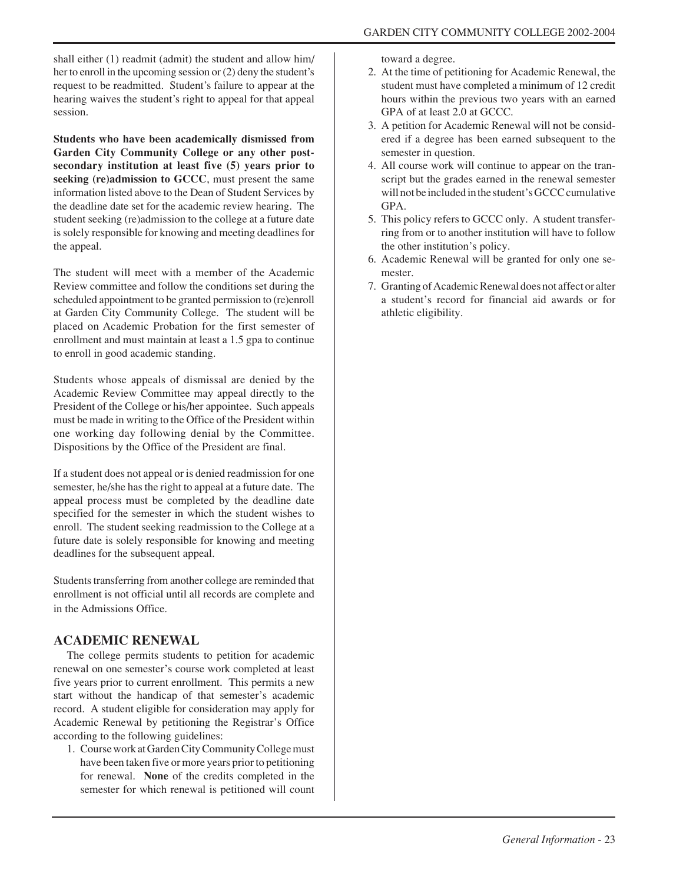shall either (1) readmit (admit) the student and allow him/her to enroll in the upcoming session or (2) deny the student's request to be readmitted. Student's failure to appear at the hearing waives the student's right to appeal for that appeal session.

**Students who have been academically dismissed from Garden City Community College or any other post-secondary institution at least five (5) years prior to seeking (re)admission to GCCC**, must present the same information listed above to the Dean of Student Services by the deadline date set for the academic review hearing. The student seeking (re)admission to the college at a future date is solely responsible for knowing and meeting deadlines for the appeal.

The student will meet with a member of the Academic Review committee and follow the conditions set during the scheduled appointment to be granted permission to (re)enroll at Garden City Community College. The student will be placed on Academic Probation for the first semester of enrollment and must maintain at least a 1.5 gpa to continue to enroll in good academic standing.

Students whose appeals of dismissal are denied by the Academic Review Committee may appeal directly to the President of the College or his/her appointee. Such appeals must be made in writing to the Office of the President within one working day following denial by the Committee. Dispositions by the Office of the President are final.

If a student does not appeal or is denied readmission for one semester, he/she has the right to appeal at a future date. The appeal process must be completed by the deadline date specified for the semester in which the student wishes to enroll. The student seeking readmission to the College at a future date is solely responsible for knowing and meeting deadlines for the subsequent appeal.

Students transferring from another college are reminded that enrollment is not official until all records are complete and in the Admissions Office.

## ACADEMIC RENEWAL

The college permits students to petition for academic renewal on one semester's course work completed at least five years prior to current enrollment. This permits a new start without the handicap of that semester's academic record. A student eligible for consideration may apply for Academic Renewal by petitioning the Registrar's Office according to the following guidelines:

1. Course work at Garden City Community College must have been taken five or more years prior to petitioning for renewal. **None** of the credits completed in the semester for which renewal is petitioned will count toward a degree.
2. At the time of petitioning for Academic Renewal, the student must have completed a minimum of 12 credit hours within the previous two years with an earned GPA of at least 2.0 at GCCC.
3. A petition for Academic Renewal will not be considered if a degree has been earned subsequent to the semester in question.
4. All course work will continue to appear on the transcript but the grades earned in the renewal semester will not be included in the student's GCCC cumulative GPA.
5. This policy refers to GCCC only. A student transferring from or to another institution will have to follow the other institution's policy.
6. Academic Renewal will be granted for only one semester.
7. Granting of Academic Renewal does not affect or alter a student's record for financial aid awards or for athletic eligibility.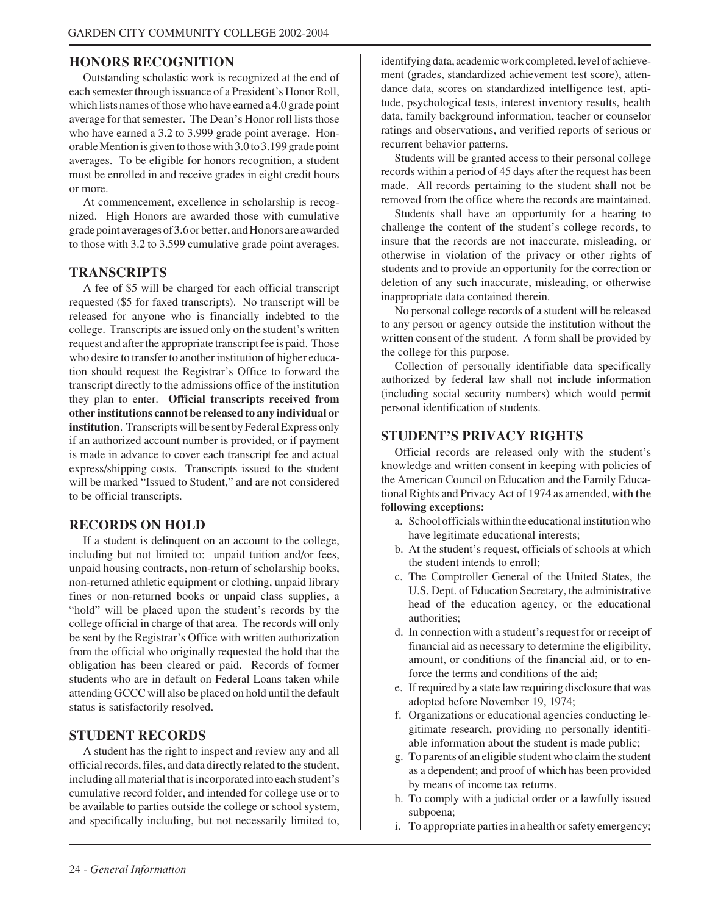## HONORS RECOGNITION

Outstanding scholastic work is recognized at the end of each semester through issuance of a President's Honor Roll, which lists names of those who have earned a 4.0 grade point average for that semester. The Dean's Honor roll lists those who have earned a 3.2 to 3.999 grade point average. Honorable Mention is given to those with 3.0 to 3.199 grade point averages. To be eligible for honors recognition, a student must be enrolled in and receive grades in eight credit hours or more.

At commencement, excellence in scholarship is recognized. High Honors are awarded those with cumulative grade point averages of 3.6 or better, and Honors are awarded to those with 3.2 to 3.599 cumulative grade point averages.

## TRANSCRIPTS

A fee of $5 will be charged for each official transcript requested ($5 for faxed transcripts). No transcript will be released for anyone who is financially indebted to the college. Transcripts are issued only on the student's written request and after the appropriate transcript fee is paid. Those who desire to transfer to another institution of higher education should request the Registrar's Office to forward the transcript directly to the admissions office of the institution they plan to enter. **Official transcripts received from other institutions cannot be released to any individual or institution**. Transcripts will be sent by Federal Express only if an authorized account number is provided, or if payment is made in advance to cover each transcript fee and actual express/shipping costs. Transcripts issued to the student will be marked "Issued to Student," and are not considered to be official transcripts.

## RECORDS ON HOLD

If a student is delinquent on an account to the college, including but not limited to: unpaid tuition and/or fees, unpaid housing contracts, non-return of scholarship books, non-returned athletic equipment or clothing, unpaid library fines or non-returned books or unpaid class supplies, a "hold" will be placed upon the student's records by the college official in charge of that area. The records will only be sent by the Registrar's Office with written authorization from the official who originally requested the hold that the obligation has been cleared or paid. Records of former students who are in default on Federal Loans taken while attending GCCC will also be placed on hold until the default status is satisfactorily resolved.

## STUDENT RECORDS

A student has the right to inspect and review any and all official records, files, and data directly related to the student, including all material that is incorporated into each student's cumulative record folder, and intended for college use or to be available to parties outside the college or school system, and specifically including, but not necessarily limited to, identifying data, academic work completed, level of achievement (grades, standardized achievement test score), attendance data, scores on standardized intelligence test, aptitude, psychological tests, interest inventory results, health data, family background information, teacher or counselor ratings and observations, and verified reports of serious or recurrent behavior patterns.

Students will be granted access to their personal college records within a period of 45 days after the request has been made. All records pertaining to the student shall not be removed from the office where the records are maintained.

Students shall have an opportunity for a hearing to challenge the content of the student's college records, to insure that the records are not inaccurate, misleading, or otherwise in violation of the privacy or other rights of students and to provide an opportunity for the correction or deletion of any such inaccurate, misleading, or otherwise inappropriate data contained therein.

No personal college records of a student will be released to any person or agency outside the institution without the written consent of the student. A form shall be provided by the college for this purpose.

Collection of personally identifiable data specifically authorized by federal law shall not include information (including social security numbers) which would permit personal identification of students.

## STUDENT'S PRIVACY RIGHTS

Official records are released only with the student's knowledge and written consent in keeping with policies of the American Council on Education and the Family Educational Rights and Privacy Act of 1974 as amended, **with the following exceptions:**

a. School officials within the educational institution who have legitimate educational interests;
b. At the student's request, officials of schools at which the student intends to enroll;
c. The Comptroller General of the United States, the U.S. Dept. of Education Secretary, the administrative head of the education agency, or the educational authorities;
d. In connection with a student's request for or receipt of financial aid as necessary to determine the eligibility, amount, or conditions of the financial aid, or to enforce the terms and conditions of the aid;
e. If required by a state law requiring disclosure that was adopted before November 19, 1974;
f. Organizations or educational agencies conducting legitimate research, providing no personally identifiable information about the student is made public;
g. To parents of an eligible student who claim the student as a dependent; and proof of which has been provided by means of income tax returns.
h. To comply with a judicial order or a lawfully issued subpoena;
i. To appropriate parties in a health or safety emergency;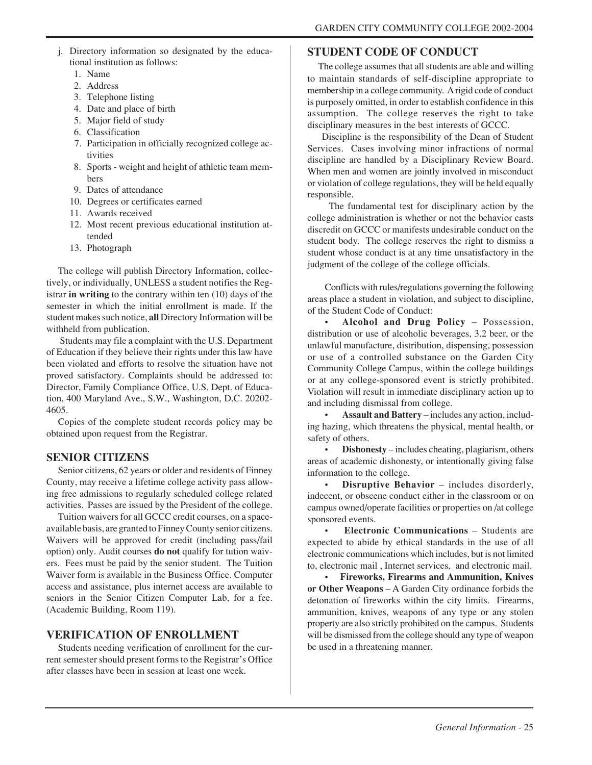j. Directory information so designated by the educational institution as follows:
   1. Name
   2. Address
   3. Telephone listing
   4. Date and place of birth
   5. Major field of study
   6. Classification
   7. Participation in officially recognized college activities
   8. Sports - weight and height of athletic team members
   9. Dates of attendance
   10. Degrees or certificates earned
   11. Awards received
   12. Most recent previous educational institution attended
   13. Photograph

The college will publish Directory Information, collectively, or individually, UNLESS a student notifies the Registrar **in writing** to the contrary within ten (10) days of the semester in which the initial enrollment is made. If the student makes such notice, **all** Directory Information will be withheld from publication.

Students may file a complaint with the U.S. Department of Education if they believe their rights under this law have been violated and efforts to resolve the situation have not proved satisfactory. Complaints should be addressed to: Director, Family Compliance Office, U.S. Dept. of Education, 400 Maryland Ave., S.W., Washington, D.C. 20202-4605.

Copies of the complete student records policy may be obtained upon request from the Registrar.

## SENIOR CITIZENS

Senior citizens, 62 years or older and residents of Finney County, may receive a lifetime college activity pass allowing free admissions to regularly scheduled college related activities. Passes are issued by the President of the college.

Tuition waivers for all GCCC credit courses, on a space-available basis, are granted to Finney County senior citizens. Waivers will be approved for credit (including pass/fail option) only. Audit courses **do not** qualify for tution waivers. Fees must be paid by the senior student. The Tuition Waiver form is available in the Business Office. Computer access and assistance, plus internet access are available to seniors in the Senior Citizen Computer Lab, for a fee. (Academic Building, Room 119).

## VERIFICATION OF ENROLLMENT

Students needing verification of enrollment for the current semester should present forms to the Registrar's Office after classes have been in session at least one week.

## STUDENT CODE OF CONDUCT

The college assumes that all students are able and willing to maintain standards of self-discipline appropriate to membership in a college community. A rigid code of conduct is purposely omitted, in order to establish confidence in this assumption. The college reserves the right to take disciplinary measures in the best interests of GCCC.

Discipline is the responsibility of the Dean of Student Services. Cases involving minor infractions of normal discipline are handled by a Disciplinary Review Board. When men and women are jointly involved in misconduct or violation of college regulations, they will be held equally responsible.

The fundamental test for disciplinary action by the college administration is whether or not the behavior casts discredit on GCCC or manifests undesirable conduct on the student body. The college reserves the right to dismiss a student whose conduct is at any time unsatisfactory in the judgment of the college of the college officials.

Conflicts with rules/regulations governing the following areas place a student in violation, and subject to discipline, of the Student Code of Conduct:

- **Alcohol and Drug Policy** – Possession, distribution or use of alcoholic beverages, 3.2 beer, or the unlawful manufacture, distribution, dispensing, possession or use of a controlled substance on the Garden City Community College Campus, within the college buildings or at any college-sponsored event is strictly prohibited. Violation will result in immediate disciplinary action up to and including dismissal from college.
- **Assault and Battery** – includes any action, including hazing, which threatens the physical, mental health, or safety of others.
- **Dishonesty** – includes cheating, plagiarism, others areas of academic dishonesty, or intentionally giving false information to the college.
- **Disruptive Behavior** – includes disorderly, indecent, or obscene conduct either in the classroom or on campus owned/operate facilities or properties on /at college sponsored events.
- **Electronic Communications** – Students are expected to abide by ethical standards in the use of all electronic communications which includes, but is not limited to, electronic mail , Internet services, and electronic mail.
- **Fireworks, Firearms and Ammunition, Knives or Other Weapons** – A Garden City ordinance forbids the detonation of fireworks within the city limits. Firearms, ammunition, knives, weapons of any type or any stolen property are also strictly prohibited on the campus. Students will be dismissed from the college should any type of weapon be used in a threatening manner.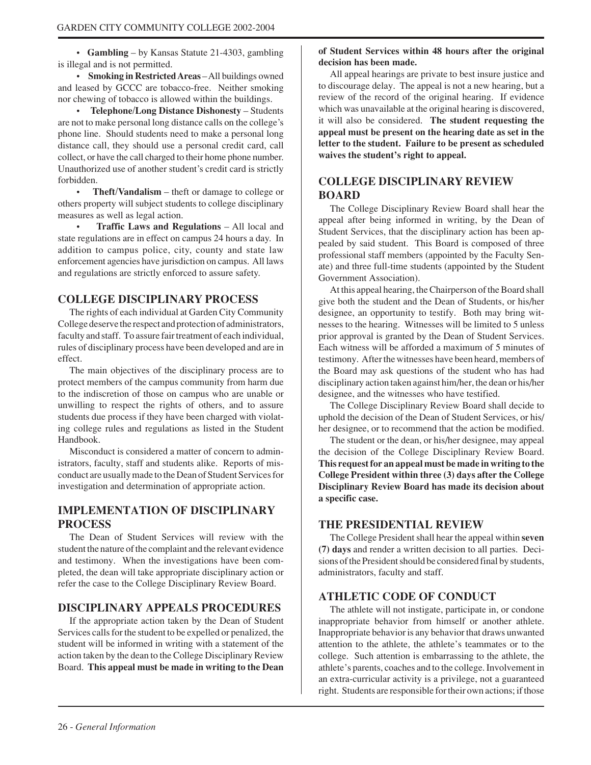- **Gambling** – by Kansas Statute 21-4303, gambling is illegal and is not permitted.
- **Smoking in Restricted Areas** – All buildings owned and leased by GCCC are tobacco-free. Neither smoking nor chewing of tobacco is allowed within the buildings.
- **Telephone/Long Distance Dishonesty** – Students are not to make personal long distance calls on the college's phone line. Should students need to make a personal long distance call, they should use a personal credit card, call collect, or have the call charged to their home phone number. Unauthorized use of another student's credit card is strictly forbidden.
- **Theft/Vandalism** – theft or damage to college or others property will subject students to college disciplinary measures as well as legal action.
- **Traffic Laws and Regulations** – All local and state regulations are in effect on campus 24 hours a day. In addition to campus police, city, county and state law enforcement agencies have jurisdiction on campus. All laws and regulations are strictly enforced to assure safety.

## COLLEGE DISCIPLINARY PROCESS

The rights of each individual at Garden City Community College deserve the respect and protection of administrators, faculty and staff. To assure fair treatment of each individual, rules of disciplinary process have been developed and are in effect.

The main objectives of the disciplinary process are to protect members of the campus community from harm due to the indiscretion of those on campus who are unable or unwilling to respect the rights of others, and to assure students due process if they have been charged with violating college rules and regulations as listed in the Student Handbook.

Misconduct is considered a matter of concern to administrators, faculty, staff and students alike. Reports of misconduct are usually made to the Dean of Student Services for investigation and determination of appropriate action.

## IMPLEMENTATION OF DISCIPLINARY PROCESS

The Dean of Student Services will review with the student the nature of the complaint and the relevant evidence and testimony. When the investigations have been completed, the dean will take appropriate disciplinary action or refer the case to the College Disciplinary Review Board.

## DISCIPLINARY APPEALS PROCEDURES

If the appropriate action taken by the Dean of Student Services calls for the student to be expelled or penalized, the student will be informed in writing with a statement of the action taken by the dean to the College Disciplinary Review Board. **This appeal must be made in writing to the Dean of Student Services within 48 hours after the original decision has been made.**

All appeal hearings are private to best insure justice and to discourage delay. The appeal is not a new hearing, but a review of the record of the original hearing. If evidence which was unavailable at the original hearing is discovered, it will also be considered. **The student requesting the appeal must be present on the hearing date as set in the letter to the student. Failure to be present as scheduled waives the student's right to appeal.**

## COLLEGE DISCIPLINARY REVIEW BOARD

The College Disciplinary Review Board shall hear the appeal after being informed in writing, by the Dean of Student Services, that the disciplinary action has been appealed by said student. This Board is composed of three professional staff members (appointed by the Faculty Senate) and three full-time students (appointed by the Student Government Association).

At this appeal hearing, the Chairperson of the Board shall give both the student and the Dean of Students, or his/her designee, an opportunity to testify. Both may bring witnesses to the hearing. Witnesses will be limited to 5 unless prior approval is granted by the Dean of Student Services. Each witness will be afforded a maximum of 5 minutes of testimony. After the witnesses have been heard, members of the Board may ask questions of the student who has had disciplinary action taken against him/her, the dean or his/her designee, and the witnesses who have testified.

The College Disciplinary Review Board shall decide to uphold the decision of the Dean of Student Services, or his/her designee, or to recommend that the action be modified.

The student or the dean, or his/her designee, may appeal the decision of the College Disciplinary Review Board. **This request for an appeal must be made in writing to the College President within three (3) days after the College Disciplinary Review Board has made its decision about a specific case.**

## THE PRESIDENTIAL REVIEW

The College President shall hear the appeal within **seven (7) days** and render a written decision to all parties. Decisions of the President should be considered final by students, administrators, faculty and staff.

## ATHLETIC CODE OF CONDUCT

The athlete will not instigate, participate in, or condone inappropriate behavior from himself or another athlete. Inappropriate behavior is any behavior that draws unwanted attention to the athlete, the athlete's teammates or to the college. Such attention is embarrassing to the athlete, the athlete's parents, coaches and to the college. Involvement in an extra-curricular activity is a privilege, not a guaranteed right. Students are responsible for their own actions; if those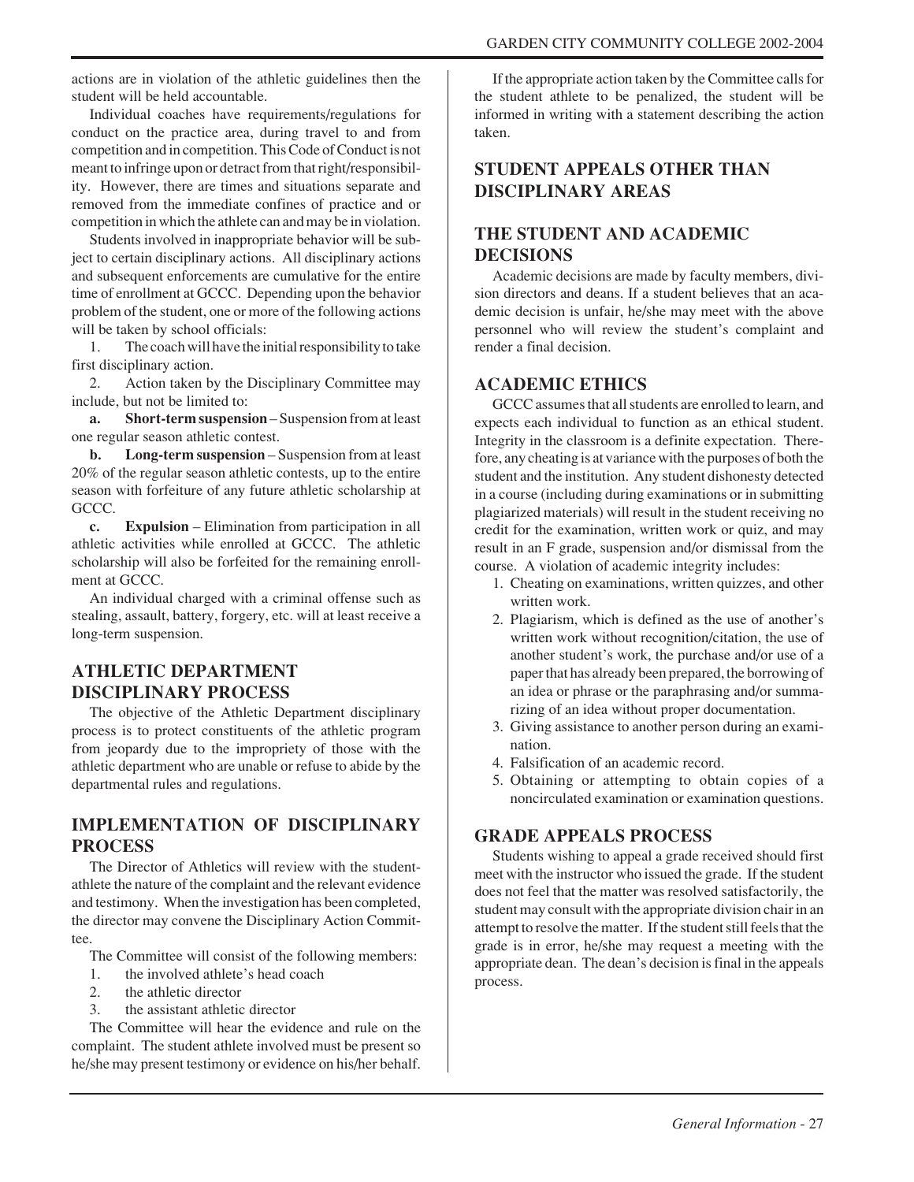actions are in violation of the athletic guidelines then the student will be held accountable.

Individual coaches have requirements/regulations for conduct on the practice area, during travel to and from competition and in competition. This Code of Conduct is not meant to infringe upon or detract from that right/responsibility. However, there are times and situations separate and removed from the immediate confines of practice and or competition in which the athlete can and may be in violation.

Students involved in inappropriate behavior will be subject to certain disciplinary actions. All disciplinary actions and subsequent enforcements are cumulative for the entire time of enrollment at GCCC. Depending upon the behavior problem of the student, one or more of the following actions will be taken by school officials:

1. The coach will have the initial responsibility to take first disciplinary action.
2. Action taken by the Disciplinary Committee may include, but not be limited to:

   **a. Short-term suspension** – Suspension from at least one regular season athletic contest.

   **b. Long-term suspension** – Suspension from at least 20% of the regular season athletic contests, up to the entire season with forfeiture of any future athletic scholarship at GCCC.

   **c. Expulsion** – Elimination from participation in all athletic activities while enrolled at GCCC. The athletic scholarship will also be forfeited for the remaining enrollment at GCCC.

An individual charged with a criminal offense such as stealing, assault, battery, forgery, etc. will at least receive a long-term suspension.

## ATHLETIC DEPARTMENT DISCIPLINARY PROCESS

The objective of the Athletic Department disciplinary process is to protect constituents of the athletic program from jeopardy due to the impropriety of those with the athletic department who are unable or refuse to abide by the departmental rules and regulations.

## IMPLEMENTATION OF DISCIPLINARY PROCESS

The Director of Athletics will review with the student-athlete the nature of the complaint and the relevant evidence and testimony. When the investigation has been completed, the director may convene the Disciplinary Action Committee.

The Committee will consist of the following members:

1. the involved athlete's head coach
2. the athletic director
3. the assistant athletic director

The Committee will hear the evidence and rule on the complaint. The student athlete involved must be present so he/she may present testimony or evidence on his/her behalf.

If the appropriate action taken by the Committee calls for the student athlete to be penalized, the student will be informed in writing with a statement describing the action taken.

## STUDENT APPEALS OTHER THAN DISCIPLINARY AREAS

## THE STUDENT AND ACADEMIC DECISIONS

Academic decisions are made by faculty members, division directors and deans. If a student believes that an academic decision is unfair, he/she may meet with the above personnel who will review the student's complaint and render a final decision.

## ACADEMIC ETHICS

GCCC assumes that all students are enrolled to learn, and expects each individual to function as an ethical student. Integrity in the classroom is a definite expectation. Therefore, any cheating is at variance with the purposes of both the student and the institution. Any student dishonesty detected in a course (including during examinations or in submitting plagiarized materials) will result in the student receiving no credit for the examination, written work or quiz, and may result in an F grade, suspension and/or dismissal from the course. A violation of academic integrity includes:

1. Cheating on examinations, written quizzes, and other written work.
2. Plagiarism, which is defined as the use of another's written work without recognition/citation, the use of another student's work, the purchase and/or use of a paper that has already been prepared, the borrowing of an idea or phrase or the paraphrasing and/or summarizing of an idea without proper documentation.
3. Giving assistance to another person during an examination.
4. Falsification of an academic record.
5. Obtaining or attempting to obtain copies of a noncirculated examination or examination questions.

## GRADE APPEALS PROCESS

Students wishing to appeal a grade received should first meet with the instructor who issued the grade. If the student does not feel that the matter was resolved satisfactorily, the student may consult with the appropriate division chair in an attempt to resolve the matter. If the student still feels that the grade is in error, he/she may request a meeting with the appropriate dean. The dean's decision is final in the appeals process.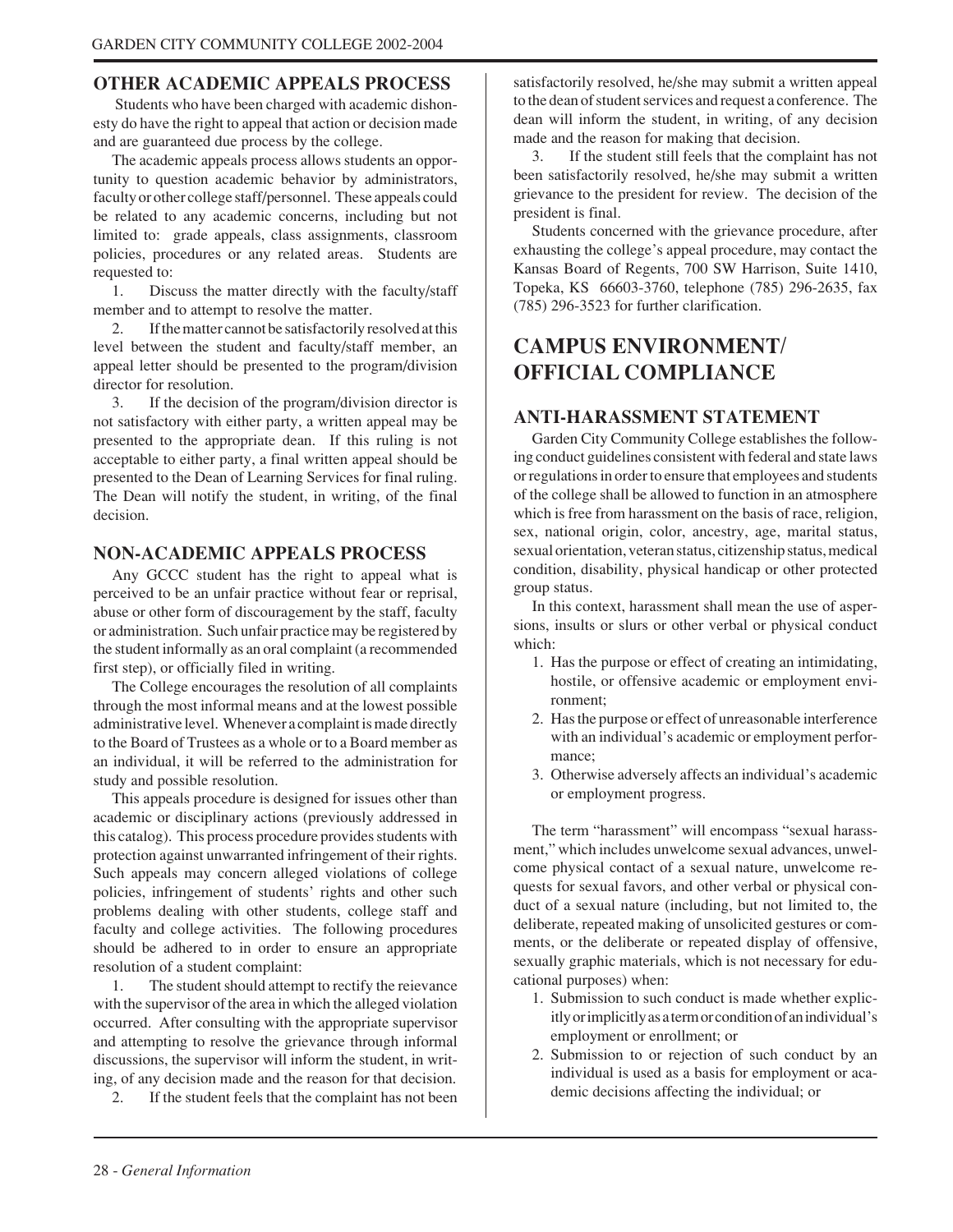## OTHER ACADEMIC APPEALS PROCESS

Students who have been charged with academic dishonesty do have the right to appeal that action or decision made and are guaranteed due process by the college.

The academic appeals process allows students an opportunity to question academic behavior by administrators, faculty or other college staff/personnel. These appeals could be related to any academic concerns, including but not limited to: grade appeals, class assignments, classroom policies, procedures or any related areas. Students are requested to:

1. Discuss the matter directly with the faculty/staff member and to attempt to resolve the matter.
2. If the matter cannot be satisfactorily resolved at this level between the student and faculty/staff member, an appeal letter should be presented to the program/division director for resolution.
3. If the decision of the program/division director is not satisfactory with either party, a written appeal may be presented to the appropriate dean. If this ruling is not acceptable to either party, a final written appeal should be presented to the Dean of Learning Services for final ruling. The Dean will notify the student, in writing, of the final decision.

## NON-ACADEMIC APPEALS PROCESS

Any GCCC student has the right to appeal what is perceived to be an unfair practice without fear or reprisal, abuse or other form of discouragement by the staff, faculty or administration. Such unfair practice may be registered by the student informally as an oral complaint (a recommended first step), or officially filed in writing.

The College encourages the resolution of all complaints through the most informal means and at the lowest possible administrative level. Whenever a complaint is made directly to the Board of Trustees as a whole or to a Board member as an individual, it will be referred to the administration for study and possible resolution.

This appeals procedure is designed for issues other than academic or disciplinary actions (previously addressed in this catalog). This process procedure provides students with protection against unwarranted infringement of their rights. Such appeals may concern alleged violations of college policies, infringement of students' rights and other such problems dealing with other students, college staff and faculty and college activities. The following procedures should be adhered to in order to ensure an appropriate resolution of a student complaint:

1. The student should attempt to rectify the reievance with the supervisor of the area in which the alleged violation occurred. After consulting with the appropriate supervisor and attempting to resolve the grievance through informal discussions, the supervisor will inform the student, in writing, of any decision made and the reason for that decision.
2. If the student feels that the complaint has not been satisfactorily resolved, he/she may submit a written appeal to the dean of student services and request a conference. The dean will inform the student, in writing, of any decision made and the reason for making that decision.
3. If the student still feels that the complaint has not been satisfactorily resolved, he/she may submit a written grievance to the president for review. The decision of the president is final.

Students concerned with the grievance procedure, after exhausting the college's appeal procedure, may contact the Kansas Board of Regents, 700 SW Harrison, Suite 1410, Topeka, KS 66603-3760, telephone (785) 296-2635, fax (785) 296-3523 for further clarification.

# CAMPUS ENVIRONMENT/ OFFICIAL COMPLIANCE

## ANTI-HARASSMENT STATEMENT

Garden City Community College establishes the following conduct guidelines consistent with federal and state laws or regulations in order to ensure that employees and students of the college shall be allowed to function in an atmosphere which is free from harassment on the basis of race, religion, sex, national origin, color, ancestry, age, marital status, sexual orientation, veteran status, citizenship status, medical condition, disability, physical handicap or other protected group status.

In this context, harassment shall mean the use of aspersions, insults or slurs or other verbal or physical conduct which:

1. Has the purpose or effect of creating an intimidating, hostile, or offensive academic or employment environment;
2. Has the purpose or effect of unreasonable interference with an individual's academic or employment performance;
3. Otherwise adversely affects an individual's academic or employment progress.

The term "harassment" will encompass "sexual harassment," which includes unwelcome sexual advances, unwelcome physical contact of a sexual nature, unwelcome requests for sexual favors, and other verbal or physical conduct of a sexual nature (including, but not limited to, the deliberate, repeated making of unsolicited gestures or comments, or the deliberate or repeated display of offensive, sexually graphic materials, which is not necessary for educational purposes) when:

1. Submission to such conduct is made whether explicitly or implicitly as a term or condition of an individual's employment or enrollment; or
2. Submission to or rejection of such conduct by an individual is used as a basis for employment or academic decisions affecting the individual; or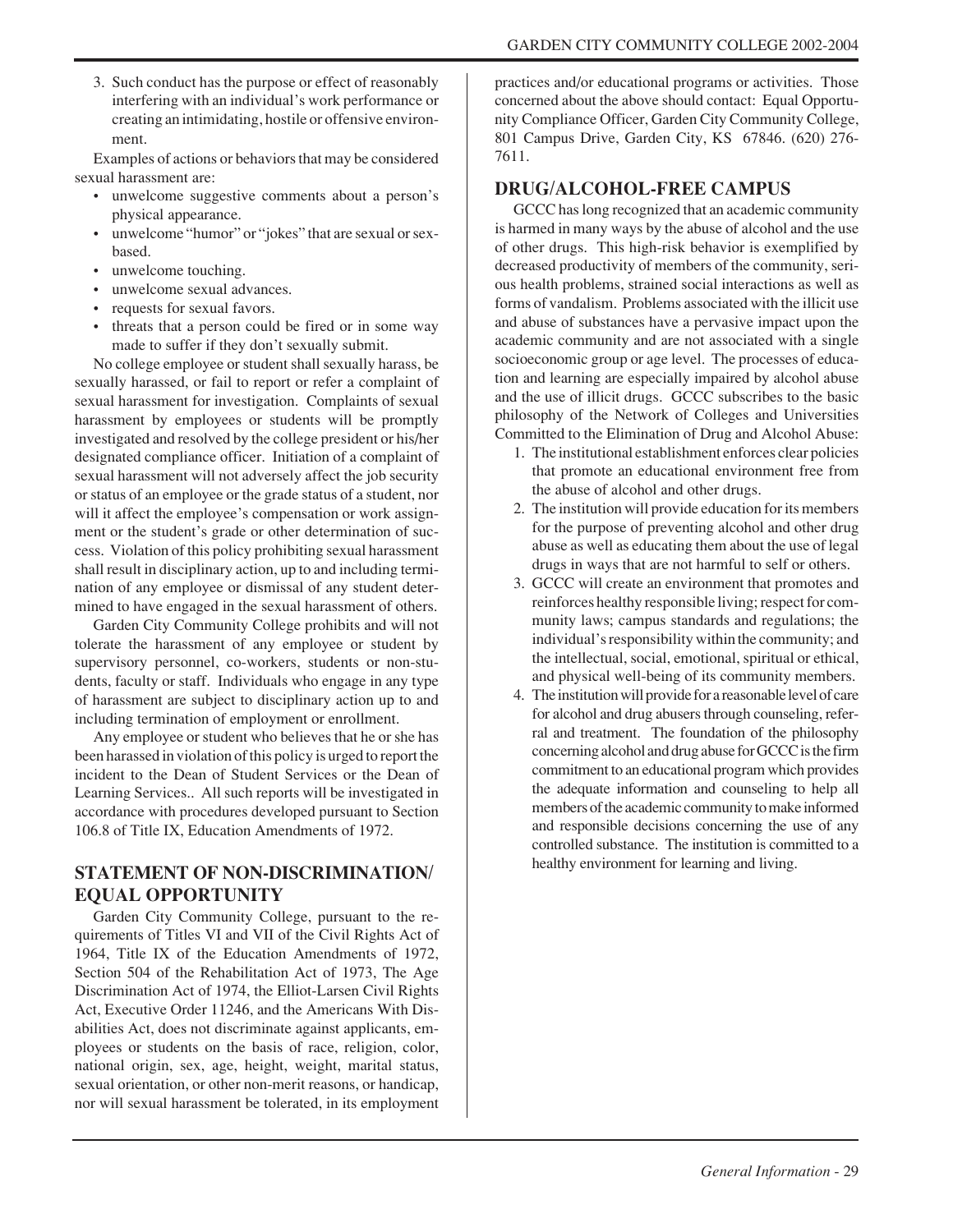3. Such conduct has the purpose or effect of reasonably interfering with an individual's work performance or creating an intimidating, hostile or offensive environment.

Examples of actions or behaviors that may be considered sexual harassment are:

- unwelcome suggestive comments about a person's physical appearance.
- unwelcome "humor" or "jokes" that are sexual or sex-based.
- unwelcome touching.
- unwelcome sexual advances.
- requests for sexual favors.
- threats that a person could be fired or in some way made to suffer if they don't sexually submit.

No college employee or student shall sexually harass, be sexually harassed, or fail to report or refer a complaint of sexual harassment for investigation. Complaints of sexual harassment by employees or students will be promptly investigated and resolved by the college president or his/her designated compliance officer. Initiation of a complaint of sexual harassment will not adversely affect the job security or status of an employee or the grade status of a student, nor will it affect the employee's compensation or work assignment or the student's grade or other determination of success. Violation of this policy prohibiting sexual harassment shall result in disciplinary action, up to and including termination of any employee or dismissal of any student determined to have engaged in the sexual harassment of others.

Garden City Community College prohibits and will not tolerate the harassment of any employee or student by supervisory personnel, co-workers, students or non-students, faculty or staff. Individuals who engage in any type of harassment are subject to disciplinary action up to and including termination of employment or enrollment.

Any employee or student who believes that he or she has been harassed in violation of this policy is urged to report the incident to the Dean of Student Services or the Dean of Learning Services.. All such reports will be investigated in accordance with procedures developed pursuant to Section 106.8 of Title IX, Education Amendments of 1972.

## STATEMENT OF NON-DISCRIMINATION/ EQUAL OPPORTUNITY

Garden City Community College, pursuant to the requirements of Titles VI and VII of the Civil Rights Act of 1964, Title IX of the Education Amendments of 1972, Section 504 of the Rehabilitation Act of 1973, The Age Discrimination Act of 1974, the Elliot-Larsen Civil Rights Act, Executive Order 11246, and the Americans With Disabilities Act, does not discriminate against applicants, employees or students on the basis of race, religion, color, national origin, sex, age, height, weight, marital status, sexual orientation, or other non-merit reasons, or handicap, nor will sexual harassment be tolerated, in its employment practices and/or educational programs or activities. Those concerned about the above should contact: Equal Opportunity Compliance Officer, Garden City Community College, 801 Campus Drive, Garden City, KS 67846. (620) 276-7611.

## DRUG/ALCOHOL-FREE CAMPUS

GCCC has long recognized that an academic community is harmed in many ways by the abuse of alcohol and the use of other drugs. This high-risk behavior is exemplified by decreased productivity of members of the community, serious health problems, strained social interactions as well as forms of vandalism. Problems associated with the illicit use and abuse of substances have a pervasive impact upon the academic community and are not associated with a single socioeconomic group or age level. The processes of education and learning are especially impaired by alcohol abuse and the use of illicit drugs. GCCC subscribes to the basic philosophy of the Network of Colleges and Universities Committed to the Elimination of Drug and Alcohol Abuse:

1. The institutional establishment enforces clear policies that promote an educational environment free from the abuse of alcohol and other drugs.
2. The institution will provide education for its members for the purpose of preventing alcohol and other drug abuse as well as educating them about the use of legal drugs in ways that are not harmful to self or others.
3. GCCC will create an environment that promotes and reinforces healthy responsible living; respect for community laws; campus standards and regulations; the individual's responsibility within the community; and the intellectual, social, emotional, spiritual or ethical, and physical well-being of its community members.
4. The institution will provide for a reasonable level of care for alcohol and drug abusers through counseling, referral and treatment. The foundation of the philosophy concerning alcohol and drug abuse for GCCC is the firm commitment to an educational program which provides the adequate information and counseling to help all members of the academic community to make informed and responsible decisions concerning the use of any controlled substance. The institution is committed to a healthy environment for learning and living.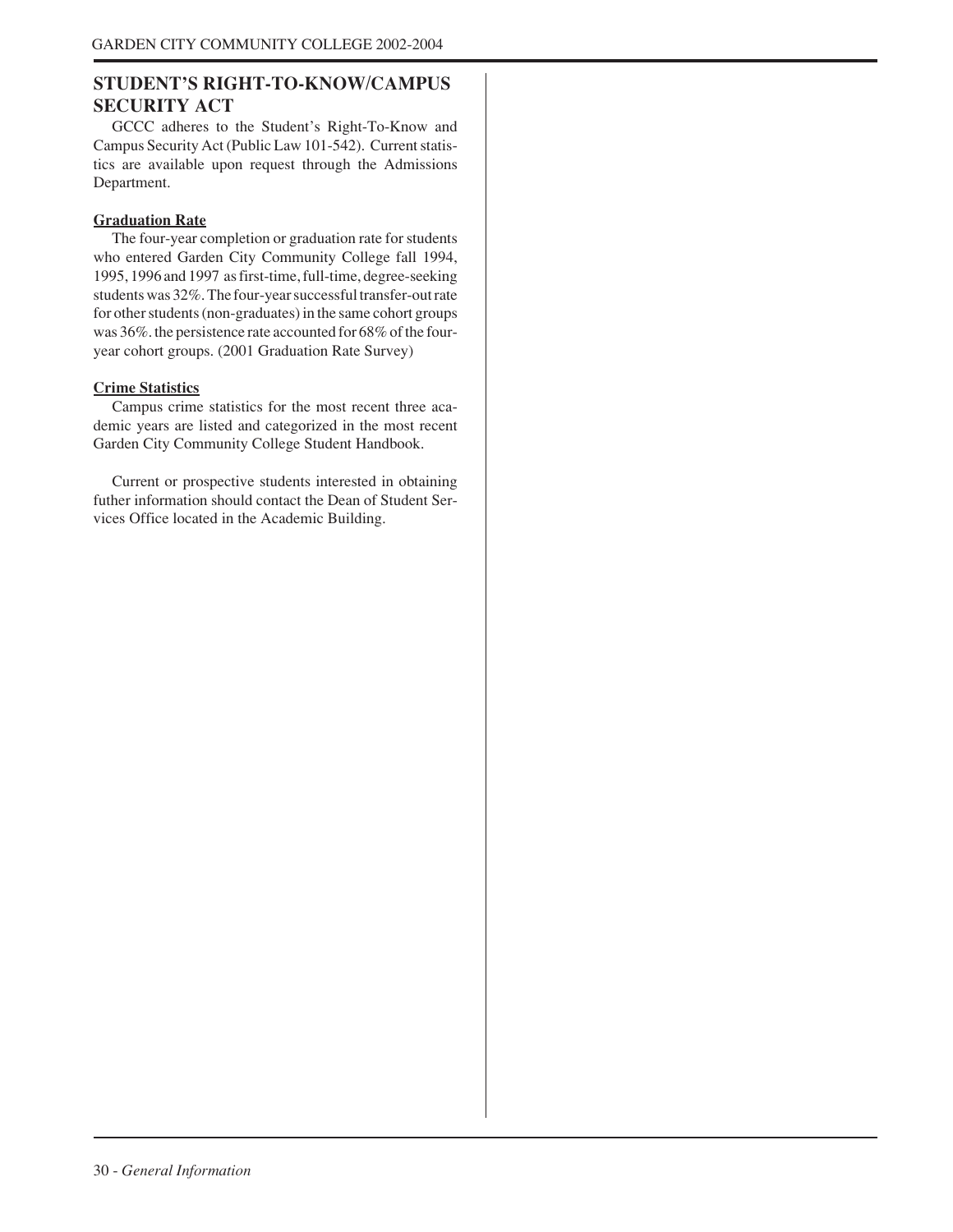## STUDENT'S RIGHT-TO-KNOW/CAMPUS SECURITY ACT

GCCC adheres to the Student's Right-To-Know and Campus Security Act (Public Law 101-542). Current statistics are available upon request through the Admissions Department.

**Graduation Rate**

The four-year completion or graduation rate for students who entered Garden City Community College fall 1994, 1995, 1996 and 1997 as first-time, full-time, degree-seeking students was 32%. The four-year successful transfer-out rate for other students (non-graduates) in the same cohort groups was 36%. the persistence rate accounted for 68% of the four-year cohort groups. (2001 Graduation Rate Survey)

**Crime Statistics**

Campus crime statistics for the most recent three academic years are listed and categorized in the most recent Garden City Community College Student Handbook.

Current or prospective students interested in obtaining futher information should contact the Dean of Student Services Office located in the Academic Building.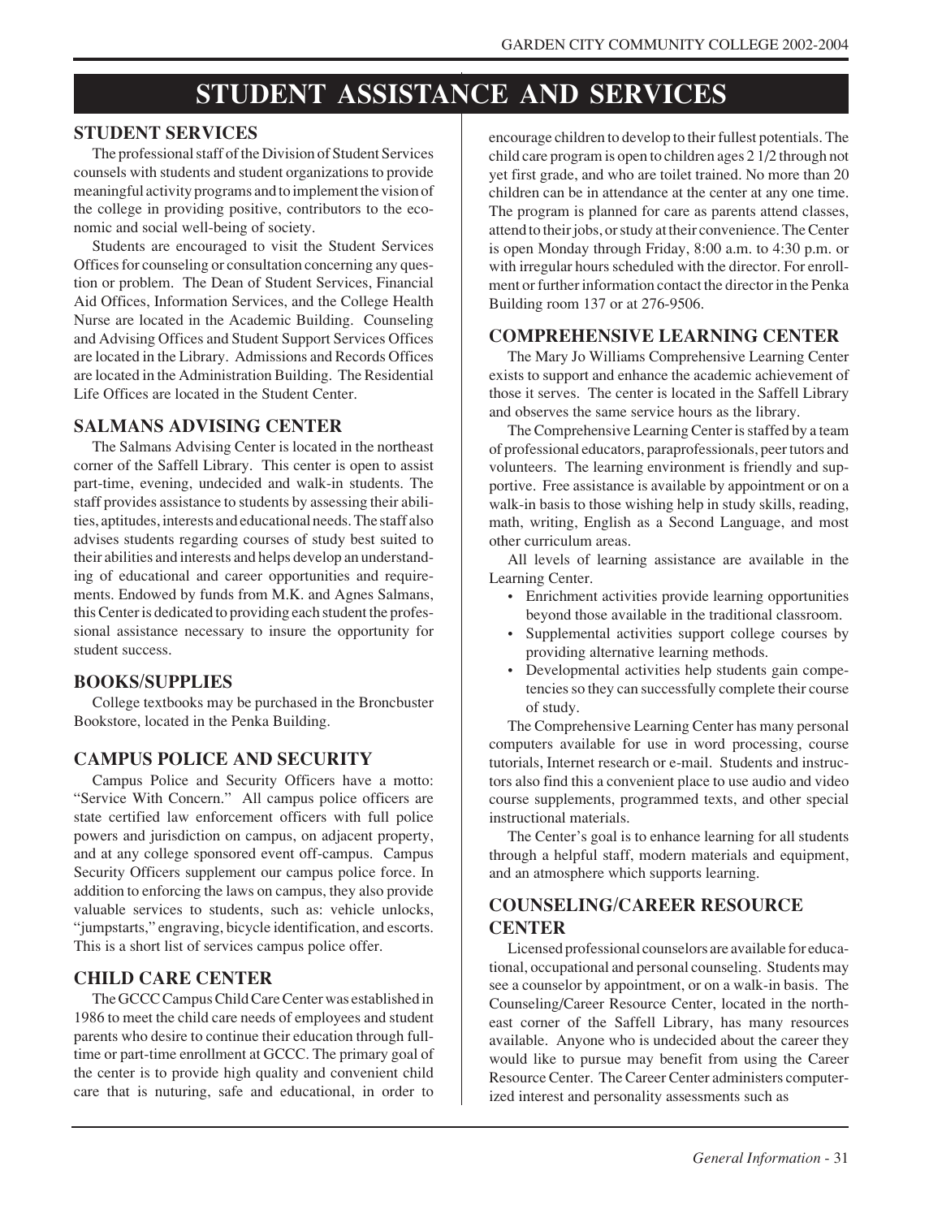# STUDENT ASSISTANCE AND SERVICES

## STUDENT SERVICES

The professional staff of the Division of Student Services counsels with students and student organizations to provide meaningful activity programs and to implement the vision of the college in providing positive, contributors to the economic and social well-being of society.

Students are encouraged to visit the Student Services Offices for counseling or consultation concerning any question or problem. The Dean of Student Services, Financial Aid Offices, Information Services, and the College Health Nurse are located in the Academic Building. Counseling and Advising Offices and Student Support Services Offices are located in the Library. Admissions and Records Offices are located in the Administration Building. The Residential Life Offices are located in the Student Center.

## SALMANS ADVISING CENTER

The Salmans Advising Center is located in the northeast corner of the Saffell Library. This center is open to assist part-time, evening, undecided and walk-in students. The staff provides assistance to students by assessing their abilities, aptitudes, interests and educational needs. The staff also advises students regarding courses of study best suited to their abilities and interests and helps develop an understanding of educational and career opportunities and requirements. Endowed by funds from M.K. and Agnes Salmans, this Center is dedicated to providing each student the professional assistance necessary to insure the opportunity for student success.

## BOOKS/SUPPLIES

College textbooks may be purchased in the Broncbuster Bookstore, located in the Penka Building.

## CAMPUS POLICE AND SECURITY

Campus Police and Security Officers have a motto: "Service With Concern." All campus police officers are state certified law enforcement officers with full police powers and jurisdiction on campus, on adjacent property, and at any college sponsored event off-campus. Campus Security Officers supplement our campus police force. In addition to enforcing the laws on campus, they also provide valuable services to students, such as: vehicle unlocks, "jumpstarts," engraving, bicycle identification, and escorts. This is a short list of services campus police offer.

## CHILD CARE CENTER

The GCCC Campus Child Care Center was established in 1986 to meet the child care needs of employees and student parents who desire to continue their education through full-time or part-time enrollment at GCCC. The primary goal of the center is to provide high quality and convenient child care that is nuturing, safe and educational, in order to encourage children to develop to their fullest potentials. The child care program is open to children ages 2 1/2 through not yet first grade, and who are toilet trained. No more than 20 children can be in attendance at the center at any one time. The program is planned for care as parents attend classes, attend to their jobs, or study at their convenience. The Center is open Monday through Friday, 8:00 a.m. to 4:30 p.m. or with irregular hours scheduled with the director. For enrollment or further information contact the director in the Penka Building room 137 or at 276-9506.

## COMPREHENSIVE LEARNING CENTER

The Mary Jo Williams Comprehensive Learning Center exists to support and enhance the academic achievement of those it serves. The center is located in the Saffell Library and observes the same service hours as the library.

The Comprehensive Learning Center is staffed by a team of professional educators, paraprofessionals, peer tutors and volunteers. The learning environment is friendly and supportive. Free assistance is available by appointment or on a walk-in basis to those wishing help in study skills, reading, math, writing, English as a Second Language, and most other curriculum areas.

All levels of learning assistance are available in the Learning Center.

- Enrichment activities provide learning opportunities beyond those available in the traditional classroom.
- Supplemental activities support college courses by providing alternative learning methods.
- Developmental activities help students gain competencies so they can successfully complete their course of study.

The Comprehensive Learning Center has many personal computers available for use in word processing, course tutorials, Internet research or e-mail. Students and instructors also find this a convenient place to use audio and video course supplements, programmed texts, and other special instructional materials.

The Center's goal is to enhance learning for all students through a helpful staff, modern materials and equipment, and an atmosphere which supports learning.

## COUNSELING/CAREER RESOURCE CENTER

Licensed professional counselors are available for educational, occupational and personal counseling. Students may see a counselor by appointment, or on a walk-in basis. The Counseling/Career Resource Center, located in the northeast corner of the Saffell Library, has many resources available. Anyone who is undecided about the career they would like to pursue may benefit from using the Career Resource Center. The Career Center administers computerized interest and personality assessments such as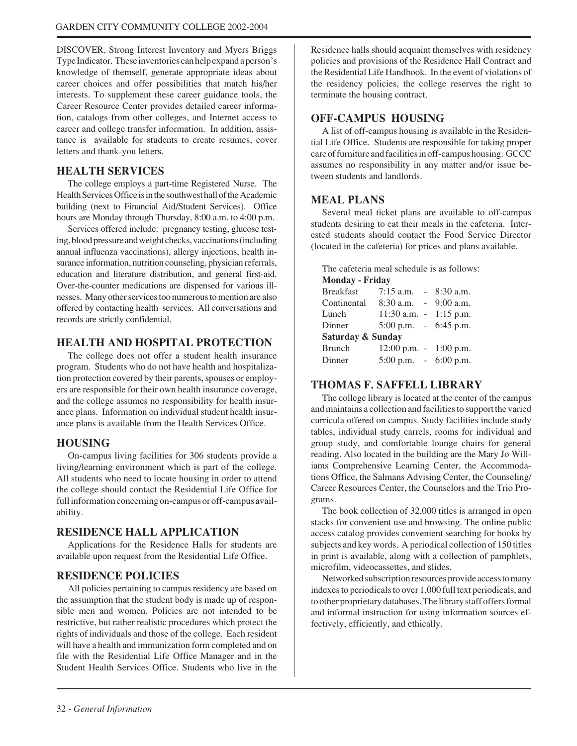DISCOVER, Strong Interest Inventory and Myers Briggs Type Indicator. These inventories can help expand a person's knowledge of themself, generate appropriate ideas about career choices and offer possibilities that match his/her interests. To supplement these career guidance tools, the Career Resource Center provides detailed career information, catalogs from other colleges, and Internet access to career and college transfer information. In addition, assistance is available for students to create resumes, cover letters and thank-you letters.

## HEALTH SERVICES

The college employs a part-time Registered Nurse. The Health Services Office is in the southwest hall of the Academic building (next to Financial Aid/Student Services). Office hours are Monday through Thursday, 8:00 a.m. to 4:00 p.m.

Services offered include: pregnancy testing, glucose testing, blood pressure and weight checks, vaccinations (including annual influenza vaccinations), allergy injections, health insurance information, nutrition counseling, physician referrals, education and literature distribution, and general first-aid. Over-the-counter medications are dispensed for various illnesses. Many other services too numerous to mention are also offered by contacting health services. All conversations and records are strictly confidential.

## HEALTH AND HOSPITAL PROTECTION

The college does not offer a student health insurance program. Students who do not have health and hospitalization protection covered by their parents, spouses or employers are responsible for their own health insurance coverage, and the college assumes no responsibility for health insurance plans. Information on individual student health insurance plans is available from the Health Services Office.

## HOUSING

On-campus living facilities for 306 students provide a living/learning environment which is part of the college. All students who need to locate housing in order to attend the college should contact the Residential Life Office for full information concerning on-campus or off-campus availability.

## RESIDENCE HALL APPLICATION

Applications for the Residence Halls for students are available upon request from the Residential Life Office.

## RESIDENCE POLICIES

All policies pertaining to campus residency are based on the assumption that the student body is made up of responsible men and women. Policies are not intended to be restrictive, but rather realistic procedures which protect the rights of individuals and those of the college. Each resident will have a health and immunization form completed and on file with the Residential Life Office Manager and in the Student Health Services Office. Students who live in the Residence halls should acquaint themselves with residency policies and provisions of the Residence Hall Contract and the Residential Life Handbook. In the event of violations of the residency policies, the college reserves the right to terminate the housing contract.

## OFF-CAMPUS HOUSING

A list of off-campus housing is available in the Residential Life Office. Students are responsible for taking proper care of furniture and facilities in off-campus housing. GCCC assumes no responsibility in any matter and/or issue between students and landlords.

## MEAL PLANS

Several meal ticket plans are available to off-campus students desiring to eat their meals in the cafeteria. Interested students should contact the Food Service Director (located in the cafeteria) for prices and plans available.

The cafeteria meal schedule is as follows:

| **Monday - Friday** | |
|---|---|
| Breakfast | 7:15 a.m. - 8:30 a.m. |
| Continental | 8:30 a.m. - 9:00 a.m. |
| Lunch | 11:30 a.m. - 1:15 p.m. |
| Dinner | 5:00 p.m. - 6:45 p.m. |
| **Saturday & Sunday** | |
| Brunch | 12:00 p.m. - 1:00 p.m. |
| Dinner | 5:00 p.m. - 6:00 p.m. |

## THOMAS F. SAFFELL LIBRARY

The college library is located at the center of the campus and maintains a collection and facilities to support the varied curricula offered on campus. Study facilities include study tables, individual study carrels, rooms for individual and group study, and comfortable lounge chairs for general reading. Also located in the building are the Mary Jo Williams Comprehensive Learning Center, the Accommodations Office, the Salmans Advising Center, the Counseling/Career Resources Center, the Counselors and the Trio Programs.

The book collection of 32,000 titles is arranged in open stacks for convenient use and browsing. The online public access catalog provides convenient searching for books by subjects and key words. A periodical collection of 150 titles in print is available, along with a collection of pamphlets, microfilm, videocassettes, and slides.

Networked subscription resources provide access to many indexes to periodicals to over 1,000 full text periodicals, and to other proprietary databases. The library staff offers formal and informal instruction for using information sources effectively, efficiently, and ethically.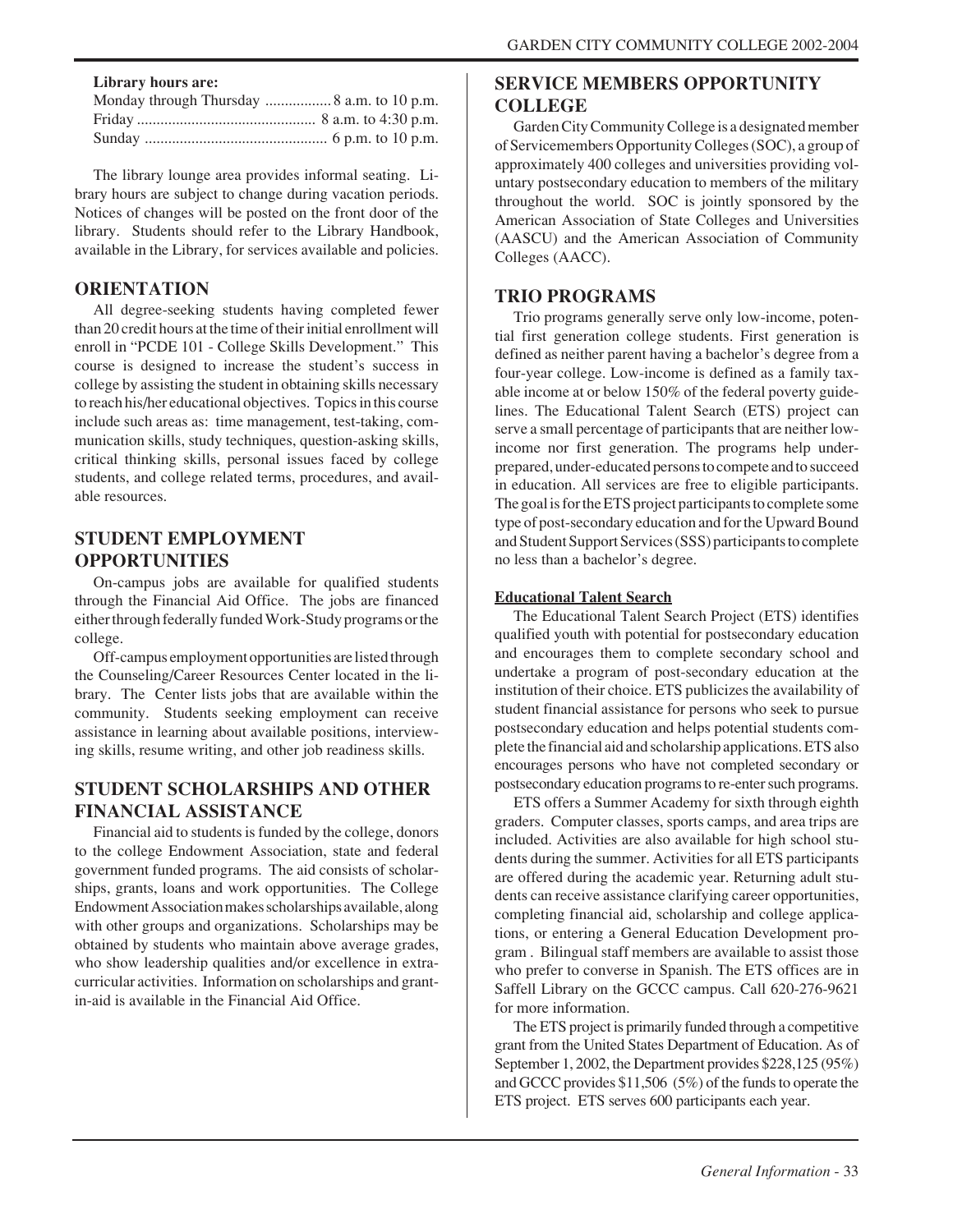**Library hours are:**

Monday through Thursday ................. 8 a.m. to 10 p.m.
Friday ............................................. 8 a.m. to 4:30 p.m.
Sunday .............................................. 6 p.m. to 10 p.m.

The library lounge area provides informal seating. Library hours are subject to change during vacation periods. Notices of changes will be posted on the front door of the library. Students should refer to the Library Handbook, available in the Library, for services available and policies.

## ORIENTATION

All degree-seeking students having completed fewer than 20 credit hours at the time of their initial enrollment will enroll in "PCDE 101 - College Skills Development." This course is designed to increase the student's success in college by assisting the student in obtaining skills necessary to reach his/her educational objectives. Topics in this course include such areas as: time management, test-taking, communication skills, study techniques, question-asking skills, critical thinking skills, personal issues faced by college students, and college related terms, procedures, and available resources.

## STUDENT EMPLOYMENT OPPORTUNITIES

On-campus jobs are available for qualified students through the Financial Aid Office. The jobs are financed either through federally funded Work-Study programs or the college.

Off-campus employment opportunities are listed through the Counseling/Career Resources Center located in the library. The Center lists jobs that are available within the community. Students seeking employment can receive assistance in learning about available positions, interviewing skills, resume writing, and other job readiness skills.

## STUDENT SCHOLARSHIPS AND OTHER FINANCIAL ASSISTANCE

Financial aid to students is funded by the college, donors to the college Endowment Association, state and federal government funded programs. The aid consists of scholarships, grants, loans and work opportunities. The College Endowment Association makes scholarships available, along with other groups and organizations. Scholarships may be obtained by students who maintain above average grades, who show leadership qualities and/or excellence in extracurricular activities. Information on scholarships and grant-in-aid is available in the Financial Aid Office.

## SERVICE MEMBERS OPPORTUNITY COLLEGE

Garden City Community College is a designated member of Servicemembers Opportunity Colleges (SOC), a group of approximately 400 colleges and universities providing voluntary postsecondary education to members of the military throughout the world. SOC is jointly sponsored by the American Association of State Colleges and Universities (AASCU) and the American Association of Community Colleges (AACC).

## TRIO PROGRAMS

Trio programs generally serve only low-income, potential first generation college students. First generation is defined as neither parent having a bachelor's degree from a four-year college. Low-income is defined as a family taxable income at or below 150% of the federal poverty guidelines. The Educational Talent Search (ETS) project can serve a small percentage of participants that are neither low-income nor first generation. The programs help underprepared, under-educated persons to compete and to succeed in education. All services are free to eligible participants. The goal is for the ETS project participants to complete some type of post-secondary education and for the Upward Bound and Student Support Services (SSS) participants to complete no less than a bachelor's degree.

**Educational Talent Search**

The Educational Talent Search Project (ETS) identifies qualified youth with potential for postsecondary education and encourages them to complete secondary school and undertake a program of post-secondary education at the institution of their choice. ETS publicizes the availability of student financial assistance for persons who seek to pursue postsecondary education and helps potential students complete the financial aid and scholarship applications. ETS also encourages persons who have not completed secondary or postsecondary education programs to re-enter such programs.

ETS offers a Summer Academy for sixth through eighth graders. Computer classes, sports camps, and area trips are included. Activities are also available for high school students during the summer. Activities for all ETS participants are offered during the academic year. Returning adult students can receive assistance clarifying career opportunities, completing financial aid, scholarship and college applications, or entering a General Education Development program . Bilingual staff members are available to assist those who prefer to converse in Spanish. The ETS offices are in Saffell Library on the GCCC campus. Call 620-276-9621 for more information.

The ETS project is primarily funded through a competitive grant from the United States Department of Education. As of September 1, 2002, the Department provides $228,125 (95%) and GCCC provides $11,506 (5%) of the funds to operate the ETS project. ETS serves 600 participants each year.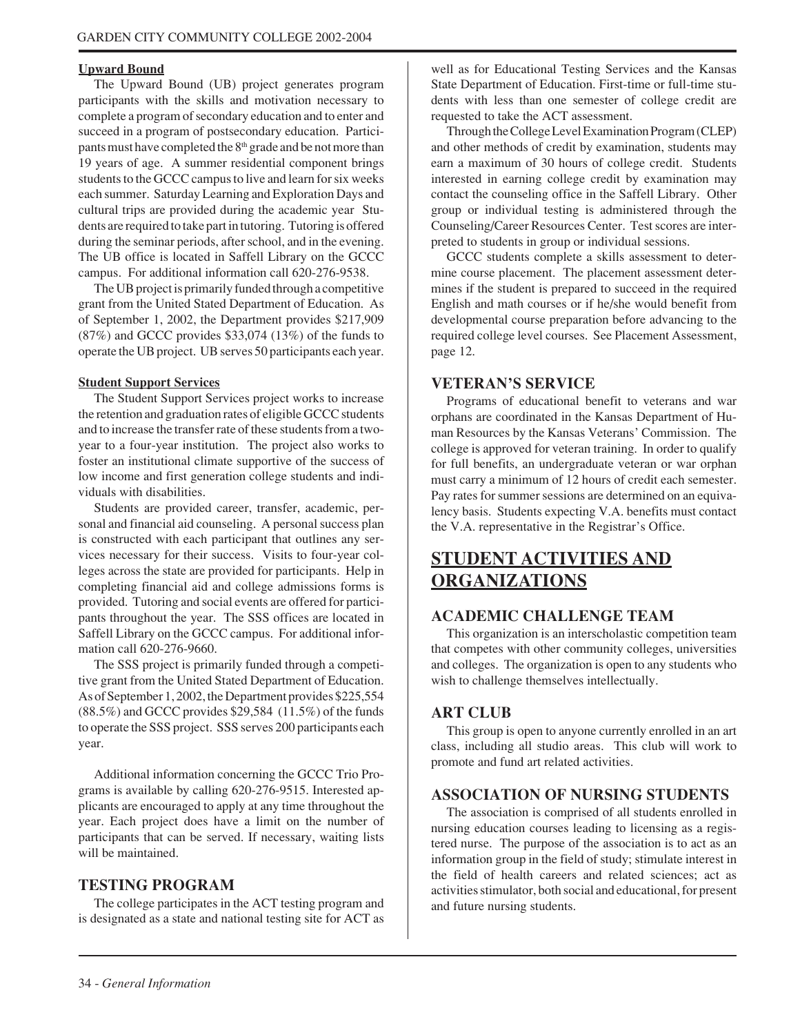**Upward Bound**

The Upward Bound (UB) project generates program participants with the skills and motivation necessary to complete a program of secondary education and to enter and succeed in a program of postsecondary education. Participants must have completed the 8th grade and be not more than 19 years of age. A summer residential component brings students to the GCCC campus to live and learn for six weeks each summer. Saturday Learning and Exploration Days and cultural trips are provided during the academic year Students are required to take part in tutoring. Tutoring is offered during the seminar periods, after school, and in the evening. The UB office is located in Saffell Library on the GCCC campus. For additional information call 620-276-9538.

The UB project is primarily funded through a competitive grant from the United Stated Department of Education. As of September 1, 2002, the Department provides $217,909 (87%) and GCCC provides $33,074 (13%) of the funds to operate the UB project. UB serves 50 participants each year.

**Student Support Services**

The Student Support Services project works to increase the retention and graduation rates of eligible GCCC students and to increase the transfer rate of these students from a two-year to a four-year institution. The project also works to foster an institutional climate supportive of the success of low income and first generation college students and individuals with disabilities.

Students are provided career, transfer, academic, personal and financial aid counseling. A personal success plan is constructed with each participant that outlines any services necessary for their success. Visits to four-year colleges across the state are provided for participants. Help in completing financial aid and college admissions forms is provided. Tutoring and social events are offered for participants throughout the year. The SSS offices are located in Saffell Library on the GCCC campus. For additional information call 620-276-9660.

The SSS project is primarily funded through a competitive grant from the United Stated Department of Education. As of September 1, 2002, the Department provides $225,554 (88.5%) and GCCC provides $29,584 (11.5%) of the funds to operate the SSS project. SSS serves 200 participants each year.

Additional information concerning the GCCC Trio Programs is available by calling 620-276-9515. Interested applicants are encouraged to apply at any time throughout the year. Each project does have a limit on the number of participants that can be served. If necessary, waiting lists will be maintained.

## TESTING PROGRAM

The college participates in the ACT testing program and is designated as a state and national testing site for ACT as well as for Educational Testing Services and the Kansas State Department of Education. First-time or full-time students with less than one semester of college credit are requested to take the ACT assessment.

Through the College Level Examination Program (CLEP) and other methods of credit by examination, students may earn a maximum of 30 hours of college credit. Students interested in earning college credit by examination may contact the counseling office in the Saffell Library. Other group or individual testing is administered through the Counseling/Career Resources Center. Test scores are interpreted to students in group or individual sessions.

GCCC students complete a skills assessment to determine course placement. The placement assessment determines if the student is prepared to succeed in the required English and math courses or if he/she would benefit from developmental course preparation before advancing to the required college level courses. See Placement Assessment, page 12.

## VETERAN'S SERVICE

Programs of educational benefit to veterans and war orphans are coordinated in the Kansas Department of Human Resources by the Kansas Veterans' Commission. The college is approved for veteran training. In order to qualify for full benefits, an undergraduate veteran or war orphan must carry a minimum of 12 hours of credit each semester. Pay rates for summer sessions are determined on an equivalency basis. Students expecting V.A. benefits must contact the V.A. representative in the Registrar's Office.

# STUDENT ACTIVITIES AND ORGANIZATIONS

## ACADEMIC CHALLENGE TEAM

This organization is an interscholastic competition team that competes with other community colleges, universities and colleges. The organization is open to any students who wish to challenge themselves intellectually.

## ART CLUB

This group is open to anyone currently enrolled in an art class, including all studio areas. This club will work to promote and fund art related activities.

## ASSOCIATION OF NURSING STUDENTS

The association is comprised of all students enrolled in nursing education courses leading to licensing as a registered nurse. The purpose of the association is to act as an information group in the field of study; stimulate interest in the field of health careers and related sciences; act as activities stimulator, both social and educational, for present and future nursing students.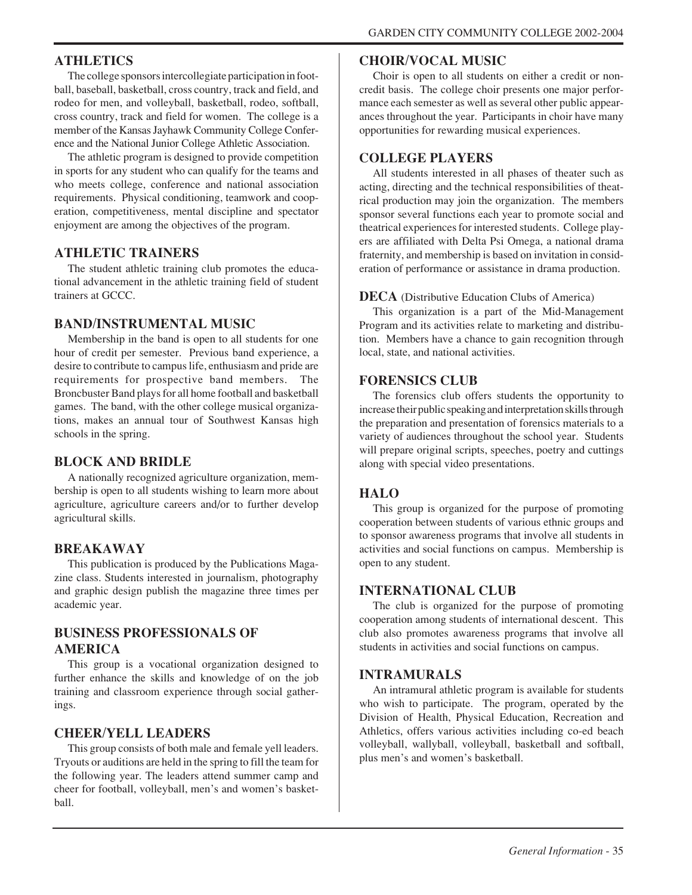## ATHLETICS

The college sponsors intercollegiate participation in football, baseball, basketball, cross country, track and field, and rodeo for men, and volleyball, basketball, rodeo, softball, cross country, track and field for women. The college is a member of the Kansas Jayhawk Community College Conference and the National Junior College Athletic Association.

The athletic program is designed to provide competition in sports for any student who can qualify for the teams and who meets college, conference and national association requirements. Physical conditioning, teamwork and cooperation, competitiveness, mental discipline and spectator enjoyment are among the objectives of the program.

## ATHLETIC TRAINERS

The student athletic training club promotes the educational advancement in the athletic training field of student trainers at GCCC.

## BAND/INSTRUMENTAL MUSIC

Membership in the band is open to all students for one hour of credit per semester. Previous band experience, a desire to contribute to campus life, enthusiasm and pride are requirements for prospective band members. The Broncbuster Band plays for all home football and basketball games. The band, with the other college musical organizations, makes an annual tour of Southwest Kansas high schools in the spring.

## BLOCK AND BRIDLE

A nationally recognized agriculture organization, membership is open to all students wishing to learn more about agriculture, agriculture careers and/or to further develop agricultural skills.

## BREAKAWAY

This publication is produced by the Publications Magazine class. Students interested in journalism, photography and graphic design publish the magazine three times per academic year.

## BUSINESS PROFESSIONALS OF AMERICA

This group is a vocational organization designed to further enhance the skills and knowledge of on the job training and classroom experience through social gatherings.

## CHEER/YELL LEADERS

This group consists of both male and female yell leaders. Tryouts or auditions are held in the spring to fill the team for the following year. The leaders attend summer camp and cheer for football, volleyball, men's and women's basketball.

## CHOIR/VOCAL MUSIC

Choir is open to all students on either a credit or non-credit basis. The college choir presents one major performance each semester as well as several other public appearances throughout the year. Participants in choir have many opportunities for rewarding musical experiences.

## COLLEGE PLAYERS

All students interested in all phases of theater such as acting, directing and the technical responsibilities of theatrical production may join the organization. The members sponsor several functions each year to promote social and theatrical experiences for interested students. College players are affiliated with Delta Psi Omega, a national drama fraternity, and membership is based on invitation in consideration of performance or assistance in drama production.

## DECA (Distributive Education Clubs of America)

This organization is a part of the Mid-Management Program and its activities relate to marketing and distribution. Members have a chance to gain recognition through local, state, and national activities.

## FORENSICS CLUB

The forensics club offers students the opportunity to increase their public speaking and interpretation skills through the preparation and presentation of forensics materials to a variety of audiences throughout the school year. Students will prepare original scripts, speeches, poetry and cuttings along with special video presentations.

## HALO

This group is organized for the purpose of promoting cooperation between students of various ethnic groups and to sponsor awareness programs that involve all students in activities and social functions on campus. Membership is open to any student.

## INTERNATIONAL CLUB

The club is organized for the purpose of promoting cooperation among students of international descent. This club also promotes awareness programs that involve all students in activities and social functions on campus.

## INTRAMURALS

An intramural athletic program is available for students who wish to participate. The program, operated by the Division of Health, Physical Education, Recreation and Athletics, offers various activities including co-ed beach volleyball, wallyball, volleyball, basketball and softball, plus men's and women's basketball.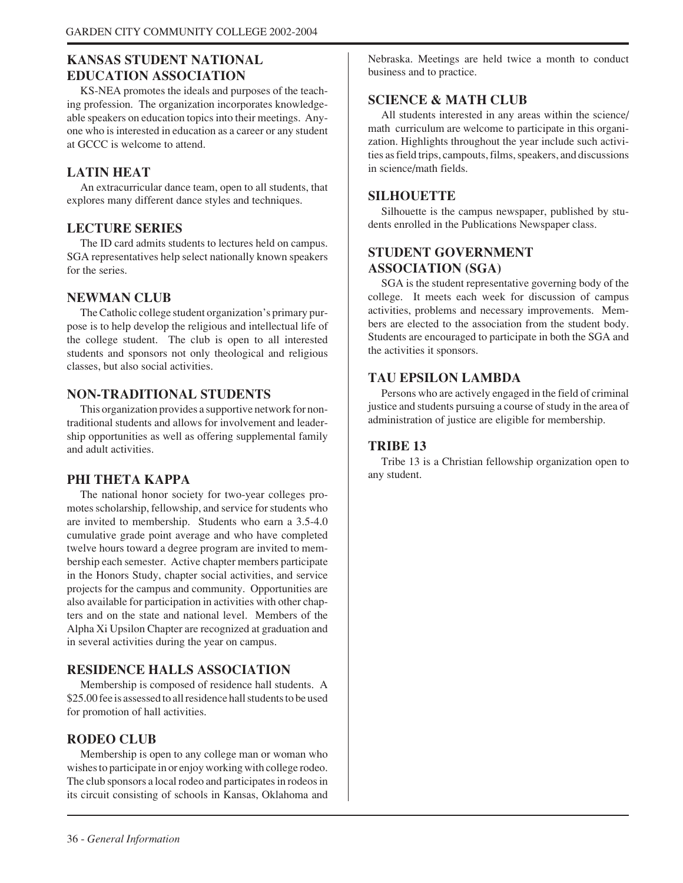## KANSAS STUDENT NATIONAL EDUCATION ASSOCIATION

KS-NEA promotes the ideals and purposes of the teaching profession. The organization incorporates knowledgeable speakers on education topics into their meetings. Anyone who is interested in education as a career or any student at GCCC is welcome to attend.

## LATIN HEAT

An extracurricular dance team, open to all students, that explores many different dance styles and techniques.

## LECTURE SERIES

The ID card admits students to lectures held on campus. SGA representatives help select nationally known speakers for the series.

## NEWMAN CLUB

The Catholic college student organization's primary purpose is to help develop the religious and intellectual life of the college student. The club is open to all interested students and sponsors not only theological and religious classes, but also social activities.

## NON-TRADITIONAL STUDENTS

This organization provides a supportive network for non-traditional students and allows for involvement and leadership opportunities as well as offering supplemental family and adult activities.

## PHI THETA KAPPA

The national honor society for two-year colleges promotes scholarship, fellowship, and service for students who are invited to membership. Students who earn a 3.5-4.0 cumulative grade point average and who have completed twelve hours toward a degree program are invited to membership each semester. Active chapter members participate in the Honors Study, chapter social activities, and service projects for the campus and community. Opportunities are also available for participation in activities with other chapters and on the state and national level. Members of the Alpha Xi Upsilon Chapter are recognized at graduation and in several activities during the year on campus.

## RESIDENCE HALLS ASSOCIATION

Membership is composed of residence hall students. A $25.00 fee is assessed to all residence hall students to be used for promotion of hall activities.

## RODEO CLUB

Membership is open to any college man or woman who wishes to participate in or enjoy working with college rodeo. The club sponsors a local rodeo and participates in rodeos in its circuit consisting of schools in Kansas, Oklahoma and Nebraska. Meetings are held twice a month to conduct business and to practice.

## SCIENCE & MATH CLUB

All students interested in any areas within the science/ math curriculum are welcome to participate in this organization. Highlights throughout the year include such activities as field trips, campouts, films, speakers, and discussions in science/math fields.

## SILHOUETTE

Silhouette is the campus newspaper, published by students enrolled in the Publications Newspaper class.

## STUDENT GOVERNMENT ASSOCIATION (SGA)

SGA is the student representative governing body of the college. It meets each week for discussion of campus activities, problems and necessary improvements. Members are elected to the association from the student body. Students are encouraged to participate in both the SGA and the activities it sponsors.

## TAU EPSILON LAMBDA

Persons who are actively engaged in the field of criminal justice and students pursuing a course of study in the area of administration of justice are eligible for membership.

## TRIBE 13

Tribe 13 is a Christian fellowship organization open to any student.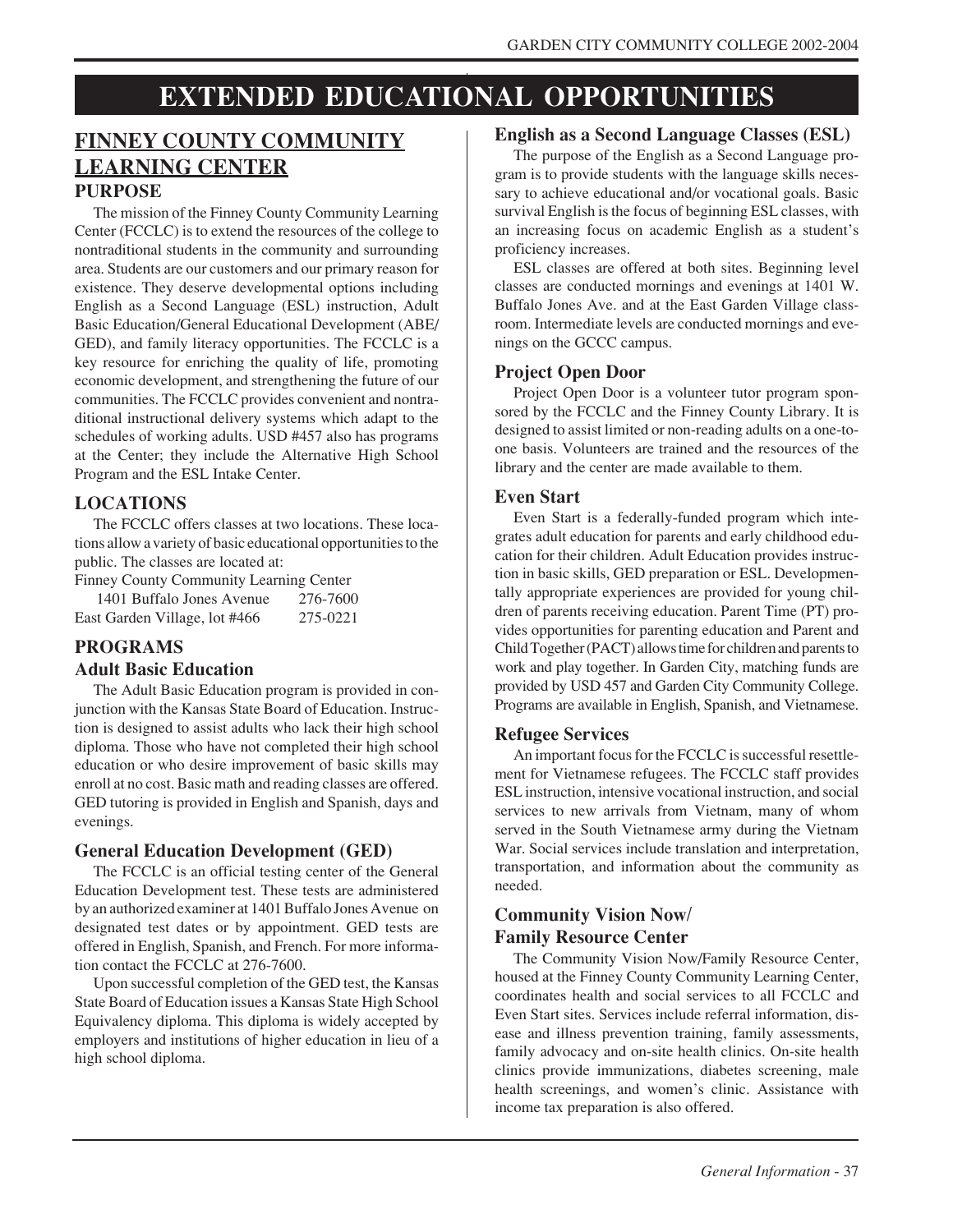# EXTENDED EDUCATIONAL OPPORTUNITIES

## FINNEY COUNTY COMMUNITY LEARNING CENTER

### PURPOSE

The mission of the Finney County Community Learning Center (FCCLC) is to extend the resources of the college to nontraditional students in the community and surrounding area. Students are our customers and our primary reason for existence. They deserve developmental options including English as a Second Language (ESL) instruction, Adult Basic Education/General Educational Development (ABE/GED), and family literacy opportunities. The FCCLC is a key resource for enriching the quality of life, promoting economic development, and strengthening the future of our communities. The FCCLC provides convenient and nontraditional instructional delivery systems which adapt to the schedules of working adults. USD #457 also has programs at the Center; they include the Alternative High School Program and the ESL Intake Center.

### LOCATIONS

The FCCLC offers classes at two locations. These locations allow a variety of basic educational opportunities to the public. The classes are located at:

Finney County Community Learning Center
1401 Buffalo Jones Avenue 276-7600
East Garden Village, lot #466 275-0221

### PROGRAMS

### Adult Basic Education

The Adult Basic Education program is provided in conjunction with the Kansas State Board of Education. Instruction is designed to assist adults who lack their high school diploma. Those who have not completed their high school education or who desire improvement of basic skills may enroll at no cost. Basic math and reading classes are offered. GED tutoring is provided in English and Spanish, days and evenings.

### General Education Development (GED)

The FCCLC is an official testing center of the General Education Development test. These tests are administered by an authorized examiner at 1401 Buffalo Jones Avenue on designated test dates or by appointment. GED tests are offered in English, Spanish, and French. For more information contact the FCCLC at 276-7600.

Upon successful completion of the GED test, the Kansas State Board of Education issues a Kansas State High School Equivalency diploma. This diploma is widely accepted by employers and institutions of higher education in lieu of a high school diploma.

### English as a Second Language Classes (ESL)

The purpose of the English as a Second Language program is to provide students with the language skills necessary to achieve educational and/or vocational goals. Basic survival English is the focus of beginning ESL classes, with an increasing focus on academic English as a student's proficiency increases.

ESL classes are offered at both sites. Beginning level classes are conducted mornings and evenings at 1401 W. Buffalo Jones Ave. and at the East Garden Village classroom. Intermediate levels are conducted mornings and evenings on the GCCC campus.

### Project Open Door

Project Open Door is a volunteer tutor program sponsored by the FCCLC and the Finney County Library. It is designed to assist limited or non-reading adults on a one-to-one basis. Volunteers are trained and the resources of the library and the center are made available to them.

### Even Start

Even Start is a federally-funded program which integrates adult education for parents and early childhood education for their children. Adult Education provides instruction in basic skills, GED preparation or ESL. Developmentally appropriate experiences are provided for young children of parents receiving education. Parent Time (PT) provides opportunities for parenting education and Parent and Child Together (PACT) allows time for children and parents to work and play together. In Garden City, matching funds are provided by USD 457 and Garden City Community College. Programs are available in English, Spanish, and Vietnamese.

### Refugee Services

An important focus for the FCCLC is successful resettlement for Vietnamese refugees. The FCCLC staff provides ESL instruction, intensive vocational instruction, and social services to new arrivals from Vietnam, many of whom served in the South Vietnamese army during the Vietnam War. Social services include translation and interpretation, transportation, and information about the community as needed.

### Community Vision Now/ Family Resource Center

The Community Vision Now/Family Resource Center, housed at the Finney County Community Learning Center, coordinates health and social services to all FCCLC and Even Start sites. Services include referral information, disease and illness prevention training, family assessments, family advocacy and on-site health clinics. On-site health clinics provide immunizations, diabetes screening, male health screenings, and women's clinic. Assistance with income tax preparation is also offered.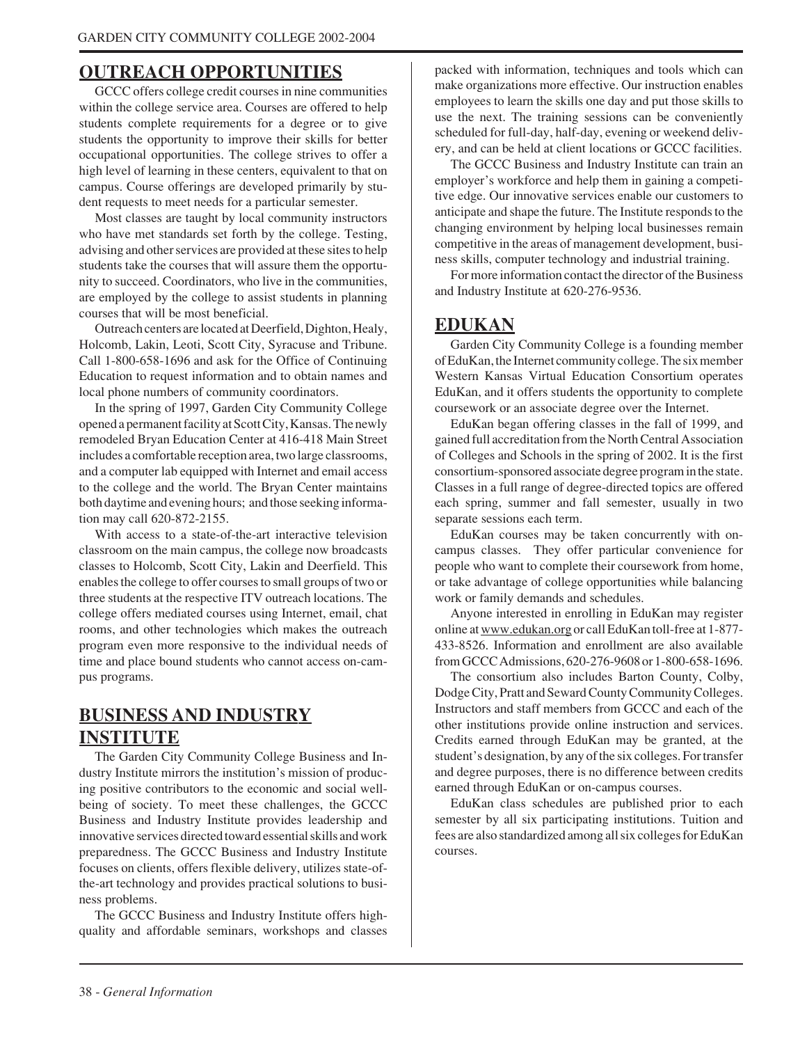## OUTREACH OPPORTUNITIES

GCCC offers college credit courses in nine communities within the college service area. Courses are offered to help students complete requirements for a degree or to give students the opportunity to improve their skills for better occupational opportunities. The college strives to offer a high level of learning in these centers, equivalent to that on campus. Course offerings are developed primarily by student requests to meet needs for a particular semester.

Most classes are taught by local community instructors who have met standards set forth by the college. Testing, advising and other services are provided at these sites to help students take the courses that will assure them the opportunity to succeed. Coordinators, who live in the communities, are employed by the college to assist students in planning courses that will be most beneficial.

Outreach centers are located at Deerfield, Dighton, Healy, Holcomb, Lakin, Leoti, Scott City, Syracuse and Tribune. Call 1-800-658-1696 and ask for the Office of Continuing Education to request information and to obtain names and local phone numbers of community coordinators.

In the spring of 1997, Garden City Community College opened a permanent facility at Scott City, Kansas. The newly remodeled Bryan Education Center at 416-418 Main Street includes a comfortable reception area, two large classrooms, and a computer lab equipped with Internet and email access to the college and the world. The Bryan Center maintains both daytime and evening hours; and those seeking information may call 620-872-2155.

With access to a state-of-the-art interactive television classroom on the main campus, the college now broadcasts classes to Holcomb, Scott City, Lakin and Deerfield. This enables the college to offer courses to small groups of two or three students at the respective ITV outreach locations. The college offers mediated courses using Internet, email, chat rooms, and other technologies which makes the outreach program even more responsive to the individual needs of time and place bound students who cannot access on-campus programs.

## BUSINESS AND INDUSTRY INSTITUTE

The Garden City Community College Business and Industry Institute mirrors the institution's mission of producing positive contributors to the economic and social well-being of society. To meet these challenges, the GCCC Business and Industry Institute provides leadership and innovative services directed toward essential skills and work preparedness. The GCCC Business and Industry Institute focuses on clients, offers flexible delivery, utilizes state-of-the-art technology and provides practical solutions to business problems.

The GCCC Business and Industry Institute offers high-quality and affordable seminars, workshops and classes packed with information, techniques and tools which can make organizations more effective. Our instruction enables employees to learn the skills one day and put those skills to use the next. The training sessions can be conveniently scheduled for full-day, half-day, evening or weekend delivery, and can be held at client locations or GCCC facilities.

The GCCC Business and Industry Institute can train an employer's workforce and help them in gaining a competitive edge. Our innovative services enable our customers to anticipate and shape the future. The Institute responds to the changing environment by helping local businesses remain competitive in the areas of management development, business skills, computer technology and industrial training.

For more information contact the director of the Business and Industry Institute at 620-276-9536.

## EDUKAN

Garden City Community College is a founding member of EduKan, the Internet community college. The six member Western Kansas Virtual Education Consortium operates EduKan, and it offers students the opportunity to complete coursework or an associate degree over the Internet.

EduKan began offering classes in the fall of 1999, and gained full accreditation from the North Central Association of Colleges and Schools in the spring of 2002. It is the first consortium-sponsored associate degree program in the state. Classes in a full range of degree-directed topics are offered each spring, summer and fall semester, usually in two separate sessions each term.

EduKan courses may be taken concurrently with on-campus classes. They offer particular convenience for people who want to complete their coursework from home, or take advantage of college opportunities while balancing work or family demands and schedules.

Anyone interested in enrolling in EduKan may register online at www.edukan.org or call EduKan toll-free at 1-877-433-8526. Information and enrollment are also available from GCCC Admissions, 620-276-9608 or 1-800-658-1696.

The consortium also includes Barton County, Colby, Dodge City, Pratt and Seward County Community Colleges. Instructors and staff members from GCCC and each of the other institutions provide online instruction and services. Credits earned through EduKan may be granted, at the student's designation, by any of the six colleges. For transfer and degree purposes, there is no difference between credits earned through EduKan or on-campus courses.

EduKan class schedules are published prior to each semester by all six participating institutions. Tuition and fees are also standardized among all six colleges for EduKan courses.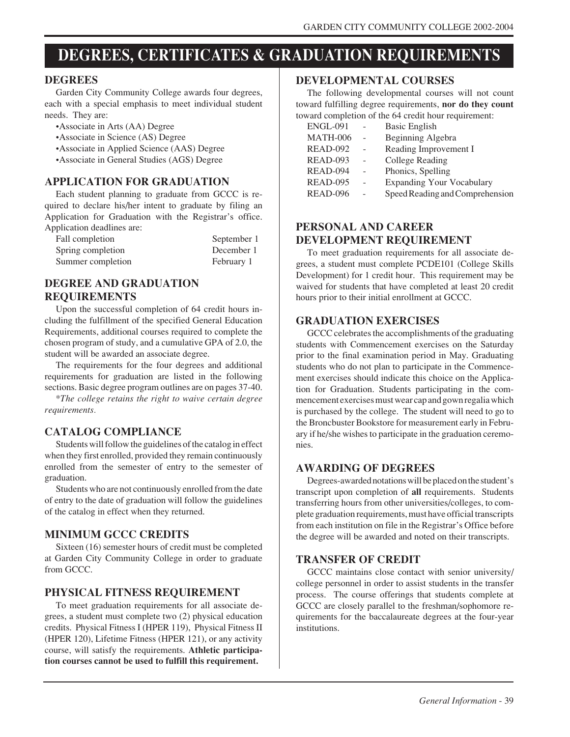# DEGREES, CERTIFICATES & GRADUATION REQUIREMENTS

## DEGREES

Garden City Community College awards four degrees, each with a special emphasis to meet individual student needs. They are:

- Associate in Arts (AA) Degree
- Associate in Science (AS) Degree
- Associate in Applied Science (AAS) Degree
- Associate in General Studies (AGS) Degree

## APPLICATION FOR GRADUATION

Each student planning to graduate from GCCC is required to declare his/her intent to graduate by filing an Application for Graduation with the Registrar's office. Application deadlines are:

| | |
|---|---|
| Fall completion | September 1 |
| Spring completion | December 1 |
| Summer completion | February 1 |

## DEGREE AND GRADUATION REQUIREMENTS

Upon the successful completion of 64 credit hours including the fulfillment of the specified General Education Requirements, additional courses required to complete the chosen program of study, and a cumulative GPA of 2.0, the student will be awarded an associate degree.

The requirements for the four degrees and additional requirements for graduation are listed in the following sections. Basic degree program outlines are on pages 37-40.

*\*The college retains the right to waive certain degree requirements.*

## CATALOG COMPLIANCE

Students will follow the guidelines of the catalog in effect when they first enrolled, provided they remain continuously enrolled from the semester of entry to the semester of graduation.

Students who are not continuously enrolled from the date of entry to the date of graduation will follow the guidelines of the catalog in effect when they returned.

## MINIMUM GCCC CREDITS

Sixteen (16) semester hours of credit must be completed at Garden City Community College in order to graduate from GCCC.

## PHYSICAL FITNESS REQUIREMENT

To meet graduation requirements for all associate degrees, a student must complete two (2) physical education credits. Physical Fitness I (HPER 119), Physical Fitness II (HPER 120), Lifetime Fitness (HPER 121), or any activity course, will satisfy the requirements. **Athletic participation courses cannot be used to fulfill this requirement.**

## DEVELOPMENTAL COURSES

The following developmental courses will not count toward fulfilling degree requirements, **nor do they count** toward completion of the 64 credit hour requirement:

| | | |
|---|---|---|
| ENGL-091 | - | Basic English |
| MATH-006 | - | Beginning Algebra |
| READ-092 | - | Reading Improvement I |
| READ-093 | - | College Reading |
| READ-094 | - | Phonics, Spelling |
| READ-095 | - | Expanding Your Vocabulary |
| READ-096 | - | Speed Reading and Comprehension |

## PERSONAL AND CAREER DEVELOPMENT REQUIREMENT

To meet graduation requirements for all associate degrees, a student must complete PCDE101 (College Skills Development) for 1 credit hour. This requirement may be waived for students that have completed at least 20 credit hours prior to their initial enrollment at GCCC.

## GRADUATION EXERCISES

GCCC celebrates the accomplishments of the graduating students with Commencement exercises on the Saturday prior to the final examination period in May. Graduating students who do not plan to participate in the Commencement exercises should indicate this choice on the Application for Graduation. Students participating in the commencement exercises must wear cap and gown regalia which is purchased by the college. The student will need to go to the Broncbuster Bookstore for measurement early in February if he/she wishes to participate in the graduation ceremonies.

## AWARDING OF DEGREES

Degrees-awarded notations will be placed on the student's transcript upon completion of **all** requirements. Students transferring hours from other universities/colleges, to complete graduation requirements, must have official transcripts from each institution on file in the Registrar's Office before the degree will be awarded and noted on their transcripts.

## TRANSFER OF CREDIT

GCCC maintains close contact with senior university/college personnel in order to assist students in the transfer process. The course offerings that students complete at GCCC are closely parallel to the freshman/sophomore requirements for the baccalaureate degrees at the four-year institutions.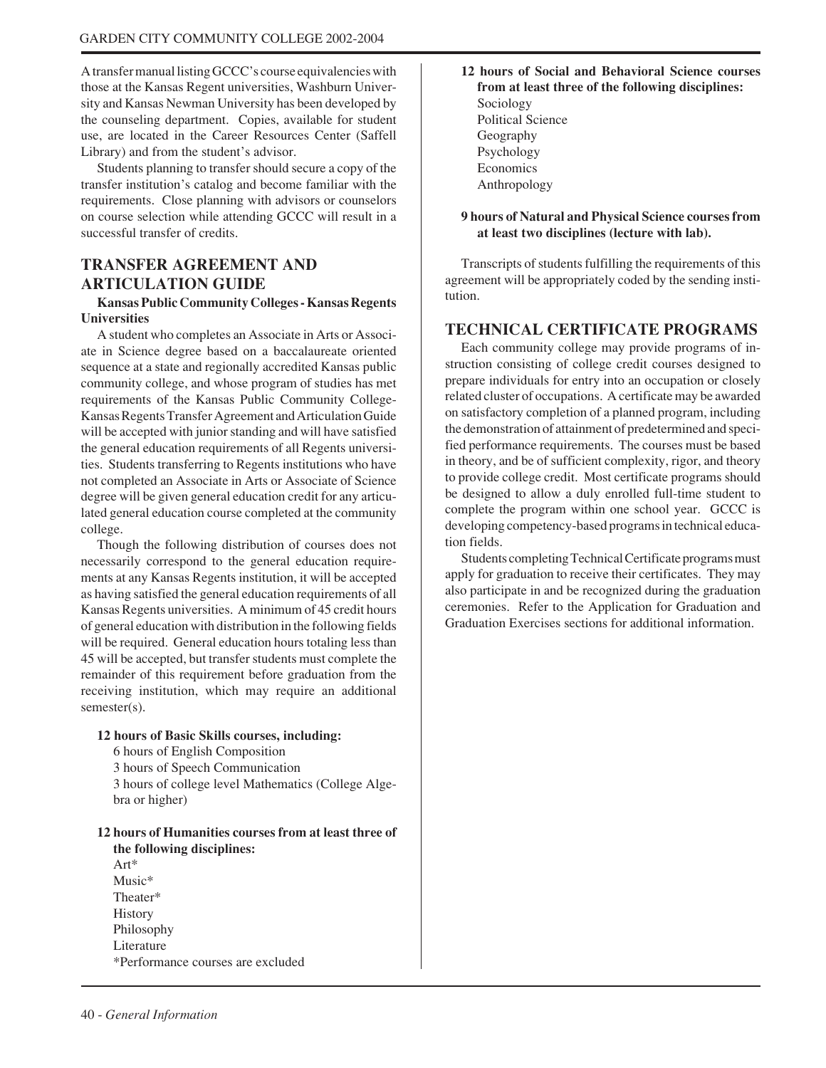A transfer manual listing GCCC's course equivalencies with those at the Kansas Regent universities, Washburn University and Kansas Newman University has been developed by the counseling department. Copies, available for student use, are located in the Career Resources Center (Saffell Library) and from the student's advisor.

Students planning to transfer should secure a copy of the transfer institution's catalog and become familiar with the requirements. Close planning with advisors or counselors on course selection while attending GCCC will result in a successful transfer of credits.

## TRANSFER AGREEMENT AND ARTICULATION GUIDE

**Kansas Public Community Colleges - Kansas Regents Universities**

A student who completes an Associate in Arts or Associate in Science degree based on a baccalaureate oriented sequence at a state and regionally accredited Kansas public community college, and whose program of studies has met requirements of the Kansas Public Community College-Kansas Regents Transfer Agreement and Articulation Guide will be accepted with junior standing and will have satisfied the general education requirements of all Regents universities. Students transferring to Regents institutions who have not completed an Associate in Arts or Associate of Science degree will be given general education credit for any articulated general education course completed at the community college.

Though the following distribution of courses does not necessarily correspond to the general education requirements at any Kansas Regents institution, it will be accepted as having satisfied the general education requirements of all Kansas Regents universities. A minimum of 45 credit hours of general education with distribution in the following fields will be required. General education hours totaling less than 45 will be accepted, but transfer students must complete the remainder of this requirement before graduation from the receiving institution, which may require an additional semester(s).

**12 hours of Basic Skills courses, including:**

6 hours of English Composition
3 hours of Speech Communication
3 hours of college level Mathematics (College Algebra or higher)

**12 hours of Humanities courses from at least three of the following disciplines:**

Art*
Music*
Theater*
History
Philosophy
Literature
*Performance courses are excluded

**12 hours of Social and Behavioral Science courses from at least three of the following disciplines:**

Sociology
Political Science
Geography
Psychology
Economics
Anthropology

**9 hours of Natural and Physical Science courses from at least two disciplines (lecture with lab).**

Transcripts of students fulfilling the requirements of this agreement will be appropriately coded by the sending institution.

## TECHNICAL CERTIFICATE PROGRAMS

Each community college may provide programs of instruction consisting of college credit courses designed to prepare individuals for entry into an occupation or closely related cluster of occupations. A certificate may be awarded on satisfactory completion of a planned program, including the demonstration of attainment of predetermined and specified performance requirements. The courses must be based in theory, and be of sufficient complexity, rigor, and theory to provide college credit. Most certificate programs should be designed to allow a duly enrolled full-time student to complete the program within one school year. GCCC is developing competency-based programs in technical education fields.

Students completing Technical Certificate programs must apply for graduation to receive their certificates. They may also participate in and be recognized during the graduation ceremonies. Refer to the Application for Graduation and Graduation Exercises sections for additional information.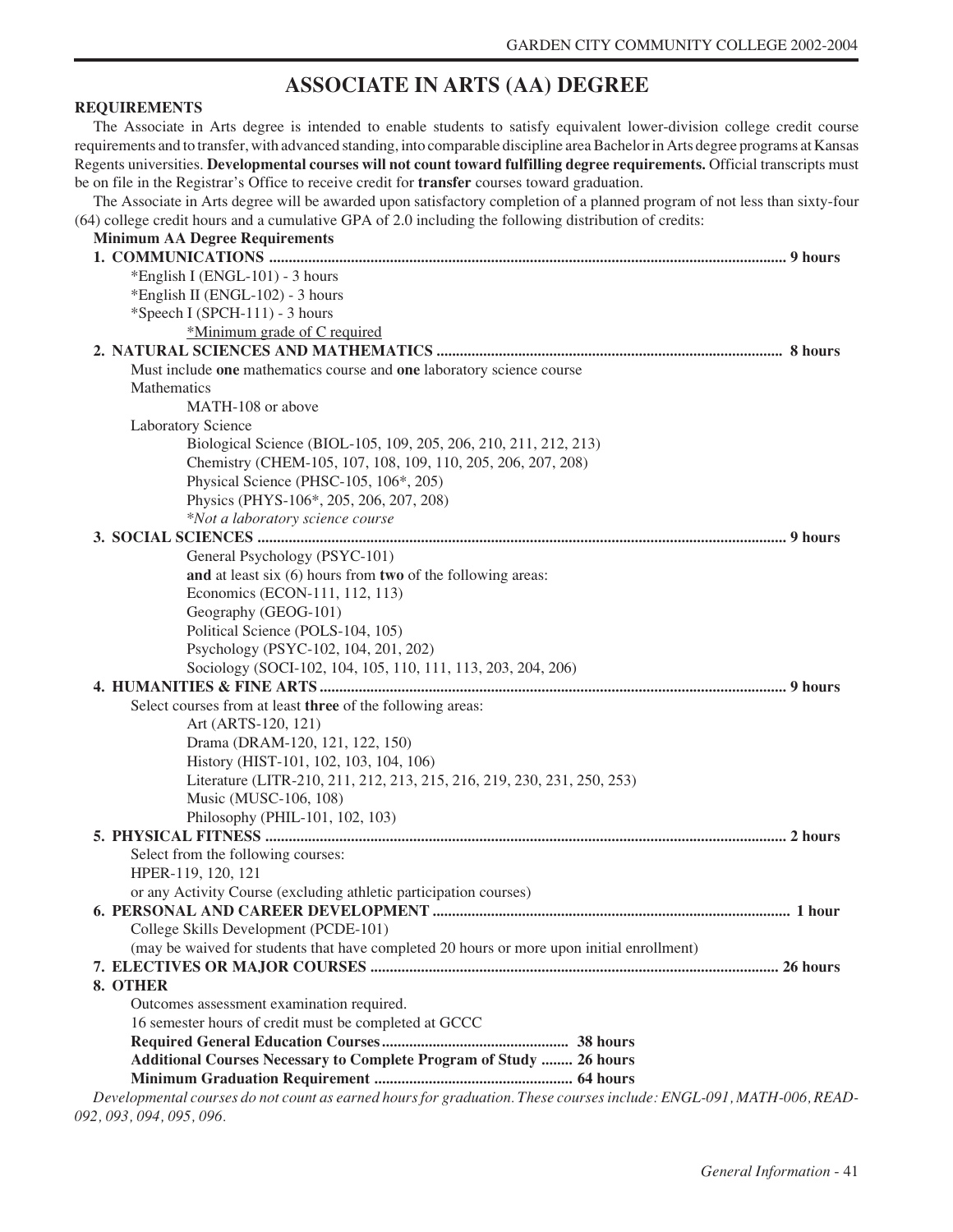# ASSOCIATE IN ARTS (AA) DEGREE

**REQUIREMENTS**

The Associate in Arts degree is intended to enable students to satisfy equivalent lower-division college credit course requirements and to transfer, with advanced standing, into comparable discipline area Bachelor in Arts degree programs at Kansas Regents universities. **Developmental courses will not count toward fulfilling degree requirements.** Official transcripts must be on file in the Registrar's Office to receive credit for **transfer** courses toward graduation.

The Associate in Arts degree will be awarded upon satisfactory completion of a planned program of not less than sixty-four (64) college credit hours and a cumulative GPA of 2.0 including the following distribution of credits:

**Minimum AA Degree Requirements**

**1. COMMUNICATIONS .................................................. 9 hours**

- *English I (ENGL-101) - 3 hours
- *English II (ENGL-102) - 3 hours
- *Speech I (SPCH-111) - 3 hours
  - *Minimum grade of C required

**2. NATURAL SCIENCES AND MATHEMATICS .................................................. 8 hours**

Must include **one** mathematics course and **one** laboratory science course

Mathematics
- MATH-108 or above

Laboratory Science
- Biological Science (BIOL-105, 109, 205, 206, 210, 211, 212, 213)
- Chemistry (CHEM-105, 107, 108, 109, 110, 205, 206, 207, 208)
- Physical Science (PHSC-105, 106*, 205)
- Physics (PHYS-106*, 205, 206, 207, 208)
- *\*Not a laboratory science course*

**3. SOCIAL SCIENCES .................................................. 9 hours**

- General Psychology (PSYC-101)
- **and** at least six (6) hours from **two** of the following areas:
- Economics (ECON-111, 112, 113)
- Geography (GEOG-101)
- Political Science (POLS-104, 105)
- Psychology (PSYC-102, 104, 201, 202)
- Sociology (SOCI-102, 104, 105, 110, 111, 113, 203, 204, 206)

**4. HUMANITIES & FINE ARTS .................................................. 9 hours**

Select courses from at least **three** of the following areas:
- Art (ARTS-120, 121)
- Drama (DRAM-120, 121, 122, 150)
- History (HIST-101, 102, 103, 104, 106)
- Literature (LITR-210, 211, 212, 213, 215, 216, 219, 230, 231, 250, 253)
- Music (MUSC-106, 108)
- Philosophy (PHIL-101, 102, 103)

**5. PHYSICAL FITNESS .................................................. 2 hours**

Select from the following courses:
HPER-119, 120, 121
or any Activity Course (excluding athletic participation courses)

**6. PERSONAL AND CAREER DEVELOPMENT .................................................. 1 hour**

College Skills Development (PCDE-101)
(may be waived for students that have completed 20 hours or more upon initial enrollment)

**7. ELECTIVES OR MAJOR COURSES .................................................. 26 hours**

**8. OTHER**

Outcomes assessment examination required.
16 semester hours of credit must be completed at GCCC

**Required General Education Courses .................................................. 38 hours**
**Additional Courses Necessary to Complete Program of Study ........ 26 hours**
**Minimum Graduation Requirement .................................................. 64 hours**

*Developmental courses do not count as earned hours for graduation. These courses include: ENGL-091, MATH-006, READ-092, 093, 094, 095, 096.*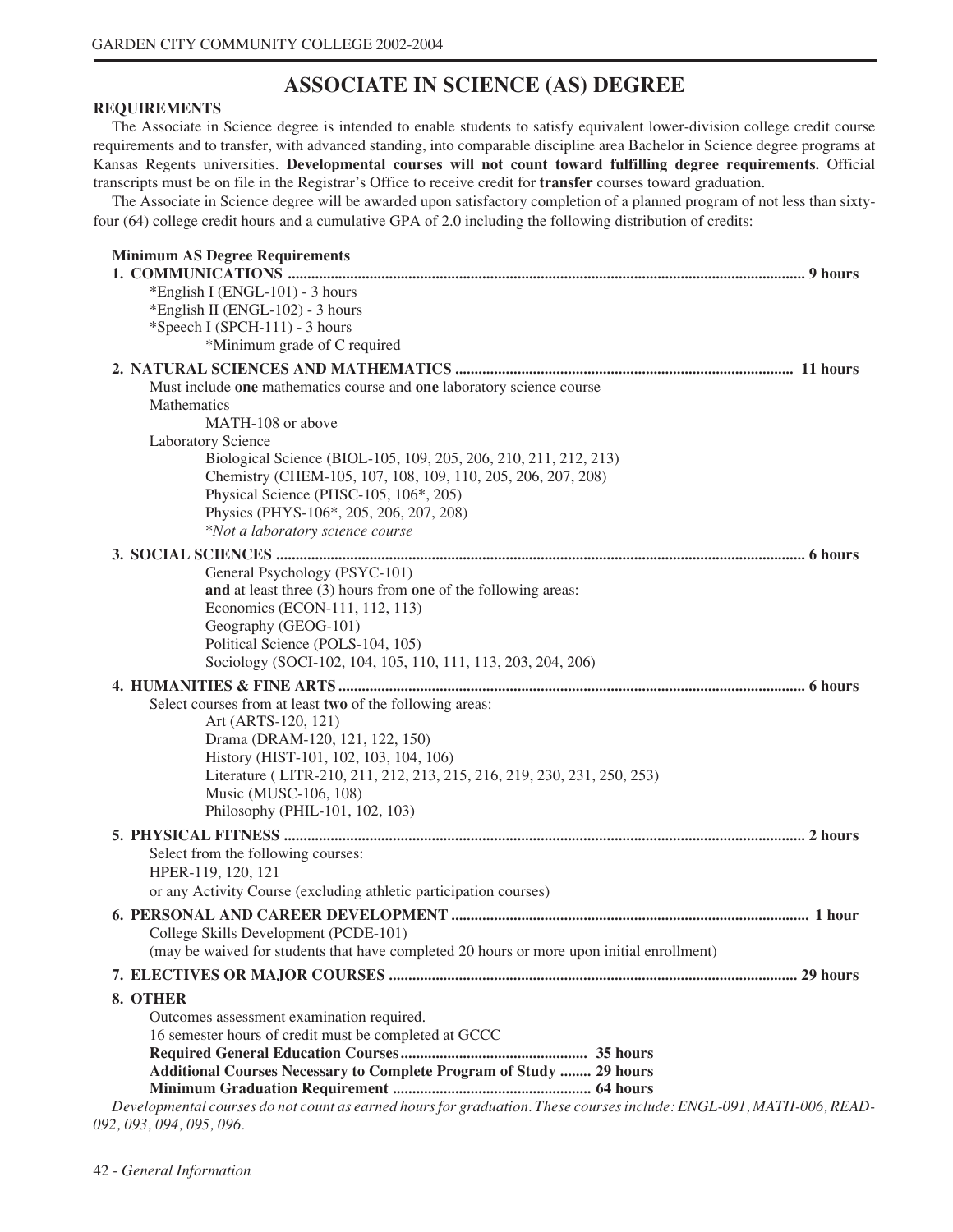# ASSOCIATE IN SCIENCE (AS) DEGREE

**REQUIREMENTS**

The Associate in Science degree is intended to enable students to satisfy equivalent lower-division college credit course requirements and to transfer, with advanced standing, into comparable discipline area Bachelor in Science degree programs at Kansas Regents universities. **Developmental courses will not count toward fulfilling degree requirements.** Official transcripts must be on file in the Registrar's Office to receive credit for **transfer** courses toward graduation.

The Associate in Science degree will be awarded upon satisfactory completion of a planned program of not less than sixty-four (64) college credit hours and a cumulative GPA of 2.0 including the following distribution of credits:

**Minimum AS Degree Requirements**

**1. COMMUNICATIONS .................... 9 hours**

- *English I (ENGL-101) - 3 hours
- *English II (ENGL-102) - 3 hours
- *Speech I (SPCH-111) - 3 hours

<u>*Minimum grade of C required</u>

**2. NATURAL SCIENCES AND MATHEMATICS .................... 11 hours**

Must include **one** mathematics course and **one** laboratory science course

Mathematics
- MATH-108 or above

Laboratory Science
- Biological Science (BIOL-105, 109, 205, 206, 210, 211, 212, 213)
- Chemistry (CHEM-105, 107, 108, 109, 110, 205, 206, 207, 208)
- Physical Science (PHSC-105, 106*, 205)
- Physics (PHYS-106*, 205, 206, 207, 208)

*\*Not a laboratory science course*

**3. SOCIAL SCIENCES .................... 6 hours**

General Psychology (PSYC-101)

**and** at least three (3) hours from **one** of the following areas:
- Economics (ECON-111, 112, 113)
- Geography (GEOG-101)
- Political Science (POLS-104, 105)
- Sociology (SOCI-102, 104, 105, 110, 111, 113, 203, 204, 206)

**4. HUMANITIES & FINE ARTS .................... 6 hours**

Select courses from at least **two** of the following areas:
- Art (ARTS-120, 121)
- Drama (DRAM-120, 121, 122, 150)
- History (HIST-101, 102, 103, 104, 106)
- Literature ( LITR-210, 211, 212, 213, 215, 216, 219, 230, 231, 250, 253)
- Music (MUSC-106, 108)
- Philosophy (PHIL-101, 102, 103)

**5. PHYSICAL FITNESS .................... 2 hours**

Select from the following courses:
HPER-119, 120, 121
or any Activity Course (excluding athletic participation courses)

**6. PERSONAL AND CAREER DEVELOPMENT .................... 1 hour**

College Skills Development (PCDE-101)
(may be waived for students that have completed 20 hours or more upon initial enrollment)

**7. ELECTIVES OR MAJOR COURSES .................... 29 hours**

**8. OTHER**

Outcomes assessment examination required.
16 semester hours of credit must be completed at GCCC

**Required General Education Courses .................... 35 hours**
**Additional Courses Necessary to Complete Program of Study ........ 29 hours**
**Minimum Graduation Requirement .................... 64 hours**

*Developmental courses do not count as earned hours for graduation. These courses include: ENGL-091, MATH-006, READ-092, 093, 094, 095, 096.*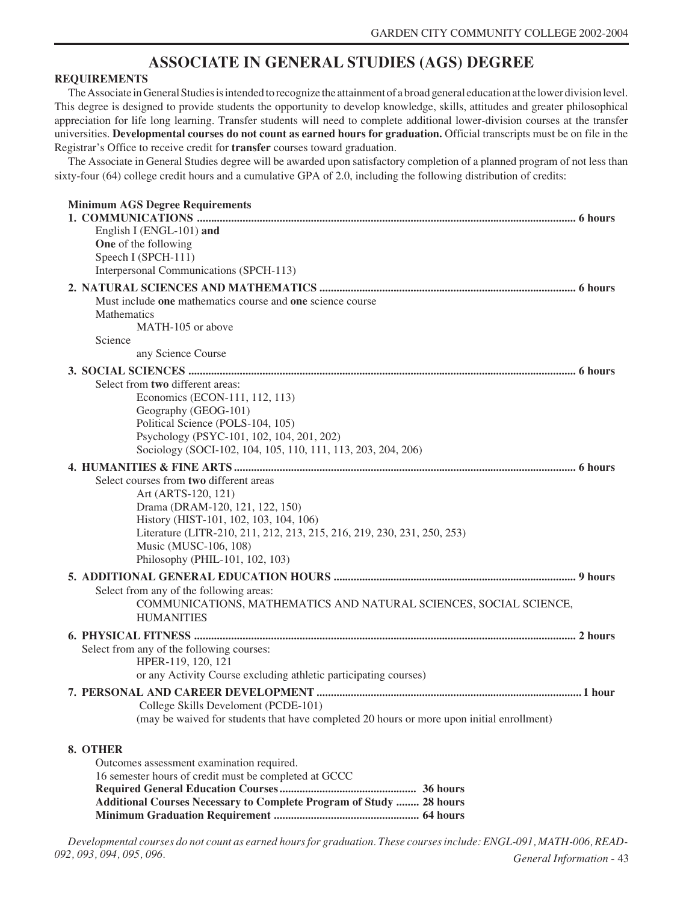# ASSOCIATE IN GENERAL STUDIES (AGS) DEGREE

**REQUIREMENTS**

The Associate in General Studies is intended to recognize the attainment of a broad general education at the lower division level. This degree is designed to provide students the opportunity to develop knowledge, skills, attitudes and greater philosophical appreciation for life long learning. Transfer students will need to complete additional lower-division courses at the transfer universities. **Developmental courses do not count as earned hours for graduation.** Official transcripts must be on file in the Registrar's Office to receive credit for **transfer** courses toward graduation.

The Associate in General Studies degree will be awarded upon satisfactory completion of a planned program of not less than sixty-four (64) college credit hours and a cumulative GPA of 2.0, including the following distribution of credits:

**Minimum AGS Degree Requirements**

**1. COMMUNICATIONS .................................................................................................................................. 6 hours**

English I (ENGL-101) **and**
**One** of the following
Speech I (SPCH-111)
Interpersonal Communications (SPCH-113)

**2. NATURAL SCIENCES AND MATHEMATICS ....................................................................................... 6 hours**

Must include **one** mathematics course and **one** science course
Mathematics
- MATH-105 or above

Science
- any Science Course

**3. SOCIAL SCIENCES ..................................................................................................................................... 6 hours**

Select from **two** different areas:
- Economics (ECON-111, 112, 113)
- Geography (GEOG-101)
- Political Science (POLS-104, 105)
- Psychology (PSYC-101, 102, 104, 201, 202)
- Sociology (SOCI-102, 104, 105, 110, 111, 113, 203, 204, 206)

**4. HUMANITIES & FINE ARTS ..................................................................................................................... 6 hours**

Select courses from **two** different areas
- Art (ARTS-120, 121)
- Drama (DRAM-120, 121, 122, 150)
- History (HIST-101, 102, 103, 104, 106)
- Literature (LITR-210, 211, 212, 213, 215, 216, 219, 230, 231, 250, 253)
- Music (MUSC-106, 108)
- Philosophy (PHIL-101, 102, 103)

**5. ADDITIONAL GENERAL EDUCATION HOURS ................................................................................... 9 hours**

Select from any of the following areas:
- COMMUNICATIONS, MATHEMATICS AND NATURAL SCIENCES, SOCIAL SCIENCE, HUMANITIES

**6. PHYSICAL FITNESS .................................................................................................................................. 2 hours**

Select from any of the following courses:
- HPER-119, 120, 121
- or any Activity Course excluding athletic participating courses)

**7. PERSONAL AND CAREER DEVELOPMENT ..........................................................................................1 hour**

College Skills Develoment (PCDE-101)
(may be waived for students that have completed 20 hours or more upon initial enrollment)

**8. OTHER**

Outcomes assessment examination required.
16 semester hours of credit must be completed at GCCC
**Required General Education Courses................................................ 36 hours**
**Additional Courses Necessary to Complete Program of Study ........ 28 hours**
**Minimum Graduation Requirement .................................................. 64 hours**

*Developmental courses do not count as earned hours for graduation. These courses include: ENGL-091, MATH-006, READ-092, 093, 094, 095, 096.*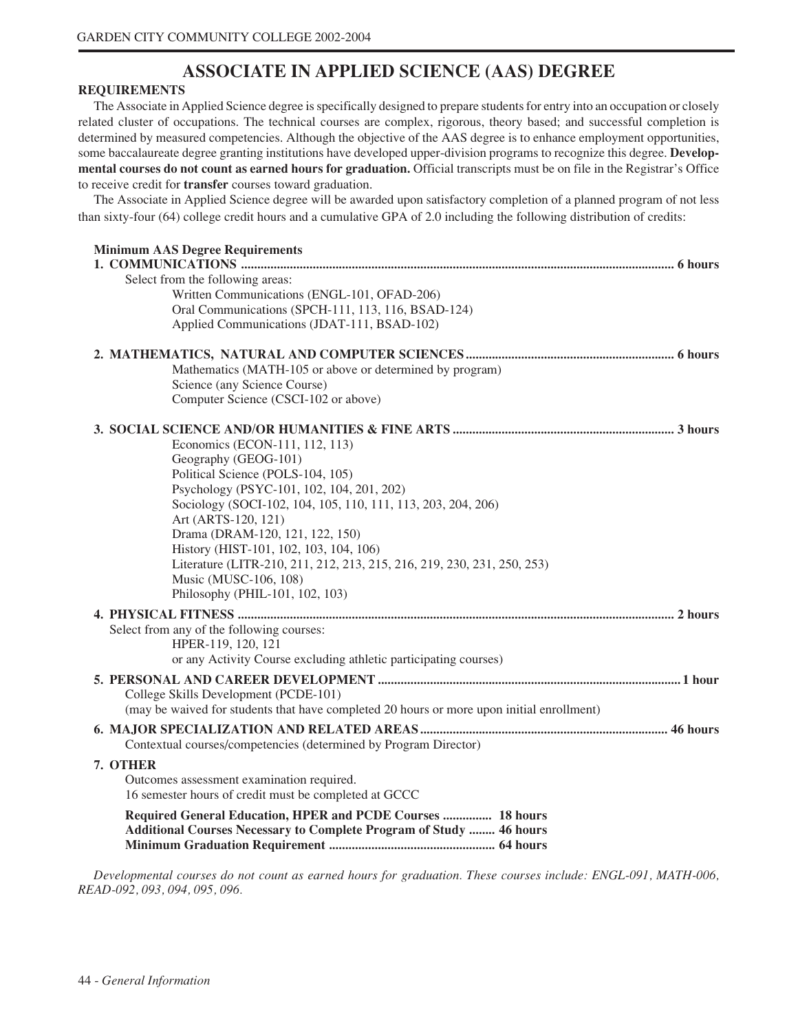# ASSOCIATE IN APPLIED SCIENCE (AAS) DEGREE

**REQUIREMENTS**

The Associate in Applied Science degree is specifically designed to prepare students for entry into an occupation or closely related cluster of occupations. The technical courses are complex, rigorous, theory based; and successful completion is determined by measured competencies. Although the objective of the AAS degree is to enhance employment opportunities, some baccalaureate degree granting institutions have developed upper-division programs to recognize this degree. **Developmental courses do not count as earned hours for graduation.** Official transcripts must be on file in the Registrar's Office to receive credit for **transfer** courses toward graduation.

The Associate in Applied Science degree will be awarded upon satisfactory completion of a planned program of not less than sixty-four (64) college credit hours and a cumulative GPA of 2.0 including the following distribution of credits:

**Minimum AAS Degree Requirements**

**1. COMMUNICATIONS ............ 6 hours**

Select from the following areas:
- Written Communications (ENGL-101, OFAD-206)
- Oral Communications (SPCH-111, 113, 116, BSAD-124)
- Applied Communications (JDAT-111, BSAD-102)

**2. MATHEMATICS, NATURAL AND COMPUTER SCIENCES ............ 6 hours**

- Mathematics (MATH-105 or above or determined by program)
- Science (any Science Course)
- Computer Science (CSCI-102 or above)

**3. SOCIAL SCIENCE AND/OR HUMANITIES & FINE ARTS ............ 3 hours**

- Economics (ECON-111, 112, 113)
- Geography (GEOG-101)
- Political Science (POLS-104, 105)
- Psychology (PSYC-101, 102, 104, 201, 202)
- Sociology (SOCI-102, 104, 105, 110, 111, 113, 203, 204, 206)
- Art (ARTS-120, 121)
- Drama (DRAM-120, 121, 122, 150)
- History (HIST-101, 102, 103, 104, 106)
- Literature (LITR-210, 211, 212, 213, 215, 216, 219, 230, 231, 250, 253)
- Music (MUSC-106, 108)
- Philosophy (PHIL-101, 102, 103)

**4. PHYSICAL FITNESS ............ 2 hours**

Select from any of the following courses:
- HPER-119, 120, 121
- or any Activity Course excluding athletic participating courses)

**5. PERSONAL AND CAREER DEVELOPMENT ............ 1 hour**

College Skills Development (PCDE-101)
(may be waived for students that have completed 20 hours or more upon initial enrollment)

**6. MAJOR SPECIALIZATION AND RELATED AREAS ............ 46 hours**

Contextual courses/competencies (determined by Program Director)

**7. OTHER**

Outcomes assessment examination required.
16 semester hours of credit must be completed at GCCC

**Required General Education, HPER and PCDE Courses ............ 18 hours**
**Additional Courses Necessary to Complete Program of Study ........ 46 hours**
**Minimum Graduation Requirement ............ 64 hours**

*Developmental courses do not count as earned hours for graduation. These courses include: ENGL-091, MATH-006, READ-092, 093, 094, 095, 096.*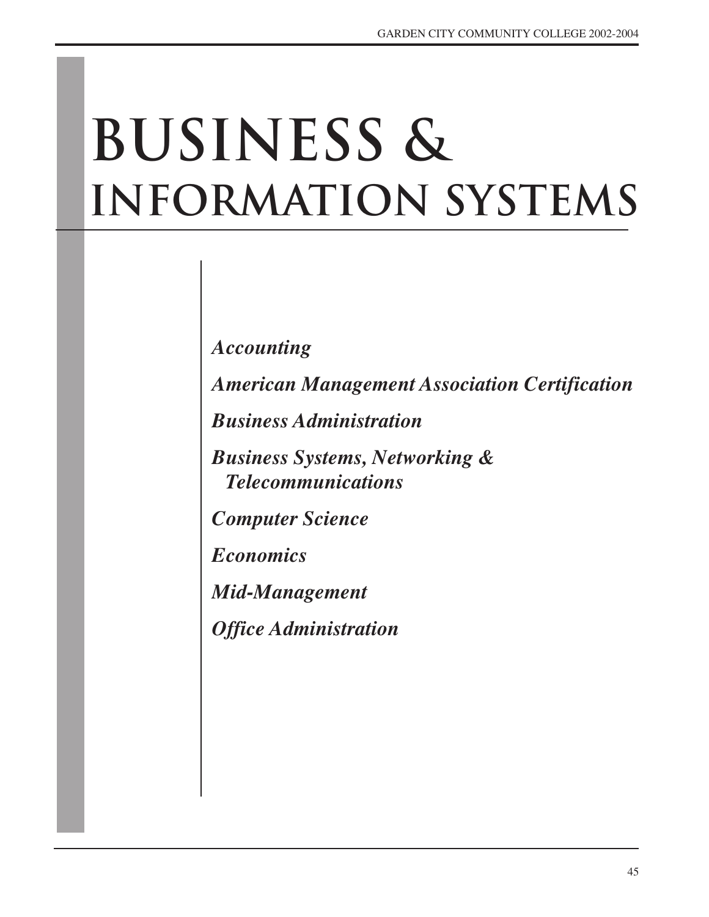# BUSINESS & INFORMATION SYSTEMS

*Accounting*

*American Management Association Certification*

*Business Administration*

*Business Systems, Networking & Telecommunications*

*Computer Science*

*Economics*

*Mid-Management*

*Office Administration*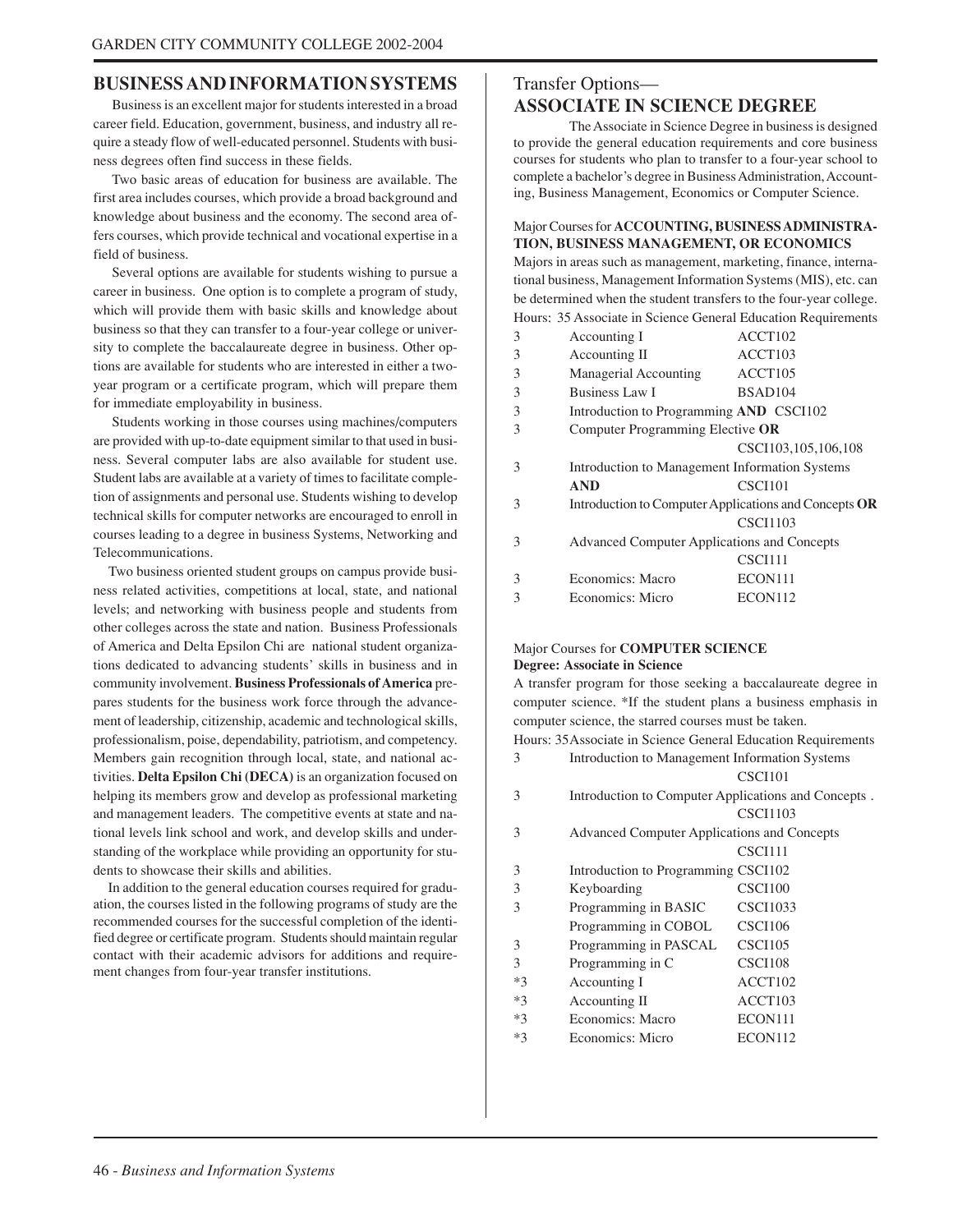## BUSINESS AND INFORMATION SYSTEMS

Business is an excellent major for students interested in a broad career field. Education, government, business, and industry all require a steady flow of well-educated personnel. Students with business degrees often find success in these fields.

Two basic areas of education for business are available. The first area includes courses, which provide a broad background and knowledge about business and the economy. The second area offers courses, which provide technical and vocational expertise in a field of business.

Several options are available for students wishing to pursue a career in business. One option is to complete a program of study, which will provide them with basic skills and knowledge about business so that they can transfer to a four-year college or university to complete the baccalaureate degree in business. Other options are available for students who are interested in either a two-year program or a certificate program, which will prepare them for immediate employability in business.

Students working in those courses using machines/computers are provided with up-to-date equipment similar to that used in business. Several computer labs are also available for student use. Student labs are available at a variety of times to facilitate completion of assignments and personal use. Students wishing to develop technical skills for computer networks are encouraged to enroll in courses leading to a degree in business Systems, Networking and Telecommunications.

Two business oriented student groups on campus provide business related activities, competitions at local, state, and national levels; and networking with business people and students from other colleges across the state and nation. Business Professionals of America and Delta Epsilon Chi are national student organizations dedicated to advancing students' skills in business and in community involvement. **Business Professionals of America** prepares students for the business work force through the advancement of leadership, citizenship, academic and technological skills, professionalism, poise, dependability, patriotism, and competency. Members gain recognition through local, state, and national activities. **Delta Epsilon Chi (DECA)** is an organization focused on helping its members grow and develop as professional marketing and management leaders. The competitive events at state and national levels link school and work, and develop skills and understanding of the workplace while providing an opportunity for students to showcase their skills and abilities.

In addition to the general education courses required for graduation, the courses listed in the following programs of study are the recommended courses for the successful completion of the identified degree or certificate program. Students should maintain regular contact with their academic advisors for additions and requirement changes from four-year transfer institutions.

## Transfer Options—
## ASSOCIATE IN SCIENCE DEGREE

The Associate in Science Degree in business is designed to provide the general education requirements and core business courses for students who plan to transfer to a four-year school to complete a bachelor's degree in Business Administration, Accounting, Business Management, Economics or Computer Science.

### Major Courses for **ACCOUNTING, BUSINESS ADMINISTRATION, BUSINESS MANAGEMENT, OR ECONOMICS**

Majors in areas such as management, marketing, finance, international business, Management Information Systems (MIS), etc. can be determined when the student transfers to the four-year college.

Hours: 35 Associate in Science General Education Requirements

| Hours | Course | Number |
|---|---|---|
| 3 | Accounting I | ACCT102 |
| 3 | Accounting II | ACCT103 |
| 3 | Managerial Accounting | ACCT105 |
| 3 | Business Law I | BSAD104 |
| 3 | Introduction to Programming **AND** | CSCI102 |
| 3 | Computer Programming Elective **OR** | CSCI103,105,106,108 |
| 3 | Introduction to Management Information Systems **AND** | CSCI101 |
| 3 | Introduction to Computer Applications and Concepts **OR** | CSCI1103 |
| 3 | Advanced Computer Applications and Concepts | CSCI111 |
| 3 | Economics: Macro | ECON111 |
| 3 | Economics: Micro | ECON112 |

### Major Courses for **COMPUTER SCIENCE**
**Degree: Associate in Science**

A transfer program for those seeking a baccalaureate degree in computer science. *If the student plans a business emphasis in computer science, the starred courses must be taken.

Hours: 35Associate in Science General Education Requirements

| Hours | Course | Number |
|---|---|---|
| 3 | Introduction to Management Information Systems | CSCI101 |
| 3 | Introduction to Computer Applications and Concepts . | CSCI1103 |
| 3 | Advanced Computer Applications and Concepts | CSCI111 |
| 3 | Introduction to Programming | CSCI102 |
| 3 | Keyboarding | CSCI100 |
| 3 | Programming in BASIC | CSCI1033 |
| | Programming in COBOL | CSCI106 |
| 3 | Programming in PASCAL | CSCI105 |
| 3 | Programming in C | CSCI108 |
| *3 | Accounting I | ACCT102 |
| *3 | Accounting II | ACCT103 |
| *3 | Economics: Macro | ECON111 |
| *3 | Economics: Micro | ECON112 |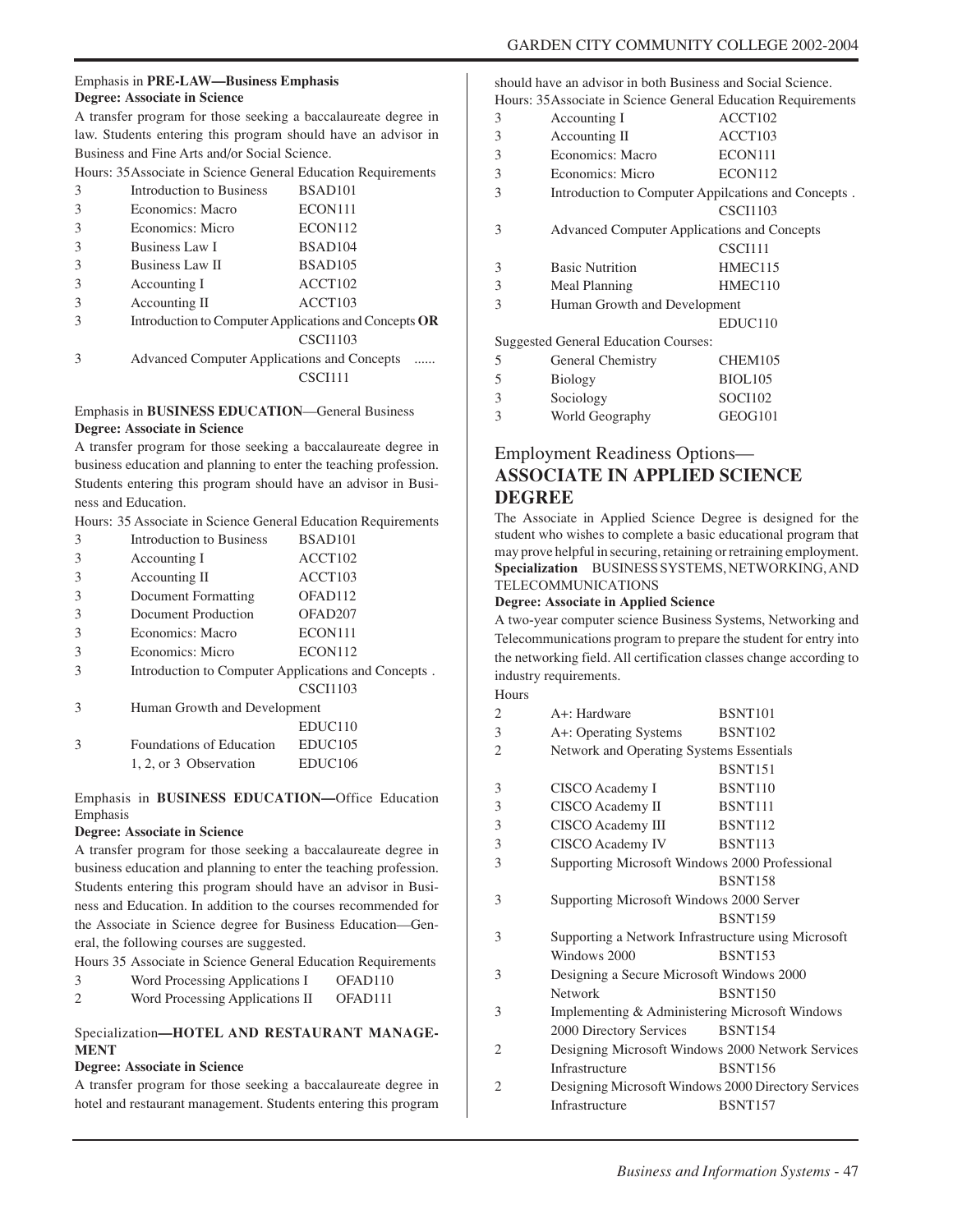Emphasis in **PRE-LAW—Business Emphasis**
**Degree: Associate in Science**

A transfer program for those seeking a baccalaureate degree in law. Students entering this program should have an advisor in Business and Fine Arts and/or Social Science.

Hours: 35 Associate in Science General Education Requirements

| | | |
|---|---|---|
| 3 | Introduction to Business | BSAD101 |
| 3 | Economics: Macro | ECON111 |
| 3 | Economics: Micro | ECON112 |
| 3 | Business Law I | BSAD104 |
| 3 | Business Law II | BSAD105 |
| 3 | Accounting I | ACCT102 |
| 3 | Accounting II | ACCT103 |
| 3 | Introduction to Computer Applications and Concepts **OR** | CSCI1103 |
| 3 | Advanced Computer Applications and Concepts ...... | CSCI111 |

Emphasis in **BUSINESS EDUCATION**—General Business
**Degree: Associate in Science**

A transfer program for those seeking a baccalaureate degree in business education and planning to enter the teaching profession. Students entering this program should have an advisor in Business and Education.

Hours: 35 Associate in Science General Education Requirements

| | | |
|---|---|---|
| 3 | Introduction to Business | BSAD101 |
| 3 | Accounting I | ACCT102 |
| 3 | Accounting II | ACCT103 |
| 3 | Document Formatting | OFAD112 |
| 3 | Document Production | OFAD207 |
| 3 | Economics: Macro | ECON111 |
| 3 | Economics: Micro | ECON112 |
| 3 | Introduction to Computer Applications and Concepts . | CSCI1103 |
| 3 | Human Growth and Development | EDUC110 |
| 3 | Foundations of Education | EDUC105 |
| | 1, 2, or 3 Observation | EDUC106 |

Emphasis in **BUSINESS EDUCATION—**Office Education Emphasis
**Degree: Associate in Science**

A transfer program for those seeking a baccalaureate degree in business education and planning to enter the teaching profession. Students entering this program should have an advisor in Business and Education. In addition to the courses recommended for the Associate in Science degree for Business Education—General, the following courses are suggested.

Hours 35 Associate in Science General Education Requirements

| | | |
|---|---|---|
| 3 | Word Processing Applications I | OFAD110 |
| 2 | Word Processing Applications II | OFAD111 |

Specialization**—HOTEL AND RESTAURANT MANAGEMENT**
**Degree: Associate in Science**

A transfer program for those seeking a baccalaureate degree in hotel and restaurant management. Students entering this program should have an advisor in both Business and Social Science.

Hours: 35 Associate in Science General Education Requirements

| | | |
|---|---|---|
| 3 | Accounting I | ACCT102 |
| 3 | Accounting II | ACCT103 |
| 3 | Economics: Macro | ECON111 |
| 3 | Economics: Micro | ECON112 |
| 3 | Introduction to Computer Appilcations and Concepts . | CSCI1103 |
| 3 | Advanced Computer Applications and Concepts | CSCI111 |
| 3 | Basic Nutrition | HMEC115 |
| 3 | Meal Planning | HMEC110 |
| 3 | Human Growth and Development | EDUC110 |

Suggested General Education Courses:

| | | |
|---|---|---|
| 5 | General Chemistry | CHEM105 |
| 5 | Biology | BIOL105 |
| 3 | Sociology | SOCI102 |
| 3 | World Geography | GEOG101 |

## Employment Readiness Options— **ASSOCIATE IN APPLIED SCIENCE DEGREE**

The Associate in Applied Science Degree is designed for the student who wishes to complete a basic educational program that may prove helpful in securing, retaining or retraining employment.

**Specialization** BUSINESS SYSTEMS, NETWORKING, AND TELECOMMUNICATIONS
**Degree: Associate in Applied Science**

A two-year computer science Business Systems, Networking and Telecommunications program to prepare the student for entry into the networking field. All certification classes change according to industry requirements.

| Hours | | |
|---|---|---|
| 2 | A+: Hardware | BSNT101 |
| 3 | A+: Operating Systems | BSNT102 |
| 2 | Network and Operating Systems Essentials | BSNT151 |
| 3 | CISCO Academy I | BSNT110 |
| 3 | CISCO Academy II | BSNT111 |
| 3 | CISCO Academy III | BSNT112 |
| 3 | CISCO Academy IV | BSNT113 |
| 3 | Supporting Microsoft Windows 2000 Professional | BSNT158 |
| 3 | Supporting Microsoft Windows 2000 Server | BSNT159 |
| 3 | Supporting a Network Infrastructure using Microsoft Windows 2000 | BSNT153 |
| 3 | Designing a Secure Microsoft Windows 2000 Network | BSNT150 |
| 3 | Implementing & Administering Microsoft Windows 2000 Directory Services | BSNT154 |
| 2 | Designing Microsoft Windows 2000 Network Services Infrastructure | BSNT156 |
| 2 | Designing Microsoft Windows 2000 Directory Services Infrastructure | BSNT157 |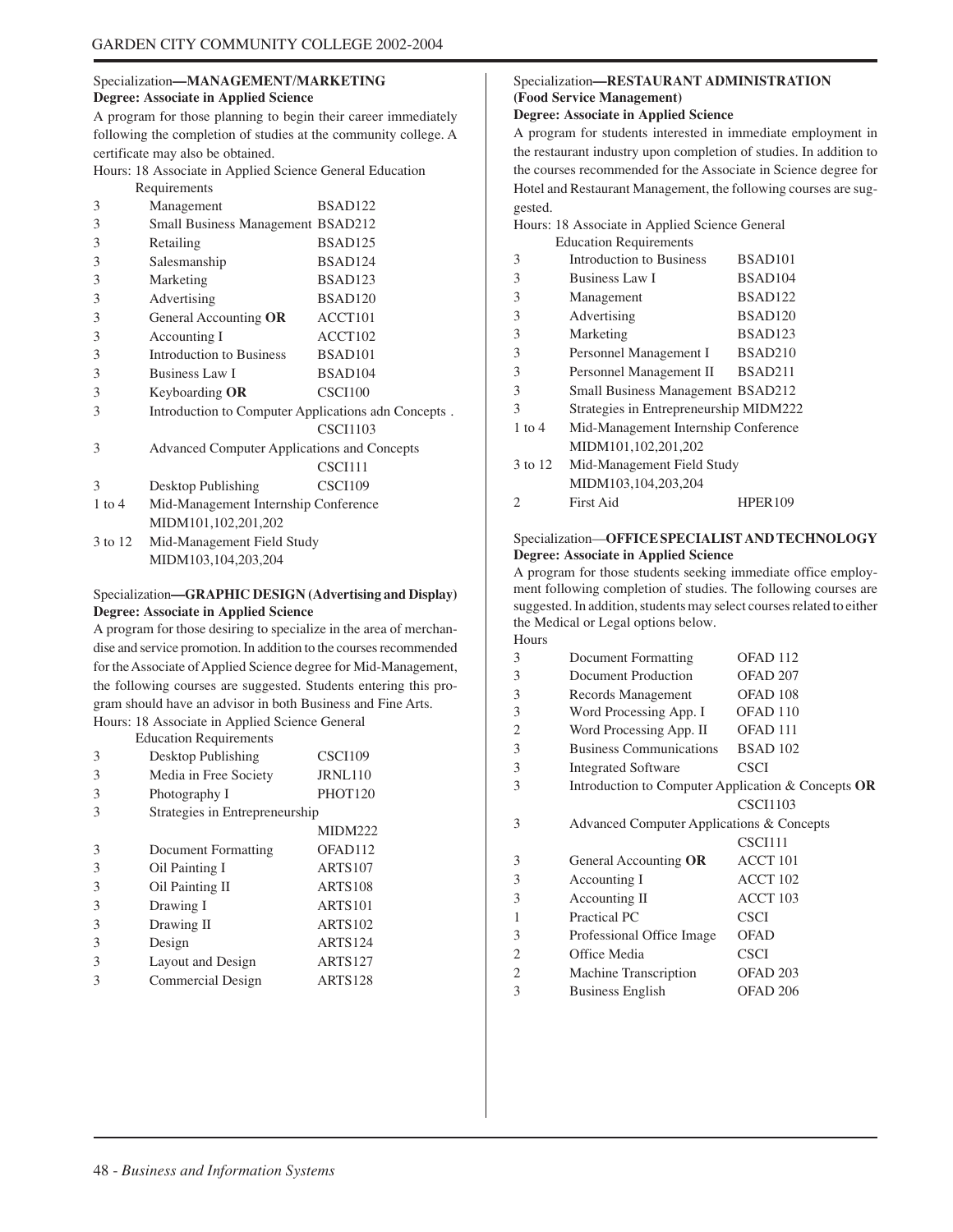Specialization—**MANAGEMENT/MARKETING**
**Degree: Associate in Applied Science**

A program for those planning to begin their career immediately following the completion of studies at the community college. A certificate may also be obtained.

Hours: 18 Associate in Applied Science General Education Requirements

| Hours | Course | Number |
|---|---|---|
| 3 | Management | BSAD122 |
| 3 | Small Business Management | BSAD212 |
| 3 | Retailing | BSAD125 |
| 3 | Salesmanship | BSAD124 |
| 3 | Marketing | BSAD123 |
| 3 | Advertising | BSAD120 |
| 3 | General Accounting **OR** | ACCT101 |
| 3 | Accounting I | ACCT102 |
| 3 | Introduction to Business | BSAD101 |
| 3 | Business Law I | BSAD104 |
| 3 | Keyboarding **OR** | CSCI100 |
| 3 | Introduction to Computer Applications adn Concepts . | CSCI1103 |
| 3 | Advanced Computer Applications and Concepts | CSCI111 |
| 3 | Desktop Publishing | CSCI109 |
| 1 to 4 | Mid-Management Internship Conference | MIDM101,102,201,202 |
| 3 to 12 | Mid-Management Field Study | MIDM103,104,203,204 |

Specialization—**GRAPHIC DESIGN (Advertising and Display)**
**Degree: Associate in Applied Science**

A program for those desiring to specialize in the area of merchandise and service promotion. In addition to the courses recommended for the Associate of Applied Science degree for Mid-Management, the following courses are suggested. Students entering this program should have an advisor in both Business and Fine Arts.

Hours: 18 Associate in Applied Science General Education Requirements

| Hours | Course | Number |
|---|---|---|
| 3 | Desktop Publishing | CSCI109 |
| 3 | Media in Free Society | JRNL110 |
| 3 | Photography I | PHOT120 |
| 3 | Strategies in Entrepreneurship | MIDM222 |
| 3 | Document Formatting | OFAD112 |
| 3 | Oil Painting I | ARTS107 |
| 3 | Oil Painting II | ARTS108 |
| 3 | Drawing I | ARTS101 |
| 3 | Drawing II | ARTS102 |
| 3 | Design | ARTS124 |
| 3 | Layout and Design | ARTS127 |
| 3 | Commercial Design | ARTS128 |

Specialization—**RESTAURANT ADMINISTRATION (Food Service Management)**
**Degree: Associate in Applied Science**

A program for students interested in immediate employment in the restaurant industry upon completion of studies. In addition to the courses recommended for the Associate in Science degree for Hotel and Restaurant Management, the following courses are suggested.

Hours: 18 Associate in Applied Science General Education Requirements

| Hours | Course | Number |
|---|---|---|
| 3 | Introduction to Business | BSAD101 |
| 3 | Business Law I | BSAD104 |
| 3 | Management | BSAD122 |
| 3 | Advertising | BSAD120 |
| 3 | Marketing | BSAD123 |
| 3 | Personnel Management I | BSAD210 |
| 3 | Personnel Management II | BSAD211 |
| 3 | Small Business Management | BSAD212 |
| 3 | Strategies in Entrepreneurship | MIDM222 |
| 1 to 4 | Mid-Management Internship Conference | MIDM101,102,201,202 |
| 3 to 12 | Mid-Management Field Study | MIDM103,104,203,204 |
| 2 | First Aid | HPER109 |

Specialization—**OFFICE SPECIALIST AND TECHNOLOGY**
**Degree: Associate in Applied Science**

A program for those students seeking immediate office employment following completion of studies. The following courses are suggested. In addition, students may select courses related to either the Medical or Legal options below.

| Hours | Course | Number |
|---|---|---|
| 3 | Document Formatting | OFAD 112 |
| 3 | Document Production | OFAD 207 |
| 3 | Records Management | OFAD 108 |
| 3 | Word Processing App. I | OFAD 110 |
| 2 | Word Processing App. II | OFAD 111 |
| 3 | Business Communications | BSAD 102 |
| 3 | Integrated Software | CSCI |
| 3 | Introduction to Computer Application & Concepts **OR** | CSCI1103 |
| 3 | Advanced Computer Applications & Concepts | CSCI111 |
| 3 | General Accounting **OR** | ACCT 101 |
| 3 | Accounting I | ACCT 102 |
| 3 | Accounting II | ACCT 103 |
| 1 | Practical PC | CSCI |
| 3 | Professional Office Image | OFAD |
| 2 | Office Media | CSCI |
| 2 | Machine Transcription | OFAD 203 |
| 3 | Business English | OFAD 206 |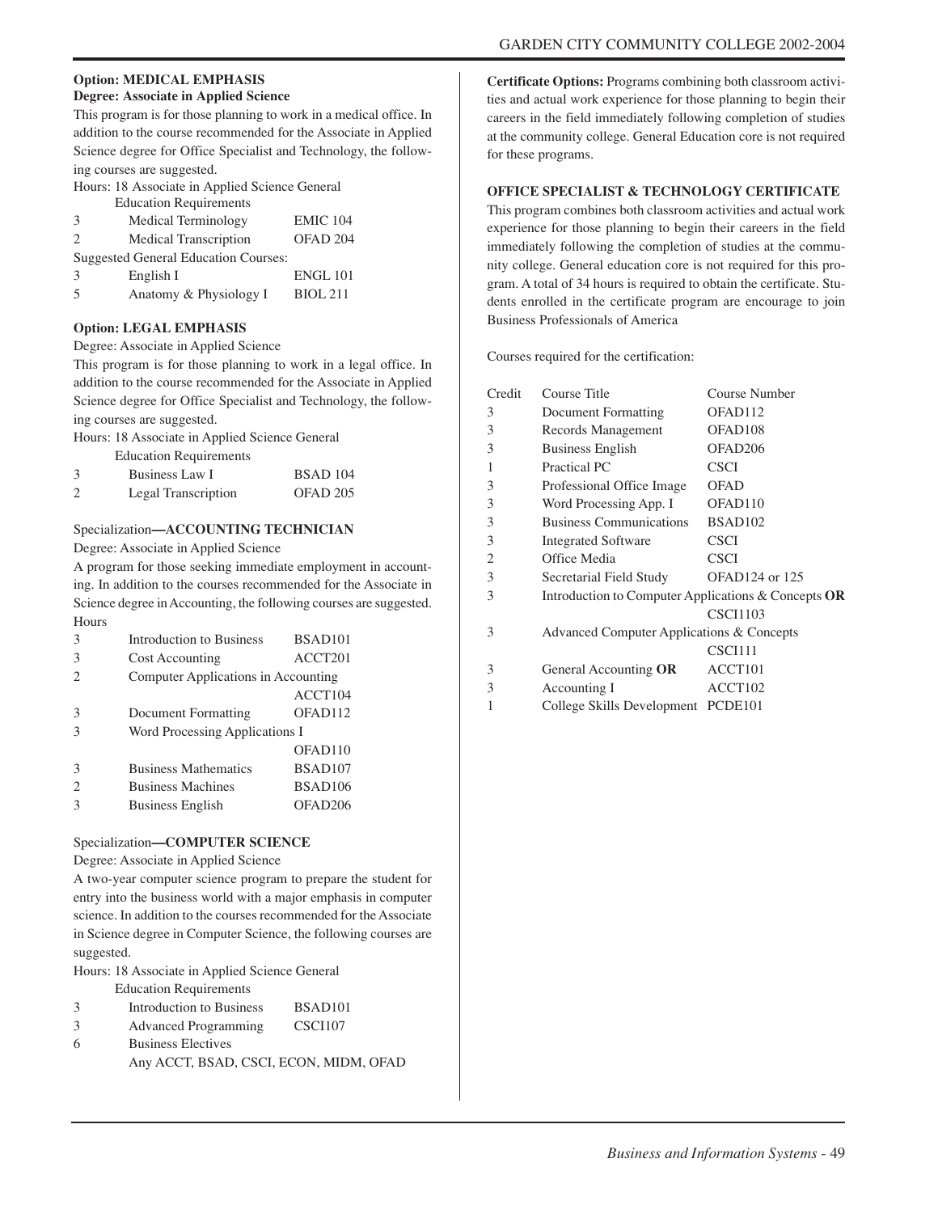**Option: MEDICAL EMPHASIS**

**Degree: Associate in Applied Science**

This program is for those planning to work in a medical office. In addition to the course recommended for the Associate in Applied Science degree for Office Specialist and Technology, the following courses are suggested.

Hours: 18 Associate in Applied Science General Education Requirements

| | | |
|---|---|---|
| 3 | Medical Terminology | EMIC 104 |
| 2 | Medical Transcription | OFAD 204 |
| Suggested General Education Courses: | | |
| 3 | English I | ENGL 101 |
| 5 | Anatomy & Physiology I | BIOL 211 |

**Option: LEGAL EMPHASIS**

Degree: Associate in Applied Science

This program is for those planning to work in a legal office. In addition to the course recommended for the Associate in Applied Science degree for Office Specialist and Technology, the following courses are suggested.

Hours: 18 Associate in Applied Science General Education Requirements

| | | |
|---|---|---|
| 3 | Business Law I | BSAD 104 |
| 2 | Legal Transcription | OFAD 205 |

Specialization**—ACCOUNTING TECHNICIAN**

Degree: Associate in Applied Science

A program for those seeking immediate employment in accounting. In addition to the courses recommended for the Associate in Science degree in Accounting, the following courses are suggested.

| Hours | | |
|---|---|---|
| 3 | Introduction to Business | BSAD101 |
| 3 | Cost Accounting | ACCT201 |
| 2 | Computer Applications in Accounting | ACCT104 |
| 3 | Document Formatting | OFAD112 |
| 3 | Word Processing Applications I | OFAD110 |
| 3 | Business Mathematics | BSAD107 |
| 2 | Business Machines | BSAD106 |
| 3 | Business English | OFAD206 |

Specialization**—COMPUTER SCIENCE**

Degree: Associate in Applied Science

A two-year computer science program to prepare the student for entry into the business world with a major emphasis in computer science. In addition to the courses recommended for the Associate in Science degree in Computer Science, the following courses are suggested.

Hours: 18 Associate in Applied Science General Education Requirements

| | | |
|---|---|---|
| 3 | Introduction to Business | BSAD101 |
| 3 | Advanced Programming | CSCI107 |
| 6 | Business Electives<br>Any ACCT, BSAD, CSCI, ECON, MIDM, OFAD | |

**Certificate Options:** Programs combining both classroom activities and actual work experience for those planning to begin their careers in the field immediately following completion of studies at the community college. General Education core is not required for these programs.

**OFFICE SPECIALIST & TECHNOLOGY CERTIFICATE**

This program combines both classroom activities and actual work experience for those planning to begin their careers in the field immediately following the completion of studies at the community college. General education core is not required for this program. A total of 34 hours is required to obtain the certificate. Students enrolled in the certificate program are encourage to join Business Professionals of America

Courses required for the certification:

| Credit | Course Title | Course Number |
|---|---|---|
| 3 | Document Formatting | OFAD112 |
| 3 | Records Management | OFAD108 |
| 3 | Business English | OFAD206 |
| 1 | Practical PC | CSCI |
| 3 | Professional Office Image | OFAD |
| 3 | Word Processing App. I | OFAD110 |
| 3 | Business Communications | BSAD102 |
| 3 | Integrated Software | CSCI |
| 2 | Office Media | CSCI |
| 3 | Secretarial Field Study | OFAD124 or 125 |
| 3 | Introduction to Computer Applications & Concepts **OR** | CSCI1103 |
| 3 | Advanced Computer Applications & Concepts | CSCI111 |
| 3 | General Accounting **OR** | ACCT101 |
| 3 | Accounting I | ACCT102 |
| 1 | College Skills Development | PCDE101 |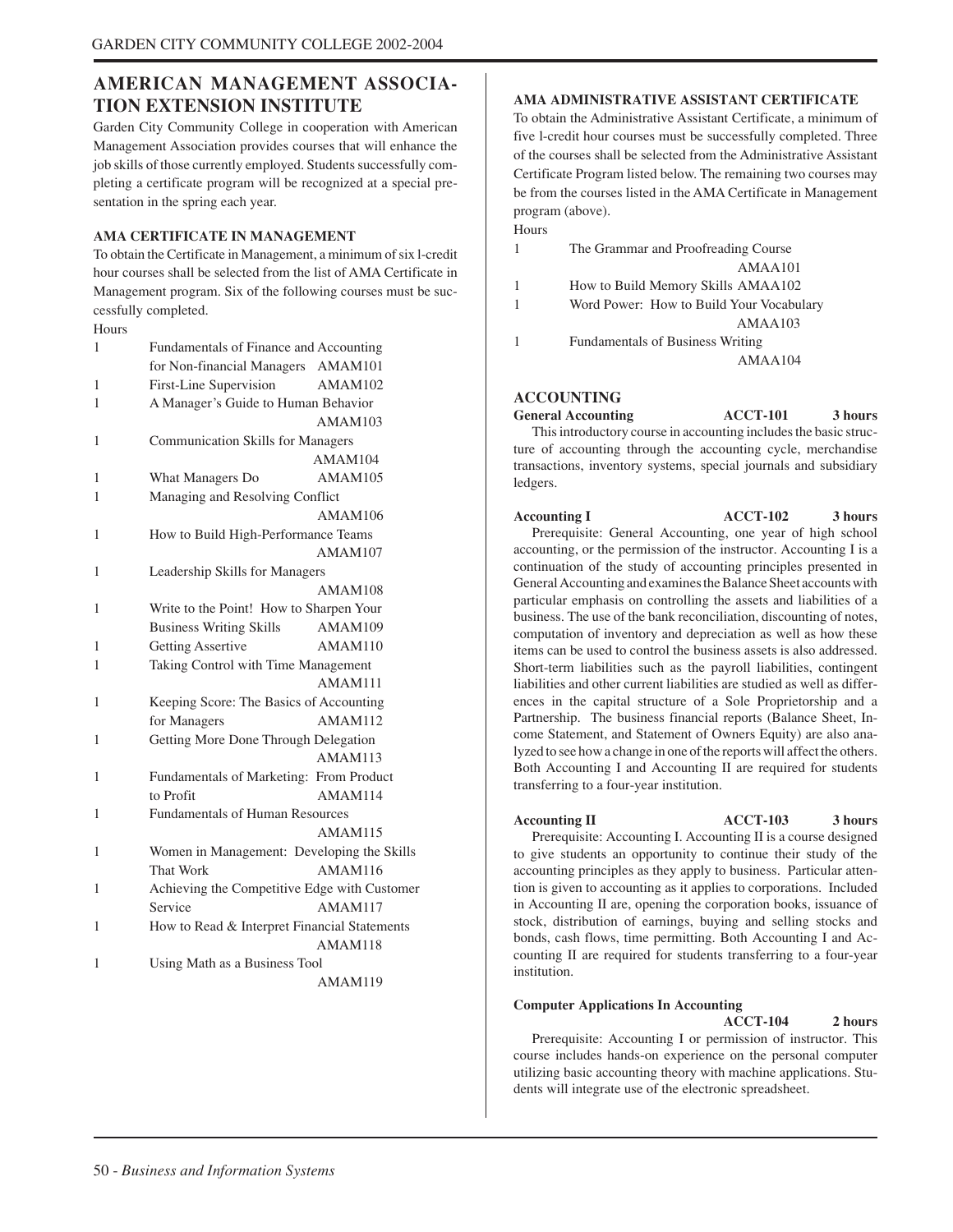## AMERICAN MANAGEMENT ASSOCIATION EXTENSION INSTITUTE

Garden City Community College in cooperation with American Management Association provides courses that will enhance the job skills of those currently employed. Students successfully completing a certificate program will be recognized at a special presentation in the spring each year.

### AMA CERTIFICATE IN MANAGEMENT

To obtain the Certificate in Management, a minimum of six l-credit hour courses shall be selected from the list of AMA Certificate in Management program. Six of the following courses must be successfully completed.

| Hours | Course | |
|---|---|---|
| 1 | Fundamentals of Finance and Accounting for Non-financial Managers | AMAM101 |
| 1 | First-Line Supervision | AMAM102 |
| 1 | A Manager's Guide to Human Behavior | AMAM103 |
| 1 | Communication Skills for Managers | AMAM104 |
| 1 | What Managers Do | AMAM105 |
| 1 | Managing and Resolving Conflict | AMAM106 |
| 1 | How to Build High-Performance Teams | AMAM107 |
| 1 | Leadership Skills for Managers | AMAM108 |
| 1 | Write to the Point! How to Sharpen Your Business Writing Skills | AMAM109 |
| 1 | Getting Assertive | AMAM110 |
| 1 | Taking Control with Time Management | AMAM111 |
| 1 | Keeping Score: The Basics of Accounting for Managers | AMAM112 |
| 1 | Getting More Done Through Delegation | AMAM113 |
| 1 | Fundamentals of Marketing: From Product to Profit | AMAM114 |
| 1 | Fundamentals of Human Resources | AMAM115 |
| 1 | Women in Management: Developing the Skills That Work | AMAM116 |
| 1 | Achieving the Competitive Edge with Customer Service | AMAM117 |
| 1 | How to Read & Interpret Financial Statements | AMAM118 |
| 1 | Using Math as a Business Tool | AMAM119 |

### AMA ADMINISTRATIVE ASSISTANT CERTIFICATE

To obtain the Administrative Assistant Certificate, a minimum of five l-credit hour courses must be successfully completed. Three of the courses shall be selected from the Administrative Assistant Certificate Program listed below. The remaining two courses may be from the courses listed in the AMA Certificate in Management program (above).

| Hours | Course | |
|---|---|---|
| 1 | The Grammar and Proofreading Course | AMAA101 |
| 1 | How to Build Memory Skills | AMAA102 |
| 1 | Word Power: How to Build Your Vocabulary | AMAA103 |
| 1 | Fundamentals of Business Writing | AMAA104 |

## ACCOUNTING

**General Accounting — ACCT-101 — 3 hours**

This introductory course in accounting includes the basic structure of accounting through the accounting cycle, merchandise transactions, inventory systems, special journals and subsidiary ledgers.

**Accounting I — ACCT-102 — 3 hours**

Prerequisite: General Accounting, one year of high school accounting, or the permission of the instructor. Accounting I is a continuation of the study of accounting principles presented in General Accounting and examines the Balance Sheet accounts with particular emphasis on controlling the assets and liabilities of a business. The use of the bank reconciliation, discounting of notes, computation of inventory and depreciation as well as how these items can be used to control the business assets is also addressed. Short-term liabilities such as the payroll liabilities, contingent liabilities and other current liabilities are studied as well as differences in the capital structure of a Sole Proprietorship and a Partnership. The business financial reports (Balance Sheet, Income Statement, and Statement of Owners Equity) are also analyzed to see how a change in one of the reports will affect the others. Both Accounting I and Accounting II are required for students transferring to a four-year institution.

**Accounting II — ACCT-103 — 3 hours**

Prerequisite: Accounting I. Accounting II is a course designed to give students an opportunity to continue their study of the accounting principles as they apply to business. Particular attention is given to accounting as it applies to corporations. Included in Accounting II are, opening the corporation books, issuance of stock, distribution of earnings, buying and selling stocks and bonds, cash flows, time permitting. Both Accounting I and Accounting II are required for students transferring to a four-year institution.

**Computer Applications In Accounting — ACCT-104 — 2 hours**

Prerequisite: Accounting I or permission of instructor. This course includes hands-on experience on the personal computer utilizing basic accounting theory with machine applications. Students will integrate use of the electronic spreadsheet.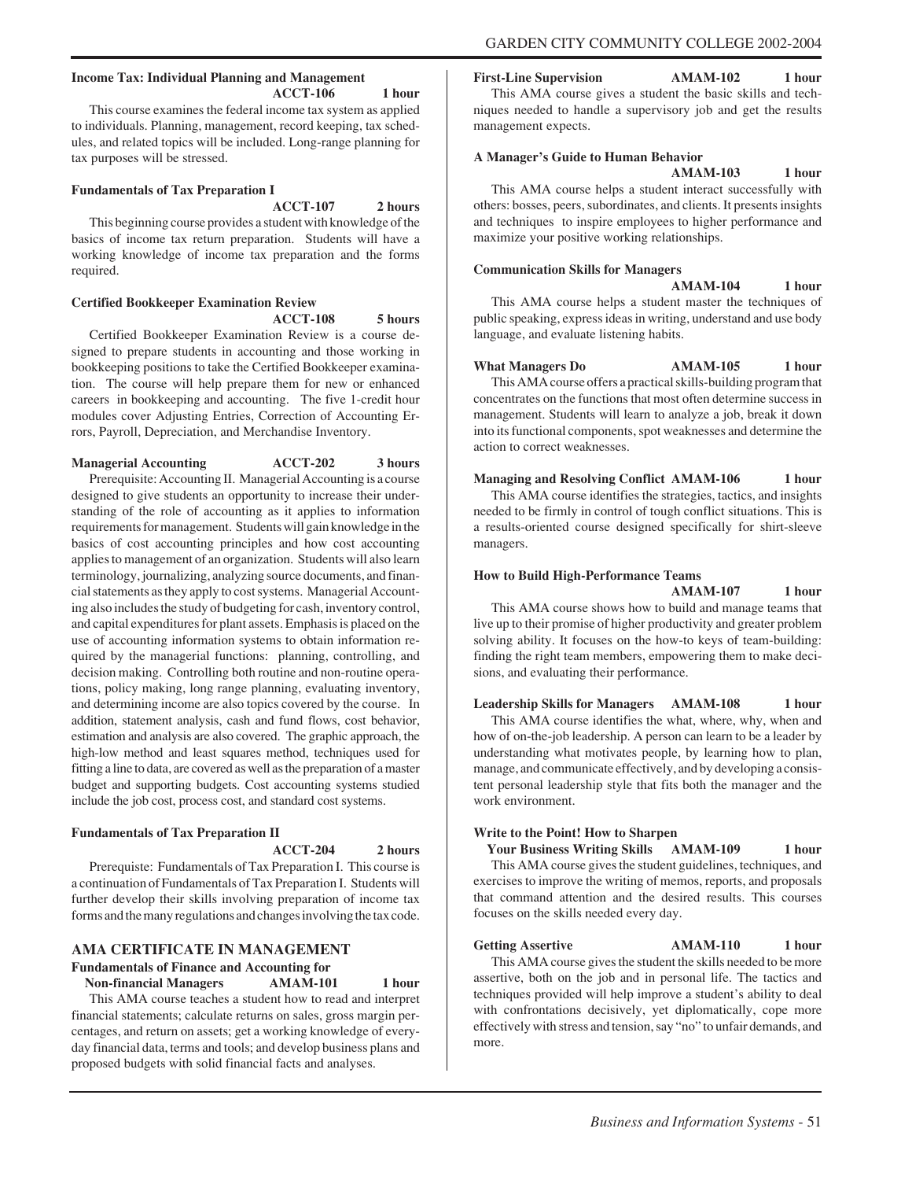**Income Tax: Individual Planning and Management ACCT-106 1 hour**

This course examines the federal income tax system as applied to individuals. Planning, management, record keeping, tax schedules, and related topics will be included. Long-range planning for tax purposes will be stressed.

**Fundamentals of Tax Preparation I ACCT-107 2 hours**

This beginning course provides a student with knowledge of the basics of income tax return preparation. Students will have a working knowledge of income tax preparation and the forms required.

**Certified Bookkeeper Examination Review ACCT-108 5 hours**

Certified Bookkeeper Examination Review is a course designed to prepare students in accounting and those working in bookkeeping positions to take the Certified Bookkeeper examination. The course will help prepare them for new or enhanced careers in bookkeeping and accounting. The five 1-credit hour modules cover Adjusting Entries, Correction of Accounting Errors, Payroll, Depreciation, and Merchandise Inventory.

**Managerial Accounting ACCT-202 3 hours**

Prerequisite: Accounting II. Managerial Accounting is a course designed to give students an opportunity to increase their understanding of the role of accounting as it applies to information requirements for management. Students will gain knowledge in the basics of cost accounting principles and how cost accounting applies to management of an organization. Students will also learn terminology, journalizing, analyzing source documents, and financial statements as they apply to cost systems. Managerial Accounting also includes the study of budgeting for cash, inventory control, and capital expenditures for plant assets. Emphasis is placed on the use of accounting information systems to obtain information required by the managerial functions: planning, controlling, and decision making. Controlling both routine and non-routine operations, policy making, long range planning, evaluating inventory, and determining income are also topics covered by the course. In addition, statement analysis, cash and fund flows, cost behavior, estimation and analysis are also covered. The graphic approach, the high-low method and least squares method, techniques used for fitting a line to data, are covered as well as the preparation of a master budget and supporting budgets. Cost accounting systems studied include the job cost, process cost, and standard cost systems.

**Fundamentals of Tax Preparation II ACCT-204 2 hours**

Prerequiste: Fundamentals of Tax Preparation I. This course is a continuation of Fundamentals of Tax Preparation I. Students will further develop their skills involving preparation of income tax forms and the many regulations and changes involving the tax code.

## AMA CERTIFICATE IN MANAGEMENT

**Fundamentals of Finance and Accounting for Non-financial Managers AMAM-101 1 hour**

This AMA course teaches a student how to read and interpret financial statements; calculate returns on sales, gross margin percentages, and return on assets; get a working knowledge of everyday financial data, terms and tools; and develop business plans and proposed budgets with solid financial facts and analyses.

**First-Line Supervision AMAM-102 1 hour**

This AMA course gives a student the basic skills and techniques needed to handle a supervisory job and get the results management expects.

**A Manager's Guide to Human Behavior AMAM-103 1 hour**

This AMA course helps a student interact successfully with others: bosses, peers, subordinates, and clients. It presents insights and techniques to inspire employees to higher performance and maximize your positive working relationships.

**Communication Skills for Managers AMAM-104 1 hour**

This AMA course helps a student master the techniques of public speaking, express ideas in writing, understand and use body language, and evaluate listening habits.

**What Managers Do AMAM-105 1 hour**

This AMA course offers a practical skills-building program that concentrates on the functions that most often determine success in management. Students will learn to analyze a job, break it down into its functional components, spot weaknesses and determine the action to correct weaknesses.

**Managing and Resolving Conflict AMAM-106 1 hour**

This AMA course identifies the strategies, tactics, and insights needed to be firmly in control of tough conflict situations. This is a results-oriented course designed specifically for shirt-sleeve managers.

**How to Build High-Performance Teams AMAM-107 1 hour**

This AMA course shows how to build and manage teams that live up to their promise of higher productivity and greater problem solving ability. It focuses on the how-to keys of team-building: finding the right team members, empowering them to make decisions, and evaluating their performance.

**Leadership Skills for Managers AMAM-108 1 hour**

This AMA course identifies the what, where, why, when and how of on-the-job leadership. A person can learn to be a leader by understanding what motivates people, by learning how to plan, manage, and communicate effectively, and by developing a consistent personal leadership style that fits both the manager and the work environment.

**Write to the Point! How to Sharpen Your Business Writing Skills AMAM-109 1 hour**

This AMA course gives the student guidelines, techniques, and exercises to improve the writing of memos, reports, and proposals that command attention and the desired results. This courses focuses on the skills needed every day.

**Getting Assertive AMAM-110 1 hour**

This AMA course gives the student the skills needed to be more assertive, both on the job and in personal life. The tactics and techniques provided will help improve a student's ability to deal with confrontations decisively, yet diplomatically, cope more effectively with stress and tension, say "no" to unfair demands, and more.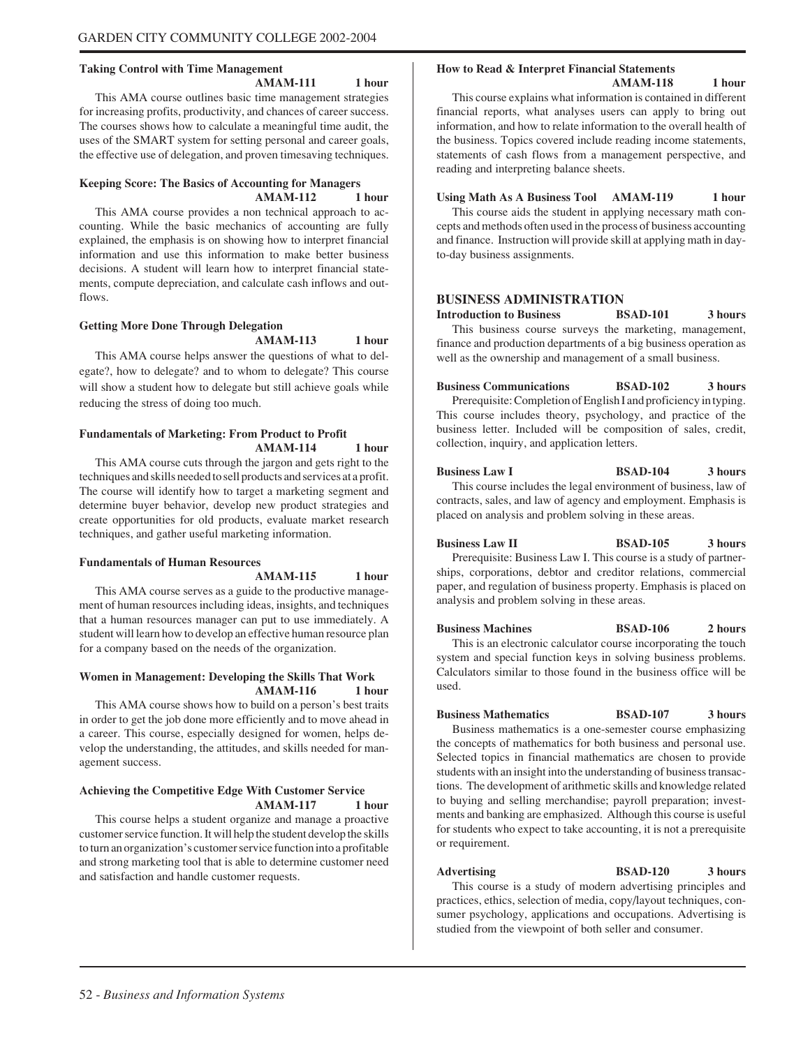**Taking Control with Time Management**
**AMAM-111 1 hour**

This AMA course outlines basic time management strategies for increasing profits, productivity, and chances of career success. The courses shows how to calculate a meaningful time audit, the uses of the SMART system for setting personal and career goals, the effective use of delegation, and proven timesaving techniques.

**Keeping Score: The Basics of Accounting for Managers**
**AMAM-112 1 hour**

This AMA course provides a non technical approach to accounting. While the basic mechanics of accounting are fully explained, the emphasis is on showing how to interpret financial information and use this information to make better business decisions. A student will learn how to interpret financial statements, compute depreciation, and calculate cash inflows and outflows.

**Getting More Done Through Delegation**
**AMAM-113 1 hour**

This AMA course helps answer the questions of what to delegate?, how to delegate? and to whom to delegate? This course will show a student how to delegate but still achieve goals while reducing the stress of doing too much.

**Fundamentals of Marketing: From Product to Profit**
**AMAM-114 1 hour**

This AMA course cuts through the jargon and gets right to the techniques and skills needed to sell products and services at a profit. The course will identify how to target a marketing segment and determine buyer behavior, develop new product strategies and create opportunities for old products, evaluate market research techniques, and gather useful marketing information.

**Fundamentals of Human Resources**
**AMAM-115 1 hour**

This AMA course serves as a guide to the productive management of human resources including ideas, insights, and techniques that a human resources manager can put to use immediately. A student will learn how to develop an effective human resource plan for a company based on the needs of the organization.

**Women in Management: Developing the Skills That Work**
**AMAM-116 1 hour**

This AMA course shows how to build on a person's best traits in order to get the job done more efficiently and to move ahead in a career. This course, especially designed for women, helps develop the understanding, the attitudes, and skills needed for management success.

**Achieving the Competitive Edge With Customer Service**
**AMAM-117 1 hour**

This course helps a student organize and manage a proactive customer service function. It will help the student develop the skills to turn an organization's customer service function into a profitable and strong marketing tool that is able to determine customer need and satisfaction and handle customer requests.

**How to Read & Interpret Financial Statements**
**AMAM-118 1 hour**

This course explains what information is contained in different financial reports, what analyses users can apply to bring out information, and how to relate information to the overall health of the business. Topics covered include reading income statements, statements of cash flows from a management perspective, and reading and interpreting balance sheets.

**Using Math As A Business Tool AMAM-119 1 hour**

This course aids the student in applying necessary math concepts and methods often used in the process of business accounting and finance. Instruction will provide skill at applying math in day-to-day business assignments.

## BUSINESS ADMINISTRATION

**Introduction to Business BSAD-101 3 hours**

This business course surveys the marketing, management, finance and production departments of a big business operation as well as the ownership and management of a small business.

**Business Communications BSAD-102 3 hours**

Prerequisite: Completion of English I and proficiency in typing. This course includes theory, psychology, and practice of the business letter. Included will be composition of sales, credit, collection, inquiry, and application letters.

**Business Law I BSAD-104 3 hours**

This course includes the legal environment of business, law of contracts, sales, and law of agency and employment. Emphasis is placed on analysis and problem solving in these areas.

**Business Law II BSAD-105 3 hours**

Prerequisite: Business Law I. This course is a study of partnerships, corporations, debtor and creditor relations, commercial paper, and regulation of business property. Emphasis is placed on analysis and problem solving in these areas.

**Business Machines BSAD-106 2 hours**

This is an electronic calculator course incorporating the touch system and special function keys in solving business problems. Calculators similar to those found in the business office will be used.

**Business Mathematics BSAD-107 3 hours**

Business mathematics is a one-semester course emphasizing the concepts of mathematics for both business and personal use. Selected topics in financial mathematics are chosen to provide students with an insight into the understanding of business transactions. The development of arithmetic skills and knowledge related to buying and selling merchandise; payroll preparation; investments and banking are emphasized. Although this course is useful for students who expect to take accounting, it is not a prerequisite or requirement.

**Advertising BSAD-120 3 hours**

This course is a study of modern advertising principles and practices, ethics, selection of media, copy/layout techniques, consumer psychology, applications and occupations. Advertising is studied from the viewpoint of both seller and consumer.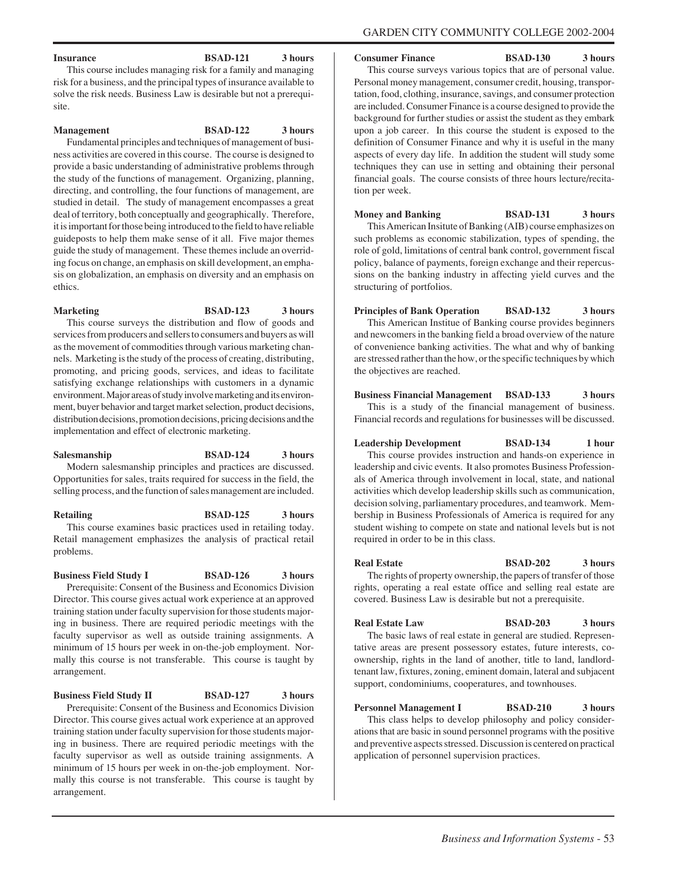**Insurance BSAD-121 3 hours**

This course includes managing risk for a family and managing risk for a business, and the principal types of insurance available to solve the risk needs. Business Law is desirable but not a prerequisite.

**Management BSAD-122 3 hours**

Fundamental principles and techniques of management of business activities are covered in this course. The course is designed to provide a basic understanding of administrative problems through the study of the functions of management. Organizing, planning, directing, and controlling, the four functions of management, are studied in detail. The study of management encompasses a great deal of territory, both conceptually and geographically. Therefore, it is important for those being introduced to the field to have reliable guideposts to help them make sense of it all. Five major themes guide the study of management. These themes include an overriding focus on change, an emphasis on skill development, an emphasis on globalization, an emphasis on diversity and an emphasis on ethics.

**Marketing BSAD-123 3 hours**

This course surveys the distribution and flow of goods and services from producers and sellers to consumers and buyers as will as the movement of commodities through various marketing channels. Marketing is the study of the process of creating, distributing, promoting, and pricing goods, services, and ideas to facilitate satisfying exchange relationships with customers in a dynamic environment. Major areas of study involve marketing and its environment, buyer behavior and target market selection, product decisions, distribution decisions, promotion decisions, pricing decisions and the implementation and effect of electronic marketing.

**Salesmanship BSAD-124 3 hours**

Modern salesmanship principles and practices are discussed. Opportunities for sales, traits required for success in the field, the selling process, and the function of sales management are included.

**Retailing BSAD-125 3 hours**

This course examines basic practices used in retailing today. Retail management emphasizes the analysis of practical retail problems.

**Business Field Study I BSAD-126 3 hours**

Prerequisite: Consent of the Business and Economics Division Director. This course gives actual work experience at an approved training station under faculty supervision for those students majoring in business. There are required periodic meetings with the faculty supervisor as well as outside training assignments. A minimum of 15 hours per week in on-the-job employment. Normally this course is not transferable. This course is taught by arrangement.

**Business Field Study II BSAD-127 3 hours**

Prerequisite: Consent of the Business and Economics Division Director. This course gives actual work experience at an approved training station under faculty supervision for those students majoring in business. There are required periodic meetings with the faculty supervisor as well as outside training assignments. A minimum of 15 hours per week in on-the-job employment. Normally this course is not transferable. This course is taught by arrangement.

**Consumer Finance BSAD-130 3 hours**

This course surveys various topics that are of personal value. Personal money management, consumer credit, housing, transportation, food, clothing, insurance, savings, and consumer protection are included. Consumer Finance is a course designed to provide the background for further studies or assist the student as they embark upon a job career. In this course the student is exposed to the definition of Consumer Finance and why it is useful in the many aspects of every day life. In addition the student will study some techniques they can use in setting and obtaining their personal financial goals. The course consists of three hours lecture/recitation per week.

**Money and Banking BSAD-131 3 hours**

This American Insitute of Banking (AIB) course emphasizes on such problems as economic stabilization, types of spending, the role of gold, limitations of central bank control, government fiscal policy, balance of payments, foreign exchange and their repercussions on the banking industry in affecting yield curves and the structuring of portfolios.

**Principles of Bank Operation BSAD-132 3 hours**

This American Institue of Banking course provides beginners and newcomers in the banking field a broad overview of the nature of convenience banking activities. The what and why of banking are stressed rather than the how, or the specific techniques by which the objectives are reached.

**Business Financial Management BSAD-133 3 hours**

This is a study of the financial management of business. Financial records and regulations for businesses will be discussed.

**Leadership Development BSAD-134 1 hour**

This course provides instruction and hands-on experience in leadership and civic events. It also promotes Business Professionals of America through involvement in local, state, and national activities which develop leadership skills such as communication, decision solving, parliamentary procedures, and teamwork. Membership in Business Professionals of America is required for any student wishing to compete on state and national levels but is not required in order to be in this class.

**Real Estate BSAD-202 3 hours**

The rights of property ownership, the papers of transfer of those rights, operating a real estate office and selling real estate are covered. Business Law is desirable but not a prerequisite.

**Real Estate Law BSAD-203 3 hours**

The basic laws of real estate in general are studied. Representative areas are present possessory estates, future interests, co-ownership, rights in the land of another, title to land, landlord-tenant law, fixtures, zoning, eminent domain, lateral and subjacent support, condominiums, cooperatures, and townhouses.

**Personnel Management I BSAD-210 3 hours**

This class helps to develop philosophy and policy considerations that are basic in sound personnel programs with the positive and preventive aspects stressed. Discussion is centered on practical application of personnel supervision practices.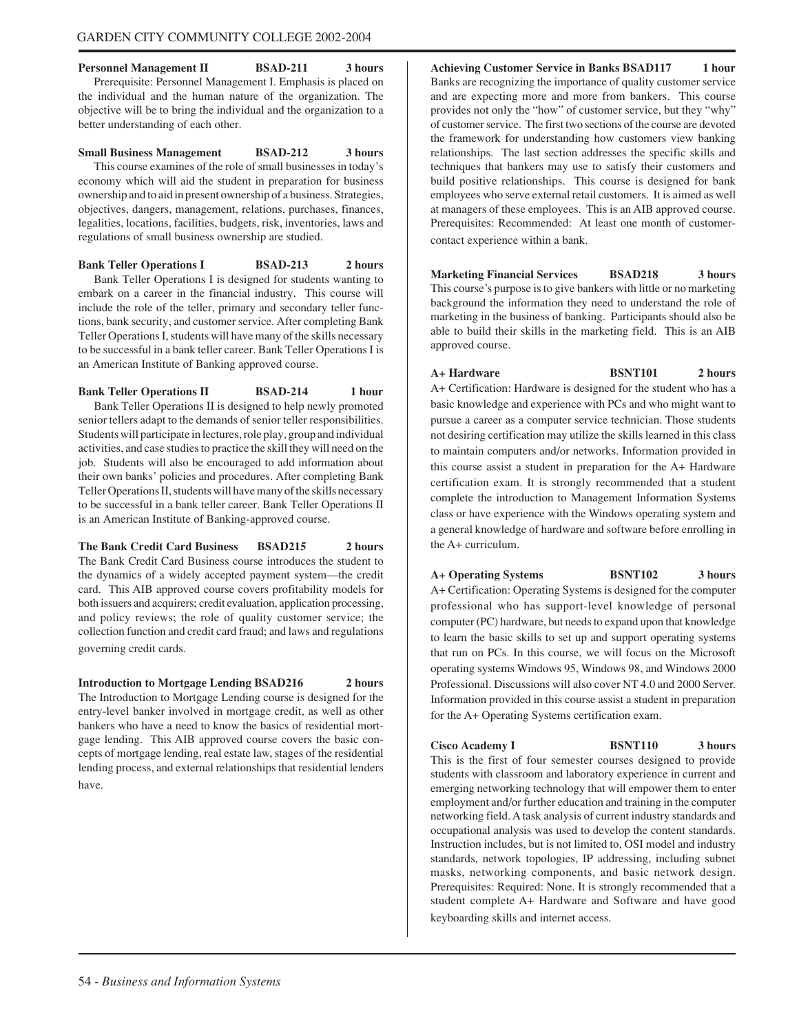**Personnel Management II BSAD-211 3 hours**

Prerequisite: Personnel Management I. Emphasis is placed on the individual and the human nature of the organization. The objective will be to bring the individual and the organization to a better understanding of each other.

**Small Business Management BSAD-212 3 hours**

This course examines of the role of small businesses in today's economy which will aid the student in preparation for business ownership and to aid in present ownership of a business. Strategies, objectives, dangers, management, relations, purchases, finances, legalities, locations, facilities, budgets, risk, inventories, laws and regulations of small business ownership are studied.

**Bank Teller Operations I BSAD-213 2 hours**

Bank Teller Operations I is designed for students wanting to embark on a career in the financial industry. This course will include the role of the teller, primary and secondary teller functions, bank security, and customer service. After completing Bank Teller Operations I, students will have many of the skills necessary to be successful in a bank teller career. Bank Teller Operations I is an American Institute of Banking approved course.

**Bank Teller Operations II BSAD-214 1 hour**

Bank Teller Operations II is designed to help newly promoted senior tellers adapt to the demands of senior teller responsibilities. Students will participate in lectures, role play, group and individual activities, and case studies to practice the skill they will need on the job. Students will also be encouraged to add information about their own banks' policies and procedures. After completing Bank Teller Operations II, students will have many of the skills necessary to be successful in a bank teller career. Bank Teller Operations II is an American Institute of Banking-approved course.

**The Bank Credit Card Business BSAD215 2 hours**

The Bank Credit Card Business course introduces the student to the dynamics of a widely accepted payment system—the credit card. This AIB approved course covers profitability models for both issuers and acquirers; credit evaluation, application processing, and policy reviews; the role of quality customer service; the collection function and credit card fraud; and laws and regulations governing credit cards.

**Introduction to Mortgage Lending BSAD216 2 hours**

The Introduction to Mortgage Lending course is designed for the entry-level banker involved in mortgage credit, as well as other bankers who have a need to know the basics of residential mortgage lending. This AIB approved course covers the basic concepts of mortgage lending, real estate law, stages of the residential lending process, and external relationships that residential lenders have.

**Achieving Customer Service in Banks BSAD117 1 hour**

Banks are recognizing the importance of quality customer service and are expecting more and more from bankers. This course provides not only the "how" of customer service, but they "why" of customer service. The first two sections of the course are devoted the framework for understanding how customers view banking relationships. The last section addresses the specific skills and techniques that bankers may use to satisfy their customers and build positive relationships. This course is designed for bank employees who serve external retail customers. It is aimed as well at managers of these employees. This is an AIB approved course. Prerequisites: Recommended: At least one month of customer-contact experience within a bank.

**Marketing Financial Services BSAD218 3 hours**

This course's purpose is to give bankers with little or no marketing background the information they need to understand the role of marketing in the business of banking. Participants should also be able to build their skills in the marketing field. This is an AIB approved course.

**A+ Hardware BSNT101 2 hours**

A+ Certification: Hardware is designed for the student who has a basic knowledge and experience with PCs and who might want to pursue a career as a computer service technician. Those students not desiring certification may utilize the skills learned in this class to maintain computers and/or networks. Information provided in this course assist a student in preparation for the A+ Hardware certification exam. It is strongly recommended that a student complete the introduction to Management Information Systems class or have experience with the Windows operating system and a general knowledge of hardware and software before enrolling in the A+ curriculum.

**A+ Operating Systems BSNT102 3 hours**

A+ Certification: Operating Systems is designed for the computer professional who has support-level knowledge of personal computer (PC) hardware, but needs to expand upon that knowledge to learn the basic skills to set up and support operating systems that run on PCs. In this course, we will focus on the Microsoft operating systems Windows 95, Windows 98, and Windows 2000 Professional. Discussions will also cover NT 4.0 and 2000 Server. Information provided in this course assist a student in preparation for the A+ Operating Systems certification exam.

**Cisco Academy I BSNT110 3 hours**

This is the first of four semester courses designed to provide students with classroom and laboratory experience in current and emerging networking technology that will empower them to enter employment and/or further education and training in the computer networking field. A task analysis of current industry standards and occupational analysis was used to develop the content standards. Instruction includes, but is not limited to, OSI model and industry standards, network topologies, IP addressing, including subnet masks, network components, and basic network design. Prerequisites: Required: None. It is strongly recommended that a student complete A+ Hardware and Software and have good keyboarding skills and internet access.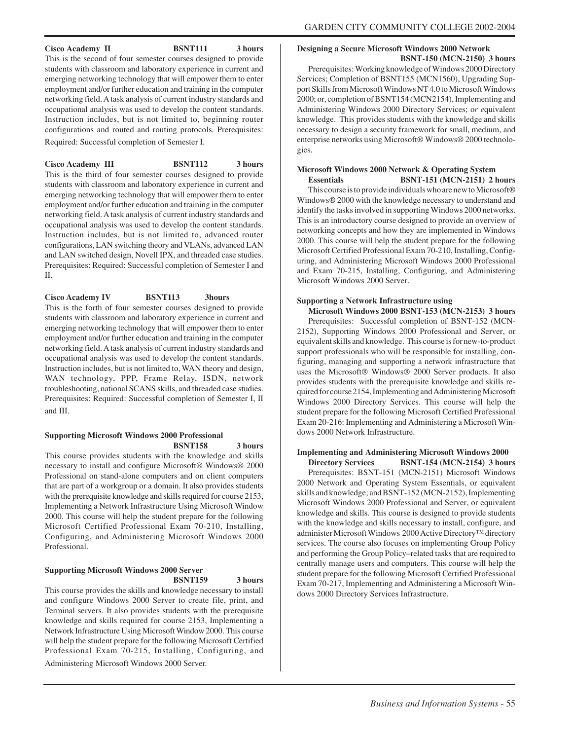**Cisco Academy II** **BSNT111** **3 hours**

This is the second of four semester courses designed to provide students with classroom and laboratory experience in current and emerging networking technology that will empower them to enter employment and/or further education and training in the computer networking field. A task analysis of current industry standards and occupational analysis was used to develop the content standards. Instruction includes, but is not limited to, beginning router configurations and routed and routing protocols. Prerequisites: Required: Successful completion of Semester I.

**Cisco Academy III** **BSNT112** **3 hours**

This is the third of four semester courses designed to provide students with classroom and laboratory experience in current and emerging networking technology that will empower them to enter employment and/or further education and training in the computer networking field. A task analysis of current industry standards and occupational analysis was used to develop the content standards. Instruction includes, but is not limited to, advanced router configurations, LAN switching theory and VLANs, advanced LAN and LAN switched design, Novell IPX, and threaded case studies. Prerequisites: Required: Successful completion of Semester I and II.

**Cisco Academy IV** **BSNT113** **3hours**

This is the forth of four semester courses designed to provide students with classroom and laboratory experience in current and emerging networking technology that will empower them to enter employment and/or further education and training in the computer networking field. A task analysis of current industry standards and occupational analysis was used to develop the content standards. Instruction includes, but is not limited to, WAN theory and design, WAN technology, PPP, Frame Relay, ISDN, network troubleshooting, national SCANS skills, and threaded case studies. Prerequisites: Required: Successful completion of Semester I, II and III.

**Supporting Microsoft Windows 2000 Professional**
**BSNT158** **3 hours**

This course provides students with the knowledge and skills necessary to install and configure Microsoft® Windows® 2000 Professional on stand-alone computers and on client computers that are part of a workgroup or a domain. It also provides students with the prerequisite knowledge and skills required for course 2153, Implementing a Network Infrastructure Using Microsoft Window 2000. This course will help the student prepare for the following Microsoft Certified Professional Exam 70-210, Installing, Configuring, and Administering Microsoft Windows 2000 Professional.

**Supporting Microsoft Windows 2000 Server**
**BSNT159** **3 hours**

This course provides the skills and knowledge necessary to install and configure Windows 2000 Server to create file, print, and Terminal servers. It also provides students with the prerequisite knowledge and skills required for course 2153, Implementing a Network Infrastructure Using Microsoft Window 2000. This course will help the student prepare for the following Microsoft Certified Professional Exam 70-215, Installing, Configuring, and Administering Microsoft Windows 2000 Server.

**Designing a Secure Microsoft Windows 2000 Network**
**BSNT-150 (MCN-2150) 3 hours**

Prerequisites: Working knowledge of Windows 2000 Directory Services; Completion of BSNT155 (MCN1560), Upgrading Support Skills from Microsoft Windows NT 4.0 to Microsoft Windows 2000; or, completion of BSNT154 (MCN2154), Implementing and Administering Windows 2000 Directory Services; or *e*quivalent knowledge. This provides students with the knowledge and skills necessary to design a security framework for small, medium, and enterprise networks using Microsoft® Windows® 2000 technologies.

**Microsoft Windows 2000 Network & Operating System Essentials** **BSNT-151 (MCN-2151) 2 hours**

This course is to provide individuals who are new to Microsoft® Windows® 2000 with the knowledge necessary to understand and identify the tasks involved in supporting Windows 2000 networks. This is an introductory course designed to provide an overview of networking concepts and how they are implemented in Windows 2000. This course will help the student prepare for the following Microsoft Certified Professional Exam 70-210, Installing, Configuring, and Administering Microsoft Windows 2000 Professional and Exam 70-215, Installing, Configuring, and Administering Microsoft Windows 2000 Server.

**Supporting a Network Infrastructure using Microsoft Windows 2000 BSNT-153 (MCN-2153) 3 hours**

Prerequisites: Successful completion of BSNT-152 (MCN-2152), Supporting Windows 2000 Professional and Server, or equivalent skills and knowledge. This course is for new-to-product support professionals who will be responsible for installing, configuring, managing and supporting a network infrastructure that uses the Microsoft® Windows® 2000 Server products. It also provides students with the prerequisite knowledge and skills required for course 2154, Implementing and Administering Microsoft Windows 2000 Directory Services. This course will help the student prepare for the following Microsoft Certified Professional Exam 20-216: Implementing and Administering a Microsoft Windows 2000 Network Infrastructure.

**Implementing and Administering Microsoft Windows 2000 Directory Services** **BSNT-154 (MCN-2154) 3 hours**

Prerequisites: BSNT-151 (MCN-2151) Microsoft Windows 2000 Network and Operating System Essentials, or equivalent skills and knowledge; and BSNT-152 (MCN-2152), Implementing Microsoft Windows 2000 Professional and Server, or equivalent knowledge and skills. This course is designed to provide students with the knowledge and skills necessary to install, configure, and administer Microsoft Windows 2000 Active Directory™ directory services. The course also focuses on implementing Group Policy and performing the Group Policy–related tasks that are required to centrally manage users and computers. This course will help the student prepare for the following Microsoft Certified Professional Exam 70-217, Implementing and Administering a Microsoft Windows 2000 Directory Services Infrastructure.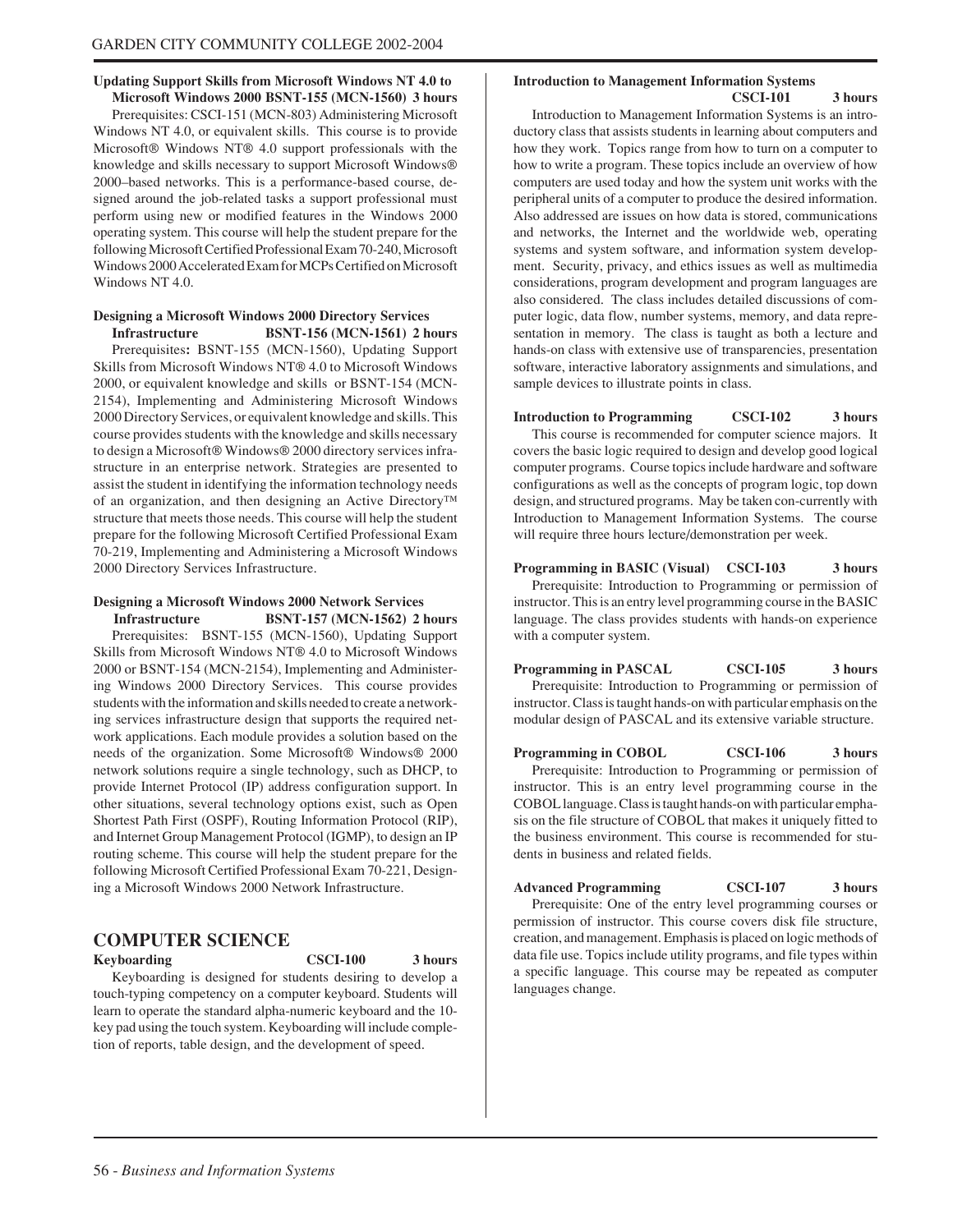**Updating Support Skills from Microsoft Windows NT 4.0 to Microsoft Windows 2000 BSNT-155 (MCN-1560) 3 hours**

Prerequisites: CSCI-151 (MCN-803) Administering Microsoft Windows NT 4.0, or equivalent skills. This course is to provide Microsoft® Windows NT® 4.0 support professionals with the knowledge and skills necessary to support Microsoft Windows® 2000–based networks. This is a performance-based course, designed around the job-related tasks a support professional must perform using new or modified features in the Windows 2000 operating system. This course will help the student prepare for the following Microsoft Certified Professional Exam 70-240, Microsoft Windows 2000 Accelerated Exam for MCPs Certified on Microsoft Windows NT 4.0.

**Designing a Microsoft Windows 2000 Directory Services Infrastructure BSNT-156 (MCN-1561) 2 hours**

Prerequisites**:** BSNT-155 (MCN-1560), Updating Support Skills from Microsoft Windows NT® 4.0 to Microsoft Windows 2000, or equivalent knowledge and skills or BSNT-154 (MCN-2154), Implementing and Administering Microsoft Windows 2000 Directory Services, or equivalent knowledge and skills. This course provides students with the knowledge and skills necessary to design a Microsoft® Windows® 2000 directory services infrastructure in an enterprise network. Strategies are presented to assist the student in identifying the information technology needs of an organization, and then designing an Active Directory™ structure that meets those needs. This course will help the student prepare for the following Microsoft Certified Professional Exam 70-219, Implementing and Administering a Microsoft Windows 2000 Directory Services Infrastructure.

**Designing a Microsoft Windows 2000 Network Services Infrastructure BSNT-157 (MCN-1562) 2 hours**

Prerequisites: BSNT-155 (MCN-1560), Updating Support Skills from Microsoft Windows NT® 4.0 to Microsoft Windows 2000 or BSNT-154 (MCN-2154), Implementing and Administering Windows 2000 Directory Services. This course provides students with the information and skills needed to create a networking services infrastructure design that supports the required network applications. Each module provides a solution based on the needs of the organization. Some Microsoft® Windows® 2000 network solutions require a single technology, such as DHCP, to provide Internet Protocol (IP) address configuration support. In other situations, several technology options exist, such as Open Shortest Path First (OSPF), Routing Information Protocol (RIP), and Internet Group Management Protocol (IGMP), to design an IP routing scheme. This course will help the student prepare for the following Microsoft Certified Professional Exam 70-221, Designing a Microsoft Windows 2000 Network Infrastructure.

## COMPUTER SCIENCE

**Keyboarding CSCI-100 3 hours**

Keyboarding is designed for students desiring to develop a touch-typing competency on a computer keyboard. Students will learn to operate the standard alpha-numeric keyboard and the 10-key pad using the touch system. Keyboarding will include completion of reports, table design, and the development of speed.

**Introduction to Management Information Systems CSCI-101 3 hours**

Introduction to Management Information Systems is an introductory class that assists students in learning about computers and how they work. Topics range from how to turn on a computer to how to write a program. These topics include an overview of how computers are used today and how the system unit works with the peripheral units of a computer to produce the desired information. Also addressed are issues on how data is stored, communications and networks, the Internet and the worldwide web, operating systems and system software, and information system development. Security, privacy, and ethics issues as well as multimedia considerations, program development and program languages are also considered. The class includes detailed discussions of computer logic, data flow, number systems, memory, and data representation in memory. The class is taught as both a lecture and hands-on class with extensive use of transparencies, presentation software, interactive laboratory assignments and simulations, and sample devices to illustrate points in class.

**Introduction to Programming CSCI-102 3 hours**

This course is recommended for computer science majors. It covers the basic logic required to design and develop good logical computer programs. Course topics include hardware and software configurations as well as the concepts of program logic, top down design, and structured programs. May be taken con-currently with Introduction to Management Information Systems. The course will require three hours lecture/demonstration per week.

**Programming in BASIC (Visual) CSCI-103 3 hours**

Prerequisite: Introduction to Programming or permission of instructor. This is an entry level programming course in the BASIC language. The class provides students with hands-on experience with a computer system.

**Programming in PASCAL CSCI-105 3 hours**

Prerequisite: Introduction to Programming or permission of instructor. Class is taught hands-on with particular emphasis on the modular design of PASCAL and its extensive variable structure.

**Programming in COBOL CSCI-106 3 hours**

Prerequisite: Introduction to Programming or permission of instructor. This is an entry level programming course in the COBOL language. Class is taught hands-on with particular emphasis on the file structure of COBOL that makes it uniquely fitted to the business environment. This course is recommended for students in business and related fields.

**Advanced Programming CSCI-107 3 hours**

Prerequisite: One of the entry level programming courses or permission of instructor. This course covers disk file structure, creation, and management. Emphasis is placed on logic methods of data file use. Topics include utility programs, and file types within a specific language. This course may be repeated as computer languages change.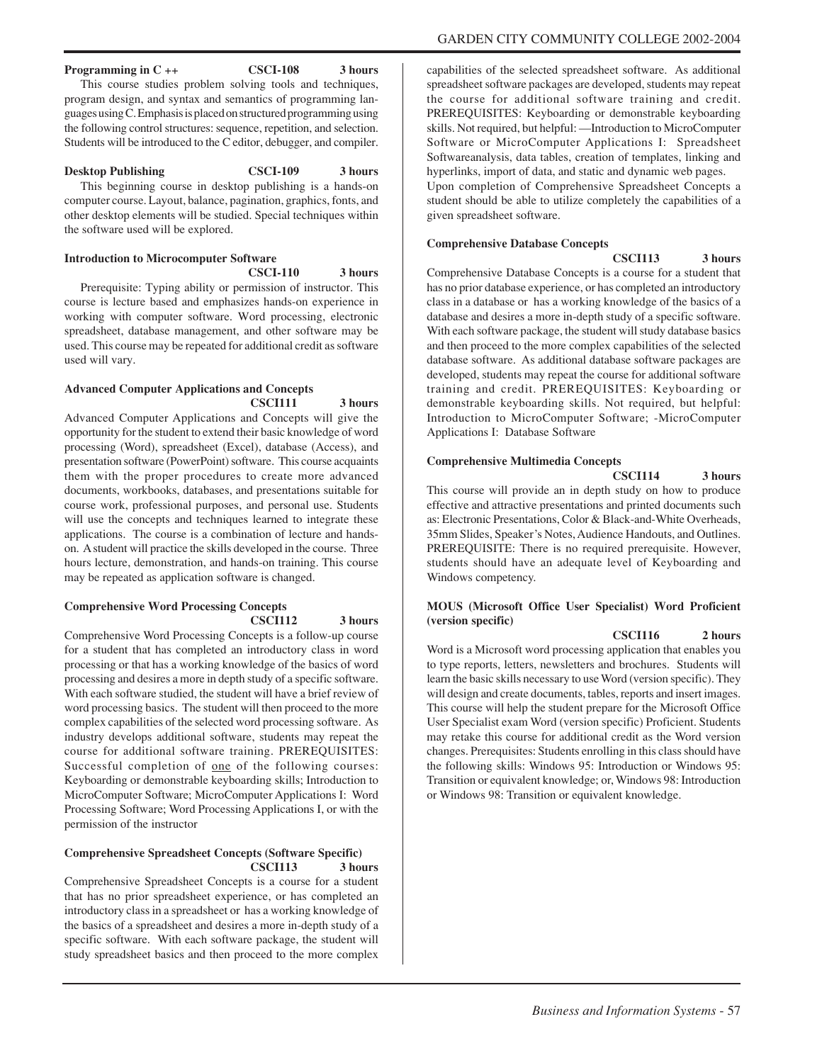**Programming in C ++ CSCI-108 3 hours**

This course studies problem solving tools and techniques, program design, and syntax and semantics of programming languages using C. Emphasis is placed on structured programming using the following control structures: sequence, repetition, and selection. Students will be introduced to the C editor, debugger, and compiler.

**Desktop Publishing CSCI-109 3 hours**

This beginning course in desktop publishing is a hands-on computer course. Layout, balance, pagination, graphics, fonts, and other desktop elements will be studied. Special techniques within the software used will be explored.

**Introduction to Microcomputer Software**
**CSCI-110 3 hours**

Prerequisite: Typing ability or permission of instructor. This course is lecture based and emphasizes hands-on experience in working with computer software. Word processing, electronic spreadsheet, database management, and other software may be used. This course may be repeated for additional credit as software used will vary.

**Advanced Computer Applications and Concepts**
**CSCI111 3 hours**

Advanced Computer Applications and Concepts will give the opportunity for the student to extend their basic knowledge of word processing (Word), spreadsheet (Excel), database (Access), and presentation software (PowerPoint) software. This course acquaints them with the proper procedures to create more advanced documents, workbooks, databases, and presentations suitable for course work, professional purposes, and personal use. Students will use the concepts and techniques learned to integrate these applications. The course is a combination of lecture and hands-on. A student will practice the skills developed in the course. Three hours lecture, demonstration, and hands-on training. This course may be repeated as application software is changed.

**Comprehensive Word Processing Concepts**
**CSCI112 3 hours**

Comprehensive Word Processing Concepts is a follow-up course for a student that has completed an introductory class in word processing or that has a working knowledge of the basics of word processing and desires a more in depth study of a specific software. With each software studied, the student will have a brief review of word processing basics. The student will then proceed to the more complex capabilities of the selected word processing software. As industry develops additional software, students may repeat the course for additional software training. PREREQUISITES: Successful completion of one of the following courses: Keyboarding or demonstrable keyboarding skills; Introduction to MicroComputer Software; MicroComputer Applications I: Word Processing Software; Word Processing Applications I, or with the permission of the instructor

**Comprehensive Spreadsheet Concepts (Software Specific)**
**CSCI113 3 hours**

Comprehensive Spreadsheet Concepts is a course for a student that has no prior spreadsheet experience, or has completed an introductory class in a spreadsheet or has a working knowledge of the basics of a spreadsheet and desires a more in-depth study of a specific software. With each software package, the student will study spreadsheet basics and then proceed to the more complex capabilities of the selected spreadsheet software. As additional spreadsheet software packages are developed, students may repeat the course for additional software training and credit. PREREQUISITES: Keyboarding or demonstrable keyboarding skills. Not required, but helpful: —Introduction to MicroComputer Software or MicroComputer Applications I: Spreadsheet Softwareanalysis, data tables, creation of templates, linking and hyperlinks, import of data, and static and dynamic web pages.
Upon completion of Comprehensive Spreadsheet Concepts a student should be able to utilize completely the capabilities of a given spreadsheet software.

**Comprehensive Database Concepts**
**CSCI113 3 hours**

Comprehensive Database Concepts is a course for a student that has no prior database experience, or has completed an introductory class in a database or has a working knowledge of the basics of a database and desires a more in-depth study of a specific software. With each software package, the student will study database basics and then proceed to the more complex capabilities of the selected database software. As additional database software packages are developed, students may repeat the course for additional software training and credit. PREREQUISITES: Keyboarding or demonstrable keyboarding skills. Not required, but helpful: Introduction to MicroComputer Software; -MicroComputer Applications I: Database Software

**Comprehensive Multimedia Concepts**
**CSCI114 3 hours**

This course will provide an in depth study on how to produce effective and attractive presentations and printed documents such as: Electronic Presentations, Color & Black-and-White Overheads, 35mm Slides, Speaker's Notes, Audience Handouts, and Outlines. PREREQUISITE: There is no required prerequisite. However, students should have an adequate level of Keyboarding and Windows competency.

**MOUS (Microsoft Office User Specialist) Word Proficient (version specific)**
**CSCI116 2 hours**

Word is a Microsoft word processing application that enables you to type reports, letters, newsletters and brochures. Students will learn the basic skills necessary to use Word (version specific). They will design and create documents, tables, reports and insert images. This course will help the student prepare for the Microsoft Office User Specialist exam Word (version specific) Proficient. Students may retake this course for additional credit as the Word version changes. Prerequisites: Students enrolling in this class should have the following skills: Windows 95: Introduction or Windows 95: Transition or equivalent knowledge; or, Windows 98: Introduction or Windows 98: Transition or equivalent knowledge.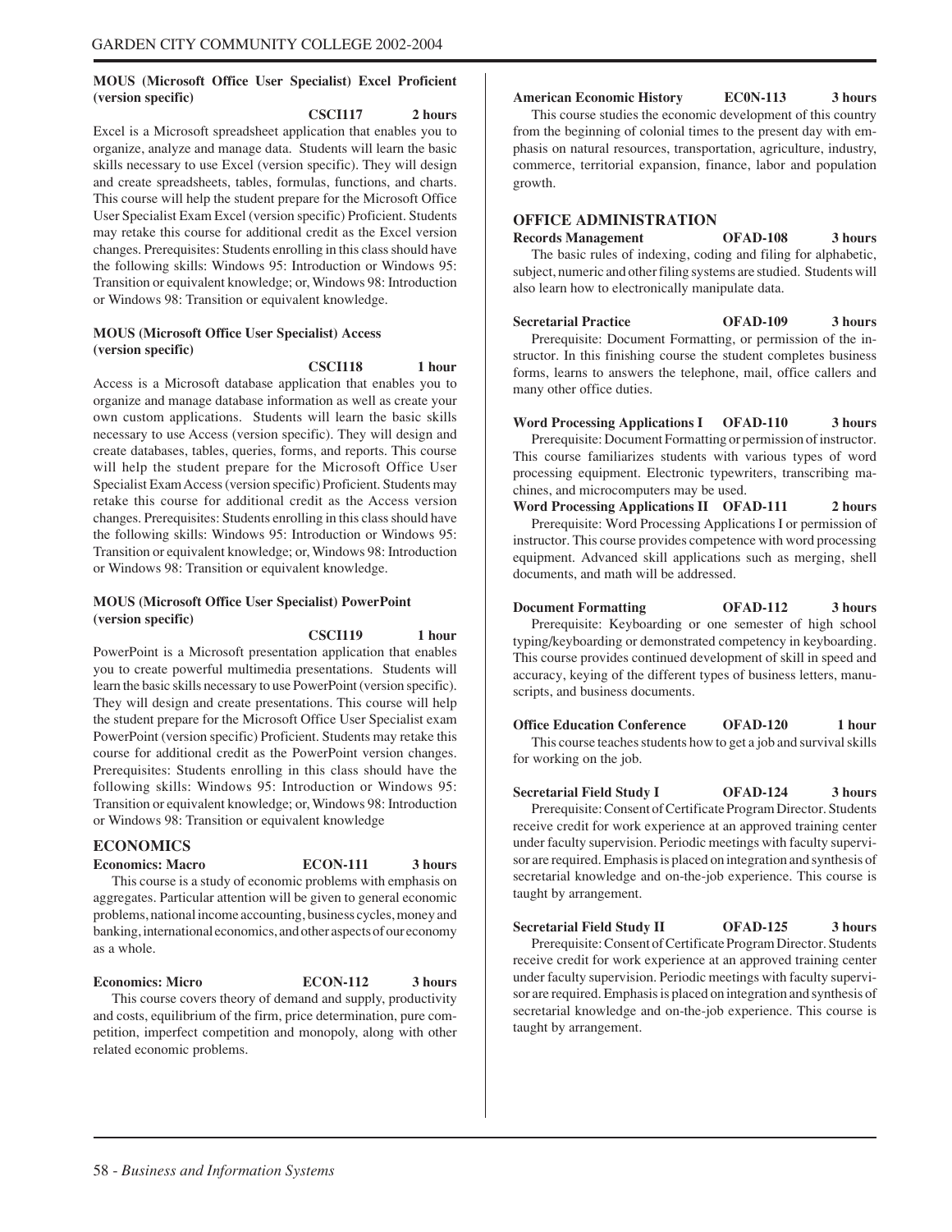**MOUS (Microsoft Office User Specialist) Excel Proficient (version specific)**

**CSCI117 2 hours**

Excel is a Microsoft spreadsheet application that enables you to organize, analyze and manage data. Students will learn the basic skills necessary to use Excel (version specific). They will design and create spreadsheets, tables, formulas, functions, and charts. This course will help the student prepare for the Microsoft Office User Specialist Exam Excel (version specific) Proficient. Students may retake this course for additional credit as the Excel version changes. Prerequisites: Students enrolling in this class should have the following skills: Windows 95: Introduction or Windows 95: Transition or equivalent knowledge; or, Windows 98: Introduction or Windows 98: Transition or equivalent knowledge.

**MOUS (Microsoft Office User Specialist) Access (version specific)**

**CSCI118 1 hour**

Access is a Microsoft database application that enables you to organize and manage database information as well as create your own custom applications. Students will learn the basic skills necessary to use Access (version specific). They will design and create databases, tables, queries, forms, and reports. This course will help the student prepare for the Microsoft Office User Specialist Exam Access (version specific) Proficient. Students may retake this course for additional credit as the Access version changes. Prerequisites: Students enrolling in this class should have the following skills: Windows 95: Introduction or Windows 95: Transition or equivalent knowledge; or, Windows 98: Introduction or Windows 98: Transition or equivalent knowledge.

**MOUS (Microsoft Office User Specialist) PowerPoint (version specific)**

**CSCI119 1 hour**

PowerPoint is a Microsoft presentation application that enables you to create powerful multimedia presentations. Students will learn the basic skills necessary to use PowerPoint (version specific). They will design and create presentations. This course will help the student prepare for the Microsoft Office User Specialist exam PowerPoint (version specific) Proficient. Students may retake this course for additional credit as the PowerPoint version changes. Prerequisites: Students enrolling in this class should have the following skills: Windows 95: Introduction or Windows 95: Transition or equivalent knowledge; or, Windows 98: Introduction or Windows 98: Transition or equivalent knowledge

## ECONOMICS

**Economics: Macro ECON-111 3 hours**

This course is a study of economic problems with emphasis on aggregates. Particular attention will be given to general economic problems, national income accounting, business cycles, money and banking, international economics, and other aspects of our economy as a whole.

**Economics: Micro ECON-112 3 hours**

This course covers theory of demand and supply, productivity and costs, equilibrium of the firm, price determination, pure competition, imperfect competition and monopoly, along with other related economic problems.

**American Economic History EC0N-113 3 hours**

This course studies the economic development of this country from the beginning of colonial times to the present day with emphasis on natural resources, transportation, agriculture, industry, commerce, territorial expansion, finance, labor and population growth.

## OFFICE ADMINISTRATION

**Records Management OFAD-108 3 hours**

The basic rules of indexing, coding and filing for alphabetic, subject, numeric and other filing systems are studied. Students will also learn how to electronically manipulate data.

**Secretarial Practice OFAD-109 3 hours**

Prerequisite: Document Formatting, or permission of the instructor. In this finishing course the student completes business forms, learns to answers the telephone, mail, office callers and many other office duties.

**Word Processing Applications I OFAD-110 3 hours**

Prerequisite: Document Formatting or permission of instructor. This course familiarizes students with various types of word processing equipment. Electronic typewriters, transcribing machines, and microcomputers may be used.

**Word Processing Applications II OFAD-111 2 hours**

Prerequisite: Word Processing Applications I or permission of instructor. This course provides competence with word processing equipment. Advanced skill applications such as merging, shell documents, and math will be addressed.

**Document Formatting OFAD-112 3 hours**

Prerequisite: Keyboarding or one semester of high school typing/keyboarding or demonstrated competency in keyboarding. This course provides continued development of skill in speed and accuracy, keying of the different types of business letters, manuscripts, and business documents.

**Office Education Conference OFAD-120 1 hour**

This course teaches students how to get a job and survival skills for working on the job.

**Secretarial Field Study I OFAD-124 3 hours**

Prerequisite: Consent of Certificate Program Director. Students receive credit for work experience at an approved training center under faculty supervision. Periodic meetings with faculty supervisor are required. Emphasis is placed on integration and synthesis of secretarial knowledge and on-the-job experience. This course is taught by arrangement.

**Secretarial Field Study II OFAD-125 3 hours**

Prerequisite: Consent of Certificate Program Director. Students receive credit for work experience at an approved training center under faculty supervision. Periodic meetings with faculty supervisor are required. Emphasis is placed on integration and synthesis of secretarial knowledge and on-the-job experience. This course is taught by arrangement.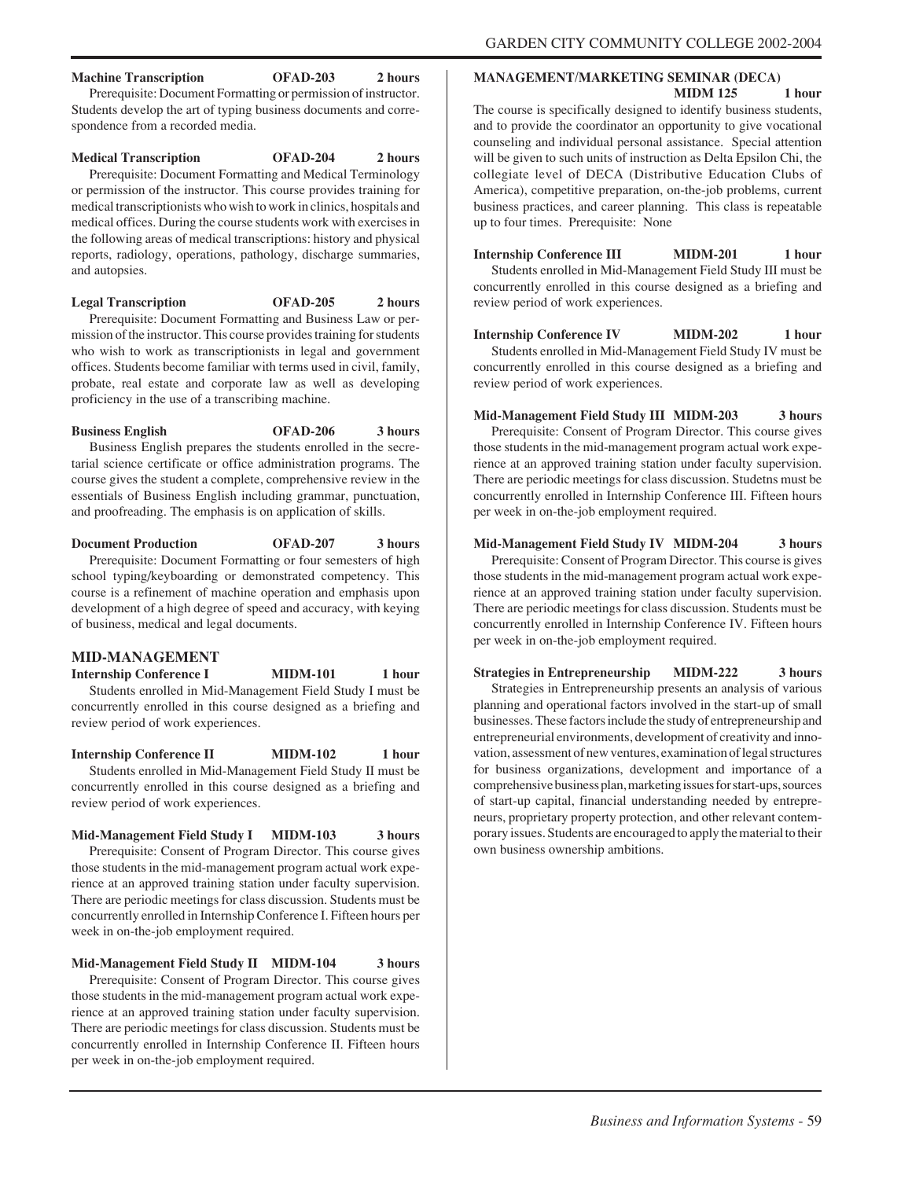**Machine Transcription OFAD-203 2 hours**

Prerequisite: Document Formatting or permission of instructor. Students develop the art of typing business documents and correspondence from a recorded media.

**Medical Transcription OFAD-204 2 hours**

Prerequisite: Document Formatting and Medical Terminology or permission of the instructor. This course provides training for medical transcriptionists who wish to work in clinics, hospitals and medical offices. During the course students work with exercises in the following areas of medical transcriptions: history and physical reports, radiology, operations, pathology, discharge summaries, and autopsies.

**Legal Transcription OFAD-205 2 hours**

Prerequisite: Document Formatting and Business Law or permission of the instructor. This course provides training for students who wish to work as transcriptionists in legal and government offices. Students become familiar with terms used in civil, family, probate, real estate and corporate law as well as developing proficiency in the use of a transcribing machine.

**Business English OFAD-206 3 hours**

Business English prepares the students enrolled in the secretarial science certificate or office administration programs. The course gives the student a complete, comprehensive review in the essentials of Business English including grammar, punctuation, and proofreading. The emphasis is on application of skills.

**Document Production OFAD-207 3 hours**

Prerequisite: Document Formatting or four semesters of high school typing/keyboarding or demonstrated competency. This course is a refinement of machine operation and emphasis upon development of a high degree of speed and accuracy, with keying of business, medical and legal documents.

## MID-MANAGEMENT

**Internship Conference I MIDM-101 1 hour**

Students enrolled in Mid-Management Field Study I must be concurrently enrolled in this course designed as a briefing and review period of work experiences.

**Internship Conference II MIDM-102 1 hour**

Students enrolled in Mid-Management Field Study II must be concurrently enrolled in this course designed as a briefing and review period of work experiences.

**Mid-Management Field Study I MIDM-103 3 hours**

Prerequisite: Consent of Program Director. This course gives those students in the mid-management program actual work experience at an approved training station under faculty supervision. There are periodic meetings for class discussion. Students must be concurrently enrolled in Internship Conference I. Fifteen hours per week in on-the-job employment required.

**Mid-Management Field Study II MIDM-104 3 hours**

Prerequisite: Consent of Program Director. This course gives those students in the mid-management program actual work experience at an approved training station under faculty supervision. There are periodic meetings for class discussion. Students must be concurrently enrolled in Internship Conference II. Fifteen hours per week in on-the-job employment required.

**MANAGEMENT/MARKETING SEMINAR (DECA) MIDM 125 1 hour**

The course is specifically designed to identify business students, and to provide the coordinator an opportunity to give vocational counseling and individual personal assistance. Special attention will be given to such units of instruction as Delta Epsilon Chi, the collegiate level of DECA (Distributive Education Clubs of America), competitive preparation, on-the-job problems, current business practices, and career planning. This class is repeatable up to four times. Prerequisite: None

**Internship Conference III MIDM-201 1 hour**

Students enrolled in Mid-Management Field Study III must be concurrently enrolled in this course designed as a briefing and review period of work experiences.

**Internship Conference IV MIDM-202 1 hour**

Students enrolled in Mid-Management Field Study IV must be concurrently enrolled in this course designed as a briefing and review period of work experiences.

**Mid-Management Field Study III MIDM-203 3 hours**

Prerequisite: Consent of Program Director. This course gives those students in the mid-management program actual work experience at an approved training station under faculty supervision. There are periodic meetings for class discussion. Studetns must be concurrently enrolled in Internship Conference III. Fifteen hours per week in on-the-job employment required.

**Mid-Management Field Study IV MIDM-204 3 hours**

Prerequisite: Consent of Program Director. This course is gives those students in the mid-management program actual work experience at an approved training station under faculty supervision. There are periodic meetings for class discussion. Students must be concurrently enrolled in Internship Conference IV. Fifteen hours per week in on-the-job employment required.

**Strategies in Entrepreneurship MIDM-222 3 hours**

Strategies in Entrepreneurship presents an analysis of various planning and operational factors involved in the start-up of small businesses. These factors include the study of entrepreneurship and entrepreneurial environments, development of creativity and innovation, assessment of new ventures, examination of legal structures for business organizations, development and importance of a comprehensive business plan, marketing issues for start-ups, sources of start-up capital, financial understanding needed by entrepreneurs, proprietary property protection, and other relevant contemporary issues. Students are encouraged to apply the material to their own business ownership ambitions.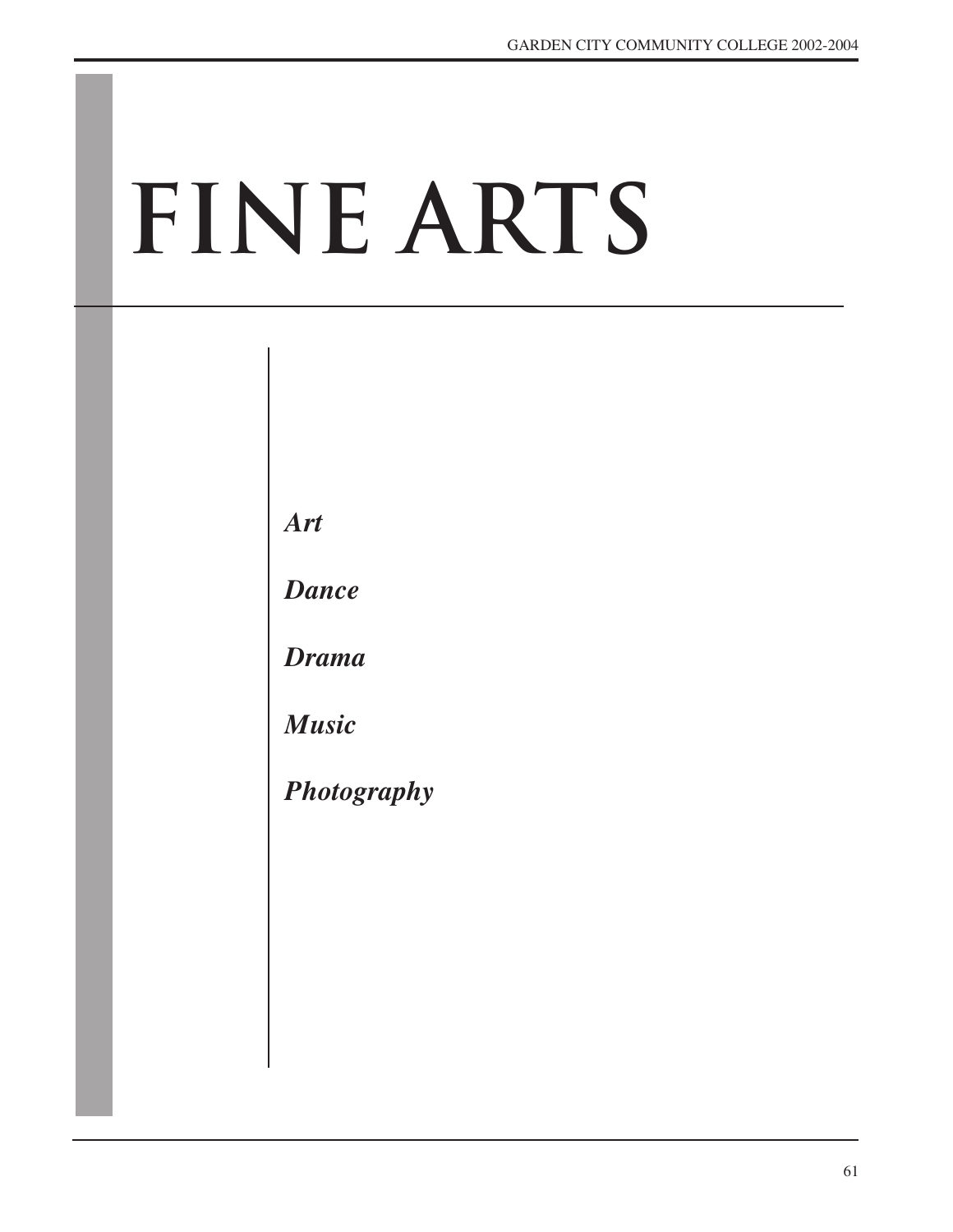# FINE ARTS

*Art*

*Dance*

*Drama*

*Music*

*Photography*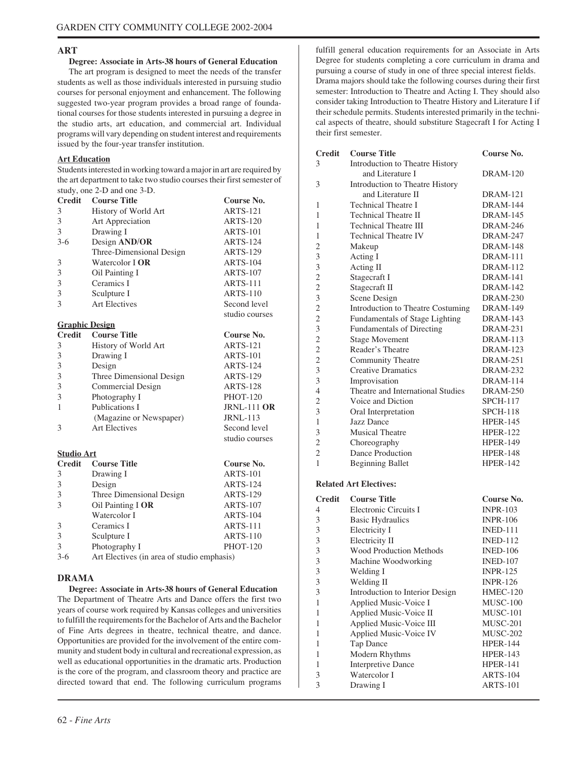## ART

**Degree: Associate in Arts-38 hours of General Education**

The art program is designed to meet the needs of the transfer students as well as those individuals interested in pursuing studio courses for personal enjoyment and enhancement. The following suggested two-year program provides a broad range of foundational courses for those students interested in pursuing a degree in the studio arts, art education, and commercial art. Individual programs will vary depending on student interest and requirements issued by the four-year transfer institution.

### Art Education

Students interested in working toward a major in art are required by the art department to take two studio courses their first semester of study, one 2-D and one 3-D.

| Credit | Course Title | Course No. |
|---|---|---|
| 3 | History of World Art | ARTS-121 |
| 3 | Art Appreciation | ARTS-120 |
| 3 | Drawing I | ARTS-101 |
| 3-6 | Design **AND/OR** | ARTS-124 |
| | Three-Dimensional Design | ARTS-129 |
| 3 | Watercolor I **OR** | ARTS-104 |
| 3 | Oil Painting I | ARTS-107 |
| 3 | Ceramics I | ARTS-111 |
| 3 | Sculpture I | ARTS-110 |
| 3 | Art Electives | Second level studio courses |

### Graphic Design

| Credit | Course Title | Course No. |
|---|---|---|
| 3 | History of World Art | ARTS-121 |
| 3 | Drawing I | ARTS-101 |
| 3 | Design | ARTS-124 |
| 3 | Three Dimensional Design | ARTS-129 |
| 3 | Commercial Design | ARTS-128 |
| 3 | Photography I | PHOT-120 |
| 1 | Publications I (Magazine or Newspaper) | JRNL-111 **OR** JRNL-113 |
| 3 | Art Electives | Second level studio courses |

### Studio Art

| Credit | Course Title | Course No. |
|---|---|---|
| 3 | Drawing I | ARTS-101 |
| 3 | Design | ARTS-124 |
| 3 | Three Dimensional Design | ARTS-129 |
| 3 | Oil Painting I **OR** | ARTS-107 |
| | Watercolor I | ARTS-104 |
| 3 | Ceramics I | ARTS-111 |
| 3 | Sculpture I | ARTS-110 |
| 3 | Photography I | PHOT-120 |
| 3-6 | Art Electives (in area of studio emphasis) | |

## DRAMA

**Degree: Associate in Arts-38 hours of General Education**

The Department of Theatre Arts and Dance offers the first two years of course work required by Kansas colleges and universities to fulfill the requirements for the Bachelor of Arts and the Bachelor of Fine Arts degrees in theatre, technical theatre, and dance. Opportunities are provided for the involvement of the entire community and student body in cultural and recreational expression, as well as educational opportunities in the dramatic arts. Production is the core of the program, and classroom theory and practice are directed toward that end. The following curriculum programs fulfill general education requirements for an Associate in Arts Degree for students completing a core curriculum in drama and pursuing a course of study in one of three special interest fields. Drama majors should take the following courses during their first semester: Introduction to Theatre and Acting I. They should also consider taking Introduction to Theatre History and Literature I if their schedule permits. Students interested primarily in the technical aspects of theatre, should substiture Stagecraft I for Acting I their first semester.

| Credit | Course Title | Course No. |
|---|---|---|
| 3 | Introduction to Theatre History and Literature I | DRAM-120 |
| 3 | Introduction to Theatre History and Literature II | DRAM-121 |
| 1 | Technical Theatre I | DRAM-144 |
| 1 | Technical Theatre II | DRAM-145 |
| 1 | Technical Theatre III | DRAM-246 |
| 1 | Technical Theatre IV | DRAM-247 |
| 2 | Makeup | DRAM-148 |
| 3 | Acting I | DRAM-111 |
| 3 | Acting II | DRAM-112 |
| 2 | Stagecraft I | DRAM-141 |
| 2 | Stagecraft II | DRAM-142 |
| 3 | Scene Design | DRAM-230 |
| 2 | Introduction to Theatre Costuming | DRAM-149 |
| 2 | Fundamentals of Stage Lighting | DRAM-143 |
| 3 | Fundamentals of Directing | DRAM-231 |
| 2 | Stage Movement | DRAM-113 |
| 2 | Reader's Theatre | DRAM-123 |
| 2 | Community Theatre | DRAM-251 |
| 3 | Creative Dramatics | DRAM-232 |
| 3 | Improvisation | DRAM-114 |
| 4 | Theatre and International Studies | DRAM-250 |
| 2 | Voice and Diction | SPCH-117 |
| 3 | Oral Interpretation | SPCH-118 |
| 1 | Jazz Dance | HPER-145 |
| 3 | Musical Theatre | HPER-122 |
| 2 | Choreography | HPER-149 |
| 2 | Dance Production | HPER-148 |
| 1 | Beginning Ballet | HPER-142 |

**Related Art Electives:**

| Credit | Course Title | Course No. |
|---|---|---|
| 4 | Electronic Circuits I | INPR-103 |
| 3 | Basic Hydraulics | INPR-106 |
| 3 | Electricity I | INED-111 |
| 3 | Electricity II | INED-112 |
| 3 | Wood Production Methods | INED-106 |
| 3 | Machine Woodworking | INED-107 |
| 3 | Welding I | INPR-125 |
| 3 | Welding II | INPR-126 |
| 3 | Introduction to Interior Design | HMEC-120 |
| 1 | Applied Music-Voice I | MUSC-100 |
| 1 | Applied Music-Voice II | MUSC-101 |
| 1 | Applied Music-Voice III | MUSC-201 |
| 1 | Applied Music-Voice IV | MUSC-202 |
| 1 | Tap Dance | HPER-144 |
| 1 | Modern Rhythms | HPER-143 |
| 1 | Interpretive Dance | HPER-141 |
| 3 | Watercolor I | ARTS-104 |
| 3 | Drawing I | ARTS-101 |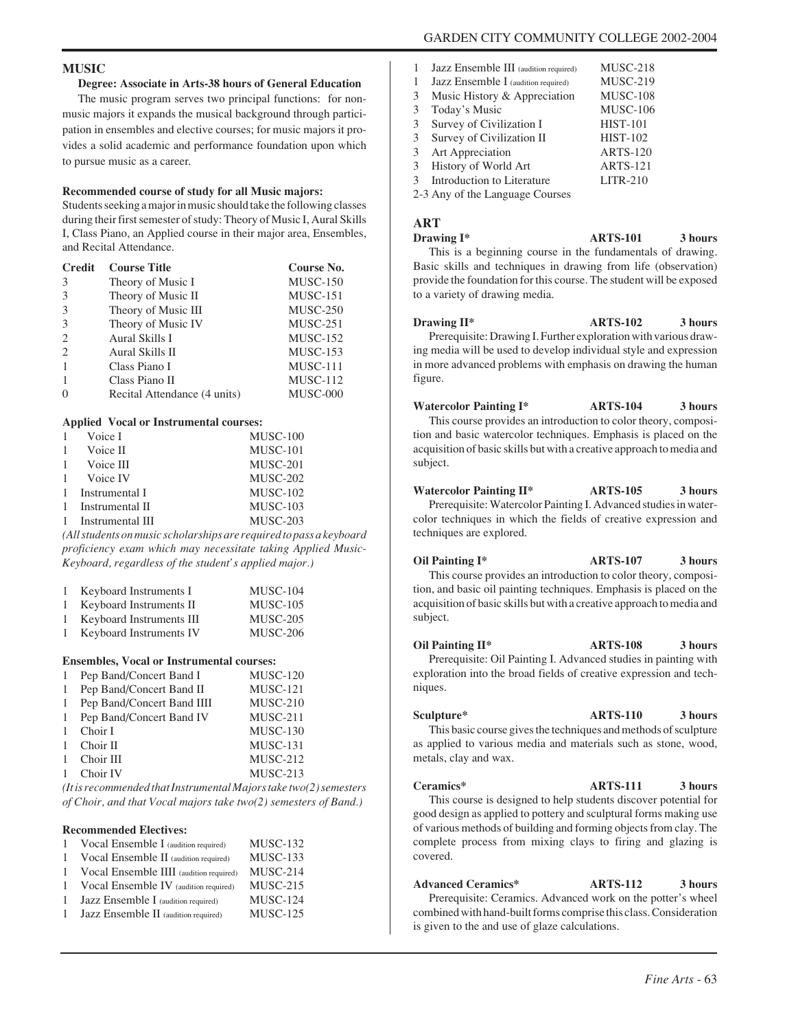## MUSIC

**Degree: Associate in Arts-38 hours of General Education**

The music program serves two principal functions: for non-music majors it expands the musical background through participation in ensembles and elective courses; for music majors it provides a solid academic and performance foundation upon which to pursue music as a career.

**Recommended course of study for all Music majors:**
Students seeking a major in music should take the following classes during their first semester of study: Theory of Music I, Aural Skills I, Class Piano, an Applied course in their major area, Ensembles, and Recital Attendance.

| Credit | Course Title | Course No. |
|---|---|---|
| 3 | Theory of Music I | MUSC-150 |
| 3 | Theory of Music II | MUSC-151 |
| 3 | Theory of Music III | MUSC-250 |
| 3 | Theory of Music IV | MUSC-251 |
| 2 | Aural Skills I | MUSC-152 |
| 2 | Aural Skills II | MUSC-153 |
| 1 | Class Piano I | MUSC-111 |
| 1 | Class Piano II | MUSC-112 |
| 0 | Recital Attendance (4 units) | MUSC-000 |

**Applied Vocal or Instrumental courses:**

| | | |
|---|---|---|
| 1 | Voice I | MUSC-100 |
| 1 | Voice II | MUSC-101 |
| 1 | Voice III | MUSC-201 |
| 1 | Voice IV | MUSC-202 |
| 1 | Instrumental I | MUSC-102 |
| 1 | Instrumental II | MUSC-103 |
| 1 | Instrumental III | MUSC-203 |

*(All students on music scholarships are required to pass a keyboard proficiency exam which may necessitate taking Applied Music-Keyboard, regardless of the student's applied major.)*

| | | |
|---|---|---|
| 1 | Keyboard Instruments I | MUSC-104 |
| 1 | Keyboard Instruments II | MUSC-105 |
| 1 | Keyboard Instruments III | MUSC-205 |
| 1 | Keyboard Instruments IV | MUSC-206 |

**Ensembles, Vocal or Instrumental courses:**

| | | |
|---|---|---|
| 1 | Pep Band/Concert Band I | MUSC-120 |
| 1 | Pep Band/Concert Band II | MUSC-121 |
| 1 | Pep Band/Concert Band IIII | MUSC-210 |
| 1 | Pep Band/Concert Band IV | MUSC-211 |
| 1 | Choir I | MUSC-130 |
| 1 | Choir II | MUSC-131 |
| 1 | Choir III | MUSC-212 |
| 1 | Choir IV | MUSC-213 |

*(It is recommended that Instrumental Majors take two(2) semesters of Choir, and that Vocal majors take two(2) semesters of Band.)*

**Recommended Electives:**

| | | |
|---|---|---|
| 1 | Vocal Ensemble I (audition required) | MUSC-132 |
| 1 | Vocal Ensemble II (audition required) | MUSC-133 |
| 1 | Vocal Ensemble IIII (audition required) | MUSC-214 |
| 1 | Vocal Ensemble IV (audition required) | MUSC-215 |
| 1 | Jazz Ensemble I (audition required) | MUSC-124 |
| 1 | Jazz Ensemble II (audition required) | MUSC-125 |
| 1 | Jazz Ensemble III (audition required) | MUSC-218 |
| 1 | Jazz Ensemble I (audition required) | MUSC-219 |
| 3 | Music History & Appreciation | MUSC-108 |
| 3 | Today's Music | MUSC-106 |
| 3 | Survey of Civilization I | HIST-101 |
| 3 | Survey of Civilization II | HIST-102 |
| 3 | Art Appreciation | ARTS-120 |
| 3 | History of World Art | ARTS-121 |
| 3 | Introduction to Literature | LITR-210 |

2-3 Any of the Language Courses

## ART

**Drawing I\* ARTS-101 3 hours**
This is a beginning course in the fundamentals of drawing. Basic skills and techniques in drawing from life (observation) provide the foundation for this course. The student will be exposed to a variety of drawing media.

**Drawing II\* ARTS-102 3 hours**
Prerequisite: Drawing I. Further exploration with various drawing media will be used to develop individual style and expression in more advanced problems with emphasis on drawing the human figure.

**Watercolor Painting I\* ARTS-104 3 hours**
This course provides an introduction to color theory, composition and basic watercolor techniques. Emphasis is placed on the acquisition of basic skills but with a creative approach to media and subject.

**Watercolor Painting II\* ARTS-105 3 hours**
Prerequisite: Watercolor Painting I. Advanced studies in watercolor techniques in which the fields of creative expression and techniques are explored.

**Oil Painting I\* ARTS-107 3 hours**
This course provides an introduction to color theory, composition, and basic oil painting techniques. Emphasis is placed on the acquisition of basic skills but with a creative approach to media and subject.

**Oil Painting II\* ARTS-108 3 hours**
Prerequisite: Oil Painting I. Advanced studies in painting with exploration into the broad fields of creative expression and techniques.

**Sculpture\* ARTS-110 3 hours**
This basic course gives the techniques and methods of sculpture as applied to various media and materials such as stone, wood, metals, clay and wax.

**Ceramics\* ARTS-111 3 hours**
This course is designed to help students discover potential for good design as applied to pottery and sculptural forms making use of various methods of building and forming objects from clay. The complete process from mixing clays to firing and glazing is covered.

**Advanced Ceramics\* ARTS-112 3 hours**
Prerequisite: Ceramics. Advanced work on the potter's wheel combined with hand-built forms comprise this class. Consideration is given to the and use of glaze calculations.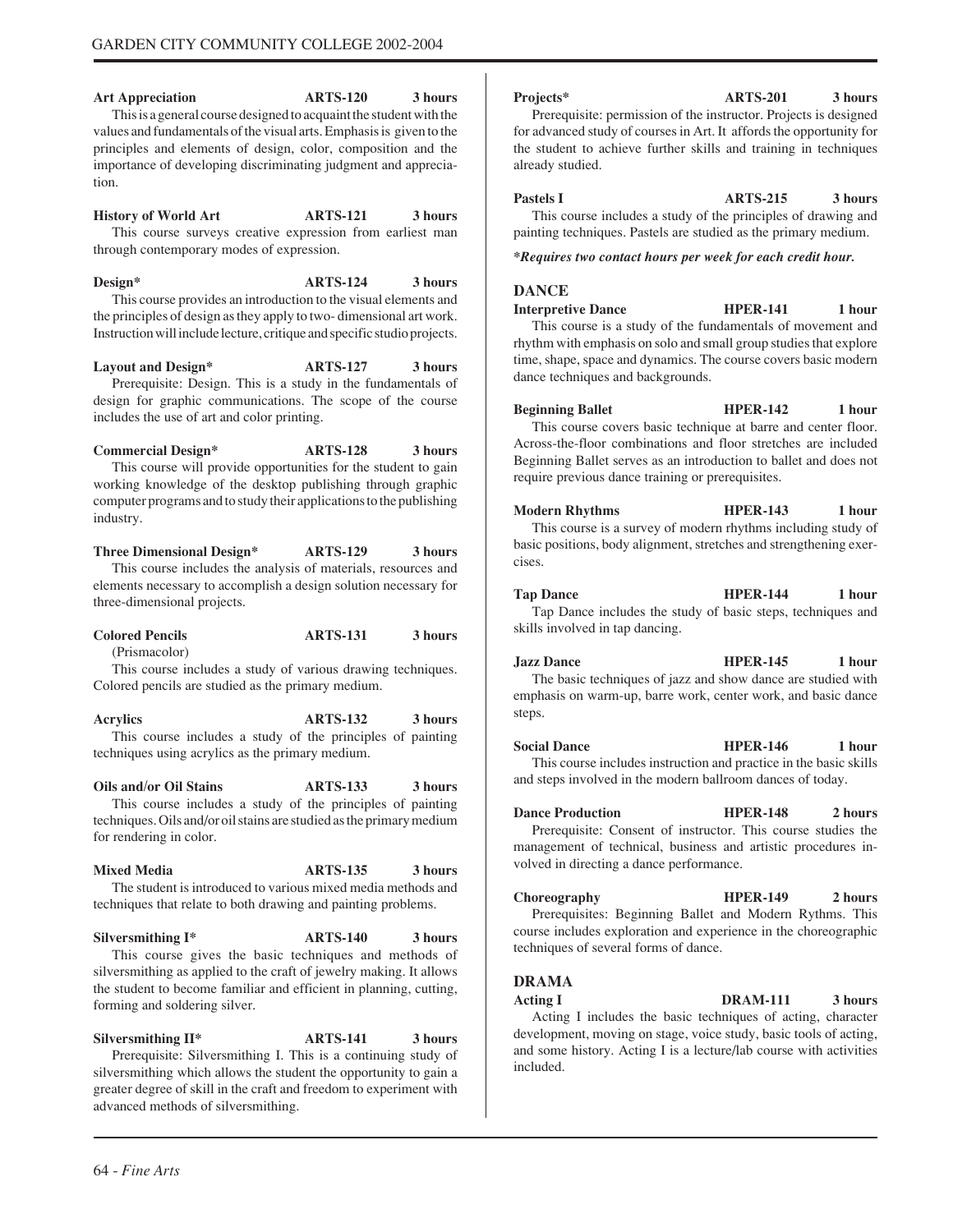**Art Appreciation ARTS-120 3 hours**
This is a general course designed to acquaint the student with the values and fundamentals of the visual arts. Emphasis is given to the principles and elements of design, color, composition and the importance of developing discriminating judgment and appreciation.

**History of World Art ARTS-121 3 hours**
This course surveys creative expression from earliest man through contemporary modes of expression.

**Design* ARTS-124 3 hours**
This course provides an introduction to the visual elements and the principles of design as they apply to two- dimensional art work. Instruction will include lecture, critique and specific studio projects.

**Layout and Design* ARTS-127 3 hours**
Prerequisite: Design. This is a study in the fundamentals of design for graphic communications. The scope of the course includes the use of art and color printing.

**Commercial Design* ARTS-128 3 hours**
This course will provide opportunities for the student to gain working knowledge of the desktop publishing through graphic computer programs and to study their applications to the publishing industry.

**Three Dimensional Design* ARTS-129 3 hours**
This course includes the analysis of materials, resources and elements necessary to accomplish a design solution necessary for three-dimensional projects.

**Colored Pencils ARTS-131 3 hours**
(Prismacolor)
This course includes a study of various drawing techniques. Colored pencils are studied as the primary medium.

**Acrylics ARTS-132 3 hours**
This course includes a study of the principles of painting techniques using acrylics as the primary medium.

**Oils and/or Oil Stains ARTS-133 3 hours**
This course includes a study of the principles of painting techniques. Oils and/or oil stains are studied as the primary medium for rendering in color.

**Mixed Media ARTS-135 3 hours**
The student is introduced to various mixed media methods and techniques that relate to both drawing and painting problems.

**Silversmithing I* ARTS-140 3 hours**
This course gives the basic techniques and methods of silversmithing as applied to the craft of jewelry making. It allows the student to become familiar and efficient in planning, cutting, forming and soldering silver.

**Silversmithing II* ARTS-141 3 hours**
Prerequisite: Silversmithing I. This is a continuing study of silversmithing which allows the student the opportunity to gain a greater degree of skill in the craft and freedom to experiment with advanced methods of silversmithing.

**Projects* ARTS-201 3 hours**
Prerequisite: permission of the instructor. Projects is designed for advanced study of courses in Art. It affords the opportunity for the student to achieve further skills and training in techniques already studied.

**Pastels I ARTS-215 3 hours**
This course includes a study of the principles of drawing and painting techniques. Pastels are studied as the primary medium.

***Requires two contact hours per week for each credit hour.***

## DANCE

**Interpretive Dance HPER-141 1 hour**
This course is a study of the fundamentals of movement and rhythm with emphasis on solo and small group studies that explore time, shape, space and dynamics. The course covers basic modern dance techniques and backgrounds.

**Beginning Ballet HPER-142 1 hour**
This course covers basic technique at barre and center floor. Across-the-floor combinations and floor stretches are included Beginning Ballet serves as an introduction to ballet and does not require previous dance training or prerequisites.

**Modern Rhythms HPER-143 1 hour**
This course is a survey of modern rhythms including study of basic positions, body alignment, stretches and strengthening exercises.

**Tap Dance HPER-144 1 hour**
Tap Dance includes the study of basic steps, techniques and skills involved in tap dancing.

**Jazz Dance HPER-145 1 hour**
The basic techniques of jazz and show dance are studied with emphasis on warm-up, barre work, center work, and basic dance steps.

**Social Dance HPER-146 1 hour**
This course includes instruction and practice in the basic skills and steps involved in the modern ballroom dances of today.

**Dance Production HPER-148 2 hours**
Prerequisite: Consent of instructor. This course studies the management of technical, business and artistic procedures involved in directing a dance performance.

**Choreography HPER-149 2 hours**
Prerequisites: Beginning Ballet and Modern Rythms. This course includes exploration and experience in the choreographic techniques of several forms of dance.

## DRAMA

**Acting I DRAM-111 3 hours**
Acting I includes the basic techniques of acting, character development, moving on stage, voice study, basic tools of acting, and some history. Acting I is a lecture/lab course with activities included.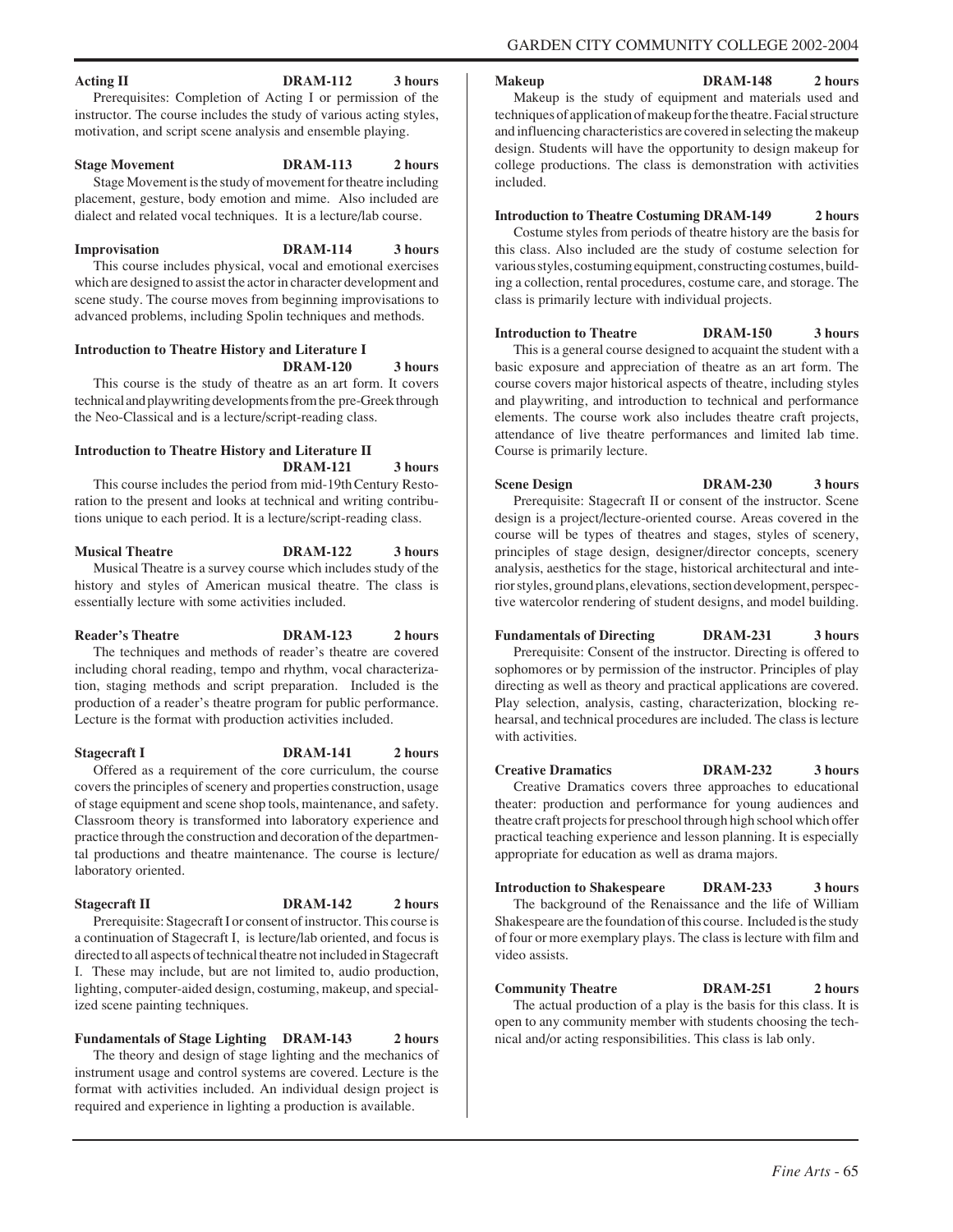**Acting II** **DRAM-112** **3 hours**

Prerequisites: Completion of Acting I or permission of the instructor. The course includes the study of various acting styles, motivation, and script scene analysis and ensemble playing.

**Stage Movement** **DRAM-113** **2 hours**

Stage Movement is the study of movement for theatre including placement, gesture, body emotion and mime. Also included are dialect and related vocal techniques. It is a lecture/lab course.

**Improvisation** **DRAM-114** **3 hours**

This course includes physical, vocal and emotional exercises which are designed to assist the actor in character development and scene study. The course moves from beginning improvisations to advanced problems, including Spolin techniques and methods.

**Introduction to Theatre History and Literature I** **DRAM-120** **3 hours**

This course is the study of theatre as an art form. It covers technical and playwriting developments from the pre-Greek through the Neo-Classical and is a lecture/script-reading class.

**Introduction to Theatre History and Literature II** **DRAM-121** **3 hours**

This course includes the period from mid-19th Century Restoration to the present and looks at technical and writing contributions unique to each period. It is a lecture/script-reading class.

**Musical Theatre** **DRAM-122** **3 hours**

Musical Theatre is a survey course which includes study of the history and styles of American musical theatre. The class is essentially lecture with some activities included.

**Reader's Theatre** **DRAM-123** **2 hours**

The techniques and methods of reader's theatre are covered including choral reading, tempo and rhythm, vocal characterization, staging methods and script preparation. Included is the production of a reader's theatre program for public performance. Lecture is the format with production activities included.

**Stagecraft I** **DRAM-141** **2 hours**

Offered as a requirement of the core curriculum, the course covers the principles of scenery and properties construction, usage of stage equipment and scene shop tools, maintenance, and safety. Classroom theory is transformed into laboratory experience and practice through the construction and decoration of the departmental productions and theatre maintenance. The course is lecture/laboratory oriented.

**Stagecraft II** **DRAM-142** **2 hours**

Prerequisite: Stagecraft I or consent of instructor. This course is a continuation of Stagecraft I, is lecture/lab oriented, and focus is directed to all aspects of technical theatre not included in Stagecraft I. These may include, but are not limited to, audio production, lighting, computer-aided design, costuming, makeup, and specialized scene painting techniques.

**Fundamentals of Stage Lighting** **DRAM-143** **2 hours**

The theory and design of stage lighting and the mechanics of instrument usage and control systems are covered. Lecture is the format with activities included. An individual design project is required and experience in lighting a production is available.

**Makeup** **DRAM-148** **2 hours**

Makeup is the study of equipment and materials used and techniques of application of makeup for the theatre. Facial structure and influencing characteristics are covered in selecting the makeup design. Students will have the opportunity to design makeup for college productions. The class is demonstration with activities included.

**Introduction to Theatre Costuming** **DRAM-149** **2 hours**

Costume styles from periods of theatre history are the basis for this class. Also included are the study of costume selection for various styles, costuming equipment, constructing costumes, building a collection, rental procedures, costume care, and storage. The class is primarily lecture with individual projects.

**Introduction to Theatre** **DRAM-150** **3 hours**

This is a general course designed to acquaint the student with a basic exposure and appreciation of theatre as an art form. The course covers major historical aspects of theatre, including styles and playwriting, and introduction to technical and performance elements. The course work also includes theatre craft projects, attendance of live theatre performances and limited lab time. Course is primarily lecture.

**Scene Design** **DRAM-230** **3 hours**

Prerequisite: Stagecraft II or consent of the instructor. Scene design is a project/lecture-oriented course. Areas covered in the course will be types of theatres and stages, styles of scenery, principles of stage design, designer/director concepts, scenery analysis, aesthetics for the stage, historical architectural and interior styles, ground plans, elevations, section development, perspective watercolor rendering of student designs, and model building.

**Fundamentals of Directing** **DRAM-231** **3 hours**

Prerequisite: Consent of the instructor. Directing is offered to sophomores or by permission of the instructor. Principles of play directing as well as theory and practical applications are covered. Play selection, analysis, casting, characterization, blocking rehearsal, and technical procedures are included. The class is lecture with activities.

**Creative Dramatics** **DRAM-232** **3 hours**

Creative Dramatics covers three approaches to educational theater: production and performance for young audiences and theatre craft projects for preschool through high school which offer practical teaching experience and lesson planning. It is especially appropriate for education as well as drama majors.

**Introduction to Shakespeare** **DRAM-233** **3 hours**

The background of the Renaissance and the life of William Shakespeare are the foundation of this course. Included is the study of four or more exemplary plays. The class is lecture with film and video assists.

**Community Theatre** **DRAM-251** **2 hours**

The actual production of a play is the basis for this class. It is open to any community member with students choosing the technical and/or acting responsibilities. This class is lab only.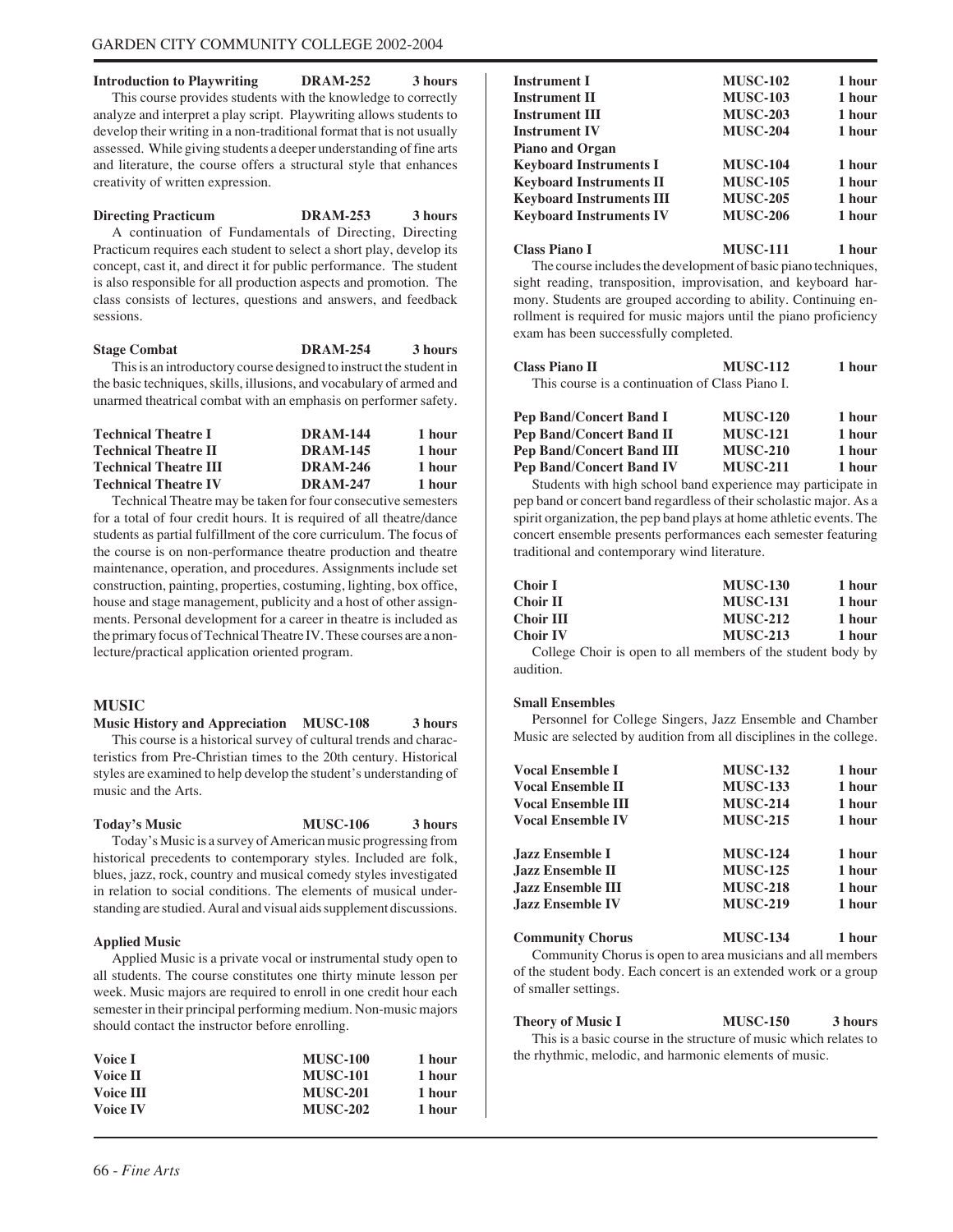**Introduction to Playwriting DRAM-252 3 hours**

This course provides students with the knowledge to correctly analyze and interpret a play script. Playwriting allows students to develop their writing in a non-traditional format that is not usually assessed. While giving students a deeper understanding of fine arts and literature, the course offers a structural style that enhances creativity of written expression.

**Directing Practicum DRAM-253 3 hours**

A continuation of Fundamentals of Directing, Directing Practicum requires each student to select a short play, develop its concept, cast it, and direct it for public performance. The student is also responsible for all production aspects and promotion. The class consists of lectures, questions and answers, and feedback sessions.

**Stage Combat DRAM-254 3 hours**

This is an introductory course designed to instruct the student in the basic techniques, skills, illusions, and vocabulary of armed and unarmed theatrical combat with an emphasis on performer safety.

| | | |
|---|---|---|
| **Technical Theatre I** | **DRAM-144** | **1 hour** |
| **Technical Theatre II** | **DRAM-145** | **1 hour** |
| **Technical Theatre III** | **DRAM-246** | **1 hour** |
| **Technical Theatre IV** | **DRAM-247** | **1 hour** |

Technical Theatre may be taken for four consecutive semesters for a total of four credit hours. It is required of all theatre/dance students as partial fulfillment of the core curriculum. The focus of the course is on non-performance theatre production and theatre maintenance, operation, and procedures. Assignments include set construction, painting, properties, costuming, lighting, box office, house and stage management, publicity and a host of other assignments. Personal development for a career in theatre is included as the primary focus of Technical Theatre IV. These courses are a non-lecture/practical application oriented program.

## MUSIC

**Music History and Appreciation MUSC-108 3 hours**

This course is a historical survey of cultural trends and characteristics from Pre-Christian times to the 20th century. Historical styles are examined to help develop the student's understanding of music and the Arts.

**Today's Music MUSC-106 3 hours**

Today's Music is a survey of American music progressing from historical precedents to contemporary styles. Included are folk, blues, jazz, rock, country and musical comedy styles investigated in relation to social conditions. The elements of musical understanding are studied. Aural and visual aids supplement discussions.

**Applied Music**

Applied Music is a private vocal or instrumental study open to all students. The course constitutes one thirty minute lesson per week. Music majors are required to enroll in one credit hour each semester in their principal performing medium. Non-music majors should contact the instructor before enrolling.

| | | |
|---|---|---|
| **Voice I** | **MUSC-100** | **1 hour** |
| **Voice II** | **MUSC-101** | **1 hour** |
| **Voice III** | **MUSC-201** | **1 hour** |
| **Voice IV** | **MUSC-202** | **1 hour** |
| **Instrument I** | **MUSC-102** | **1 hour** |
| **Instrument II** | **MUSC-103** | **1 hour** |
| **Instrument III** | **MUSC-203** | **1 hour** |
| **Instrument IV** | **MUSC-204** | **1 hour** |
| **Piano and Organ** | | |
| **Keyboard Instruments I** | **MUSC-104** | **1 hour** |
| **Keyboard Instruments II** | **MUSC-105** | **1 hour** |
| **Keyboard Instruments III** | **MUSC-205** | **1 hour** |
| **Keyboard Instruments IV** | **MUSC-206** | **1 hour** |

**Class Piano I MUSC-111 1 hour**

The course includes the development of basic piano techniques, sight reading, transposition, improvisation, and keyboard harmony. Students are grouped according to ability. Continuing enrollment is required for music majors until the piano proficiency exam has been successfully completed.

**Class Piano II MUSC-112 1 hour**

This course is a continuation of Class Piano I.

| | | |
|---|---|---|
| **Pep Band/Concert Band I** | **MUSC-120** | **1 hour** |
| **Pep Band/Concert Band II** | **MUSC-121** | **1 hour** |
| **Pep Band/Concert Band III** | **MUSC-210** | **1 hour** |
| **Pep Band/Concert Band IV** | **MUSC-211** | **1 hour** |

Students with high school band experience may participate in pep band or concert band regardless of their scholastic major. As a spirit organization, the pep band plays at home athletic events. The concert ensemble presents performances each semester featuring traditional and contemporary wind literature.

| | | |
|---|---|---|
| **Choir I** | **MUSC-130** | **1 hour** |
| **Choir II** | **MUSC-131** | **1 hour** |
| **Choir III** | **MUSC-212** | **1 hour** |
| **Choir IV** | **MUSC-213** | **1 hour** |

College Choir is open to all members of the student body by audition.

**Small Ensembles**

Personnel for College Singers, Jazz Ensemble and Chamber Music are selected by audition from all disciplines in the college.

| | | |
|---|---|---|
| **Vocal Ensemble I** | **MUSC-132** | **1 hour** |
| **Vocal Ensemble II** | **MUSC-133** | **1 hour** |
| **Vocal Ensemble III** | **MUSC-214** | **1 hour** |
| **Vocal Ensemble IV** | **MUSC-215** | **1 hour** |
| **Jazz Ensemble I** | **MUSC-124** | **1 hour** |
| **Jazz Ensemble II** | **MUSC-125** | **1 hour** |
| **Jazz Ensemble III** | **MUSC-218** | **1 hour** |
| **Jazz Ensemble IV** | **MUSC-219** | **1 hour** |

**Community Chorus MUSC-134 1 hour**

Community Chorus is open to area musicians and all members of the student body. Each concert is an extended work or a group of smaller settings.

**Theory of Music I MUSC-150 3 hours**

This is a basic course in the structure of music which relates to the rhythmic, melodic, and harmonic elements of music.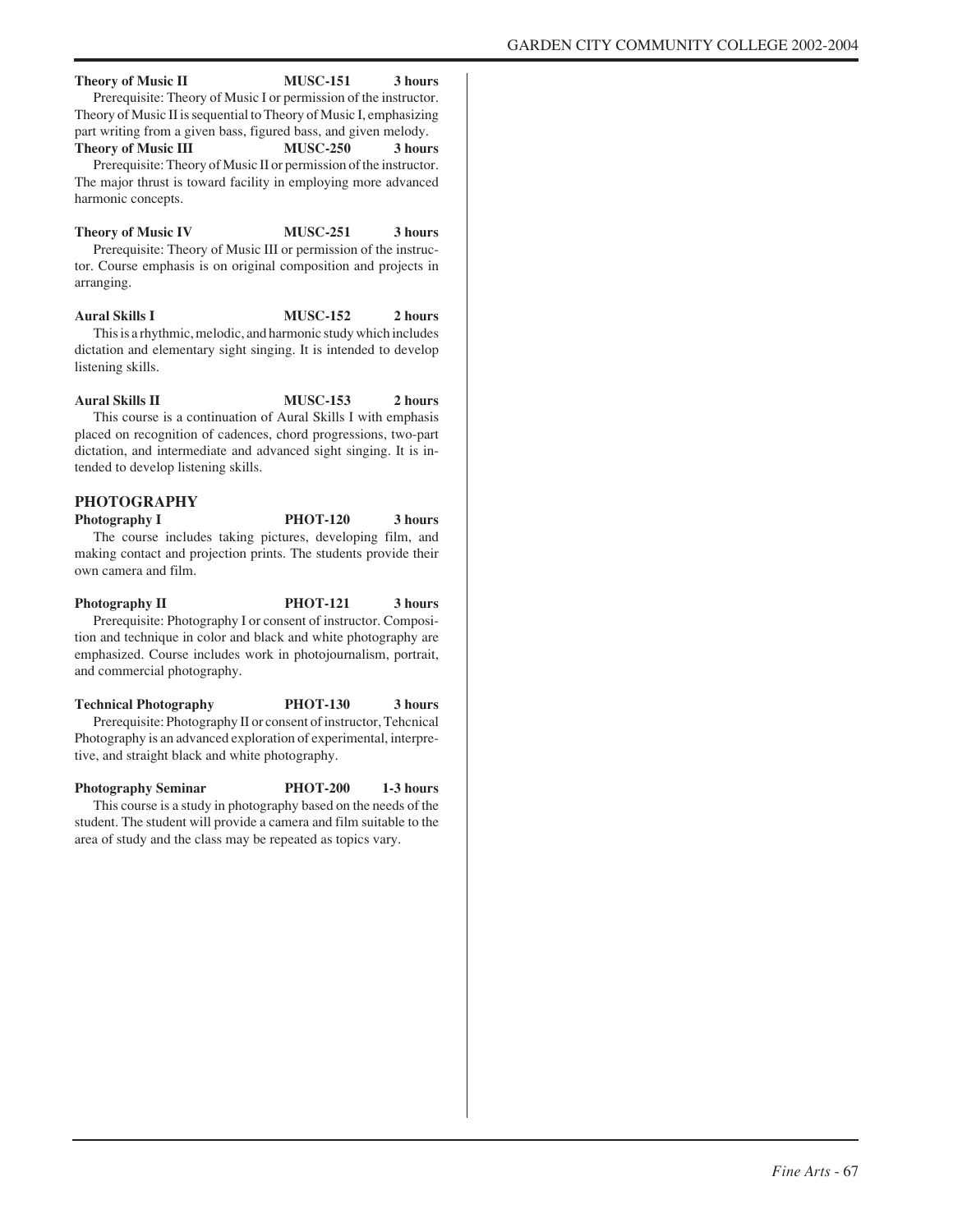**Theory of Music II** **MUSC-151** **3 hours**

Prerequisite: Theory of Music I or permission of the instructor. Theory of Music II is sequential to Theory of Music I, emphasizing part writing from a given bass, figured bass, and given melody.

**Theory of Music III** **MUSC-250** **3 hours**

Prerequisite: Theory of Music II or permission of the instructor. The major thrust is toward facility in employing more advanced harmonic concepts.

**Theory of Music IV** **MUSC-251** **3 hours**

Prerequisite: Theory of Music III or permission of the instructor. Course emphasis is on original composition and projects in arranging.

**Aural Skills I** **MUSC-152** **2 hours**

This is a rhythmic, melodic, and harmonic study which includes dictation and elementary sight singing. It is intended to develop listening skills.

**Aural Skills II** **MUSC-153** **2 hours**

This course is a continuation of Aural Skills I with emphasis placed on recognition of cadences, chord progressions, two-part dictation, and intermediate and advanced sight singing. It is intended to develop listening skills.

## PHOTOGRAPHY

**Photography I** **PHOT-120** **3 hours**

The course includes taking pictures, developing film, and making contact and projection prints. The students provide their own camera and film.

**Photography II** **PHOT-121** **3 hours**

Prerequisite: Photography I or consent of instructor. Composition and technique in color and black and white photography are emphasized. Course includes work in photojournalism, portrait, and commercial photography.

**Technical Photography** **PHOT-130** **3 hours**

Prerequisite: Photography II or consent of instructor, Tehcnical Photography is an advanced exploration of experimental, interpretive, and straight black and white photography.

**Photography Seminar** **PHOT-200** **1-3 hours**

This course is a study in photography based on the needs of the student. The student will provide a camera and film suitable to the area of study and the class may be repeated as topics vary.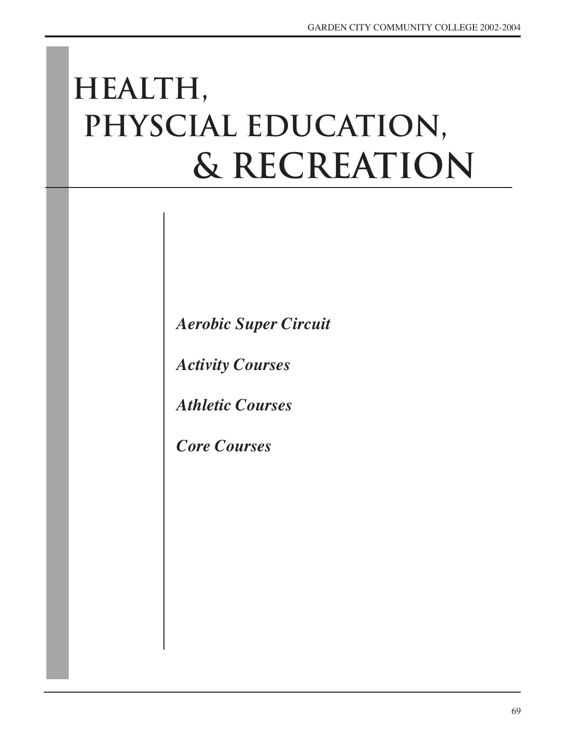# HEALTH, PHYSCIAL EDUCATION, & RECREATION

*Aerobic Super Circuit*

*Activity Courses*

*Athletic Courses*

*Core Courses*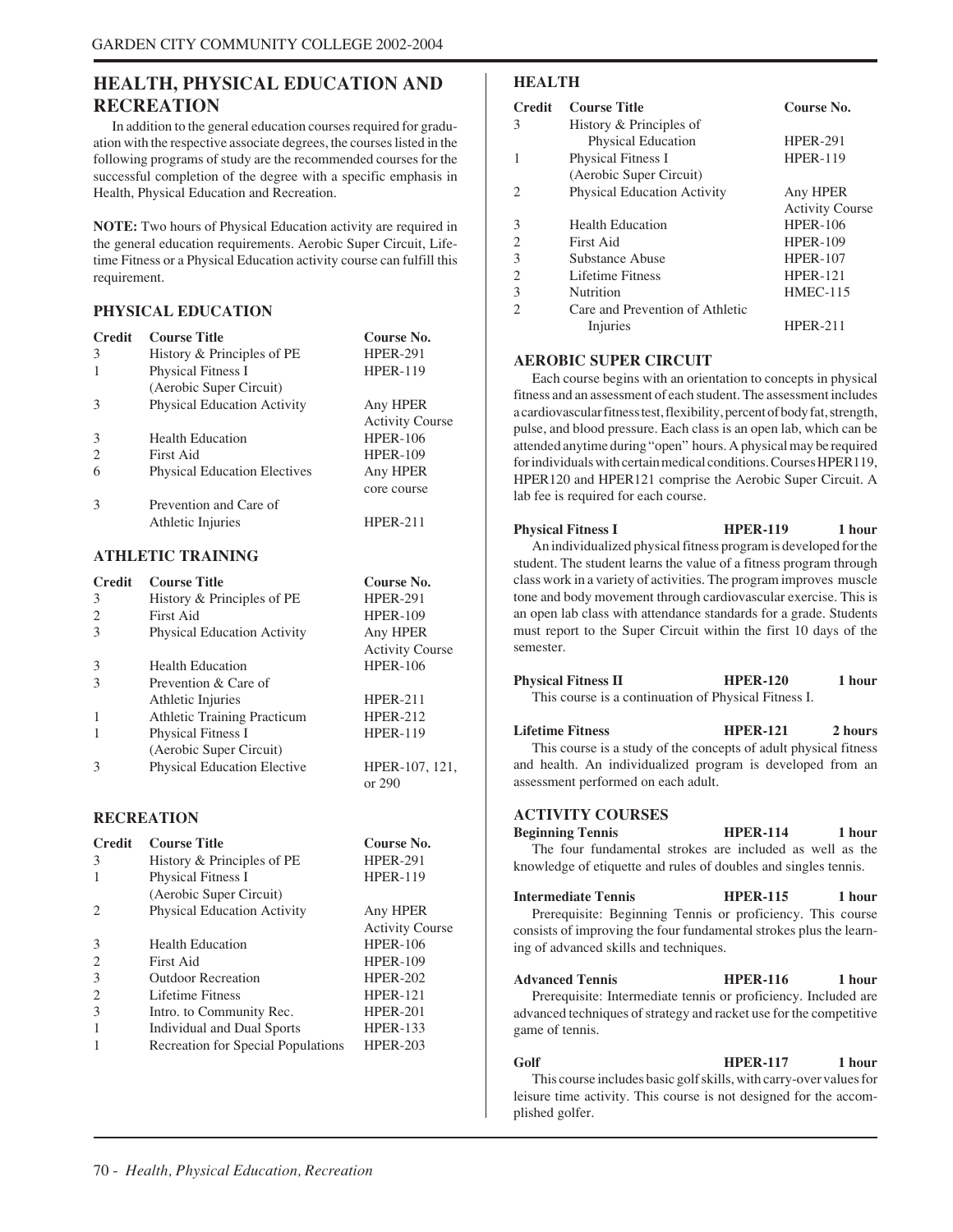## HEALTH, PHYSICAL EDUCATION AND RECREATION

In addition to the general education courses required for graduation with the respective associate degrees, the courses listed in the following programs of study are the recommended courses for the successful completion of the degree with a specific emphasis in Health, Physical Education and Recreation.

**NOTE:** Two hours of Physical Education activity are required in the general education requirements. Aerobic Super Circuit, Lifetime Fitness or a Physical Education activity course can fulfill this requirement.

### PHYSICAL EDUCATION

| Credit | Course Title | Course No. |
|---|---|---|
| 3 | History & Principles of PE | HPER-291 |
| 1 | Physical Fitness I (Aerobic Super Circuit) | HPER-119 |
| 3 | Physical Education Activity | Any HPER Activity Course |
| 3 | Health Education | HPER-106 |
| 2 | First Aid | HPER-109 |
| 6 | Physical Education Electives | Any HPER core course |
| 3 | Prevention and Care of Athletic Injuries | HPER-211 |

### ATHLETIC TRAINING

| Credit | Course Title | Course No. |
|---|---|---|
| 3 | History & Principles of PE | HPER-291 |
| 2 | First Aid | HPER-109 |
| 3 | Physical Education Activity | Any HPER Activity Course |
| 3 | Health Education | HPER-106 |
| 3 | Prevention & Care of Athletic Injuries | HPER-211 |
| 1 | Athletic Training Practicum | HPER-212 |
| 1 | Physical Fitness I (Aerobic Super Circuit) | HPER-119 |
| 3 | Physical Education Elective | HPER-107, 121, or 290 |

### RECREATION

| Credit | Course Title | Course No. |
|---|---|---|
| 3 | History & Principles of PE | HPER-291 |
| 1 | Physical Fitness I (Aerobic Super Circuit) | HPER-119 |
| 2 | Physical Education Activity | Any HPER Activity Course |
| 3 | Health Education | HPER-106 |
| 2 | First Aid | HPER-109 |
| 3 | Outdoor Recreation | HPER-202 |
| 2 | Lifetime Fitness | HPER-121 |
| 3 | Intro. to Community Rec. | HPER-201 |
| 1 | Individual and Dual Sports | HPER-133 |
| 1 | Recreation for Special Populations | HPER-203 |

### HEALTH

| Credit | Course Title | Course No. |
|---|---|---|
| 3 | History & Principles of Physical Education | HPER-291 |
| 1 | Physical Fitness I (Aerobic Super Circuit) | HPER-119 |
| 2 | Physical Education Activity | Any HPER Activity Course |
| 3 | Health Education | HPER-106 |
| 2 | First Aid | HPER-109 |
| 3 | Substance Abuse | HPER-107 |
| 2 | Lifetime Fitness | HPER-121 |
| 3 | Nutrition | HMEC-115 |
| 2 | Care and Prevention of Athletic Injuries | HPER-211 |

### AEROBIC SUPER CIRCUIT

Each course begins with an orientation to concepts in physical fitness and an assessment of each student. The assessment includes a cardiovascular fitness test, flexibility, percent of body fat, strength, pulse, and blood pressure. Each class is an open lab, which can be attended anytime during "open" hours. A physical may be required for individuals with certain medical conditions. Courses HPER119, HPER120 and HPER121 comprise the Aerobic Super Circuit. A lab fee is required for each course.

**Physical Fitness I — HPER-119 — 1 hour**

An individualized physical fitness program is developed for the student. The student learns the value of a fitness program through class work in a variety of activities. The program improves muscle tone and body movement through cardiovascular exercise. This is an open lab class with attendance standards for a grade. Students must report to the Super Circuit within the first 10 days of the semester.

**Physical Fitness II — HPER-120 — 1 hour**

This course is a continuation of Physical Fitness I.

**Lifetime Fitness — HPER-121 — 2 hours**

This course is a study of the concepts of adult physical fitness and health. An individualized program is developed from an assessment performed on each adult.

### ACTIVITY COURSES

**Beginning Tennis — HPER-114 — 1 hour**

The four fundamental strokes are included as well as the knowledge of etiquette and rules of doubles and singles tennis.

**Intermediate Tennis — HPER-115 — 1 hour**

Prerequisite: Beginning Tennis or proficiency. This course consists of improving the four fundamental strokes plus the learning of advanced skills and techniques.

**Advanced Tennis — HPER-116 — 1 hour**

Prerequisite: Intermediate tennis or proficiency. Included are advanced techniques of strategy and racket use for the competitive game of tennis.

**Golf — HPER-117 — 1 hour**

This course includes basic golf skills, with carry-over values for leisure time activity. This course is not designed for the accomplished golfer.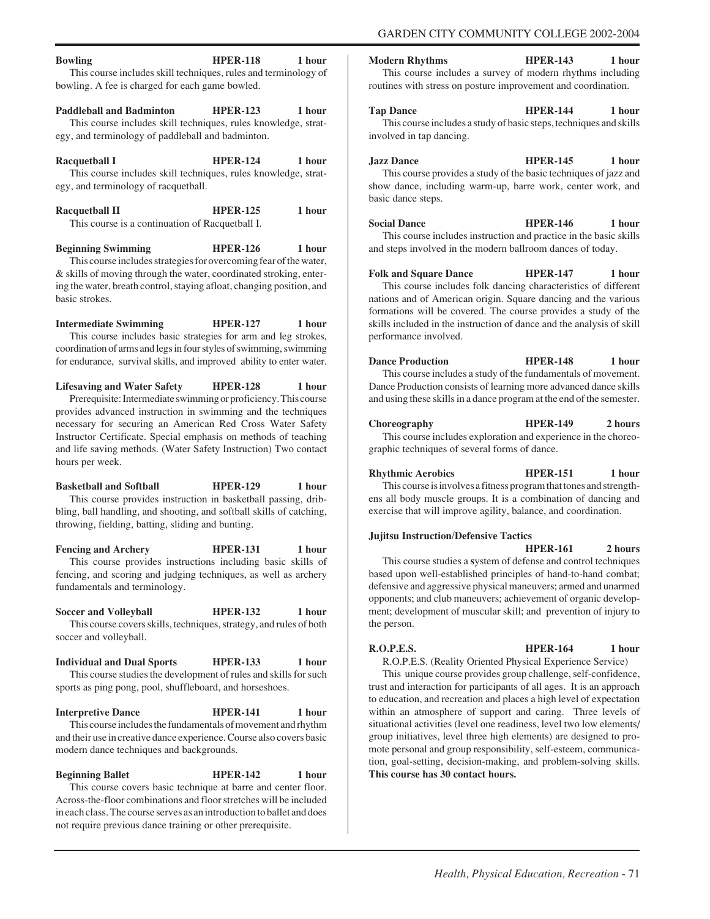**Bowling** **HPER-118** **1 hour**

This course includes skill techniques, rules and terminology of bowling. A fee is charged for each game bowled.

**Paddleball and Badminton** **HPER-123** **1 hour**

This course includes skill techniques, rules knowledge, strategy, and terminology of paddleball and badminton.

**Racquetball I** **HPER-124** **1 hour**

This course includes skill techniques, rules knowledge, strategy, and terminology of racquetball.

**Racquetball II** **HPER-125** **1 hour**

This course is a continuation of Racquetball I.

**Beginning Swimming** **HPER-126** **1 hour**

This course includes strategies for overcoming fear of the water, & skills of moving through the water, coordinated stroking, entering the water, breath control, staying afloat, changing position, and basic strokes.

**Intermediate Swimming** **HPER-127** **1 hour**

This course includes basic strategies for arm and leg strokes, coordination of arms and legs in four styles of swimming, swimming for endurance, survival skills, and improved ability to enter water.

**Lifesaving and Water Safety** **HPER-128** **1 hour**

Prerequisite: Intermediate swimming or proficiency. This course provides advanced instruction in swimming and the techniques necessary for securing an American Red Cross Water Safety Instructor Certificate. Special emphasis on methods of teaching and life saving methods. (Water Safety Instruction) Two contact hours per week.

**Basketball and Softball** **HPER-129** **1 hour**

This course provides instruction in basketball passing, dribbling, ball handling, and shooting, and softball skills of catching, throwing, fielding, batting, sliding and bunting.

**Fencing and Archery** **HPER-131** **1 hour**

This course provides instructions including basic skills of fencing, and scoring and judging techniques, as well as archery fundamentals and terminology.

**Soccer and Volleyball** **HPER-132** **1 hour**

This course covers skills, techniques, strategy, and rules of both soccer and volleyball.

**Individual and Dual Sports** **HPER-133** **1 hour**

This course studies the development of rules and skills for such sports as ping pong, pool, shuffleboard, and horseshoes.

**Interpretive Dance** **HPER-141** **1 hour**

This course includes the fundamentals of movement and rhythm and their use in creative dance experience. Course also covers basic modern dance techniques and backgrounds.

**Beginning Ballet** **HPER-142** **1 hour**

This course covers basic technique at barre and center floor. Across-the-floor combinations and floor stretches will be included in each class. The course serves as an introduction to ballet and does not require previous dance training or other prerequisite.

**Modern Rhythms** **HPER-143** **1 hour**

This course includes a survey of modern rhythms including routines with stress on posture improvement and coordination.

**Tap Dance** **HPER-144** **1 hour**

This course includes a study of basic steps, techniques and skills involved in tap dancing.

**Jazz Dance** **HPER-145** **1 hour**

This course provides a study of the basic techniques of jazz and show dance, including warm-up, barre work, center work, and basic dance steps.

**Social Dance** **HPER-146** **1 hour**

This course includes instruction and practice in the basic skills and steps involved in the modern ballroom dances of today.

**Folk and Square Dance** **HPER-147** **1 hour**

This course includes folk dancing characteristics of different nations and of American origin. Square dancing and the various formations will be covered. The course provides a study of the skills included in the instruction of dance and the analysis of skill performance involved.

**Dance Production** **HPER-148** **1 hour**

This course includes a study of the fundamentals of movement. Dance Production consists of learning more advanced dance skills and using these skills in a dance program at the end of the semester.

**Choreography** **HPER-149** **2 hours**

This course includes exploration and experience in the choreographic techniques of several forms of dance.

**Rhythmic Aerobics** **HPER-151** **1 hour**

This course is involves a fitness program that tones and strengthens all body muscle groups. It is a combination of dancing and exercise that will improve agility, balance, and coordination.

**Jujitsu Instruction/Defensive Tactics** **HPER-161** **2 hours**

This course studies a system of defense and control techniques based upon well-established principles of hand-to-hand combat; defensive and aggressive physical maneuvers; armed and unarmed opponents; and club maneuvers; achievement of organic development; development of muscular skill; and prevention of injury to the person.

**R.O.P.E.S.** **HPER-164** **1 hour**

R.O.P.E.S. (Reality Oriented Physical Experience Service)

This unique course provides group challenge, self-confidence, trust and interaction for participants of all ages. It is an approach to education, and recreation and places a high level of expectation within an atmosphere of support and caring. Three levels of situational activities (level one readiness, level two low elements/group initiatives, level three high elements) are designed to promote personal and group responsibility, self-esteem, communication, goal-setting, decision-making, and problem-solving skills. **This course has 30 contact hours.**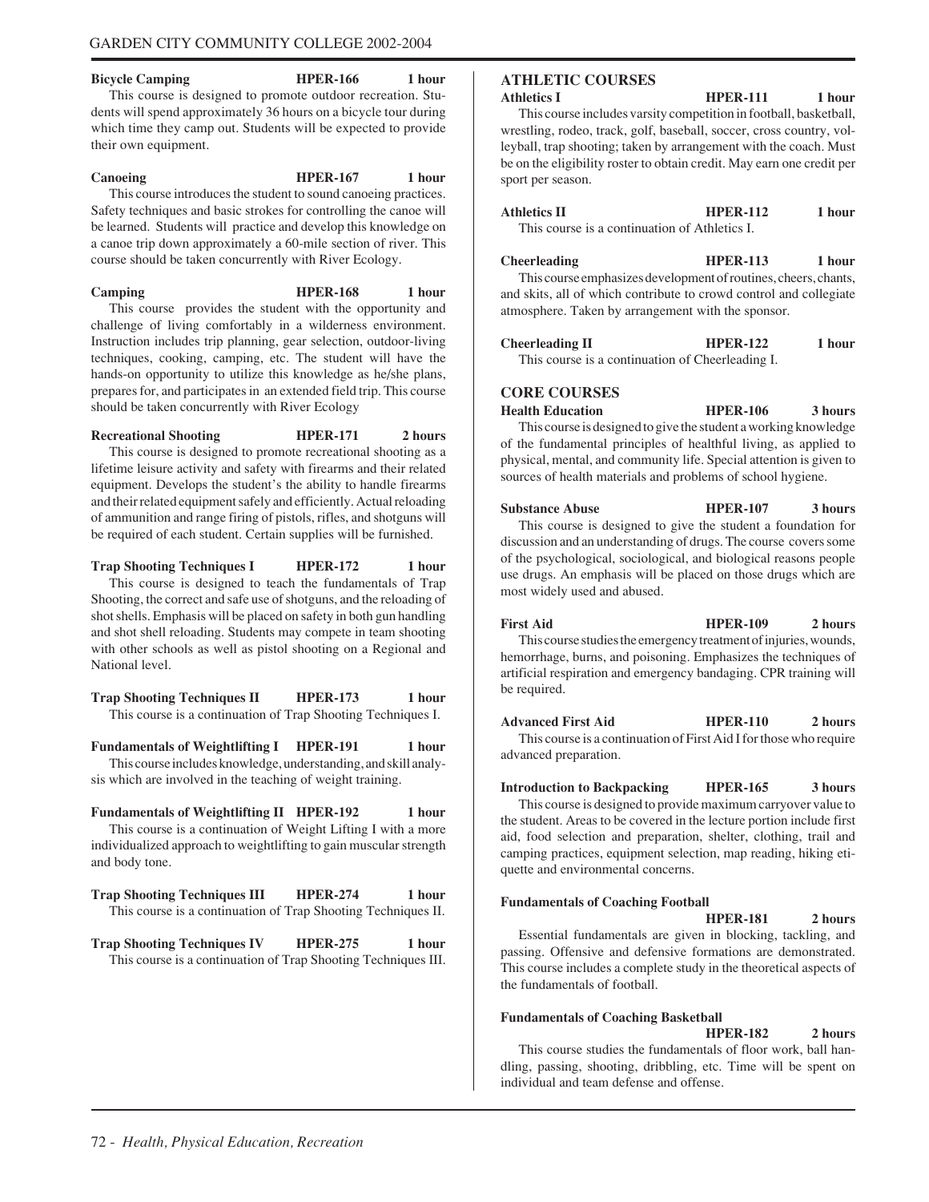**Bicycle Camping** **HPER-166** **1 hour**

This course is designed to promote outdoor recreation. Students will spend approximately 36 hours on a bicycle tour during which time they camp out. Students will be expected to provide their own equipment.

**Canoeing** **HPER-167** **1 hour**

This course introduces the student to sound canoeing practices. Safety techniques and basic strokes for controlling the canoe will be learned. Students will practice and develop this knowledge on a canoe trip down approximately a 60-mile section of river. This course should be taken concurrently with River Ecology.

**Camping** **HPER-168** **1 hour**

This course provides the student with the opportunity and challenge of living comfortably in a wilderness environment. Instruction includes trip planning, gear selection, outdoor-living techniques, cooking, camping, etc. The student will have the hands-on opportunity to utilize this knowledge as he/she plans, prepares for, and participates in an extended field trip. This course should be taken concurrently with River Ecology

**Recreational Shooting** **HPER-171** **2 hours**

This course is designed to promote recreational shooting as a lifetime leisure activity and safety with firearms and their related equipment. Develops the student's the ability to handle firearms and their related equipment safely and efficiently. Actual reloading of ammunition and range firing of pistols, rifles, and shotguns will be required of each student. Certain supplies will be furnished.

**Trap Shooting Techniques I** **HPER-172** **1 hour**

This course is designed to teach the fundamentals of Trap Shooting, the correct and safe use of shotguns, and the reloading of shot shells. Emphasis will be placed on safety in both gun handling and shot shell reloading. Students may compete in team shooting with other schools as well as pistol shooting on a Regional and National level.

**Trap Shooting Techniques II** **HPER-173** **1 hour**

This course is a continuation of Trap Shooting Techniques I.

**Fundamentals of Weightlifting I** **HPER-191** **1 hour**

This course includes knowledge, understanding, and skill analysis which are involved in the teaching of weight training.

**Fundamentals of Weightlifting II** **HPER-192** **1 hour**

This course is a continuation of Weight Lifting I with a more individualized approach to weightlifting to gain muscular strength and body tone.

**Trap Shooting Techniques III** **HPER-274** **1 hour**

This course is a continuation of Trap Shooting Techniques II.

**Trap Shooting Techniques IV** **HPER-275** **1 hour**

This course is a continuation of Trap Shooting Techniques III.

## ATHLETIC COURSES

**Athletics I** **HPER-111** **1 hour**

This course includes varsity competition in football, basketball, wrestling, rodeo, track, golf, baseball, soccer, cross country, volleyball, trap shooting; taken by arrangement with the coach. Must be on the eligibility roster to obtain credit. May earn one credit per sport per season.

**Athletics II** **HPER-112** **1 hour**

This course is a continuation of Athletics I.

**Cheerleading** **HPER-113** **1 hour**

This course emphasizes development of routines, cheers, chants, and skits, all of which contribute to crowd control and collegiate atmosphere. Taken by arrangement with the sponsor.

**Cheerleading II** **HPER-122** **1 hour**

This course is a continuation of Cheerleading I.

## CORE COURSES

**Health Education** **HPER-106** **3 hours**

This course is designed to give the student a working knowledge of the fundamental principles of healthful living, as applied to physical, mental, and community life. Special attention is given to sources of health materials and problems of school hygiene.

**Substance Abuse** **HPER-107** **3 hours**

This course is designed to give the student a foundation for discussion and an understanding of drugs. The course covers some of the psychological, sociological, and biological reasons people use drugs. An emphasis will be placed on those drugs which are most widely used and abused.

**First Aid** **HPER-109** **2 hours**

This course studies the emergency treatment of injuries, wounds, hemorrhage, burns, and poisoning. Emphasizes the techniques of artificial respiration and emergency bandaging. CPR training will be required.

**Advanced First Aid** **HPER-110** **2 hours**

This course is a continuation of First Aid I for those who require advanced preparation.

**Introduction to Backpacking** **HPER-165** **3 hours**

This course is designed to provide maximum carryover value to the student. Areas to be covered in the lecture portion include first aid, food selection and preparation, shelter, clothing, trail and camping practices, equipment selection, map reading, hiking etiquette and environmental concerns.

**Fundamentals of Coaching Football** **HPER-181** **2 hours**

Essential fundamentals are given in blocking, tackling, and passing. Offensive and defensive formations are demonstrated. This course includes a complete study in the theoretical aspects of the fundamentals of football.

**Fundamentals of Coaching Basketball** **HPER-182** **2 hours**

This course studies the fundamentals of floor work, ball handling, passing, shooting, dribbling, etc. Time will be spent on individual and team defense and offense.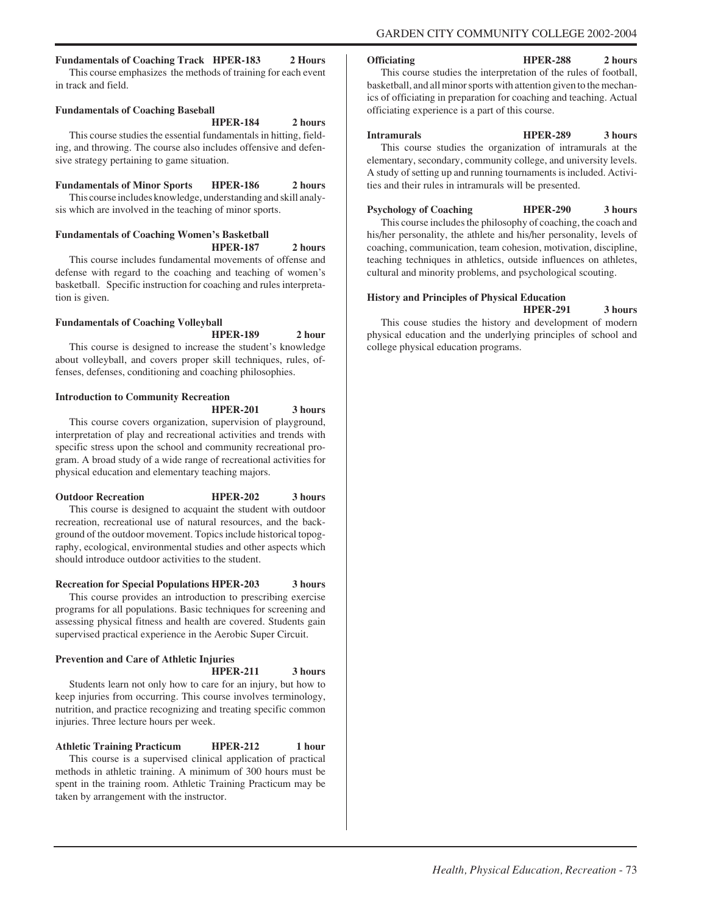**Fundamentals of Coaching Track HPER-183 2 Hours**

This course emphasizes the methods of training for each event in track and field.

**Fundamentals of Coaching Baseball HPER-184 2 hours**

This course studies the essential fundamentals in hitting, fielding, and throwing. The course also includes offensive and defensive strategy pertaining to game situation.

**Fundamentals of Minor Sports HPER-186 2 hours**

This course includes knowledge, understanding and skill analysis which are involved in the teaching of minor sports.

**Fundamentals of Coaching Women's Basketball HPER-187 2 hours**

This course includes fundamental movements of offense and defense with regard to the coaching and teaching of women's basketball. Specific instruction for coaching and rules interpretation is given.

**Fundamentals of Coaching Volleyball HPER-189 2 hour**

This course is designed to increase the student's knowledge about volleyball, and covers proper skill techniques, rules, offenses, defenses, conditioning and coaching philosophies.

**Introduction to Community Recreation HPER-201 3 hours**

This course covers organization, supervision of playground, interpretation of play and recreational activities and trends with specific stress upon the school and community recreational program. A broad study of a wide range of recreational activities for physical education and elementary teaching majors.

**Outdoor Recreation HPER-202 3 hours**

This course is designed to acquaint the student with outdoor recreation, recreational use of natural resources, and the background of the outdoor movement. Topics include historical topography, ecological, environmental studies and other aspects which should introduce outdoor activities to the student.

**Recreation for Special Populations HPER-203 3 hours**

This course provides an introduction to prescribing exercise programs for all populations. Basic techniques for screening and assessing physical fitness and health are covered. Students gain supervised practical experience in the Aerobic Super Circuit.

**Prevention and Care of Athletic Injuries HPER-211 3 hours**

Students learn not only how to care for an injury, but how to keep injuries from occurring. This course involves terminology, nutrition, and practice recognizing and treating specific common injuries. Three lecture hours per week.

**Athletic Training Practicum HPER-212 1 hour**

This course is a supervised clinical application of practical methods in athletic training. A minimum of 300 hours must be spent in the training room. Athletic Training Practicum may be taken by arrangement with the instructor.

**Officiating HPER-288 2 hours**

This course studies the interpretation of the rules of football, basketball, and all minor sports with attention given to the mechanics of officiating in preparation for coaching and teaching. Actual officiating experience is a part of this course.

**Intramurals HPER-289 3 hours**

This course studies the organization of intramurals at the elementary, secondary, community college, and university levels. A study of setting up and running tournaments is included. Activities and their rules in intramurals will be presented.

**Psychology of Coaching HPER-290 3 hours**

This course includes the philosophy of coaching, the coach and his/her personality, the athlete and his/her personality, levels of coaching, communication, team cohesion, motivation, discipline, teaching techniques in athletics, outside influences on athletes, cultural and minority problems, and psychological scouting.

**History and Principles of Physical Education HPER-291 3 hours**

This couse studies the history and development of modern physical education and the underlying principles of school and college physical education programs.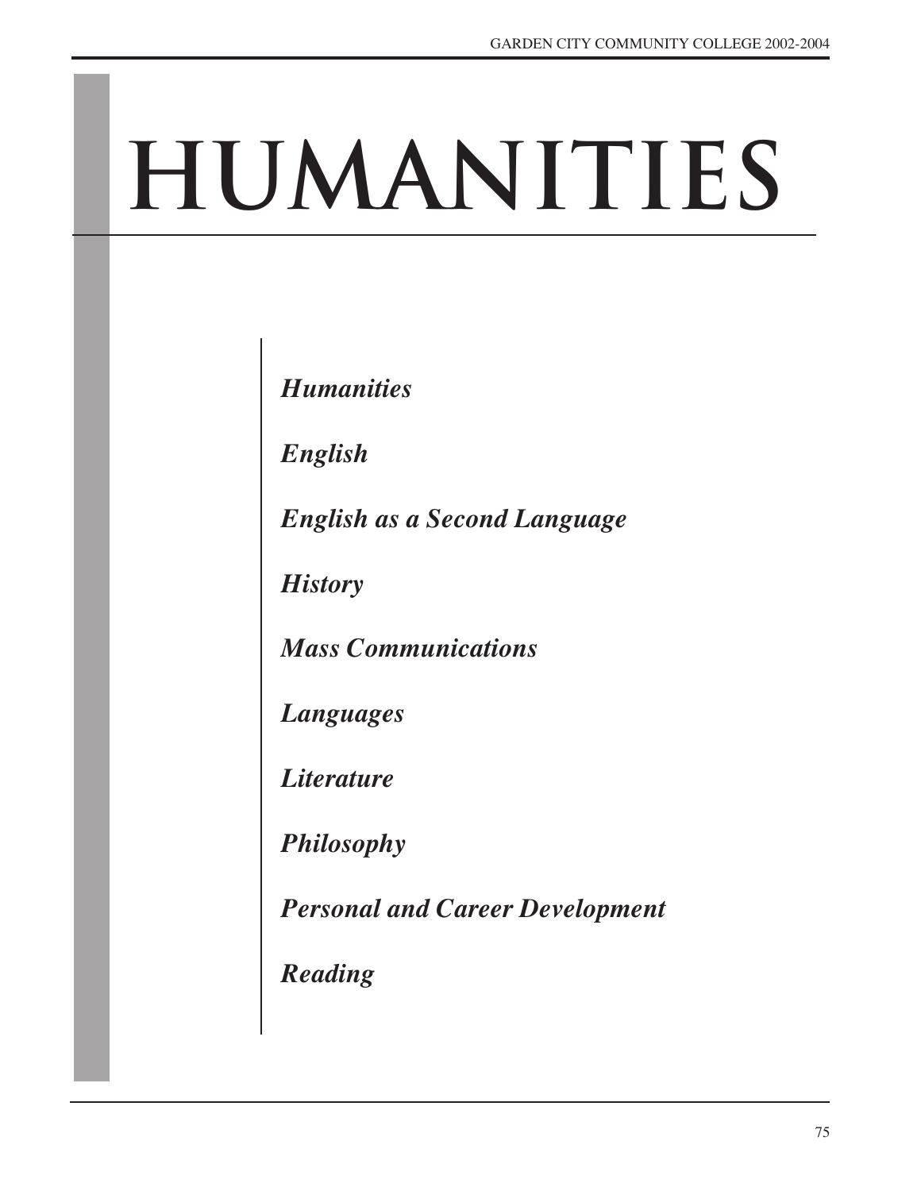# HUMANITIES

*Humanities*

*English*

*English as a Second Language*

*History*

*Mass Communications*

*Languages*

*Literature*

*Philosophy*

*Personal and Career Development*

*Reading*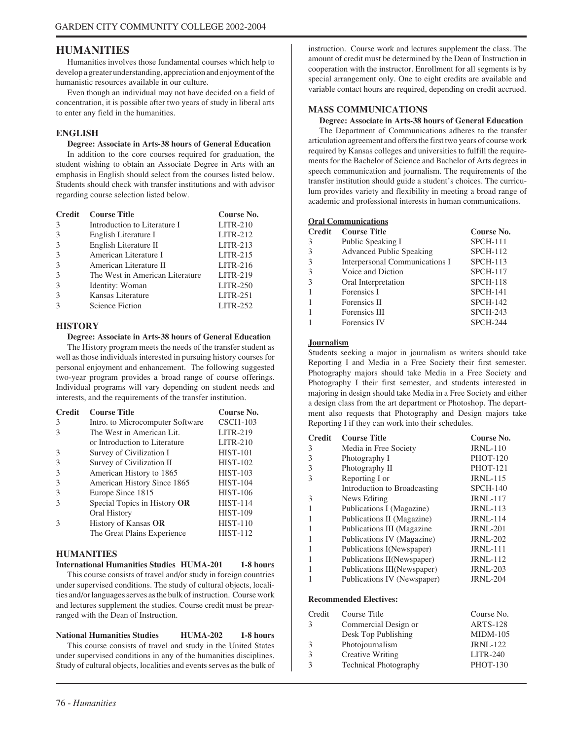# HUMANITIES

Humanities involves those fundamental courses which help to develop a greater understanding, appreciation and enjoyment of the humanistic resources available in our culture.

Even though an individual may not have decided on a field of concentration, it is possible after two years of study in liberal arts to enter any field in the humanities.

## ENGLISH

**Degree: Associate in Arts-38 hours of General Education**

In addition to the core courses required for graduation, the student wishing to obtain an Associate Degree in Arts with an emphasis in English should select from the courses listed below. Students should check with transfer institutions and with advisor regarding course selection listed below.

| Credit | Course Title | Course No. |
|---|---|---|
| 3 | Introduction to Literature I | LITR-210 |
| 3 | English Literature I | LITR-212 |
| 3 | English Literature II | LITR-213 |
| 3 | American Literature I | LITR-215 |
| 3 | American Literature II | LITR-216 |
| 3 | The West in American Literature | LITR-219 |
| 3 | Identity: Woman | LITR-250 |
| 3 | Kansas Literature | LITR-251 |
| 3 | Science Fiction | LITR-252 |

## HISTORY

**Degree: Associate in Arts-38 hours of General Education**

The History program meets the needs of the transfer student as well as those individuals interested in pursuing history courses for personal enjoyment and enhancement. The following suggested two-year program provides a broad range of course offerings. Individual programs will vary depending on student needs and interests, and the requirements of the transfer institution.

| Credit | Course Title | Course No. |
|---|---|---|
| 3 | Intro. to Microcomputer Software | CSCI1-103 |
| 3 | The West in American Lit. | LITR-219 |
| | or Introduction to Literature | LITR-210 |
| 3 | Survey of Civilization I | HIST-101 |
| 3 | Survey of Civilization II | HIST-102 |
| 3 | American History to 1865 | HIST-103 |
| 3 | American History Since 1865 | HIST-104 |
| 3 | Europe Since 1815 | HIST-106 |
| 3 | Special Topics in History **OR** | HIST-114 |
| | Oral History | HIST-109 |
| 3 | History of Kansas **OR** | HIST-110 |
| | The Great Plains Experience | HIST-112 |

## HUMANITIES

**International Humanities Studies HUMA-201 1-8 hours**

This course consists of travel and/or study in foreign countries under supervised conditions. The study of cultural objects, localities and/or languages serves as the bulk of instruction. Course work and lectures supplement the studies. Course credit must be prearranged with the Dean of Instruction.

**National Humanities Studies HUMA-202 1-8 hours**

This course consists of travel and study in the United States under supervised conditions in any of the humanities disciplines. Study of cultural objects, localities and events serves as the bulk of instruction. Course work and lectures supplement the class. The amount of credit must be determined by the Dean of Instruction in cooperation with the instructor. Enrollment for all segments is by special arrangement only. One to eight credits are available and variable contact hours are required, depending on credit accrued.

## MASS COMMUNICATIONS

**Degree: Associate in Arts-38 hours of General Education**

The Department of Communications adheres to the transfer articulation agreement and offers the first two years of course work required by Kansas colleges and universities to fulfill the requirements for the Bachelor of Science and Bachelor of Arts degrees in speech communication and journalism. The requirements of the transfer institution should guide a student's choices. The curriculum provides variety and flexibility in meeting a broad range of academic and professional interests in human communications.

**Oral Communications**

| Credit | Course Title | Course No. |
|---|---|---|
| 3 | Public Speaking I | SPCH-111 |
| 3 | Advanced Public Speaking | SPCH-112 |
| 3 | Interpersonal Communications I | SPCH-113 |
| 3 | Voice and Diction | SPCH-117 |
| 3 | Oral Interpretation | SPCH-118 |
| 1 | Forensics I | SPCH-141 |
| 1 | Forensics II | SPCH-142 |
| 1 | Forensics III | SPCH-243 |
| 1 | Forensics IV | SPCH-244 |

**Journalism**

Students seeking a major in journalism as writers should take Reporting I and Media in a Free Society their first semester. Photography majors should take Media in a Free Society and Photography I their first semester, and students interested in majoring in design should take Media in a Free Society and either a design class from the art department or Photoshop. The department also requests that Photography and Design majors take Reporting I if they can work into their schedules.

| Credit | Course Title | Course No. |
|---|---|---|
| 3 | Media in Free Society | JRNL-110 |
| 3 | Photography I | PHOT-120 |
| 3 | Photography II | PHOT-121 |
| 3 | Reporting I or | JRNL-115 |
| | Introduction to Broadcasting | SPCH-140 |
| 3 | News Editing | JRNL-117 |
| 1 | Publications I (Magazine) | JRNL-113 |
| 1 | Publications II (Magazine) | JRNL-114 |
| 1 | Publications III (Magazine | JRNL-201 |
| 1 | Publications IV (Magazine) | JRNL-202 |
| 1 | Publications I(Newspaper) | JRNL-111 |
| 1 | Publications II(Newspaper) | JRNL-112 |
| 1 | Publications III(Newspaper) | JRNL-203 |
| 1 | Publications IV (Newspaper) | JRNL-204 |

**Recommended Electives:**

| Credit | Course Title | Course No. |
|---|---|---|
| 3 | Commercial Design or | ARTS-128 |
| | Desk Top Publishing | MIDM-105 |
| 3 | Photojournalism | JRNL-122 |
| 3 | Creative Writing | LITR-240 |
| 3 | Technical Photography | PHOT-130 |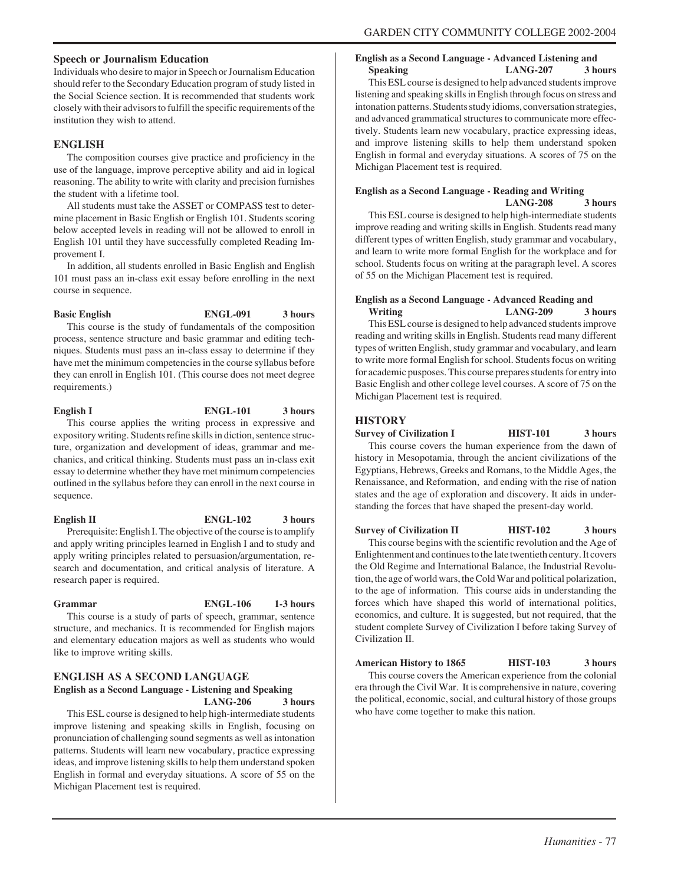### Speech or Journalism Education

Individuals who desire to major in Speech or Journalism Education should refer to the Secondary Education program of study listed in the Social Science section. It is recommended that students work closely with their advisors to fulfill the specific requirements of the institution they wish to attend.

## ENGLISH

The composition courses give practice and proficiency in the use of the language, improve perceptive ability and aid in logical reasoning. The ability to write with clarity and precision furnishes the student with a lifetime tool.

All students must take the ASSET or COMPASS test to determine placement in Basic English or English 101. Students scoring below accepted levels in reading will not be allowed to enroll in English 101 until they have successfully completed Reading Improvement I.

In addition, all students enrolled in Basic English and English 101 must pass an in-class exit essay before enrolling in the next course in sequence.

**Basic English ENGL-091 3 hours**

This course is the study of fundamentals of the composition process, sentence structure and basic grammar and editing techniques. Students must pass an in-class essay to determine if they have met the minimum competencies in the course syllabus before they can enroll in English 101. (This course does not meet degree requirements.)

**English I ENGL-101 3 hours**

This course applies the writing process in expressive and expository writing. Students refine skills in diction, sentence structure, organization and development of ideas, grammar and mechanics, and critical thinking. Students must pass an in-class exit essay to determine whether they have met minimum competencies outlined in the syllabus before they can enroll in the next course in sequence.

**English II ENGL-102 3 hours**

Prerequisite: English I. The objective of the course is to amplify and apply writing principles learned in English I and to study and apply writing principles related to persuasion/argumentation, research and documentation, and critical analysis of literature. A research paper is required.

**Grammar ENGL-106 1-3 hours**

This course is a study of parts of speech, grammar, sentence structure, and mechanics. It is recommended for English majors and elementary education majors as well as students who would like to improve writing skills.

## ENGLISH AS A SECOND LANGUAGE

**English as a Second Language - Listening and Speaking LANG-206 3 hours**

This ESL course is designed to help high-intermediate students improve listening and speaking skills in English, focusing on pronunciation of challenging sound segments as well as intonation patterns. Students will learn new vocabulary, practice expressing ideas, and improve listening skills to help them understand spoken English in formal and everyday situations. A score of 55 on the Michigan Placement test is required.

**English as a Second Language - Advanced Listening and Speaking LANG-207 3 hours**

This ESL course is designed to help advanced students improve listening and speaking skills in English through focus on stress and intonation patterns. Students study idioms, conversation strategies, and advanced grammatical structures to communicate more effectively. Students learn new vocabulary, practice expressing ideas, and improve listening skills to help them understand spoken English in formal and everyday situations. A scores of 75 on the Michigan Placement test is required.

**English as a Second Language - Reading and Writing LANG-208 3 hours**

This ESL course is designed to help high-intermediate students improve reading and writing skills in English. Students read many different types of written English, study grammar and vocabulary, and learn to write more formal English for the workplace and for school. Students focus on writing at the paragraph level. A scores of 55 on the Michigan Placement test is required.

**English as a Second Language - Advanced Reading and Writing LANG-209 3 hours**

This ESL course is designed to help advanced students improve reading and writing skills in English. Students read many different types of written English, study grammar and vocabulary, and learn to write more formal English for school. Students focus on writing for academic pusposes. This course prepares students for entry into Basic English and other college level courses. A score of 75 on the Michigan Placement test is required.

## HISTORY

**Survey of Civilization I HIST-101 3 hours**

This course covers the human experience from the dawn of history in Mesopotamia, through the ancient civilizations of the Egyptians, Hebrews, Greeks and Romans, to the Middle Ages, the Renaissance, and Reformation, and ending with the rise of nation states and the age of exploration and discovery. It aids in understanding the forces that have shaped the present-day world.

**Survey of Civilization II HIST-102 3 hours**

This course begins with the scientific revolution and the Age of Enlightenment and continues to the late twentieth century. It covers the Old Regime and International Balance, the Industrial Revolution, the age of world wars, the Cold War and political polarization, to the age of information. This course aids in understanding the forces which have shaped this world of international politics, economics, and culture. It is suggested, but not required, that the student complete Survey of Civilization I before taking Survey of Civilization II.

**American History to 1865 HIST-103 3 hours**

This course covers the American experience from the colonial era through the Civil War. It is comprehensive in nature, covering the political, economic, social, and cultural history of those groups who have come together to make this nation.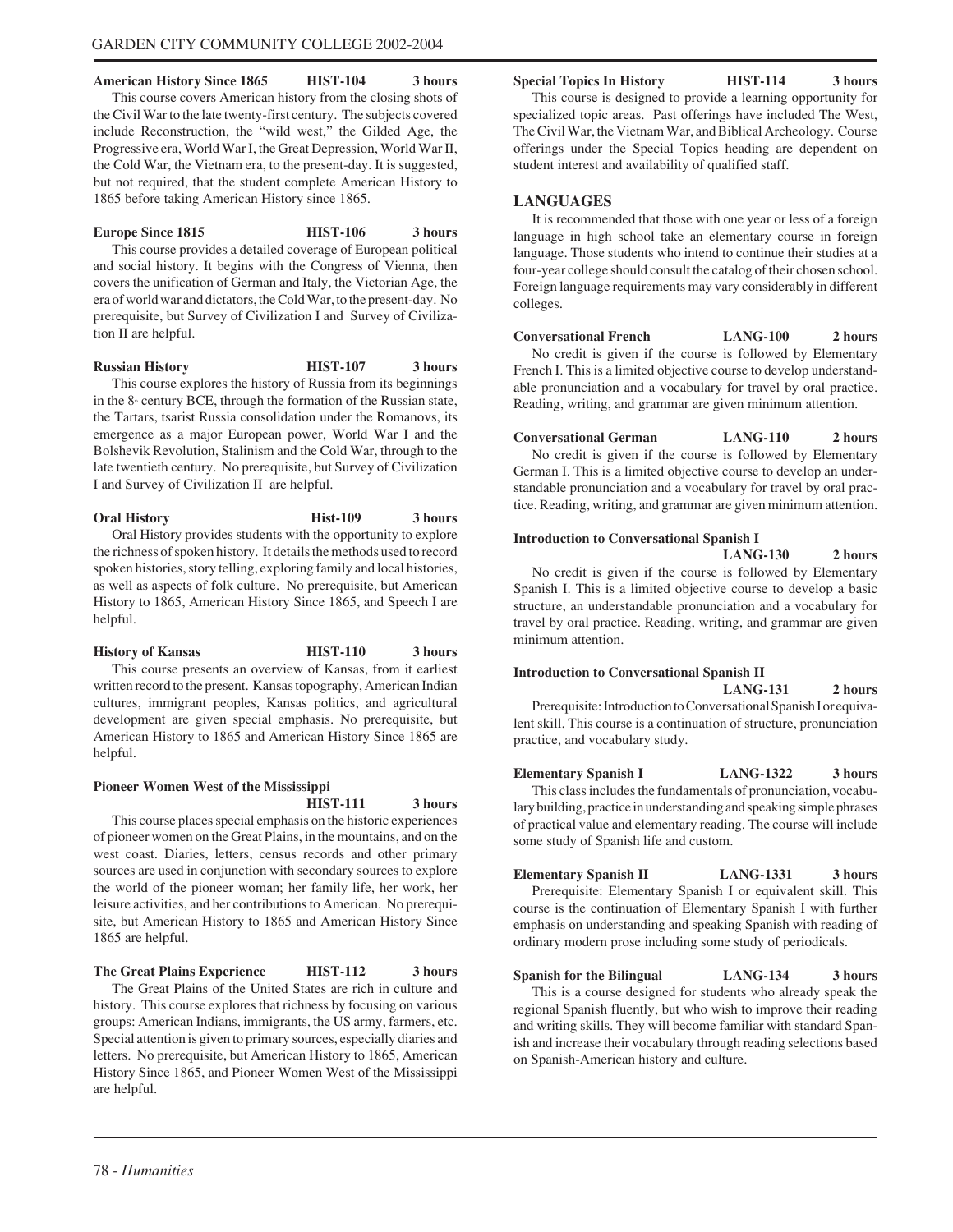**American History Since 1865 HIST-104 3 hours**

This course covers American history from the closing shots of the Civil War to the late twenty-first century. The subjects covered include Reconstruction, the "wild west," the Gilded Age, the Progressive era, World War I, the Great Depression, World War II, the Cold War, the Vietnam era, to the present-day. It is suggested, but not required, that the student complete American History to 1865 before taking American History since 1865.

**Europe Since 1815 HIST-106 3 hours**

This course provides a detailed coverage of European political and social history. It begins with the Congress of Vienna, then covers the unification of German and Italy, the Victorian Age, the era of world war and dictators, the Cold War, to the present-day. No prerequisite, but Survey of Civilization I and Survey of Civilization II are helpful.

**Russian History HIST-107 3 hours**

This course explores the history of Russia from its beginnings in the 8th century BCE, through the formation of the Russian state, the Tartars, tsarist Russia consolidation under the Romanovs, its emergence as a major European power, World War I and the Bolshevik Revolution, Stalinism and the Cold War, through to the late twentieth century. No prerequisite, but Survey of Civilization I and Survey of Civilization II are helpful.

**Oral History Hist-109 3 hours**

Oral History provides students with the opportunity to explore the richness of spoken history. It details the methods used to record spoken histories, story telling, exploring family and local histories, as well as aspects of folk culture. No prerequisite, but American History to 1865, American History Since 1865, and Speech I are helpful.

**History of Kansas HIST-110 3 hours**

This course presents an overview of Kansas, from it earliest written record to the present. Kansas topography, American Indian cultures, immigrant peoples, Kansas politics, and agricultural development are given special emphasis. No prerequisite, but American History to 1865 and American History Since 1865 are helpful.

**Pioneer Women West of the Mississippi**
**HIST-111 3 hours**

This course places special emphasis on the historic experiences of pioneer women on the Great Plains, in the mountains, and on the west coast. Diaries, letters, census records and other primary sources are used in conjunction with secondary sources to explore the world of the pioneer woman; her family life, her work, her leisure activities, and her contributions to American. No prerequisite, but American History to 1865 and American History Since 1865 are helpful.

**The Great Plains Experience HIST-112 3 hours**

The Great Plains of the United States are rich in culture and history. This course explores that richness by focusing on various groups: American Indians, immigrants, the US army, farmers, etc. Special attention is given to primary sources, especially diaries and letters. No prerequisite, but American History to 1865, American History Since 1865, and Pioneer Women West of the Mississippi are helpful.

**Special Topics In History HIST-114 3 hours**

This course is designed to provide a learning opportunity for specialized topic areas. Past offerings have included The West, The Civil War, the Vietnam War, and Biblical Archeology. Course offerings under the Special Topics heading are dependent on student interest and availability of qualified staff.

## LANGUAGES

It is recommended that those with one year or less of a foreign language in high school take an elementary course in foreign language. Those students who intend to continue their studies at a four-year college should consult the catalog of their chosen school. Foreign language requirements may vary considerably in different colleges.

**Conversational French LANG-100 2 hours**

No credit is given if the course is followed by Elementary French I. This is a limited objective course to develop understandable pronunciation and a vocabulary for travel by oral practice. Reading, writing, and grammar are given minimum attention.

**Conversational German LANG-110 2 hours**

No credit is given if the course is followed by Elementary German I. This is a limited objective course to develop an understandable pronunciation and a vocabulary for travel by oral practice. Reading, writing, and grammar are given minimum attention.

**Introduction to Conversational Spanish I**
**LANG-130 2 hours**

No credit is given if the course is followed by Elementary Spanish I. This is a limited objective course to develop a basic structure, an understandable pronunciation and a vocabulary for travel by oral practice. Reading, writing, and grammar are given minimum attention.

**Introduction to Conversational Spanish II**
**LANG-131 2 hours**

Prerequisite: Introduction to Conversational Spanish I or equivalent skill. This course is a continuation of structure, pronunciation practice, and vocabulary study.

**Elementary Spanish I LANG-1322 3 hours**

This class includes the fundamentals of pronunciation, vocabulary building, practice in understanding and speaking simple phrases of practical value and elementary reading. The course will include some study of Spanish life and custom.

**Elementary Spanish II LANG-1331 3 hours**

Prerequisite: Elementary Spanish I or equivalent skill. This course is the continuation of Elementary Spanish I with further emphasis on understanding and speaking Spanish with reading of ordinary modern prose including some study of periodicals.

**Spanish for the Bilingual LANG-134 3 hours**

This is a course designed for students who already speak the regional Spanish fluently, but who wish to improve their reading and writing skills. They will become familiar with standard Spanish and increase their vocabulary through reading selections based on Spanish-American history and culture.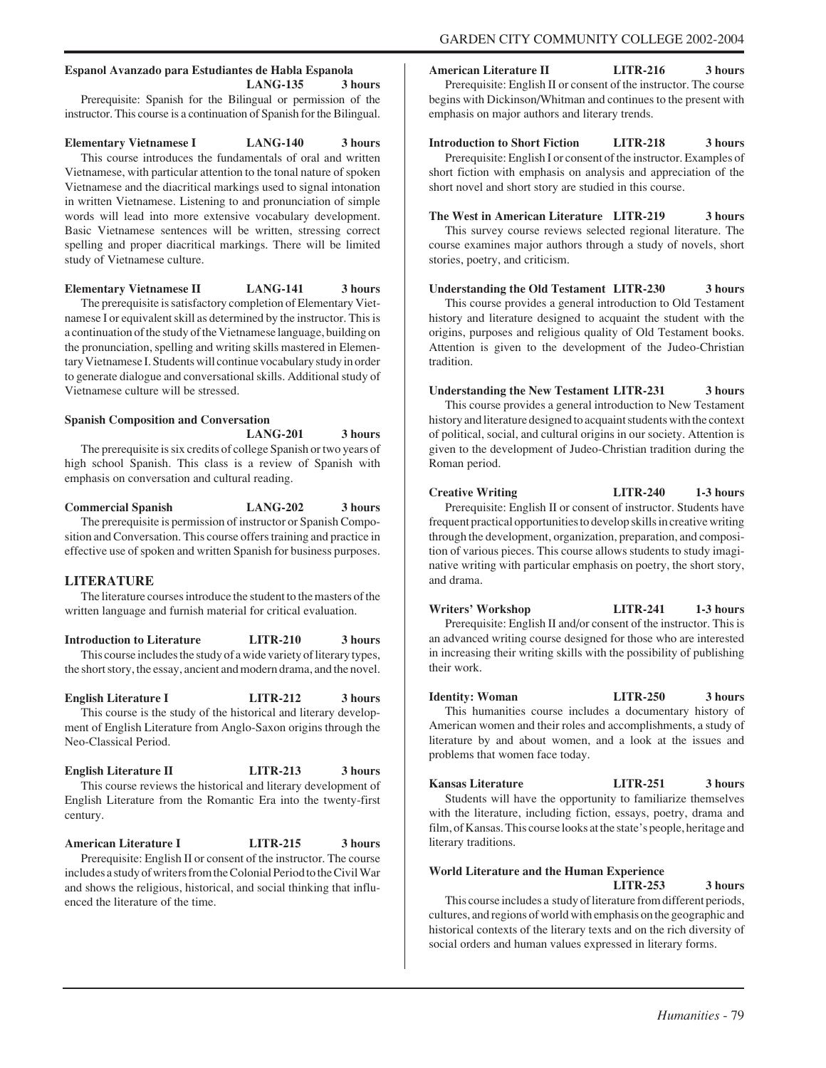**Espanol Avanzado para Estudiantes de Habla Espanola LANG-135 3 hours**

Prerequisite: Spanish for the Bilingual or permission of the instructor. This course is a continuation of Spanish for the Bilingual.

**Elementary Vietnamese I LANG-140 3 hours**

This course introduces the fundamentals of oral and written Vietnamese, with particular attention to the tonal nature of spoken Vietnamese and the diacritical markings used to signal intonation in written Vietnamese. Listening to and pronunciation of simple words will lead into more extensive vocabulary development. Basic Vietnamese sentences will be written, stressing correct spelling and proper diacritical markings. There will be limited study of Vietnamese culture.

**Elementary Vietnamese II LANG-141 3 hours**

The prerequisite is satisfactory completion of Elementary Vietnamese I or equivalent skill as determined by the instructor. This is a continuation of the study of the Vietnamese language, building on the pronunciation, spelling and writing skills mastered in Elementary Vietnamese I. Students will continue vocabulary study in order to generate dialogue and conversational skills. Additional study of Vietnamese culture will be stressed.

**Spanish Composition and Conversation LANG-201 3 hours**

The prerequisite is six credits of college Spanish or two years of high school Spanish. This class is a review of Spanish with emphasis on conversation and cultural reading.

**Commercial Spanish LANG-202 3 hours**

The prerequisite is permission of instructor or Spanish Composition and Conversation. This course offers training and practice in effective use of spoken and written Spanish for business purposes.

## LITERATURE

The literature courses introduce the student to the masters of the written language and furnish material for critical evaluation.

**Introduction to Literature LITR-210 3 hours**

This course includes the study of a wide variety of literary types, the short story, the essay, ancient and modern drama, and the novel.

**English Literature I LITR-212 3 hours**

This course is the study of the historical and literary development of English Literature from Anglo-Saxon origins through the Neo-Classical Period.

**English Literature II LITR-213 3 hours**

This course reviews the historical and literary development of English Literature from the Romantic Era into the twenty-first century.

**American Literature I LITR-215 3 hours**

Prerequisite: English II or consent of the instructor. The course includes a study of writers from the Colonial Period to the Civil War and shows the religious, historical, and social thinking that influenced the literature of the time.

**American Literature II LITR-216 3 hours**

Prerequisite: English II or consent of the instructor. The course begins with Dickinson/Whitman and continues to the present with emphasis on major authors and literary trends.

**Introduction to Short Fiction LITR-218 3 hours**

Prerequisite: English I or consent of the instructor. Examples of short fiction with emphasis on analysis and appreciation of the short novel and short story are studied in this course.

**The West in American Literature LITR-219 3 hours**

This survey course reviews selected regional literature. The course examines major authors through a study of novels, short stories, poetry, and criticism.

**Understanding the Old Testament LITR-230 3 hours**

This course provides a general introduction to Old Testament history and literature designed to acquaint the student with the origins, purposes and religious quality of Old Testament books. Attention is given to the development of the Judeo-Christian tradition.

**Understanding the New Testament LITR-231 3 hours**

This course provides a general introduction to New Testament history and literature designed to acquaint students with the context of political, social, and cultural origins in our society. Attention is given to the development of Judeo-Christian tradition during the Roman period.

**Creative Writing LITR-240 1-3 hours**

Prerequisite: English II or consent of instructor. Students have frequent practical opportunities to develop skills in creative writing through the development, organization, preparation, and composition of various pieces. This course allows students to study imaginative writing with particular emphasis on poetry, the short story, and drama.

**Writers' Workshop LITR-241 1-3 hours**

Prerequisite: English II and/or consent of the instructor. This is an advanced writing course designed for those who are interested in increasing their writing skills with the possibility of publishing their work.

**Identity: Woman LITR-250 3 hours**

This humanities course includes a documentary history of American women and their roles and accomplishments, a study of literature by and about women, and a look at the issues and problems that women face today.

**Kansas Literature LITR-251 3 hours**

Students will have the opportunity to familiarize themselves with the literature, including fiction, essays, poetry, drama and film, of Kansas. This course looks at the state's people, heritage and literary traditions.

**World Literature and the Human Experience LITR-253 3 hours**

This course includes a study of literature from different periods, cultures, and regions of world with emphasis on the geographic and historical contexts of the literary texts and on the rich diversity of social orders and human values expressed in literary forms.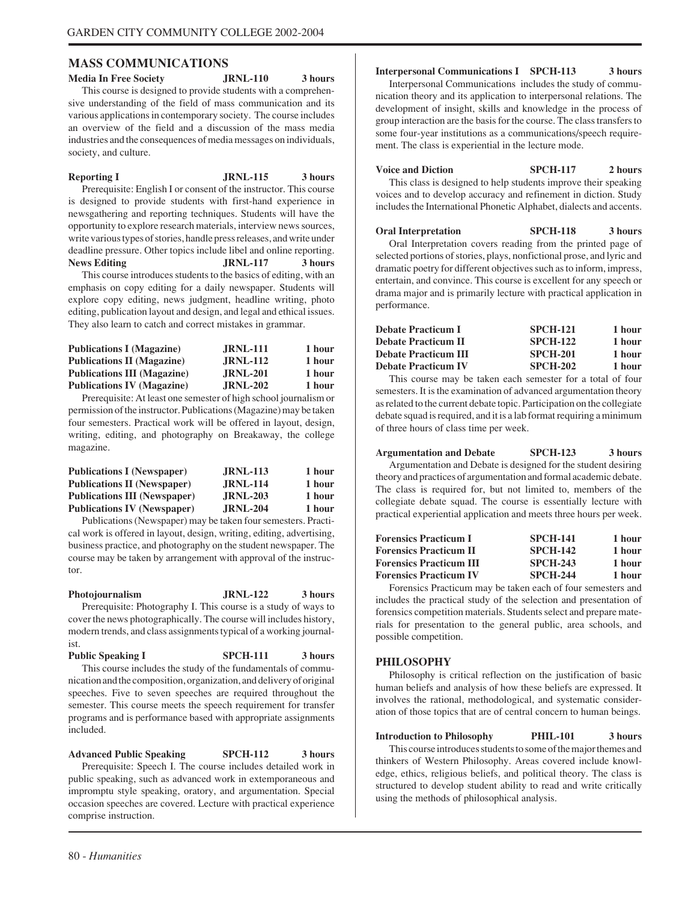## MASS COMMUNICATIONS

**Media In Free Society** **JRNL-110** **3 hours**

This course is designed to provide students with a comprehensive understanding of the field of mass communication and its various applications in contemporary society. The course includes an overview of the field and a discussion of the mass media industries and the consequences of media messages on individuals, society, and culture.

**Reporting I** **JRNL-115** **3 hours**

Prerequisite: English I or consent of the instructor. This course is designed to provide students with first-hand experience in newsgathering and reporting techniques. Students will have the opportunity to explore research materials, interview news sources, write various types of stories, handle press releases, and write under deadline pressure. Other topics include libel and online reporting.

**News Editing** **JRNL-117** **3 hours**

This course introduces students to the basics of editing, with an emphasis on copy editing for a daily newspaper. Students will explore copy editing, news judgment, headline writing, photo editing, publication layout and design, and legal and ethical issues. They also learn to catch and correct mistakes in grammar.

| | | |
|---|---|---|
| **Publications I (Magazine)** | **JRNL-111** | **1 hour** |
| **Publications II (Magazine)** | **JRNL-112** | **1 hour** |
| **Publications III (Magazine)** | **JRNL-201** | **1 hour** |
| **Publications IV (Magazine)** | **JRNL-202** | **1 hour** |

Prerequisite: At least one semester of high school journalism or permission of the instructor. Publications (Magazine) may be taken four semesters. Practical work will be offered in layout, design, writing, editing, and photography on Breakaway, the college magazine.

| | | |
|---|---|---|
| **Publications I (Newspaper)** | **JRNL-113** | **1 hour** |
| **Publications II (Newspaper)** | **JRNL-114** | **1 hour** |
| **Publications III (Newspaper)** | **JRNL-203** | **1 hour** |
| **Publications IV (Newspaper)** | **JRNL-204** | **1 hour** |

Publications (Newspaper) may be taken four semesters. Practical work is offered in layout, design, writing, editing, advertising, business practice, and photography on the student newspaper. The course may be taken by arrangement with approval of the instructor.

**Photojournalism** **JRNL-122** **3 hours**

Prerequisite: Photography I. This course is a study of ways to cover the news photographically. The course will includes history, modern trends, and class assignments typical of a working journalist.

**Public Speaking I** **SPCH-111** **3 hours**

This course includes the study of the fundamentals of communication and the composition, organization, and delivery of original speeches. Five to seven speeches are required throughout the semester. This course meets the speech requirement for transfer programs and is performance based with appropriate assignments included.

**Advanced Public Speaking** **SPCH-112** **3 hours**

Prerequisite: Speech I. The course includes detailed work in public speaking, such as advanced work in extemporaneous and impromptu style speaking, oratory, and argumentation. Special occasion speeches are covered. Lecture with practical experience comprise instruction.

**Interpersonal Communications I** **SPCH-113** **3 hours**

Interpersonal Communications includes the study of communication theory and its application to interpersonal relations. The development of insight, skills and knowledge in the process of group interaction are the basis for the course. The class transfers to some four-year institutions as a communications/speech requirement. The class is experiential in the lecture mode.

**Voice and Diction** **SPCH-117** **2 hours**

This class is designed to help students improve their speaking voices and to develop accuracy and refinement in diction. Study includes the International Phonetic Alphabet, dialects and accents.

**Oral Interpretation** **SPCH-118** **3 hours**

Oral Interpretation covers reading from the printed page of selected portions of stories, plays, nonfictional prose, and lyric and dramatic poetry for different objectives such as to inform, impress, entertain, and convince. This course is excellent for any speech or drama major and is primarily lecture with practical application in performance.

| | | |
|---|---|---|
| **Debate Practicum I** | **SPCH-121** | **1 hour** |
| **Debate Practicum II** | **SPCH-122** | **1 hour** |
| **Debate Practicum III** | **SPCH-201** | **1 hour** |
| **Debate Practicum IV** | **SPCH-202** | **1 hour** |

This course may be taken each semester for a total of four semesters. It is the examination of advanced argumentation theory as related to the current debate topic. Participation on the collegiate debate squad is required, and it is a lab format requiring a minimum of three hours of class time per week.

**Argumentation and Debate** **SPCH-123** **3 hours**

Argumentation and Debate is designed for the student desiring theory and practices of argumentation and formal academic debate. The class is required for, but not limited to, members of the collegiate debate squad. The course is essentially lecture with practical experiential application and meets three hours per week.

| | | |
|---|---|---|
| **Forensics Practicum I** | **SPCH-141** | **1 hour** |
| **Forensics Practicum II** | **SPCH-142** | **1 hour** |
| **Forensics Practicum III** | **SPCH-243** | **1 hour** |
| **Forensics Practicum IV** | **SPCH-244** | **1 hour** |

Forensics Practicum may be taken each of four semesters and includes the practical study of the selection and presentation of forensics competition materials. Students select and prepare materials for presentation to the general public, area schools, and possible competition.

## PHILOSOPHY

Philosophy is critical reflection on the justification of basic human beliefs and analysis of how these beliefs are expressed. It involves the rational, methodological, and systematic consideration of those topics that are of central concern to human beings.

**Introduction to Philosophy** **PHIL-101** **3 hours**

This course introduces students to some of the major themes and thinkers of Western Philosophy. Areas covered include knowledge, ethics, religious beliefs, and political theory. The class is structured to develop student ability to read and write critically using the methods of philosophical analysis.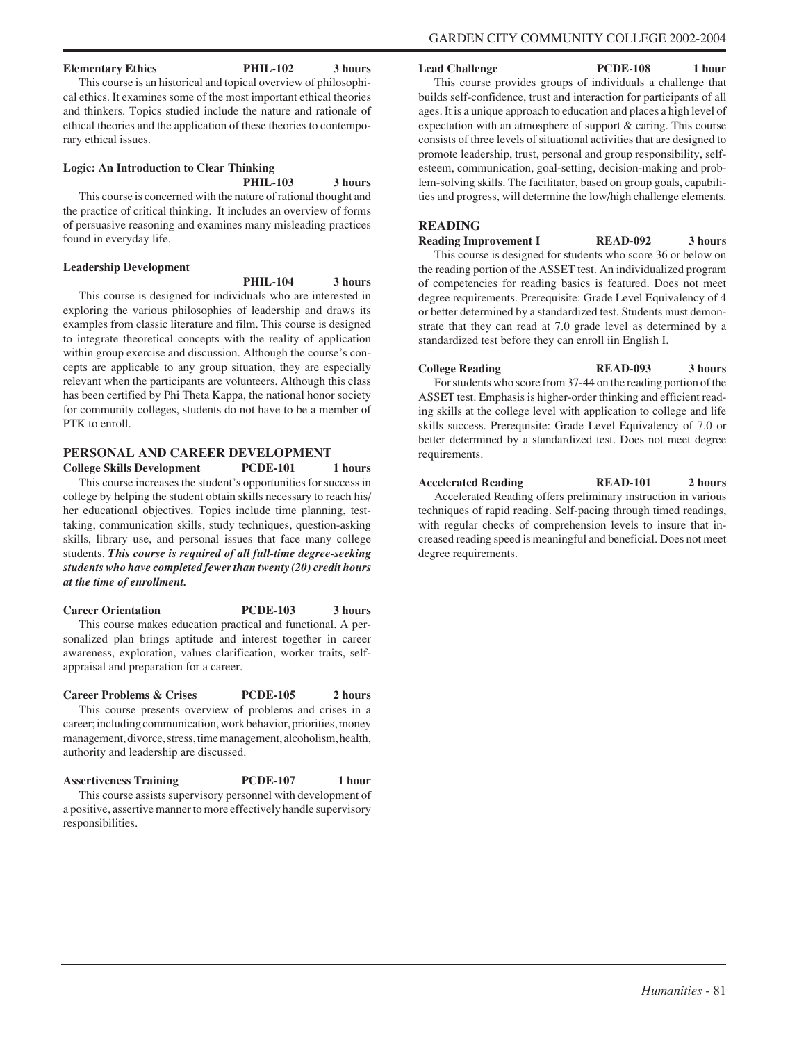**Elementary Ethics** **PHIL-102** **3 hours**

This course is an historical and topical overview of philosophical ethics. It examines some of the most important ethical theories and thinkers. Topics studied include the nature and rationale of ethical theories and the application of these theories to contemporary ethical issues.

**Logic: An Introduction to Clear Thinking** **PHIL-103** **3 hours**

This course is concerned with the nature of rational thought and the practice of critical thinking. It includes an overview of forms of persuasive reasoning and examines many misleading practices found in everyday life.

**Leadership Development** **PHIL-104** **3 hours**

This course is designed for individuals who are interested in exploring the various philosophies of leadership and draws its examples from classic literature and film. This course is designed to integrate theoretical concepts with the reality of application within group exercise and discussion. Although the course's concepts are applicable to any group situation, they are especially relevant when the participants are volunteers. Although this class has been certified by Phi Theta Kappa, the national honor society for community colleges, students do not have to be a member of PTK to enroll.

## PERSONAL AND CAREER DEVELOPMENT

**College Skills Development** **PCDE-101** **1 hours**

This course increases the student's opportunities for success in college by helping the student obtain skills necessary to reach his/her educational objectives. Topics include time planning, test-taking, communication skills, study techniques, question-asking skills, library use, and personal issues that face many college students. ***This course is required of all full-time degree-seeking students who have completed fewer than twenty (20) credit hours at the time of enrollment.***

**Career Orientation** **PCDE-103** **3 hours**

This course makes education practical and functional. A personalized plan brings aptitude and interest together in career awareness, exploration, values clarification, worker traits, self-appraisal and preparation for a career.

**Career Problems & Crises** **PCDE-105** **2 hours**

This course presents overview of problems and crises in a career; including communication, work behavior, priorities, money management, divorce, stress, time management, alcoholism, health, authority and leadership are discussed.

**Assertiveness Training** **PCDE-107** **1 hour**

This course assists supervisory personnel with development of a positive, assertive manner to more effectively handle supervisory responsibilities.

**Lead Challenge** **PCDE-108** **1 hour**

This course provides groups of individuals a challenge that builds self-confidence, trust and interaction for participants of all ages. It is a unique approach to education and places a high level of expectation with an atmosphere of support & caring. This course consists of three levels of situational activities that are designed to promote leadership, trust, personal and group responsibility, self-esteem, communication, goal-setting, decision-making and problem-solving skills. The facilitator, based on group goals, capabilities and progress, will determine the low/high challenge elements.

## READING

**Reading Improvement I** **READ-092** **3 hours**

This course is designed for students who score 36 or below on the reading portion of the ASSET test. An individualized program of competencies for reading basics is featured. Does not meet degree requirements. Prerequisite: Grade Level Equivalency of 4 or better determined by a standardized test. Students must demonstrate that they can read at 7.0 grade level as determined by a standardized test before they can enroll iin English I.

**College Reading** **READ-093** **3 hours**

For students who score from 37-44 on the reading portion of the ASSET test. Emphasis is higher-order thinking and efficient reading skills at the college level with application to college and life skills success. Prerequisite: Grade Level Equivalency of 7.0 or better determined by a standardized test. Does not meet degree requirements.

**Accelerated Reading** **READ-101** **2 hours**

Accelerated Reading offers preliminary instruction in various techniques of rapid reading. Self-pacing through timed readings, with regular checks of comprehension levels to insure that increased reading speed is meaningful and beneficial. Does not meet degree requirements.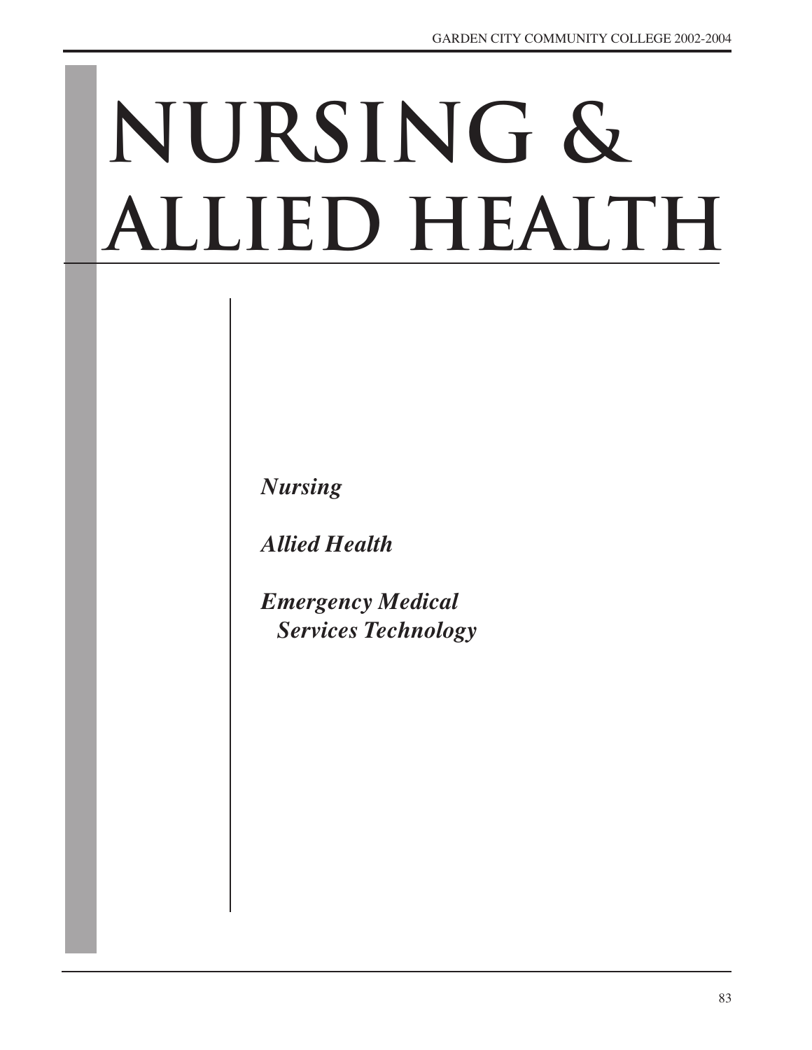# NURSING & ALLIED HEALTH

*Nursing*

*Allied Health*

*Emergency Medical Services Technology*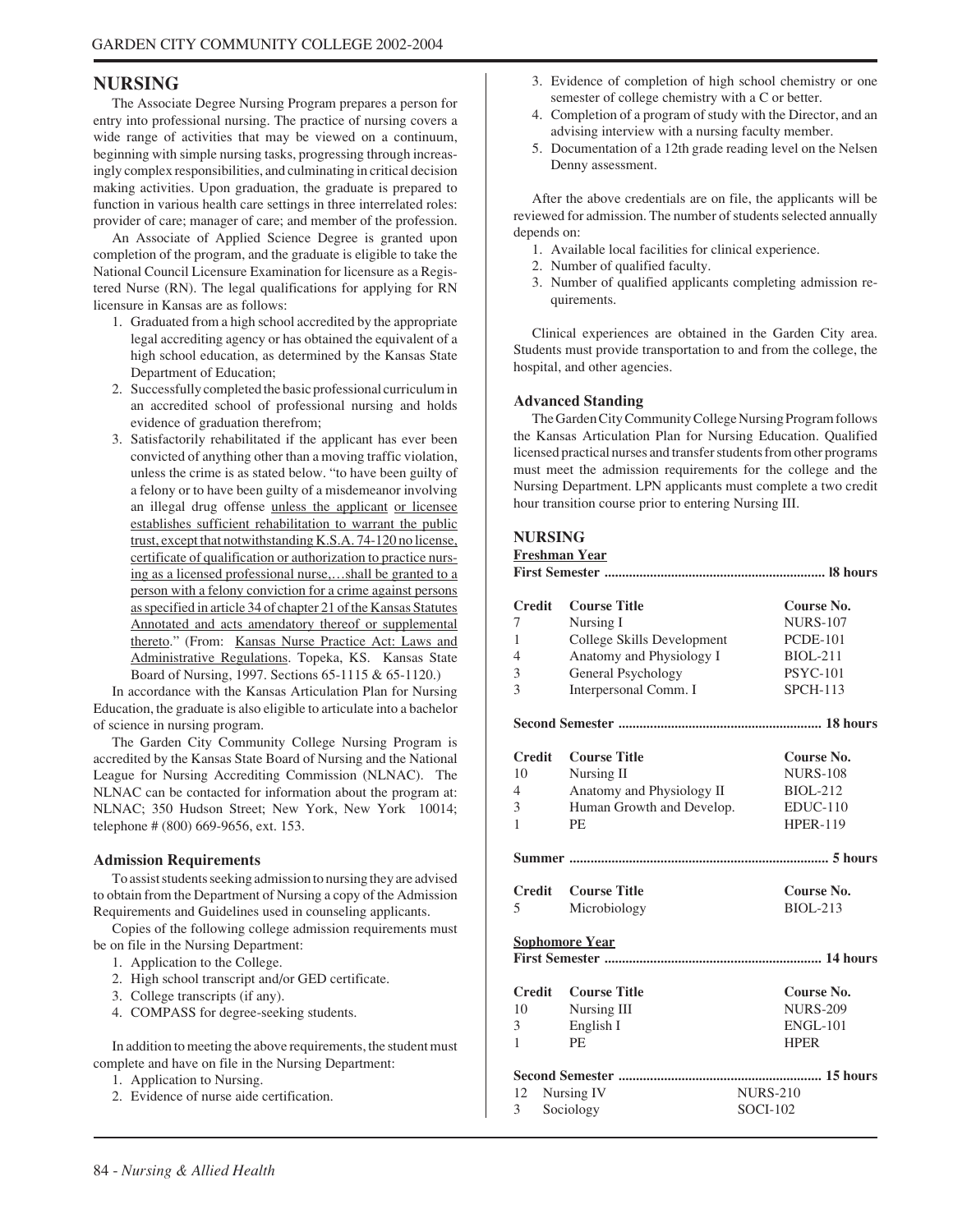## NURSING

The Associate Degree Nursing Program prepares a person for entry into professional nursing. The practice of nursing covers a wide range of activities that may be viewed on a continuum, beginning with simple nursing tasks, progressing through increasingly complex responsibilities, and culminating in critical decision making activities. Upon graduation, the graduate is prepared to function in various health care settings in three interrelated roles: provider of care; manager of care; and member of the profession.

An Associate of Applied Science Degree is granted upon completion of the program, and the graduate is eligible to take the National Council Licensure Examination for licensure as a Registered Nurse (RN). The legal qualifications for applying for RN licensure in Kansas are as follows:

1. Graduated from a high school accredited by the appropriate legal accrediting agency or has obtained the equivalent of a high school education, as determined by the Kansas State Department of Education;
2. Successfully completed the basic professional curriculum in an accredited school of professional nursing and holds evidence of graduation therefrom;
3. Satisfactorily rehabilitated if the applicant has ever been convicted of anything other than a moving traffic violation, unless the crime is as stated below. "to have been guilty of a felony or to have been guilty of a misdemeanor involving an illegal drug offense unless the applicant or licensee establishes sufficient rehabilitation to warrant the public trust, except that notwithstanding K.S.A. 74-120 no license, certificate of qualification or authorization to practice nursing as a licensed professional nurse,…shall be granted to a person with a felony conviction for a crime against persons as specified in article 34 of chapter 21 of the Kansas Statutes Annotated and acts amendatory thereof or supplemental thereto." (From: Kansas Nurse Practice Act: Laws and Administrative Regulations. Topeka, KS. Kansas State Board of Nursing, 1997. Sections 65-1115 & 65-1120.)

In accordance with the Kansas Articulation Plan for Nursing Education, the graduate is also eligible to articulate into a bachelor of science in nursing program.

The Garden City Community College Nursing Program is accredited by the Kansas State Board of Nursing and the National League for Nursing Accrediting Commission (NLNAC). The NLNAC can be contacted for information about the program at: NLNAC; 350 Hudson Street; New York, New York 10014; telephone # (800) 669-9656, ext. 153.

### Admission Requirements

To assist students seeking admission to nursing they are advised to obtain from the Department of Nursing a copy of the Admission Requirements and Guidelines used in counseling applicants.

Copies of the following college admission requirements must be on file in the Nursing Department:

1. Application to the College.
2. High school transcript and/or GED certificate.
3. College transcripts (if any).
4. COMPASS for degree-seeking students.

In addition to meeting the above requirements, the student must complete and have on file in the Nursing Department:

1. Application to Nursing.
2. Evidence of nurse aide certification.
3. Evidence of completion of high school chemistry or one semester of college chemistry with a C or better.
4. Completion of a program of study with the Director, and an advising interview with a nursing faculty member.
5. Documentation of a 12th grade reading level on the Nelsen Denny assessment.

After the above credentials are on file, the applicants will be reviewed for admission. The number of students selected annually depends on:

1. Available local facilities for clinical experience.
2. Number of qualified faculty.
3. Number of qualified applicants completing admission requirements.

Clinical experiences are obtained in the Garden City area. Students must provide transportation to and from the college, the hospital, and other agencies.

### Advanced Standing

The Garden City Community College Nursing Program follows the Kansas Articulation Plan for Nursing Education. Qualified licensed practical nurses and transfer students from other programs must meet the admission requirements for the college and the Nursing Department. LPN applicants must complete a two credit hour transition course prior to entering Nursing III.

### NURSING

**Freshman Year**

**First Semester .............................................................. l8 hours**

| Credit | Course Title | Course No. |
|---|---|---|
| 7 | Nursing I | NURS-107 |
| 1 | College Skills Development | PCDE-101 |
| 4 | Anatomy and Physiology I | BIOL-211 |
| 3 | General Psychology | PSYC-101 |
| 3 | Interpersonal Comm. I | SPCH-113 |

**Second Semester ......................................................... 18 hours**

| Credit | Course Title | Course No. |
|---|---|---|
| 10 | Nursing II | NURS-108 |
| 4 | Anatomy and Physiology II | BIOL-212 |
| 3 | Human Growth and Develop. | EDUC-110 |
| 1 | PE | HPER-119 |

**Summer ......................................................................... 5 hours**

| Credit | Course Title | Course No. |
|---|---|---|
| 5 | Microbiology | BIOL-213 |

**Sophomore Year**

**First Semester ............................................................. 14 hours**

| Credit | Course Title | Course No. |
|---|---|---|
| 10 | Nursing III | NURS-209 |
| 3 | English I | ENGL-101 |
| 1 | PE | HPER |

**Second Semester ......................................................... 15 hours**

| Credit | Course Title | Course No. |
|---|---|---|
| 12 | Nursing IV | NURS-210 |
| 3 | Sociology | SOCI-102 |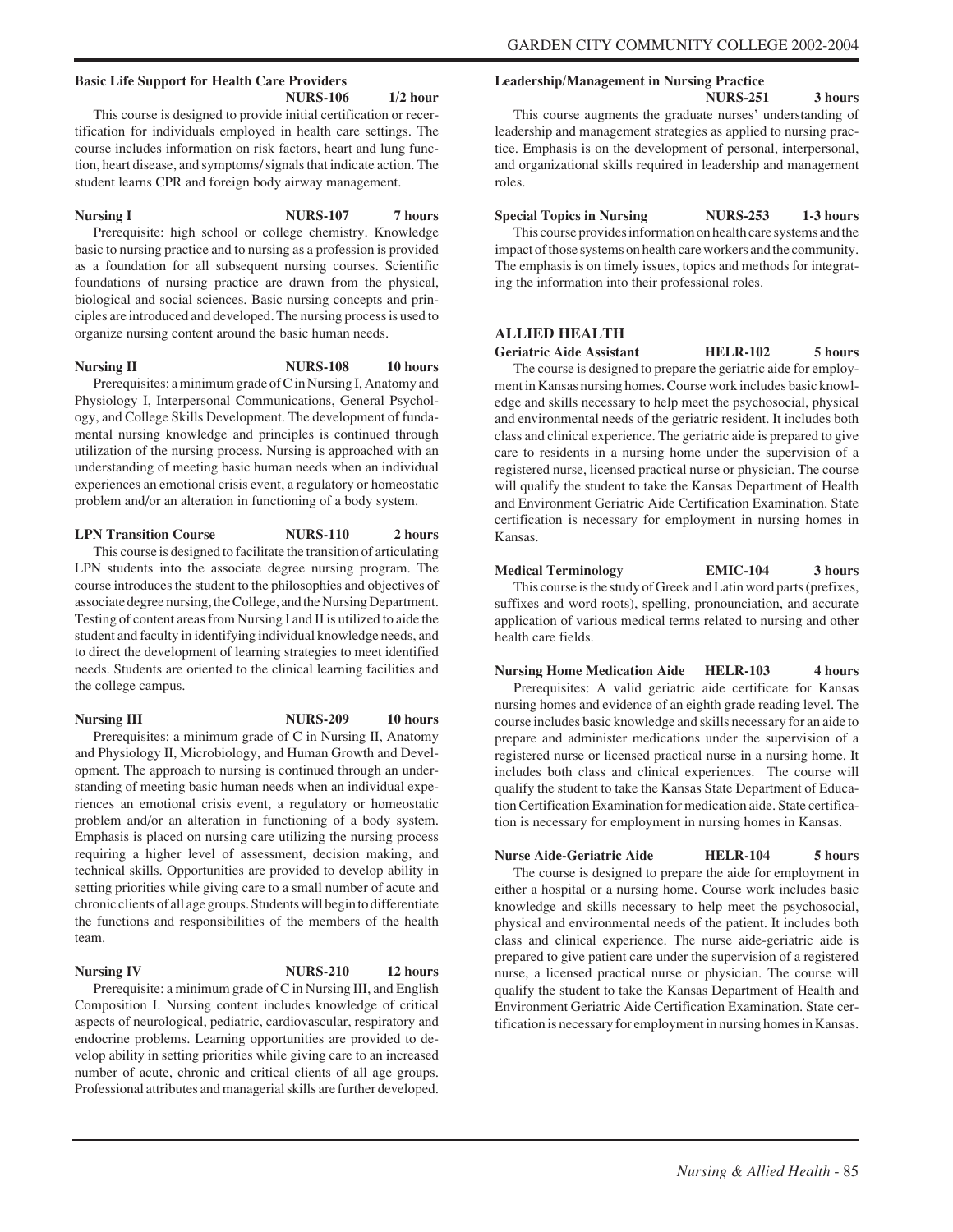**Basic Life Support for Health Care Providers** **NURS-106** **1/2 hour**

This course is designed to provide initial certification or recertification for individuals employed in health care settings. The course includes information on risk factors, heart and lung function, heart disease, and symptoms/ signals that indicate action. The student learns CPR and foreign body airway management.

**Nursing I** **NURS-107** **7 hours**

Prerequisite: high school or college chemistry. Knowledge basic to nursing practice and to nursing as a profession is provided as a foundation for all subsequent nursing courses. Scientific foundations of nursing practice are drawn from the physical, biological and social sciences. Basic nursing concepts and principles are introduced and developed. The nursing process is used to organize nursing content around the basic human needs.

**Nursing II** **NURS-108** **10 hours**

Prerequisites: a minimum grade of C in Nursing I, Anatomy and Physiology I, Interpersonal Communications, General Psychology, and College Skills Development. The development of fundamental nursing knowledge and principles is continued through utilization of the nursing process. Nursing is approached with an understanding of meeting basic human needs when an individual experiences an emotional crisis event, a regulatory or homeostatic problem and/or an alteration in functioning of a body system.

**LPN Transition Course** **NURS-110** **2 hours**

This course is designed to facilitate the transition of articulating LPN students into the associate degree nursing program. The course introduces the student to the philosophies and objectives of associate degree nursing, the College, and the Nursing Department. Testing of content areas from Nursing I and II is utilized to aide the student and faculty in identifying individual knowledge needs, and to direct the development of learning strategies to meet identified needs. Students are oriented to the clinical learning facilities and the college campus.

**Nursing III** **NURS-209** **10 hours**

Prerequisites: a minimum grade of C in Nursing II, Anatomy and Physiology II, Microbiology, and Human Growth and Development. The approach to nursing is continued through an understanding of meeting basic human needs when an individual experiences an emotional crisis event, a regulatory or homeostatic problem and/or an alteration in functioning of a body system. Emphasis is placed on nursing care utilizing the nursing process requiring a higher level of assessment, decision making, and technical skills. Opportunities are provided to develop ability in setting priorities while giving care to a small number of acute and chronic clients of all age groups. Students will begin to differentiate the functions and responsibilities of the members of the health team.

**Nursing IV** **NURS-210** **12 hours**

Prerequisite: a minimum grade of C in Nursing III, and English Composition I. Nursing content includes knowledge of critical aspects of neurological, pediatric, cardiovascular, respiratory and endocrine problems. Learning opportunities are provided to develop ability in setting priorities while giving care to an increased number of acute, chronic and critical clients of all age groups. Professional attributes and managerial skills are further developed.

**Leadership/Management in Nursing Practice** **NURS-251** **3 hours**

This course augments the graduate nurses' understanding of leadership and management strategies as applied to nursing practice. Emphasis is on the development of personal, interpersonal, and organizational skills required in leadership and management roles.

**Special Topics in Nursing** **NURS-253** **1-3 hours**

This course provides information on health care systems and the impact of those systems on health care workers and the community. The emphasis is on timely issues, topics and methods for integrating the information into their professional roles.

## ALLIED HEALTH

**Geriatric Aide Assistant** **HELR-102** **5 hours**

The course is designed to prepare the geriatric aide for employment in Kansas nursing homes. Course work includes basic knowledge and skills necessary to help meet the psychosocial, physical and environmental needs of the geriatric resident. It includes both class and clinical experience. The geriatric aide is prepared to give care to residents in a nursing home under the supervision of a registered nurse, licensed practical nurse or physician. The course will qualify the student to take the Kansas Department of Health and Environment Geriatric Aide Certification Examination. State certification is necessary for employment in nursing homes in Kansas.

**Medical Terminology** **EMIC-104** **3 hours**

This course is the study of Greek and Latin word parts (prefixes, suffixes and word roots), spelling, pronounciation, and accurate application of various medical terms related to nursing and other health care fields.

**Nursing Home Medication Aide** **HELR-103** **4 hours**

Prerequisites: A valid geriatric aide certificate for Kansas nursing homes and evidence of an eighth grade reading level. The course includes basic knowledge and skills necessary for an aide to prepare and administer medications under the supervision of a registered nurse or licensed practical nurse in a nursing home. It includes both class and clinical experiences. The course will qualify the student to take the Kansas State Department of Education Certification Examination for medication aide. State certification is necessary for employment in nursing homes in Kansas.

**Nurse Aide-Geriatric Aide** **HELR-104** **5 hours**

The course is designed to prepare the aide for employment in either a hospital or a nursing home. Course work includes basic knowledge and skills necessary to help meet the psychosocial, physical and environmental needs of the patient. It includes both class and clinical experience. The nurse aide-geriatric aide is prepared to give patient care under the supervision of a registered nurse, a licensed practical nurse or physician. The course will qualify the student to take the Kansas Department of Health and Environment Geriatric Aide Certification Examination. State certification is necessary for employment in nursing homes in Kansas.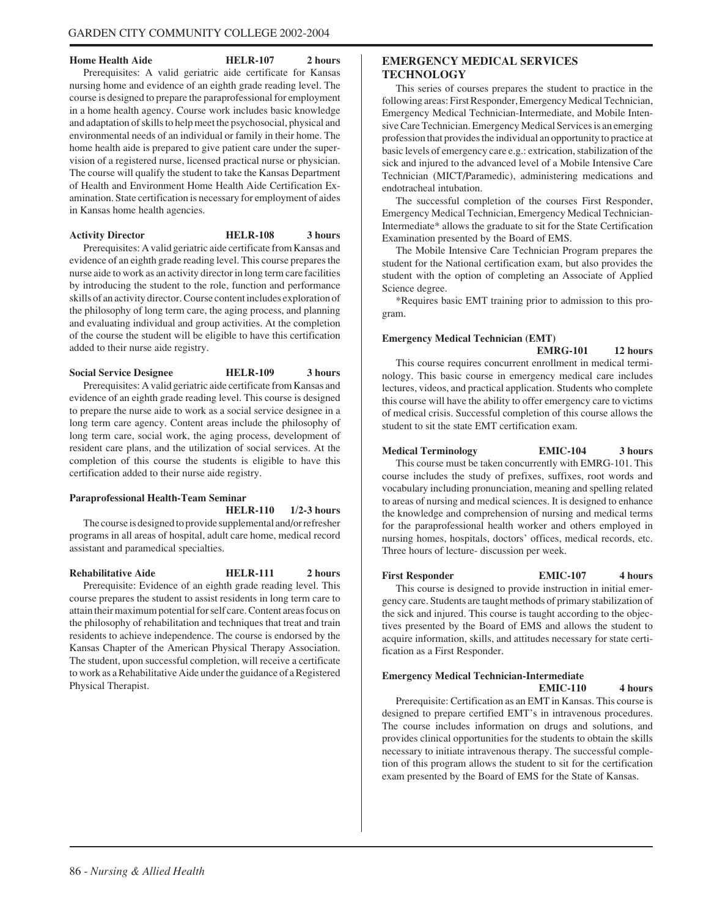**Home Health Aide HELR-107 2 hours**

Prerequisites: A valid geriatric aide certificate for Kansas nursing home and evidence of an eighth grade reading level. The course is designed to prepare the paraprofessional for employment in a home health agency. Course work includes basic knowledge and adaptation of skills to help meet the psychosocial, physical and environmental needs of an individual or family in their home. The home health aide is prepared to give patient care under the supervision of a registered nurse, licensed practical nurse or physician. The course will qualify the student to take the Kansas Department of Health and Environment Home Health Aide Certification Examination. State certification is necessary for employment of aides in Kansas home health agencies.

**Activity Director HELR-108 3 hours**

Prerequisites: A valid geriatric aide certificate from Kansas and evidence of an eighth grade reading level. This course prepares the nurse aide to work as an activity director in long term care facilities by introducing the student to the role, function and performance skills of an activity director. Course content includes exploration of the philosophy of long term care, the aging process, and planning and evaluating individual and group activities. At the completion of the course the student will be eligible to have this certification added to their nurse aide registry.

**Social Service Designee HELR-109 3 hours**

Prerequisites: A valid geriatric aide certificate from Kansas and evidence of an eighth grade reading level. This course is designed to prepare the nurse aide to work as a social service designee in a long term care agency. Content areas include the philosophy of long term care, social work, the aging process, development of resident care plans, and the utilization of social services. At the completion of this course the students is eligible to have this certification added to their nurse aide registry.

**Paraprofessional Health-Team Seminar**
**HELR-110 1/2-3 hours**

The course is designed to provide supplemental and/or refresher programs in all areas of hospital, adult care home, medical record assistant and paramedical specialties.

**Rehabilitative Aide HELR-111 2 hours**

Prerequisite: Evidence of an eighth grade reading level. This course prepares the student to assist residents in long term care to attain their maximum potential for self care. Content areas focus on the philosophy of rehabilitation and techniques that treat and train residents to achieve independence. The course is endorsed by the Kansas Chapter of the American Physical Therapy Association. The student, upon successful completion, will receive a certificate to work as a Rehabilitative Aide under the guidance of a Registered Physical Therapist.

## EMERGENCY MEDICAL SERVICES TECHNOLOGY

This series of courses prepares the student to practice in the following areas: First Responder, Emergency Medical Technician, Emergency Medical Technician-Intermediate, and Mobile Intensive Care Technician. Emergency Medical Services is an emerging profession that provides the individual an opportunity to practice at basic levels of emergency care e.g.: extrication, stabilization of the sick and injured to the advanced level of a Mobile Intensive Care Technician (MICT/Paramedic), administering medications and endotracheal intubation.

The successful completion of the courses First Responder, Emergency Medical Technician, Emergency Medical Technician-Intermediate* allows the graduate to sit for the State Certification Examination presented by the Board of EMS.

The Mobile Intensive Care Technician Program prepares the student for the National certification exam, but also provides the student with the option of completing an Associate of Applied Science degree.

*Requires basic EMT training prior to admission to this program.

**Emergency Medical Technician (EMT)**
**EMRG-101 12 hours**

This course requires concurrent enrollment in medical terminology. This basic course in emergency medical care includes lectures, videos, and practical application. Students who complete this course will have the ability to offer emergency care to victims of medical crisis. Successful completion of this course allows the student to sit the state EMT certification exam.

**Medical Terminology EMIC-104 3 hours**

This course must be taken concurrently with EMRG-101. This course includes the study of prefixes, suffixes, root words and vocabulary including pronunciation, meaning and spelling related to areas of nursing and medical sciences. It is designed to enhance the knowledge and comprehension of nursing and medical terms for the paraprofessional health worker and others employed in nursing homes, hospitals, doctors' offices, medical records, etc. Three hours of lecture- discussion per week.

**First Responder EMIC-107 4 hours**

This course is designed to provide instruction in initial emergency care. Students are taught methods of primary stabilization of the sick and injured. This course is taught according to the objectives presented by the Board of EMS and allows the student to acquire information, skills, and attitudes necessary for state certification as a First Responder.

**Emergency Medical Technician-Intermediate**
**EMIC-110 4 hours**

Prerequisite: Certification as an EMT in Kansas. This course is designed to prepare certified EMT's in intravenous procedures. The course includes information on drugs and solutions, and provides clinical opportunities for the students to obtain the skills necessary to initiate intravenous therapy. The successful completion of this program allows the student to sit for the certification exam presented by the Board of EMS for the State of Kansas.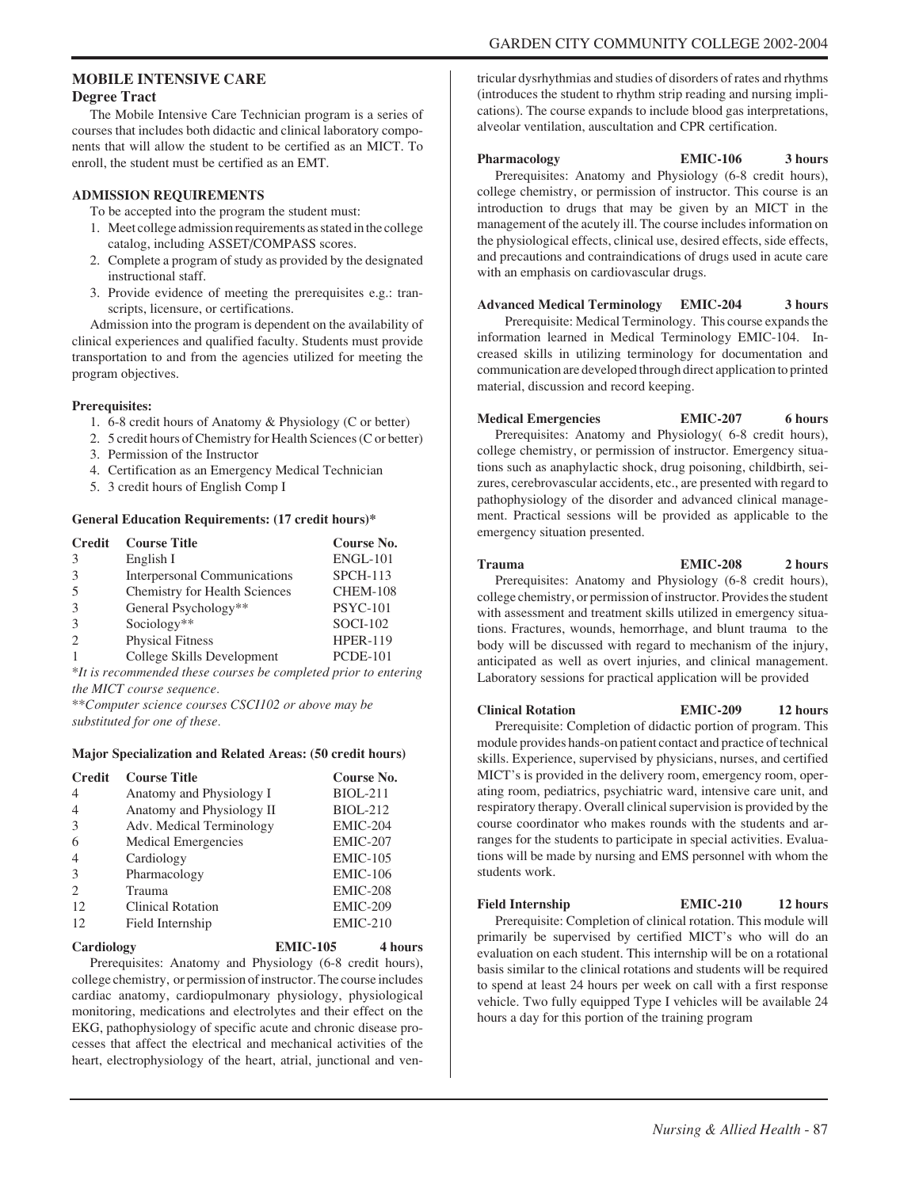## MOBILE INTENSIVE CARE

### Degree Tract

The Mobile Intensive Care Technician program is a series of courses that includes both didactic and clinical laboratory components that will allow the student to be certified as an MICT. To enroll, the student must be certified as an EMT.

#### ADMISSION REQUIREMENTS

To be accepted into the program the student must:

1. Meet college admission requirements as stated in the college catalog, including ASSET/COMPASS scores.
2. Complete a program of study as provided by the designated instructional staff.
3. Provide evidence of meeting the prerequisites e.g.: transcripts, licensure, or certifications.

Admission into the program is dependent on the availability of clinical experiences and qualified faculty. Students must provide transportation to and from the agencies utilized for meeting the program objectives.

**Prerequisites:**

1. 6-8 credit hours of Anatomy & Physiology (C or better)
2. 5 credit hours of Chemistry for Health Sciences (C or better)
3. Permission of the Instructor
4. Certification as an Emergency Medical Technician
5. 3 credit hours of English Comp I

**General Education Requirements: (17 credit hours)***

| Credit | Course Title | Course No. |
|---|---|---|
| 3 | English I | ENGL-101 |
| 3 | Interpersonal Communications | SPCH-113 |
| 5 | Chemistry for Health Sciences | CHEM-108 |
| 3 | General Psychology** | PSYC-101 |
| 3 | Sociology** | SOCI-102 |
| 2 | Physical Fitness | HPER-119 |
| 1 | College Skills Development | PCDE-101 |

**It is recommended these courses be completed prior to entering the MICT course sequence.*

***Computer science courses CSCI102 or above may be substituted for one of these.*

**Major Specialization and Related Areas: (50 credit hours)**

| Credit | Course Title | Course No. |
|---|---|---|
| 4 | Anatomy and Physiology I | BIOL-211 |
| 4 | Anatomy and Physiology II | BIOL-212 |
| 3 | Adv. Medical Terminology | EMIC-204 |
| 6 | Medical Emergencies | EMIC-207 |
| 4 | Cardiology | EMIC-105 |
| 3 | Pharmacology | EMIC-106 |
| 2 | Trauma | EMIC-208 |
| 12 | Clinical Rotation | EMIC-209 |
| 12 | Field Internship | EMIC-210 |

**Cardiology EMIC-105 4 hours**

Prerequisites: Anatomy and Physiology (6-8 credit hours), college chemistry, or permission of instructor. The course includes cardiac anatomy, cardiopulmonary physiology, physiological monitoring, medications and electrolytes and their effect on the EKG, pathophysiology of specific acute and chronic disease processes that affect the electrical and mechanical activities of the heart, electrophysiology of the heart, atrial, junctional and ventricular dysrhythmias and studies of disorders of rates and rhythms (introduces the student to rhythm strip reading and nursing implications). The course expands to include blood gas interpretations, alveolar ventilation, auscultation and CPR certification.

**Pharmacology EMIC-106 3 hours**

Prerequisites: Anatomy and Physiology (6-8 credit hours), college chemistry, or permission of instructor. This course is an introduction to drugs that may be given by an MICT in the management of the acutely ill. The course includes information on the physiological effects, clinical use, desired effects, side effects, and precautions and contraindications of drugs used in acute care with an emphasis on cardiovascular drugs.

**Advanced Medical Terminology EMIC-204 3 hours**

Prerequisite: Medical Terminology. This course expands the information learned in Medical Terminology EMIC-104. Increased skills in utilizing terminology for documentation and communication are developed through direct application to printed material, discussion and record keeping.

**Medical Emergencies EMIC-207 6 hours**

Prerequisites: Anatomy and Physiology( 6-8 credit hours), college chemistry, or permission of instructor. Emergency situations such as anaphylactic shock, drug poisoning, childbirth, seizures, cerebrovascular accidents, etc., are presented with regard to pathophysiology of the disorder and advanced clinical management. Practical sessions will be provided as applicable to the emergency situation presented.

**Trauma EMIC-208 2 hours**

Prerequisites: Anatomy and Physiology (6-8 credit hours), college chemistry, or permission of instructor. Provides the student with assessment and treatment skills utilized in emergency situations. Fractures, wounds, hemorrhage, and blunt trauma to the body will be discussed with regard to mechanism of the injury, anticipated as well as overt injuries, and clinical management. Laboratory sessions for practical application will be provided

**Clinical Rotation EMIC-209 12 hours**

Prerequisite: Completion of didactic portion of program. This module provides hands-on patient contact and practice of technical skills. Experience, supervised by physicians, nurses, and certified MICT's is provided in the delivery room, emergency room, operating room, pediatrics, psychiatric ward, intensive care unit, and respiratory therapy. Overall clinical supervision is provided by the course coordinator who makes rounds with the students and arranges for the students to participate in special activities. Evaluations will be made by nursing and EMS personnel with whom the students work.

**Field Internship EMIC-210 12 hours**

Prerequisite: Completion of clinical rotation. This module will primarily be supervised by certified MICT's who will do an evaluation on each student. This internship will be on a rotational basis similar to the clinical rotations and students will be required to spend at least 24 hours per week on call with a first response vehicle. Two fully equipped Type I vehicles will be available 24 hours a day for this portion of the training program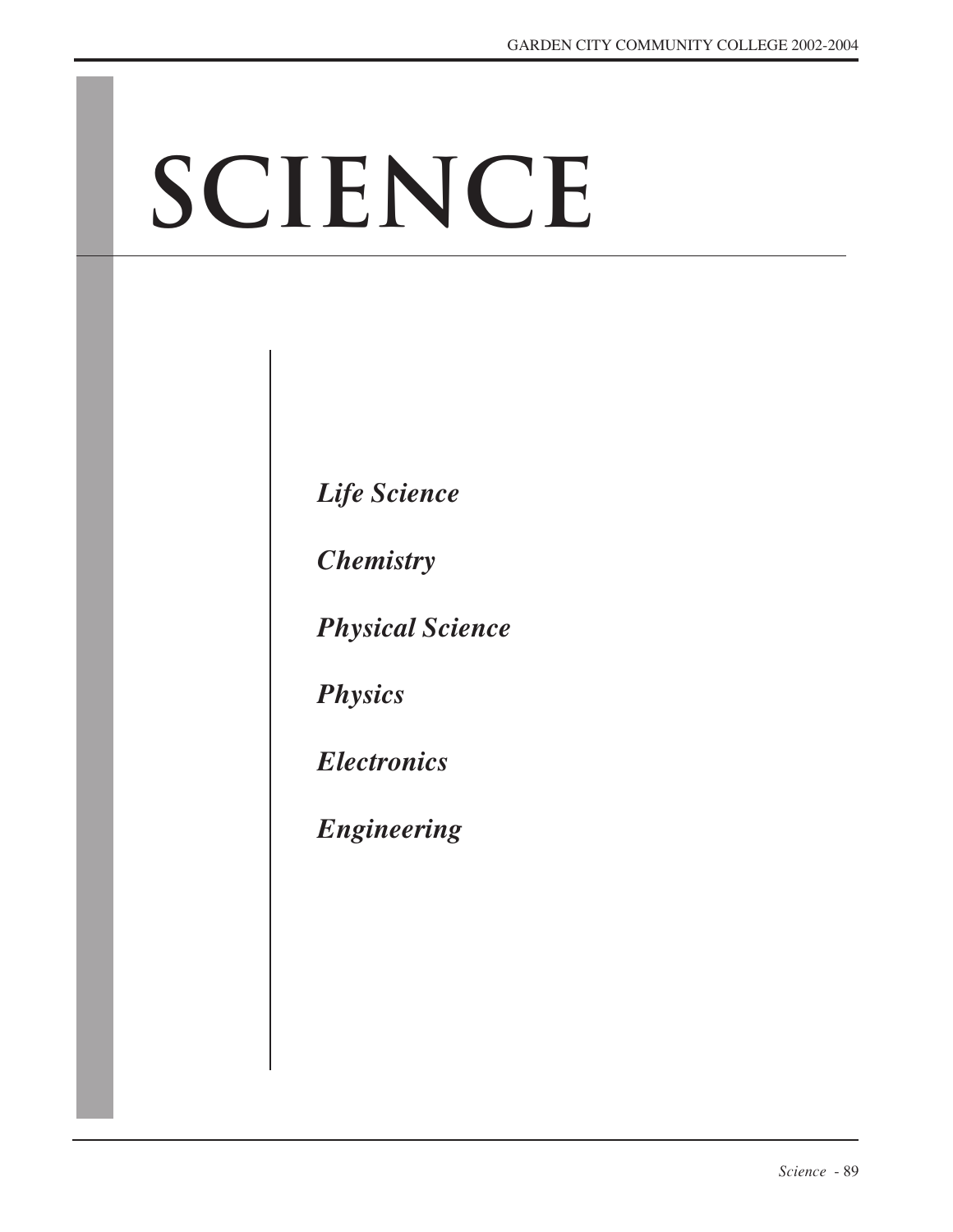# SCIENCE

*Life Science*

*Chemistry*

*Physical Science*

*Physics*

*Electronics*

*Engineering*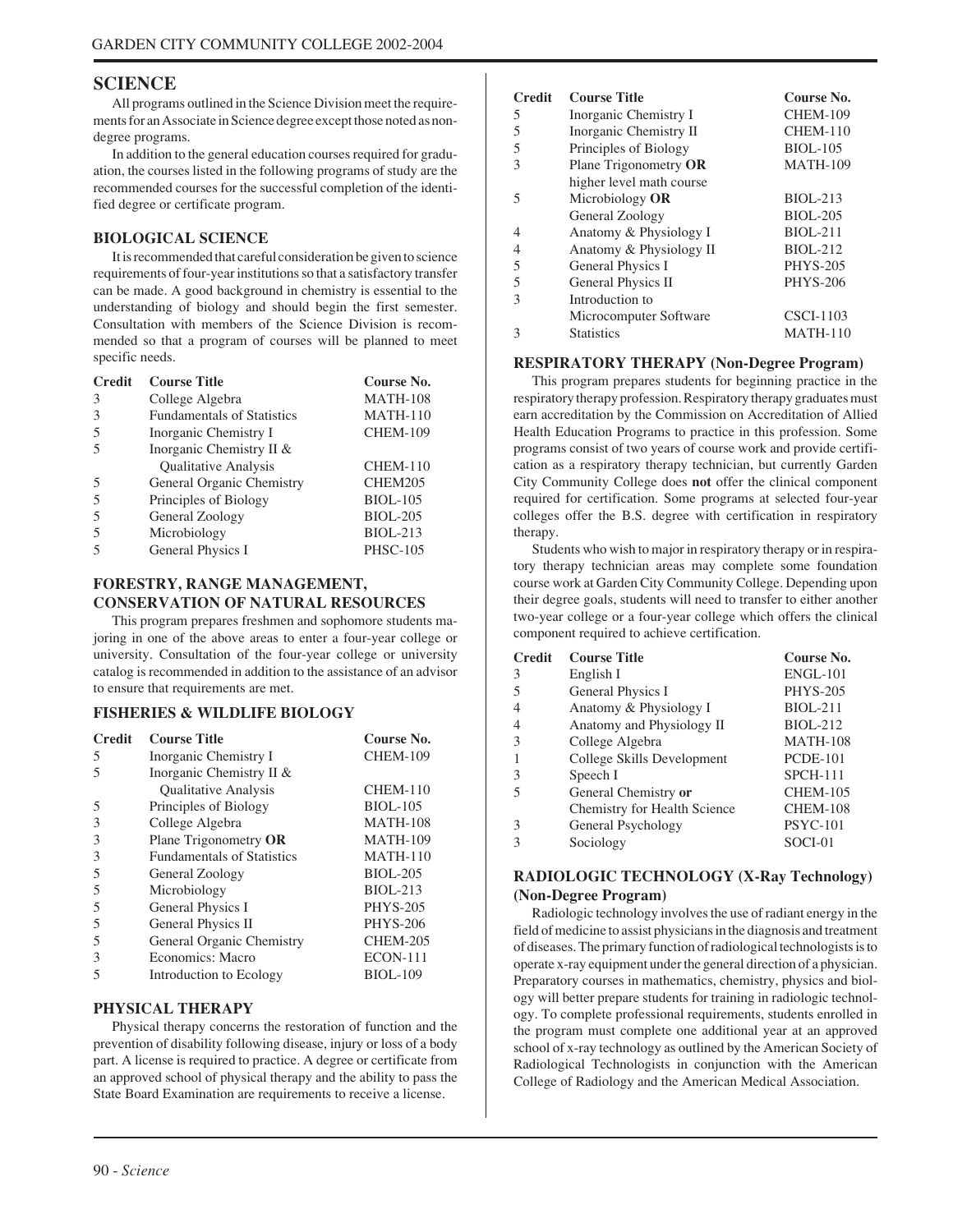## SCIENCE

All programs outlined in the Science Division meet the requirements for an Associate in Science degree except those noted as non-degree programs.

In addition to the general education courses required for graduation, the courses listed in the following programs of study are the recommended courses for the successful completion of the identified degree or certificate program.

### BIOLOGICAL SCIENCE

It is recommended that careful consideration be given to science requirements of four-year institutions so that a satisfactory transfer can be made. A good background in chemistry is essential to the understanding of biology and should begin the first semester. Consultation with members of the Science Division is recommended so that a program of courses will be planned to meet specific needs.

| Credit | Course Title | Course No. |
|---|---|---|
| 3 | College Algebra | MATH-108 |
| 3 | Fundamentals of Statistics | MATH-110 |
| 5 | Inorganic Chemistry I | CHEM-109 |
| 5 | Inorganic Chemistry II & Qualitative Analysis | CHEM-110 |
| 5 | General Organic Chemistry | CHEM205 |
| 5 | Principles of Biology | BIOL-105 |
| 5 | General Zoology | BIOL-205 |
| 5 | Microbiology | BIOL-213 |
| 5 | General Physics I | PHSC-105 |

### FORESTRY, RANGE MANAGEMENT, CONSERVATION OF NATURAL RESOURCES

This program prepares freshmen and sophomore students majoring in one of the above areas to enter a four-year college or university. Consultation of the four-year college or university catalog is recommended in addition to the assistance of an advisor to ensure that requirements are met.

### FISHERIES & WILDLIFE BIOLOGY

| Credit | Course Title | Course No. |
|---|---|---|
| 5 | Inorganic Chemistry I | CHEM-109 |
| 5 | Inorganic Chemistry II & Qualitative Analysis | CHEM-110 |
| 5 | Principles of Biology | BIOL-105 |
| 3 | College Algebra | MATH-108 |
| 3 | Plane Trigonometry **OR** | MATH-109 |
| 3 | Fundamentals of Statistics | MATH-110 |
| 5 | General Zoology | BIOL-205 |
| 5 | Microbiology | BIOL-213 |
| 5 | General Physics I | PHYS-205 |
| 5 | General Physics II | PHYS-206 |
| 5 | General Organic Chemistry | CHEM-205 |
| 3 | Economics: Macro | ECON-111 |
| 5 | Introduction to Ecology | BIOL-109 |

### PHYSICAL THERAPY

Physical therapy concerns the restoration of function and the prevention of disability following disease, injury or loss of a body part. A license is required to practice. A degree or certificate from an approved school of physical therapy and the ability to pass the State Board Examination are requirements to receive a license.

| Credit | Course Title | Course No. |
|---|---|---|
| 5 | Inorganic Chemistry I | CHEM-109 |
| 5 | Inorganic Chemistry II | CHEM-110 |
| 5 | Principles of Biology | BIOL-105 |
| 3 | Plane Trigonometry **OR** higher level math course | MATH-109 |
| 5 | Microbiology **OR** | BIOL-213 |
| | General Zoology | BIOL-205 |
| 4 | Anatomy & Physiology I | BIOL-211 |
| 4 | Anatomy & Physiology II | BIOL-212 |
| 5 | General Physics I | PHYS-205 |
| 5 | General Physics II | PHYS-206 |
| 3 | Introduction to Microcomputer Software | CSCI-1103 |
| 3 | Statistics | MATH-110 |

### RESPIRATORY THERAPY (Non-Degree Program)

This program prepares students for beginning practice in the respiratory therapy profession. Respiratory therapy graduates must earn accreditation by the Commission on Accreditation of Allied Health Education Programs to practice in this profession. Some programs consist of two years of course work and provide certification as a respiratory therapy technician, but currently Garden City Community College does **not** offer the clinical component required for certification. Some programs at selected four-year colleges offer the B.S. degree with certification in respiratory therapy.

Students who wish to major in respiratory therapy or in respiratory therapy technician areas may complete some foundation course work at Garden City Community College. Depending upon their degree goals, students will need to transfer to either another two-year college or a four-year college which offers the clinical component required to achieve certification.

| Credit | Course Title | Course No. |
|---|---|---|
| 3 | English I | ENGL-101 |
| 5 | General Physics I | PHYS-205 |
| 4 | Anatomy & Physiology I | BIOL-211 |
| 4 | Anatomy and Physiology II | BIOL-212 |
| 3 | College Algebra | MATH-108 |
| 1 | College Skills Development | PCDE-101 |
| 3 | Speech I | SPCH-111 |
| 5 | General Chemistry **or** | CHEM-105 |
| | Chemistry for Health Science | CHEM-108 |
| 3 | General Psychology | PSYC-101 |
| 3 | Sociology | SOCI-01 |

### RADIOLOGIC TECHNOLOGY (X-Ray Technology) (Non-Degree Program)

Radiologic technology involves the use of radiant energy in the field of medicine to assist physicians in the diagnosis and treatment of diseases. The primary function of radiological technologists is to operate x-ray equipment under the general direction of a physician. Preparatory courses in mathematics, chemistry, physics and biology will better prepare students for training in radiologic technology. To complete professional requirements, students enrolled in the program must complete one additional year at an approved school of x-ray technology as outlined by the American Society of Radiological Technologists in conjunction with the American College of Radiology and the American Medical Association.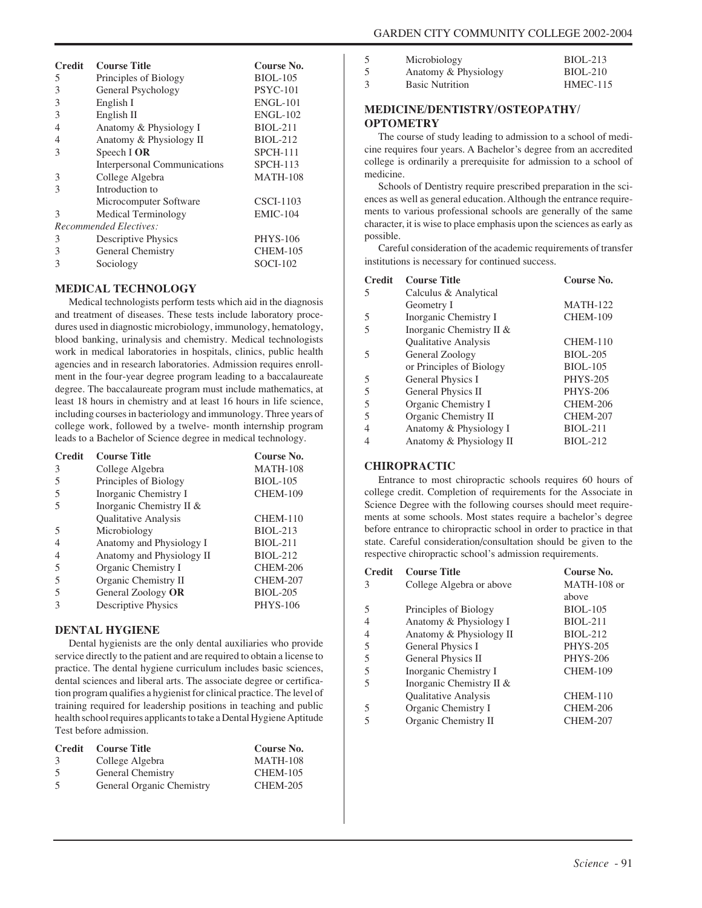| Credit | Course Title | Course No. |
|---|---|---|
| 5 | Principles of Biology | BIOL-105 |
| 3 | General Psychology | PSYC-101 |
| 3 | English I | ENGL-101 |
| 3 | English II | ENGL-102 |
| 4 | Anatomy & Physiology I | BIOL-211 |
| 4 | Anatomy & Physiology II | BIOL-212 |
| 3 | Speech I **OR** | SPCH-111 |
| | Interpersonal Communications | SPCH-113 |
| 3 | College Algebra | MATH-108 |
| 3 | Introduction to Microcomputer Software | CSCI-1103 |
| 3 | Medical Terminology | EMIC-104 |
| *Recommended Electives:* | | |
| 3 | Descriptive Physics | PHYS-106 |
| 3 | General Chemistry | CHEM-105 |
| 3 | Sociology | SOCI-102 |

## MEDICAL TECHNOLOGY

Medical technologists perform tests which aid in the diagnosis and treatment of diseases. These tests include laboratory procedures used in diagnostic microbiology, immunology, hematology, blood banking, urinalysis and chemistry. Medical technologists work in medical laboratories in hospitals, clinics, public health agencies and in research laboratories. Admission requires enrollment in the four-year degree program leading to a baccalaureate degree. The baccalaureate program must include mathematics, at least 18 hours in chemistry and at least 16 hours in life science, including courses in bacteriology and immunology. Three years of college work, followed by a twelve- month internship program leads to a Bachelor of Science degree in medical technology.

| Credit | Course Title | Course No. |
|---|---|---|
| 3 | College Algebra | MATH-108 |
| 5 | Principles of Biology | BIOL-105 |
| 5 | Inorganic Chemistry I | CHEM-109 |
| 5 | Inorganic Chemistry II & Qualitative Analysis | CHEM-110 |
| 5 | Microbiology | BIOL-213 |
| 4 | Anatomy and Physiology I | BIOL-211 |
| 4 | Anatomy and Physiology II | BIOL-212 |
| 5 | Organic Chemistry I | CHEM-206 |
| 5 | Organic Chemistry II | CHEM-207 |
| 5 | General Zoology **OR** | BIOL-205 |
| 3 | Descriptive Physics | PHYS-106 |

## DENTAL HYGIENE

Dental hygienists are the only dental auxiliaries who provide service directly to the patient and are required to obtain a license to practice. The dental hygiene curriculum includes basic sciences, dental sciences and liberal arts. The associate degree or certification program qualifies a hygienist for clinical practice. The level of training required for leadership positions in teaching and public health school requires applicants to take a Dental Hygiene Aptitude Test before admission.

| Credit | Course Title | Course No. |
|---|---|---|
| 3 | College Algebra | MATH-108 |
| 5 | General Chemistry | CHEM-105 |
| 5 | General Organic Chemistry | CHEM-205 |
| 5 | Microbiology | BIOL-213 |
| 5 | Anatomy & Physiology | BIOL-210 |
| 3 | Basic Nutrition | HMEC-115 |

## MEDICINE/DENTISTRY/OSTEOPATHY/ OPTOMETRY

The course of study leading to admission to a school of medicine requires four years. A Bachelor's degree from an accredited college is ordinarily a prerequisite for admission to a school of medicine.

Schools of Dentistry require prescribed preparation in the sciences as well as general education. Although the entrance requirements to various professional schools are generally of the same character, it is wise to place emphasis upon the sciences as early as possible.

Careful consideration of the academic requirements of transfer institutions is necessary for continued success.

| Credit | Course Title | Course No. |
|---|---|---|
| 5 | Calculus & Analytical Geometry I | MATH-122 |
| 5 | Inorganic Chemistry I | CHEM-109 |
| 5 | Inorganic Chemistry II & Qualitative Analysis | CHEM-110 |
| 5 | General Zoology | BIOL-205 |
| | or Principles of Biology | BIOL-105 |
| 5 | General Physics I | PHYS-205 |
| 5 | General Physics II | PHYS-206 |
| 5 | Organic Chemistry I | CHEM-206 |
| 5 | Organic Chemistry II | CHEM-207 |
| 4 | Anatomy & Physiology I | BIOL-211 |
| 4 | Anatomy & Physiology II | BIOL-212 |

## CHIROPRACTIC

Entrance to most chiropractic schools requires 60 hours of college credit. Completion of requirements for the Associate in Science Degree with the following courses should meet requirements at some schools. Most states require a bachelor's degree before entrance to chiropractic school in order to practice in that state. Careful consideration/consultation should be given to the respective chiropractic school's admission requirements.

| Credit | Course Title | Course No. |
|---|---|---|
| 3 | College Algebra or above | MATH-108 or above |
| 5 | Principles of Biology | BIOL-105 |
| 4 | Anatomy & Physiology I | BIOL-211 |
| 4 | Anatomy & Physiology II | BIOL-212 |
| 5 | General Physics I | PHYS-205 |
| 5 | General Physics II | PHYS-206 |
| 5 | Inorganic Chemistry I | CHEM-109 |
| 5 | Inorganic Chemistry II & Qualitative Analysis | CHEM-110 |
| 5 | Organic Chemistry I | CHEM-206 |
| 5 | Organic Chemistry II | CHEM-207 |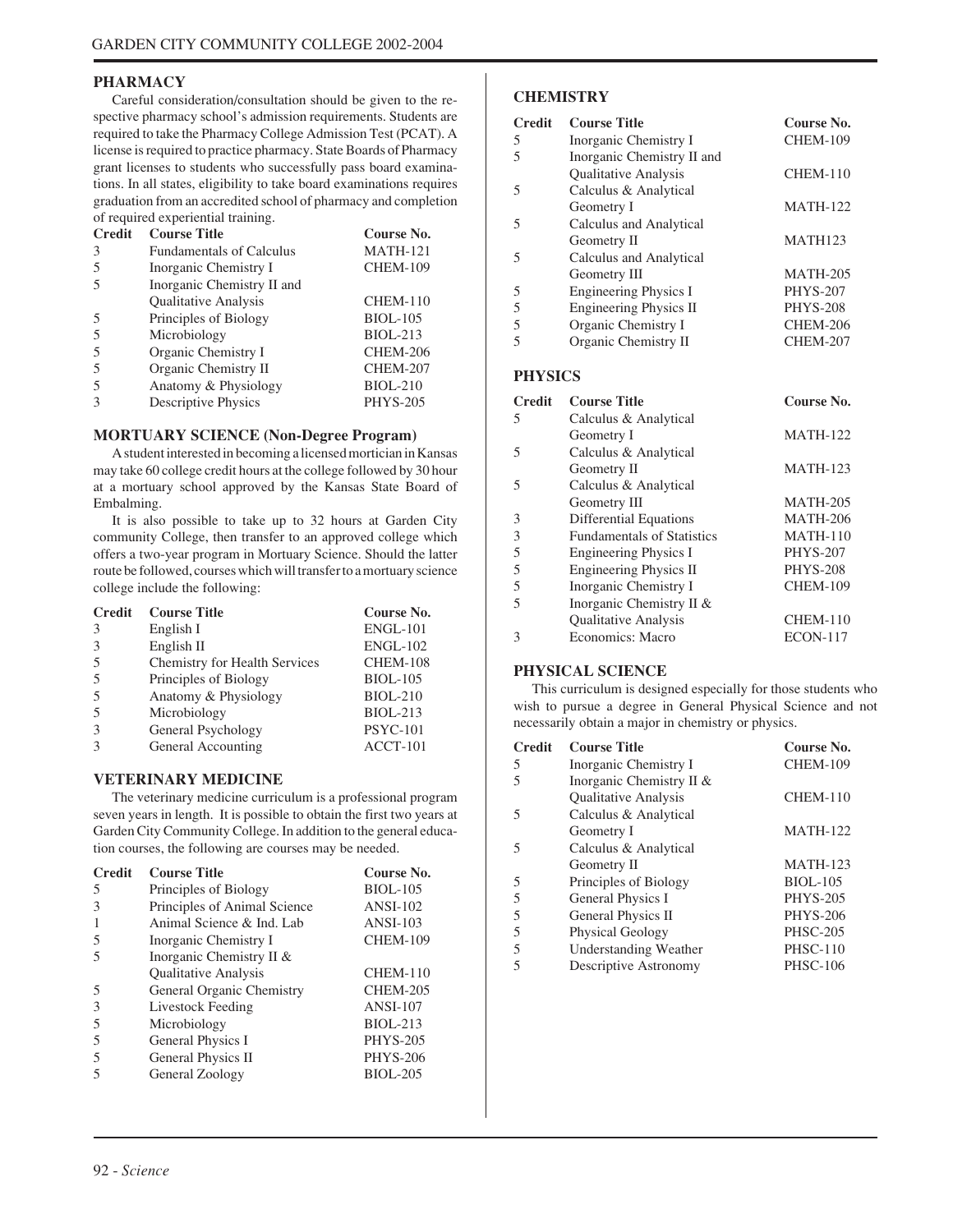## PHARMACY

Careful consideration/consultation should be given to the respective pharmacy school's admission requirements. Students are required to take the Pharmacy College Admission Test (PCAT). A license is required to practice pharmacy. State Boards of Pharmacy grant licenses to students who successfully pass board examinations. In all states, eligibility to take board examinations requires graduation from an accredited school of pharmacy and completion of required experiential training.

| Credit | Course Title | Course No. |
|---|---|---|
| 3 | Fundamentals of Calculus | MATH-121 |
| 5 | Inorganic Chemistry I | CHEM-109 |
| 5 | Inorganic Chemistry II and Qualitative Analysis | CHEM-110 |
| 5 | Principles of Biology | BIOL-105 |
| 5 | Microbiology | BIOL-213 |
| 5 | Organic Chemistry I | CHEM-206 |
| 5 | Organic Chemistry II | CHEM-207 |
| 5 | Anatomy & Physiology | BIOL-210 |
| 3 | Descriptive Physics | PHYS-205 |

## MORTUARY SCIENCE (Non-Degree Program)

A student interested in becoming a licensed mortician in Kansas may take 60 college credit hours at the college followed by 30 hour at a mortuary school approved by the Kansas State Board of Embalming.

It is also possible to take up to 32 hours at Garden City community College, then transfer to an approved college which offers a two-year program in Mortuary Science. Should the latter route be followed, courses which will transfer to a mortuary science college include the following:

| Credit | Course Title | Course No. |
|---|---|---|
| 3 | English I | ENGL-101 |
| 3 | English II | ENGL-102 |
| 5 | Chemistry for Health Services | CHEM-108 |
| 5 | Principles of Biology | BIOL-105 |
| 5 | Anatomy & Physiology | BIOL-210 |
| 5 | Microbiology | BIOL-213 |
| 3 | General Psychology | PSYC-101 |
| 3 | General Accounting | ACCT-101 |

## VETERINARY MEDICINE

The veterinary medicine curriculum is a professional program seven years in length. It is possible to obtain the first two years at Garden City Community College. In addition to the general education courses, the following are courses may be needed.

| Credit | Course Title | Course No. |
|---|---|---|
| 5 | Principles of Biology | BIOL-105 |
| 3 | Principles of Animal Science | ANSI-102 |
| 1 | Animal Science & Ind. Lab | ANSI-103 |
| 5 | Inorganic Chemistry I | CHEM-109 |
| 5 | Inorganic Chemistry II & Qualitative Analysis | CHEM-110 |
| 5 | General Organic Chemistry | CHEM-205 |
| 3 | Livestock Feeding | ANSI-107 |
| 5 | Microbiology | BIOL-213 |
| 5 | General Physics I | PHYS-205 |
| 5 | General Physics II | PHYS-206 |
| 5 | General Zoology | BIOL-205 |

## CHEMISTRY

| Credit | Course Title | Course No. |
|---|---|---|
| 5 | Inorganic Chemistry I | CHEM-109 |
| 5 | Inorganic Chemistry II and Qualitative Analysis | CHEM-110 |
| 5 | Calculus & Analytical Geometry I | MATH-122 |
| 5 | Calculus and Analytical Geometry II | MATH123 |
| 5 | Calculus and Analytical Geometry III | MATH-205 |
| 5 | Engineering Physics I | PHYS-207 |
| 5 | Engineering Physics II | PHYS-208 |
| 5 | Organic Chemistry I | CHEM-206 |
| 5 | Organic Chemistry II | CHEM-207 |

## PHYSICS

| Credit | Course Title | Course No. |
|---|---|---|
| 5 | Calculus & Analytical Geometry I | MATH-122 |
| 5 | Calculus & Analytical Geometry II | MATH-123 |
| 5 | Calculus & Analytical Geometry III | MATH-205 |
| 3 | Differential Equations | MATH-206 |
| 3 | Fundamentals of Statistics | MATH-110 |
| 5 | Engineering Physics I | PHYS-207 |
| 5 | Engineering Physics II | PHYS-208 |
| 5 | Inorganic Chemistry I | CHEM-109 |
| 5 | Inorganic Chemistry II & Qualitative Analysis | CHEM-110 |
| 3 | Economics: Macro | ECON-117 |

## PHYSICAL SCIENCE

This curriculum is designed especially for those students who wish to pursue a degree in General Physical Science and not necessarily obtain a major in chemistry or physics.

| Credit | Course Title | Course No. |
|---|---|---|
| 5 | Inorganic Chemistry I | CHEM-109 |
| 5 | Inorganic Chemistry II & Qualitative Analysis | CHEM-110 |
| 5 | Calculus & Analytical Geometry I | MATH-122 |
| 5 | Calculus & Analytical Geometry II | MATH-123 |
| 5 | Principles of Biology | BIOL-105 |
| 5 | General Physics I | PHYS-205 |
| 5 | General Physics II | PHYS-206 |
| 5 | Physical Geology | PHSC-205 |
| 5 | Understanding Weather | PHSC-110 |
| 5 | Descriptive Astronomy | PHSC-106 |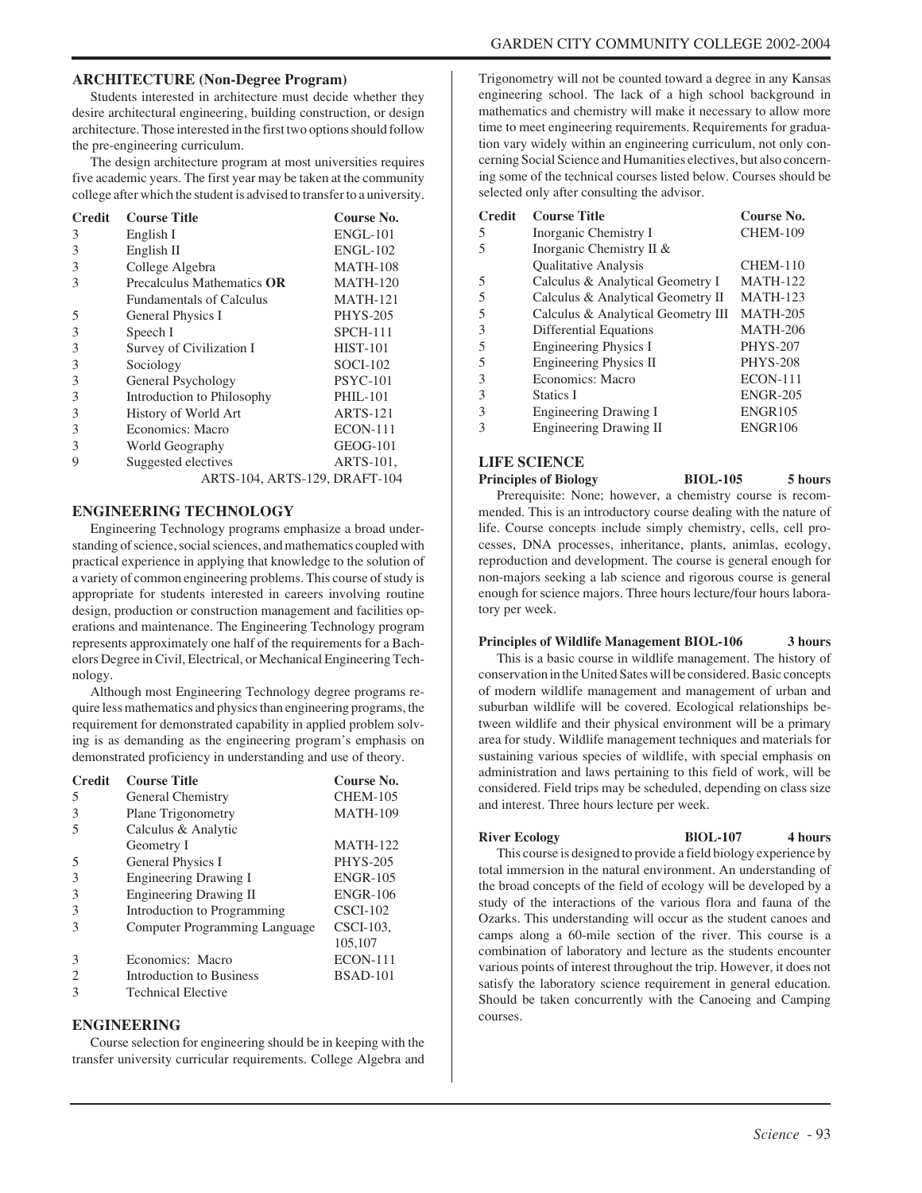## ARCHITECTURE (Non-Degree Program)

Students interested in architecture must decide whether they desire architectural engineering, building construction, or design architecture. Those interested in the first two options should follow the pre-engineering curriculum.

The design architecture program at most universities requires five academic years. The first year may be taken at the community college after which the student is advised to transfer to a university.

| Credit | Course Title | Course No. |
|---|---|---|
| 3 | English I | ENGL-101 |
| 3 | English II | ENGL-102 |
| 3 | College Algebra | MATH-108 |
| 3 | Precalculus Mathematics **OR** | MATH-120 |
| | Fundamentals of Calculus | MATH-121 |
| 5 | General Physics I | PHYS-205 |
| 3 | Speech I | SPCH-111 |
| 3 | Survey of Civilization I | HIST-101 |
| 3 | Sociology | SOCI-102 |
| 3 | General Psychology | PSYC-101 |
| 3 | Introduction to Philosophy | PHIL-101 |
| 3 | History of World Art | ARTS-121 |
| 3 | Economics: Macro | ECON-111 |
| 3 | World Geography | GEOG-101 |
| 9 | Suggested electives | ARTS-101, ARTS-104, ARTS-129, DRAFT-104 |

## ENGINEERING TECHNOLOGY

Engineering Technology programs emphasize a broad understanding of science, social sciences, and mathematics coupled with practical experience in applying that knowledge to the solution of a variety of common engineering problems. This course of study is appropriate for students interested in careers involving routine design, production or construction management and facilities operations and maintenance. The Engineering Technology program represents approximately one half of the requirements for a Bachelors Degree in Civil, Electrical, or Mechanical Engineering Technology.

Although most Engineering Technology degree programs require less mathematics and physics than engineering programs, the requirement for demonstrated capability in applied problem solving is as demanding as the engineering program's emphasis on demonstrated proficiency in understanding and use of theory.

| Credit | Course Title | Course No. |
|---|---|---|
| 5 | General Chemistry | CHEM-105 |
| 3 | Plane Trigonometry | MATH-109 |
| 5 | Calculus & Analytic Geometry I | MATH-122 |
| 5 | General Physics I | PHYS-205 |
| 3 | Engineering Drawing I | ENGR-105 |
| 3 | Engineering Drawing II | ENGR-106 |
| 3 | Introduction to Programming | CSCI-102 |
| 3 | Computer Programming Language | CSCI-103, 105,107 |
| 3 | Economics: Macro | ECON-111 |
| 2 | Introduction to Business | BSAD-101 |
| 3 | Technical Elective | |

## ENGINEERING

Course selection for engineering should be in keeping with the transfer university curricular requirements. College Algebra and Trigonometry will not be counted toward a degree in any Kansas engineering school. The lack of a high school background in mathematics and chemistry will make it necessary to allow more time to meet engineering requirements. Requirements for graduation vary widely within an engineering curriculum, not only concerning Social Science and Humanities electives, but also concerning some of the technical courses listed below. Courses should be selected only after consulting the advisor.

| Credit | Course Title | Course No. |
|---|---|---|
| 5 | Inorganic Chemistry I | CHEM-109 |
| 5 | Inorganic Chemistry II & Qualitative Analysis | CHEM-110 |
| 5 | Calculus & Analytical Geometry I | MATH-122 |
| 5 | Calculus & Analytical Geometry II | MATH-123 |
| 5 | Calculus & Analytical Geometry III | MATH-205 |
| 3 | Differential Equations | MATH-206 |
| 5 | Engineering Physics I | PHYS-207 |
| 5 | Engineering Physics II | PHYS-208 |
| 3 | Economics: Macro | ECON-111 |
| 3 | Statics I | ENGR-205 |
| 3 | Engineering Drawing I | ENGR105 |
| 3 | Engineering Drawing II | ENGR106 |

## LIFE SCIENCE

**Principles of Biology BIOL-105 5 hours**

Prerequisite: None; however, a chemistry course is recommended. This is an introductory course dealing with the nature of life. Course concepts include simply chemistry, cells, cell processes, DNA processes, inheritance, plants, animlas, ecology, reproduction and development. The course is general enough for non-majors seeking a lab science and rigorous course is general enough for science majors. Three hours lecture/four hours laboratory per week.

**Principles of Wildlife Management BIOL-106 3 hours**

This is a basic course in wildlife management. The history of conservation in the United Sates will be considered. Basic concepts of modern wildlife management and management of urban and suburban wildlife will be covered. Ecological relationships between wildlife and their physical environment will be a primary area for study. Wildlife management techniques and materials for sustaining various species of wildlife, with special emphasis on administration and laws pertaining to this field of work, will be considered. Field trips may be scheduled, depending on class size and interest. Three hours lecture per week.

**River Ecology BIOL-107 4 hours**

This course is designed to provide a field biology experience by total immersion in the natural environment. An understanding of the broad concepts of the field of ecology will be developed by a study of the interactions of the various flora and fauna of the Ozarks. This understanding will occur as the student canoes and camps along a 60-mile section of the river. This course is a combination of laboratory and lecture as the students encounter various points of interest throughout the trip. However, it does not satisfy the laboratory science requirement in general education. Should be taken concurrently with the Canoeing and Camping courses.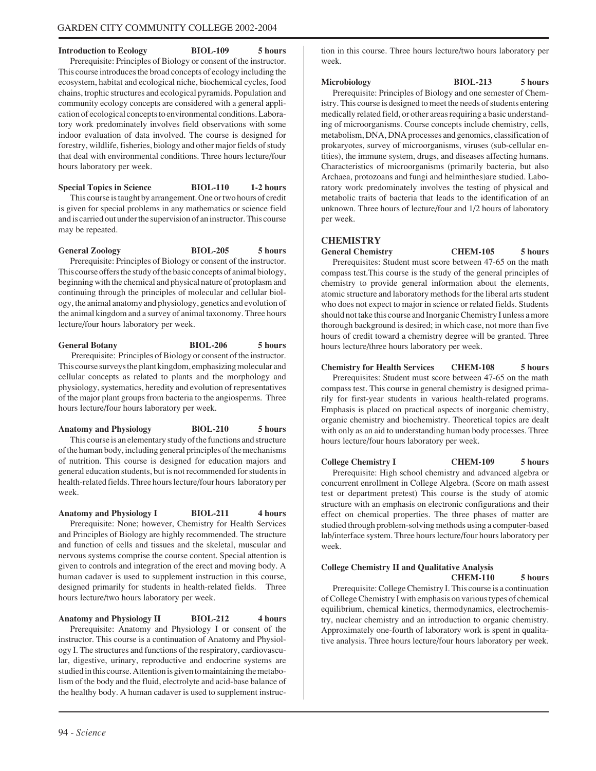**Introduction to Ecology BIOL-109 5 hours**

Prerequisite: Principles of Biology or consent of the instructor. This course introduces the broad concepts of ecology including the ecosystem, habitat and ecological niche, biochemical cycles, food chains, trophic structures and ecological pyramids. Population and community ecology concepts are considered with a general application of ecological concepts to environmental conditions. Laboratory work predominately involves field observations with some indoor evaluation of data involved. The course is designed for forestry, wildlife, fisheries, biology and other major fields of study that deal with environmental conditions. Three hours lecture/four hours laboratory per week.

**Special Topics in Science BIOL-110 1-2 hours**

This course is taught by arrangement. One or two hours of credit is given for special problems in any mathematics or science field and is carried out under the supervision of an instructor. This course may be repeated.

**General Zoology BIOL-205 5 hours**

Prerequisite: Principles of Biology or consent of the instructor. This course offers the study of the basic concepts of animal biology, beginning with the chemical and physical nature of protoplasm and continuing through the principles of molecular and cellular biology, the animal anatomy and physiology, genetics and evolution of the animal kingdom and a survey of animal taxonomy. Three hours lecture/four hours laboratory per week.

**General Botany BIOL-206 5 hours**

Prerequisite: Principles of Biology or consent of the instructor. This course surveys the plant kingdom, emphasizing molecular and cellular concepts as related to plants and the morphology and physiology, systematics, heredity and evolution of representatives of the major plant groups from bacteria to the angiosperms. Three hours lecture/four hours laboratory per week.

**Anatomy and Physiology BIOL-210 5 hours**

This course is an elementary study of the functions and structure of the human body, including general principles of the mechanisms of nutrition. This course is designed for education majors and general education students, but is not recommended for students in health-related fields. Three hours lecture/four hours laboratory per week.

**Anatomy and Physiology I BIOL-211 4 hours**

Prerequisite: None; however, Chemistry for Health Services and Principles of Biology are highly recommended. The structure and function of cells and tissues and the skeletal, muscular and nervous systems comprise the course content. Special attention is given to controls and integration of the erect and moving body. A human cadaver is used to supplement instruction in this course, designed primarily for students in health-related fields. Three hours lecture/two hours laboratory per week.

**Anatomy and Physiology II BIOL-212 4 hours**

Prerequisite: Anatomy and Physiology I or consent of the instructor. This course is a continuation of Anatomy and Physiology I. The structures and functions of the respiratory, cardiovascular, digestive, urinary, reproductive and endocrine systems are studied in this course. Attention is given to maintaining the metabolism of the body and the fluid, electrolyte and acid-base balance of the healthy body. A human cadaver is used to supplement instruction in this course. Three hours lecture/two hours laboratory per week.

**Microbiology BIOL-213 5 hours**

Prerequisite: Principles of Biology and one semester of Chemistry. This course is designed to meet the needs of students entering medically related field, or other areas requiring a basic understanding of microorganisms. Course concepts include chemistry, cells, metabolism, DNA, DNA processes and genomics, classification of prokaryotes, survey of microorganisms, viruses (sub-cellular entities), the immune system, drugs, and diseases affecting humans. Characteristics of microorganisms (primarily bacteria, but also Archaea, protozoans and fungi and helminthes)are studied. Laboratory work predominately involves the testing of physical and metabolic traits of bacteria that leads to the identification of an unknown. Three hours of lecture/four and 1/2 hours of laboratory per week.

## CHEMISTRY

**General Chemistry CHEM-105 5 hours**

Prerequisites: Student must score between 47-65 on the math compass test.This course is the study of the general principles of chemistry to provide general information about the elements, atomic structure and laboratory methods for the liberal arts student who does not expect to major in science or related fields. Students should not take this course and Inorganic Chemistry I unless a more thorough background is desired; in which case, not more than five hours of credit toward a chemistry degree will be granted. Three hours lecture/three hours laboratory per week.

**Chemistry for Health Services CHEM-108 5 hours**

Prerequisites: Student must score between 47-65 on the math compass test. This course in general chemistry is designed primarily for first-year students in various health-related programs. Emphasis is placed on practical aspects of inorganic chemistry, organic chemistry and biochemistry. Theoretical topics are dealt with only as an aid to understanding human body processes. Three hours lecture/four hours laboratory per week.

**College Chemistry I CHEM-109 5 hours**

Prerequisite: High school chemistry and advanced algebra or concurrent enrollment in College Algebra. (Score on math assest test or department pretest) This course is the study of atomic structure with an emphasis on electronic configurations and their effect on chemical properties. The three phases of matter are studied through problem-solving methods using a computer-based lab/interface system. Three hours lecture/four hours laboratory per week.

**College Chemistry II and Qualitative Analysis CHEM-110 5 hours**

Prerequisite: College Chemistry I. This course is a continuation of College Chemistry I with emphasis on various types of chemical equilibrium, chemical kinetics, thermodynamics, electrochemistry, nuclear chemistry and an introduction to organic chemistry. Approximately one-fourth of laboratory work is spent in qualitative analysis. Three hours lecture/four hours laboratory per week.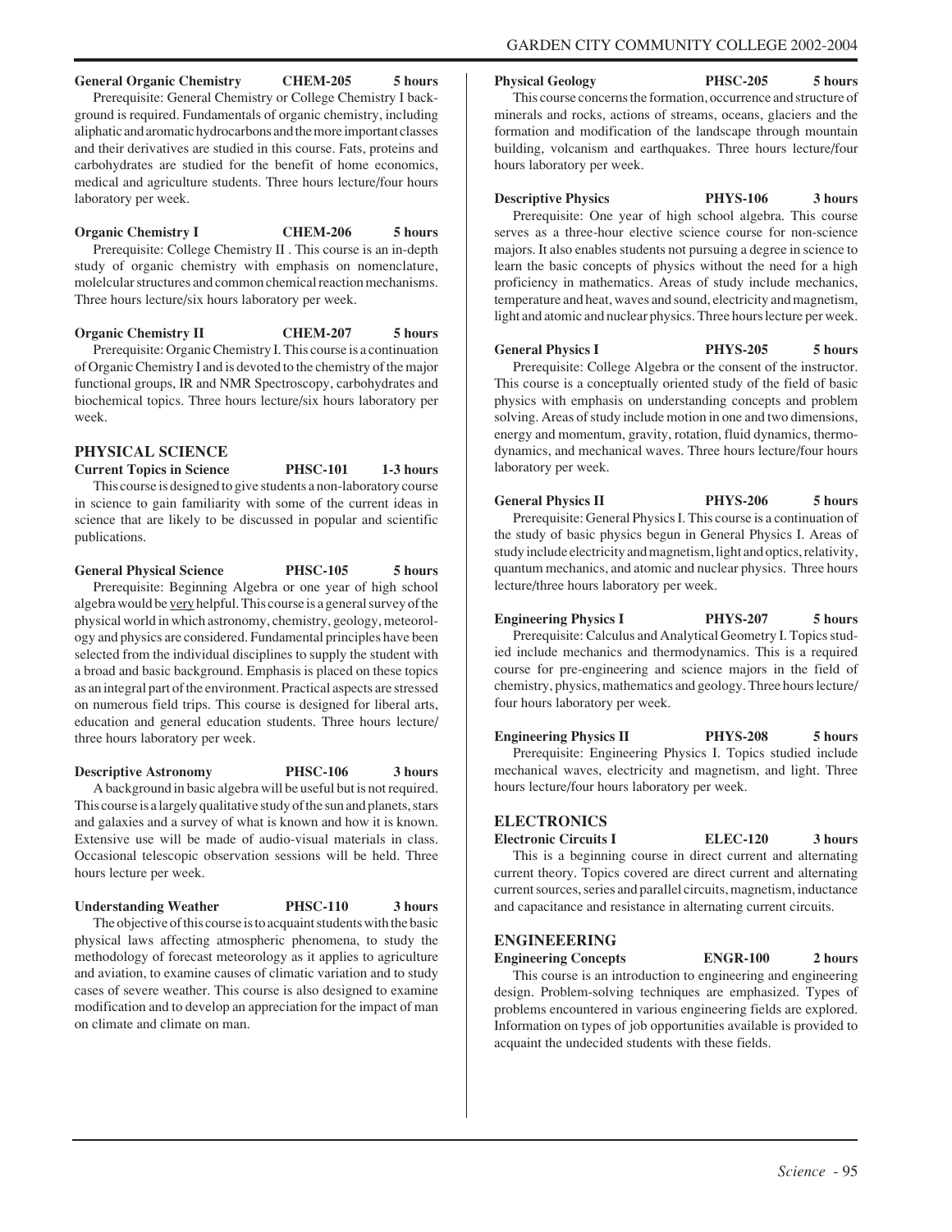**General Organic Chemistry CHEM-205 5 hours**

Prerequisite: General Chemistry or College Chemistry I background is required. Fundamentals of organic chemistry, including aliphatic and aromatic hydrocarbons and the more important classes and their derivatives are studied in this course. Fats, proteins and carbohydrates are studied for the benefit of home economics, medical and agriculture students. Three hours lecture/four hours laboratory per week.

**Organic Chemistry I CHEM-206 5 hours**

Prerequisite: College Chemistry II . This course is an in-depth study of organic chemistry with emphasis on nomenclature, molelcular structures and common chemical reaction mechanisms. Three hours lecture/six hours laboratory per week.

**Organic Chemistry II CHEM-207 5 hours**

Prerequisite: Organic Chemistry I. This course is a continuation of Organic Chemistry I and is devoted to the chemistry of the major functional groups, IR and NMR Spectroscopy, carbohydrates and biochemical topics. Three hours lecture/six hours laboratory per week.

## PHYSICAL SCIENCE

**Current Topics in Science PHSC-101 1-3 hours**

This course is designed to give students a non-laboratory course in science to gain familiarity with some of the current ideas in science that are likely to be discussed in popular and scientific publications.

**General Physical Science PHSC-105 5 hours**

Prerequisite: Beginning Algebra or one year of high school algebra would be very helpful. This course is a general survey of the physical world in which astronomy, chemistry, geology, meteorology and physics are considered. Fundamental principles have been selected from the individual disciplines to supply the student with a broad and basic background. Emphasis is placed on these topics as an integral part of the environment. Practical aspects are stressed on numerous field trips. This course is designed for liberal arts, education and general education students. Three hours lecture/ three hours laboratory per week.

**Descriptive Astronomy PHSC-106 3 hours**

A background in basic algebra will be useful but is not required. This course is a largely qualitative study of the sun and planets, stars and galaxies and a survey of what is known and how it is known. Extensive use will be made of audio-visual materials in class. Occasional telescopic observation sessions will be held. Three hours lecture per week.

**Understanding Weather PHSC-110 3 hours**

The objective of this course is to acquaint students with the basic physical laws affecting atmospheric phenomena, to study the methodology of forecast meteorology as it applies to agriculture and aviation, to examine causes of climatic variation and to study cases of severe weather. This course is also designed to examine modification and to develop an appreciation for the impact of man on climate and climate on man.

**Physical Geology PHSC-205 5 hours**

This course concerns the formation, occurrence and structure of minerals and rocks, actions of streams, oceans, glaciers and the formation and modification of the landscape through mountain building, volcanism and earthquakes. Three hours lecture/four hours laboratory per week.

**Descriptive Physics PHYS-106 3 hours**

Prerequisite: One year of high school algebra. This course serves as a three-hour elective science course for non-science majors. It also enables students not pursuing a degree in science to learn the basic concepts of physics without the need for a high proficiency in mathematics. Areas of study include mechanics, temperature and heat, waves and sound, electricity and magnetism, light and atomic and nuclear physics. Three hours lecture per week.

**General Physics I PHYS-205 5 hours**

Prerequisite: College Algebra or the consent of the instructor. This course is a conceptually oriented study of the field of basic physics with emphasis on understanding concepts and problem solving. Areas of study include motion in one and two dimensions, energy and momentum, gravity, rotation, fluid dynamics, thermodynamics, and mechanical waves. Three hours lecture/four hours laboratory per week.

**General Physics II PHYS-206 5 hours**

Prerequisite: General Physics I. This course is a continuation of the study of basic physics begun in General Physics I. Areas of study include electricity and magnetism, light and optics, relativity, quantum mechanics, and atomic and nuclear physics. Three hours lecture/three hours laboratory per week.

**Engineering Physics I PHYS-207 5 hours**

Prerequisite: Calculus and Analytical Geometry I. Topics studied include mechanics and thermodynamics. This is a required course for pre-engineering and science majors in the field of chemistry, physics, mathematics and geology. Three hours lecture/ four hours laboratory per week.

**Engineering Physics II PHYS-208 5 hours**

Prerequisite: Engineering Physics I. Topics studied include mechanical waves, electricity and magnetism, and light. Three hours lecture/four hours laboratory per week.

## ELECTRONICS

**Electronic Circuits I ELEC-120 3 hours**

This is a beginning course in direct current and alternating current theory. Topics covered are direct current and alternating current sources, series and parallel circuits, magnetism, inductance and capacitance and resistance in alternating current circuits.

## ENGINEEERING

**Engineering Concepts ENGR-100 2 hours**

This course is an introduction to engineering and engineering design. Problem-solving techniques are emphasized. Types of problems encountered in various engineering fields are explored. Information on types of job opportunities available is provided to acquaint the undecided students with these fields.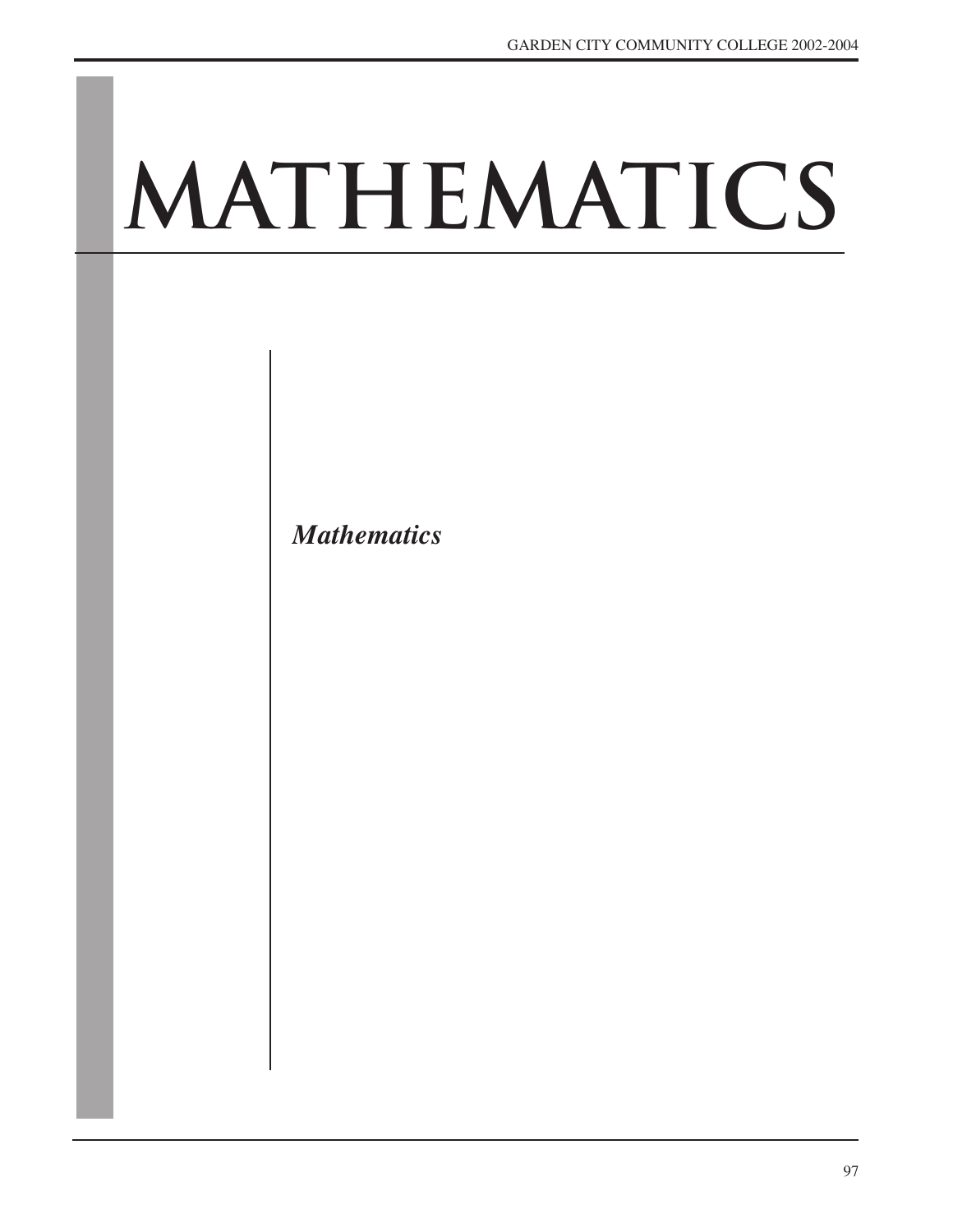# MATHEMATICS

*Mathematics*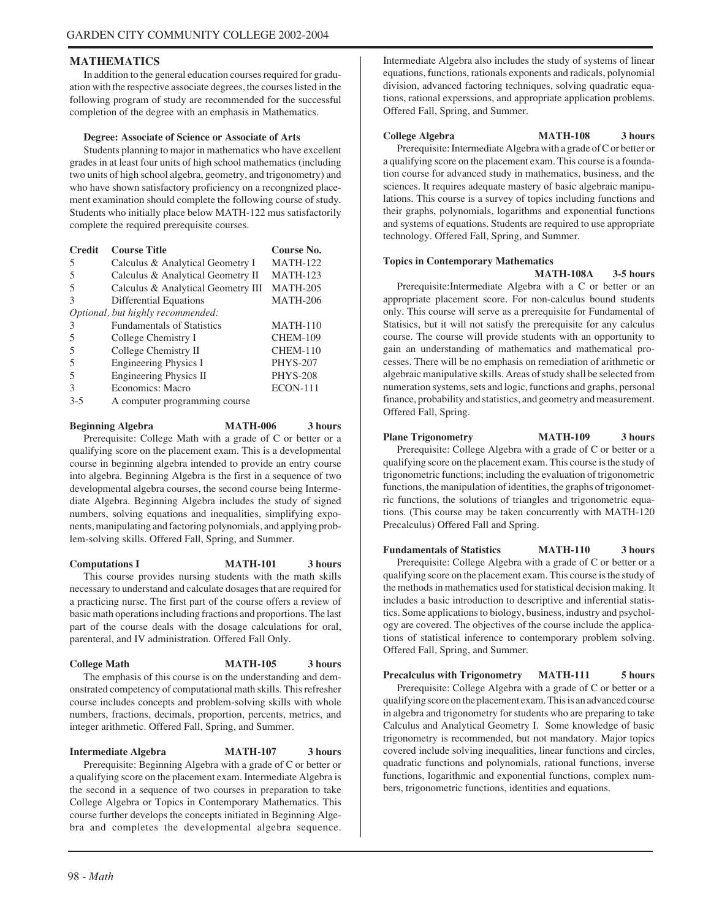## MATHEMATICS

In addition to the general education courses required for graduation with the respective associate degrees, the courses listed in the following program of study are recommended for the successful completion of the degree with an emphasis in Mathematics.

**Degree: Associate of Science or Associate of Arts**

Students planning to major in mathematics who have excellent grades in at least four units of high school mathematics (including two units of high school algebra, geometry, and trigonometry) and who have shown satisfactory proficiency on a recongnized placement examination should complete the following course of study. Students who initially place below MATH-122 mus satisfactorily complete the required prerequisite courses.

| Credit | Course Title | Course No. |
|---|---|---|
| 5 | Calculus & Analytical Geometry I | MATH-122 |
| 5 | Calculus & Analytical Geometry II | MATH-123 |
| 5 | Calculus & Analytical Geometry III | MATH-205 |
| 3 | Differential Equations | MATH-206 |
| *Optional, but highly recommended:* | | |
| 3 | Fundamentals of Statistics | MATH-110 |
| 5 | College Chemistry I | CHEM-109 |
| 5 | College Chemistry II | CHEM-110 |
| 5 | Engineering Physics I | PHYS-207 |
| 5 | Engineering Physics II | PHYS-208 |
| 3 | Economics: Macro | ECON-111 |
| 3-5 | A computer programming course | |

**Beginning Algebra MATH-006 3 hours**

Prerequisite: College Math with a grade of C or better or a qualifying score on the placement exam. This is a developmental course in beginning algebra intended to provide an entry course into algebra. Beginning Algebra is the first in a sequence of two developmental algebra courses, the second course being Intermediate Algebra. Beginning Algebra includes the study of signed numbers, solving equations and inequalities, simplifying exponents, manipulating and factoring polynomials, and applying problem-solving skills. Offered Fall, Spring, and Summer.

**Computations I MATH-101 3 hours**

This course provides nursing students with the math skills necessary to understand and calculate dosages that are required for a practicing nurse. The first part of the course offers a review of basic math operations including fractions and proportions. The last part of the course deals with the dosage calculations for oral, parenteral, and IV administration. Offered Fall Only.

**College Math MATH-105 3 hours**

The emphasis of this course is on the understanding and demonstrated competency of computational math skills. This refresher course includes concepts and problem-solving skills with whole numbers, fractions, decimals, proportion, percents, metrics, and integer arithmetic. Offered Fall, Spring, and Summer.

**Intermediate Algebra MATH-107 3 hours**

Prerequisite: Beginning Algebra with a grade of C or better or a qualifying score on the placement exam. Intermediate Algebra is the second in a sequence of two courses in preparation to take College Algebra or Topics in Contemporary Mathematics. This course further develops the concepts initiated in Beginning Algebra and completes the developmental algebra sequence. Intermediate Algebra also includes the study of systems of linear equations, functions, rationals exponents and radicals, polynomial division, advanced factoring techniques, solving quadratic equations, rational experssions, and appropriate application problems. Offered Fall, Spring, and Summer.

**College Algebra MATH-108 3 hours**

Prerequisite: Intermediate Algebra with a grade of C or better or a qualifying score on the placement exam. This course is a foundation course for advanced study in mathematics, business, and the sciences. It requires adequate mastery of basic algebraic manipulations. This course is a survey of topics including functions and their graphs, polynomials, logarithms and exponential functions and systems of equations. Students are required to use appropriate technology. Offered Fall, Spring, and Summer.

**Topics in Contemporary Mathematics MATH-108A 3-5 hours**

Prerequisite:Intermediate Algebra with a C or better or an appropriate placement score. For non-calculus bound students only. This course will serve as a prerequisite for Fundamental of Statisics, but it will not satisfy the prerequisite for any calculus course. The course will provide students with an opportunity to gain an understanding of mathematics and mathematical processes. There will be no emphasis on remediation of arithmetic or algebraic manipulative skills. Areas of study shall be selected from numeration systems, sets and logic, functions and graphs, personal finance, probability and statistics, and geometry and measurement. Offered Fall, Spring.

**Plane Trigonometry MATH-109 3 hours**

Prerequisite: College Algebra with a grade of C or better or a qualifying score on the placement exam. This course is the study of trigonometric functions; including the evaluation of trigonometric functions, the manipulation of identities, the graphs of trigonometric functions, the solutions of triangles and trigonometric equations. (This course may be taken concurrently with MATH-120 Precalculus) Offered Fall and Spring.

**Fundamentals of Statistics MATH-110 3 hours**

Prerequisite: College Algebra with a grade of C or better or a qualifying score on the placement exam. This course is the study of the methods in mathematics used for statistical decision making. It includes a basic introduction to descriptive and inferential statistics. Some applications to biology, business, industry and psychology are covered. The objectives of the course include the applications of statistical inference to contemporary problem solving. Offered Fall, Spring, and Summer.

**Precalculus with Trigonometry MATH-111 5 hours**

Prerequisite: College Algebra with a grade of C or better or a qualifying score on the placement exam. This is an advanced course in algebra and trigonometry for students who are preparing to take Calculus and Analytical Geometry I. Some knowledge of basic trigonometry is recommended, but not mandatory. Major topics covered include solving inequalities, linear functions and circles, quadratic functions and polynomials, rational functions, inverse functions, logarithmic and exponential functions, complex numbers, trigonometric functions, identities and equations.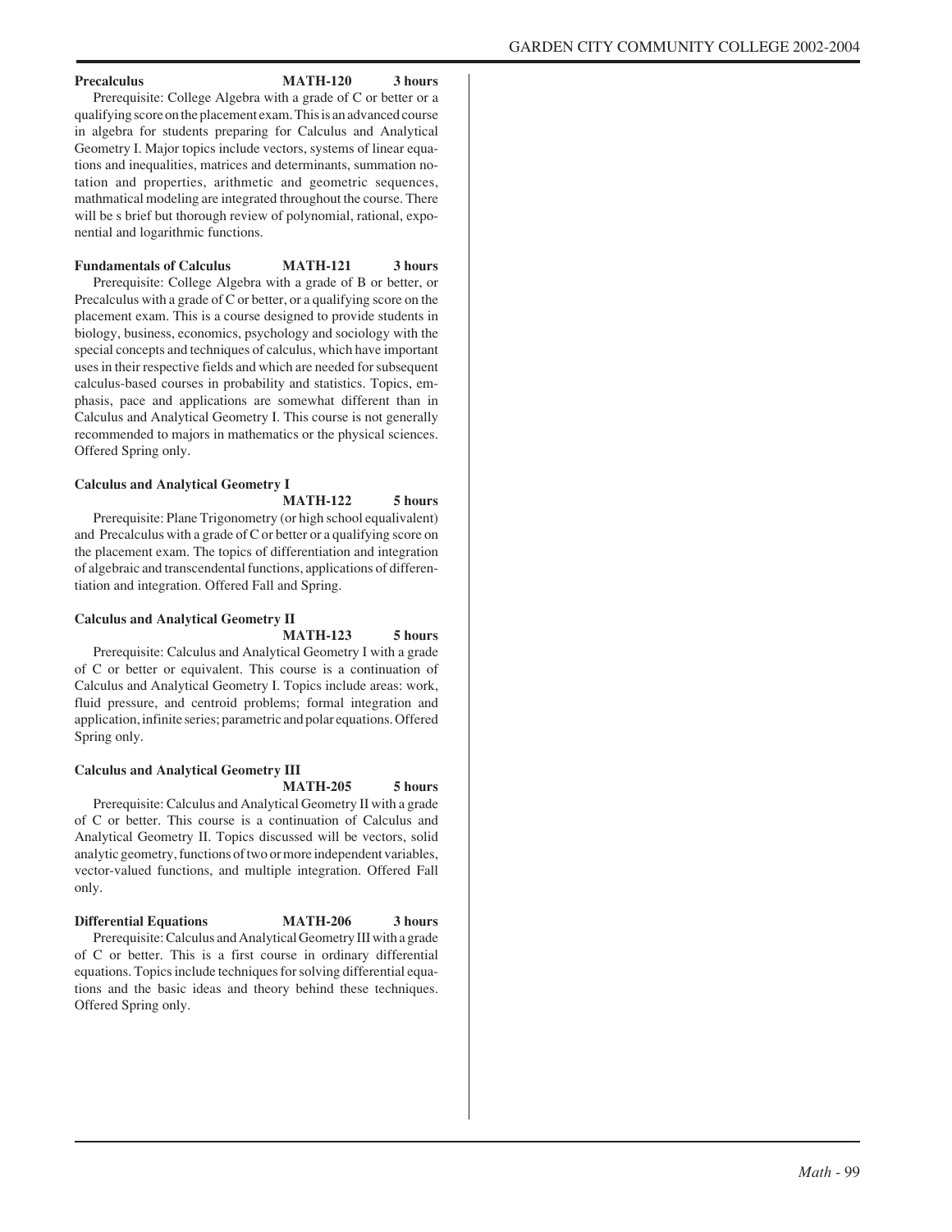**Precalculus MATH-120 3 hours**

Prerequisite: College Algebra with a grade of C or better or a qualifying score on the placement exam. This is an advanced course in algebra for students preparing for Calculus and Analytical Geometry I. Major topics include vectors, systems of linear equations and inequalities, matrices and determinants, summation notation and properties, arithmetic and geometric sequences, mathmatical modeling are integrated throughout the course. There will be s brief but thorough review of polynomial, rational, exponential and logarithmic functions.

**Fundamentals of Calculus MATH-121 3 hours**

Prerequisite: College Algebra with a grade of B or better, or Precalculus with a grade of C or better, or a qualifying score on the placement exam. This is a course designed to provide students in biology, business, economics, psychology and sociology with the special concepts and techniques of calculus, which have important uses in their respective fields and which are needed for subsequent calculus-based courses in probability and statistics. Topics, emphasis, pace and applications are somewhat different than in Calculus and Analytical Geometry I. This course is not generally recommended to majors in mathematics or the physical sciences. Offered Spring only.

**Calculus and Analytical Geometry I MATH-122 5 hours**

Prerequisite: Plane Trigonometry (or high school equalivalent) and Precalculus with a grade of C or better or a qualifying score on the placement exam. The topics of differentiation and integration of algebraic and transcendental functions, applications of differentiation and integration. Offered Fall and Spring.

**Calculus and Analytical Geometry II MATH-123 5 hours**

Prerequisite: Calculus and Analytical Geometry I with a grade of C or better or equivalent. This course is a continuation of Calculus and Analytical Geometry I. Topics include areas: work, fluid pressure, and centroid problems; formal integration and application, infinite series; parametric and polar equations. Offered Spring only.

**Calculus and Analytical Geometry III MATH-205 5 hours**

Prerequisite: Calculus and Analytical Geometry II with a grade of C or better. This course is a continuation of Calculus and Analytical Geometry II. Topics discussed will be vectors, solid analytic geometry, functions of two or more independent variables, vector-valued functions, and multiple integration. Offered Fall only.

**Differential Equations MATH-206 3 hours**

Prerequisite: Calculus and Analytical Geometry III with a grade of C or better. This is a first course in ordinary differential equations. Topics include techniques for solving differential equations and the basic ideas and theory behind these techniques. Offered Spring only.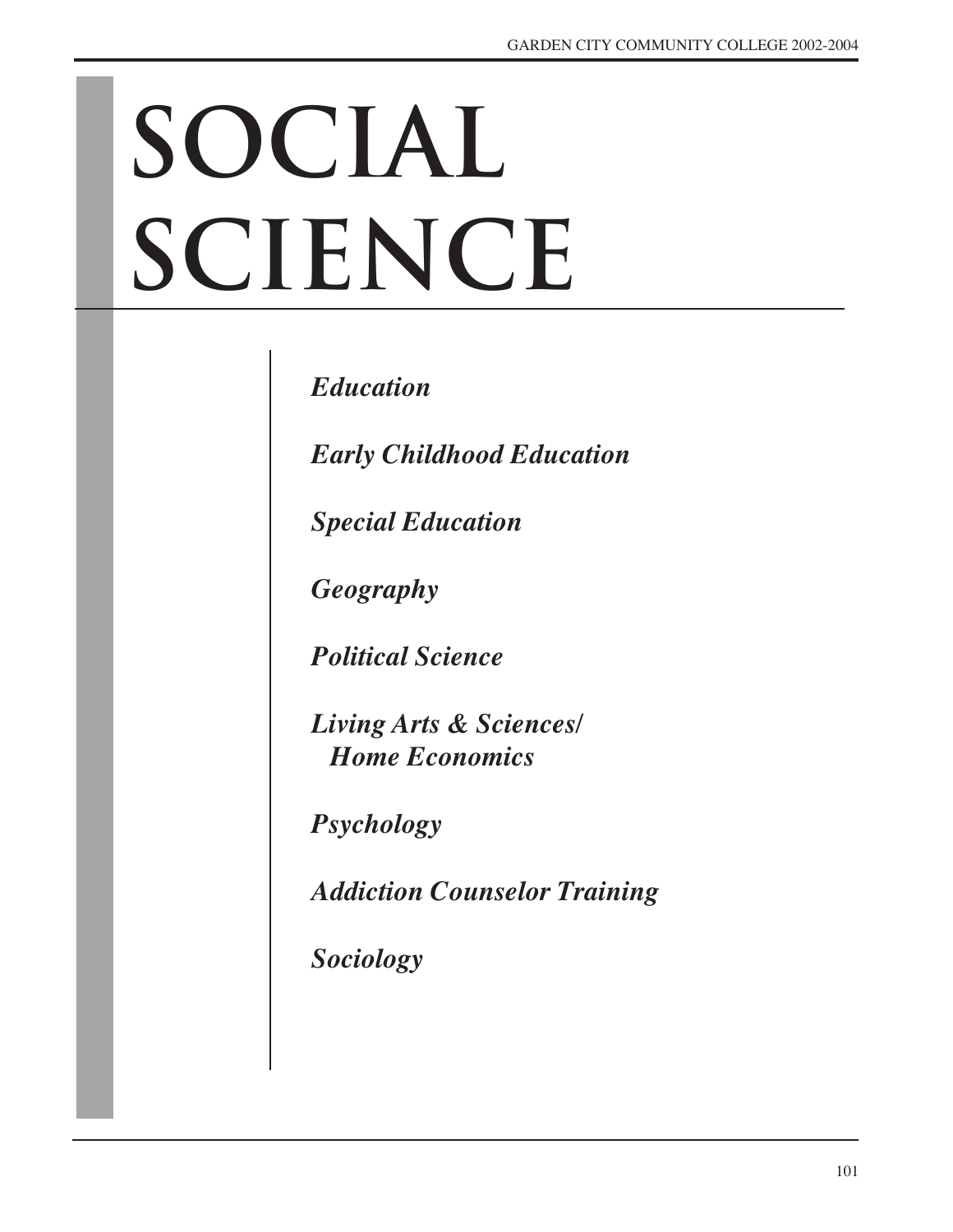# SOCIAL SCIENCE

*Education*

*Early Childhood Education*

*Special Education*

*Geography*

*Political Science*

*Living Arts & Sciences/ Home Economics*

*Psychology*

*Addiction Counselor Training*

*Sociology*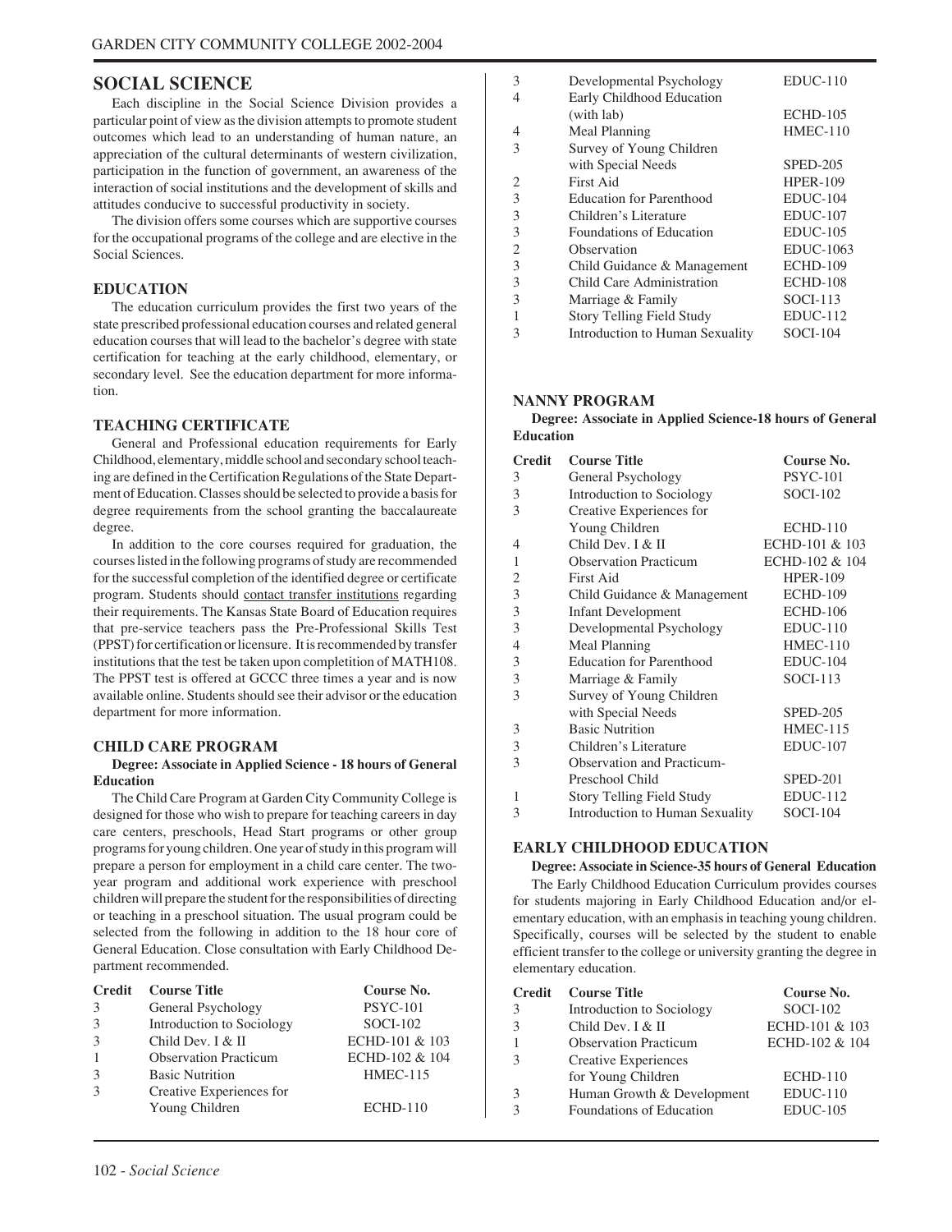# SOCIAL SCIENCE

Each discipline in the Social Science Division provides a particular point of view as the division attempts to promote student outcomes which lead to an understanding of human nature, an appreciation of the cultural determinants of western civilization, participation in the function of government, an awareness of the interaction of social institutions and the development of skills and attitudes conducive to successful productivity in society.

The division offers some courses which are supportive courses for the occupational programs of the college and are elective in the Social Sciences.

## EDUCATION

The education curriculum provides the first two years of the state prescribed professional education courses and related general education courses that will lead to the bachelor's degree with state certification for teaching at the early childhood, elementary, or secondary level. See the education department for more information.

## TEACHING CERTIFICATE

General and Professional education requirements for Early Childhood, elementary, middle school and secondary school teaching are defined in the Certification Regulations of the State Department of Education. Classes should be selected to provide a basis for degree requirements from the school granting the baccalaureate degree.

In addition to the core courses required for graduation, the courses listed in the following programs of study are recommended for the successful completion of the identified degree or certificate program. Students should contact transfer institutions regarding their requirements. The Kansas State Board of Education requires that pre-service teachers pass the Pre-Professional Skills Test (PPST) for certification or licensure. It is recommended by transfer institutions that the test be taken upon completion of MATH108. The PPST test is offered at GCCC three times a year and is now available online. Students should see their advisor or the education department for more information.

## CHILD CARE PROGRAM

**Degree: Associate in Applied Science - 18 hours of General Education**

The Child Care Program at Garden City Community College is designed for those who wish to prepare for teaching careers in day care centers, preschools, Head Start programs or other group programs for young children. One year of study in this program will prepare a person for employment in a child care center. The two-year program and additional work experience with preschool children will prepare the student for the responsibilities of directing or teaching in a preschool situation. The usual program could be selected from the following in addition to the 18 hour core of General Education. Close consultation with Early Childhood Department recommended.

| Credit | Course Title | Course No. |
|---|---|---|
| 3 | General Psychology | PSYC-101 |
| 3 | Introduction to Sociology | SOCI-102 |
| 3 | Child Dev. I & II | ECHD-101 & 103 |
| 1 | Observation Practicum | ECHD-102 & 104 |
| 3 | Basic Nutrition | HMEC-115 |
| 3 | Creative Experiences for Young Children | ECHD-110 |
| 3 | Developmental Psychology | EDUC-110 |
| 4 | Early Childhood Education (with lab) | ECHD-105 |
| 4 | Meal Planning | HMEC-110 |
| 3 | Survey of Young Children with Special Needs | SPED-205 |
| 2 | First Aid | HPER-109 |
| 3 | Education for Parenthood | EDUC-104 |
| 3 | Children's Literature | EDUC-107 |
| 3 | Foundations of Education | EDUC-105 |
| 2 | Observation | EDUC-1063 |
| 3 | Child Guidance & Management | ECHD-109 |
| 3 | Child Care Administration | ECHD-108 |
| 3 | Marriage & Family | SOCI-113 |
| 1 | Story Telling Field Study | EDUC-112 |
| 3 | Introduction to Human Sexuality | SOCI-104 |

## NANNY PROGRAM

**Degree: Associate in Applied Science-18 hours of General Education**

| Credit | Course Title | Course No. |
|---|---|---|
| 3 | General Psychology | PSYC-101 |
| 3 | Introduction to Sociology | SOCI-102 |
| 3 | Creative Experiences for Young Children | ECHD-110 |
| 4 | Child Dev. I & II | ECHD-101 & 103 |
| 1 | Observation Practicum | ECHD-102 & 104 |
| 2 | First Aid | HPER-109 |
| 3 | Child Guidance & Management | ECHD-109 |
| 3 | Infant Development | ECHD-106 |
| 3 | Developmental Psychology | EDUC-110 |
| 4 | Meal Planning | HMEC-110 |
| 3 | Education for Parenthood | EDUC-104 |
| 3 | Marriage & Family | SOCI-113 |
| 3 | Survey of Young Children with Special Needs | SPED-205 |
| 3 | Basic Nutrition | HMEC-115 |
| 3 | Children's Literature | EDUC-107 |
| 3 | Observation and Practicum-Preschool Child | SPED-201 |
| 1 | Story Telling Field Study | EDUC-112 |
| 3 | Introduction to Human Sexuality | SOCI-104 |

## EARLY CHILDHOOD EDUCATION

**Degree: Associate in Science-35 hours of General Education**

The Early Childhood Education Curriculum provides courses for students majoring in Early Childhood Education and/or elementary education, with an emphasis in teaching young children. Specifically, courses will be selected by the student to enable efficient transfer to the college or university granting the degree in elementary education.

| Credit | Course Title | Course No. |
|---|---|---|
| 3 | Introduction to Sociology | SOCI-102 |
| 3 | Child Dev. I & II | ECHD-101 & 103 |
| 1 | Observation Practicum | ECHD-102 & 104 |
| 3 | Creative Experiences for Young Children | ECHD-110 |
| 3 | Human Growth & Development | EDUC-110 |
| 3 | Foundations of Education | EDUC-105 |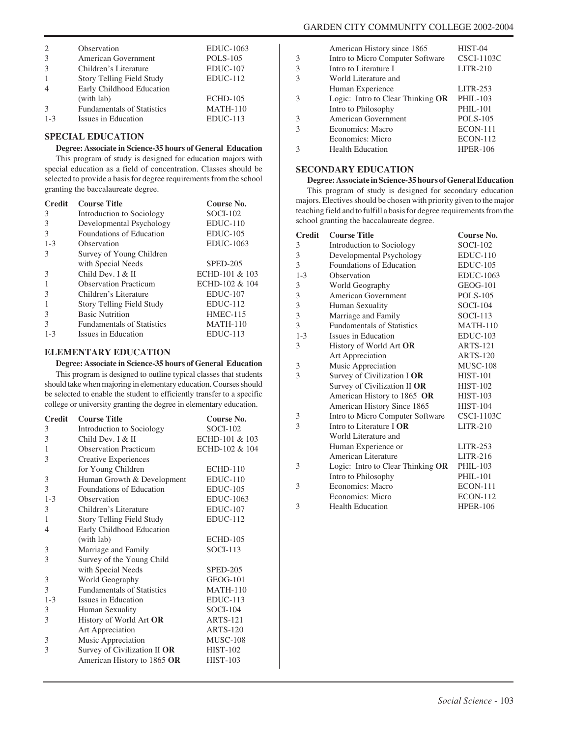| Credit | Course Title | Course No. |
|---|---|---|
| 2 | Observation | EDUC-1063 |
| 3 | American Government | POLS-105 |
| 3 | Children's Literature | EDUC-107 |
| 1 | Story Telling Field Study | EDUC-112 |
| 4 | Early Childhood Education (with lab) | ECHD-105 |
| 3 | Fundamentals of Statistics | MATH-110 |
| 1-3 | Issues in Education | EDUC-113 |

## SPECIAL EDUCATION

**Degree: Associate in Science-35 hours of General Education**

This program of study is designed for education majors with special education as a field of concentration. Classes should be selected to provide a basis for degree requirements from the school granting the baccalaureate degree.

| Credit | Course Title | Course No. |
|---|---|---|
| 3 | Introduction to Sociology | SOCI-102 |
| 3 | Developmental Psychology | EDUC-110 |
| 3 | Foundations of Education | EDUC-105 |
| 1-3 | Observation | EDUC-1063 |
| 3 | Survey of Young Children with Special Needs | SPED-205 |
| 3 | Child Dev. I & II | ECHD-101 & 103 |
| 1 | Observation Practicum | ECHD-102 & 104 |
| 3 | Children's Literature | EDUC-107 |
| 1 | Story Telling Field Study | EDUC-112 |
| 3 | Basic Nutrition | HMEC-115 |
| 3 | Fundamentals of Statistics | MATH-110 |
| 1-3 | Issues in Education | EDUC-113 |

## ELEMENTARY EDUCATION

**Degree: Associate in Science-35 hours of General Education**

This program is designed to outline typical classes that students should take when majoring in elementary education. Courses should be selected to enable the student to efficiently transfer to a specific college or university granting the degree in elementary education.

| Credit | Course Title | Course No. |
|---|---|---|
| 3 | Introduction to Sociology | SOCI-102 |
| 3 | Child Dev. I & II | ECHD-101 & 103 |
| 1 | Observation Practicum | ECHD-102 & 104 |
| 3 | Creative Experiences for Young Children | ECHD-110 |
| 3 | Human Growth & Development | EDUC-110 |
| 3 | Foundations of Education | EDUC-105 |
| 1-3 | Observation | EDUC-1063 |
| 3 | Children's Literature | EDUC-107 |
| 1 | Story Telling Field Study | EDUC-112 |
| 4 | Early Childhood Education (with lab) | ECHD-105 |
| 3 | Marriage and Family | SOCI-113 |
| 3 | Survey of the Young Child with Special Needs | SPED-205 |
| 3 | World Geography | GEOG-101 |
| 3 | Fundamentals of Statistics | MATH-110 |
| 1-3 | Issues in Education | EDUC-113 |
| 3 | Human Sexuality | SOCI-104 |
| 3 | History of World Art **OR** | ARTS-121 |
| | Art Appreciation | ARTS-120 |
| 3 | Music Appreciation | MUSC-108 |
| 3 | Survey of Civilization II **OR** | HIST-102 |
| | American History to 1865 **OR** | HIST-103 |
| | American History since 1865 | HIST-04 |
| 3 | Intro to Micro Computer Software | CSCI-1103C |
| 3 | Intro to Literature I | LITR-210 |
| 3 | World Literature and Human Experience | LITR-253 |
| 3 | Logic: Intro to Clear Thinking **OR** | PHIL-103 |
| | Intro to Philosophy | PHIL-101 |
| 3 | American Government | POLS-105 |
| 3 | Economics: Macro | ECON-111 |
| | Economics: Micro | ECON-112 |
| 3 | Health Education | HPER-106 |

## SECONDARY EDUCATION

**Degree: Associate in Science-35 hours of General Education**

This program of study is designed for secondary education majors. Electives should be chosen with priority given to the major teaching field and to fulfill a basis for degree requirements from the school granting the baccalaureate degree.

| Credit | Course Title | Course No. |
|---|---|---|
| 3 | Introduction to Sociology | SOCI-102 |
| 3 | Developmental Psychology | EDUC-110 |
| 3 | Foundations of Education | EDUC-105 |
| 1-3 | Observation | EDUC-1063 |
| 3 | World Geography | GEOG-101 |
| 3 | American Government | POLS-105 |
| 3 | Human Sexuality | SOCI-104 |
| 3 | Marriage and Family | SOCI-113 |
| 3 | Fundamentals of Statistics | MATH-110 |
| 1-3 | Issues in Education | EDUC-103 |
| 3 | History of World Art **OR** | ARTS-121 |
| | Art Appreciation | ARTS-120 |
| 3 | Music Appreciation | MUSC-108 |
| 3 | Survey of Civilization I **OR** | HIST-101 |
| | Survey of Civilization II **OR** | HIST-102 |
| | American History to 1865 **OR** | HIST-103 |
| | American History Since 1865 | HIST-104 |
| 3 | Intro to Micro Computer Software | CSCI-1103C |
| 3 | Intro to Literature I **OR** | LITR-210 |
| | World Literature and Human Experience or | LITR-253 |
| | American Literature | LITR-216 |
| 3 | Logic: Intro to Clear Thinking **OR** | PHIL-103 |
| | Intro to Philosophy | PHIL-101 |
| 3 | Economics: Macro | ECON-111 |
| | Economics: Micro | ECON-112 |
| 3 | Health Education | HPER-106 |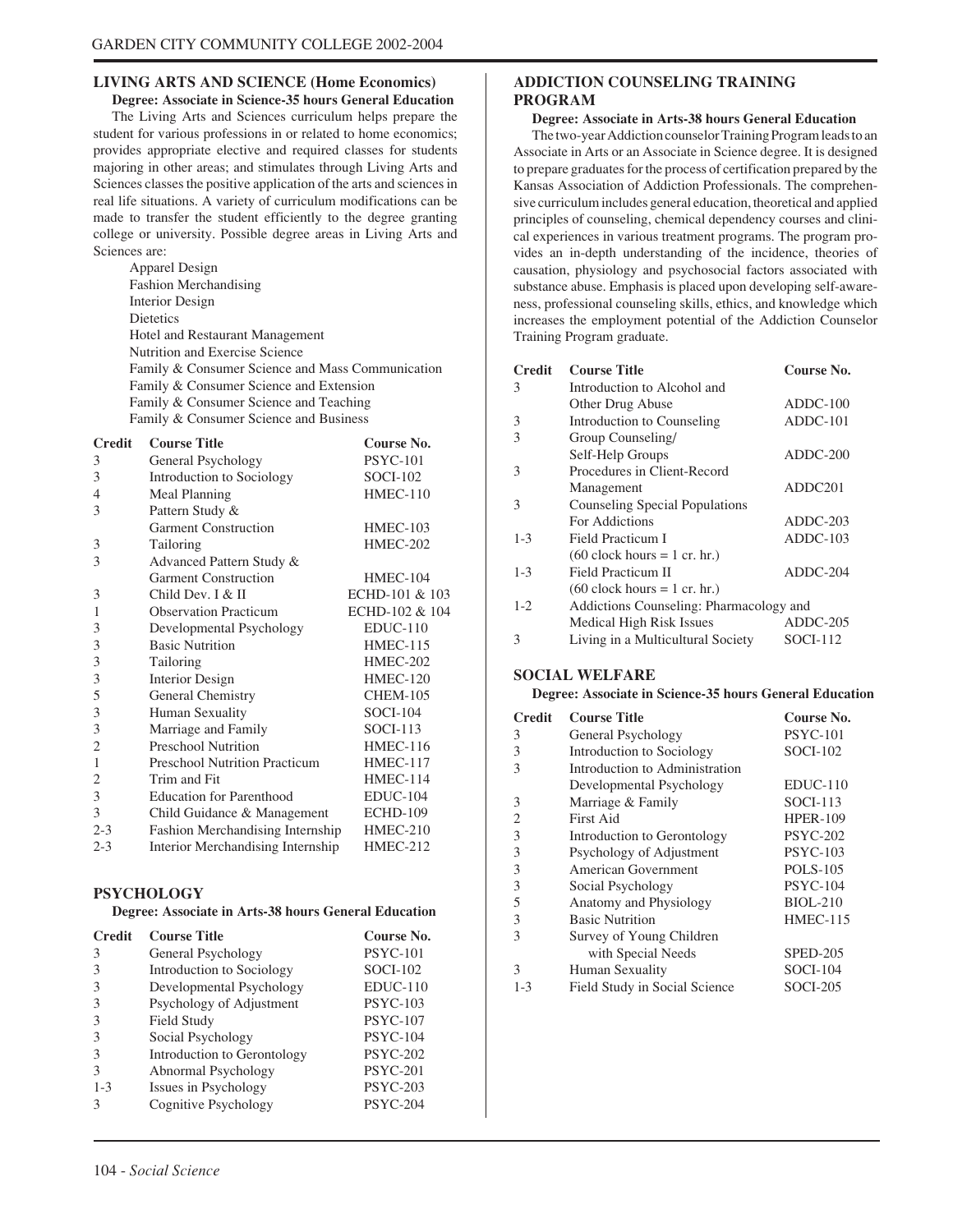## LIVING ARTS AND SCIENCE (Home Economics)

**Degree: Associate in Science-35 hours General Education**

The Living Arts and Sciences curriculum helps prepare the student for various professions in or related to home economics; provides appropriate elective and required classes for students majoring in other areas; and stimulates through Living Arts and Sciences classes the positive application of the arts and sciences in real life situations. A variety of curriculum modifications can be made to transfer the student efficiently to the degree granting college or university. Possible degree areas in Living Arts and Sciences are:

- Apparel Design
- Fashion Merchandising
- Interior Design
- Dietetics
- Hotel and Restaurant Management
- Nutrition and Exercise Science
- Family & Consumer Science and Mass Communication
- Family & Consumer Science and Extension
- Family & Consumer Science and Teaching
- Family & Consumer Science and Business

| Credit | Course Title | Course No. |
|---|---|---|
| 3 | General Psychology | PSYC-101 |
| 3 | Introduction to Sociology | SOCI-102 |
| 4 | Meal Planning | HMEC-110 |
| 3 | Pattern Study & Garment Construction | HMEC-103 |
| 3 | Tailoring | HMEC-202 |
| 3 | Advanced Pattern Study & Garment Construction | HMEC-104 |
| 3 | Child Dev. I & II | ECHD-101 & 103 |
| 1 | Observation Practicum | ECHD-102 & 104 |
| 3 | Developmental Psychology | EDUC-110 |
| 3 | Basic Nutrition | HMEC-115 |
| 3 | Tailoring | HMEC-202 |
| 3 | Interior Design | HMEC-120 |
| 5 | General Chemistry | CHEM-105 |
| 3 | Human Sexuality | SOCI-104 |
| 3 | Marriage and Family | SOCI-113 |
| 2 | Preschool Nutrition | HMEC-116 |
| 1 | Preschool Nutrition Practicum | HMEC-117 |
| 2 | Trim and Fit | HMEC-114 |
| 3 | Education for Parenthood | EDUC-104 |
| 3 | Child Guidance & Management | ECHD-109 |
| 2-3 | Fashion Merchandising Internship | HMEC-210 |
| 2-3 | Interior Merchandising Internship | HMEC-212 |

## PSYCHOLOGY

**Degree: Associate in Arts-38 hours General Education**

| Credit | Course Title | Course No. |
|---|---|---|
| 3 | General Psychology | PSYC-101 |
| 3 | Introduction to Sociology | SOCI-102 |
| 3 | Developmental Psychology | EDUC-110 |
| 3 | Psychology of Adjustment | PSYC-103 |
| 3 | Field Study | PSYC-107 |
| 3 | Social Psychology | PSYC-104 |
| 3 | Introduction to Gerontology | PSYC-202 |
| 3 | Abnormal Psychology | PSYC-201 |
| 1-3 | Issues in Psychology | PSYC-203 |
| 3 | Cognitive Psychology | PSYC-204 |

## ADDICTION COUNSELING TRAINING PROGRAM

**Degree: Associate in Arts-38 hours General Education**

The two-year Addiction counselor Training Program leads to an Associate in Arts or an Associate in Science degree. It is designed to prepare graduates for the process of certification prepared by the Kansas Association of Addiction Professionals. The comprehensive curriculum includes general education, theoretical and applied principles of counseling, chemical dependency courses and clinical experiences in various treatment programs. The program provides an in-depth understanding of the incidence, theories of causation, physiology and psychosocial factors associated with substance abuse. Emphasis is placed upon developing self-awareness, professional counseling skills, ethics, and knowledge which increases the employment potential of the Addiction Counselor Training Program graduate.

| Credit | Course Title | Course No. |
|---|---|---|
| 3 | Introduction to Alcohol and Other Drug Abuse | ADDC-100 |
| 3 | Introduction to Counseling | ADDC-101 |
| 3 | Group Counseling/ Self-Help Groups | ADDC-200 |
| 3 | Procedures in Client-Record Management | ADDC201 |
| 3 | Counseling Special Populations For Addictions | ADDC-203 |
| 1-3 | Field Practicum I (60 clock hours = 1 cr. hr.) | ADDC-103 |
| 1-3 | Field Practicum II (60 clock hours = 1 cr. hr.) | ADDC-204 |
| 1-2 | Addictions Counseling: Pharmacology and Medical High Risk Issues | ADDC-205 |
| 3 | Living in a Multicultural Society | SOCI-112 |

## SOCIAL WELFARE

**Degree: Associate in Science-35 hours General Education**

| Credit | Course Title | Course No. |
|---|---|---|
| 3 | General Psychology | PSYC-101 |
| 3 | Introduction to Sociology | SOCI-102 |
| 3 | Introduction to Administration | |
| | Developmental Psychology | EDUC-110 |
| 3 | Marriage & Family | SOCI-113 |
| 2 | First Aid | HPER-109 |
| 3 | Introduction to Gerontology | PSYC-202 |
| 3 | Psychology of Adjustment | PSYC-103 |
| 3 | American Government | POLS-105 |
| 3 | Social Psychology | PSYC-104 |
| 5 | Anatomy and Physiology | BIOL-210 |
| 3 | Basic Nutrition | HMEC-115 |
| 3 | Survey of Young Children with Special Needs | SPED-205 |
| 3 | Human Sexuality | SOCI-104 |
| 1-3 | Field Study in Social Science | SOCI-205 |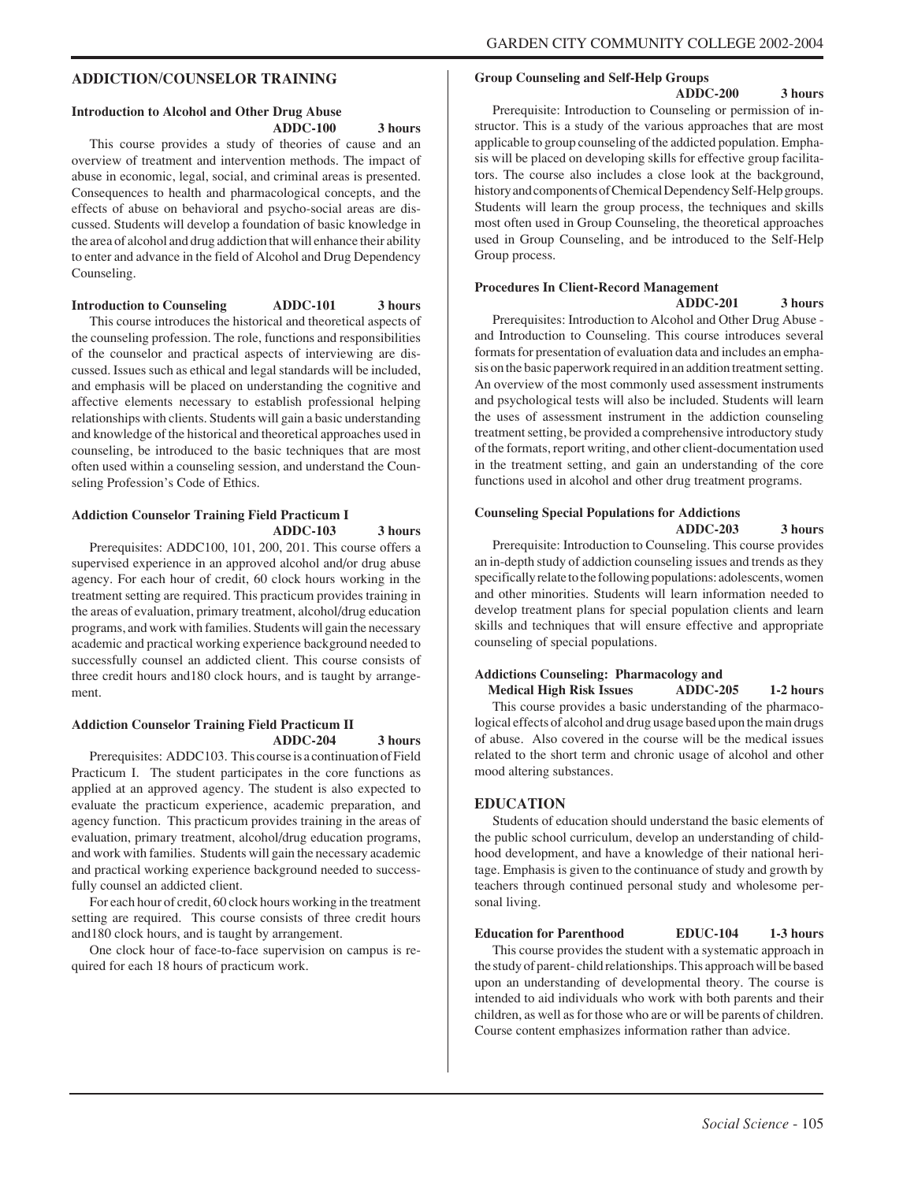## ADDICTION/COUNSELOR TRAINING

**Introduction to Alcohol and Other Drug Abuse**
**ADDC-100 3 hours**

This course provides a study of theories of cause and an overview of treatment and intervention methods. The impact of abuse in economic, legal, social, and criminal areas is presented. Consequences to health and pharmacological concepts, and the effects of abuse on behavioral and psycho-social areas are discussed. Students will develop a foundation of basic knowledge in the area of alcohol and drug addiction that will enhance their ability to enter and advance in the field of Alcohol and Drug Dependency Counseling.

**Introduction to Counseling ADDC-101 3 hours**

This course introduces the historical and theoretical aspects of the counseling profession. The role, functions and responsibilities of the counselor and practical aspects of interviewing are discussed. Issues such as ethical and legal standards will be included, and emphasis will be placed on understanding the cognitive and affective elements necessary to establish professional helping relationships with clients. Students will gain a basic understanding and knowledge of the historical and theoretical approaches used in counseling, be introduced to the basic techniques that are most often used within a counseling session, and understand the Counseling Profession's Code of Ethics.

**Addiction Counselor Training Field Practicum I**
**ADDC-103 3 hours**

Prerequisites: ADDC100, 101, 200, 201. This course offers a supervised experience in an approved alcohol and/or drug abuse agency. For each hour of credit, 60 clock hours working in the treatment setting are required. This practicum provides training in the areas of evaluation, primary treatment, alcohol/drug education programs, and work with families. Students will gain the necessary academic and practical working experience background needed to successfully counsel an addicted client. This course consists of three credit hours and180 clock hours, and is taught by arrangement.

**Addiction Counselor Training Field Practicum II**
**ADDC-204 3 hours**

Prerequisites: ADDC103. This course is a continuation of Field Practicum I. The student participates in the core functions as applied at an approved agency. The student is also expected to evaluate the practicum experience, academic preparation, and agency function. This practicum provides training in the areas of evaluation, primary treatment, alcohol/drug education programs, and work with families. Students will gain the necessary academic and practical working experience background needed to successfully counsel an addicted client.

For each hour of credit, 60 clock hours working in the treatment setting are required. This course consists of three credit hours and180 clock hours, and is taught by arrangement.

One clock hour of face-to-face supervision on campus is required for each 18 hours of practicum work.

**Group Counseling and Self-Help Groups**
**ADDC-200 3 hours**

Prerequisite: Introduction to Counseling or permission of instructor. This is a study of the various approaches that are most applicable to group counseling of the addicted population. Emphasis will be placed on developing skills for effective group facilitators. The course also includes a close look at the background, history and components of Chemical Dependency Self-Help groups. Students will learn the group process, the techniques and skills most often used in Group Counseling, the theoretical approaches used in Group Counseling, and be introduced to the Self-Help Group process.

**Procedures In Client-Record Management**
**ADDC-201 3 hours**

Prerequisites: Introduction to Alcohol and Other Drug Abuse - and Introduction to Counseling. This course introduces several formats for presentation of evaluation data and includes an emphasis on the basic paperwork required in an addition treatment setting. An overview of the most commonly used assessment instruments and psychological tests will also be included. Students will learn the uses of assessment instrument in the addiction counseling treatment setting, be provided a comprehensive introductory study of the formats, report writing, and other client-documentation used in the treatment setting, and gain an understanding of the core functions used in alcohol and other drug treatment programs.

**Counseling Special Populations for Addictions**
**ADDC-203 3 hours**

Prerequisite: Introduction to Counseling. This course provides an in-depth study of addiction counseling issues and trends as they specifically relate to the following populations: adolescents, women and other minorities. Students will learn information needed to develop treatment plans for special population clients and learn skills and techniques that will ensure effective and appropriate counseling of special populations.

**Addictions Counseling: Pharmacology and Medical High Risk Issues ADDC-205 1-2 hours**

This course provides a basic understanding of the pharmacological effects of alcohol and drug usage based upon the main drugs of abuse. Also covered in the course will be the medical issues related to the short term and chronic usage of alcohol and other mood altering substances.

## EDUCATION

Students of education should understand the basic elements of the public school curriculum, develop an understanding of childhood development, and have a knowledge of their national heritage. Emphasis is given to the continuance of study and growth by teachers through continued personal study and wholesome personal living.

**Education for Parenthood EDUC-104 1-3 hours**

This course provides the student with a systematic approach in the study of parent- child relationships. This approach will be based upon an understanding of developmental theory. The course is intended to aid individuals who work with both parents and their children, as well as for those who are or will be parents of children. Course content emphasizes information rather than advice.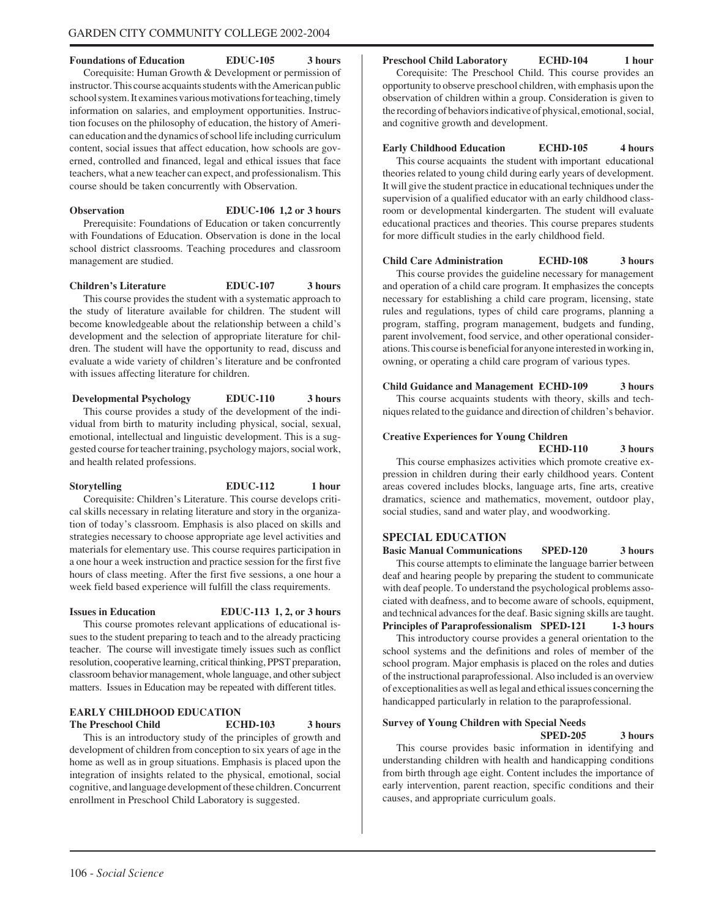**Foundations of Education EDUC-105 3 hours**

Corequisite: Human Growth & Development or permission of instructor. This course acquaints students with the American public school system. It examines various motivations for teaching, timely information on salaries, and employment opportunities. Instruction focuses on the philosophy of education, the history of American education and the dynamics of school life including curriculum content, social issues that affect education, how schools are governed, controlled and financed, legal and ethical issues that face teachers, what a new teacher can expect, and professionalism. This course should be taken concurrently with Observation.

**Observation EDUC-106 1,2 or 3 hours**

Prerequisite: Foundations of Education or taken concurrently with Foundations of Education. Observation is done in the local school district classrooms. Teaching procedures and classroom management are studied.

**Children's Literature EDUC-107 3 hours**

This course provides the student with a systematic approach to the study of literature available for children. The student will become knowledgeable about the relationship between a child's development and the selection of appropriate literature for children. The student will have the opportunity to read, discuss and evaluate a wide variety of children's literature and be confronted with issues affecting literature for children.

**Developmental Psychology EDUC-110 3 hours**

This course provides a study of the development of the individual from birth to maturity including physical, social, sexual, emotional, intellectual and linguistic development. This is a suggested course for teacher training, psychology majors, social work, and health related professions.

**Storytelling EDUC-112 1 hour**

Corequisite: Children's Literature. This course develops critical skills necessary in relating literature and story in the organization of today's classroom. Emphasis is also placed on skills and strategies necessary to choose appropriate age level activities and materials for elementary use. This course requires participation in a one hour a week instruction and practice session for the first five hours of class meeting. After the first five sessions, a one hour a week field based experience will fulfill the class requirements.

**Issues in Education EDUC-113 1, 2, or 3 hours**

This course promotes relevant applications of educational issues to the student preparing to teach and to the already practicing teacher. The course will investigate timely issues such as conflict resolution, cooperative learning, critical thinking, PPST preparation, classroom behavior management, whole language, and other subject matters. Issues in Education may be repeated with different titles.

## EARLY CHILDHOOD EDUCATION

**The Preschool Child ECHD-103 3 hours**

This is an introductory study of the principles of growth and development of children from conception to six years of age in the home as well as in group situations. Emphasis is placed upon the integration of insights related to the physical, emotional, social cognitive, and language development of these children. Concurrent enrollment in Preschool Child Laboratory is suggested.

**Preschool Child Laboratory ECHD-104 1 hour**

Corequisite: The Preschool Child. This course provides an opportunity to observe preschool children, with emphasis upon the observation of children within a group. Consideration is given to the recording of behaviors indicative of physical, emotional, social, and cognitive growth and development.

**Early Childhood Education ECHD-105 4 hours**

This course acquaints the student with important educational theories related to young child during early years of development. It will give the student practice in educational techniques under the supervision of a qualified educator with an early childhood classroom or developmental kindergarten. The student will evaluate educational practices and theories. This course prepares students for more difficult studies in the early childhood field.

**Child Care Administration ECHD-108 3 hours**

This course provides the guideline necessary for management and operation of a child care program. It emphasizes the concepts necessary for establishing a child care program, licensing, state rules and regulations, types of child care programs, planning a program, staffing, program management, budgets and funding, parent involvement, food service, and other operational considerations. This course is beneficial for anyone interested in working in, owning, or operating a child care program of various types.

**Child Guidance and Management ECHD-109 3 hours**

This course acquaints students with theory, skills and techniques related to the guidance and direction of children's behavior.

**Creative Experiences for Young Children ECHD-110 3 hours**

This course emphasizes activities which promote creative expression in children during their early childhood years. Content areas covered includes blocks, language arts, fine arts, creative dramatics, science and mathematics, movement, outdoor play, social studies, sand and water play, and woodworking.

## SPECIAL EDUCATION

**Basic Manual Communications SPED-120 3 hours**

This course attempts to eliminate the language barrier between deaf and hearing people by preparing the student to communicate with deaf people. To understand the psychological problems associated with deafness, and to become aware of schools, equipment, and technical advances for the deaf. Basic signing skills are taught.

**Principles of Paraprofessionalism SPED-121 1-3 hours**

This introductory course provides a general orientation to the school systems and the definitions and roles of member of the school program. Major emphasis is placed on the roles and duties of the instructional paraprofessional. Also included is an overview of exceptionalities as well as legal and ethical issues concerning the handicapped particularly in relation to the paraprofessional.

**Survey of Young Children with Special Needs SPED-205 3 hours**

This course provides basic information in identifying and understanding children with health and handicapping conditions from birth through age eight. Content includes the importance of early intervention, parent reaction, specific conditions and their causes, and appropriate curriculum goals.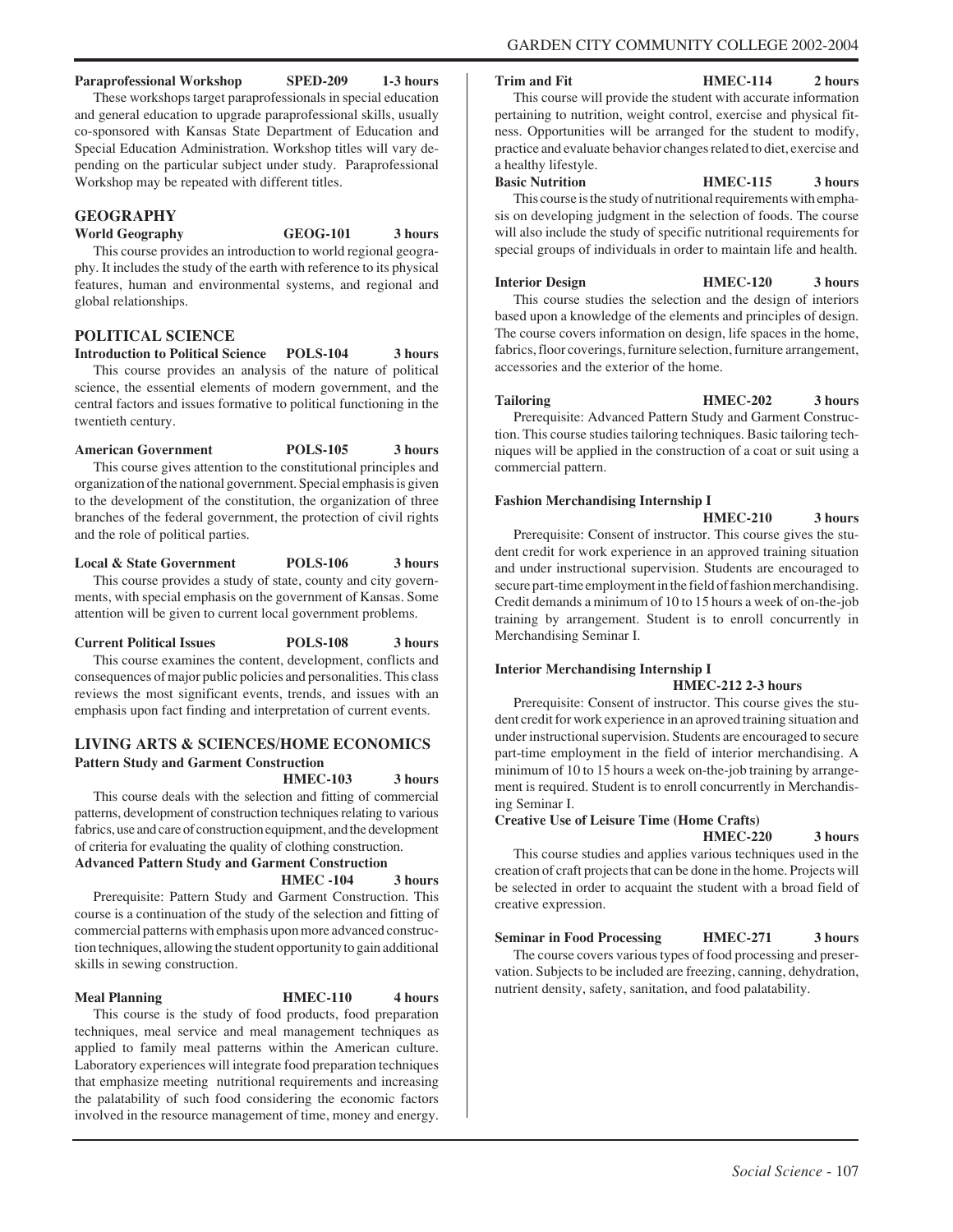**Paraprofessional Workshop SPED-209 1-3 hours**

These workshops target paraprofessionals in special education and general education to upgrade paraprofessional skills, usually co-sponsored with Kansas State Department of Education and Special Education Administration. Workshop titles will vary depending on the particular subject under study. Paraprofessional Workshop may be repeated with different titles.

## GEOGRAPHY

**World Geography GEOG-101 3 hours**

This course provides an introduction to world regional geography. It includes the study of the earth with reference to its physical features, human and environmental systems, and regional and global relationships.

## POLITICAL SCIENCE

**Introduction to Political Science POLS-104 3 hours**

This course provides an analysis of the nature of political science, the essential elements of modern government, and the central factors and issues formative to political functioning in the twentieth century.

**American Government POLS-105 3 hours**

This course gives attention to the constitutional principles and organization of the national government. Special emphasis is given to the development of the constitution, the organization of three branches of the federal government, the protection of civil rights and the role of political parties.

**Local & State Government POLS-106 3 hours**

This course provides a study of state, county and city governments, with special emphasis on the government of Kansas. Some attention will be given to current local government problems.

**Current Political Issues POLS-108 3 hours**

This course examines the content, development, conflicts and consequences of major public policies and personalities. This class reviews the most significant events, trends, and issues with an emphasis upon fact finding and interpretation of current events.

## LIVING ARTS & SCIENCES/HOME ECONOMICS

**Pattern Study and Garment Construction**
**HMEC-103 3 hours**

This course deals with the selection and fitting of commercial patterns, development of construction techniques relating to various fabrics, use and care of construction equipment, and the development of criteria for evaluating the quality of clothing construction.

**Advanced Pattern Study and Garment Construction**
**HMEC -104 3 hours**

Prerequisite: Pattern Study and Garment Construction. This course is a continuation of the study of the selection and fitting of commercial patterns with emphasis upon more advanced construction techniques, allowing the student opportunity to gain additional skills in sewing construction.

**Meal Planning HMEC-110 4 hours**

This course is the study of food products, food preparation techniques, meal service and meal management techniques as applied to family meal patterns within the American culture. Laboratory experiences will integrate food preparation techniques that emphasize meeting nutritional requirements and increasing the palatability of such food considering the economic factors involved in the resource management of time, money and energy.

**Trim and Fit HMEC-114 2 hours**

This course will provide the student with accurate information pertaining to nutrition, weight control, exercise and physical fitness. Opportunities will be arranged for the student to modify, practice and evaluate behavior changes related to diet, exercise and a healthy lifestyle.

**Basic Nutrition HMEC-115 3 hours**

This course is the study of nutritional requirements with emphasis on developing judgment in the selection of foods. The course will also include the study of specific nutritional requirements for special groups of individuals in order to maintain life and health.

**Interior Design HMEC-120 3 hours**

This course studies the selection and the design of interiors based upon a knowledge of the elements and principles of design. The course covers information on design, life spaces in the home, fabrics, floor coverings, furniture selection, furniture arrangement, accessories and the exterior of the home.

**Tailoring HMEC-202 3 hours**

Prerequisite: Advanced Pattern Study and Garment Construction. This course studies tailoring techniques. Basic tailoring techniques will be applied in the construction of a coat or suit using a commercial pattern.

**Fashion Merchandising Internship I**
**HMEC-210 3 hours**

Prerequisite: Consent of instructor. This course gives the student credit for work experience in an approved training situation and under instructional supervision. Students are encouraged to secure part-time employment in the field of fashion merchandising. Credit demands a minimum of 10 to 15 hours a week of on-the-job training by arrangement. Student is to enroll concurrently in Merchandising Seminar I.

**Interior Merchandising Internship I**
**HMEC-212 2-3 hours**

Prerequisite: Consent of instructor. This course gives the student credit for work experience in an aproved training situation and under instructional supervision. Students are encouraged to secure part-time employment in the field of interior merchandising. A minimum of 10 to 15 hours a week on-the-job training by arrangement is required. Student is to enroll concurrently in Merchandising Seminar I.

**Creative Use of Leisure Time (Home Crafts)**
**HMEC-220 3 hours**

This course studies and applies various techniques used in the creation of craft projects that can be done in the home. Projects will be selected in order to acquaint the student with a broad field of creative expression.

**Seminar in Food Processing HMEC-271 3 hours**

The course covers various types of food processing and preservation. Subjects to be included are freezing, canning, dehydration, nutrient density, safety, sanitation, and food palatability.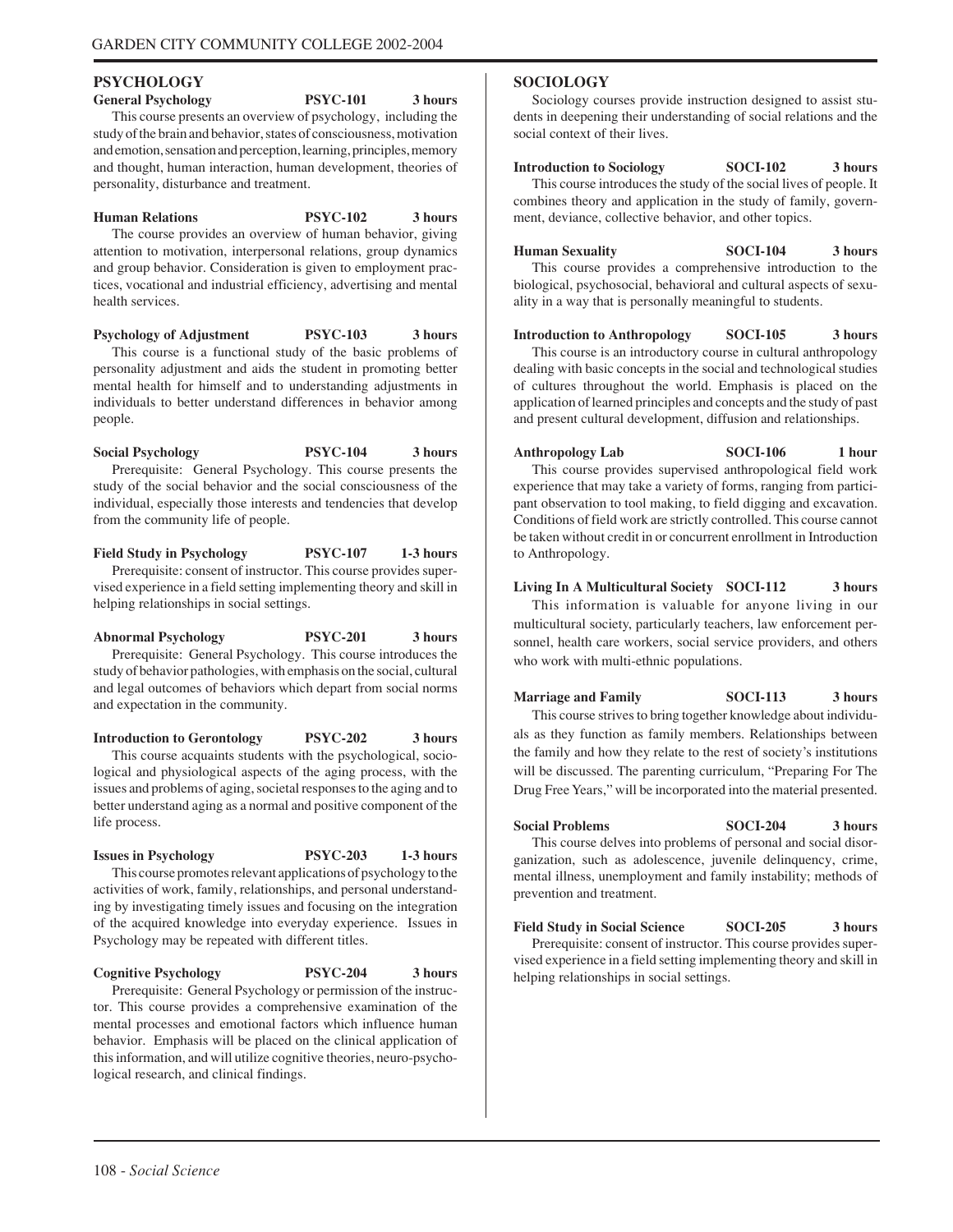## PSYCHOLOGY

**General Psychology PSYC-101 3 hours**

This course presents an overview of psychology, including the study of the brain and behavior, states of consciousness, motivation and emotion, sensation and perception, learning, principles, memory and thought, human interaction, human development, theories of personality, disturbance and treatment.

**Human Relations PSYC-102 3 hours**

The course provides an overview of human behavior, giving attention to motivation, interpersonal relations, group dynamics and group behavior. Consideration is given to employment practices, vocational and industrial efficiency, advertising and mental health services.

**Psychology of Adjustment PSYC-103 3 hours**

This course is a functional study of the basic problems of personality adjustment and aids the student in promoting better mental health for himself and to understanding adjustments in individuals to better understand differences in behavior among people.

**Social Psychology PSYC-104 3 hours**

Prerequisite: General Psychology. This course presents the study of the social behavior and the social consciousness of the individual, especially those interests and tendencies that develop from the community life of people.

**Field Study in Psychology PSYC-107 1-3 hours**

Prerequisite: consent of instructor. This course provides supervised experience in a field setting implementing theory and skill in helping relationships in social settings.

**Abnormal Psychology PSYC-201 3 hours**

Prerequisite: General Psychology. This course introduces the study of behavior pathologies, with emphasis on the social, cultural and legal outcomes of behaviors which depart from social norms and expectation in the community.

**Introduction to Gerontology PSYC-202 3 hours**

This course acquaints students with the psychological, sociological and physiological aspects of the aging process, with the issues and problems of aging, societal responses to the aging and to better understand aging as a normal and positive component of the life process.

**Issues in Psychology PSYC-203 1-3 hours**

This course promotes relevant applications of psychology to the activities of work, family, relationships, and personal understanding by investigating timely issues and focusing on the integration of the acquired knowledge into everyday experience. Issues in Psychology may be repeated with different titles.

**Cognitive Psychology PSYC-204 3 hours**

Prerequisite: General Psychology or permission of the instructor. This course provides a comprehensive examination of the mental processes and emotional factors which influence human behavior. Emphasis will be placed on the clinical application of this information, and will utilize cognitive theories, neuro-psychological research, and clinical findings.

## SOCIOLOGY

Sociology courses provide instruction designed to assist students in deepening their understanding of social relations and the social context of their lives.

**Introduction to Sociology SOCI-102 3 hours**

This course introduces the study of the social lives of people. It combines theory and application in the study of family, government, deviance, collective behavior, and other topics.

**Human Sexuality SOCI-104 3 hours**

This course provides a comprehensive introduction to the biological, psychosocial, behavioral and cultural aspects of sexuality in a way that is personally meaningful to students.

**Introduction to Anthropology SOCI-105 3 hours**

This course is an introductory course in cultural anthropology dealing with basic concepts in the social and technological studies of cultures throughout the world. Emphasis is placed on the application of learned principles and concepts and the study of past and present cultural development, diffusion and relationships.

**Anthropology Lab SOCI-106 1 hour**

This course provides supervised anthropological field work experience that may take a variety of forms, ranging from participant observation to tool making, to field digging and excavation. Conditions of field work are strictly controlled. This course cannot be taken without credit in or concurrent enrollment in Introduction to Anthropology.

**Living In A Multicultural Society SOCI-112 3 hours**

This information is valuable for anyone living in our multicultural society, particularly teachers, law enforcement personnel, health care workers, social service providers, and others who work with multi-ethnic populations.

**Marriage and Family SOCI-113 3 hours**

This course strives to bring together knowledge about individuals as they function as family members. Relationships between the family and how they relate to the rest of society's institutions will be discussed. The parenting curriculum, "Preparing For The Drug Free Years," will be incorporated into the material presented.

**Social Problems SOCI-204 3 hours**

This course delves into problems of personal and social disorganization, such as adolescence, juvenile delinquency, crime, mental illness, unemployment and family instability; methods of prevention and treatment.

**Field Study in Social Science SOCI-205 3 hours**

Prerequisite: consent of instructor. This course provides supervised experience in a field setting implementing theory and skill in helping relationships in social settings.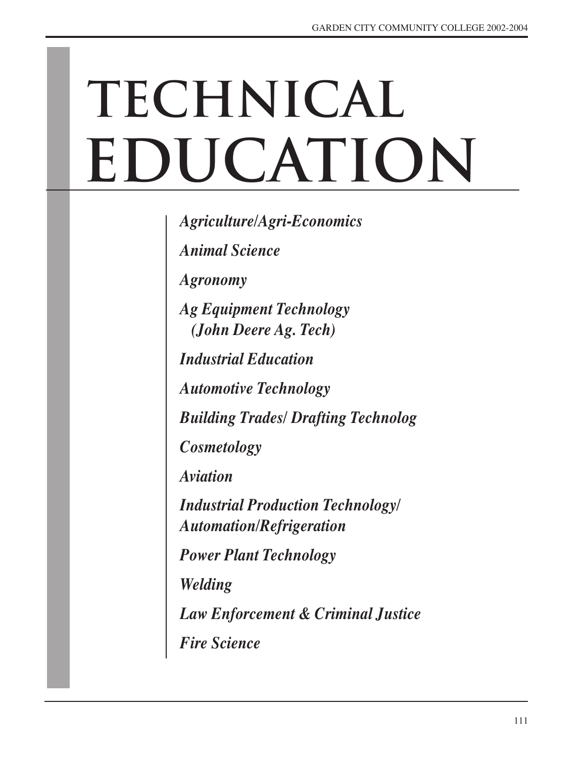# TECHNICAL EDUCATION

*Agriculture/Agri-Economics*

*Animal Science*

*Agronomy*

*Ag Equipment Technology (John Deere Ag. Tech)*

*Industrial Education*

*Automotive Technology*

*Building Trades/ Drafting Technolog*

*Cosmetology*

*Aviation*

*Industrial Production Technology/ Automation/Refrigeration*

*Power Plant Technology*

*Welding*

*Law Enforcement & Criminal Justice*

*Fire Science*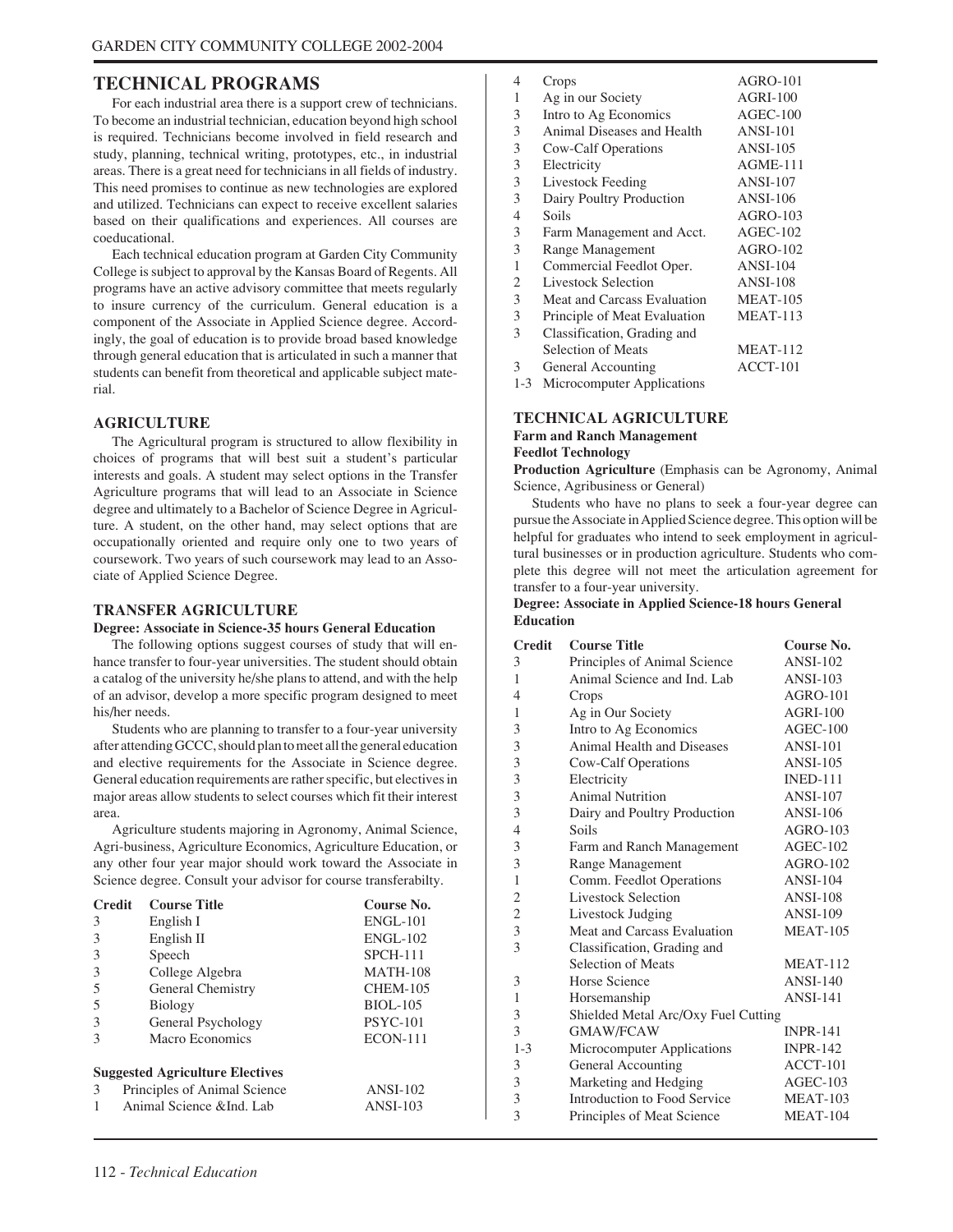# TECHNICAL PROGRAMS

For each industrial area there is a support crew of technicians. To become an industrial technician, education beyond high school is required. Technicians become involved in field research and study, planning, technical writing, prototypes, etc., in industrial areas. There is a great need for technicians in all fields of industry. This need promises to continue as new technologies are explored and utilized. Technicians can expect to receive excellent salaries based on their qualifications and experiences. All courses are coeducational.

Each technical education program at Garden City Community College is subject to approval by the Kansas Board of Regents. All programs have an active advisory committee that meets regularly to insure currency of the curriculum. General education is a component of the Associate in Applied Science degree. Accordingly, the goal of education is to provide broad based knowledge through general education that is articulated in such a manner that students can benefit from theoretical and applicable subject material.

## AGRICULTURE

The Agricultural program is structured to allow flexibility in choices of programs that will best suit a student's particular interests and goals. A student may select options in the Transfer Agriculture programs that will lead to an Associate in Science degree and ultimately to a Bachelor of Science Degree in Agriculture. A student, on the other hand, may select options that are occupationally oriented and require only one to two years of coursework. Two years of such coursework may lead to an Associate of Applied Science Degree.

## TRANSFER AGRICULTURE

**Degree: Associate in Science-35 hours General Education**

The following options suggest courses of study that will enhance transfer to four-year universities. The student should obtain a catalog of the university he/she plans to attend, and with the help of an advisor, develop a more specific program designed to meet his/her needs.

Students who are planning to transfer to a four-year university after attending GCCC, should plan to meet all the general education and elective requirements for the Associate in Science degree. General education requirements are rather specific, but electives in major areas allow students to select courses which fit their interest area.

Agriculture students majoring in Agronomy, Animal Science, Agri-business, Agriculture Economics, Agriculture Education, or any other four year major should work toward the Associate in Science degree. Consult your advisor for course transferabilty.

| Credit | Course Title | Course No. |
|---|---|---|
| 3 | English I | ENGL-101 |
| 3 | English II | ENGL-102 |
| 3 | Speech | SPCH-111 |
| 3 | College Algebra | MATH-108 |
| 5 | General Chemistry | CHEM-105 |
| 5 | Biology | BIOL-105 |
| 3 | General Psychology | PSYC-101 |
| 3 | Macro Economics | ECON-111 |

**Suggested Agriculture Electives**

| Credit | Course Title | Course No. |
|---|---|---|
| 3 | Principles of Animal Science | ANSI-102 |
| 1 | Animal Science &Ind. Lab | ANSI-103 |
| 4 | Crops | AGRO-101 |
| 1 | Ag in our Society | AGRI-100 |
| 3 | Intro to Ag Economics | AGEC-100 |
| 3 | Animal Diseases and Health | ANSI-101 |
| 3 | Cow-Calf Operations | ANSI-105 |
| 3 | Electricity | AGME-111 |
| 3 | Livestock Feeding | ANSI-107 |
| 3 | Dairy Poultry Production | ANSI-106 |
| 4 | Soils | AGRO-103 |
| 3 | Farm Management and Acct. | AGEC-102 |
| 3 | Range Management | AGRO-102 |
| 1 | Commercial Feedlot Oper. | ANSI-104 |
| 2 | Livestock Selection | ANSI-108 |
| 3 | Meat and Carcass Evaluation | MEAT-105 |
| 3 | Principle of Meat Evaluation | MEAT-113 |
| 3 | Classification, Grading and Selection of Meats | MEAT-112 |
| 3 | General Accounting | ACCT-101 |
| 1-3 | Microcomputer Applications | |

## TECHNICAL AGRICULTURE

**Farm and Ranch Management**

**Feedlot Technology**

**Production Agriculture** (Emphasis can be Agronomy, Animal Science, Agribusiness or General)

Students who have no plans to seek a four-year degree can pursue the Associate in Applied Science degree. This option will be helpful for graduates who intend to seek employment in agricultural businesses or in production agriculture. Students who complete this degree will not meet the articulation agreement for transfer to a four-year university.

**Degree: Associate in Applied Science-18 hours General Education**

| Credit | Course Title | Course No. |
|---|---|---|
| 3 | Principles of Animal Science | ANSI-102 |
| 1 | Animal Science and Ind. Lab | ANSI-103 |
| 4 | Crops | AGRO-101 |
| 1 | Ag in Our Society | AGRI-100 |
| 3 | Intro to Ag Economics | AGEC-100 |
| 3 | Animal Health and Diseases | ANSI-101 |
| 3 | Cow-Calf Operations | ANSI-105 |
| 3 | Electricity | INED-111 |
| 3 | Animal Nutrition | ANSI-107 |
| 3 | Dairy and Poultry Production | ANSI-106 |
| 4 | Soils | AGRO-103 |
| 3 | Farm and Ranch Management | AGEC-102 |
| 3 | Range Management | AGRO-102 |
| 1 | Comm. Feedlot Operations | ANSI-104 |
| 2 | Livestock Selection | ANSI-108 |
| 2 | Livestock Judging | ANSI-109 |
| 3 | Meat and Carcass Evaluation | MEAT-105 |
| 3 | Classification, Grading and Selection of Meats | MEAT-112 |
| 3 | Horse Science | ANSI-140 |
| 1 | Horsemanship | ANSI-141 |
| 3 | Shielded Metal Arc/Oxy Fuel Cutting | |
| 3 | GMAW/FCAW | INPR-141 |
| 1-3 | Microcomputer Applications | INPR-142 |
| 3 | General Accounting | ACCT-101 |
| 3 | Marketing and Hedging | AGEC-103 |
| 3 | Introduction to Food Service | MEAT-103 |
| 3 | Principles of Meat Science | MEAT-104 |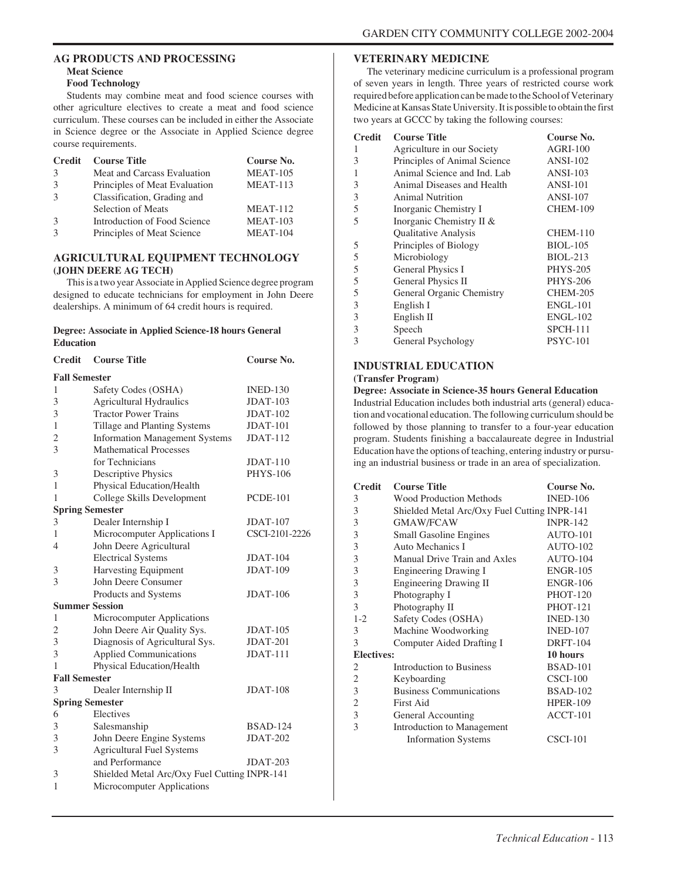## AG PRODUCTS AND PROCESSING

**Meat Science**

**Food Technology**

Students may combine meat and food science courses with other agriculture electives to create a meat and food science curriculum. These courses can be included in either the Associate in Science degree or the Associate in Applied Science degree course requirements.

| Credit | Course Title | Course No. |
|---|---|---|
| 3 | Meat and Carcass Evaluation | MEAT-105 |
| 3 | Principles of Meat Evaluation | MEAT-113 |
| 3 | Classification, Grading and Selection of Meats | MEAT-112 |
| 3 | Introduction of Food Science | MEAT-103 |
| 3 | Principles of Meat Science | MEAT-104 |

## AGRICULTURAL EQUIPMENT TECHNOLOGY (JOHN DEERE AG TECH)

This is a two year Associate in Applied Science degree program designed to educate technicians for employment in John Deere dealerships. A minimum of 64 credit hours is required.

**Degree: Associate in Applied Science-18 hours General Education**

| Credit | Course Title | Course No. |
|---|---|---|
| **Fall Semester** | | |
| 1 | Safety Codes (OSHA) | INED-130 |
| 3 | Agricultural Hydraulics | JDAT-103 |
| 3 | Tractor Power Trains | JDAT-102 |
| 1 | Tillage and Planting Systems | JDAT-101 |
| 2 | Information Management Systems | JDAT-112 |
| 3 | Mathematical Processes for Technicians | JDAT-110 |
| 3 | Descriptive Physics | PHYS-106 |
| 1 | Physical Education/Health | |
| 1 | College Skills Development | PCDE-101 |
| **Spring Semester** | | |
| 3 | Dealer Internship I | JDAT-107 |
| 1 | Microcomputer Applications I | CSCI-2101-2226 |
| 4 | John Deere Agricultural Electrical Systems | JDAT-104 |
| 3 | Harvesting Equipment | JDAT-109 |
| 3 | John Deere Consumer Products and Systems | JDAT-106 |
| **Summer Session** | | |
| 1 | Microcomputer Applications | |
| 2 | John Deere Air Quality Sys. | JDAT-105 |
| 3 | Diagnosis of Agricultural Sys. | JDAT-201 |
| 3 | Applied Communications | JDAT-111 |
| 1 | Physical Education/Health | |
| **Fall Semester** | | |
| 3 | Dealer Internship II | JDAT-108 |
| **Spring Semester** | | |
| 6 | Electives | |
| 3 | Salesmanship | BSAD-124 |
| 3 | John Deere Engine Systems | JDAT-202 |
| 3 | Agricultural Fuel Systems and Performance | JDAT-203 |
| 3 | Shielded Metal Arc/Oxy Fuel Cutting | INPR-141 |
| 1 | Microcomputer Applications | |

## VETERINARY MEDICINE

The veterinary medicine curriculum is a professional program of seven years in length. Three years of restricted course work required before application can be made to the School of Veterinary Medicine at Kansas State University. It is possible to obtain the first two years at GCCC by taking the following courses:

| Credit | Course Title | Course No. |
|---|---|---|
| 1 | Agriculture in our Society | AGRI-100 |
| 3 | Principles of Animal Science | ANSI-102 |
| 1 | Animal Science and Ind. Lab | ANSI-103 |
| 3 | Animal Diseases and Health | ANSI-101 |
| 3 | Animal Nutrition | ANSI-107 |
| 5 | Inorganic Chemistry I | CHEM-109 |
| 5 | Inorganic Chemistry II & Qualitative Analysis | CHEM-110 |
| 5 | Principles of Biology | BIOL-105 |
| 5 | Microbiology | BIOL-213 |
| 5 | General Physics I | PHYS-205 |
| 5 | General Physics II | PHYS-206 |
| 5 | General Organic Chemistry | CHEM-205 |
| 3 | English I | ENGL-101 |
| 3 | English II | ENGL-102 |
| 3 | Speech | SPCH-111 |
| 3 | General Psychology | PSYC-101 |

## INDUSTRIAL EDUCATION

**(Transfer Program)**

**Degree: Associate in Science-35 hours General Education**

Industrial Education includes both industrial arts (general) education and vocational education. The following curriculum should be followed by those planning to transfer to a four-year education program. Students finishing a baccalaureate degree in Industrial Education have the options of teaching, entering industry or pursuing an industrial business or trade in an area of specialization.

| Credit | Course Title | Course No. |
|---|---|---|
| 3 | Wood Production Methods | INED-106 |
| 3 | Shielded Metal Arc/Oxy Fuel Cutting | INPR-141 |
| 3 | GMAW/FCAW | INPR-142 |
| 3 | Small Gasoline Engines | AUTO-101 |
| 3 | Auto Mechanics I | AUTO-102 |
| 3 | Manual Drive Train and Axles | AUTO-104 |
| 3 | Engineering Drawing I | ENGR-105 |
| 3 | Engineering Drawing II | ENGR-106 |
| 3 | Photography I | PHOT-120 |
| 3 | Photography II | PHOT-121 |
| 1-2 | Safety Codes (OSHA) | INED-130 |
| 3 | Machine Woodworking | INED-107 |
| 3 | Computer Aided Drafting I | DRFT-104 |
| **Electives:** | | **10 hours** |
| 2 | Introduction to Business | BSAD-101 |
| 2 | Keyboarding | CSCI-100 |
| 3 | Business Communications | BSAD-102 |
| 2 | First Aid | HPER-109 |
| 3 | General Accounting | ACCT-101 |
| 3 | Introduction to Management Information Systems | CSCI-101 |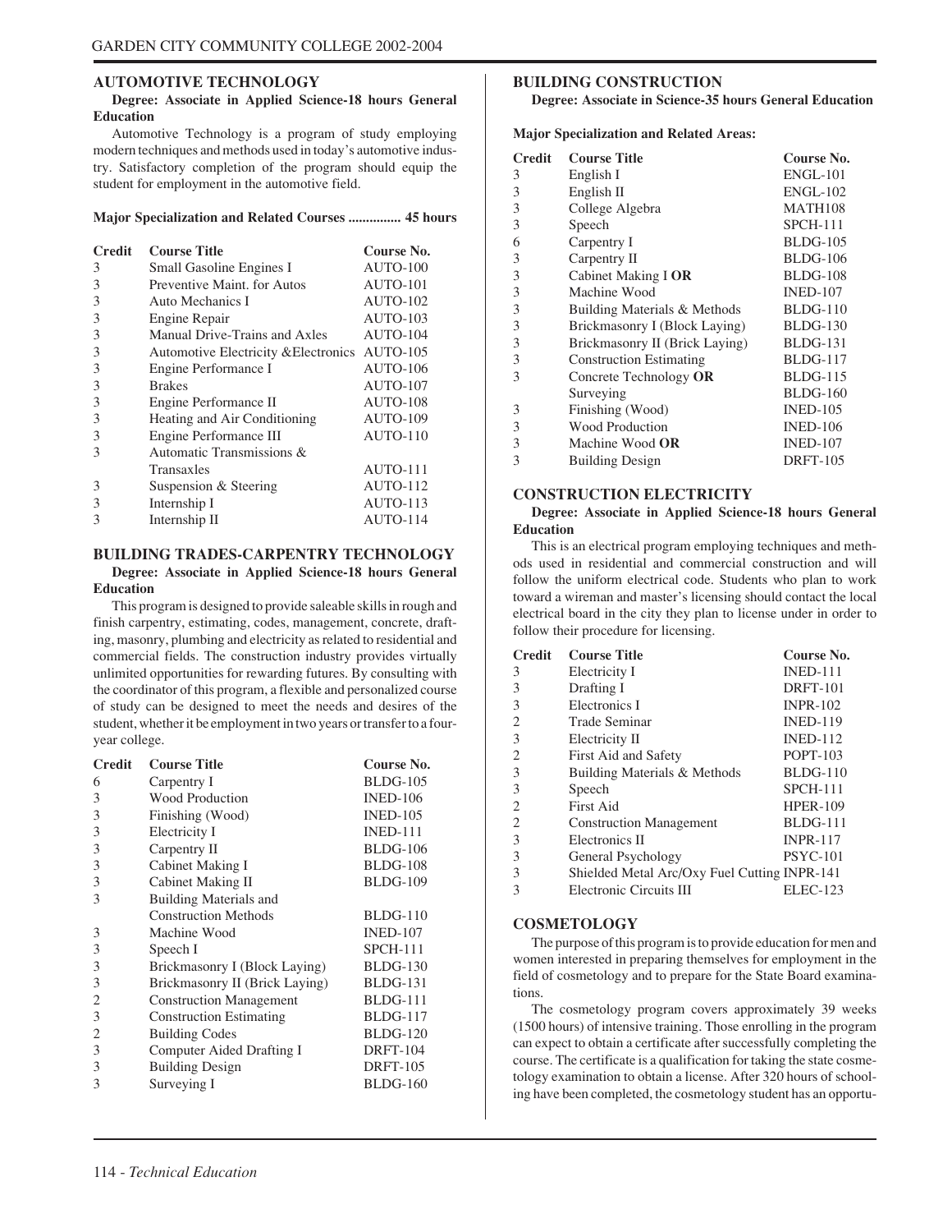## AUTOMOTIVE TECHNOLOGY

**Degree: Associate in Applied Science-18 hours General Education**

Automotive Technology is a program of study employing modern techniques and methods used in today's automotive industry. Satisfactory completion of the program should equip the student for employment in the automotive field.

**Major Specialization and Related Courses ............... 45 hours**

| Credit | Course Title | Course No. |
|---|---|---|
| 3 | Small Gasoline Engines I | AUTO-100 |
| 3 | Preventive Maint. for Autos | AUTO-101 |
| 3 | Auto Mechanics I | AUTO-102 |
| 3 | Engine Repair | AUTO-103 |
| 3 | Manual Drive-Trains and Axles | AUTO-104 |
| 3 | Automotive Electricity &Electronics | AUTO-105 |
| 3 | Engine Performance I | AUTO-106 |
| 3 | Brakes | AUTO-107 |
| 3 | Engine Performance II | AUTO-108 |
| 3 | Heating and Air Conditioning | AUTO-109 |
| 3 | Engine Performance III | AUTO-110 |
| 3 | Automatic Transmissions & Transaxles | AUTO-111 |
| 3 | Suspension & Steering | AUTO-112 |
| 3 | Internship I | AUTO-113 |
| 3 | Internship II | AUTO-114 |

## BUILDING TRADES-CARPENTRY TECHNOLOGY

**Degree: Associate in Applied Science-18 hours General Education**

This program is designed to provide saleable skills in rough and finish carpentry, estimating, codes, management, concrete, drafting, masonry, plumbing and electricity as related to residential and commercial fields. The construction industry provides virtually unlimited opportunities for rewarding futures. By consulting with the coordinator of this program, a flexible and personalized course of study can be designed to meet the needs and desires of the student, whether it be employment in two years or transfer to a four-year college.

| Credit | Course Title | Course No. |
|---|---|---|
| 6 | Carpentry I | BLDG-105 |
| 3 | Wood Production | INED-106 |
| 3 | Finishing (Wood) | INED-105 |
| 3 | Electricity I | INED-111 |
| 3 | Carpentry II | BLDG-106 |
| 3 | Cabinet Making I | BLDG-108 |
| 3 | Cabinet Making II | BLDG-109 |
| 3 | Building Materials and Construction Methods | BLDG-110 |
| 3 | Machine Wood | INED-107 |
| 3 | Speech I | SPCH-111 |
| 3 | Brickmasonry I (Block Laying) | BLDG-130 |
| 3 | Brickmasonry II (Brick Laying) | BLDG-131 |
| 2 | Construction Management | BLDG-111 |
| 3 | Construction Estimating | BLDG-117 |
| 2 | Building Codes | BLDG-120 |
| 3 | Computer Aided Drafting I | DRFT-104 |
| 3 | Building Design | DRFT-105 |
| 3 | Surveying I | BLDG-160 |

## BUILDING CONSTRUCTION

**Degree: Associate in Science-35 hours General Education**

**Major Specialization and Related Areas:**

| Credit | Course Title | Course No. |
|---|---|---|
| 3 | English I | ENGL-101 |
| 3 | English II | ENGL-102 |
| 3 | College Algebra | MATH108 |
| 3 | Speech | SPCH-111 |
| 6 | Carpentry I | BLDG-105 |
| 3 | Carpentry II | BLDG-106 |
| 3 | Cabinet Making I **OR** | BLDG-108 |
| 3 | Machine Wood | INED-107 |
| 3 | Building Materials & Methods | BLDG-110 |
| 3 | Brickmasonry I (Block Laying) | BLDG-130 |
| 3 | Brickmasonry II (Brick Laying) | BLDG-131 |
| 3 | Construction Estimating | BLDG-117 |
| 3 | Concrete Technology **OR** | BLDG-115 |
| | Surveying | BLDG-160 |
| 3 | Finishing (Wood) | INED-105 |
| 3 | Wood Production | INED-106 |
| 3 | Machine Wood **OR** | INED-107 |
| 3 | Building Design | DRFT-105 |

## CONSTRUCTION ELECTRICITY

**Degree: Associate in Applied Science-18 hours General Education**

This is an electrical program employing techniques and methods used in residential and commercial construction and will follow the uniform electrical code. Students who plan to work toward a wireman and master's licensing should contact the local electrical board in the city they plan to license under in order to follow their procedure for licensing.

| Credit | Course Title | Course No. |
|---|---|---|
| 3 | Electricity I | INED-111 |
| 3 | Drafting I | DRFT-101 |
| 3 | Electronics I | INPR-102 |
| 2 | Trade Seminar | INED-119 |
| 3 | Electricity II | INED-112 |
| 2 | First Aid and Safety | POPT-103 |
| 3 | Building Materials & Methods | BLDG-110 |
| 3 | Speech | SPCH-111 |
| 2 | First Aid | HPER-109 |
| 2 | Construction Management | BLDG-111 |
| 3 | Electronics II | INPR-117 |
| 3 | General Psychology | PSYC-101 |
| 3 | Shielded Metal Arc/Oxy Fuel Cutting | INPR-141 |
| 3 | Electronic Circuits III | ELEC-123 |

## COSMETOLOGY

The purpose of this program is to provide education for men and women interested in preparing themselves for employment in the field of cosmetology and to prepare for the State Board examinations.

The cosmetology program covers approximately 39 weeks (1500 hours) of intensive training. Those enrolling in the program can expect to obtain a certificate after successfully completing the course. The certificate is a qualification for taking the state cosmetology examination to obtain a license. After 320 hours of schooling have been completed, the cosmetology student has an opportu-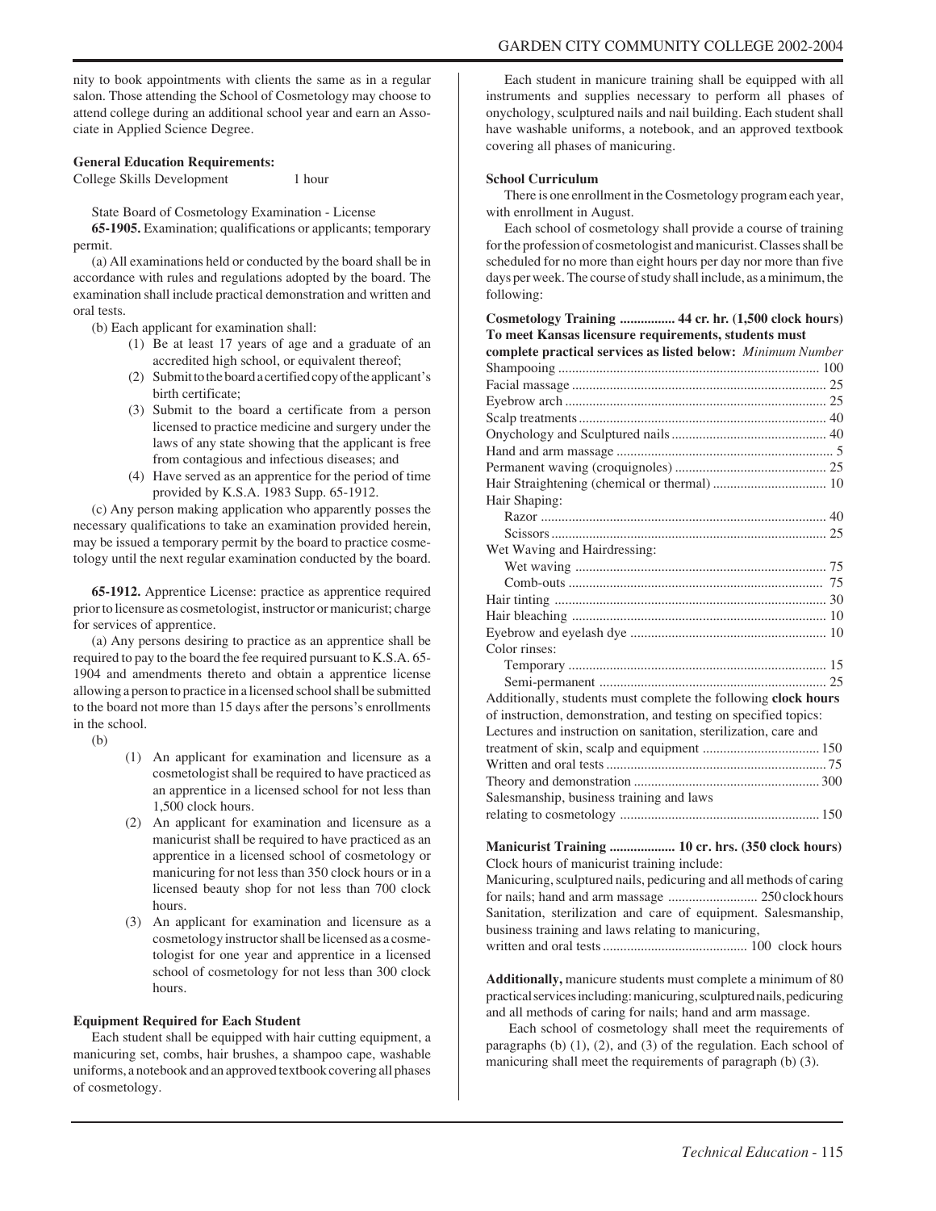nity to book appointments with clients the same as in a regular salon. Those attending the School of Cosmetology may choose to attend college during an additional school year and earn an Associate in Applied Science Degree.

**General Education Requirements:**

College Skills Development 1 hour

State Board of Cosmetology Examination - License

**65-1905.** Examination; qualifications or applicants; temporary permit.

(a) All examinations held or conducted by the board shall be in accordance with rules and regulations adopted by the board. The examination shall include practical demonstration and written and oral tests.

(b) Each applicant for examination shall:

(1) Be at least 17 years of age and a graduate of an accredited high school, or equivalent thereof;

(2) Submit to the board a certified copy of the applicant's birth certificate;

(3) Submit to the board a certificate from a person licensed to practice medicine and surgery under the laws of any state showing that the applicant is free from contagious and infectious diseases; and

(4) Have served as an apprentice for the period of time provided by K.S.A. 1983 Supp. 65-1912.

(c) Any person making application who apparently posses the necessary qualifications to take an examination provided herein, may be issued a temporary permit by the board to practice cosmetology until the next regular examination conducted by the board.

**65-1912.** Apprentice License: practice as apprentice required prior to licensure as cosmetologist, instructor or manicurist; charge for services of apprentice.

(a) Any persons desiring to practice as an apprentice shall be required to pay to the board the fee required pursuant to K.S.A. 65-1904 and amendments thereto and obtain a apprentice license allowing a person to practice in a licensed school shall be submitted to the board not more than 15 days after the persons's enrollments in the school.

(b)

(1) An applicant for examination and licensure as a cosmetologist shall be required to have practiced as an apprentice in a licensed school for not less than 1,500 clock hours.

(2) An applicant for examination and licensure as a manicurist shall be required to have practiced as an apprentice in a licensed school of cosmetology or manicuring for not less than 350 clock hours or in a licensed beauty shop for not less than 700 clock hours.

(3) An applicant for examination and licensure as a cosmetology instructor shall be licensed as a cosmetologist for one year and apprentice in a licensed school of cosmetology for not less than 300 clock hours.

**Equipment Required for Each Student**

Each student shall be equipped with hair cutting equipment, a manicuring set, combs, hair brushes, a shampoo cape, washable uniforms, a notebook and an approved textbook covering all phases of cosmetology.

Each student in manicure training shall be equipped with all instruments and supplies necessary to perform all phases of onychology, sculptured nails and nail building. Each student shall have washable uniforms, a notebook, and an approved textbook covering all phases of manicuring.

**School Curriculum**

There is one enrollment in the Cosmetology program each year, with enrollment in August.

Each school of cosmetology shall provide a course of training for the profession of cosmetologist and manicurist. Classes shall be scheduled for no more than eight hours per day nor more than five days per week. The course of study shall include, as a minimum, the following:

**Cosmetology Training ................ 44 cr. hr. (1,500 clock hours)**
**To meet Kansas licensure requirements, students must complete practical services as listed below:** *Minimum Number*

| Service | Minimum Number |
|---|---|
| Shampooing | 100 |
| Facial massage | 25 |
| Eyebrow arch | 25 |
| Scalp treatments | 40 |
| Onychology and Sculptured nails | 40 |
| Hand and arm massage | 5 |
| Permanent waving (croquignoles) | 25 |
| Hair Straightening (chemical or thermal) | 10 |
| Hair Shaping: | |
| Razor | 40 |
| Scissors | 25 |
| Wet Waving and Hairdressing: | |
| Wet waving | 75 |
| Comb-outs | 75 |
| Hair tinting | 30 |
| Hair bleaching | 10 |
| Eyebrow and eyelash dye | 10 |
| Color rinses: | |
| Temporary | 15 |
| Semi-permanent | 25 |

Additionally, students must complete the following **clock hours** of instruction, demonstration, and testing on specified topics:

| Topic | Clock Hours |
|---|---|
| Lectures and instruction on sanitation, sterilization, care and treatment of skin, scalp and equipment | 150 |
| Written and oral tests | 75 |
| Theory and demonstration | 300 |
| Salesmanship, business training and laws relating to cosmetology | 150 |

**Manicurist Training ................... 10 cr. hrs. (350 clock hours)**

Clock hours of manicurist training include:

Manicuring, sculptured nails, pedicuring and all methods of caring for nails; hand and arm massage .......................... 250 clock hours

Sanitation, sterilization and care of equipment. Salesmanship, business training and laws relating to manicuring, written and oral tests .......................................... 100 clock hours

**Additionally,** manicure students must complete a minimum of 80 practical services including: manicuring, sculptured nails, pedicuring and all methods of caring for nails; hand and arm massage.

Each school of cosmetology shall meet the requirements of paragraphs (b) (1), (2), and (3) of the regulation. Each school of manicuring shall meet the requirements of paragraph (b) (3).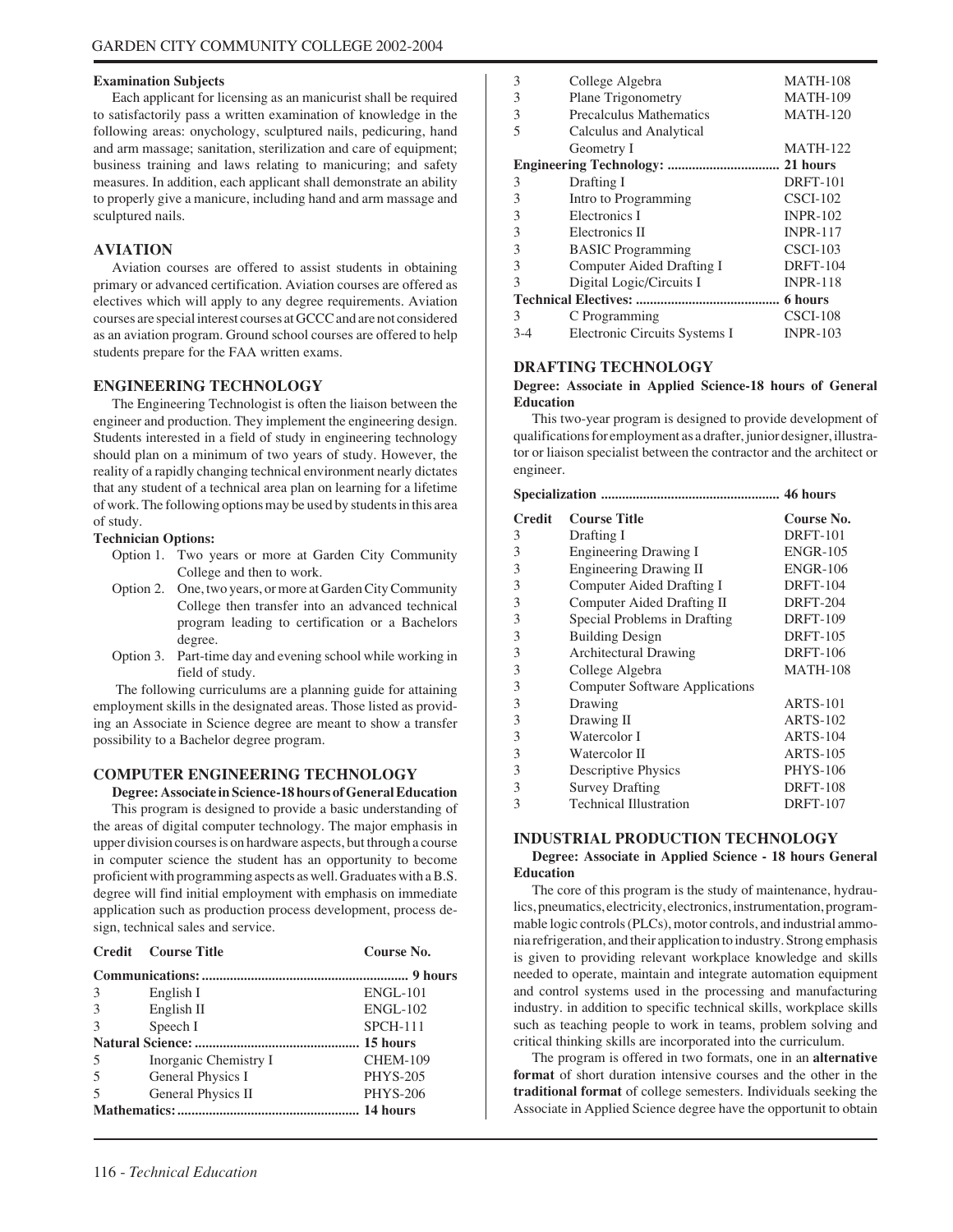**Examination Subjects**

Each applicant for licensing as an manicurist shall be required to satisfactorily pass a written examination of knowledge in the following areas: onychology, sculptured nails, pedicuring, hand and arm massage; sanitation, sterilization and care of equipment; business training and laws relating to manicuring; and safety measures. In addition, each applicant shall demonstrate an ability to properly give a manicure, including hand and arm massage and sculptured nails.

## AVIATION

Aviation courses are offered to assist students in obtaining primary or advanced certification. Aviation courses are offered as electives which will apply to any degree requirements. Aviation courses are special interest courses at GCCC and are not considered as an aviation program. Ground school courses are offered to help students prepare for the FAA written exams.

## ENGINEERING TECHNOLOGY

The Engineering Technologist is often the liaison between the engineer and production. They implement the engineering design. Students interested in a field of study in engineering technology should plan on a minimum of two years of study. However, the reality of a rapidly changing technical environment nearly dictates that any student of a technical area plan on learning for a lifetime of work. The following options may be used by students in this area of study.

**Technician Options:**

- Option 1. Two years or more at Garden City Community College and then to work.
- Option 2. One, two years, or more at Garden City Community College then transfer into an advanced technical program leading to certification or a Bachelors degree.
- Option 3. Part-time day and evening school while working in field of study.

The following curriculums are a planning guide for attaining employment skills in the designated areas. Those listed as providing an Associate in Science degree are meant to show a transfer possibility to a Bachelor degree program.

## COMPUTER ENGINEERING TECHNOLOGY

**Degree: Associate in Science-18 hours of General Education**

This program is designed to provide a basic understanding of the areas of digital computer technology. The major emphasis in upper division courses is on hardware aspects, but through a course in computer science the student has an opportunity to become proficient with programming aspects as well. Graduates with a B.S. degree will find initial employment with emphasis on immediate application such as production process development, process design, technical sales and service.

| Credit | Course Title | Course No. |
|---|---|---|
| **Communications:** | | **9 hours** |
| 3 | English I | ENGL-101 |
| 3 | English II | ENGL-102 |
| 3 | Speech I | SPCH-111 |
| **Natural Science:** | | **15 hours** |
| 5 | Inorganic Chemistry I | CHEM-109 |
| 5 | General Physics I | PHYS-205 |
| 5 | General Physics II | PHYS-206 |
| **Mathematics:** | | **14 hours** |
| 3 | College Algebra | MATH-108 |
| 3 | Plane Trigonometry | MATH-109 |
| 3 | Precalculus Mathematics | MATH-120 |
| 5 | Calculus and Analytical Geometry I | MATH-122 |
| **Engineering Technology:** | | **21 hours** |
| 3 | Drafting I | DRFT-101 |
| 3 | Intro to Programming | CSCI-102 |
| 3 | Electronics I | INPR-102 |
| 3 | Electronics II | INPR-117 |
| 3 | BASIC Programming | CSCI-103 |
| 3 | Computer Aided Drafting I | DRFT-104 |
| 3 | Digital Logic/Circuits I | INPR-118 |
| **Technical Electives:** | | **6 hours** |
| 3 | C Programming | CSCI-108 |
| 3-4 | Electronic Circuits Systems I | INPR-103 |

## DRAFTING TECHNOLOGY

**Degree: Associate in Applied Science-18 hours of General Education**

This two-year program is designed to provide development of qualifications for employment as a drafter, junior designer, illustrator or liaison specialist between the contractor and the architect or engineer.

**Specialization .................................................. 46 hours**

| Credit | Course Title | Course No. |
|---|---|---|
| 3 | Drafting I | DRFT-101 |
| 3 | Engineering Drawing I | ENGR-105 |
| 3 | Engineering Drawing II | ENGR-106 |
| 3 | Computer Aided Drafting I | DRFT-104 |
| 3 | Computer Aided Drafting II | DRFT-204 |
| 3 | Special Problems in Drafting | DRFT-109 |
| 3 | Building Design | DRFT-105 |
| 3 | Architectural Drawing | DRFT-106 |
| 3 | College Algebra | MATH-108 |
| 3 | Computer Software Applications | |
| 3 | Drawing | ARTS-101 |
| 3 | Drawing II | ARTS-102 |
| 3 | Watercolor I | ARTS-104 |
| 3 | Watercolor II | ARTS-105 |
| 3 | Descriptive Physics | PHYS-106 |
| 3 | Survey Drafting | DRFT-108 |
| 3 | Technical Illustration | DRFT-107 |

## INDUSTRIAL PRODUCTION TECHNOLOGY

**Degree: Associate in Applied Science - 18 hours General Education**

The core of this program is the study of maintenance, hydraulics, pneumatics, electricity, electronics, instrumentation, programmable logic controls (PLCs), motor controls, and industrial ammonia refrigeration, and their application to industry. Strong emphasis is given to providing relevant workplace knowledge and skills needed to operate, maintain and integrate automation equipment and control systems used in the processing and manufacturing industry. in addition to specific technical skills, workplace skills such as teaching people to work in teams, problem solving and critical thinking skills are incorporated into the curriculum.

The program is offered in two formats, one in an **alternative format** of short duration intensive courses and the other in the **traditional format** of college semesters. Individuals seeking the Associate in Applied Science degree have the opportunit to obtain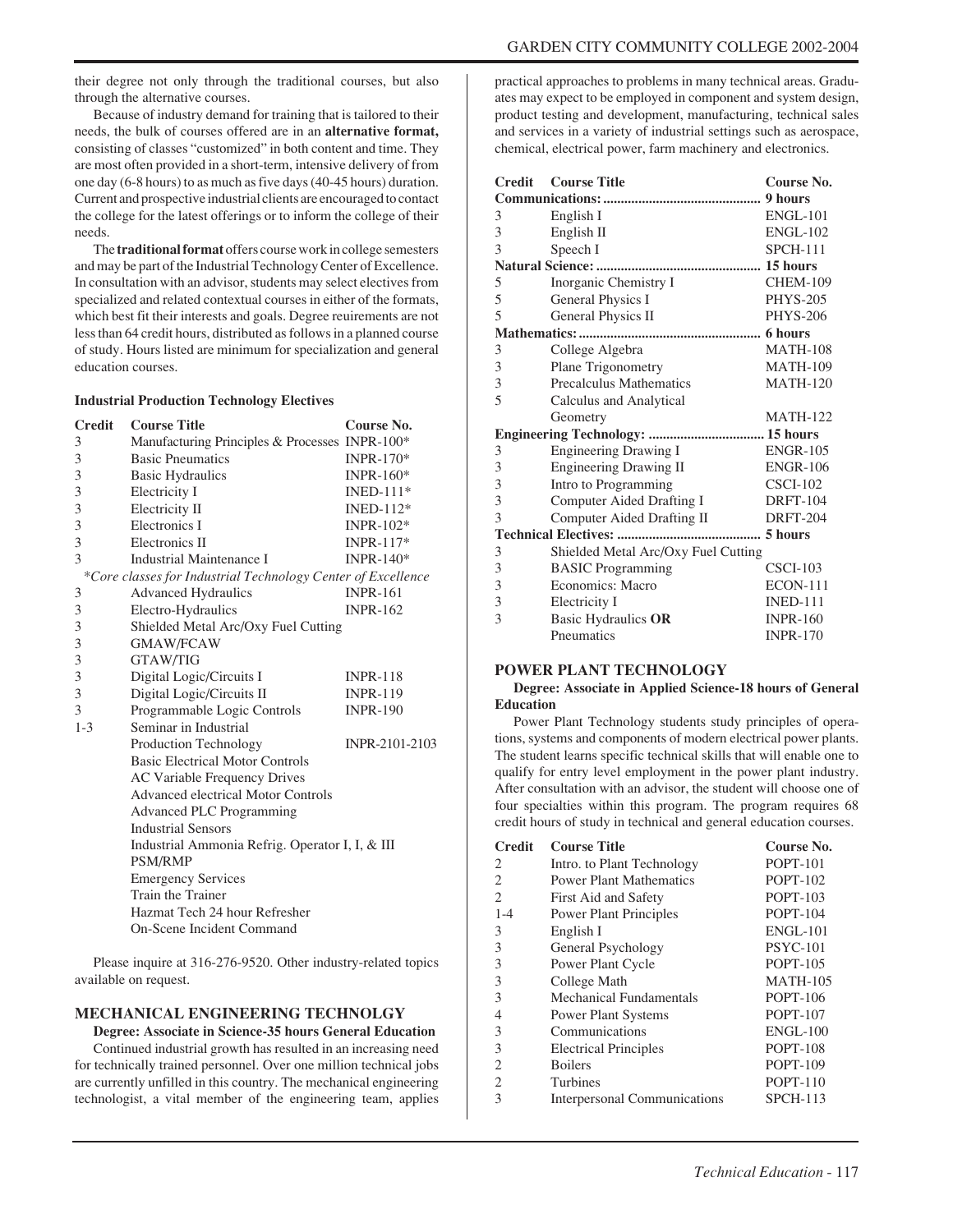their degree not only through the traditional courses, but also through the alternative courses.

Because of industry demand for training that is tailored to their needs, the bulk of courses offered are in an **alternative format,** consisting of classes "customized" in both content and time. They are most often provided in a short-term, intensive delivery of from one day (6-8 hours) to as much as five days (40-45 hours) duration. Current and prospective industrial clients are encouraged to contact the college for the latest offerings or to inform the college of their needs.

The **traditional format** offers course work in college semesters and may be part of the Industrial Technology Center of Excellence. In consultation with an advisor, students may select electives from specialized and related contextual courses in either of the formats, which best fit their interests and goals. Degree reuirements are not less than 64 credit hours, distributed as follows in a planned course of study. Hours listed are minimum for specialization and general education courses.

**Industrial Production Technology Electives**

| Credit | Course Title | Course No. |
|---|---|---|
| 3 | Manufacturing Principles & Processes | INPR-100* |
| 3 | Basic Pneumatics | INPR-170* |
| 3 | Basic Hydraulics | INPR-160* |
| 3 | Electricity I | INED-111* |
| 3 | Electricity II | INED-112* |
| 3 | Electronics I | INPR-102* |
| 3 | Electronics II | INPR-117* |
| 3 | Industrial Maintenance I | INPR-140* |
| | *Core classes for Industrial Technology Center of Excellence* | |
| 3 | Advanced Hydraulics | INPR-161 |
| 3 | Electro-Hydraulics | INPR-162 |
| 3 | Shielded Metal Arc/Oxy Fuel Cutting | |
| 3 | GMAW/FCAW | |
| 3 | GTAW/TIG | |
| 3 | Digital Logic/Circuits I | INPR-118 |
| 3 | Digital Logic/Circuits II | INPR-119 |
| 3 | Programmable Logic Controls | INPR-190 |
| 1-3 | Seminar in Industrial Production Technology | INPR-2101-2103 |
| | Basic Electrical Motor Controls | |
| | AC Variable Frequency Drives | |
| | Advanced electrical Motor Controls | |
| | Advanced PLC Programming | |
| | Industrial Sensors | |
| | Industrial Ammonia Refrig. Operator I, I, & III | |
| | PSM/RMP | |
| | Emergency Services | |
| | Train the Trainer | |
| | Hazmat Tech 24 hour Refresher | |
| | On-Scene Incident Command | |

Please inquire at 316-276-9520. Other industry-related topics available on request.

## MECHANICAL ENGINEERING TECHNOLGY

**Degree: Associate in Science-35 hours General Education**

Continued industrial growth has resulted in an increasing need for technically trained personnel. Over one million technical jobs are currently unfilled in this country. The mechanical engineering technologist, a vital member of the engineering team, applies practical approaches to problems in many technical areas. Graduates may expect to be employed in component and system design, product testing and development, manufacturing, technical sales and services in a variety of industrial settings such as aerospace, chemical, electrical power, farm machinery and electronics.

| Credit | Course Title | Course No. |
|---|---|---|
| **Communications:** | | **9 hours** |
| 3 | English I | ENGL-101 |
| 3 | English II | ENGL-102 |
| 3 | Speech I | SPCH-111 |
| **Natural Science:** | | **15 hours** |
| 5 | Inorganic Chemistry I | CHEM-109 |
| 5 | General Physics I | PHYS-205 |
| 5 | General Physics II | PHYS-206 |
| **Mathematics:** | | **6 hours** |
| 3 | College Algebra | MATH-108 |
| 3 | Plane Trigonometry | MATH-109 |
| 3 | Precalculus Mathematics | MATH-120 |
| 5 | Calculus and Analytical Geometry | MATH-122 |
| **Engineering Technology:** | | **15 hours** |
| 3 | Engineering Drawing I | ENGR-105 |
| 3 | Engineering Drawing II | ENGR-106 |
| 3 | Intro to Programming | CSCI-102 |
| 3 | Computer Aided Drafting I | DRFT-104 |
| 3 | Computer Aided Drafting II | DRFT-204 |
| **Technical Electives:** | | **5 hours** |
| 3 | Shielded Metal Arc/Oxy Fuel Cutting | |
| 3 | BASIC Programming | CSCI-103 |
| 3 | Economics: Macro | ECON-111 |
| 3 | Electricity I | INED-111 |
| 3 | Basic Hydraulics **OR** | INPR-160 |
| | Pneumatics | INPR-170 |

## POWER PLANT TECHNOLOGY

**Degree: Associate in Applied Science-18 hours of General Education**

Power Plant Technology students study principles of operations, systems and components of modern electrical power plants. The student learns specific technical skills that will enable one to qualify for entry level employment in the power plant industry. After consultation with an advisor, the student will choose one of four specialties within this program. The program requires 68 credit hours of study in technical and general education courses.

| Credit | Course Title | Course No. |
|---|---|---|
| 2 | Intro. to Plant Technology | POPT-101 |
| 2 | Power Plant Mathematics | POPT-102 |
| 2 | First Aid and Safety | POPT-103 |
| 1-4 | Power Plant Principles | POPT-104 |
| 3 | English I | ENGL-101 |
| 3 | General Psychology | PSYC-101 |
| 3 | Power Plant Cycle | POPT-105 |
| 3 | College Math | MATH-105 |
| 3 | Mechanical Fundamentals | POPT-106 |
| 4 | Power Plant Systems | POPT-107 |
| 3 | Communications | ENGL-100 |
| 3 | Electrical Principles | POPT-108 |
| 2 | Boilers | POPT-109 |
| 2 | Turbines | POPT-110 |
| 3 | Interpersonal Communications | SPCH-113 |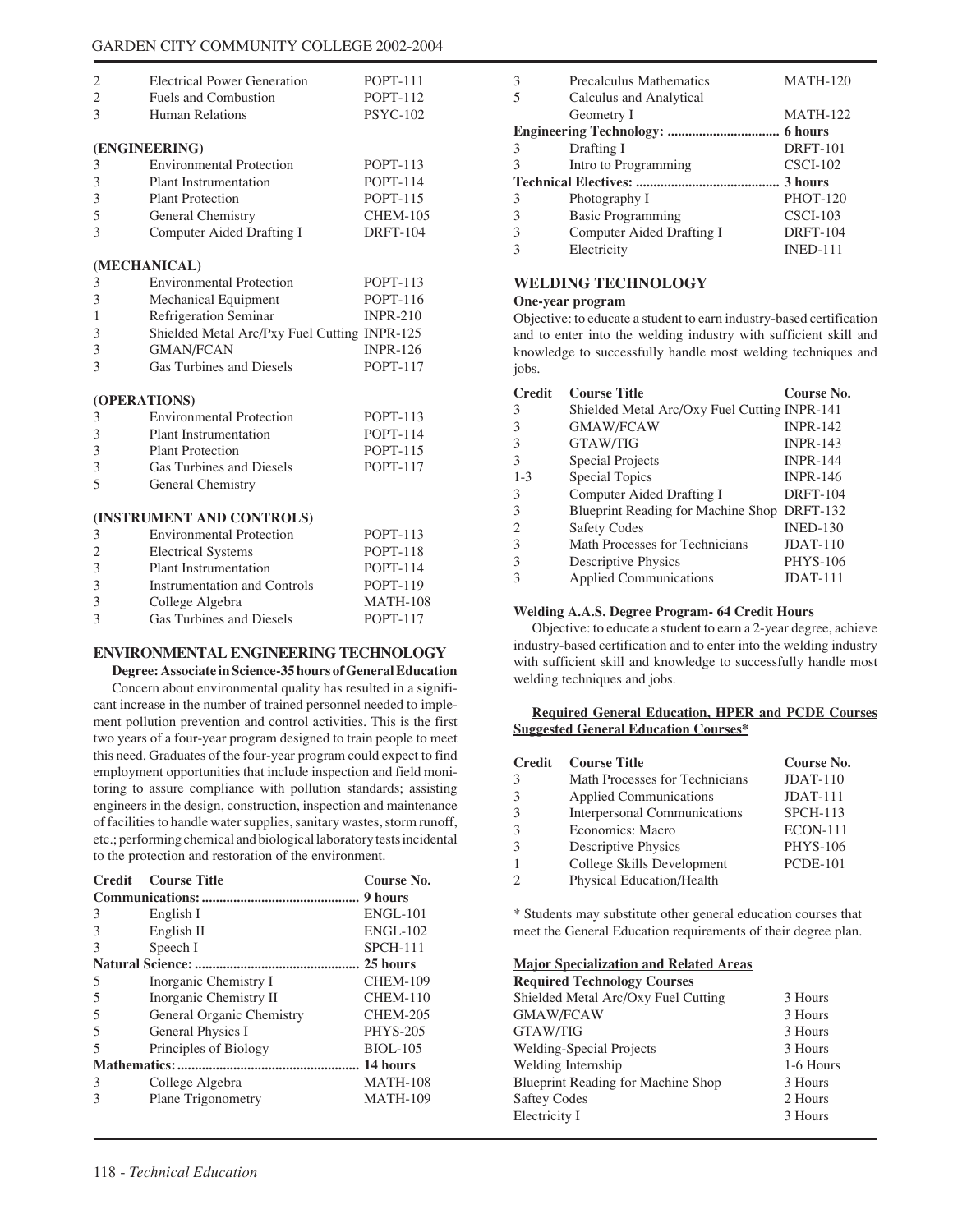| Credit | Course Title | Course No. |
|---|---|---|
| 2 | Electrical Power Generation | POPT-111 |
| 2 | Fuels and Combustion | POPT-112 |
| 3 | Human Relations | PSYC-102 |

**(ENGINEERING)**

| Credit | Course Title | Course No. |
|---|---|---|
| 3 | Environmental Protection | POPT-113 |
| 3 | Plant Instrumentation | POPT-114 |
| 3 | Plant Protection | POPT-115 |
| 5 | General Chemistry | CHEM-105 |
| 3 | Computer Aided Drafting I | DRFT-104 |

**(MECHANICAL)**

| Credit | Course Title | Course No. |
|---|---|---|
| 3 | Environmental Protection | POPT-113 |
| 3 | Mechanical Equipment | POPT-116 |
| 1 | Refrigeration Seminar | INPR-210 |
| 3 | Shielded Metal Arc/Pxy Fuel Cutting | INPR-125 |
| 3 | GMAN/FCAN | INPR-126 |
| 3 | Gas Turbines and Diesels | POPT-117 |

**(OPERATIONS)**

| Credit | Course Title | Course No. |
|---|---|---|
| 3 | Environmental Protection | POPT-113 |
| 3 | Plant Instrumentation | POPT-114 |
| 3 | Plant Protection | POPT-115 |
| 3 | Gas Turbines and Diesels | POPT-117 |
| 5 | General Chemistry | |

**(INSTRUMENT AND CONTROLS)**

| Credit | Course Title | Course No. |
|---|---|---|
| 3 | Environmental Protection | POPT-113 |
| 2 | Electrical Systems | POPT-118 |
| 3 | Plant Instrumentation | POPT-114 |
| 3 | Instrumentation and Controls | POPT-119 |
| 3 | College Algebra | MATH-108 |
| 3 | Gas Turbines and Diesels | POPT-117 |

## ENVIRONMENTAL ENGINEERING TECHNOLOGY

**Degree: Associate in Science-35 hours of General Education**

Concern about environmental quality has resulted in a significant increase in the number of trained personnel needed to implement pollution prevention and control activities. This is the first two years of a four-year program designed to train people to meet this need. Graduates of the four-year program could expect to find employment opportunities that include inspection and field monitoring to assure compliance with pollution standards; assisting engineers in the design, construction, inspection and maintenance of facilities to handle water supplies, sanitary wastes, storm runoff, etc.; performing chemical and biological laboratory tests incidental to the protection and restoration of the environment.

| Credit | Course Title | Course No. |
|---|---|---|
| **Communications:** | | **9 hours** |
| 3 | English I | ENGL-101 |
| 3 | English II | ENGL-102 |
| 3 | Speech I | SPCH-111 |
| **Natural Science:** | | **25 hours** |
| 5 | Inorganic Chemistry I | CHEM-109 |
| 5 | Inorganic Chemistry II | CHEM-110 |
| 5 | General Organic Chemistry | CHEM-205 |
| 5 | General Physics I | PHYS-205 |
| 5 | Principles of Biology | BIOL-105 |
| **Mathematics:** | | **14 hours** |
| 3 | College Algebra | MATH-108 |
| 3 | Plane Trigonometry | MATH-109 |
| 3 | Precalculus Mathematics | MATH-120 |
| 5 | Calculus and Analytical Geometry I | MATH-122 |
| **Engineering Technology:** | | **6 hours** |
| 3 | Drafting I | DRFT-101 |
| 3 | Intro to Programming | CSCI-102 |
| **Technical Electives:** | | **3 hours** |
| 3 | Photography I | PHOT-120 |
| 3 | Basic Programming | CSCI-103 |
| 3 | Computer Aided Drafting I | DRFT-104 |
| 3 | Electricity | INED-111 |

## WELDING TECHNOLOGY

**One-year program**

Objective: to educate a student to earn industry-based certification and to enter into the welding industry with sufficient skill and knowledge to successfully handle most welding techniques and jobs.

| Credit | Course Title | Course No. |
|---|---|---|
| 3 | Shielded Metal Arc/Oxy Fuel Cutting | INPR-141 |
| 3 | GMAW/FCAW | INPR-142 |
| 3 | GTAW/TIG | INPR-143 |
| 3 | Special Projects | INPR-144 |
| 1-3 | Special Topics | INPR-146 |
| 3 | Computer Aided Drafting I | DRFT-104 |
| 3 | Blueprint Reading for Machine Shop | DRFT-132 |
| 2 | Safety Codes | INED-130 |
| 3 | Math Processes for Technicians | JDAT-110 |
| 3 | Descriptive Physics | PHYS-106 |
| 3 | Applied Communications | JDAT-111 |

**Welding A.A.S. Degree Program- 64 Credit Hours**

Objective: to educate a student to earn a 2-year degree, achieve industry-based certification and to enter into the welding industry with sufficient skill and knowledge to successfully handle most welding techniques and jobs.

**Required General Education, HPER and PCDE Courses**
**Suggested General Education Courses***

| Credit | Course Title | Course No. |
|---|---|---|
| 3 | Math Processes for Technicians | JDAT-110 |
| 3 | Applied Communications | JDAT-111 |
| 3 | Interpersonal Communications | SPCH-113 |
| 3 | Economics: Macro | ECON-111 |
| 3 | Descriptive Physics | PHYS-106 |
| 1 | College Skills Development | PCDE-101 |
| 2 | Physical Education/Health | |

* Students may substitute other general education courses that meet the General Education requirements of their degree plan.

**Major Specialization and Related Areas**

**Required Technology Courses**

| Course | Hours |
|---|---|
| Shielded Metal Arc/Oxy Fuel Cutting | 3 Hours |
| GMAW/FCAW | 3 Hours |
| GTAW/TIG | 3 Hours |
| Welding-Special Projects | 3 Hours |
| Welding Internship | 1-6 Hours |
| Blueprint Reading for Machine Shop | 3 Hours |
| Saftey Codes | 2 Hours |
| Electricity I | 3 Hours |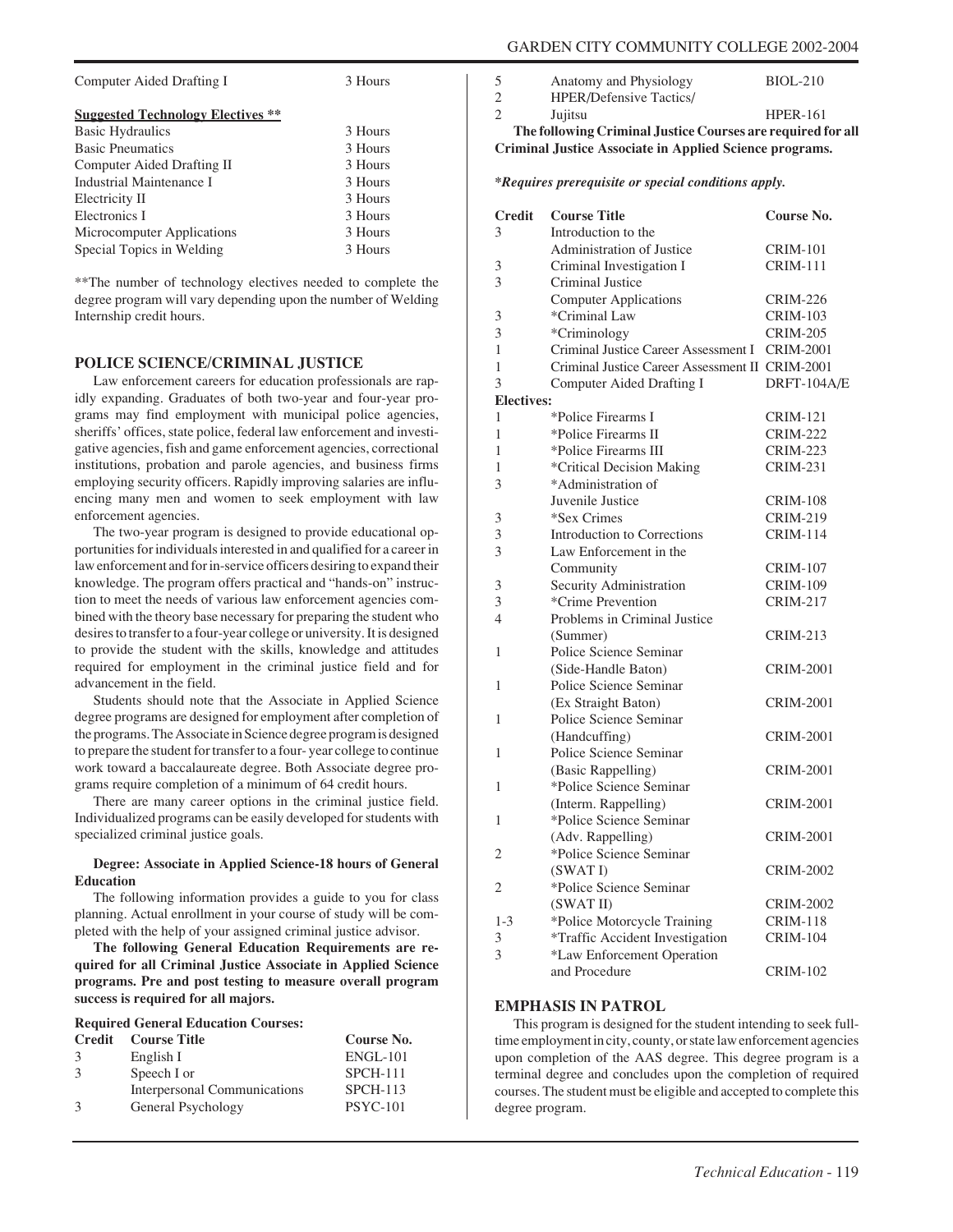| Computer Aided Drafting I | 3 Hours |
|---|---|

**Suggested Technology Electives \*\***

| Course | Hours |
|---|---|
| Basic Hydraulics | 3 Hours |
| Basic Pneumatics | 3 Hours |
| Computer Aided Drafting II | 3 Hours |
| Industrial Maintenance I | 3 Hours |
| Electricity II | 3 Hours |
| Electronics I | 3 Hours |
| Microcomputer Applications | 3 Hours |
| Special Topics in Welding | 3 Hours |

**The number of technology electives needed to complete the degree program will vary depending upon the number of Welding Internship credit hours.

## POLICE SCIENCE/CRIMINAL JUSTICE

Law enforcement careers for education professionals are rapidly expanding. Graduates of both two-year and four-year programs may find employment with municipal police agencies, sheriffs' offices, state police, federal law enforcement and investigative agencies, fish and game enforcement agencies, correctional institutions, probation and parole agencies, and business firms employing security officers. Rapidly improving salaries are influencing many men and women to seek employment with law enforcement agencies.

The two-year program is designed to provide educational opportunities for individuals interested in and qualified for a career in law enforcement and for in-service officers desiring to expand their knowledge. The program offers practical and "hands-on" instruction to meet the needs of various law enforcement agencies combined with the theory base necessary for preparing the student who desires to transfer to a four-year college or university. It is designed to provide the student with the skills, knowledge and attitudes required for employment in the criminal justice field and for advancement in the field.

Students should note that the Associate in Applied Science degree programs are designed for employment after completion of the programs. The Associate in Science degree program is designed to prepare the student for transfer to a four- year college to continue work toward a baccalaureate degree. Both Associate degree programs require completion of a minimum of 64 credit hours.

There are many career options in the criminal justice field. Individualized programs can be easily developed for students with specialized criminal justice goals.

**Degree: Associate in Applied Science-18 hours of General Education**

The following information provides a guide to you for class planning. Actual enrollment in your course of study will be completed with the help of your assigned criminal justice advisor.

**The following General Education Requirements are required for all Criminal Justice Associate in Applied Science programs. Pre and post testing to measure overall program success is required for all majors.**

**Required General Education Courses:**

| Credit | Course Title | Course No. |
|---|---|---|
| 3 | English I | ENGL-101 |
| 3 | Speech I or | SPCH-111 |
| | Interpersonal Communications | SPCH-113 |
| 3 | General Psychology | PSYC-101 |
| 5 | Anatomy and Physiology | BIOL-210 |
| 2 | HPER/Defensive Tactics/ Jujitsu | HPER-161 |

**The following Criminal Justice Courses are required for all Criminal Justice Associate in Applied Science programs.**

***Requires prerequisite or special conditions apply.***

| Credit | Course Title | Course No. |
|---|---|---|
| 3 | Introduction to the Administration of Justice | CRIM-101 |
| 3 | Criminal Investigation I | CRIM-111 |
| 3 | Criminal Justice Computer Applications | CRIM-226 |
| 3 | *Criminal Law | CRIM-103 |
| 3 | *Criminology | CRIM-205 |
| 1 | Criminal Justice Career Assessment I | CRIM-2001 |
| 1 | Criminal Justice Career Assessment II | CRIM-2001 |
| 3 | Computer Aided Drafting I | DRFT-104A/E |
| **Electives:** | | |
| 1 | *Police Firearms I | CRIM-121 |
| 1 | *Police Firearms II | CRIM-222 |
| 1 | *Police Firearms III | CRIM-223 |
| 1 | *Critical Decision Making | CRIM-231 |
| 3 | *Administration of Juvenile Justice | CRIM-108 |
| 3 | *Sex Crimes | CRIM-219 |
| 3 | Introduction to Corrections | CRIM-114 |
| 3 | Law Enforcement in the Community | CRIM-107 |
| 3 | Security Administration | CRIM-109 |
| 3 | *Crime Prevention | CRIM-217 |
| 4 | Problems in Criminal Justice (Summer) | CRIM-213 |
| 1 | Police Science Seminar (Side-Handle Baton) | CRIM-2001 |
| 1 | Police Science Seminar (Ex Straight Baton) | CRIM-2001 |
| 1 | Police Science Seminar (Handcuffing) | CRIM-2001 |
| 1 | Police Science Seminar (Basic Rappelling) | CRIM-2001 |
| 1 | *Police Science Seminar (Interm. Rappelling) | CRIM-2001 |
| 1 | *Police Science Seminar (Adv. Rappelling) | CRIM-2001 |
| 2 | *Police Science Seminar (SWAT I) | CRIM-2002 |
| 2 | *Police Science Seminar (SWAT II) | CRIM-2002 |
| 1-3 | *Police Motorcycle Training | CRIM-118 |
| 3 | *Traffic Accident Investigation | CRIM-104 |
| 3 | *Law Enforcement Operation and Procedure | CRIM-102 |

### EMPHASIS IN PATROL

This program is designed for the student intending to seek full-time employment in city, county, or state law enforcement agencies upon completion of the AAS degree. This degree program is a terminal degree and concludes upon the completion of required courses. The student must be eligible and accepted to complete this degree program.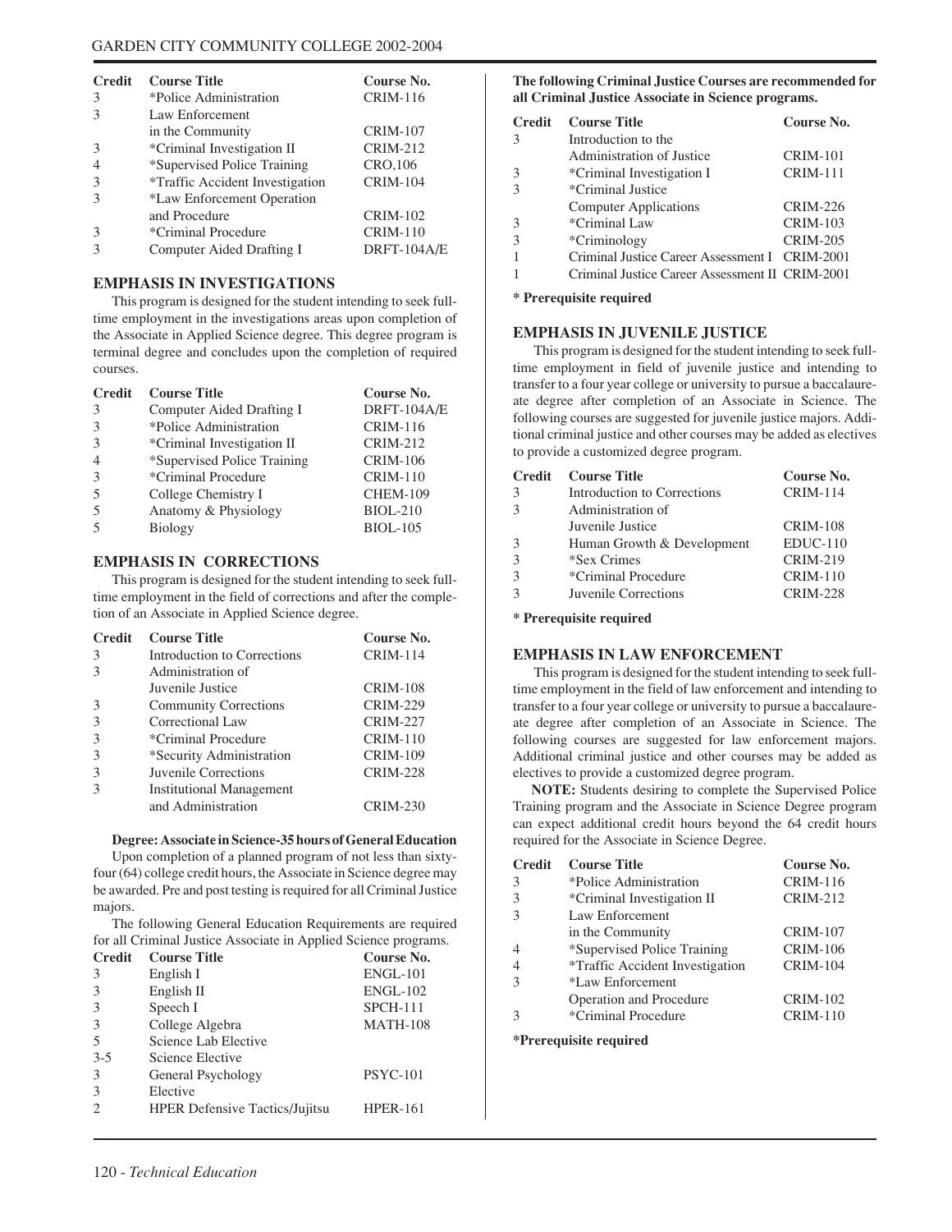| Credit | Course Title | Course No. |
|---|---|---|
| 3 | *Police Administration | CRIM-116 |
| 3 | Law Enforcement in the Community | CRIM-107 |
| 3 | *Criminal Investigation II | CRIM-212 |
| 4 | *Supervised Police Training | CRO,106 |
| 3 | *Traffic Accident Investigation | CRIM-104 |
| 3 | *Law Enforcement Operation and Procedure | CRIM-102 |
| 3 | *Criminal Procedure | CRIM-110 |
| 3 | Computer Aided Drafting I | DRFT-104A/E |

## EMPHASIS IN INVESTIGATIONS

This program is designed for the student intending to seek full-time employment in the investigations areas upon completion of the Associate in Applied Science degree. This degree program is terminal degree and concludes upon the completion of required courses.

| Credit | Course Title | Course No. |
|---|---|---|
| 3 | Computer Aided Drafting I | DRFT-104A/E |
| 3 | *Police Administration | CRIM-116 |
| 3 | *Criminal Investigation II | CRIM-212 |
| 4 | *Supervised Police Training | CRIM-106 |
| 3 | *Criminal Procedure | CRIM-110 |
| 5 | College Chemistry I | CHEM-109 |
| 5 | Anatomy & Physiology | BIOL-210 |
| 5 | Biology | BIOL-105 |

## EMPHASIS IN CORRECTIONS

This program is designed for the student intending to seek full-time employment in the field of corrections and after the completion of an Associate in Applied Science degree.

| Credit | Course Title | Course No. |
|---|---|---|
| 3 | Introduction to Corrections | CRIM-114 |
| 3 | Administration of Juvenile Justice | CRIM-108 |
| 3 | Community Corrections | CRIM-229 |
| 3 | Correctional Law | CRIM-227 |
| 3 | *Criminal Procedure | CRIM-110 |
| 3 | *Security Administration | CRIM-109 |
| 3 | Juvenile Corrections | CRIM-228 |
| 3 | Institutional Management and Administration | CRIM-230 |

**Degree: Associate in Science-35 hours of General Education**

Upon completion of a planned program of not less than sixty-four (64) college credit hours, the Associate in Science degree may be awarded. Pre and post testing is required for all Criminal Justice majors.

The following General Education Requirements are required for all Criminal Justice Associate in Applied Science programs.

| Credit | Course Title | Course No. |
|---|---|---|
| 3 | English I | ENGL-101 |
| 3 | English II | ENGL-102 |
| 3 | Speech I | SPCH-111 |
| 3 | College Algebra | MATH-108 |
| 5 | Science Lab Elective | |
| 3-5 | Science Elective | |
| 3 | General Psychology | PSYC-101 |
| 3 | Elective | |
| 2 | HPER Defensive Tactics/Jujitsu | HPER-161 |

**The following Criminal Justice Courses are recommended for all Criminal Justice Associate in Science programs.**

| Credit | Course Title | Course No. |
|---|---|---|
| 3 | Introduction to the Administration of Justice | CRIM-101 |
| 3 | *Criminal Investigation I | CRIM-111 |
| 3 | *Criminal Justice Computer Applications | CRIM-226 |
| 3 | *Criminal Law | CRIM-103 |
| 3 | *Criminology | CRIM-205 |
| 1 | Criminal Justice Career Assessment I | CRIM-2001 |
| 1 | Criminal Justice Career Assessment II | CRIM-2001 |

**\* Prerequisite required**

## EMPHASIS IN JUVENILE JUSTICE

This program is designed for the student intending to seek full-time employment in field of juvenile justice and intending to transfer to a four year college or university to pursue a baccalaureate degree after completion of an Associate in Science. The following courses are suggested for juvenile justice majors. Additional criminal justice and other courses may be added as electives to provide a customized degree program.

| Credit | Course Title | Course No. |
|---|---|---|
| 3 | Introduction to Corrections | CRIM-114 |
| 3 | Administration of Juvenile Justice | CRIM-108 |
| 3 | Human Growth & Development | EDUC-110 |
| 3 | *Sex Crimes | CRIM-219 |
| 3 | *Criminal Procedure | CRIM-110 |
| 3 | Juvenile Corrections | CRIM-228 |

**\* Prerequisite required**

## EMPHASIS IN LAW ENFORCEMENT

This program is designed for the student intending to seek full-time employment in the field of law enforcement and intending to transfer to a four year college or university to pursue a baccalaureate degree after completion of an Associate in Science. The following courses are suggested for law enforcement majors. Additional criminal justice and other courses may be added as electives to provide a customized degree program.

**NOTE:** Students desiring to complete the Supervised Police Training program and the Associate in Science Degree program can expect additional credit hours beyond the 64 credit hours required for the Associate in Science Degree.

| Credit | Course Title | Course No. |
|---|---|---|
| 3 | *Police Administration | CRIM-116 |
| 3 | *Criminal Investigation II | CRIM-212 |
| 3 | Law Enforcement in the Community | CRIM-107 |
| 4 | *Supervised Police Training | CRIM-106 |
| 4 | *Traffic Accident Investigation | CRIM-104 |
| 3 | *Law Enforcement Operation and Procedure | CRIM-102 |
| 3 | *Criminal Procedure | CRIM-110 |

**\*Prerequisite required**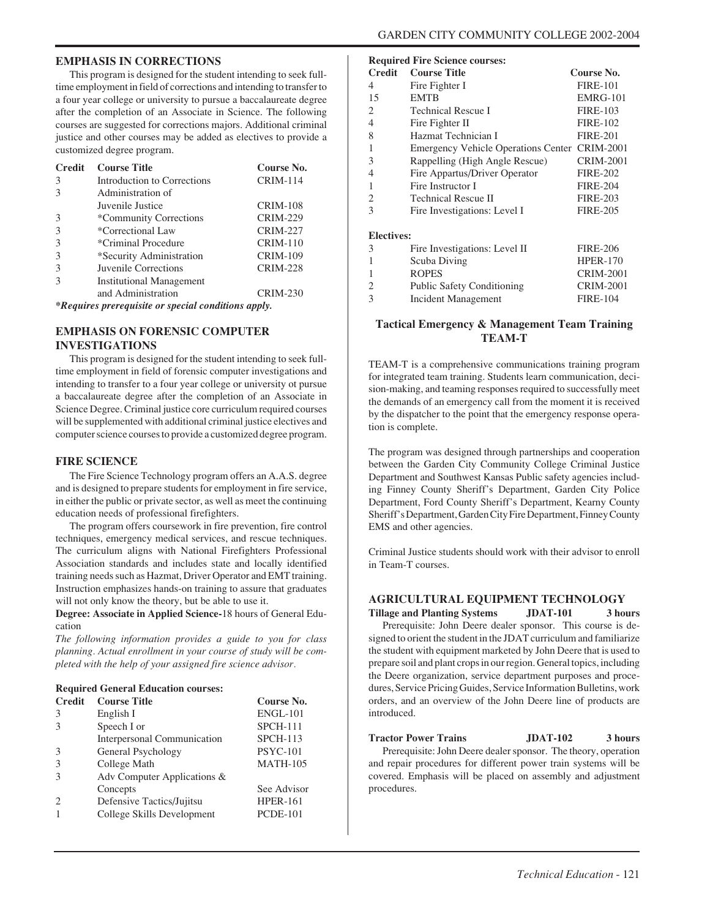## EMPHASIS IN CORRECTIONS

This program is designed for the student intending to seek full-time employment in field of corrections and intending to transfer to a four year college or university to pursue a baccalaureate degree after the completion of an Associate in Science. The following courses are suggested for corrections majors. Additional criminal justice and other courses may be added as electives to provide a customized degree program.

| Credit | Course Title | Course No. |
|---|---|---|
| 3 | Introduction to Corrections | CRIM-114 |
| 3 | Administration of Juvenile Justice | CRIM-108 |
| 3 | *Community Corrections | CRIM-229 |
| 3 | *Correctional Law | CRIM-227 |
| 3 | *Criminal Procedure | CRIM-110 |
| 3 | *Security Administration | CRIM-109 |
| 3 | Juvenile Corrections | CRIM-228 |
| 3 | Institutional Management and Administration | CRIM-230 |

***Requires prerequisite or special conditions apply.***

## EMPHASIS ON FORENSIC COMPUTER INVESTIGATIONS

This program is designed for the student intending to seek full-time employment in field of forensic computer investigations and intending to transfer to a four year college or university ot pursue a baccalaureate degree after the completion of an Associate in Science Degree. Criminal justice core curriculum required courses will be supplemented with additional criminal justice electives and computer science courses to provide a customized degree program.

## FIRE SCIENCE

The Fire Science Technology program offers an A.A.S. degree and is designed to prepare students for employment in fire service, in either the public or private sector, as well as meet the continuing education needs of professional firefighters.

The program offers coursework in fire prevention, fire control techniques, emergency medical services, and rescue techniques. The curriculum aligns with National Firefighters Professional Association standards and includes state and locally identified training needs such as Hazmat, Driver Operator and EMT training. Instruction emphasizes hands-on training to assure that graduates will not only know the theory, but be able to use it.

**Degree: Associate in Applied Science-**18 hours of General Education

*The following information provides a guide to you for class planning. Actual enrollment in your course of study will be completed with the help of your assigned fire science advisor.*

**Required General Education courses:**

| Credit | Course Title | Course No. |
|---|---|---|
| 3 | English I | ENGL-101 |
| 3 | Speech I or | SPCH-111 |
| | Interpersonal Communication | SPCH-113 |
| 3 | General Psychology | PSYC-101 |
| 3 | College Math | MATH-105 |
| 3 | Adv Computer Applications & Concepts | See Advisor |
| 2 | Defensive Tactics/Jujitsu | HPER-161 |
| 1 | College Skills Development | PCDE-101 |

**Required Fire Science courses:**

| Credit | Course Title | Course No. |
|---|---|---|
| 4 | Fire Fighter I | FIRE-101 |
| 15 | EMTB | EMRG-101 |
| 2 | Technical Rescue I | FIRE-103 |
| 4 | Fire Fighter II | FIRE-102 |
| 8 | Hazmat Technician I | FIRE-201 |
| 1 | Emergency Vehicle Operations Center | CRIM-2001 |
| 3 | Rappelling (High Angle Rescue) | CRIM-2001 |
| 4 | Fire Appartus/Driver Operator | FIRE-202 |
| 1 | Fire Instructor I | FIRE-204 |
| 2 | Technical Rescue II | FIRE-203 |
| 3 | Fire Investigations: Level I | FIRE-205 |

**Electives:**

| Credit | Course Title | Course No. |
|---|---|---|
| 3 | Fire Investigations: Level II | FIRE-206 |
| 1 | Scuba Diving | HPER-170 |
| 1 | ROPES | CRIM-2001 |
| 2 | Public Safety Conditioning | CRIM-2001 |
| 3 | Incident Management | FIRE-104 |

### Tactical Emergency & Management Team Training TEAM-T

TEAM-T is a comprehensive communications training program for integrated team training. Students learn communication, decision-making, and teaming responses required to successfully meet the demands of an emergency call from the moment it is received by the dispatcher to the point that the emergency response operation is complete.

The program was designed through partnerships and cooperation between the Garden City Community College Criminal Justice Department and Southwest Kansas Public safety agencies including Finney County Sheriff's Department, Garden City Police Department, Ford County Sheriff's Department, Kearny County Sheriff's Department, Garden City Fire Department, Finney County EMS and other agencies.

Criminal Justice students should work with their advisor to enroll in Team-T courses.

## AGRICULTURAL EQUIPMENT TECHNOLOGY

**Tillage and Planting Systems JDAT-101 3 hours**

Prerequisite: John Deere dealer sponsor. This course is designed to orient the student in the JDAT curriculum and familiarize the student with equipment marketed by John Deere that is used to prepare soil and plant crops in our region. General topics, including the Deere organization, service department purposes and procedures, Service Pricing Guides, Service Information Bulletins, work orders, and an overview of the John Deere line of products are introduced.

**Tractor Power Trains JDAT-102 3 hours**

Prerequisite: John Deere dealer sponsor. The theory, operation and repair procedures for different power train systems will be covered. Emphasis will be placed on assembly and adjustment procedures.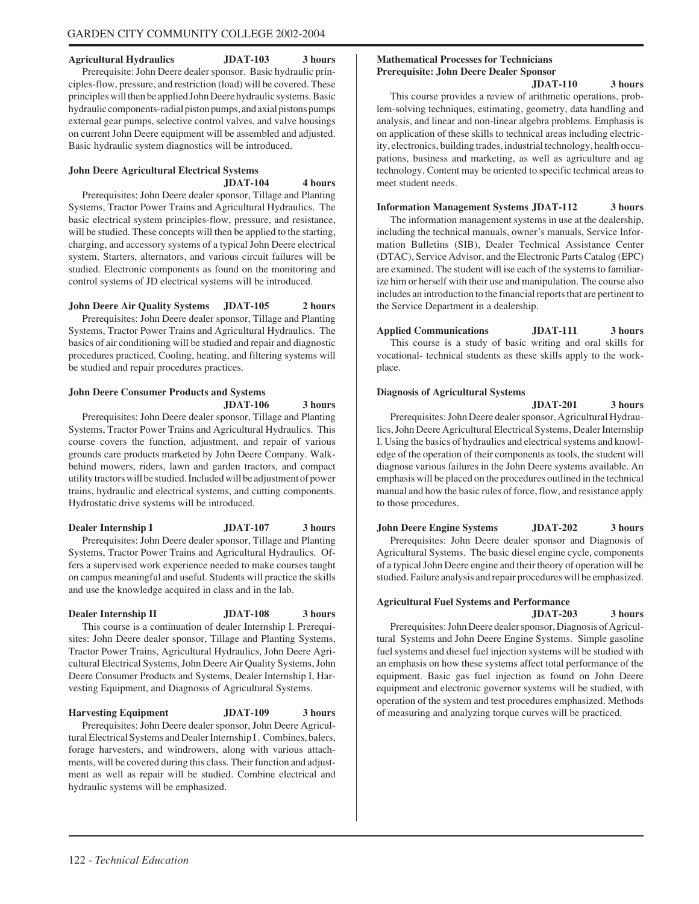**Agricultural Hydraulics JDAT-103 3 hours**

Prerequisite: John Deere dealer sponsor. Basic hydraulic principles-flow, pressure, and restriction (load) will be covered. These principles will then be applied John Deere hydraulic systems. Basic hydraulic components-radial piston pumps, and axial pistons pumps external gear pumps, selective control valves, and valve housings on current John Deere equipment will be assembled and adjusted. Basic hydraulic system diagnostics will be introduced.

**John Deere Agricultural Electrical Systems JDAT-104 4 hours**

Prerequisites: John Deere dealer sponsor, Tillage and Planting Systems, Tractor Power Trains and Agricultural Hydraulics. The basic electrical system principles-flow, pressure, and resistance, will be studied. These concepts will then be applied to the starting, charging, and accessory systems of a typical John Deere electrical system. Starters, alternators, and various circuit failures will be studied. Electronic components as found on the monitoring and control systems of JD electrical systems will be introduced.

**John Deere Air Quality Systems JDAT-105 2 hours**

Prerequisites: John Deere dealer sponsor, Tillage and Planting Systems, Tractor Power Trains and Agricultural Hydraulics. The basics of air conditioning will be studied and repair and diagnostic procedures practiced. Cooling, heating, and filtering systems will be studied and repair procedures practices.

**John Deere Consumer Products and Systems JDAT-106 3 hours**

Prerequisites: John Deere dealer sponsor, Tillage and Planting Systems, Tractor Power Trains and Agricultural Hydraulics. This course covers the function, adjustment, and repair of various grounds care products marketed by John Deere Company. Walk-behind mowers, riders, lawn and garden tractors, and compact utility tractors will be studied. Included will be adjustment of power trains, hydraulic and electrical systems, and cutting components. Hydrostatic drive systems will be introduced.

**Dealer Internship I JDAT-107 3 hours**

Prerequisites: John Deere dealer sponsor, Tillage and Planting Systems, Tractor Power Trains and Agricultural Hydraulics. Offers a supervised work experience needed to make courses taught on campus meaningful and useful. Students will practice the skills and use the knowledge acquired in class and in the lab.

**Dealer Internship II JDAT-108 3 hours**

This course is a continuation of dealer Internship I. Prerequisites: John Deere dealer sponsor, Tillage and Planting Systems, Tractor Power Trains, Agricultural Hydraulics, John Deere Agricultural Electrical Systems, John Deere Air Quality Systems, John Deere Consumer Products and Systems, Dealer Internship I, Harvesting Equipment, and Diagnosis of Agricultural Systems.

**Harvesting Equipment JDAT-109 3 hours**

Prerequisites: John Deere dealer sponsor, John Deere Agricultural Electrical Systems and Dealer Internship I . Combines, balers, forage harvesters, and windrowers, along with various attachments, will be covered during this class. Their function and adjustment as well as repair will be studied. Combine electrical and hydraulic systems will be emphasized.

**Mathematical Processes for Technicians**
**Prerequisite: John Deere Dealer Sponsor JDAT-110 3 hours**

This course provides a review of arithmetic operations, problem-solving techniques, estimating, geometry, data handling and analysis, and linear and non-linear algebra problems. Emphasis is on application of these skills to technical areas including electricity, electronics, building trades, industrial technology, health occupations, business and marketing, as well as agriculture and ag technology. Content may be oriented to specific technical areas to meet student needs.

**Information Management Systems JDAT-112 3 hours**

The information management systems in use at the dealership, including the technical manuals, owner's manuals, Service Information Bulletins (SIB), Dealer Technical Assistance Center (DTAC), Service Advisor, and the Electronic Parts Catalog (EPC) are examined. The student will ise each of the systems to familiarize him or herself with their use and manipulation. The course also includes an introduction to the financial reports that are pertinent to the Service Department in a dealership.

**Applied Communications JDAT-111 3 hours**

This course is a study of basic writing and oral skills for vocational- technical students as these skills apply to the workplace.

**Diagnosis of Agricultural Systems JDAT-201 3 hours**

Prerequisites: John Deere dealer sponsor, Agricultural Hydraulics, John Deere Agricultural Electrical Systems, Dealer Internship I. Using the basics of hydraulics and electrical systems and knowledge of the operation of their components as tools, the student will diagnose various failures in the John Deere systems available. An emphasis will be placed on the procedures outlined in the technical manual and how the basic rules of force, flow, and resistance apply to those procedures.

**John Deere Engine Systems JDAT-202 3 hours**

Prerequisites: John Deere dealer sponsor and Diagnosis of Agricultural Systems. The basic diesel engine cycle, components of a typical John Deere engine and their theory of operation will be studied. Failure analysis and repair procedures will be emphasized.

**Agricultural Fuel Systems and Performance JDAT-203 3 hours**

Prerequisites: John Deere dealer sponsor, Diagnosis of Agricultural Systems and John Deere Engine Systems. Simple gasoline fuel systems and diesel fuel injection systems will be studied with an emphasis on how these systems affect total performance of the equipment. Basic gas fuel injection as found on John Deere equipment and electronic governor systems will be studied, with operation of the system and test procedures emphasized. Methods of measuring and analyzing torque curves will be practiced.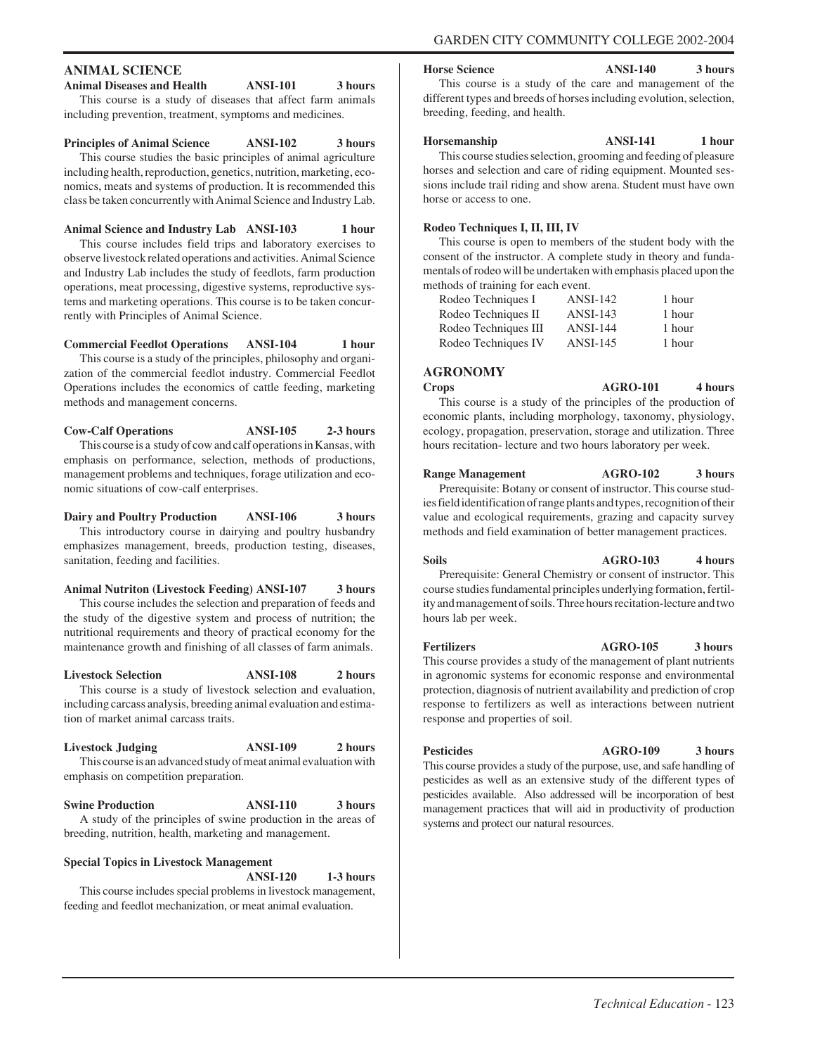## ANIMAL SCIENCE

**Animal Diseases and Health ANSI-101 3 hours**

This course is a study of diseases that affect farm animals including prevention, treatment, symptoms and medicines.

**Principles of Animal Science ANSI-102 3 hours**

This course studies the basic principles of animal agriculture including health, reproduction, genetics, nutrition, marketing, economics, meats and systems of production. It is recommended this class be taken concurrently with Animal Science and Industry Lab.

**Animal Science and Industry Lab ANSI-103 1 hour**

This course includes field trips and laboratory exercises to observe livestock related operations and activities. Animal Science and Industry Lab includes the study of feedlots, farm production operations, meat processing, digestive systems, reproductive systems and marketing operations. This course is to be taken concurrently with Principles of Animal Science.

**Commercial Feedlot Operations ANSI-104 1 hour**

This course is a study of the principles, philosophy and organization of the commercial feedlot industry. Commercial Feedlot Operations includes the economics of cattle feeding, marketing methods and management concerns.

**Cow-Calf Operations ANSI-105 2-3 hours**

This course is a study of cow and calf operations in Kansas, with emphasis on performance, selection, methods of productions, management problems and techniques, forage utilization and economic situations of cow-calf enterprises.

**Dairy and Poultry Production ANSI-106 3 hours**

This introductory course in dairying and poultry husbandry emphasizes management, breeds, production testing, diseases, sanitation, feeding and facilities.

**Animal Nutriton (Livestock Feeding) ANSI-107 3 hours**

This course includes the selection and preparation of feeds and the study of the digestive system and process of nutrition; the nutritional requirements and theory of practical economy for the maintenance growth and finishing of all classes of farm animals.

**Livestock Selection ANSI-108 2 hours**

This course is a study of livestock selection and evaluation, including carcass analysis, breeding animal evaluation and estimation of market animal carcass traits.

**Livestock Judging ANSI-109 2 hours**

This course is an advanced study of meat animal evaluation with emphasis on competition preparation.

**Swine Production ANSI-110 3 hours**

A study of the principles of swine production in the areas of breeding, nutrition, health, marketing and management.

**Special Topics in Livestock Management ANSI-120 1-3 hours**

This course includes special problems in livestock management, feeding and feedlot mechanization, or meat animal evaluation.

**Horse Science ANSI-140 3 hours**

This course is a study of the care and management of the different types and breeds of horses including evolution, selection, breeding, feeding, and health.

**Horsemanship ANSI-141 1 hour**

This course studies selection, grooming and feeding of pleasure horses and selection and care of riding equipment. Mounted sessions include trail riding and show arena. Student must have own horse or access to one.

**Rodeo Techniques I, II, III, IV**

This course is open to members of the student body with the consent of the instructor. A complete study in theory and fundamentals of rodeo will be undertaken with emphasis placed upon the methods of training for each event.

| | | |
|---|---|---|
| Rodeo Techniques I | ANSI-142 | 1 hour |
| Rodeo Techniques II | ANSI-143 | 1 hour |
| Rodeo Techniques III | ANSI-144 | 1 hour |
| Rodeo Techniques IV | ANSI-145 | 1 hour |

## AGRONOMY

**Crops AGRO-101 4 hours**

This course is a study of the principles of the production of economic plants, including morphology, taxonomy, physiology, ecology, propagation, preservation, storage and utilization. Three hours recitation- lecture and two hours laboratory per week.

**Range Management AGRO-102 3 hours**

Prerequisite: Botany or consent of instructor. This course studies field identification of range plants and types, recognition of their value and ecological requirements, grazing and capacity survey methods and field examination of better management practices.

**Soils AGRO-103 4 hours**

Prerequisite: General Chemistry or consent of instructor. This course studies fundamental principles underlying formation, fertility and management of soils. Three hours recitation-lecture and two hours lab per week.

**Fertilizers AGRO-105 3 hours**

This course provides a study of the management of plant nutrients in agronomic systems for economic response and environmental protection, diagnosis of nutrient availability and prediction of crop response to fertilizers as well as interactions between nutrient response and properties of soil.

**Pesticides AGRO-109 3 hours**

This course provides a study of the purpose, use, and safe handling of pesticides as well as an extensive study of the different types of pesticides available. Also addressed will be incorporation of best management practices that will aid in productivity of production systems and protect our natural resources.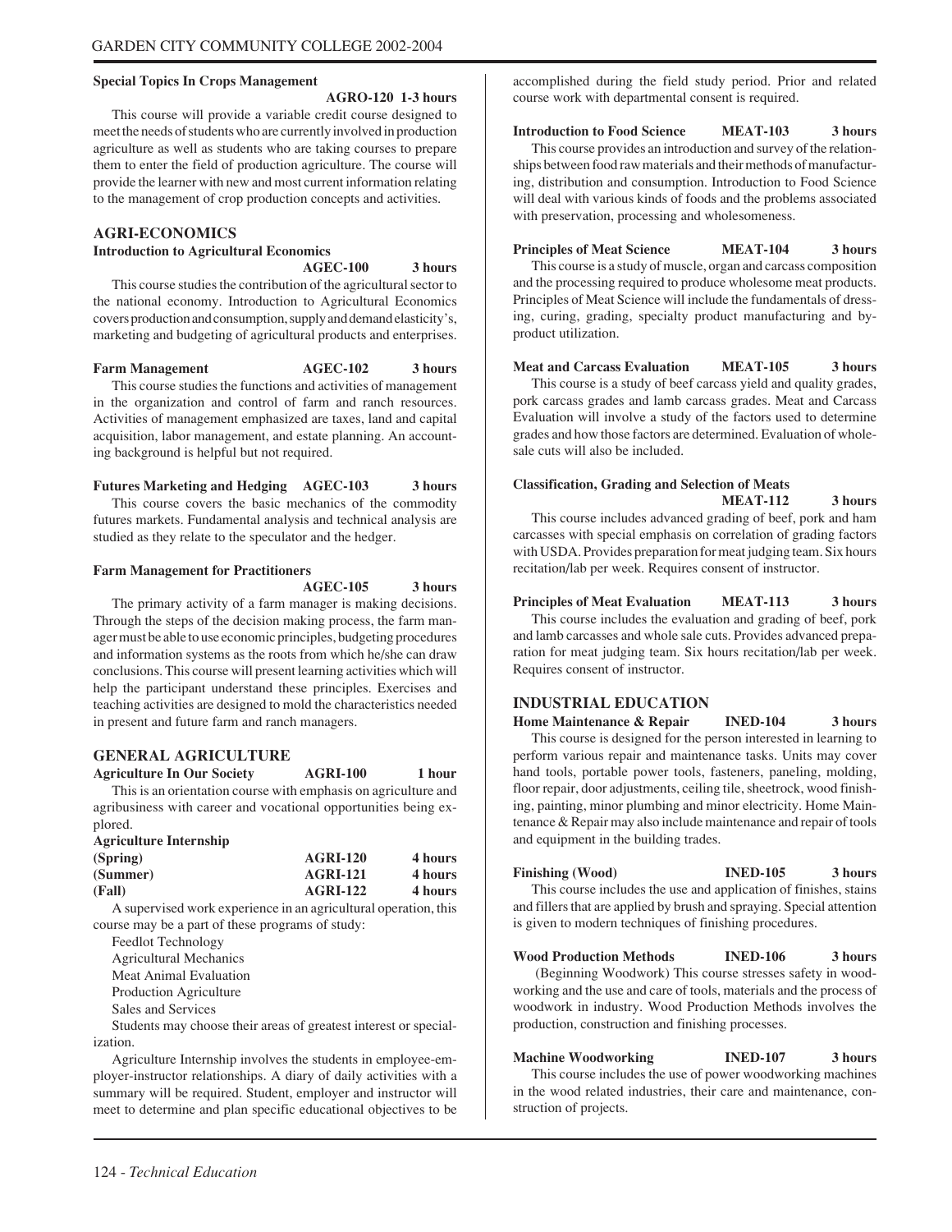**Special Topics In Crops Management**
**AGRO-120 1-3 hours**

This course will provide a variable credit course designed to meet the needs of students who are currently involved in production agriculture as well as students who are taking courses to prepare them to enter the field of production agriculture. The course will provide the learner with new and most current information relating to the management of crop production concepts and activities.

## AGRI-ECONOMICS

**Introduction to Agricultural Economics**
**AGEC-100 3 hours**

This course studies the contribution of the agricultural sector to the national economy. Introduction to Agricultural Economics covers production and consumption, supply and demand elasticity's, marketing and budgeting of agricultural products and enterprises.

**Farm Management AGEC-102 3 hours**

This course studies the functions and activities of management in the organization and control of farm and ranch resources. Activities of management emphasized are taxes, land and capital acquisition, labor management, and estate planning. An accounting background is helpful but not required.

**Futures Marketing and Hedging AGEC-103 3 hours**

This course covers the basic mechanics of the commodity futures markets. Fundamental analysis and technical analysis are studied as they relate to the speculator and the hedger.

**Farm Management for Practitioners**
**AGEC-105 3 hours**

The primary activity of a farm manager is making decisions. Through the steps of the decision making process, the farm manager must be able to use economic principles, budgeting procedures and information systems as the roots from which he/she can draw conclusions. This course will present learning activities which will help the participant understand these principles. Exercises and teaching activities are designed to mold the characteristics needed in present and future farm and ranch managers.

## GENERAL AGRICULTURE

**Agriculture In Our Society AGRI-100 1 hour**

This is an orientation course with emphasis on agriculture and agribusiness with career and vocational opportunities being explored.

**Agriculture Internship**

| | | |
|---|---|---|
| **(Spring)** | **AGRI-120** | **4 hours** |
| **(Summer)** | **AGRI-121** | **4 hours** |
| **(Fall)** | **AGRI-122** | **4 hours** |

A supervised work experience in an agricultural operation, this course may be a part of these programs of study:

Feedlot Technology
Agricultural Mechanics
Meat Animal Evaluation
Production Agriculture
Sales and Services

Students may choose their areas of greatest interest or specialization.

Agriculture Internship involves the students in employee-employer-instructor relationships. A diary of daily activities with a summary will be required. Student, employer and instructor will meet to determine and plan specific educational objectives to be accomplished during the field study period. Prior and related course work with departmental consent is required.

**Introduction to Food Science MEAT-103 3 hours**

This course provides an introduction and survey of the relationships between food raw materials and their methods of manufacturing, distribution and consumption. Introduction to Food Science will deal with various kinds of foods and the problems associated with preservation, processing and wholesomeness.

**Principles of Meat Science MEAT-104 3 hours**

This course is a study of muscle, organ and carcass composition and the processing required to produce wholesome meat products. Principles of Meat Science will include the fundamentals of dressing, curing, grading, specialty product manufacturing and by-product utilization.

**Meat and Carcass Evaluation MEAT-105 3 hours**

This course is a study of beef carcass yield and quality grades, pork carcass grades and lamb carcass grades. Meat and Carcass Evaluation will involve a study of the factors used to determine grades and how those factors are determined. Evaluation of wholesale cuts will also be included.

**Classification, Grading and Selection of Meats**
**MEAT-112 3 hours**

This course includes advanced grading of beef, pork and ham carcasses with special emphasis on correlation of grading factors with USDA. Provides preparation for meat judging team. Six hours recitation/lab per week. Requires consent of instructor.

**Principles of Meat Evaluation MEAT-113 3 hours**

This course includes the evaluation and grading of beef, pork and lamb carcasses and whole sale cuts. Provides advanced preparation for meat judging team. Six hours recitation/lab per week. Requires consent of instructor.

## INDUSTRIAL EDUCATION

**Home Maintenance & Repair INED-104 3 hours**

This course is designed for the person interested in learning to perform various repair and maintenance tasks. Units may cover hand tools, portable power tools, fasteners, paneling, molding, floor repair, door adjustments, ceiling tile, sheetrock, wood finishing, painting, minor plumbing and minor electricity. Home Maintenance & Repair may also include maintenance and repair of tools and equipment in the building trades.

**Finishing (Wood) INED-105 3 hours**

This course includes the use and application of finishes, stains and fillers that are applied by brush and spraying. Special attention is given to modern techniques of finishing procedures.

**Wood Production Methods INED-106 3 hours**

(Beginning Woodwork) This course stresses safety in woodworking and the use and care of tools, materials and the process of woodwork in industry. Wood Production Methods involves the production, construction and finishing processes.

**Machine Woodworking INED-107 3 hours**

This course includes the use of power woodworking machines in the wood related industries, their care and maintenance, construction of projects.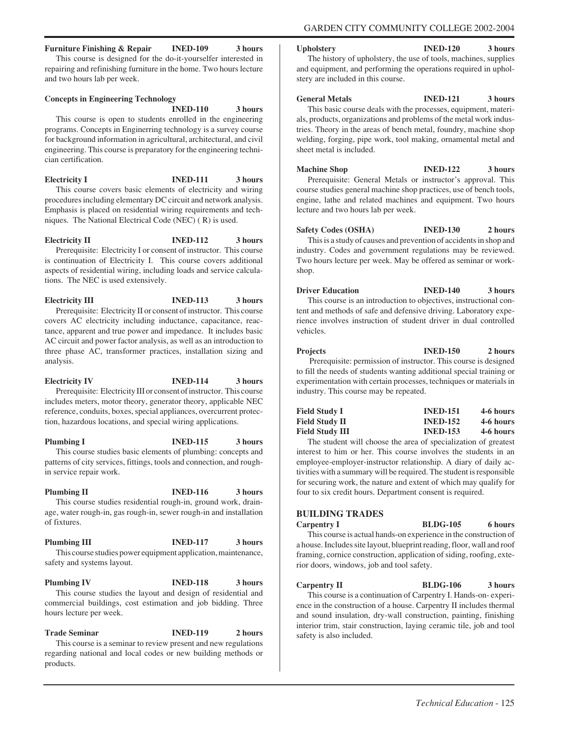**Furniture Finishing & Repair INED-109 3 hours**

This course is designed for the do-it-yourselfer interested in repairing and refinishing furniture in the home. Two hours lecture and two hours lab per week.

**Concepts in Engineering Technology INED-110 3 hours**

This course is open to students enrolled in the engineering programs. Concepts in Enginerring technology is a survey course for background information in agricultural, architectural, and civil engineering. This course is preparatory for the engineering technician certification.

**Electricity I INED-111 3 hours**

This course covers basic elements of electricity and wiring procedures including elementary DC circuit and network analysis. Emphasis is placed on residential wiring requirements and techniques. The National Electrical Code (NEC) ( R) is used.

**Electricity II INED-112 3 hours**

Prerequisite: Electricity I or consent of instructor. This course is continuation of Electricity I. This course covers additional aspects of residential wiring, including loads and service calculations. The NEC is used extensively.

**Electricity III INED-113 3 hours**

Prerequisite: Electricity II or consent of instructor. This course covers AC electricity including inductance, capacitance, reactance, apparent and true power and impedance. It includes basic AC circuit and power factor analysis, as well as an introduction to three phase AC, transformer practices, installation sizing and analysis.

**Electricity IV INED-114 3 hours**

Prerequisite: Electricity III or consent of instructor. This course includes meters, motor theory, generator theory, applicable NEC reference, conduits, boxes, special appliances, overcurrent protection, hazardous locations, and special wiring applications.

**Plumbing I INED-115 3 hours**

This course studies basic elements of plumbing: concepts and patterns of city services, fittings, tools and connection, and rough-in service repair work.

**Plumbing II INED-116 3 hours**

This course studies residential rough-in, ground work, drainage, water rough-in, gas rough-in, sewer rough-in and installation of fixtures.

**Plumbing III INED-117 3 hours**

This course studies power equipment application, maintenance, safety and systems layout.

**Plumbing IV INED-118 3 hours**

This course studies the layout and design of residential and commercial buildings, cost estimation and job bidding. Three hours lecture per week.

**Trade Seminar INED-119 2 hours**

This course is a seminar to review present and new regulations regarding national and local codes or new building methods or products.

**Upholstery INED-120 3 hours**

The history of upholstery, the use of tools, machines, supplies and equipment, and performing the operations required in upholstery are included in this course.

**General Metals INED-121 3 hours**

This basic course deals with the processes, equipment, materials, products, organizations and problems of the metal work industries. Theory in the areas of bench metal, foundry, machine shop welding, forging, pipe work, tool making, ornamental metal and sheet metal is included.

**Machine Shop INED-122 3 hours**

Prerequisite: General Metals or instructor's approval. This course studies general machine shop practices, use of bench tools, engine, lathe and related machines and equipment. Two hours lecture and two hours lab per week.

**Safety Codes (OSHA) INED-130 2 hours**

This is a study of causes and prevention of accidents in shop and industry. Codes and government regulations may be reviewed. Two hours lecture per week. May be offered as seminar or workshop.

**Driver Education INED-140 3 hours**

This course is an introduction to objectives, instructional content and methods of safe and defensive driving. Laboratory experience involves instruction of student driver in dual controlled vehicles.

**Projects INED-150 2 hours**

Prerequisite: permission of instructor. This course is designed to fill the needs of students wanting additional special training or experimentation with certain processes, techniques or materials in industry. This course may be repeated.

**Field Study I INED-151 4-6 hours**
**Field Study II INED-152 4-6 hours**
**Field Study III INED-153 4-6 hours**

The student will choose the area of specialization of greatest interest to him or her. This course involves the students in an employee-employer-instructor relationship. A diary of daily activities with a summary will be required. The student is responsible for securing work, the nature and extent of which may qualify for four to six credit hours. Department consent is required.

## BUILDING TRADES

**Carpentry I BLDG-105 6 hours**

This course is actual hands-on experience in the construction of a house. Includes site layout, blueprint reading, floor, wall and roof framing, cornice construction, application of siding, roofing, exterior doors, windows, job and tool safety.

**Carpentry II BLDG-106 3 hours**

This course is a continuation of Carpentry I. Hands-on- experience in the construction of a house. Carpentry II includes thermal and sound insulation, dry-wall construction, painting, finishing interior trim, stair construction, laying ceramic tile, job and tool safety is also included.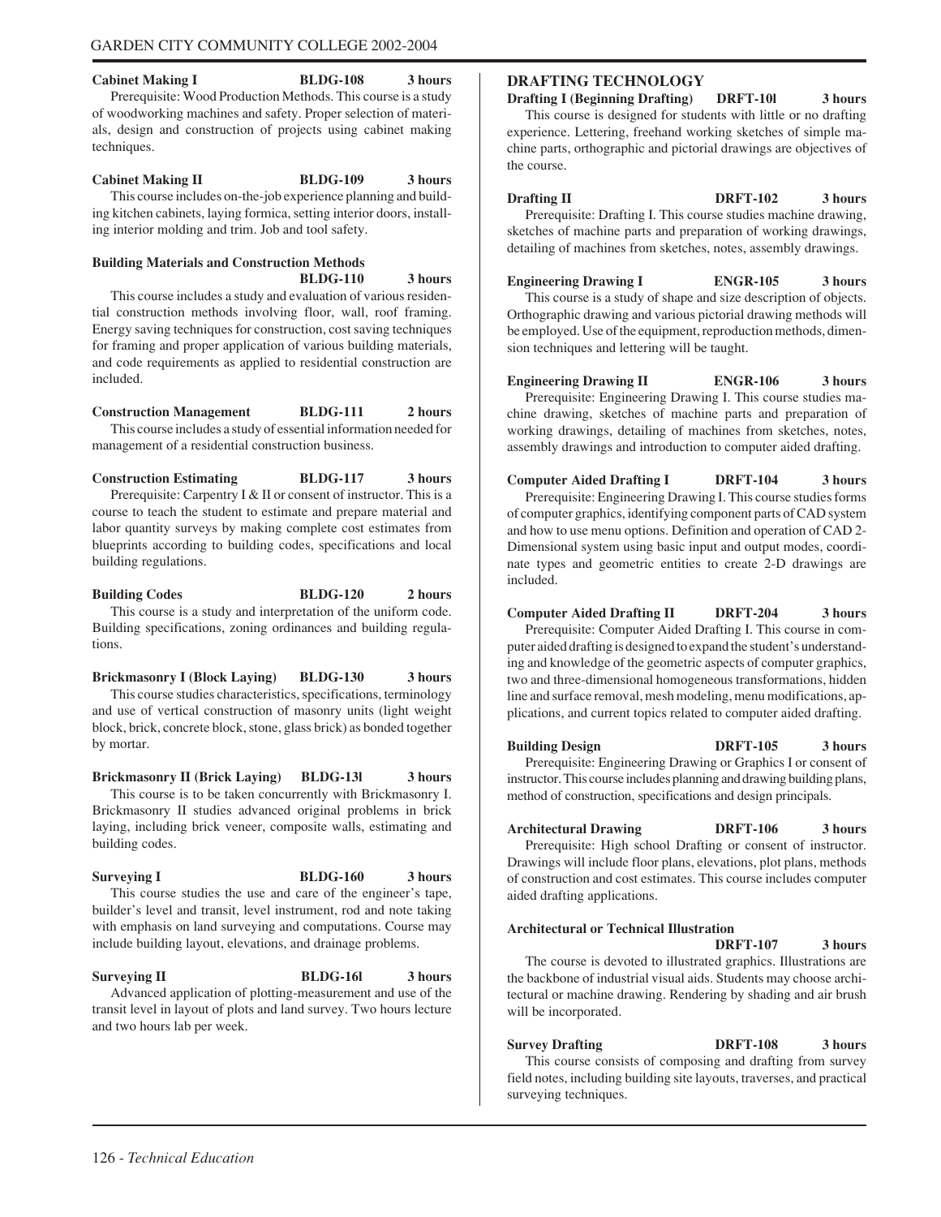**Cabinet Making I BLDG-108 3 hours**

Prerequisite: Wood Production Methods. This course is a study of woodworking machines and safety. Proper selection of materials, design and construction of projects using cabinet making techniques.

**Cabinet Making II BLDG-109 3 hours**

This course includes on-the-job experience planning and building kitchen cabinets, laying formica, setting interior doors, installing interior molding and trim. Job and tool safety.

**Building Materials and Construction Methods BLDG-110 3 hours**

This course includes a study and evaluation of various residential construction methods involving floor, wall, roof framing. Energy saving techniques for construction, cost saving techniques for framing and proper application of various building materials, and code requirements as applied to residential construction are included.

**Construction Management BLDG-111 2 hours**

This course includes a study of essential information needed for management of a residential construction business.

**Construction Estimating BLDG-117 3 hours**

Prerequisite: Carpentry I & II or consent of instructor. This is a course to teach the student to estimate and prepare material and labor quantity surveys by making complete cost estimates from blueprints according to building codes, specifications and local building regulations.

**Building Codes BLDG-120 2 hours**

This course is a study and interpretation of the uniform code. Building specifications, zoning ordinances and building regulations.

**Brickmasonry I (Block Laying) BLDG-130 3 hours**

This course studies characteristics, specifications, terminology and use of vertical construction of masonry units (light weight block, brick, concrete block, stone, glass brick) as bonded together by mortar.

**Brickmasonry II (Brick Laying) BLDG-13l 3 hours**

This course is to be taken concurrently with Brickmasonry I. Brickmasonry II studies advanced original problems in brick laying, including brick veneer, composite walls, estimating and building codes.

**Surveying I BLDG-160 3 hours**

This course studies the use and care of the engineer's tape, builder's level and transit, level instrument, rod and note taking with emphasis on land surveying and computations. Course may include building layout, elevations, and drainage problems.

**Surveying II BLDG-16l 3 hours**

Advanced application of plotting-measurement and use of the transit level in layout of plots and land survey. Two hours lecture and two hours lab per week.

## DRAFTING TECHNOLOGY

**Drafting I (Beginning Drafting) DRFT-10l 3 hours**

This course is designed for students with little or no drafting experience. Lettering, freehand working sketches of simple machine parts, orthographic and pictorial drawings are objectives of the course.

**Drafting II DRFT-102 3 hours**

Prerequisite: Drafting I. This course studies machine drawing, sketches of machine parts and preparation of working drawings, detailing of machines from sketches, notes, assembly drawings.

**Engineering Drawing I ENGR-105 3 hours**

This course is a study of shape and size description of objects. Orthographic drawing and various pictorial drawing methods will be employed. Use of the equipment, reproduction methods, dimension techniques and lettering will be taught.

**Engineering Drawing II ENGR-106 3 hours**

Prerequisite: Engineering Drawing I. This course studies machine drawing, sketches of machine parts and preparation of working drawings, detailing of machines from sketches, notes, assembly drawings and introduction to computer aided drafting.

**Computer Aided Drafting I DRFT-104 3 hours**

Prerequisite: Engineering Drawing I. This course studies forms of computer graphics, identifying component parts of CAD system and how to use menu options. Definition and operation of CAD 2-Dimensional system using basic input and output modes, coordinate types and geometric entities to create 2-D drawings are included.

**Computer Aided Drafting II DRFT-204 3 hours**

Prerequisite: Computer Aided Drafting I. This course in computer aided drafting is designed to expand the student's understanding and knowledge of the geometric aspects of computer graphics, two and three-dimensional homogeneous transformations, hidden line and surface removal, mesh modeling, menu modifications, applications, and current topics related to computer aided drafting.

**Building Design DRFT-105 3 hours**

Prerequisite: Engineering Drawing or Graphics I or consent of instructor. This course includes planning and drawing building plans, method of construction, specifications and design principals.

**Architectural Drawing DRFT-106 3 hours**

Prerequisite: High school Drafting or consent of instructor. Drawings will include floor plans, elevations, plot plans, methods of construction and cost estimates. This course includes computer aided drafting applications.

**Architectural or Technical Illustration DRFT-107 3 hours**

The course is devoted to illustrated graphics. Illustrations are the backbone of industrial visual aids. Students may choose architectural or machine drawing. Rendering by shading and air brush will be incorporated.

**Survey Drafting DRFT-108 3 hours**

This course consists of composing and drafting from survey field notes, including building site layouts, traverses, and practical surveying techniques.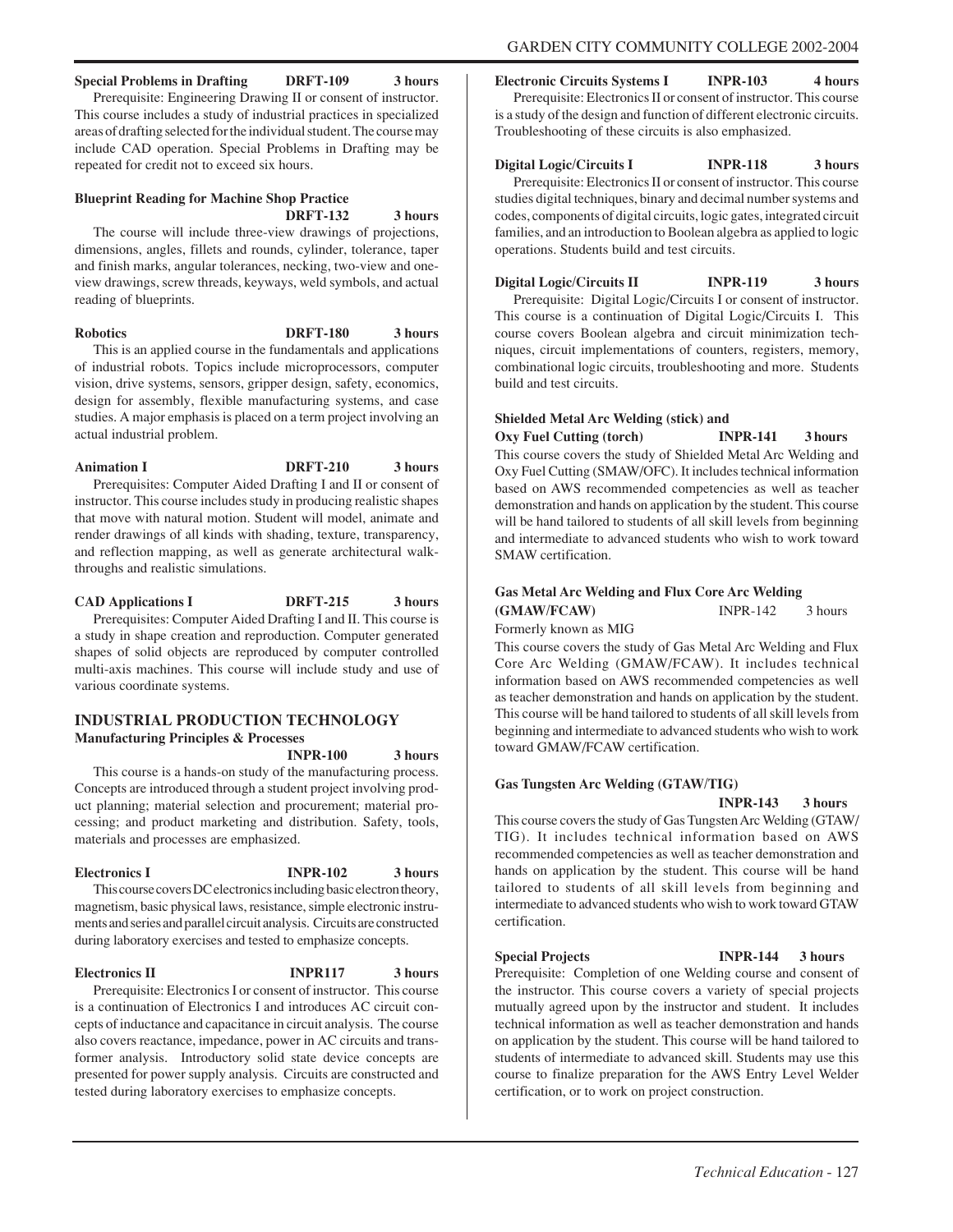**Special Problems in Drafting DRFT-109 3 hours**

Prerequisite: Engineering Drawing II or consent of instructor. This course includes a study of industrial practices in specialized areas of drafting selected for the individual student. The course may include CAD operation. Special Problems in Drafting may be repeated for credit not to exceed six hours.

**Blueprint Reading for Machine Shop Practice DRFT-132 3 hours**

The course will include three-view drawings of projections, dimensions, angles, fillets and rounds, cylinder, tolerance, taper and finish marks, angular tolerances, necking, two-view and one-view drawings, screw threads, keyways, weld symbols, and actual reading of blueprints.

**Robotics DRFT-180 3 hours**

This is an applied course in the fundamentals and applications of industrial robots. Topics include microprocessors, computer vision, drive systems, sensors, gripper design, safety, economics, design for assembly, flexible manufacturing systems, and case studies. A major emphasis is placed on a term project involving an actual industrial problem.

**Animation I DRFT-210 3 hours**

Prerequisites: Computer Aided Drafting I and II or consent of instructor. This course includes study in producing realistic shapes that move with natural motion. Student will model, animate and render drawings of all kinds with shading, texture, transparency, and reflection mapping, as well as generate architectural walk-throughs and realistic simulations.

**CAD Applications I DRFT-215 3 hours**

Prerequisites: Computer Aided Drafting I and II. This course is a study in shape creation and reproduction. Computer generated shapes of solid objects are reproduced by computer controlled multi-axis machines. This course will include study and use of various coordinate systems.

## INDUSTRIAL PRODUCTION TECHNOLOGY

**Manufacturing Principles & Processes INPR-100 3 hours**

This course is a hands-on study of the manufacturing process. Concepts are introduced through a student project involving product planning; material selection and procurement; material processing; and product marketing and distribution. Safety, tools, materials and processes are emphasized.

**Electronics I INPR-102 3 hours**

This course covers DC electronics including basic electron theory, magnetism, basic physical laws, resistance, simple electronic instruments and series and parallel circuit analysis. Circuits are constructed during laboratory exercises and tested to emphasize concepts.

**Electronics II INPR117 3 hours**

Prerequisite: Electronics I or consent of instructor. This course is a continuation of Electronics I and introduces AC circuit concepts of inductance and capacitance in circuit analysis. The course also covers reactance, impedance, power in AC circuits and transformer analysis. Introductory solid state device concepts are presented for power supply analysis. Circuits are constructed and tested during laboratory exercises to emphasize concepts.

**Electronic Circuits Systems I INPR-103 4 hours**

Prerequisite: Electronics II or consent of instructor. This course is a study of the design and function of different electronic circuits. Troubleshooting of these circuits is also emphasized.

**Digital Logic/Circuits I INPR-118 3 hours**

Prerequisite: Electronics II or consent of instructor. This course studies digital techniques, binary and decimal number systems and codes, components of digital circuits, logic gates, integrated circuit families, and an introduction to Boolean algebra as applied to logic operations. Students build and test circuits.

**Digital Logic/Circuits II INPR-119 3 hours**

Prerequisite: Digital Logic/Circuits I or consent of instructor. This course is a continuation of Digital Logic/Circuits I. This course covers Boolean algebra and circuit minimization techniques, circuit implementations of counters, registers, memory, combinational logic circuits, troubleshooting and more. Students build and test circuits.

**Shielded Metal Arc Welding (stick) and Oxy Fuel Cutting (torch) INPR-141 3 hours**

This course covers the study of Shielded Metal Arc Welding and Oxy Fuel Cutting (SMAW/OFC). It includes technical information based on AWS recommended competencies as well as teacher demonstration and hands on application by the student. This course will be hand tailored to students of all skill levels from beginning and intermediate to advanced students who wish to work toward SMAW certification.

**Gas Metal Arc Welding and Flux Core Arc Welding (GMAW/FCAW)** INPR-142 3 hours

Formerly known as MIG

This course covers the study of Gas Metal Arc Welding and Flux Core Arc Welding (GMAW/FCAW). It includes technical information based on AWS recommended competencies as well as teacher demonstration and hands on application by the student. This course will be hand tailored to students of all skill levels from beginning and intermediate to advanced students who wish to work toward GMAW/FCAW certification.

**Gas Tungsten Arc Welding (GTAW/TIG) INPR-143 3 hours**

This course covers the study of Gas Tungsten Arc Welding (GTAW/TIG). It includes technical information based on AWS recommended competencies as well as teacher demonstration and hands on application by the student. This course will be hand tailored to students of all skill levels from beginning and intermediate to advanced students who wish to work toward GTAW certification.

**Special Projects INPR-144 3 hours**

Prerequisite: Completion of one Welding course and consent of the instructor. This course covers a variety of special projects mutually agreed upon by the instructor and student. It includes technical information as well as teacher demonstration and hands on application by the student. This course will be hand tailored to students of intermediate to advanced skill. Students may use this course to finalize preparation for the AWS Entry Level Welder certification, or to work on project construction.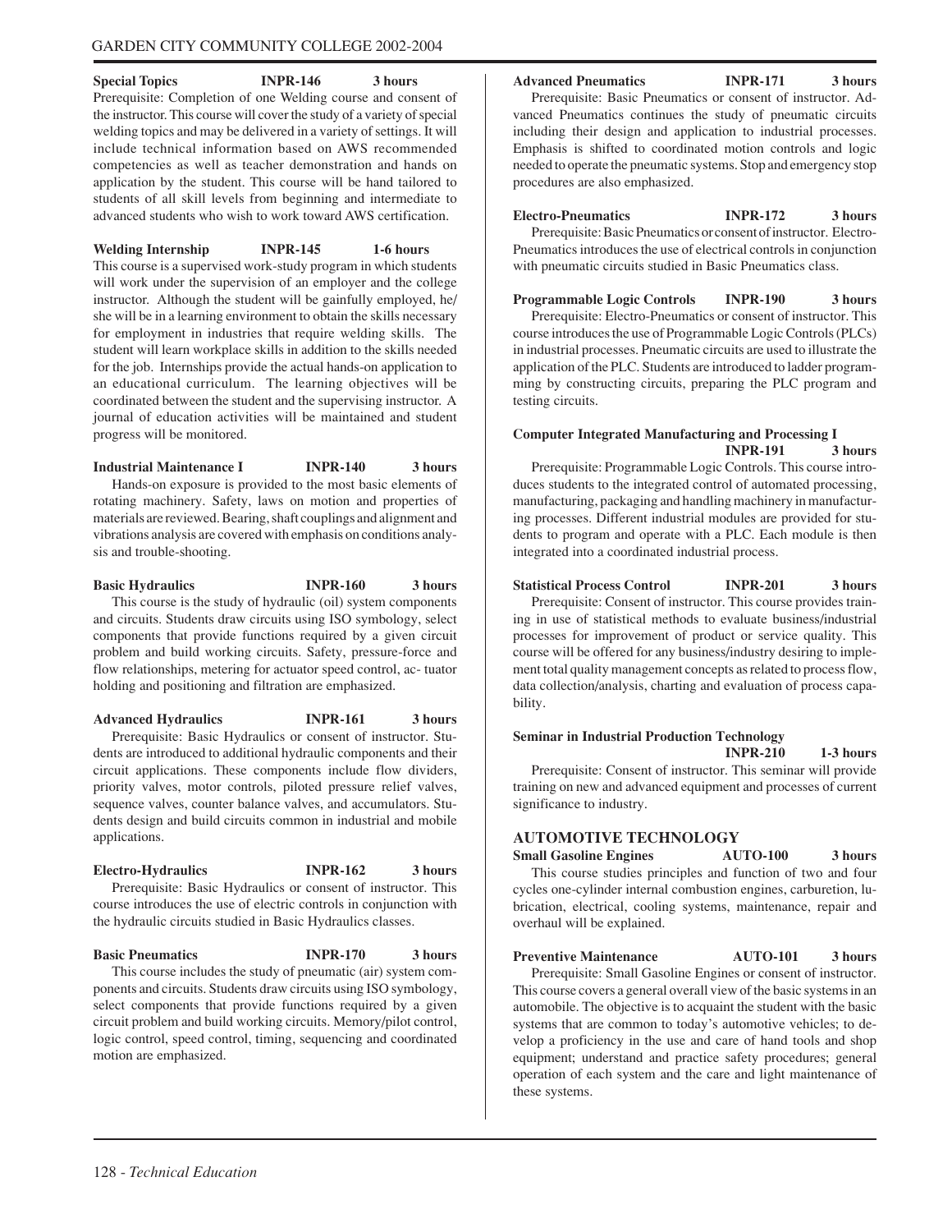**Special Topics INPR-146 3 hours**
Prerequisite: Completion of one Welding course and consent of the instructor. This course will cover the study of a variety of special welding topics and may be delivered in a variety of settings. It will include technical information based on AWS recommended competencies as well as teacher demonstration and hands on application by the student. This course will be hand tailored to students of all skill levels from beginning and intermediate to advanced students who wish to work toward AWS certification.

**Welding Internship INPR-145 1-6 hours**
This course is a supervised work-study program in which students will work under the supervision of an employer and the college instructor. Although the student will be gainfully employed, he/she will be in a learning environment to obtain the skills necessary for employment in industries that require welding skills. The student will learn workplace skills in addition to the skills needed for the job. Internships provide the actual hands-on application to an educational curriculum. The learning objectives will be coordinated between the student and the supervising instructor. A journal of education activities will be maintained and student progress will be monitored.

**Industrial Maintenance I INPR-140 3 hours**
Hands-on exposure is provided to the most basic elements of rotating machinery. Safety, laws on motion and properties of materials are reviewed. Bearing, shaft couplings and alignment and vibrations analysis are covered with emphasis on conditions analysis and trouble-shooting.

**Basic Hydraulics INPR-160 3 hours**
This course is the study of hydraulic (oil) system components and circuits. Students draw circuits using ISO symbology, select components that provide functions required by a given circuit problem and build working circuits. Safety, pressure-force and flow relationships, metering for actuator speed control, ac- tuator holding and positioning and filtration are emphasized.

**Advanced Hydraulics INPR-161 3 hours**
Prerequisite: Basic Hydraulics or consent of instructor. Students are introduced to additional hydraulic components and their circuit applications. These components include flow dividers, priority valves, motor controls, piloted pressure relief valves, sequence valves, counter balance valves, and accumulators. Students design and build circuits common in industrial and mobile applications.

**Electro-Hydraulics INPR-162 3 hours**
Prerequisite: Basic Hydraulics or consent of instructor. This course introduces the use of electric controls in conjunction with the hydraulic circuits studied in Basic Hydraulics classes.

**Basic Pneumatics INPR-170 3 hours**
This course includes the study of pneumatic (air) system components and circuits. Students draw circuits using ISO symbology, select components that provide functions required by a given circuit problem and build working circuits. Memory/pilot control, logic control, speed control, timing, sequencing and coordinated motion are emphasized.

**Advanced Pneumatics INPR-171 3 hours**
Prerequisite: Basic Pneumatics or consent of instructor. Advanced Pneumatics continues the study of pneumatic circuits including their design and application to industrial processes. Emphasis is shifted to coordinated motion controls and logic needed to operate the pneumatic systems. Stop and emergency stop procedures are also emphasized.

**Electro-Pneumatics INPR-172 3 hours**
Prerequisite: Basic Pneumatics or consent of instructor. Electro-Pneumatics introduces the use of electrical controls in conjunction with pneumatic circuits studied in Basic Pneumatics class.

**Programmable Logic Controls INPR-190 3 hours**
Prerequisite: Electro-Pneumatics or consent of instructor. This course introduces the use of Programmable Logic Controls (PLCs) in industrial processes. Pneumatic circuits are used to illustrate the application of the PLC. Students are introduced to ladder programming by constructing circuits, preparing the PLC program and testing circuits.

**Computer Integrated Manufacturing and Processing I INPR-191 3 hours**
Prerequisite: Programmable Logic Controls. This course introduces students to the integrated control of automated processing, manufacturing, packaging and handling machinery in manufacturing processes. Different industrial modules are provided for students to program and operate with a PLC. Each module is then integrated into a coordinated industrial process.

**Statistical Process Control INPR-201 3 hours**
Prerequisite: Consent of instructor. This course provides training in use of statistical methods to evaluate business/industrial processes for improvement of product or service quality. This course will be offered for any business/industry desiring to implement total quality management concepts as related to process flow, data collection/analysis, charting and evaluation of process capability.

**Seminar in Industrial Production Technology INPR-210 1-3 hours**
Prerequisite: Consent of instructor. This seminar will provide training on new and advanced equipment and processes of current significance to industry.

## AUTOMOTIVE TECHNOLOGY

**Small Gasoline Engines AUTO-100 3 hours**
This course studies principles and function of two and four cycles one-cylinder internal combustion engines, carburetion, lubrication, electrical, cooling systems, maintenance, repair and overhaul will be explained.

**Preventive Maintenance AUTO-101 3 hours**
Prerequisite: Small Gasoline Engines or consent of instructor. This course covers a general overall view of the basic systems in an automobile. The objective is to acquaint the student with the basic systems that are common to today's automotive vehicles; to develop a proficiency in the use and care of hand tools and shop equipment; understand and practice safety procedures; general operation of each system and the care and light maintenance of these systems.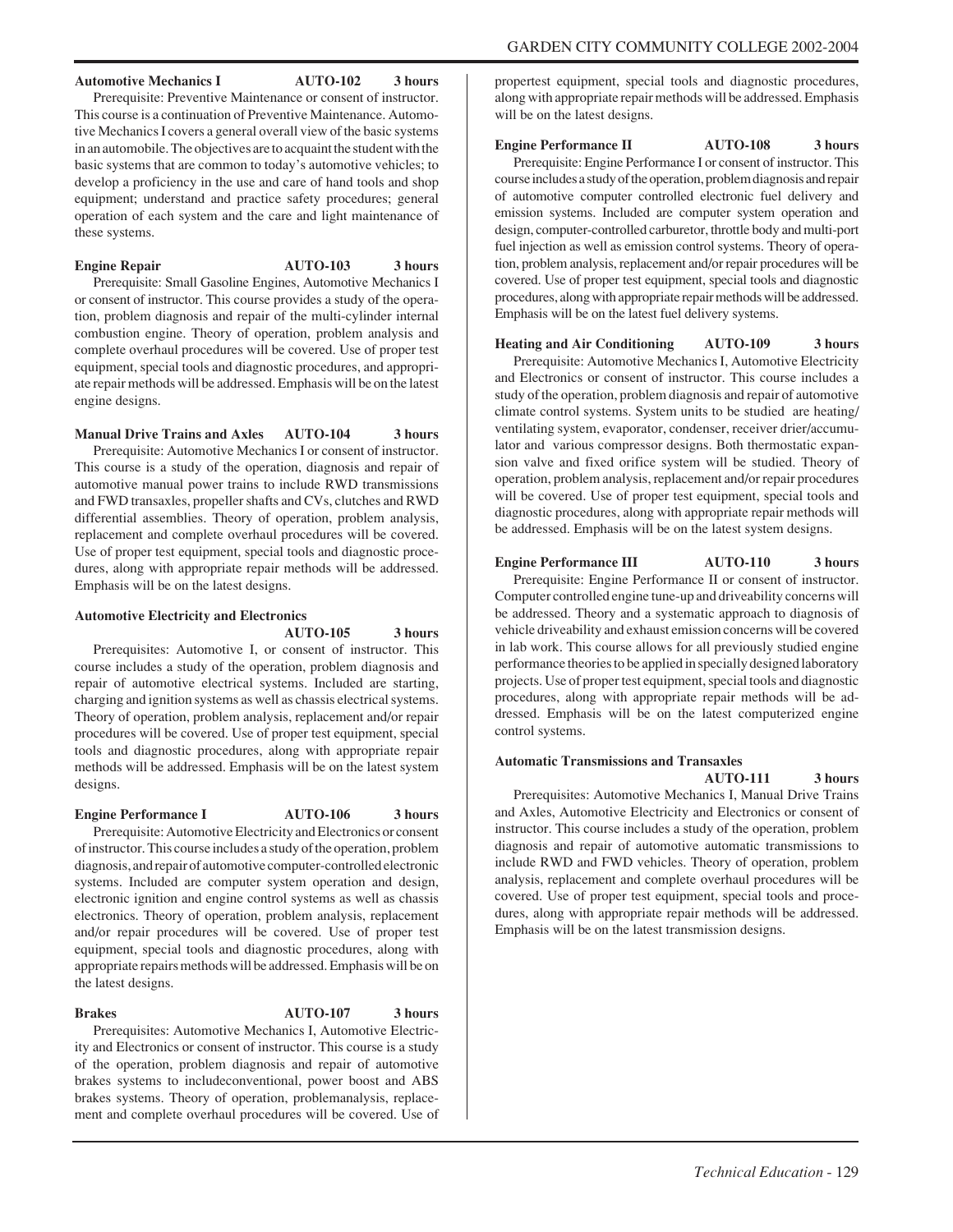**Automotive Mechanics I AUTO-102 3 hours**

Prerequisite: Preventive Maintenance or consent of instructor. This course is a continuation of Preventive Maintenance. Automotive Mechanics I covers a general overall view of the basic systems in an automobile. The objectives are to acquaint the student with the basic systems that are common to today's automotive vehicles; to develop a proficiency in the use and care of hand tools and shop equipment; understand and practice safety procedures; general operation of each system and the care and light maintenance of these systems.

**Engine Repair AUTO-103 3 hours**

Prerequisite: Small Gasoline Engines, Automotive Mechanics I or consent of instructor. This course provides a study of the operation, problem diagnosis and repair of the multi-cylinder internal combustion engine. Theory of operation, problem analysis and complete overhaul procedures will be covered. Use of proper test equipment, special tools and diagnostic procedures, and appropriate repair methods will be addressed. Emphasis will be on the latest engine designs.

**Manual Drive Trains and Axles AUTO-104 3 hours**

Prerequisite: Automotive Mechanics I or consent of instructor. This course is a study of the operation, diagnosis and repair of automotive manual power trains to include RWD transmissions and FWD transaxles, propeller shafts and CVs, clutches and RWD differential assemblies. Theory of operation, problem analysis, replacement and complete overhaul procedures will be covered. Use of proper test equipment, special tools and diagnostic procedures, along with appropriate repair methods will be addressed. Emphasis will be on the latest designs.

**Automotive Electricity and Electronics AUTO-105 3 hours**

Prerequisites: Automotive I, or consent of instructor. This course includes a study of the operation, problem diagnosis and repair of automotive electrical systems. Included are starting, charging and ignition systems as well as chassis electrical systems. Theory of operation, problem analysis, replacement and/or repair procedures will be covered. Use of proper test equipment, special tools and diagnostic procedures, along with appropriate repair methods will be addressed. Emphasis will be on the latest system designs.

**Engine Performance I AUTO-106 3 hours**

Prerequisite: Automotive Electricity and Electronics or consent of instructor. This course includes a study of the operation, problem diagnosis, and repair of automotive computer-controlled electronic systems. Included are computer system operation and design, electronic ignition and engine control systems as well as chassis electronics. Theory of operation, problem analysis, replacement and/or repair procedures will be covered. Use of proper test equipment, special tools and diagnostic procedures, along with appropriate repairs methods will be addressed. Emphasis will be on the latest designs.

**Brakes AUTO-107 3 hours**

Prerequisites: Automotive Mechanics I, Automotive Electricity and Electronics or consent of instructor. This course is a study of the operation, problem diagnosis and repair of automotive brakes systems to includeconventional, power boost and ABS brakes systems. Theory of operation, problemanalysis, replacement and complete overhaul procedures will be covered. Use of propertest equipment, special tools and diagnostic procedures, along with appropriate repair methods will be addressed. Emphasis will be on the latest designs.

**Engine Performance II AUTO-108 3 hours**

Prerequisite: Engine Performance I or consent of instructor. This course includes a study of the operation, problem diagnosis and repair of automotive computer controlled electronic fuel delivery and emission systems. Included are computer system operation and design, computer-controlled carburetor, throttle body and multi-port fuel injection as well as emission control systems. Theory of operation, problem analysis, replacement and/or repair procedures will be covered. Use of proper test equipment, special tools and diagnostic procedures, along with appropriate repair methods will be addressed. Emphasis will be on the latest fuel delivery systems.

**Heating and Air Conditioning AUTO-109 3 hours**

Prerequisite: Automotive Mechanics I, Automotive Electricity and Electronics or consent of instructor. This course includes a study of the operation, problem diagnosis and repair of automotive climate control systems. System units to be studied are heating/ ventilating system, evaporator, condenser, receiver drier/accumulator and various compressor designs. Both thermostatic expansion valve and fixed orifice system will be studied. Theory of operation, problem analysis, replacement and/or repair procedures will be covered. Use of proper test equipment, special tools and diagnostic procedures, along with appropriate repair methods will be addressed. Emphasis will be on the latest system designs.

**Engine Performance III AUTO-110 3 hours**

Prerequisite: Engine Performance II or consent of instructor. Computer controlled engine tune-up and driveability concerns will be addressed. Theory and a systematic approach to diagnosis of vehicle driveability and exhaust emission concerns will be covered in lab work. This course allows for all previously studied engine performance theories to be applied in specially designed laboratory projects. Use of proper test equipment, special tools and diagnostic procedures, along with appropriate repair methods will be addressed. Emphasis will be on the latest computerized engine control systems.

**Automatic Transmissions and Transaxles AUTO-111 3 hours**

Prerequisites: Automotive Mechanics I, Manual Drive Trains and Axles, Automotive Electricity and Electronics or consent of instructor. This course includes a study of the operation, problem diagnosis and repair of automotive automatic transmissions to include RWD and FWD vehicles. Theory of operation, problem analysis, replacement and complete overhaul procedures will be covered. Use of proper test equipment, special tools and procedures, along with appropriate repair methods will be addressed. Emphasis will be on the latest transmission designs.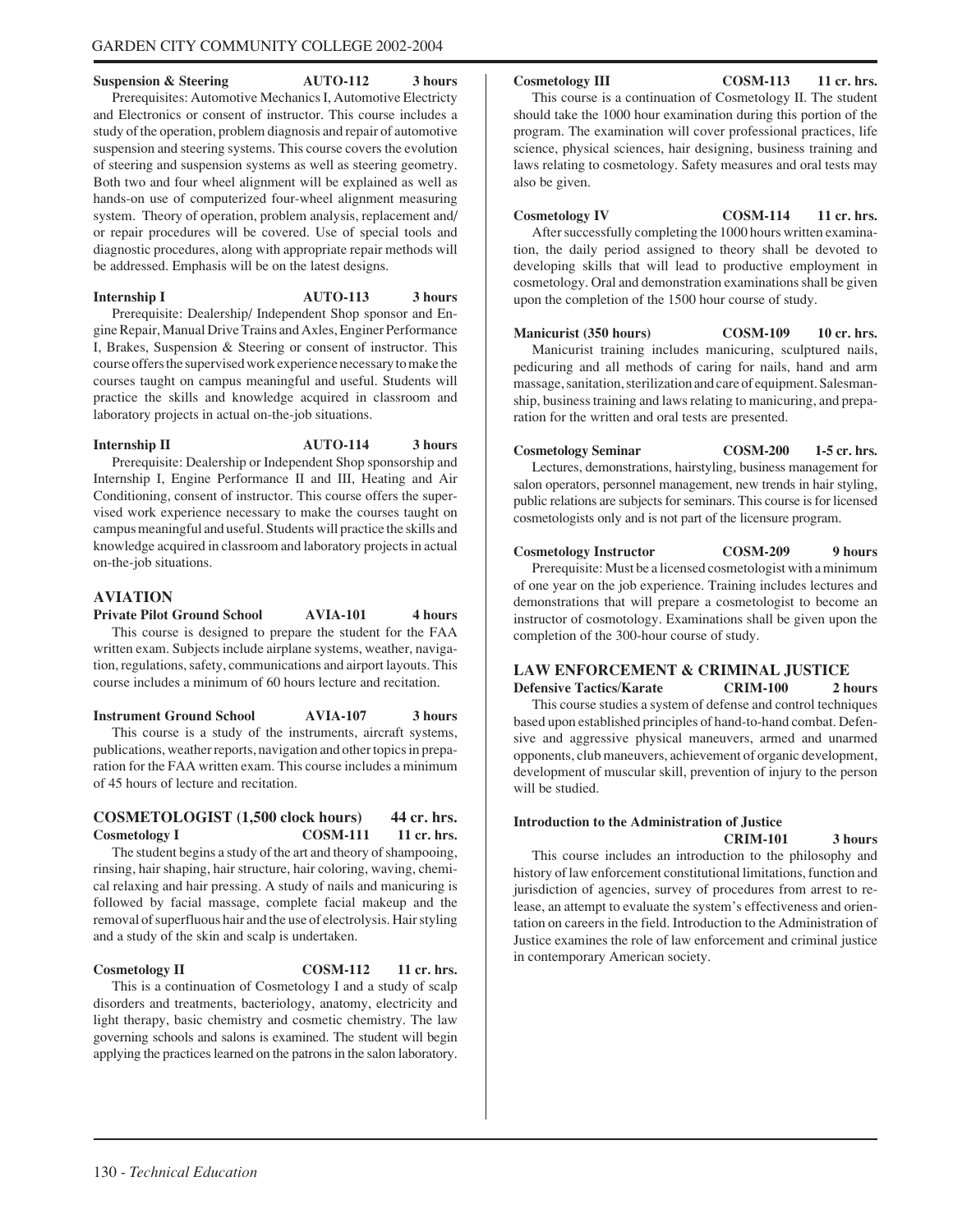**Suspension & Steering AUTO-112 3 hours**

Prerequisites: Automotive Mechanics I, Automotive Electricty and Electronics or consent of instructor. This course includes a study of the operation, problem diagnosis and repair of automotive suspension and steering systems. This course covers the evolution of steering and suspension systems as well as steering geometry. Both two and four wheel alignment will be explained as well as hands-on use of computerized four-wheel alignment measuring system. Theory of operation, problem analysis, replacement and/or repair procedures will be covered. Use of special tools and diagnostic procedures, along with appropriate repair methods will be addressed. Emphasis will be on the latest designs.

**Internship I AUTO-113 3 hours**

Prerequisite: Dealership/ Independent Shop sponsor and Engine Repair, Manual Drive Trains and Axles, Enginer Performance I, Brakes, Suspension & Steering or consent of instructor. This course offers the supervised work experience necessary to make the courses taught on campus meaningful and useful. Students will practice the skills and knowledge acquired in classroom and laboratory projects in actual on-the-job situations.

**Internship II AUTO-114 3 hours**

Prerequisite: Dealership or Independent Shop sponsorship and Internship I, Engine Performance II and III, Heating and Air Conditioning, consent of instructor. This course offers the supervised work experience necessary to make the courses taught on campus meaningful and useful. Students will practice the skills and knowledge acquired in classroom and laboratory projects in actual on-the-job situations.

## AVIATION

**Private Pilot Ground School AVIA-101 4 hours**

This course is designed to prepare the student for the FAA written exam. Subjects include airplane systems, weather, navigation, regulations, safety, communications and airport layouts. This course includes a minimum of 60 hours lecture and recitation.

**Instrument Ground School AVIA-107 3 hours**

This course is a study of the instruments, aircraft systems, publications, weather reports, navigation and other topics in preparation for the FAA written exam. This course includes a minimum of 45 hours of lecture and recitation.

## COSMETOLOGIST (1,500 clock hours) 44 cr. hrs.

**Cosmetology I COSM-111 11 cr. hrs.**

The student begins a study of the art and theory of shampooing, rinsing, hair shaping, hair structure, hair coloring, waving, chemical relaxing and hair pressing. A study of nails and manicuring is followed by facial massage, complete facial makeup and the removal of superfluous hair and the use of electrolysis. Hair styling and a study of the skin and scalp is undertaken.

**Cosmetology II COSM-112 11 cr. hrs.**

This is a continuation of Cosmetology I and a study of scalp disorders and treatments, bacteriology, anatomy, electricity and light therapy, basic chemistry and cosmetic chemistry. The law governing schools and salons is examined. The student will begin applying the practices learned on the patrons in the salon laboratory.

**Cosmetology III COSM-113 11 cr. hrs.**

This course is a continuation of Cosmetology II. The student should take the 1000 hour examination during this portion of the program. The examination will cover professional practices, life science, physical sciences, hair designing, business training and laws relating to cosmetology. Safety measures and oral tests may also be given.

**Cosmetology IV COSM-114 11 cr. hrs.**

After successfully completing the 1000 hours written examination, the daily period assigned to theory shall be devoted to developing skills that will lead to productive employment in cosmetology. Oral and demonstration examinations shall be given upon the completion of the 1500 hour course of study.

**Manicurist (350 hours) COSM-109 10 cr. hrs.**

Manicurist training includes manicuring, sculptured nails, pedicuring and all methods of caring for nails, hand and arm massage, sanitation, sterilization and care of equipment. Salesmanship, business training and laws relating to manicuring, and preparation for the written and oral tests are presented.

**Cosmetology Seminar COSM-200 1-5 cr. hrs.**

Lectures, demonstrations, hairstyling, business management for salon operators, personnel management, new trends in hair styling, public relations are subjects for seminars. This course is for licensed cosmetologists only and is not part of the licensure program.

**Cosmetology Instructor COSM-209 9 hours**

Prerequisite: Must be a licensed cosmetologist with a minimum of one year on the job experience. Training includes lectures and demonstrations that will prepare a cosmetologist to become an instructor of cosmotology. Examinations shall be given upon the completion of the 300-hour course of study.

## LAW ENFORCEMENT & CRIMINAL JUSTICE

**Defensive Tactics/Karate CRIM-100 2 hours**

This course studies a system of defense and control techniques based upon established principles of hand-to-hand combat. Defensive and aggressive physical maneuvers, armed and unarmed opponents, club maneuvers, achievement of organic development, development of muscular skill, prevention of injury to the person will be studied.

**Introduction to the Administration of Justice CRIM-101 3 hours**

This course includes an introduction to the philosophy and history of law enforcement constitutional limitations, function and jurisdiction of agencies, survey of procedures from arrest to release, an attempt to evaluate the system's effectiveness and orientation on careers in the field. Introduction to the Administration of Justice examines the role of law enforcement and criminal justice in contemporary American society.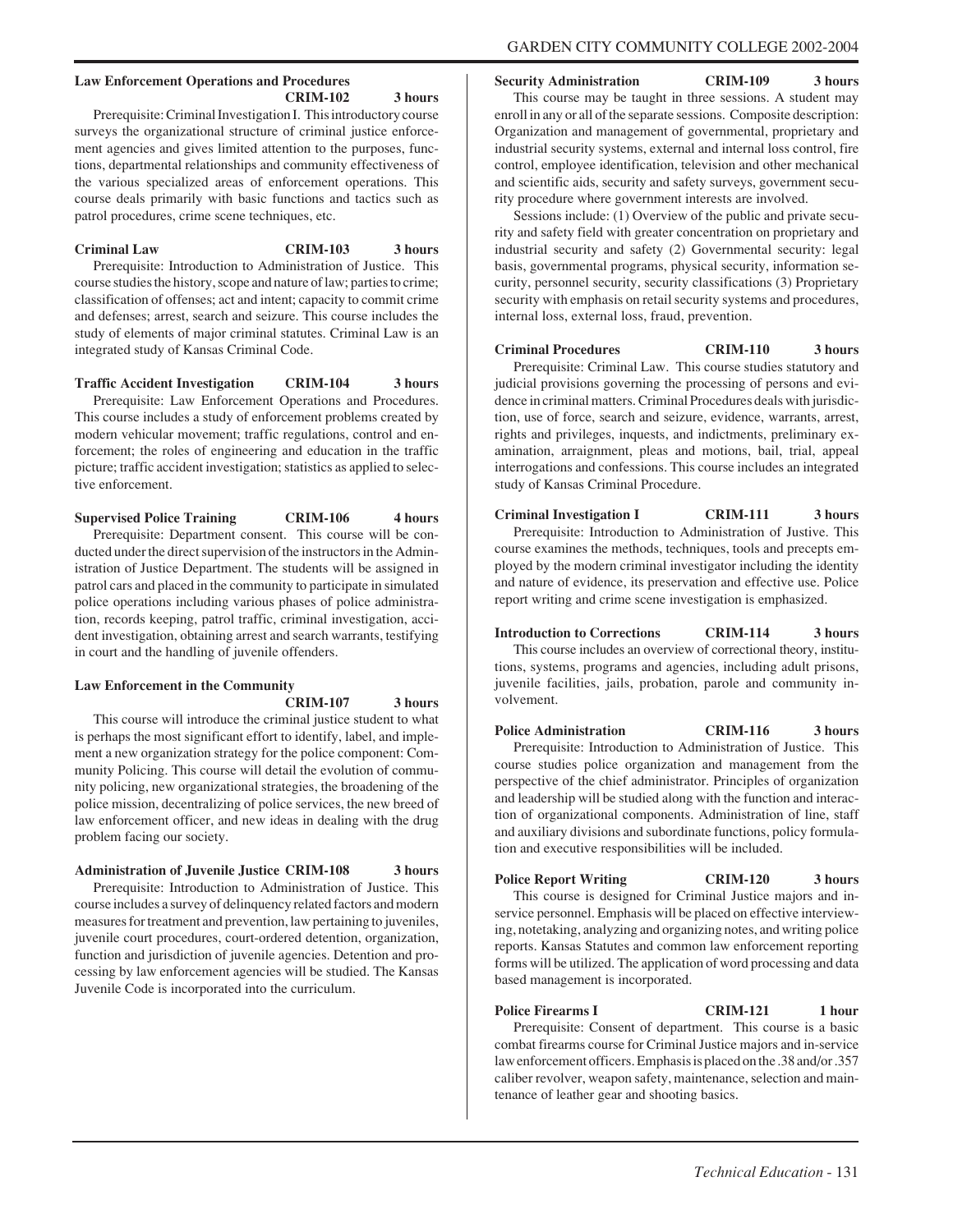**Law Enforcement Operations and Procedures CRIM-102 3 hours**

Prerequisite: Criminal Investigation I. This introductory course surveys the organizational structure of criminal justice enforcement agencies and gives limited attention to the purposes, functions, departmental relationships and community effectiveness of the various specialized areas of enforcement operations. This course deals primarily with basic functions and tactics such as patrol procedures, crime scene techniques, etc.

**Criminal Law CRIM-103 3 hours**

Prerequisite: Introduction to Administration of Justice. This course studies the history, scope and nature of law; parties to crime; classification of offenses; act and intent; capacity to commit crime and defenses; arrest, search and seizure. This course includes the study of elements of major criminal statutes. Criminal Law is an integrated study of Kansas Criminal Code.

**Traffic Accident Investigation CRIM-104 3 hours**

Prerequisite: Law Enforcement Operations and Procedures. This course includes a study of enforcement problems created by modern vehicular movement; traffic regulations, control and enforcement; the roles of engineering and education in the traffic picture; traffic accident investigation; statistics as applied to selective enforcement.

**Supervised Police Training CRIM-106 4 hours**

Prerequisite: Department consent. This course will be conducted under the direct supervision of the instructors in the Administration of Justice Department. The students will be assigned in patrol cars and placed in the community to participate in simulated police operations including various phases of police administration, records keeping, patrol traffic, criminal investigation, accident investigation, obtaining arrest and search warrants, testifying in court and the handling of juvenile offenders.

**Law Enforcement in the Community CRIM-107 3 hours**

This course will introduce the criminal justice student to what is perhaps the most significant effort to identify, label, and implement a new organization strategy for the police component: Community Policing. This course will detail the evolution of community policing, new organizational strategies, the broadening of the police mission, decentralizing of police services, the new breed of law enforcement officer, and new ideas in dealing with the drug problem facing our society.

**Administration of Juvenile Justice CRIM-108 3 hours**

Prerequisite: Introduction to Administration of Justice. This course includes a survey of delinquency related factors and modern measures for treatment and prevention, law pertaining to juveniles, juvenile court procedures, court-ordered detention, organization, function and jurisdiction of juvenile agencies. Detention and processing by law enforcement agencies will be studied. The Kansas Juvenile Code is incorporated into the curriculum.

**Security Administration CRIM-109 3 hours**

This course may be taught in three sessions. A student may enroll in any or all of the separate sessions. Composite description: Organization and management of governmental, proprietary and industrial security systems, external and internal loss control, fire control, employee identification, television and other mechanical and scientific aids, security and safety surveys, government security procedure where government interests are involved.

Sessions include: (1) Overview of the public and private security and safety field with greater concentration on proprietary and industrial security and safety (2) Governmental security: legal basis, governmental programs, physical security, information security, personnel security, security classifications (3) Proprietary security with emphasis on retail security systems and procedures, internal loss, external loss, fraud, prevention.

**Criminal Procedures CRIM-110 3 hours**

Prerequisite: Criminal Law. This course studies statutory and judicial provisions governing the processing of persons and evidence in criminal matters. Criminal Procedures deals with jurisdiction, use of force, search and seizure, evidence, warrants, arrest, rights and privileges, inquests, and indictments, preliminary examination, arraignment, pleas and motions, bail, trial, appeal interrogations and confessions. This course includes an integrated study of Kansas Criminal Procedure.

**Criminal Investigation I CRIM-111 3 hours**

Prerequisite: Introduction to Administration of Justive. This course examines the methods, techniques, tools and precepts employed by the modern criminal investigator including the identity and nature of evidence, its preservation and effective use. Police report writing and crime scene investigation is emphasized.

**Introduction to Corrections CRIM-114 3 hours**

This course includes an overview of correctional theory, institutions, systems, programs and agencies, including adult prisons, juvenile facilities, jails, probation, parole and community involvement.

**Police Administration CRIM-116 3 hours**

Prerequisite: Introduction to Administration of Justice. This course studies police organization and management from the perspective of the chief administrator. Principles of organization and leadership will be studied along with the function and interaction of organizational components. Administration of line, staff and auxiliary divisions and subordinate functions, policy formulation and executive responsibilities will be included.

**Police Report Writing CRIM-120 3 hours**

This course is designed for Criminal Justice majors and in-service personnel. Emphasis will be placed on effective interviewing, notetaking, analyzing and organizing notes, and writing police reports. Kansas Statutes and common law enforcement reporting forms will be utilized. The application of word processing and data based management is incorporated.

**Police Firearms I CRIM-121 1 hour**

Prerequisite: Consent of department. This course is a basic combat firearms course for Criminal Justice majors and in-service law enforcement officers. Emphasis is placed on the .38 and/or .357 caliber revolver, weapon safety, maintenance, selection and maintenance of leather gear and shooting basics.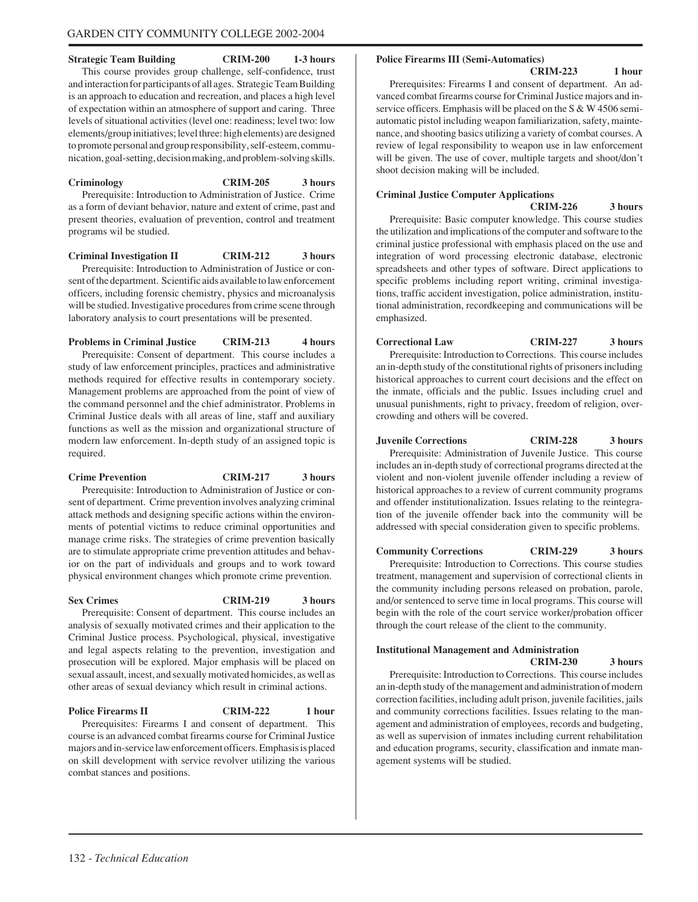**Strategic Team Building CRIM-200 1-3 hours**

This course provides group challenge, self-confidence, trust and interaction for participants of all ages. Strategic Team Building is an approach to education and recreation, and places a high level of expectation within an atmosphere of support and caring. Three levels of situational activities (level one: readiness; level two: low elements/group initiatives; level three: high elements) are designed to promote personal and group responsibility, self-esteem, communication, goal-setting, decision making, and problem-solving skills.

**Criminology CRIM-205 3 hours**

Prerequisite: Introduction to Administration of Justice. Crime as a form of deviant behavior, nature and extent of crime, past and present theories, evaluation of prevention, control and treatment programs wil be studied.

**Criminal Investigation II CRIM-212 3 hours**

Prerequisite: Introduction to Administration of Justice or consent of the department. Scientific aids available to law enforcement officers, including forensic chemistry, physics and microanalysis will be studied. Investigative procedures from crime scene through laboratory analysis to court presentations will be presented.

**Problems in Criminal Justice CRIM-213 4 hours**

Prerequisite: Consent of department. This course includes a study of law enforcement principles, practices and administrative methods required for effective results in contemporary society. Management problems are approached from the point of view of the command personnel and the chief administrator. Problems in Criminal Justice deals with all areas of line, staff and auxiliary functions as well as the mission and organizational structure of modern law enforcement. In-depth study of an assigned topic is required.

**Crime Prevention CRIM-217 3 hours**

Prerequisite: Introduction to Administration of Justice or consent of department. Crime prevention involves analyzing criminal attack methods and designing specific actions within the environments of potential victims to reduce criminal opportunities and manage crime risks. The strategies of crime prevention basically are to stimulate appropriate crime prevention attitudes and behavior on the part of individuals and groups and to work toward physical environment changes which promote crime prevention.

**Sex Crimes CRIM-219 3 hours**

Prerequisite: Consent of department. This course includes an analysis of sexually motivated crimes and their application to the Criminal Justice process. Psychological, physical, investigative and legal aspects relating to the prevention, investigation and prosecution will be explored. Major emphasis will be placed on sexual assault, incest, and sexually motivated homicides, as well as other areas of sexual deviancy which result in criminal actions.

**Police Firearms II CRIM-222 1 hour**

Prerequisites: Firearms I and consent of department. This course is an advanced combat firearms course for Criminal Justice majors and in-service law enforcement officers. Emphasis is placed on skill development with service revolver utilizing the various combat stances and positions.

**Police Firearms III (Semi-Automatics) CRIM-223 1 hour**

Prerequisites: Firearms I and consent of department. An advanced combat firearms course for Criminal Justice majors and in-service officers. Emphasis will be placed on the S & W 4506 semi-automatic pistol including weapon familiarization, safety, maintenance, and shooting basics utilizing a variety of combat courses. A review of legal responsibility to weapon use in law enforcement will be given. The use of cover, multiple targets and shoot/don't shoot decision making will be included.

**Criminal Justice Computer Applications CRIM-226 3 hours**

Prerequisite: Basic computer knowledge. This course studies the utilization and implications of the computer and software to the criminal justice professional with emphasis placed on the use and integration of word processing electronic database, electronic spreadsheets and other types of software. Direct applications to specific problems including report writing, criminal investigations, traffic accident investigation, police administration, institutional administration, recordkeeping and communications will be emphasized.

**Correctional Law CRIM-227 3 hours**

Prerequisite: Introduction to Corrections. This course includes an in-depth study of the constitutional rights of prisoners including historical approaches to current court decisions and the effect on the inmate, officials and the public. Issues including cruel and unusual punishments, right to privacy, freedom of religion, overcrowding and others will be covered.

**Juvenile Corrections CRIM-228 3 hours**

Prerequisite: Administration of Juvenile Justice. This course includes an in-depth study of correctional programs directed at the violent and non-violent juvenile offender including a review of historical approaches to a review of current community programs and offender institutionalization. Issues relating to the reintegration of the juvenile offender back into the community will be addressed with special consideration given to specific problems.

**Community Corrections CRIM-229 3 hours**

Prerequisite: Introduction to Corrections. This course studies treatment, management and supervision of correctional clients in the community including persons released on probation, parole, and/or sentenced to serve time in local programs. This course will begin with the role of the court service worker/probation officer through the court release of the client to the community.

**Institutional Management and Administration CRIM-230 3 hours**

Prerequisite: Introduction to Corrections. This course includes an in-depth study of the management and administration of modern correction facilities, including adult prison, juvenile facilities, jails and community corrections facilities. Issues relating to the management and administration of employees, records and budgeting, as well as supervision of inmates including current rehabilitation and education programs, security, classification and inmate management systems will be studied.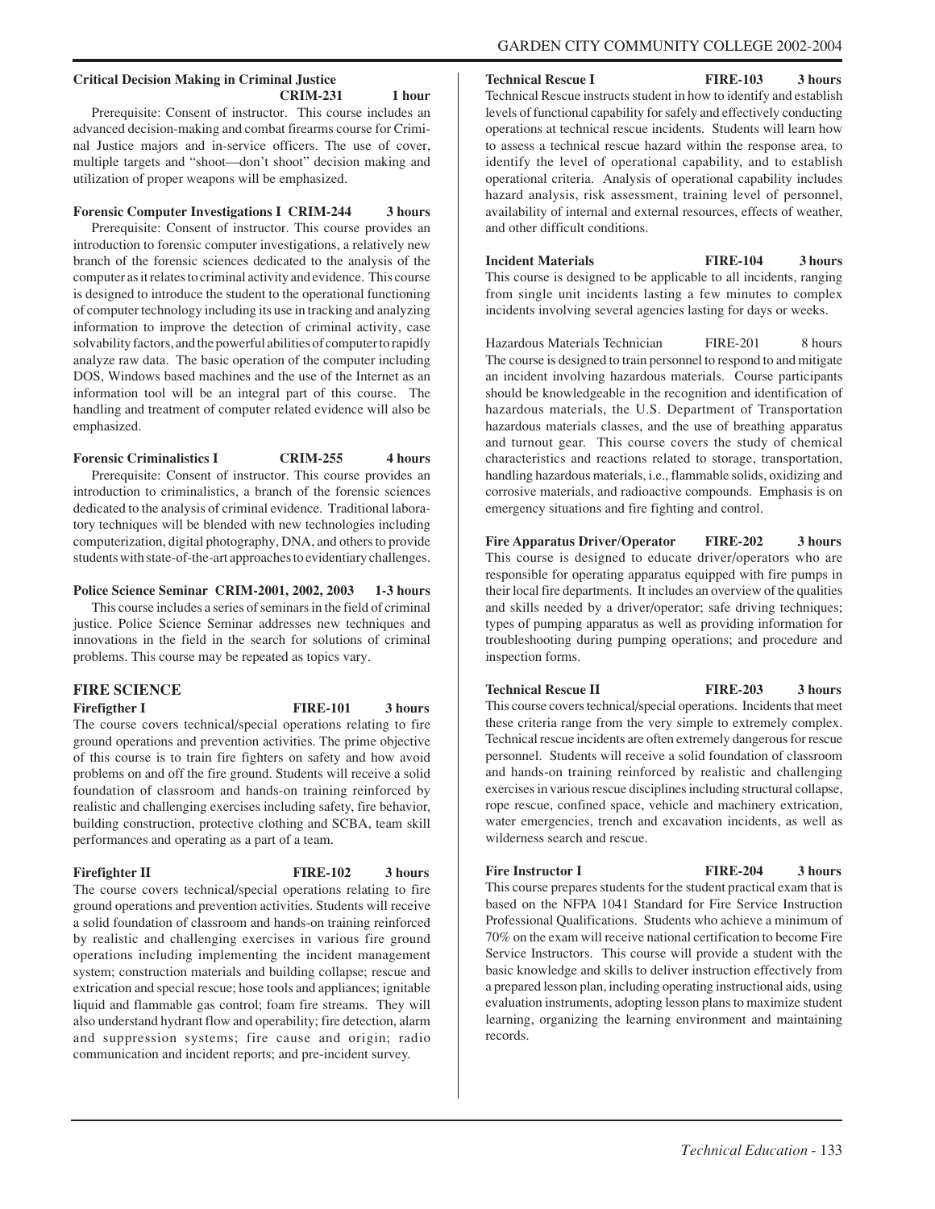**Critical Decision Making in Criminal Justice CRIM-231 1 hour**

Prerequisite: Consent of instructor. This course includes an advanced decision-making and combat firearms course for Criminal Justice majors and in-service officers. The use of cover, multiple targets and "shoot—don't shoot" decision making and utilization of proper weapons will be emphasized.

**Forensic Computer Investigations I CRIM-244 3 hours**

Prerequisite: Consent of instructor. This course provides an introduction to forensic computer investigations, a relatively new branch of the forensic sciences dedicated to the analysis of the computer as it relates to criminal activity and evidence. This course is designed to introduce the student to the operational functioning of computer technology including its use in tracking and analyzing information to improve the detection of criminal activity, case solvability factors, and the powerful abilities of computer to rapidly analyze raw data. The basic operation of the computer including DOS, Windows based machines and the use of the Internet as an information tool will be an integral part of this course. The handling and treatment of computer related evidence will also be emphasized.

**Forensic Criminalistics I CRIM-255 4 hours**

Prerequisite: Consent of instructor. This course provides an introduction to criminalistics, a branch of the forensic sciences dedicated to the analysis of criminal evidence. Traditional laboratory techniques will be blended with new technologies including computerization, digital photography, DNA, and others to provide students with state-of-the-art approaches to evidentiary challenges.

**Police Science Seminar CRIM-2001, 2002, 2003 1-3 hours**

This course includes a series of seminars in the field of criminal justice. Police Science Seminar addresses new techniques and innovations in the field in the search for solutions of criminal problems. This course may be repeated as topics vary.

## FIRE SCIENCE

**Firefigther I FIRE-101 3 hours**

The course covers technical/special operations relating to fire ground operations and prevention activities. The prime objective of this course is to train fire fighters on safety and how avoid problems on and off the fire ground. Students will receive a solid foundation of classroom and hands-on training reinforced by realistic and challenging exercises including safety, fire behavior, building construction, protective clothing and SCBA, team skill performances and operating as a part of a team.

**Firefighter II FIRE-102 3 hours**

The course covers technical/special operations relating to fire ground operations and prevention activities. Students will receive a solid foundation of classroom and hands-on training reinforced by realistic and challenging exercises in various fire ground operations including implementing the incident management system; construction materials and building collapse; rescue and extrication and special rescue; hose tools and appliances; ignitable liquid and flammable gas control; foam fire streams. They will also understand hydrant flow and operability; fire detection, alarm and suppression systems; fire cause and origin; radio communication and incident reports; and pre-incident survey.

**Technical Rescue I FIRE-103 3 hours**

Technical Rescue instructs student in how to identify and establish levels of functional capability for safely and effectively conducting operations at technical rescue incidents. Students will learn how to assess a technical rescue hazard within the response area, to identify the level of operational capability, and to establish operational criteria. Analysis of operational capability includes hazard analysis, risk assessment, training level of personnel, availability of internal and external resources, effects of weather, and other difficult conditions.

**Incident Materials FIRE-104 3 hours**

This course is designed to be applicable to all incidents, ranging from single unit incidents lasting a few minutes to complex incidents involving several agencies lasting for days or weeks.

Hazardous Materials Technician FIRE-201 8 hours

The course is designed to train personnel to respond to and mitigate an incident involving hazardous materials. Course participants should be knowledgeable in the recognition and identification of hazardous materials, the U.S. Department of Transportation hazardous materials classes, and the use of breathing apparatus and turnout gear. This course covers the study of chemical characteristics and reactions related to storage, transportation, handling hazardous materials, i.e., flammable solids, oxidizing and corrosive materials, and radioactive compounds. Emphasis is on emergency situations and fire fighting and control.

**Fire Apparatus Driver/Operator FIRE-202 3 hours**

This course is designed to educate driver/operators who are responsible for operating apparatus equipped with fire pumps in their local fire departments. It includes an overview of the qualities and skills needed by a driver/operator; safe driving techniques; types of pumping apparatus as well as providing information for troubleshooting during pumping operations; and procedure and inspection forms.

**Technical Rescue II FIRE-203 3 hours**

This course covers technical/special operations. Incidents that meet these criteria range from the very simple to extremely complex. Technical rescue incidents are often extremely dangerous for rescue personnel. Students will receive a solid foundation of classroom and hands-on training reinforced by realistic and challenging exercises in various rescue disciplines including structural collapse, rope rescue, confined space, vehicle and machinery extrication, water emergencies, trench and excavation incidents, as well as wilderness search and rescue.

**Fire Instructor I FIRE-204 3 hours**

This course prepares students for the student practical exam that is based on the NFPA 1041 Standard for Fire Service Instruction Professional Qualifications. Students who achieve a minimum of 70% on the exam will receive national certification to become Fire Service Instructors. This course will provide a student with the basic knowledge and skills to deliver instruction effectively from a prepared lesson plan, including operating instructional aids, using evaluation instruments, adopting lesson plans to maximize student learning, organizing the learning environment and maintaining records.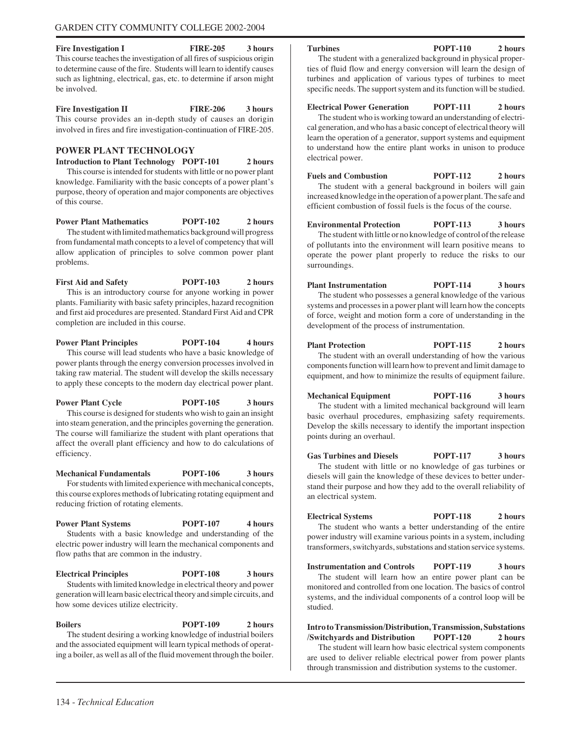**Fire Investigation I FIRE-205 3 hours**
This course teaches the investigation of all fires of suspicious origin to determine cause of the fire. Students will learn to identify causes such as lightning, electrical, gas, etc. to determine if arson might be involved.

**Fire Investigation II FIRE-206 3 hours**
This course provides an in-depth study of causes an dorigin involved in fires and fire investigation-continuation of FIRE-205.

## POWER PLANT TECHNOLOGY

**Introduction to Plant Technology POPT-101 2 hours**
This course is intended for students with little or no power plant knowledge. Familiarity with the basic concepts of a power plant's purpose, theory of operation and major components are objectives of this course.

**Power Plant Mathematics POPT-102 2 hours**
The student with limited mathematics background will progress from fundamental math concepts to a level of competency that will allow application of principles to solve common power plant problems.

**First Aid and Safety POPT-103 2 hours**
This is an introductory course for anyone working in power plants. Familiarity with basic safety principles, hazard recognition and first aid procedures are presented. Standard First Aid and CPR completion are included in this course.

**Power Plant Principles POPT-104 4 hours**
This course will lead students who have a basic knowledge of power plants through the energy conversion processes involved in taking raw material. The student will develop the skills necessary to apply these concepts to the modern day electrical power plant.

**Power Plant Cycle POPT-105 3 hours**
This course is designed for students who wish to gain an insight into steam generation, and the principles governing the generation. The course will familiarize the student with plant operations that affect the overall plant efficiency and how to do calculations of efficiency.

**Mechanical Fundamentals POPT-106 3 hours**
For students with limited experience with mechanical concepts, this course explores methods of lubricating rotating equipment and reducing friction of rotating elements.

**Power Plant Systems POPT-107 4 hours**
Students with a basic knowledge and understanding of the electric power industry will learn the mechanical components and flow paths that are common in the industry.

**Electrical Principles POPT-108 3 hours**
Students with limited knowledge in electrical theory and power generation will learn basic electrical theory and simple circuits, and how some devices utilize electricity.

**Boilers POPT-109 2 hours**
The student desiring a working knowledge of industrial boilers and the associated equipment will learn typical methods of operating a boiler, as well as all of the fluid movement through the boiler.

**Turbines POPT-110 2 hours**
The student with a generalized background in physical properties of fluid flow and energy conversion will learn the design of turbines and application of various types of turbines to meet specific needs. The support system and its function will be studied.

**Electrical Power Generation POPT-111 2 hours**
The student who is working toward an understanding of electrical generation, and who has a basic concept of electrical theory will learn the operation of a generator, support systems and equipment to understand how the entire plant works in unison to produce electrical power.

**Fuels and Combustion POPT-112 2 hours**
The student with a general background in boilers will gain increased knowledge in the operation of a power plant. The safe and efficient combustion of fossil fuels is the focus of the course.

**Environmental Protection POPT-113 3 hours**
The student with little or no knowledge of control of the release of pollutants into the environment will learn positive means to operate the power plant properly to reduce the risks to our surroundings.

**Plant Instrumentation POPT-114 3 hours**
The student who possesses a general knowledge of the various systems and processes in a power plant will learn how the concepts of force, weight and motion form a core of understanding in the development of the process of instrumentation.

**Plant Protection POPT-115 2 hours**
The student with an overall understanding of how the various components function will learn how to prevent and limit damage to equipment, and how to minimize the results of equipment failure.

**Mechanical Equipment POPT-116 3 hours**
The student with a limited mechanical background will learn basic overhaul procedures, emphasizing safety requirements. Develop the skills necessary to identify the important inspection points during an overhaul.

**Gas Turbines and Diesels POPT-117 3 hours**
The student with little or no knowledge of gas turbines or diesels will gain the knowledge of these devices to better understand their purpose and how they add to the overall reliability of an electrical system.

**Electrical Systems POPT-118 2 hours**
The student who wants a better understanding of the entire power industry will examine various points in a system, including transformers, switchyards, substations and station service systems.

**Instrumentation and Controls POPT-119 3 hours**
The student will learn how an entire power plant can be monitored and controlled from one location. The basics of control systems, and the individual components of a control loop will be studied.

**Intro to Transmission/Distribution, Transmission, Substations /Switchyards and Distribution POPT-120 2 hours**
The student will learn how basic electrical system components are used to deliver reliable electrical power from power plants through transmission and distribution systems to the customer.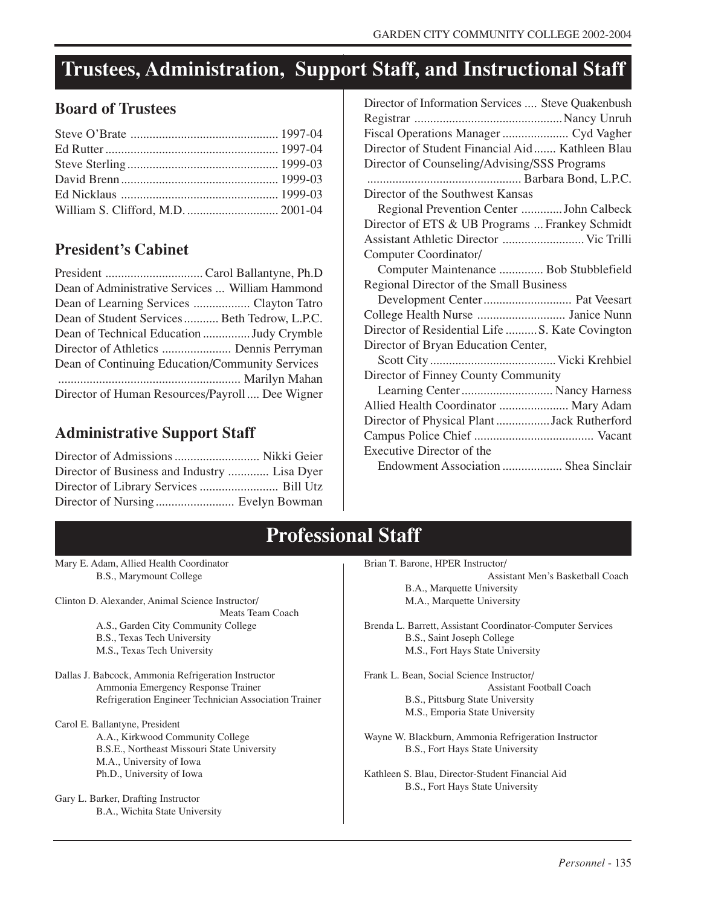# Trustees, Administration, Support Staff, and Instructional Staff

## Board of Trustees

| | |
|---|---|
| Steve O'Brate | 1997-04 |
| Ed Rutter | 1997-04 |
| Steve Sterling | 1999-03 |
| David Brenn | 1999-03 |
| Ed Nicklaus | 1999-03 |
| William S. Clifford, M.D. | 2001-04 |

## President's Cabinet

| | |
|---|---|
| President | Carol Ballantyne, Ph.D |
| Dean of Administrative Services | William Hammond |
| Dean of Learning Services | Clayton Tatro |
| Dean of Student Services | Beth Tedrow, L.P.C. |
| Dean of Technical Education | Judy Crymble |
| Director of Athletics | Dennis Perryman |
| Dean of Continuing Education/Community Services | Marilyn Mahan |
| Director of Human Resources/Payroll | Dee Wigner |

## Administrative Support Staff

| | |
|---|---|
| Director of Admissions | Nikki Geier |
| Director of Business and Industry | Lisa Dyer |
| Director of Library Services | Bill Utz |
| Director of Nursing | Evelyn Bowman |
| Director of Information Services | Steve Quakenbush |
| Registrar | Nancy Unruh |
| Fiscal Operations Manager | Cyd Vagher |
| Director of Student Financial Aid | Kathleen Blau |
| Director of Counseling/Advising/SSS Programs | Barbara Bond, L.P.C. |
| Director of the Southwest Kansas Regional Prevention Center | John Calbeck |
| Director of ETS & UB Programs | Frankey Schmidt |
| Assistant Athletic Director | Vic Trilli |
| Computer Coordinator/Computer Maintenance | Bob Stubblefield |
| Regional Director of the Small Business Development Center | Pat Veesart |
| College Health Nurse | Janice Nunn |
| Director of Residential Life | S. Kate Covington |
| Director of Bryan Education Center, Scott City | Vicki Krehbiel |
| Director of Finney County Community Learning Center | Nancy Harness |
| Allied Health Coordinator | Mary Adam |
| Director of Physical Plant | Jack Rutherford |
| Campus Police Chief | Vacant |
| Executive Director of the Endowment Association | Shea Sinclair |

# Professional Staff

Mary E. Adam, Allied Health Coordinator
B.S., Marymount College

Clinton D. Alexander, Animal Science Instructor/Meats Team Coach
A.S., Garden City Community College
B.S., Texas Tech University
M.S., Texas Tech University

Dallas J. Babcock, Ammonia Refrigeration Instructor
Ammonia Emergency Response Trainer
Refrigeration Engineer Technician Association Trainer

Carol E. Ballantyne, President
A.A., Kirkwood Community College
B.S.E., Northeast Missouri State University
M.A., University of Iowa
Ph.D., University of Iowa

Gary L. Barker, Drafting Instructor
B.A., Wichita State University

Brian T. Barone, HPER Instructor/Assistant Men's Basketball Coach
B.A., Marquette University
M.A., Marquette University

Brenda L. Barrett, Assistant Coordinator-Computer Services
B.S., Saint Joseph College
M.S., Fort Hays State University

Frank L. Bean, Social Science Instructor/Assistant Football Coach
B.S., Pittsburg State University
M.S., Emporia State University

Wayne W. Blackburn, Ammonia Refrigeration Instructor
B.S., Fort Hays State University

Kathleen S. Blau, Director-Student Financial Aid
B.S., Fort Hays State University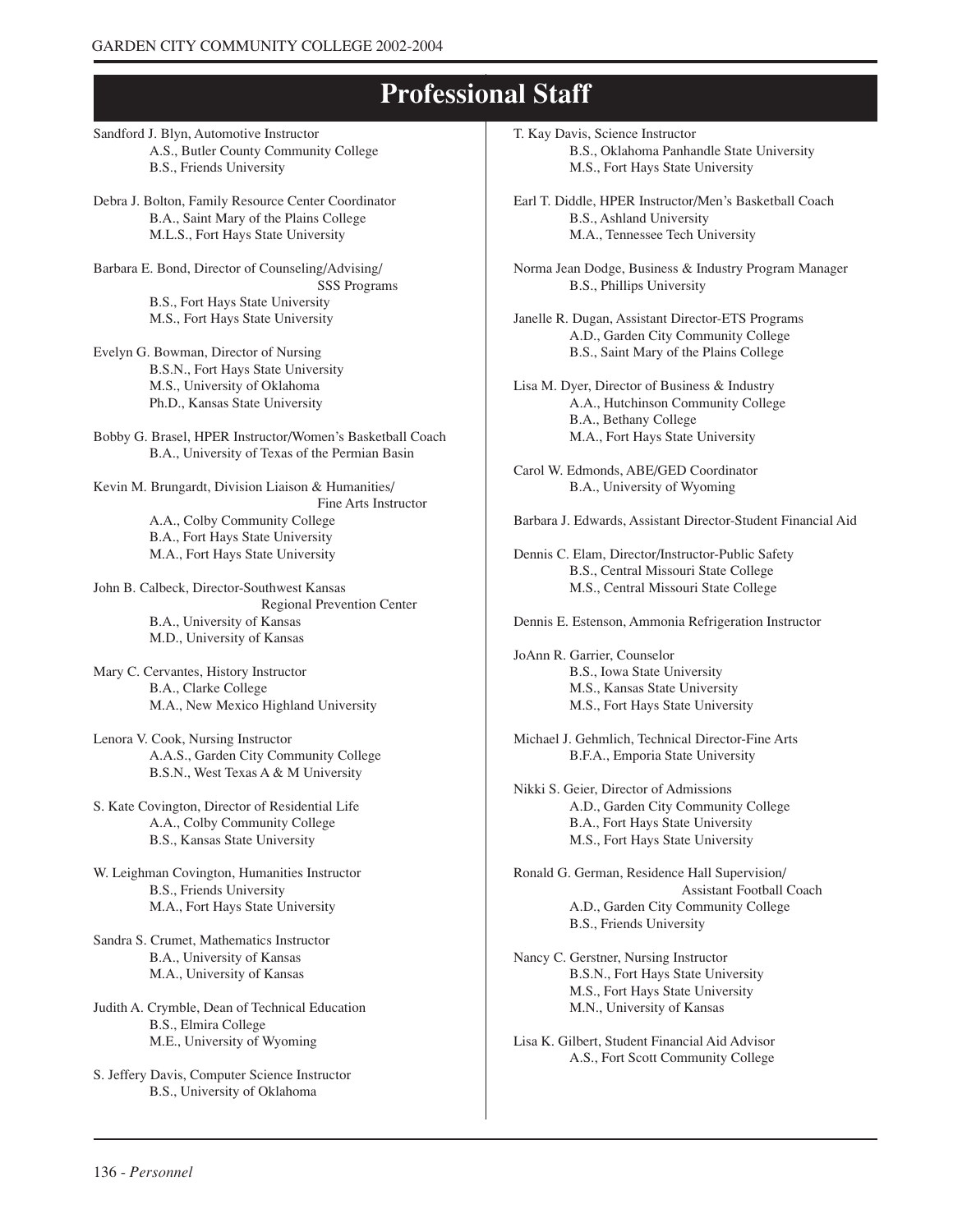# Professional Staff

Sandford J. Blyn, Automotive Instructor
A.S., Butler County Community College
B.S., Friends University

Debra J. Bolton, Family Resource Center Coordinator
B.A., Saint Mary of the Plains College
M.L.S., Fort Hays State University

Barbara E. Bond, Director of Counseling/Advising/SSS Programs
B.S., Fort Hays State University
M.S., Fort Hays State University

Evelyn G. Bowman, Director of Nursing
B.S.N., Fort Hays State University
M.S., University of Oklahoma
Ph.D., Kansas State University

Bobby G. Brasel, HPER Instructor/Women's Basketball Coach
B.A., University of Texas of the Permian Basin

Kevin M. Brungardt, Division Liaison & Humanities/Fine Arts Instructor
A.A., Colby Community College
B.A., Fort Hays State University
M.A., Fort Hays State University

John B. Calbeck, Director-Southwest Kansas Regional Prevention Center
B.A., University of Kansas
M.D., University of Kansas

Mary C. Cervantes, History Instructor
B.A., Clarke College
M.A., New Mexico Highland University

Lenora V. Cook, Nursing Instructor
A.A.S., Garden City Community College
B.S.N., West Texas A & M University

S. Kate Covington, Director of Residential Life
A.A., Colby Community College
B.S., Kansas State University

W. Leighman Covington, Humanities Instructor
B.S., Friends University
M.A., Fort Hays State University

Sandra S. Crumet, Mathematics Instructor
B.A., University of Kansas
M.A., University of Kansas

Judith A. Crymble, Dean of Technical Education
B.S., Elmira College
M.E., University of Wyoming

S. Jeffery Davis, Computer Science Instructor
B.S., University of Oklahoma

T. Kay Davis, Science Instructor
B.S., Oklahoma Panhandle State University
M.S., Fort Hays State University

Earl T. Diddle, HPER Instructor/Men's Basketball Coach
B.S., Ashland University
M.A., Tennessee Tech University

Norma Jean Dodge, Business & Industry Program Manager
B.S., Phillips University

Janelle R. Dugan, Assistant Director-ETS Programs
A.D., Garden City Community College
B.S., Saint Mary of the Plains College

Lisa M. Dyer, Director of Business & Industry
A.A., Hutchinson Community College
B.A., Bethany College
M.A., Fort Hays State University

Carol W. Edmonds, ABE/GED Coordinator
B.A., University of Wyoming

Barbara J. Edwards, Assistant Director-Student Financial Aid

Dennis C. Elam, Director/Instructor-Public Safety
B.S., Central Missouri State College
M.S., Central Missouri State College

Dennis E. Estenson, Ammonia Refrigeration Instructor

JoAnn R. Garrier, Counselor
B.S., Iowa State University
M.S., Kansas State University
M.S., Fort Hays State University

Michael J. Gehmlich, Technical Director-Fine Arts
B.F.A., Emporia State University

Nikki S. Geier, Director of Admissions
A.D., Garden City Community College
B.A., Fort Hays State University
M.S., Fort Hays State University

Ronald G. German, Residence Hall Supervision/Assistant Football Coach
A.D., Garden City Community College
B.S., Friends University

Nancy C. Gerstner, Nursing Instructor
B.S.N., Fort Hays State University
M.S., Fort Hays State University
M.N., University of Kansas

Lisa K. Gilbert, Student Financial Aid Advisor
A.S., Fort Scott Community College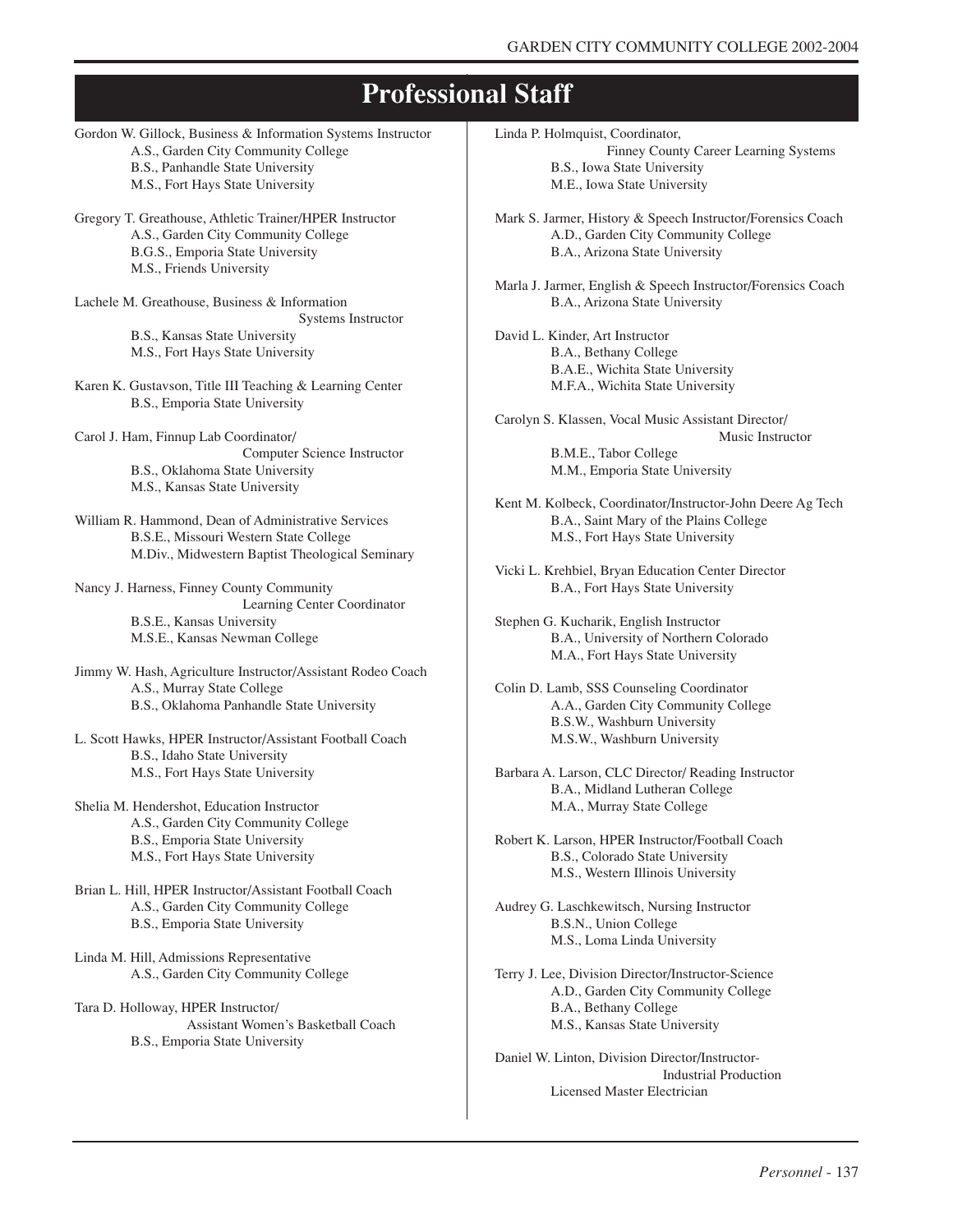# Professional Staff

Gordon W. Gillock, Business & Information Systems Instructor
A.S., Garden City Community College
B.S., Panhandle State University
M.S., Fort Hays State University

Gregory T. Greathouse, Athletic Trainer/HPER Instructor
A.S., Garden City Community College
B.G.S., Emporia State University
M.S., Friends University

Lachele M. Greathouse, Business & Information Systems Instructor
B.S., Kansas State University
M.S., Fort Hays State University

Karen K. Gustavson, Title III Teaching & Learning Center
B.S., Emporia State University

Carol J. Ham, Finnup Lab Coordinator/ Computer Science Instructor
B.S., Oklahoma State University
M.S., Kansas State University

William R. Hammond, Dean of Administrative Services
B.S.E., Missouri Western State College
M.Div., Midwestern Baptist Theological Seminary

Nancy J. Harness, Finney County Community Learning Center Coordinator
B.S.E., Kansas University
M.S.E., Kansas Newman College

Jimmy W. Hash, Agriculture Instructor/Assistant Rodeo Coach
A.S., Murray State College
B.S., Oklahoma Panhandle State University

L. Scott Hawks, HPER Instructor/Assistant Football Coach
B.S., Idaho State University
M.S., Fort Hays State University

Shelia M. Hendershot, Education Instructor
A.S., Garden City Community College
B.S., Emporia State University
M.S., Fort Hays State University

Brian L. Hill, HPER Instructor/Assistant Football Coach
A.S., Garden City Community College
B.S., Emporia State University

Linda M. Hill, Admissions Representative
A.S., Garden City Community College

Tara D. Holloway, HPER Instructor/ Assistant Women's Basketball Coach
B.S., Emporia State University

Linda P. Holmquist, Coordinator, Finney County Career Learning Systems
B.S., Iowa State University
M.E., Iowa State University

Mark S. Jarmer, History & Speech Instructor/Forensics Coach
A.D., Garden City Community College
B.A., Arizona State University

Marla J. Jarmer, English & Speech Instructor/Forensics Coach
B.A., Arizona State University

David L. Kinder, Art Instructor
B.A., Bethany College
B.A.E., Wichita State University
M.F.A., Wichita State University

Carolyn S. Klassen, Vocal Music Assistant Director/ Music Instructor
B.M.E., Tabor College
M.M., Emporia State University

Kent M. Kolbeck, Coordinator/Instructor-John Deere Ag Tech
B.A., Saint Mary of the Plains College
M.S., Fort Hays State University

Vicki L. Krehbiel, Bryan Education Center Director
B.A., Fort Hays State University

Stephen G. Kucharik, English Instructor
B.A., University of Northern Colorado
M.A., Fort Hays State University

Colin D. Lamb, SSS Counseling Coordinator
A.A., Garden City Community College
B.S.W., Washburn University
M.S.W., Washburn University

Barbara A. Larson, CLC Director/ Reading Instructor
B.A., Midland Lutheran College
M.A., Murray State College

Robert K. Larson, HPER Instructor/Football Coach
B.S., Colorado State University
M.S., Western Illinois University

Audrey G. Laschkewitsch, Nursing Instructor
B.S.N., Union College
M.S., Loma Linda University

Terry J. Lee, Division Director/Instructor-Science
A.D., Garden City Community College
B.A., Bethany College
M.S., Kansas State University

Daniel W. Linton, Division Director/Instructor- Industrial Production
Licensed Master Electrician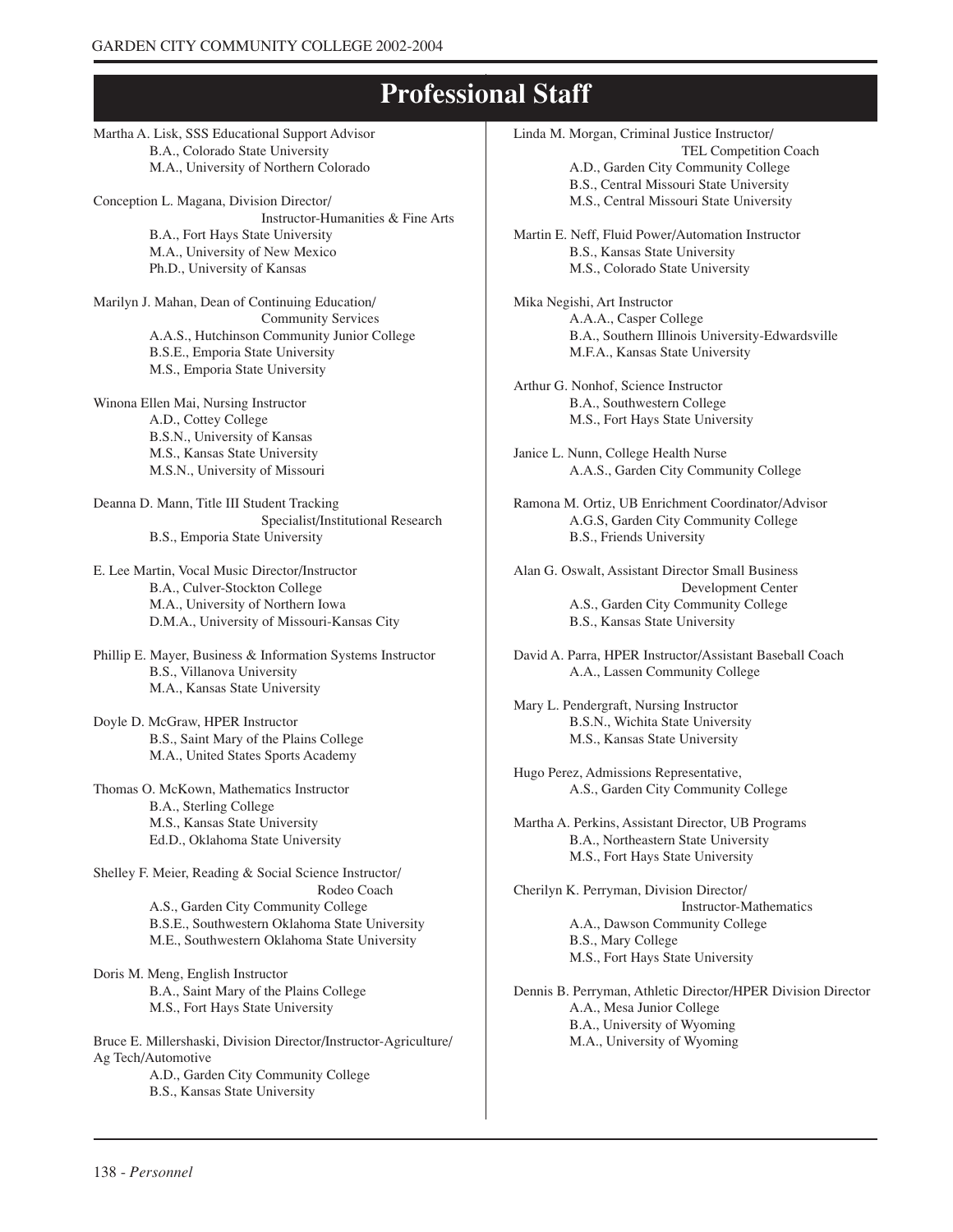# Professional Staff

Martha A. Lisk, SSS Educational Support Advisor
B.A., Colorado State University
M.A., University of Northern Colorado

Conception L. Magana, Division Director/Instructor-Humanities & Fine Arts
B.A., Fort Hays State University
M.A., University of New Mexico
Ph.D., University of Kansas

Marilyn J. Mahan, Dean of Continuing Education/Community Services
A.A.S., Hutchinson Community Junior College
B.S.E., Emporia State University
M.S., Emporia State University

Winona Ellen Mai, Nursing Instructor
A.D., Cottey College
B.S.N., University of Kansas
M.S., Kansas State University
M.S.N., University of Missouri

Deanna D. Mann, Title III Student Tracking Specialist/Institutional Research
B.S., Emporia State University

E. Lee Martin, Vocal Music Director/Instructor
B.A., Culver-Stockton College
M.A., University of Northern Iowa
D.M.A., University of Missouri-Kansas City

Phillip E. Mayer, Business & Information Systems Instructor
B.S., Villanova University
M.A., Kansas State University

Doyle D. McGraw, HPER Instructor
B.S., Saint Mary of the Plains College
M.A., United States Sports Academy

Thomas O. McKown, Mathematics Instructor
B.A., Sterling College
M.S., Kansas State University
Ed.D., Oklahoma State University

Shelley F. Meier, Reading & Social Science Instructor/Rodeo Coach
A.S., Garden City Community College
B.S.E., Southwestern Oklahoma State University
M.E., Southwestern Oklahoma State University

Doris M. Meng, English Instructor
B.A., Saint Mary of the Plains College
M.S., Fort Hays State University

Bruce E. Millershaski, Division Director/Instructor-Agriculture/Ag Tech/Automotive
A.D., Garden City Community College
B.S., Kansas State University

Linda M. Morgan, Criminal Justice Instructor/TEL Competition Coach
A.D., Garden City Community College
B.S., Central Missouri State University
M.S., Central Missouri State University

Martin E. Neff, Fluid Power/Automation Instructor
B.S., Kansas State University
M.S., Colorado State University

Mika Negishi, Art Instructor
A.A.A., Casper College
B.A., Southern Illinois University-Edwardsville
M.F.A., Kansas State University

Arthur G. Nonhof, Science Instructor
B.A., Southwestern College
M.S., Fort Hays State University

Janice L. Nunn, College Health Nurse
A.A.S., Garden City Community College

Ramona M. Ortiz, UB Enrichment Coordinator/Advisor
A.G.S, Garden City Community College
B.S., Friends University

Alan G. Oswalt, Assistant Director Small Business Development Center
A.S., Garden City Community College
B.S., Kansas State University

David A. Parra, HPER Instructor/Assistant Baseball Coach
A.A., Lassen Community College

Mary L. Pendergraft, Nursing Instructor
B.S.N., Wichita State University
M.S., Kansas State University

Hugo Perez, Admissions Representative,
A.S., Garden City Community College

Martha A. Perkins, Assistant Director, UB Programs
B.A., Northeastern State University
M.S., Fort Hays State University

Cherilyn K. Perryman, Division Director/Instructor-Mathematics
A.A., Dawson Community College
B.S., Mary College
M.S., Fort Hays State University

Dennis B. Perryman, Athletic Director/HPER Division Director
A.A., Mesa Junior College
B.A., University of Wyoming
M.A., University of Wyoming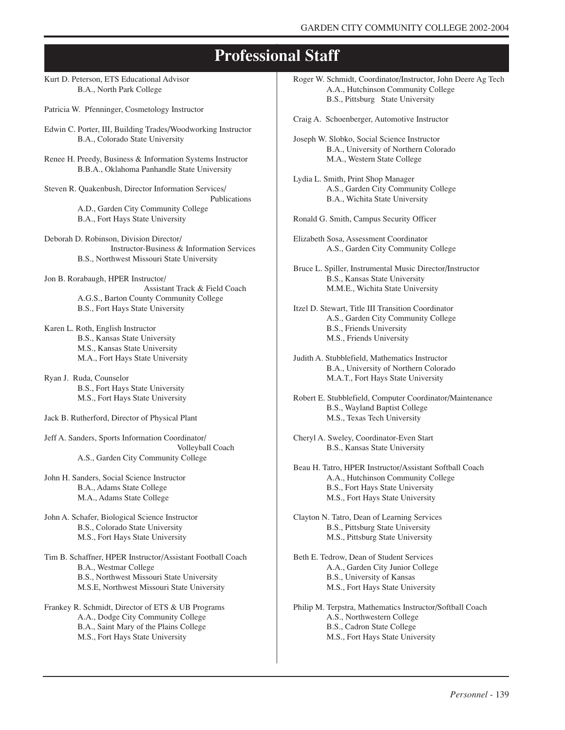# Professional Staff

Kurt D. Peterson, ETS Educational Advisor
B.A., North Park College

Patricia W. Pfenninger, Cosmetology Instructor

Edwin C. Porter, III, Building Trades/Woodworking Instructor
B.A., Colorado State University

Renee H. Preedy, Business & Information Systems Instructor
B.B.A., Oklahoma Panhandle State University

Steven R. Quakenbush, Director Information Services/Publications
A.D., Garden City Community College
B.A., Fort Hays State University

Deborah D. Robinson, Division Director/Instructor-Business & Information Services
B.S., Northwest Missouri State University

Jon B. Rorabaugh, HPER Instructor/Assistant Track & Field Coach
A.G.S., Barton County Community College
B.S., Fort Hays State University

Karen L. Roth, English Instructor
B.S., Kansas State University
M.S., Kansas State University
M.A., Fort Hays State University

Ryan J. Ruda, Counselor
B.S., Fort Hays State University
M.S., Fort Hays State University

Jack B. Rutherford, Director of Physical Plant

Jeff A. Sanders, Sports Information Coordinator/Volleyball Coach
A.S., Garden City Community College

John H. Sanders, Social Science Instructor
B.A., Adams State College
M.A., Adams State College

John A. Schafer, Biological Science Instructor
B.S., Colorado State University
M.S., Fort Hays State University

Tim B. Schaffner, HPER Instructor/Assistant Football Coach
B.A., Westmar College
B.S., Northwest Missouri State University
M.S.E, Northwest Missouri State University

Frankey R. Schmidt, Director of ETS & UB Programs
A.A., Dodge City Community College
B.A., Saint Mary of the Plains College
M.S., Fort Hays State University

Roger W. Schmidt, Coordinator/Instructor, John Deere Ag Tech
A.A., Hutchinson Community College
B.S., Pittsburg State University

Craig A. Schoenberger, Automotive Instructor

Joseph W. Slobko, Social Science Instructor
B.A., University of Northern Colorado
M.A., Western State College

Lydia L. Smith, Print Shop Manager
A.S., Garden City Community College
B.A., Wichita State University

Ronald G. Smith, Campus Security Officer

Elizabeth Sosa, Assessment Coordinator
A.S., Garden City Community College

Bruce L. Spiller, Instrumental Music Director/Instructor
B.S., Kansas State University
M.M.E., Wichita State University

Itzel D. Stewart, Title III Transition Coordinator
A.S., Garden City Community College
B.S., Friends University
M.S., Friends University

Judith A. Stubblefield, Mathematics Instructor
B.A., University of Northern Colorado
M.A.T., Fort Hays State University

Robert E. Stubblefield, Computer Coordinator/Maintenance
B.S., Wayland Baptist College
M.S., Texas Tech University

Cheryl A. Sweley, Coordinator-Even Start
B.S., Kansas State University

Beau H. Tatro, HPER Instructor/Assistant Softball Coach
A.A., Hutchinson Community College
B.S., Fort Hays State University
M.S., Fort Hays State University

Clayton N. Tatro, Dean of Learning Services
B.S., Pittsburg State University
M.S., Pittsburg State University

Beth E. Tedrow, Dean of Student Services
A.A., Garden City Junior College
B.S., University of Kansas
M.S., Fort Hays State University

Philip M. Terpstra, Mathematics Instructor/Softball Coach
A.S., Northwestern College
B.S., Cadron State College
M.S., Fort Hays State University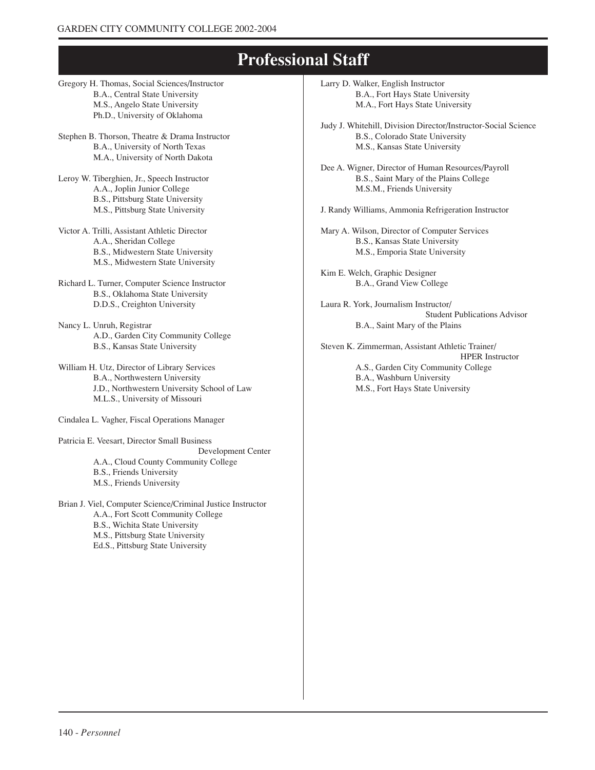# Professional Staff

Gregory H. Thomas, Social Sciences/Instructor
B.A., Central State University
M.S., Angelo State University
Ph.D., University of Oklahoma

Stephen B. Thorson, Theatre & Drama Instructor
B.A., University of North Texas
M.A., University of North Dakota

Leroy W. Tiberghien, Jr., Speech Instructor
A.A., Joplin Junior College
B.S., Pittsburg State University
M.S., Pittsburg State University

Victor A. Trilli, Assistant Athletic Director
A.A., Sheridan College
B.S., Midwestern State University
M.S., Midwestern State University

Richard L. Turner, Computer Science Instructor
B.S., Oklahoma State University
D.D.S., Creighton University

Nancy L. Unruh, Registrar
A.D., Garden City Community College
B.S., Kansas State University

William H. Utz, Director of Library Services
B.A., Northwestern University
J.D., Northwestern University School of Law
M.L.S., University of Missouri

Cindalea L. Vagher, Fiscal Operations Manager

Patricia E. Veesart, Director Small Business Development Center
A.A., Cloud County Community College
B.S., Friends University
M.S., Friends University

Brian J. Viel, Computer Science/Criminal Justice Instructor
A.A., Fort Scott Community College
B.S., Wichita State University
M.S., Pittsburg State University
Ed.S., Pittsburg State University

Larry D. Walker, English Instructor
B.A., Fort Hays State University
M.A., Fort Hays State University

Judy J. Whitehill, Division Director/Instructor-Social Science
B.S., Colorado State University
M.S., Kansas State University

Dee A. Wigner, Director of Human Resources/Payroll
B.S., Saint Mary of the Plains College
M.S.M., Friends University

J. Randy Williams, Ammonia Refrigeration Instructor

Mary A. Wilson, Director of Computer Services
B.S., Kansas State University
M.S., Emporia State University

Kim E. Welch, Graphic Designer
B.A., Grand View College

Laura R. York, Journalism Instructor/Student Publications Advisor
B.A., Saint Mary of the Plains

Steven K. Zimmerman, Assistant Athletic Trainer/HPER Instructor
A.S., Garden City Community College
B.A., Washburn University
M.S., Fort Hays State University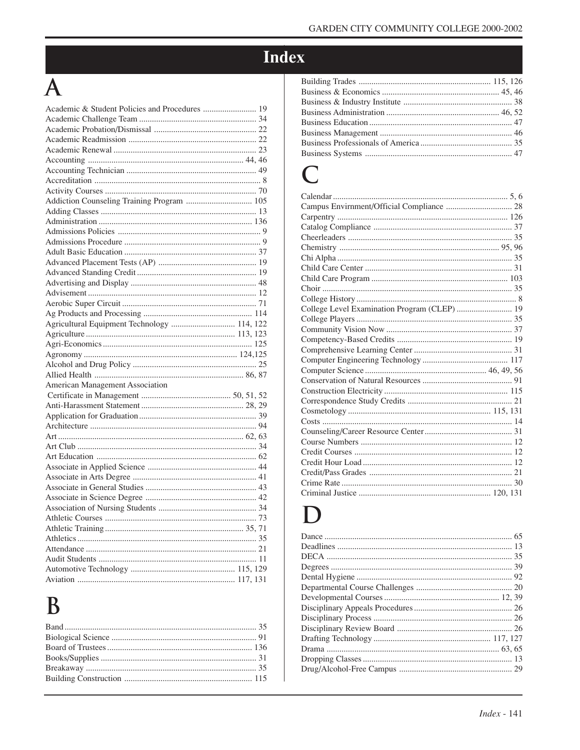# Index

## A

Academic & Student Policies and Procedures ......................... 19
Academic Challenge Team ...................................................... 34
Academic Probation/Dismissal ................................................ 22
Academic Readmission ............................................................ 22
Academic Renewal ................................................................... 23
Accounting ......................................................................... 44, 46
Accounting Technician ............................................................. 49
Accreditation .............................................................................. 8
Activity Courses ....................................................................... 70
Addiction Counseling Training Program ............................... 105
Adding Classes ......................................................................... 13
Administration ........................................................................ 136
Admissions Policies ................................................................... 9
Admissions Procedure ................................................................ 9
Adult Basic Education .............................................................. 37
Advanced Placement Tests (AP) .............................................. 19
Advanced Standing Credit ........................................................ 19
Advertising and Display ........................................................... 48
Advisement ............................................................................... 12
Aerobic Super Circuit ............................................................... 71
Ag Products and Processing ................................................... 114
Agricultural Equipment Technology .............................. 114, 122
Agriculture ...................................................................... 113, 123
Agri-Economics ...................................................................... 125
Agronomy ........................................................................ 124,125
Alcohol and Drug Policy .......................................................... 25
Allied Health ...................................................................... 86, 87
American Management Association
Certificate in Management .......................................... 50, 51, 52
Anti-Harassment Statement ................................................ 28, 29
Application for Graduation ....................................................... 39
Architecture .............................................................................. 94
Art ....................................................................................... 62, 63
Art Club .................................................................................... 34
Art Education ........................................................................... 62
Associate in Applied Science ................................................... 44
Associate in Arts Degree .......................................................... 41
Associate in General Studies .................................................... 43
Associate in Science Degree .................................................... 42
Association of Nursing Students .............................................. 34
Athletic Courses ....................................................................... 73
Athletic Training ................................................................. 35, 71
Athletics .................................................................................... 35
Attendance ................................................................................ 21
Audit Students .......................................................................... 11
Automotive Technology ................................................. 115, 129
Aviation .......................................................................... 117, 131

## B

Band .......................................................................................... 35
Biological Science .................................................................... 91
Board of Trustees .................................................................... 136
Books/Supplies ......................................................................... 31
Breakaway ................................................................................ 35
Building Construction ............................................................ 115
Building Trades .............................................................. 115, 126
Business & Economics ....................................................... 45, 46
Business & Industry Institute ................................................... 38
Business Administration ..................................................... 46, 52
Business Education ................................................................... 47
Business Management .............................................................. 46
Business Professionals of America ........................................... 35
Business Systems ..................................................................... 47

## C

Calendar ................................................................................. 5, 6
Campus Envirnment/Official Compliance ............................... 28
Carpentry ................................................................................ 126
Catalog Compliance ................................................................. 37
Cheerleaders ............................................................................. 35
Chemistry ........................................................................... 95, 96
Chi Alpha .................................................................................. 35
Child Care Center ..................................................................... 31
Child Care Program ................................................................ 103
Choir ......................................................................................... 35
College History ........................................................................... 8
College Level Examination Program (CLEP) .......................... 19
College Players ......................................................................... 35
Community Vision Now ........................................................... 37
Competency-Based Credits ...................................................... 19
Comprehensive Learning Center .............................................. 31
Computer Engineering Technology ........................................ 117
Computer Science ......................................................... 46, 49, 56
Conservation of Natural Resources .......................................... 91
Construction Electricity .......................................................... 115
Correspondence Study Credits ................................................. 21
Cosmetology .................................................................. 115, 131
Costs ......................................................................................... 14
Counseling/Career Resource Center ......................................... 31
Course Numbers ....................................................................... 12
Credit Courses .......................................................................... 12
Credit Hour Load ...................................................................... 12
Credit/Pass Grades ................................................................... 21
Crime Rate ................................................................................ 30
Criminal Justice .............................................................. 120, 131

## D

Dance ........................................................................................ 65
Deadlines .................................................................................. 13
DECA ........................................................................................ 35
Degrees ..................................................................................... 39
Dental Hygiene ......................................................................... 92
Departmental Course Challenges ............................................. 20
Developmental Courses ...................................................... 12, 39
Disciplinary Appeals Procedures .............................................. 26
Disciplinary Process ................................................................. 26
Disciplinary Review Board ...................................................... 26
Drafting Technology ....................................................... 117, 127
Drama ................................................................................. 63, 65
Dropping Classes ...................................................................... 13
Drug/Alcohol-Free Campus ..................................................... 29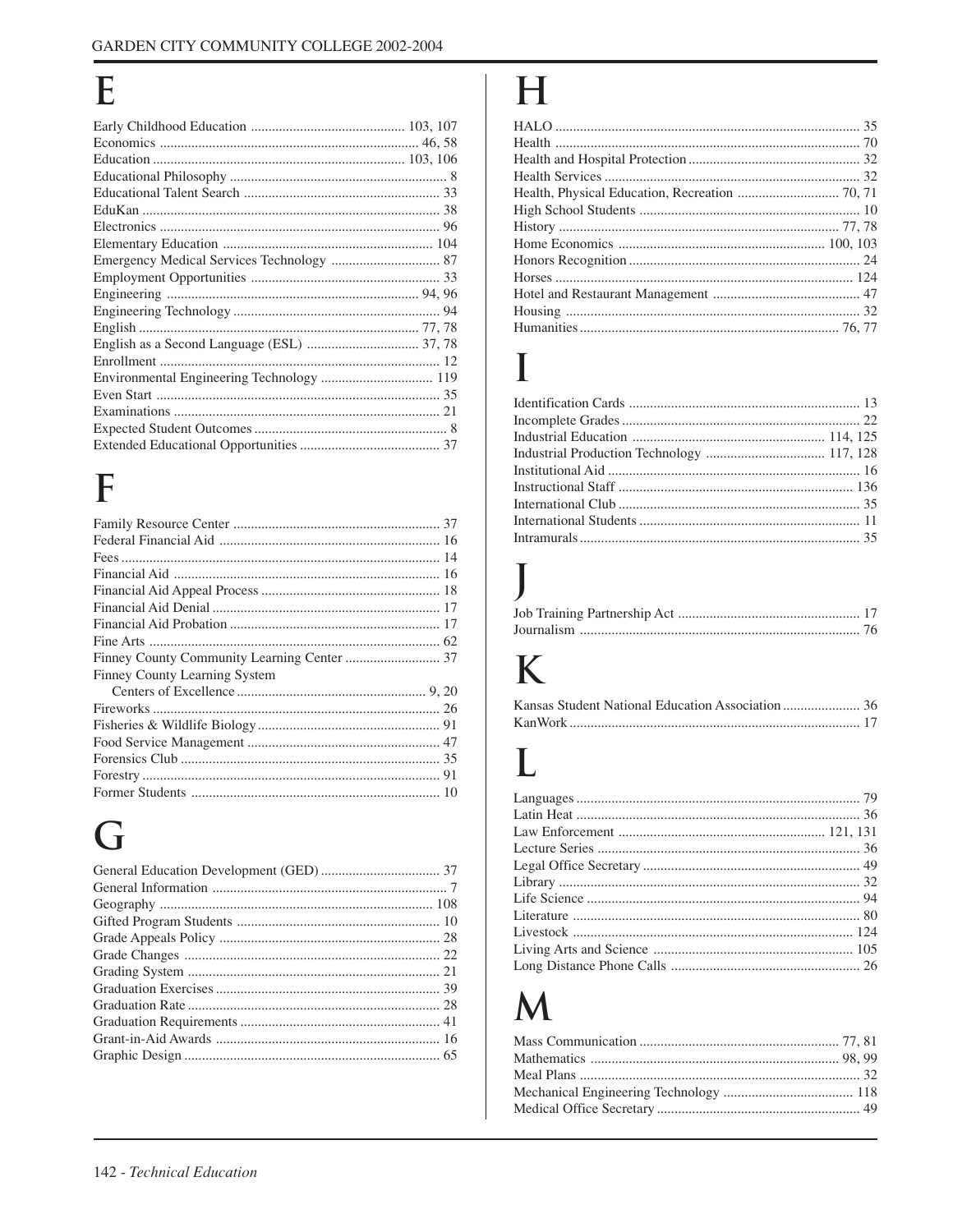# E

Early Childhood Education ........................................... 103, 107
Economics ........................................................................ 46, 58
Education ....................................................................... 103, 106
Educational Philosophy ............................................................. 8
Educational Talent Search ....................................................... 33
EduKan .................................................................................... 38
Electronics ............................................................................... 96
Elementary Education ............................................................ 104
Emergency Medical Services Technology ............................... 87
Employment Opportunities ...................................................... 33
Engineering ........................................................................ 94, 96
Engineering Technology ........................................................... 94
English ............................................................................... 77, 78
English as a Second Language (ESL) ................................ 37, 78
Enrollment ................................................................................ 12
Environmental Engineering Technology ................................ 119
Even Start ................................................................................. 35
Examinations ............................................................................ 21
Expected Student Outcomes ....................................................... 8
Extended Educational Opportunities ........................................ 37

# F

Family Resource Center ........................................................... 37
Federal Financial Aid ............................................................... 16
Fees .......................................................................................... 14
Financial Aid ............................................................................ 16
Financial Aid Appeal Process ................................................... 18
Financial Aid Denial ................................................................. 17
Financial Aid Probation ............................................................ 17
Fine Arts ................................................................................... 62
Finney County Community Learning Center ........................... 37
Finney County Learning System
  Centers of Excellence ........................................................ 9, 20
Fireworks .................................................................................. 26
Fisheries & Wildlife Biology .................................................... 91
Food Service Management ....................................................... 47
Forensics Club .......................................................................... 35
Forestry ..................................................................................... 91
Former Students ....................................................................... 10

# G

General Education Development (GED) .................................. 37
General Information ................................................................... 7
Geography .............................................................................. 108
Gifted Program Students .......................................................... 10
Grade Appeals Policy ............................................................... 28
Grade Changes ......................................................................... 22
Grading System ........................................................................ 21
Graduation Exercises ................................................................ 39
Graduation Rate ........................................................................ 28
Graduation Requirements ......................................................... 41
Grant-in-Aid Awards ................................................................ 16
Graphic Design ......................................................................... 65

# H

HALO ....................................................................................... 35
Health ....................................................................................... 70
Health and Hospital Protection ................................................. 32
Health Services ......................................................................... 32
Health, Physical Education, Recreation ............................. 70, 71
High School Students ............................................................... 10
History ................................................................................ 77, 78
Home Economics ............................................................ 100, 103
Honors Recognition .................................................................. 24
Horses ..................................................................................... 124
Hotel and Restaurant Management ........................................... 47
Housing .................................................................................... 32
Humanities ......................................................................... 76, 77

# I

Identification Cards .................................................................. 13
Incomplete Grades .................................................................... 22
Industrial Education ....................................................... 114, 125
Industrial Production Technology ................................... 117, 128
Institutional Aid ........................................................................ 16
Instructional Staff ................................................................... 136
International Club ..................................................................... 35
International Students ............................................................... 11
Intramurals ................................................................................ 35

# J

Job Training Partnership Act .................................................... 17
Journalism ................................................................................ 76

# K

Kansas Student National Education Association ...................... 36
KanWork .................................................................................. 17

# L

Languages ................................................................................. 79
Latin Heat ................................................................................. 36
Law Enforcement ........................................................... 121, 131
Lecture Series ........................................................................... 36
Legal Office Secretary .............................................................. 49
Library ...................................................................................... 32
Life Science .............................................................................. 94
Literature .................................................................................. 80
Livestock ................................................................................ 124
Living Arts and Science .......................................................... 105
Long Distance Phone Calls ...................................................... 26

# M

Mass Communication ......................................................... 77, 81
Mathematics ....................................................................... 98, 99
Meal Plans ................................................................................ 32
Mechanical Engineering Technology ..................................... 118
Medical Office Secretary .......................................................... 49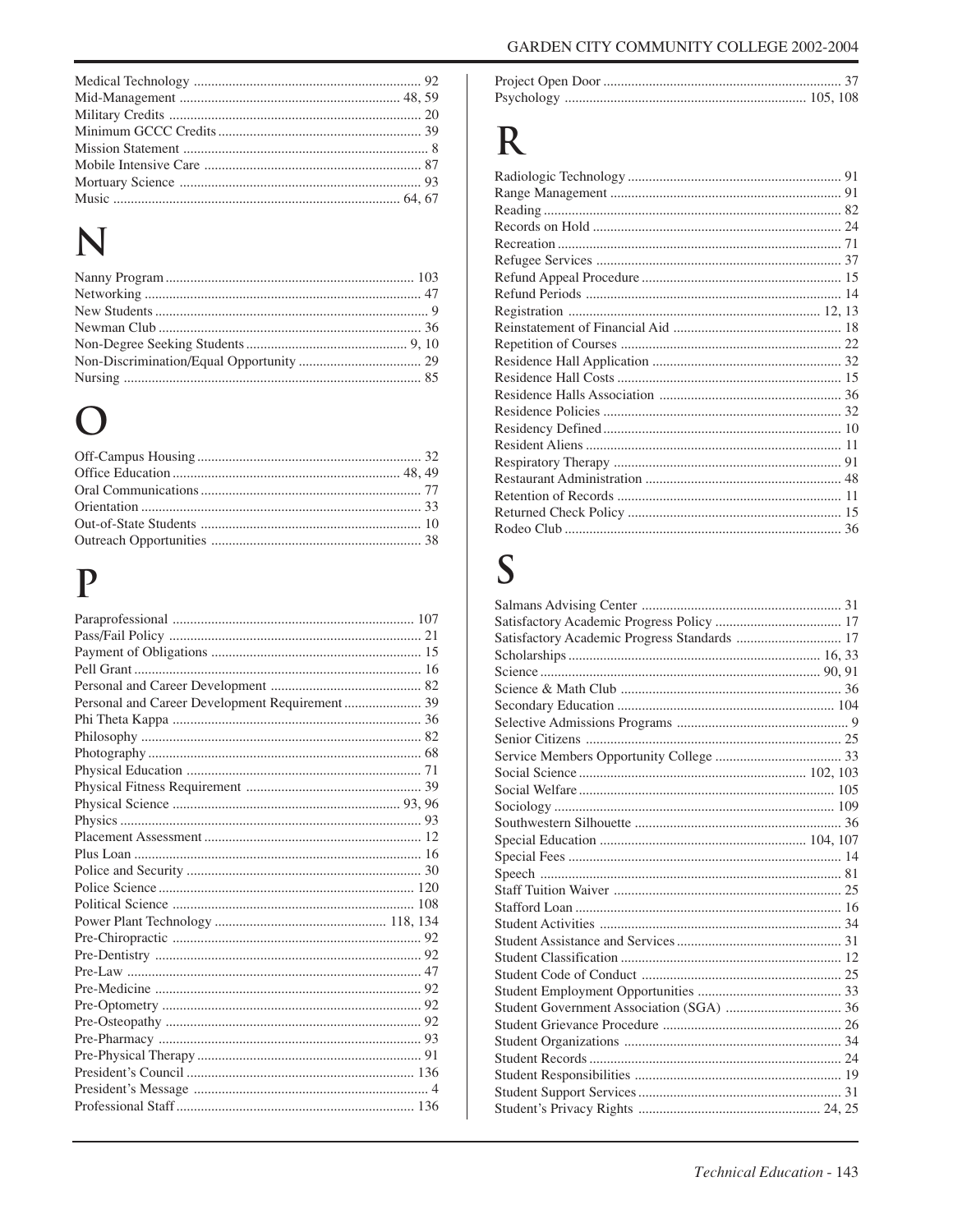Medical Technology ................................................................ 92
Mid-Management ................................................................ 48, 59
Military Credits ....................................................................... 20
Minimum GCCC Credits ......................................................... 39
Mission Statement ..................................................................... 8
Mobile Intensive Care ............................................................. 87
Mortuary Science .................................................................... 93
Music ................................................................................. 64, 67

# N

Nanny Program ...................................................................... 103
Networking .............................................................................. 47
New Students ............................................................................. 9
Newman Club .......................................................................... 36
Non-Degree Seeking Students ............................................. 9, 10
Non-Discrimination/Equal Opportunity ................................... 29
Nursing .................................................................................... 85

# O

Off-Campus Housing ............................................................... 32
Office Education ................................................................ 48, 49
Oral Communications .............................................................. 77
Orientation ............................................................................... 33
Out-of-State Students .............................................................. 10
Outreach Opportunities ........................................................... 38

# P

Paraprofessional .................................................................... 107
Pass/Fail Policy ....................................................................... 21
Payment of Obligations ........................................................... 15
Pell Grant ................................................................................. 16
Personal and Career Development .......................................... 82
Personal and Career Development Requirement ...................... 39
Phi Theta Kappa ...................................................................... 36
Philosophy ............................................................................... 82
Photography ............................................................................. 68
Physical Education .................................................................. 71
Physical Fitness Requirement .................................................. 39
Physical Science ................................................................ 93, 96
Physics ..................................................................................... 93
Placement Assessment ............................................................. 12
Plus Loan ................................................................................. 16
Police and Security .................................................................. 30
Police Science ........................................................................ 120
Political Science .................................................................... 108
Power Plant Technology ................................................ 118, 134
Pre-Chiropractic ...................................................................... 92
Pre-Dentistry ........................................................................... 92
Pre-Law ................................................................................... 47
Pre-Medicine ........................................................................... 92
Pre-Optometry ......................................................................... 92
Pre-Osteopathy ........................................................................ 92
Pre-Pharmacy .......................................................................... 93
Pre-Physical Therapy ............................................................... 91
President's Council ................................................................ 136
President's Message .................................................................. 4
Professional Staff ................................................................... 136
Project Open Door ................................................................... 37
Psychology .................................................................... 105, 108

# R

Radiologic Technology ............................................................ 91
Range Management ................................................................. 91
Reading .................................................................................... 82
Records on Hold ...................................................................... 24
Recreation ................................................................................ 71
Refugee Services ..................................................................... 37
Refund Appeal Procedure ........................................................ 15
Refund Periods ........................................................................ 14
Registration ....................................................................... 12, 13
Reinstatement of Financial Aid ............................................... 18
Repetition of Courses .............................................................. 22
Residence Hall Application ..................................................... 32
Residence Hall Costs ............................................................... 15
Residence Halls Association ................................................... 36
Residence Policies ................................................................... 32
Residency Defined ................................................................... 10
Resident Aliens ........................................................................ 11
Respiratory Therapy ................................................................ 91
Restaurant Administration ....................................................... 48
Retention of Records ............................................................... 11
Returned Check Policy ............................................................ 15
Rodeo Club .............................................................................. 36

# S

Salmans Advising Center ........................................................ 31
Satisfactory Academic Progress Policy .................................... 17
Satisfactory Academic Progress Standards .............................. 17
Scholarships ...................................................................... 16, 33
Science ............................................................................. 90, 91
Science & Math Club .............................................................. 36
Secondary Education ............................................................. 104
Selective Admissions Programs ................................................ 9
Senior Citizens ........................................................................ 25
Service Members Opportunity College .................................... 33
Social Science ................................................................ 102, 103
Social Welfare ........................................................................ 105
Sociology ............................................................................... 109
Southwestern Silhouette .......................................................... 36
Special Education .......................................................... 104, 107
Special Fees ............................................................................. 14
Speech ..................................................................................... 81
Staff Tuition Waiver ................................................................ 25
Stafford Loan ........................................................................... 16
Student Activities .................................................................... 34
Student Assistance and Services .............................................. 31
Student Classification .............................................................. 12
Student Code of Conduct ........................................................ 25
Student Employment Opportunities ......................................... 33
Student Government Association (SGA) ................................. 36
Student Grievance Procedure ................................................... 26
Student Organizations ............................................................. 34
Student Records ....................................................................... 24
Student Responsibilities ........................................................... 19
Student Support Services ......................................................... 31
Student's Privacy Rights .................................................... 24, 25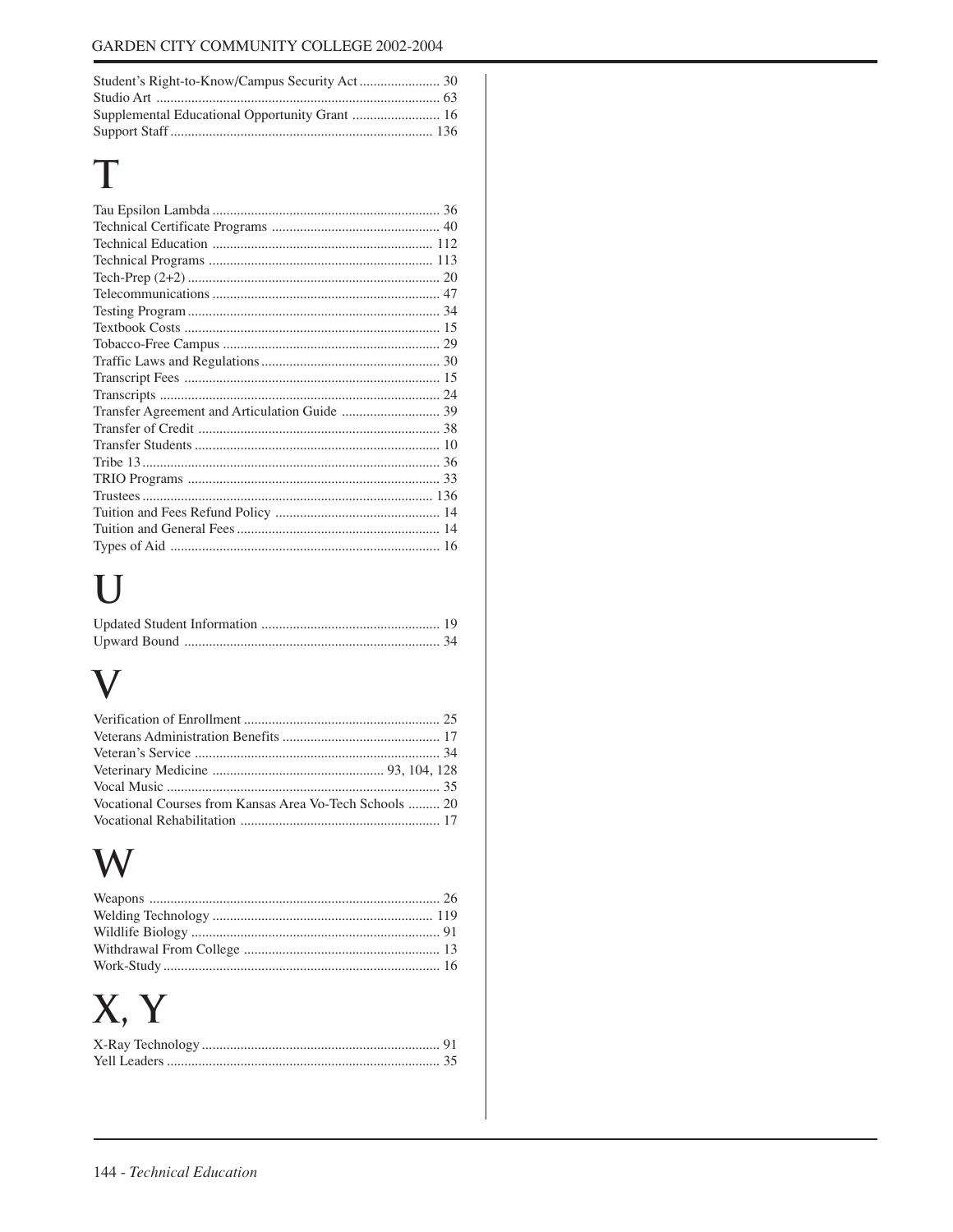Student's Right-to-Know/Campus Security Act ....................... 30
Studio Art ................................................................................ 63
Supplemental Educational Opportunity Grant ......................... 16
Support Staff .......................................................................... 136

# T

Tau Epsilon Lambda ................................................................ 36
Technical Certificate Programs ............................................... 40
Technical Education .............................................................. 112
Technical Programs ............................................................... 113
Tech-Prep (2+2) ....................................................................... 20
Telecommunications ................................................................ 47
Testing Program ....................................................................... 34
Textbook Costs ........................................................................ 15
Tobacco-Free Campus ............................................................. 29
Traffic Laws and Regulations .................................................. 30
Transcript Fees ........................................................................ 15
Transcripts ............................................................................... 24
Transfer Agreement and Articulation Guide ............................ 39
Transfer of Credit .................................................................... 38
Transfer Students ..................................................................... 10
Tribe 13 .................................................................................... 36
TRIO Programs ....................................................................... 33
Trustees .................................................................................. 136
Tuition and Fees Refund Policy .............................................. 14
Tuition and General Fees ......................................................... 14
Types of Aid ............................................................................ 16

# U

Updated Student Information .................................................. 19
Upward Bound ........................................................................ 34

# V

Verification of Enrollment ....................................................... 25
Veterans Administration Benefits ............................................ 17
Veteran's Service ..................................................................... 34
Veterinary Medicine ................................................ 93, 104, 128
Vocal Music ............................................................................. 35
Vocational Courses from Kansas Area Vo-Tech Schools ......... 20
Vocational Rehabilitation ........................................................ 17

# W

Weapons .................................................................................. 26
Welding Technology .............................................................. 119
Wildlife Biology ...................................................................... 91
Withdrawal From College ....................................................... 13
Work-Study .............................................................................. 16

# X, Y

X-Ray Technology ................................................................... 91
Yell Leaders ............................................................................. 35